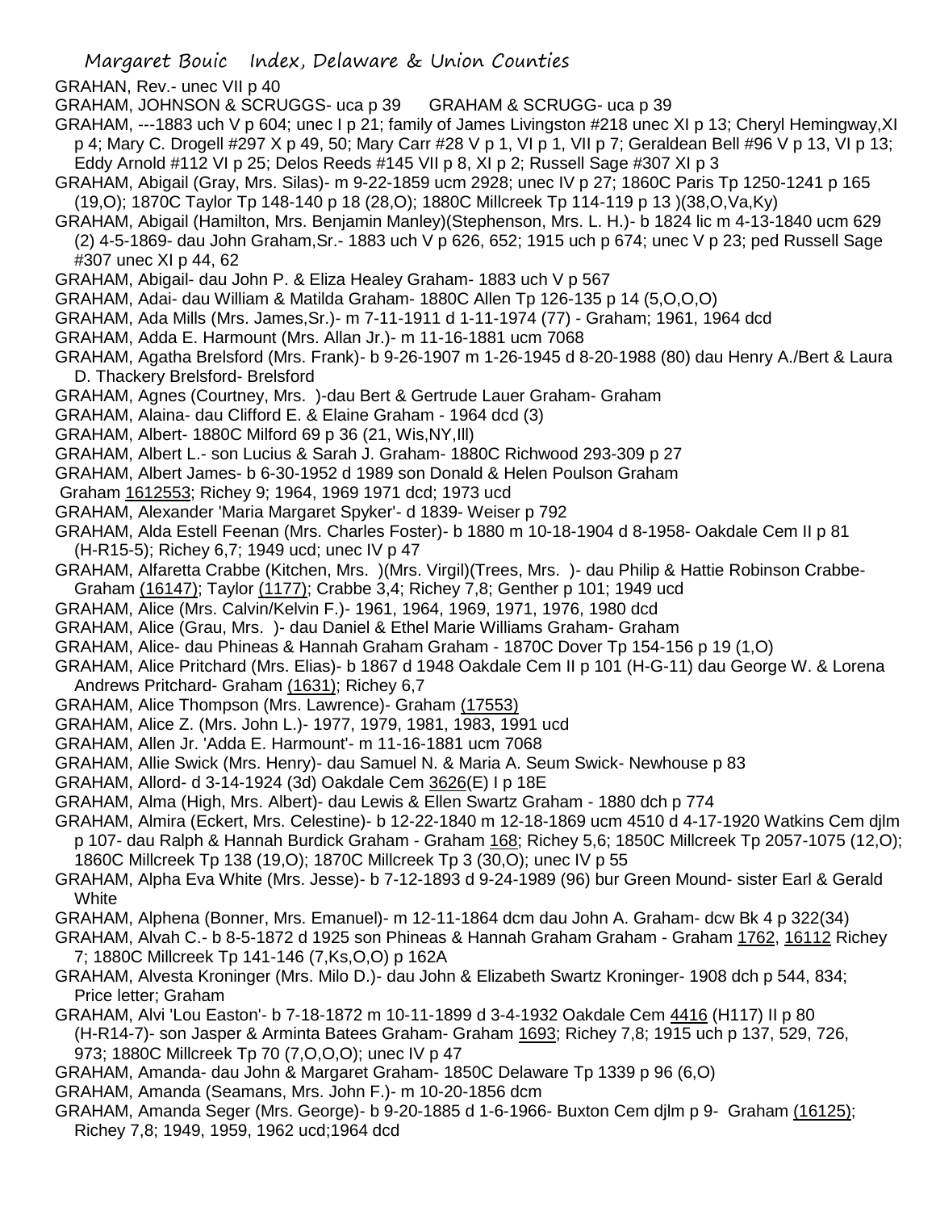Margaret Bouic Index, Delaware & Union Counties

GRAHAN, Rev.- unec VII p 40

GRAHAM, JOHNSON & SCRUGGS- uca p 39 GRAHAM & SCRUGG- uca p 39

GRAHAM, ---1883 uch V p 604; unec I p 21; family of James Livingston #218 unec XI p 13; Cheryl Hemingway,XI p 4; Mary C. Drogell #297 X p 49, 50; Mary Carr #28 V p 1, VI p 1, VII p 7; Geraldean Bell #96 V p 13, VI p 13; Eddy Arnold #112 VI p 25; Delos Reeds #145 VII p 8, XI p 2; Russell Sage #307 XI p 3

GRAHAM, Abigail (Gray, Mrs. Silas)- m 9-22-1859 ucm 2928; unec IV p 27; 1860C Paris Tp 1250-1241 p 165 (19,O); 1870C Taylor Tp 148-140 p 18 (28,O); 1880C Millcreek Tp 114-119 p 13 )(38,O,Va,Ky)

GRAHAM, Abigail (Hamilton, Mrs. Benjamin Manley)(Stephenson, Mrs. L. H.)- b 1824 lic m 4-13-1840 ucm 629 (2) 4-5-1869- dau John Graham,Sr.- 1883 uch V p 626, 652; 1915 uch p 674; unec V p 23; ped Russell Sage #307 unec XI p 44, 62

GRAHAM, Abigail- dau John P. & Eliza Healey Graham- 1883 uch V p 567

GRAHAM, Adai- dau William & Matilda Graham- 1880C Allen Tp 126-135 p 14 (5,O,O,O)

GRAHAM, Ada Mills (Mrs. James,Sr.)- m 7-11-1911 d 1-11-1974 (77) - Graham; 1961, 1964 dcd

GRAHAM, Adda E. Harmount (Mrs. Allan Jr.)- m 11-16-1881 ucm 7068

GRAHAM, Agatha Brelsford (Mrs. Frank)- b 9-26-1907 m 1-26-1945 d 8-20-1988 (80) dau Henry A./Bert & Laura D. Thackery Brelsford- Brelsford

GRAHAM, Agnes (Courtney, Mrs. )-dau Bert & Gertrude Lauer Graham- Graham

GRAHAM, Alaina- dau Clifford E. & Elaine Graham - 1964 dcd (3)

GRAHAM, Albert- 1880C Milford 69 p 36 (21, Wis,NY,Ill)

GRAHAM, Albert L.- son Lucius & Sarah J. Graham- 1880C Richwood 293-309 p 27

GRAHAM, Albert James- b 6-30-1952 d 1989 son Donald & Helen Poulson Graham Graham 1612553; Richey 9; 1964, 1969 1971 dcd; 1973 ucd

GRAHAM, Alexander 'Maria Margaret Spyker'- d 1839- Weiser p 792

GRAHAM, Alda Estell Feenan (Mrs. Charles Foster)- b 1880 m 10-18-1904 d 8-1958- Oakdale Cem II p 81 (H-R15-5); Richey 6,7; 1949 ucd; unec IV p 47

GRAHAM, Alfaretta Crabbe (Kitchen, Mrs. )(Mrs. Virgil)(Trees, Mrs. )- dau Philip & Hattie Robinson Crabbe- Graham (16147); Taylor (1177); Crabbe 3,4; Richey 7,8; Genther p 101; 1949 ucd

GRAHAM, Alice (Mrs. Calvin/Kelvin F.)- 1961, 1964, 1969, 1971, 1976, 1980 dcd

GRAHAM, Alice (Grau, Mrs. )- dau Daniel & Ethel Marie Williams Graham- Graham

GRAHAM, Alice- dau Phineas & Hannah Graham Graham - 1870C Dover Tp 154-156 p 19 (1,O)

GRAHAM, Alice Pritchard (Mrs. Elias)- b 1867 d 1948 Oakdale Cem II p 101 (H-G-11) dau George W. & Lorena Andrews Pritchard- Graham (1631); Richey 6,7

GRAHAM, Alice Thompson (Mrs. Lawrence)- Graham (17553)

GRAHAM, Alice Z. (Mrs. John L.)- 1977, 1979, 1981, 1983, 1991 ucd

GRAHAM, Allen Jr. 'Adda E. Harmount'- m 11-16-1881 ucm 7068

GRAHAM, Allie Swick (Mrs. Henry)- dau Samuel N. & Maria A. Seum Swick- Newhouse p 83

GRAHAM, Allord- d 3-14-1924 (3d) Oakdale Cem 3626(E) I p 18E

GRAHAM, Alma (High, Mrs. Albert)- dau Lewis & Ellen Swartz Graham - 1880 dch p 774

GRAHAM, Almira (Eckert, Mrs. Celestine)- b 12-22-1840 m 12-18-1869 ucm 4510 d 4-17-1920 Watkins Cem djlm p 107- dau Ralph & Hannah Burdick Graham - Graham 168; Richey 5,6; 1850C Millcreek Tp 2057-1075 (12,O); 1860C Millcreek Tp 138 (19,O); 1870C Millcreek Tp 3 (30,O); unec IV p 55

GRAHAM, Alpha Eva White (Mrs. Jesse)- b 7-12-1893 d 9-24-1989 (96) bur Green Mound- sister Earl & Gerald White

GRAHAM, Alphena (Bonner, Mrs. Emanuel)- m 12-11-1864 dcm dau John A. Graham- dcw Bk 4 p 322(34)

GRAHAM, Alvah C.- b 8-5-1872 d 1925 son Phineas & Hannah Graham Graham - Graham 1762, 16112 Richey 7; 1880C Millcreek Tp 141-146 (7,Ks,O,O) p 162A

GRAHAM, Alvesta Kroninger (Mrs. Milo D.)- dau John & Elizabeth Swartz Kroninger- 1908 dch p 544, 834; Price letter; Graham

GRAHAM, Alvi 'Lou Easton'- b 7-18-1872 m 10-11-1899 d 3-4-1932 Oakdale Cem 4416 (H117) II p 80 (H-R14-7)- son Jasper & Arminta Batees Graham- Graham 1693; Richey 7,8; 1915 uch p 137, 529, 726, 973; 1880C Millcreek Tp 70 (7,O,O,O); unec IV p 47

GRAHAM, Amanda- dau John & Margaret Graham- 1850C Delaware Tp 1339 p 96 (6,O)

GRAHAM, Amanda (Seamans, Mrs. John F.)- m 10-20-1856 dcm

GRAHAM, Amanda Seger (Mrs. George)- b 9-20-1885 d 1-6-1966- Buxton Cem djlm p 9- Graham (16125); Richey 7,8; 1949, 1959, 1962 ucd;1964 dcd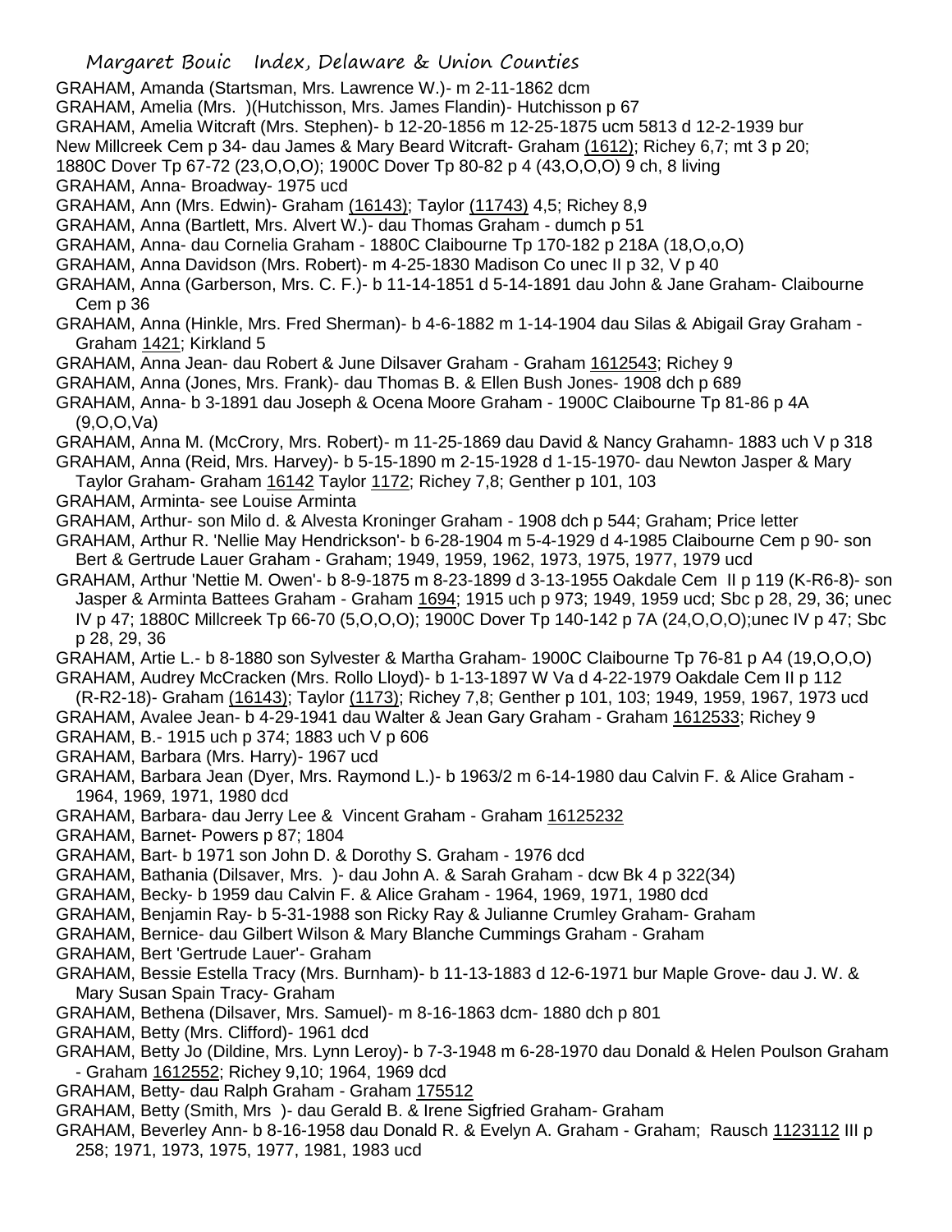GRAHAM, Amanda (Startsman, Mrs. Lawrence W.)- m 2-11-1862 dcm

GRAHAM, Amelia (Mrs. )(Hutchisson, Mrs. James Flandin)- Hutchisson p 67

GRAHAM, Amelia Witcraft (Mrs. Stephen)- b 12-20-1856 m 12-25-1875 ucm 5813 d 12-2-1939 bur New Millcreek Cem p 34- dau James & Mary Beard Witcraft- Graham (1612); Richey 6,7; mt 3 p 20; 1880C Dover Tp 67-72 (23,O,O,O); 1900C Dover Tp 80-82 p 4 (43,O,O,O) 9 ch, 8 living

GRAHAM, Anna- Broadway- 1975 ucd

GRAHAM, Ann (Mrs. Edwin)- Graham (16143); Taylor (11743) 4,5; Richey 8,9

GRAHAM, Anna (Bartlett, Mrs. Alvert W.)- dau Thomas Graham - dumch p 51

GRAHAM, Anna- dau Cornelia Graham - 1880C Claibourne Tp 170-182 p 218A (18,O,o,O)

GRAHAM, Anna Davidson (Mrs. Robert)- m 4-25-1830 Madison Co unec II p 32, V p 40

GRAHAM, Anna (Garberson, Mrs. C. F.)- b 11-14-1851 d 5-14-1891 dau John & Jane Graham- Claibourne Cem p 36

GRAHAM, Anna (Hinkle, Mrs. Fred Sherman)- b 4-6-1882 m 1-14-1904 dau Silas & Abigail Gray Graham - Graham 1421; Kirkland 5

GRAHAM, Anna Jean- dau Robert & June Dilsaver Graham - Graham 1612543; Richey 9

GRAHAM, Anna (Jones, Mrs. Frank)- dau Thomas B. & Ellen Bush Jones- 1908 dch p 689

GRAHAM, Anna- b 3-1891 dau Joseph & Ocena Moore Graham - 1900C Claibourne Tp 81-86 p 4A (9,O,O,Va)

GRAHAM, Anna M. (McCrory, Mrs. Robert)- m 11-25-1869 dau David & Nancy Grahamn- 1883 uch V p 318

GRAHAM, Anna (Reid, Mrs. Harvey)- b 5-15-1890 m 2-15-1928 d 1-15-1970- dau Newton Jasper & Mary Taylor Graham- Graham 16142 Taylor 1172; Richey 7,8; Genther p 101, 103

GRAHAM, Arminta- see Louise Arminta

GRAHAM, Arthur- son Milo d. & Alvesta Kroninger Graham - 1908 dch p 544; Graham; Price letter

GRAHAM, Arthur R. 'Nellie May Hendrickson'- b 6-28-1904 m 5-4-1929 d 4-1985 Claibourne Cem p 90- son Bert & Gertrude Lauer Graham - Graham; 1949, 1959, 1962, 1973, 1975, 1977, 1979 ucd

GRAHAM, Arthur 'Nettie M. Owen'- b 8-9-1875 m 8-23-1899 d 3-13-1955 Oakdale Cem II p 119 (K-R6-8)- son Jasper & Arminta Battees Graham - Graham 1694; 1915 uch p 973; 1949, 1959 ucd; Sbc p 28, 29, 36; unec IV p 47; 1880C Millcreek Tp 66-70 (5,O,O,O); 1900C Dover Tp 140-142 p 7A (24,O,O,O);unec IV p 47; Sbc p 28, 29, 36

GRAHAM, Artie L.- b 8-1880 son Sylvester & Martha Graham- 1900C Claibourne Tp 76-81 p A4 (19,O,O,O)

GRAHAM, Audrey McCracken (Mrs. Rollo Lloyd)- b 1-13-1897 W Va d 4-22-1979 Oakdale Cem II p 112 (R-R2-18)- Graham (16143); Taylor (1173); Richey 7,8; Genther p 101, 103; 1949, 1959, 1967, 1973 ucd

GRAHAM, Avalee Jean- b 4-29-1941 dau Walter & Jean Gary Graham - Graham 1612533; Richey 9

GRAHAM, B.- 1915 uch p 374; 1883 uch V p 606

GRAHAM, Barbara (Mrs. Harry)- 1967 ucd

GRAHAM, Barbara Jean (Dyer, Mrs. Raymond L.)- b 1963/2 m 6-14-1980 dau Calvin F. & Alice Graham - 1964, 1969, 1971, 1980 dcd

GRAHAM, Barbara- dau Jerry Lee & Vincent Graham - Graham 16125232

GRAHAM, Barnet- Powers p 87; 1804

GRAHAM, Bart- b 1971 son John D. & Dorothy S. Graham - 1976 dcd

GRAHAM, Bathania (Dilsaver, Mrs. )- dau John A. & Sarah Graham - dcw Bk 4 p 322(34)

GRAHAM, Becky- b 1959 dau Calvin F. & Alice Graham - 1964, 1969, 1971, 1980 dcd

GRAHAM, Benjamin Ray- b 5-31-1988 son Ricky Ray & Julianne Crumley Graham- Graham

GRAHAM, Bernice- dau Gilbert Wilson & Mary Blanche Cummings Graham - Graham

GRAHAM, Bert 'Gertrude Lauer'- Graham

GRAHAM, Bessie Estella Tracy (Mrs. Burnham)- b 11-13-1883 d 12-6-1971 bur Maple Grove- dau J. W. & Mary Susan Spain Tracy- Graham

GRAHAM, Bethena (Dilsaver, Mrs. Samuel)- m 8-16-1863 dcm- 1880 dch p 801

GRAHAM, Betty (Mrs. Clifford)- 1961 dcd

GRAHAM, Betty Jo (Dildine, Mrs. Lynn Leroy)- b 7-3-1948 m 6-28-1970 dau Donald & Helen Poulson Graham - Graham 1612552; Richey 9,10; 1964, 1969 dcd

GRAHAM, Betty- dau Ralph Graham - Graham 175512

GRAHAM, Betty (Smith, Mrs )- dau Gerald B. & Irene Sigfried Graham- Graham

GRAHAM, Beverley Ann- b 8-16-1958 dau Donald R. & Evelyn A. Graham - Graham; Rausch 1123112 III p 258; 1971, 1973, 1975, 1977, 1981, 1983 ucd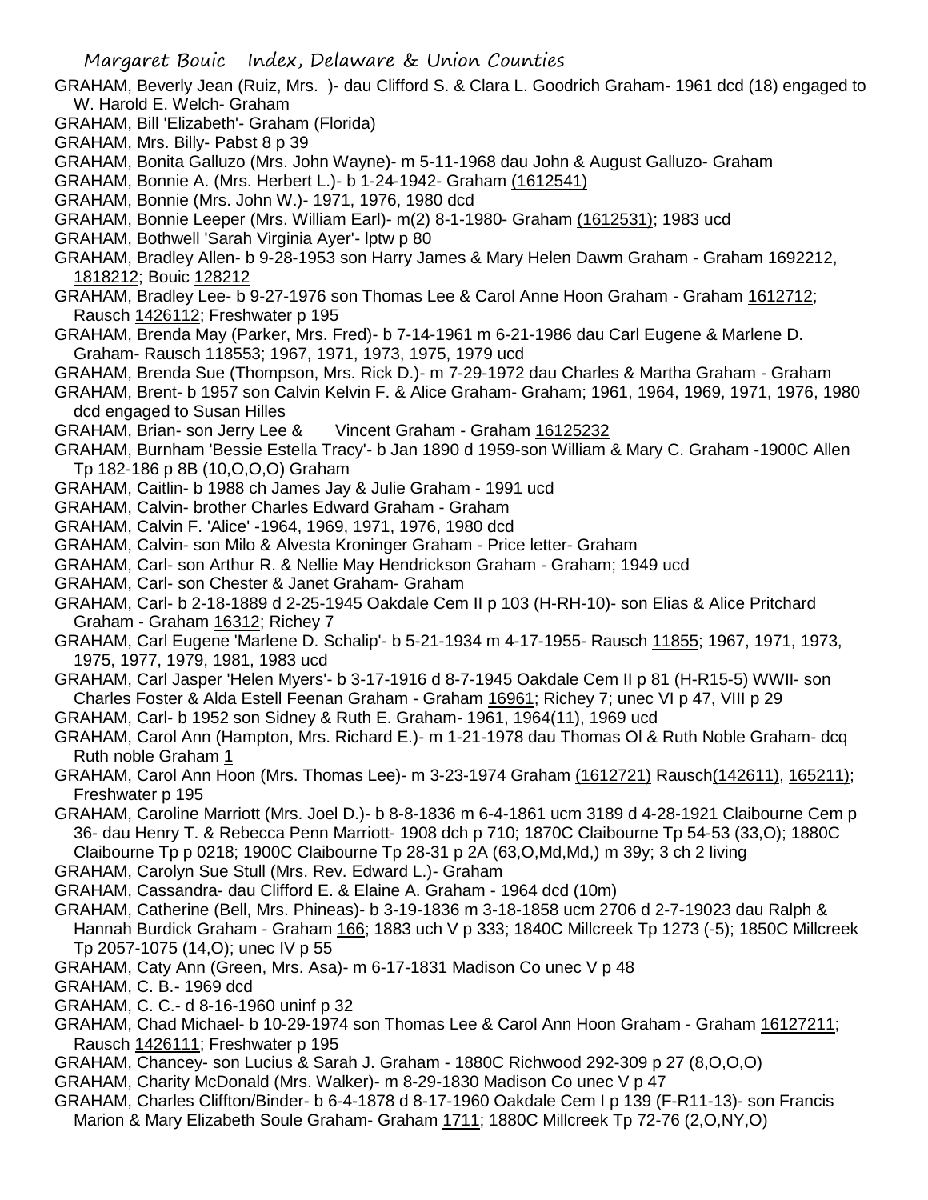GRAHAM, Beverly Jean (Ruiz, Mrs. )- dau Clifford S. & Clara L. Goodrich Graham- 1961 dcd (18) engaged to W. Harold E. Welch- Graham

GRAHAM, Bill 'Elizabeth'- Graham (Florida)

GRAHAM, Mrs. Billy- Pabst 8 p 39

GRAHAM, Bonita Galluzo (Mrs. John Wayne)- m 5-11-1968 dau John & August Galluzo- Graham

GRAHAM, Bonnie A. (Mrs. Herbert L.)- b 1-24-1942- Graham (1612541)

GRAHAM, Bonnie (Mrs. John W.)- 1971, 1976, 1980 dcd

GRAHAM, Bonnie Leeper (Mrs. William Earl)- m(2) 8-1-1980- Graham (1612531); 1983 ucd

GRAHAM, Bothwell 'Sarah Virginia Ayer'- lptw p 80

GRAHAM, Bradley Allen- b 9-28-1953 son Harry James & Mary Helen Dawm Graham - Graham 1692212, 1818212; Bouic 128212

GRAHAM, Bradley Lee- b 9-27-1976 son Thomas Lee & Carol Anne Hoon Graham - Graham 1612712; Rausch 1426112; Freshwater p 195

GRAHAM, Brenda May (Parker, Mrs. Fred)- b 7-14-1961 m 6-21-1986 dau Carl Eugene & Marlene D. Graham- Rausch 118553; 1967, 1971, 1973, 1975, 1979 ucd

GRAHAM, Brenda Sue (Thompson, Mrs. Rick D.)- m 7-29-1972 dau Charles & Martha Graham - Graham

GRAHAM, Brent- b 1957 son Calvin Kelvin F. & Alice Graham- Graham; 1961, 1964, 1969, 1971, 1976, 1980 dcd engaged to Susan Hilles

GRAHAM, Brian- son Jerry Lee & Vincent Graham - Graham 16125232

GRAHAM, Burnham 'Bessie Estella Tracy'- b Jan 1890 d 1959-son William & Mary C. Graham -1900C Allen Tp 182-186 p 8B (10,O,O,O) Graham

GRAHAM, Caitlin- b 1988 ch James Jay & Julie Graham - 1991 ucd

GRAHAM, Calvin- brother Charles Edward Graham - Graham

GRAHAM, Calvin F. 'Alice' -1964, 1969, 1971, 1976, 1980 dcd

GRAHAM, Calvin- son Milo & Alvesta Kroninger Graham - Price letter- Graham

GRAHAM, Carl- son Arthur R. & Nellie May Hendrickson Graham - Graham; 1949 ucd

GRAHAM, Carl- son Chester & Janet Graham- Graham

GRAHAM, Carl- b 2-18-1889 d 2-25-1945 Oakdale Cem II p 103 (H-RH-10)- son Elias & Alice Pritchard Graham - Graham 16312; Richey 7

GRAHAM, Carl Eugene 'Marlene D. Schalip'- b 5-21-1934 m 4-17-1955- Rausch 11855; 1967, 1971, 1973, 1975, 1977, 1979, 1981, 1983 ucd

GRAHAM, Carl Jasper 'Helen Myers'- b 3-17-1916 d 8-7-1945 Oakdale Cem II p 81 (H-R15-5) WWII- son Charles Foster & Alda Estell Feenan Graham - Graham 16961; Richey 7; unec VI p 47, VIII p 29

GRAHAM, Carl- b 1952 son Sidney & Ruth E. Graham- 1961, 1964(11), 1969 ucd

GRAHAM, Carol Ann (Hampton, Mrs. Richard E.)- m 1-21-1978 dau Thomas Ol & Ruth Noble Graham- dcq Ruth noble Graham 1

GRAHAM, Carol Ann Hoon (Mrs. Thomas Lee)- m 3-23-1974 Graham (1612721) Rausch(142611), 165211); Freshwater p 195

GRAHAM, Caroline Marriott (Mrs. Joel D.)- b 8-8-1836 m 6-4-1861 ucm 3189 d 4-28-1921 Claibourne Cem p 36- dau Henry T. & Rebecca Penn Marriott- 1908 dch p 710; 1870C Claibourne Tp 54-53 (33,O); 1880C Claibourne Tp p 0218; 1900C Claibourne Tp 28-31 p 2A (63,O,Md,Md,) m 39y; 3 ch 2 living

GRAHAM, Carolyn Sue Stull (Mrs. Rev. Edward L.)- Graham

GRAHAM, Cassandra- dau Clifford E. & Elaine A. Graham - 1964 dcd (10m)

GRAHAM, Catherine (Bell, Mrs. Phineas)- b 3-19-1836 m 3-18-1858 ucm 2706 d 2-7-19023 dau Ralph & Hannah Burdick Graham - Graham 166; 1883 uch V p 333; 1840C Millcreek Tp 1273 (-5); 1850C Millcreek Tp 2057-1075 (14,O); unec IV p 55

GRAHAM, Caty Ann (Green, Mrs. Asa)- m 6-17-1831 Madison Co unec V p 48

GRAHAM, C. B.- 1969 dcd

GRAHAM, C. C.- d 8-16-1960 uninf p 32

GRAHAM, Chad Michael- b 10-29-1974 son Thomas Lee & Carol Ann Hoon Graham - Graham 16127211; Rausch 1426111; Freshwater p 195

GRAHAM, Chancey- son Lucius & Sarah J. Graham - 1880C Richwood 292-309 p 27 (8,O,O,O)

GRAHAM, Charity McDonald (Mrs. Walker)- m 8-29-1830 Madison Co unec V p 47

GRAHAM, Charles Cliffton/Binder- b 6-4-1878 d 8-17-1960 Oakdale Cem I p 139 (F-R11-13)- son Francis Marion & Mary Elizabeth Soule Graham- Graham 1711; 1880C Millcreek Tp 72-76 (2,O,NY,O)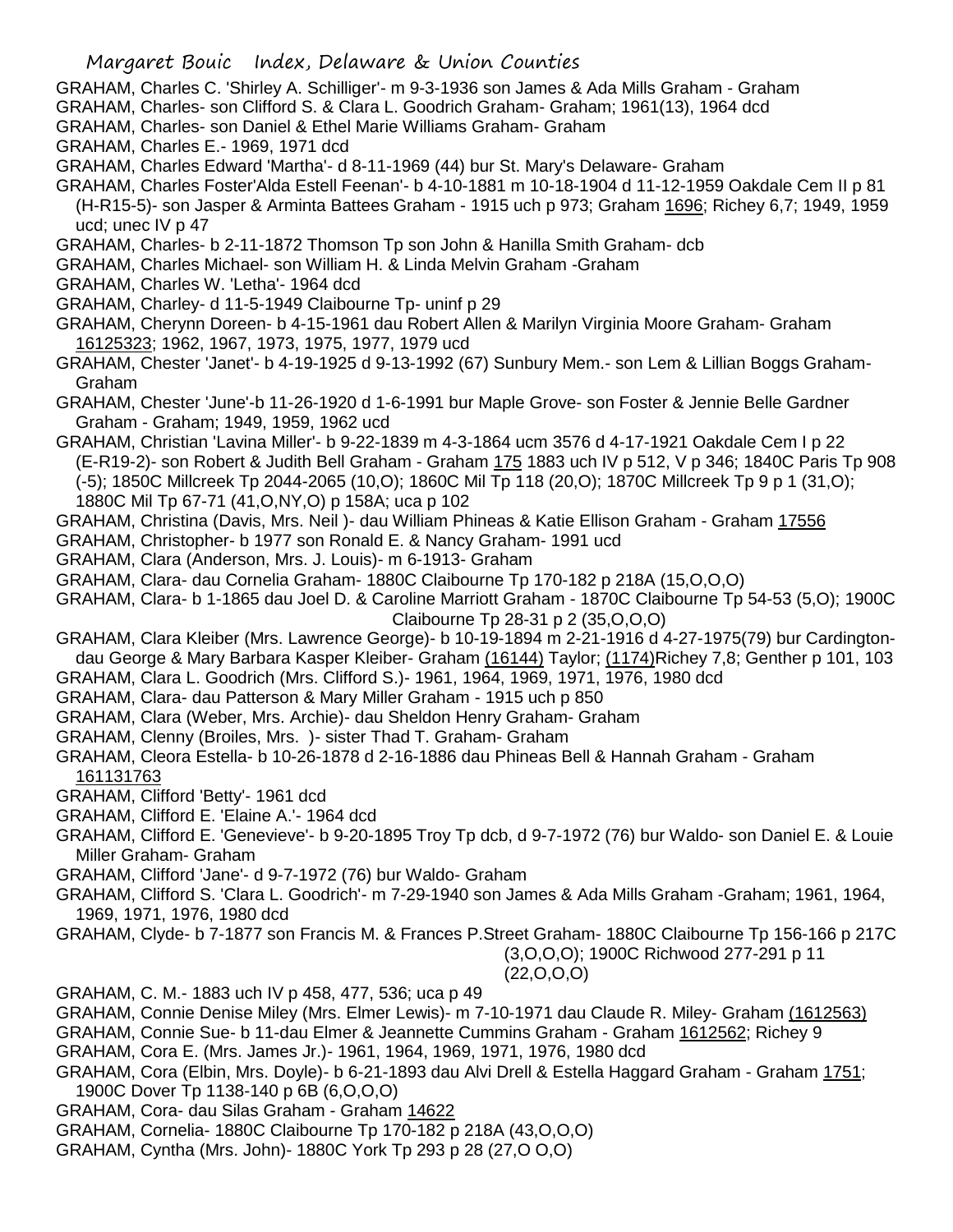GRAHAM, Charles C. 'Shirley A. Schilliger'- m 9-3-1936 son James & Ada Mills Graham - Graham

GRAHAM, Charles- son Clifford S. & Clara L. Goodrich Graham- Graham; 1961(13), 1964 dcd

GRAHAM, Charles- son Daniel & Ethel Marie Williams Graham- Graham

GRAHAM, Charles E.- 1969, 1971 dcd

GRAHAM, Charles Edward 'Martha'- d 8-11-1969 (44) bur St. Mary's Delaware- Graham

GRAHAM, Charles Foster'Alda Estell Feenan'- b 4-10-1881 m 10-18-1904 d 11-12-1959 Oakdale Cem II p 81 (H-R15-5)- son Jasper & Arminta Battees Graham - 1915 uch p 973; Graham 1696; Richey 6,7; 1949, 1959 ucd; unec IV p 47

GRAHAM, Charles- b 2-11-1872 Thomson Tp son John & Hanilla Smith Graham- dcb

GRAHAM, Charles Michael- son William H. & Linda Melvin Graham -Graham

GRAHAM, Charles W. 'Letha'- 1964 dcd

GRAHAM, Charley- d 11-5-1949 Claibourne Tp- uninf p 29

GRAHAM, Cherynn Doreen- b 4-15-1961 dau Robert Allen & Marilyn Virginia Moore Graham- Graham 16125323; 1962, 1967, 1973, 1975, 1977, 1979 ucd

GRAHAM, Chester 'Janet'- b 4-19-1925 d 9-13-1992 (67) Sunbury Mem.- son Lem & Lillian Boggs Graham- Graham

GRAHAM, Chester 'June'-b 11-26-1920 d 1-6-1991 bur Maple Grove- son Foster & Jennie Belle Gardner Graham - Graham; 1949, 1959, 1962 ucd

GRAHAM, Christian 'Lavina Miller'- b 9-22-1839 m 4-3-1864 ucm 3576 d 4-17-1921 Oakdale Cem I p 22 (E-R19-2)- son Robert & Judith Bell Graham - Graham 175 1883 uch IV p 512, V p 346; 1840C Paris Tp 908 (-5); 1850C Millcreek Tp 2044-2065 (10,O); 1860C Mil Tp 118 (20,O); 1870C Millcreek Tp 9 p 1 (31,O); 1880C Mil Tp 67-71 (41,O,NY,O) p 158A; uca p 102

GRAHAM, Christina (Davis, Mrs. Neil )- dau William Phineas & Katie Ellison Graham - Graham 17556

GRAHAM, Christopher- b 1977 son Ronald E. & Nancy Graham- 1991 ucd

GRAHAM, Clara (Anderson, Mrs. J. Louis)- m 6-1913- Graham

GRAHAM, Clara- dau Cornelia Graham- 1880C Claibourne Tp 170-182 p 218A (15,O,O,O)

GRAHAM, Clara- b 1-1865 dau Joel D. & Caroline Marriott Graham - 1870C Claibourne Tp 54-53 (5,O); 1900C Claibourne Tp 28-31 p 2 (35,O,O,O)

GRAHAM, Clara Kleiber (Mrs. Lawrence George)- b 10-19-1894 m 2-21-1916 d 4-27-1975(79) bur Cardington- dau George & Mary Barbara Kasper Kleiber- Graham (16144) Taylor; (1174)Richey 7,8; Genther p 101, 103

GRAHAM, Clara L. Goodrich (Mrs. Clifford S.)- 1961, 1964, 1969, 1971, 1976, 1980 dcd

GRAHAM, Clara- dau Patterson & Mary Miller Graham - 1915 uch p 850

GRAHAM, Clara (Weber, Mrs. Archie)- dau Sheldon Henry Graham- Graham

GRAHAM, Clenny (Broiles, Mrs. )- sister Thad T. Graham- Graham

GRAHAM, Cleora Estella- b 10-26-1878 d 2-16-1886 dau Phineas Bell & Hannah Graham - Graham 161131763

GRAHAM, Clifford 'Betty'- 1961 dcd

GRAHAM, Clifford E. 'Elaine A.'- 1964 dcd

GRAHAM, Clifford E. 'Genevieve'- b 9-20-1895 Troy Tp dcb, d 9-7-1972 (76) bur Waldo- son Daniel E. & Louie Miller Graham- Graham

GRAHAM, Clifford 'Jane'- d 9-7-1972 (76) bur Waldo- Graham

GRAHAM, Clifford S. 'Clara L. Goodrich'- m 7-29-1940 son James & Ada Mills Graham -Graham; 1961, 1964, 1969, 1971, 1976, 1980 dcd

GRAHAM, Clyde- b 7-1877 son Francis M. & Frances P.Street Graham- 1880C Claibourne Tp 156-166 p 217C (3,O,O,O); 1900C Richwood 277-291 p 11 (22,O,O,O)

GRAHAM, C. M.- 1883 uch IV p 458, 477, 536; uca p 49

GRAHAM, Connie Denise Miley (Mrs. Elmer Lewis)- m 7-10-1971 dau Claude R. Miley- Graham (1612563)

GRAHAM, Connie Sue- b 11-dau Elmer & Jeannette Cummins Graham - Graham 1612562; Richey 9

GRAHAM, Cora E. (Mrs. James Jr.)- 1961, 1964, 1969, 1971, 1976, 1980 dcd

GRAHAM, Cora (Elbin, Mrs. Doyle)- b 6-21-1893 dau Alvi Drell & Estella Haggard Graham - Graham 1751; 1900C Dover Tp 1138-140 p 6B (6,O,O,O)

GRAHAM, Cora- dau Silas Graham - Graham 14622

GRAHAM, Cornelia- 1880C Claibourne Tp 170-182 p 218A (43,O,O,O)

GRAHAM, Cyntha (Mrs. John)- 1880C York Tp 293 p 28 (27,O O,O)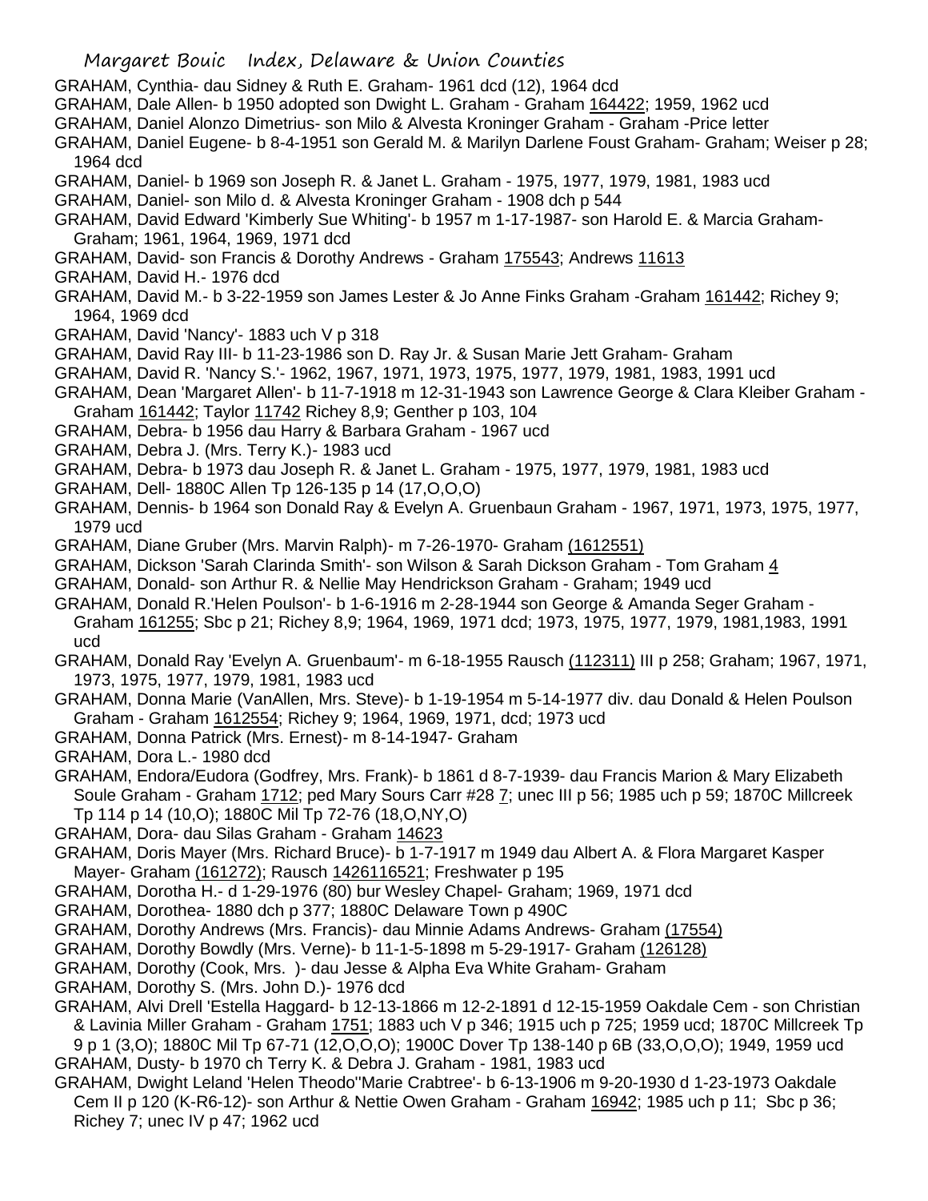GRAHAM, Cynthia- dau Sidney & Ruth E. Graham- 1961 dcd (12), 1964 dcd

GRAHAM, Dale Allen- b 1950 adopted son Dwight L. Graham - Graham 164422; 1959, 1962 ucd

GRAHAM, Daniel Alonzo Dimetrius- son Milo & Alvesta Kroninger Graham - Graham -Price letter

GRAHAM, Daniel Eugene- b 8-4-1951 son Gerald M. & Marilyn Darlene Foust Graham- Graham; Weiser p 28; 1964 dcd

GRAHAM, Daniel- b 1969 son Joseph R. & Janet L. Graham - 1975, 1977, 1979, 1981, 1983 ucd

GRAHAM, Daniel- son Milo d. & Alvesta Kroninger Graham - 1908 dch p 544

GRAHAM, David Edward 'Kimberly Sue Whiting'- b 1957 m 1-17-1987- son Harold E. & Marcia Graham- Graham; 1961, 1964, 1969, 1971 dcd

GRAHAM, David- son Francis & Dorothy Andrews - Graham 175543; Andrews 11613

GRAHAM, David H.- 1976 dcd

GRAHAM, David M.- b 3-22-1959 son James Lester & Jo Anne Finks Graham -Graham 161442; Richey 9; 1964, 1969 dcd

GRAHAM, David 'Nancy'- 1883 uch V p 318

GRAHAM, David Ray III- b 11-23-1986 son D. Ray Jr. & Susan Marie Jett Graham- Graham

GRAHAM, David R. 'Nancy S.'- 1962, 1967, 1971, 1973, 1975, 1977, 1979, 1981, 1983, 1991 ucd

GRAHAM, Dean 'Margaret Allen'- b 11-7-1918 m 12-31-1943 son Lawrence George & Clara Kleiber Graham - Graham 161442; Taylor 11742 Richey 8,9; Genther p 103, 104

GRAHAM, Debra- b 1956 dau Harry & Barbara Graham - 1967 ucd

GRAHAM, Debra J. (Mrs. Terry K.)- 1983 ucd

GRAHAM, Debra- b 1973 dau Joseph R. & Janet L. Graham - 1975, 1977, 1979, 1981, 1983 ucd

GRAHAM, Dell- 1880C Allen Tp 126-135 p 14 (17,O,O,O)

GRAHAM, Dennis- b 1964 son Donald Ray & Evelyn A. Gruenbaun Graham - 1967, 1971, 1973, 1975, 1977, 1979 ucd

GRAHAM, Diane Gruber (Mrs. Marvin Ralph)- m 7-26-1970- Graham (1612551)

GRAHAM, Dickson 'Sarah Clarinda Smith'- son Wilson & Sarah Dickson Graham - Tom Graham 4

GRAHAM, Donald- son Arthur R. & Nellie May Hendrickson Graham - Graham; 1949 ucd

GRAHAM, Donald R.'Helen Poulson'- b 1-6-1916 m 2-28-1944 son George & Amanda Seger Graham - Graham 161255; Sbc p 21; Richey 8,9; 1964, 1969, 1971 dcd; 1973, 1975, 1977, 1979, 1981,1983, 1991 ucd

GRAHAM, Donald Ray 'Evelyn A. Gruenbaum'- m 6-18-1955 Rausch (112311) III p 258; Graham; 1967, 1971, 1973, 1975, 1977, 1979, 1981, 1983 ucd

GRAHAM, Donna Marie (VanAllen, Mrs. Steve)- b 1-19-1954 m 5-14-1977 div. dau Donald & Helen Poulson Graham - Graham 1612554; Richey 9; 1964, 1969, 1971, dcd; 1973 ucd

GRAHAM, Donna Patrick (Mrs. Ernest)- m 8-14-1947- Graham

GRAHAM, Dora L.- 1980 dcd

GRAHAM, Endora/Eudora (Godfrey, Mrs. Frank)- b 1861 d 8-7-1939- dau Francis Marion & Mary Elizabeth Soule Graham - Graham 1712; ped Mary Sours Carr #28 7; unec III p 56; 1985 uch p 59; 1870C Millcreek Tp 114 p 14 (10,O); 1880C Mil Tp 72-76 (18,O,NY,O)

GRAHAM, Dora- dau Silas Graham - Graham 14623

GRAHAM, Doris Mayer (Mrs. Richard Bruce)- b 1-7-1917 m 1949 dau Albert A. & Flora Margaret Kasper Mayer- Graham (161272); Rausch 1426116521; Freshwater p 195

GRAHAM, Dorotha H.- d 1-29-1976 (80) bur Wesley Chapel- Graham; 1969, 1971 dcd

GRAHAM, Dorothea- 1880 dch p 377; 1880C Delaware Town p 490C

GRAHAM, Dorothy Andrews (Mrs. Francis)- dau Minnie Adams Andrews- Graham (17554)

GRAHAM, Dorothy Bowdly (Mrs. Verne)- b 11-1-5-1898 m 5-29-1917- Graham (126128)

GRAHAM, Dorothy (Cook, Mrs. )- dau Jesse & Alpha Eva White Graham- Graham

GRAHAM, Dorothy S. (Mrs. John D.)- 1976 dcd

GRAHAM, Alvi Drell 'Estella Haggard- b 12-13-1866 m 12-2-1891 d 12-15-1959 Oakdale Cem - son Christian & Lavinia Miller Graham - Graham 1751; 1883 uch V p 346; 1915 uch p 725; 1959 ucd; 1870C Millcreek Tp 9 p 1 (3,O); 1880C Mil Tp 67-71 (12,O,O,O); 1900C Dover Tp 138-140 p 6B (33,O,O,O); 1949, 1959 ucd

GRAHAM, Dusty- b 1970 ch Terry K. & Debra J. Graham - 1981, 1983 ucd

GRAHAM, Dwight Leland 'Helen Theodo''Marie Crabtree'- b 6-13-1906 m 9-20-1930 d 1-23-1973 Oakdale Cem II p 120 (K-R6-12)- son Arthur & Nettie Owen Graham - Graham 16942; 1985 uch p 11; Sbc p 36; Richey 7; unec IV p 47; 1962 ucd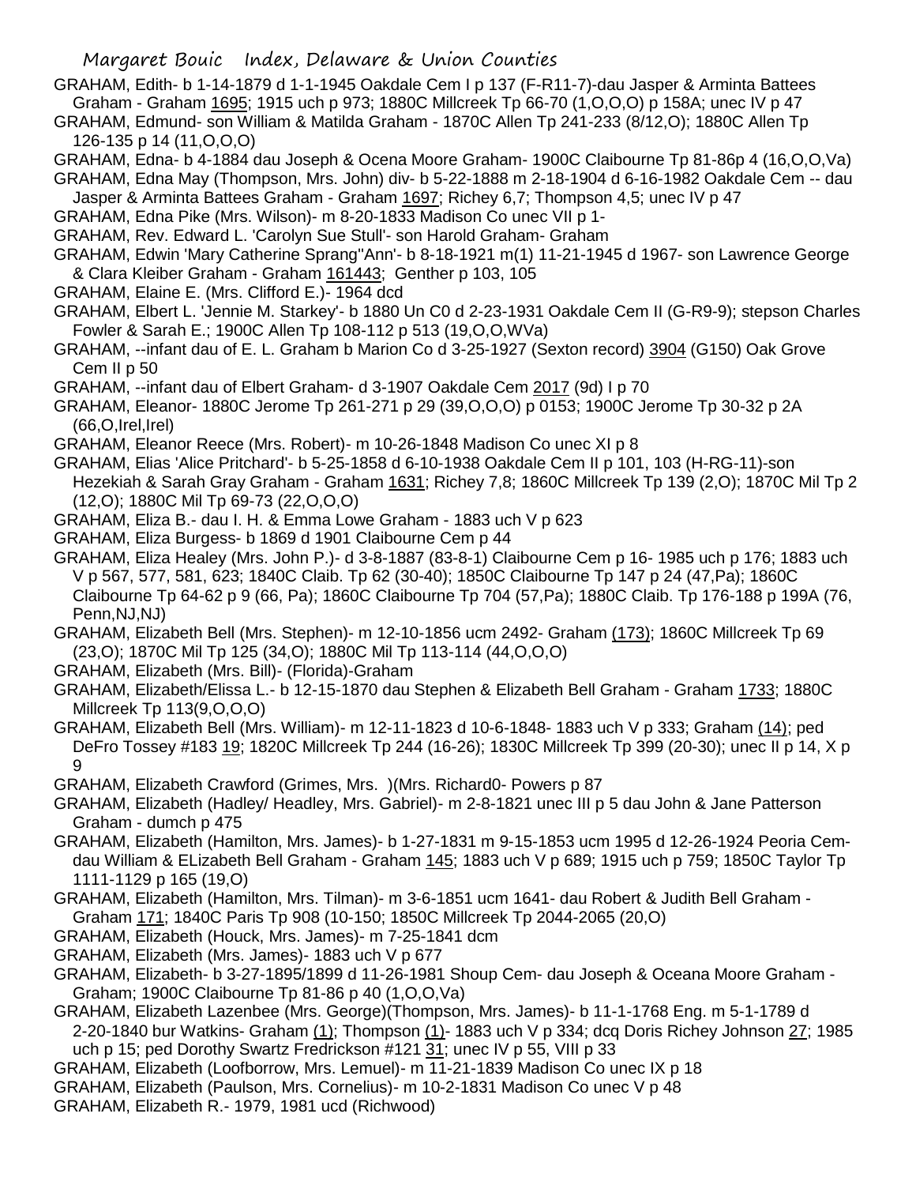GRAHAM, Edith- b 1-14-1879 d 1-1-1945 Oakdale Cem I p 137 (F-R11-7)-dau Jasper & Arminta Battees Graham - Graham 1695; 1915 uch p 973; 1880C Millcreek Tp 66-70 (1,O,O,O) p 158A; unec IV p 47

GRAHAM, Edmund- son William & Matilda Graham - 1870C Allen Tp 241-233 (8/12,O); 1880C Allen Tp 126-135 p 14 (11,O,O,O)

GRAHAM, Edna- b 4-1884 dau Joseph & Ocena Moore Graham- 1900C Claibourne Tp 81-86p 4 (16,O,O,Va)

GRAHAM, Edna May (Thompson, Mrs. John) div- b 5-22-1888 m 2-18-1904 d 6-16-1982 Oakdale Cem -- dau Jasper & Arminta Battees Graham - Graham 1697; Richey 6,7; Thompson 4,5; unec IV p 47

GRAHAM, Edna Pike (Mrs. Wilson)- m 8-20-1833 Madison Co unec VII p 1-

GRAHAM, Rev. Edward L. 'Carolyn Sue Stull'- son Harold Graham- Graham

GRAHAM, Edwin 'Mary Catherine Sprang''Ann'- b 8-18-1921 m(1) 11-21-1945 d 1967- son Lawrence George & Clara Kleiber Graham - Graham 161443; Genther p 103, 105

GRAHAM, Elaine E. (Mrs. Clifford E.)- 1964 dcd

GRAHAM, Elbert L. 'Jennie M. Starkey'- b 1880 Un C0 d 2-23-1931 Oakdale Cem II (G-R9-9); stepson Charles Fowler & Sarah E.; 1900C Allen Tp 108-112 p 513 (19,O,O,WVa)

GRAHAM, --infant dau of E. L. Graham b Marion Co d 3-25-1927 (Sexton record) 3904 (G150) Oak Grove Cem II p 50

GRAHAM, --infant dau of Elbert Graham- d 3-1907 Oakdale Cem 2017 (9d) I p 70

GRAHAM, Eleanor- 1880C Jerome Tp 261-271 p 29 (39,O,O,O) p 0153; 1900C Jerome Tp 30-32 p 2A (66,O,Irel,Irel)

GRAHAM, Eleanor Reece (Mrs. Robert)- m 10-26-1848 Madison Co unec XI p 8

GRAHAM, Elias 'Alice Pritchard'- b 5-25-1858 d 6-10-1938 Oakdale Cem II p 101, 103 (H-RG-11)-son Hezekiah & Sarah Gray Graham - Graham 1631; Richey 7,8; 1860C Millcreek Tp 139 (2,O); 1870C Mil Tp 2 (12,O); 1880C Mil Tp 69-73 (22,O,O,O)

GRAHAM, Eliza B.- dau I. H. & Emma Lowe Graham - 1883 uch V p 623

GRAHAM, Eliza Burgess- b 1869 d 1901 Claibourne Cem p 44

GRAHAM, Eliza Healey (Mrs. John P.)- d 3-8-1887 (83-8-1) Claibourne Cem p 16- 1985 uch p 176; 1883 uch V p 567, 577, 581, 623; 1840C Claib. Tp 62 (30-40); 1850C Claibourne Tp 147 p 24 (47,Pa); 1860C Claibourne Tp 64-62 p 9 (66, Pa); 1860C Claibourne Tp 704 (57,Pa); 1880C Claib. Tp 176-188 p 199A (76, Penn,NJ,NJ)

GRAHAM, Elizabeth Bell (Mrs. Stephen)- m 12-10-1856 ucm 2492- Graham (173); 1860C Millcreek Tp 69 (23,O); 1870C Mil Tp 125 (34,O); 1880C Mil Tp 113-114 (44,O,O,O)

GRAHAM, Elizabeth (Mrs. Bill)- (Florida)-Graham

GRAHAM, Elizabeth/Elissa L.- b 12-15-1870 dau Stephen & Elizabeth Bell Graham - Graham 1733; 1880C Millcreek Tp 113(9,O,O,O)

GRAHAM, Elizabeth Bell (Mrs. William)- m 12-11-1823 d 10-6-1848- 1883 uch V p 333; Graham (14); ped DeFro Tossey #183 19; 1820C Millcreek Tp 244 (16-26); 1830C Millcreek Tp 399 (20-30); unec II p 14, X p 9

GRAHAM, Elizabeth Crawford (Grimes, Mrs. )(Mrs. Richard0- Powers p 87

GRAHAM, Elizabeth (Hadley/ Headley, Mrs. Gabriel)- m 2-8-1821 unec III p 5 dau John & Jane Patterson Graham - dumch p 475

GRAHAM, Elizabeth (Hamilton, Mrs. James)- b 1-27-1831 m 9-15-1853 ucm 1995 d 12-26-1924 Peoria Cem- dau William & ELizabeth Bell Graham - Graham 145; 1883 uch V p 689; 1915 uch p 759; 1850C Taylor Tp 1111-1129 p 165 (19,O)

GRAHAM, Elizabeth (Hamilton, Mrs. Tilman)- m 3-6-1851 ucm 1641- dau Robert & Judith Bell Graham - Graham 171; 1840C Paris Tp 908 (10-150; 1850C Millcreek Tp 2044-2065 (20,O)

GRAHAM, Elizabeth (Houck, Mrs. James)- m 7-25-1841 dcm

GRAHAM, Elizabeth (Mrs. James)- 1883 uch V p 677

GRAHAM, Elizabeth- b 3-27-1895/1899 d 11-26-1981 Shoup Cem- dau Joseph & Oceana Moore Graham - Graham; 1900C Claibourne Tp 81-86 p 40 (1,O,O,Va)

GRAHAM, Elizabeth Lazenbee (Mrs. George)(Thompson, Mrs. James)- b 11-1-1768 Eng. m 5-1-1789 d 2-20-1840 bur Watkins- Graham (1); Thompson (1)- 1883 uch V p 334; dcq Doris Richey Johnson 27; 1985 uch p 15; ped Dorothy Swartz Fredrickson #121 31; unec IV p 55, VIII p 33

GRAHAM, Elizabeth (Loofborrow, Mrs. Lemuel)- m 11-21-1839 Madison Co unec IX p 18

GRAHAM, Elizabeth (Paulson, Mrs. Cornelius)- m 10-2-1831 Madison Co unec V p 48

GRAHAM, Elizabeth R.- 1979, 1981 ucd (Richwood)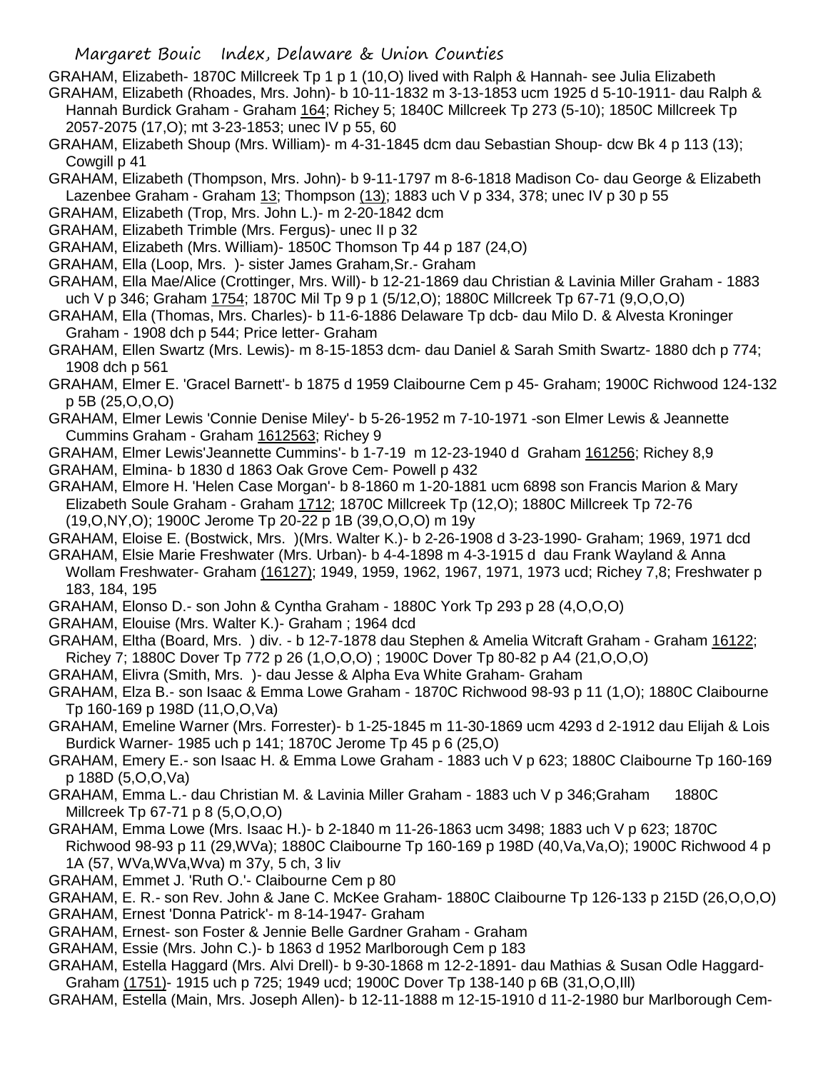GRAHAM, Elizabeth- 1870C Millcreek Tp 1 p 1 (10,O) lived with Ralph & Hannah- see Julia Elizabeth

GRAHAM, Elizabeth (Rhoades, Mrs. John)- b 10-11-1832 m 3-13-1853 ucm 1925 d 5-10-1911- dau Ralph & Hannah Burdick Graham - Graham 164; Richey 5; 1840C Millcreek Tp 273 (5-10); 1850C Millcreek Tp 2057-2075 (17,O); mt 3-23-1853; unec IV p 55, 60

GRAHAM, Elizabeth Shoup (Mrs. William)- m 4-31-1845 dcm dau Sebastian Shoup- dcw Bk 4 p 113 (13); Cowgill p 41

GRAHAM, Elizabeth (Thompson, Mrs. John)- b 9-11-1797 m 8-6-1818 Madison Co- dau George & Elizabeth Lazenbee Graham - Graham 13; Thompson (13); 1883 uch V p 334, 378; unec IV p 30 p 55

GRAHAM, Elizabeth (Trop, Mrs. John L.)- m 2-20-1842 dcm

GRAHAM, Elizabeth Trimble (Mrs. Fergus)- unec II p 32

GRAHAM, Elizabeth (Mrs. William)- 1850C Thomson Tp 44 p 187 (24,O)

GRAHAM, Ella (Loop, Mrs. )- sister James Graham,Sr.- Graham

GRAHAM, Ella Mae/Alice (Crottinger, Mrs. Will)- b 12-21-1869 dau Christian & Lavinia Miller Graham - 1883 uch V p 346; Graham 1754; 1870C Mil Tp 9 p 1 (5/12,O); 1880C Millcreek Tp 67-71 (9,O,O,O)

GRAHAM, Ella (Thomas, Mrs. Charles)- b 11-6-1886 Delaware Tp dcb- dau Milo D. & Alvesta Kroninger Graham - 1908 dch p 544; Price letter- Graham

GRAHAM, Ellen Swartz (Mrs. Lewis)- m 8-15-1853 dcm- dau Daniel & Sarah Smith Swartz- 1880 dch p 774; 1908 dch p 561

GRAHAM, Elmer E. 'Gracel Barnett'- b 1875 d 1959 Claibourne Cem p 45- Graham; 1900C Richwood 124-132 p 5B (25,O,O,O)

GRAHAM, Elmer Lewis 'Connie Denise Miley'- b 5-26-1952 m 7-10-1971 -son Elmer Lewis & Jeannette Cummins Graham - Graham 1612563; Richey 9

GRAHAM, Elmer Lewis'Jeannette Cummins'- b 1-7-19 m 12-23-1940 d Graham 161256; Richey 8,9

GRAHAM, Elmina- b 1830 d 1863 Oak Grove Cem- Powell p 432

GRAHAM, Elmore H. 'Helen Case Morgan'- b 8-1860 m 1-20-1881 ucm 6898 son Francis Marion & Mary Elizabeth Soule Graham - Graham 1712; 1870C Millcreek Tp (12,O); 1880C Millcreek Tp 72-76 (19,O,NY,O); 1900C Jerome Tp 20-22 p 1B (39,O,O,O) m 19y

GRAHAM, Eloise E. (Bostwick, Mrs. )(Mrs. Walter K.)- b 2-26-1908 d 3-23-1990- Graham; 1969, 1971 dcd

GRAHAM, Elsie Marie Freshwater (Mrs. Urban)- b 4-4-1898 m 4-3-1915 d dau Frank Wayland & Anna Wollam Freshwater- Graham (16127); 1949, 1959, 1962, 1967, 1971, 1973 ucd; Richey 7,8; Freshwater p 183, 184, 195

GRAHAM, Elonso D.- son John & Cyntha Graham - 1880C York Tp 293 p 28 (4,O,O,O)

GRAHAM, Elouise (Mrs. Walter K.)- Graham ; 1964 dcd

GRAHAM, Eltha (Board, Mrs. ) div. - b 12-7-1878 dau Stephen & Amelia Witcraft Graham - Graham 16122; Richey 7; 1880C Dover Tp 772 p 26 (1,O,O,O) ; 1900C Dover Tp 80-82 p A4 (21,O,O,O)

GRAHAM, Elivra (Smith, Mrs. )- dau Jesse & Alpha Eva White Graham- Graham

GRAHAM, Elza B.- son Isaac & Emma Lowe Graham - 1870C Richwood 98-93 p 11 (1,O); 1880C Claibourne Tp 160-169 p 198D (11,O,O,Va)

GRAHAM, Emeline Warner (Mrs. Forrester)- b 1-25-1845 m 11-30-1869 ucm 4293 d 2-1912 dau Elijah & Lois Burdick Warner- 1985 uch p 141; 1870C Jerome Tp 45 p 6 (25,O)

GRAHAM, Emery E.- son Isaac H. & Emma Lowe Graham - 1883 uch V p 623; 1880C Claibourne Tp 160-169 p 188D (5,O,O,Va)

GRAHAM, Emma L.- dau Christian M. & Lavinia Miller Graham - 1883 uch V p 346;Graham 1880C Millcreek Tp 67-71 p 8 (5,O,O,O)

GRAHAM, Emma Lowe (Mrs. Isaac H.)- b 2-1840 m 11-26-1863 ucm 3498; 1883 uch V p 623; 1870C Richwood 98-93 p 11 (29,WVa); 1880C Claibourne Tp 160-169 p 198D (40,Va,Va,O); 1900C Richwood 4 p 1A (57, WVa,WVa,Wva) m 37y, 5 ch, 3 liv

GRAHAM, Emmet J. 'Ruth O.'- Claibourne Cem p 80

GRAHAM, E. R.- son Rev. John & Jane C. McKee Graham- 1880C Claibourne Tp 126-133 p 215D (26,O,O,O)

GRAHAM, Ernest 'Donna Patrick'- m 8-14-1947- Graham

GRAHAM, Ernest- son Foster & Jennie Belle Gardner Graham - Graham

GRAHAM, Essie (Mrs. John C.)- b 1863 d 1952 Marlborough Cem p 183

GRAHAM, Estella Haggard (Mrs. Alvi Drell)- b 9-30-1868 m 12-2-1891- dau Mathias & Susan Odle Haggard- Graham (1751)- 1915 uch p 725; 1949 ucd; 1900C Dover Tp 138-140 p 6B (31,O,O,Ill)

GRAHAM, Estella (Main, Mrs. Joseph Allen)- b 12-11-1888 m 12-15-1910 d 11-2-1980 bur Marlborough Cem-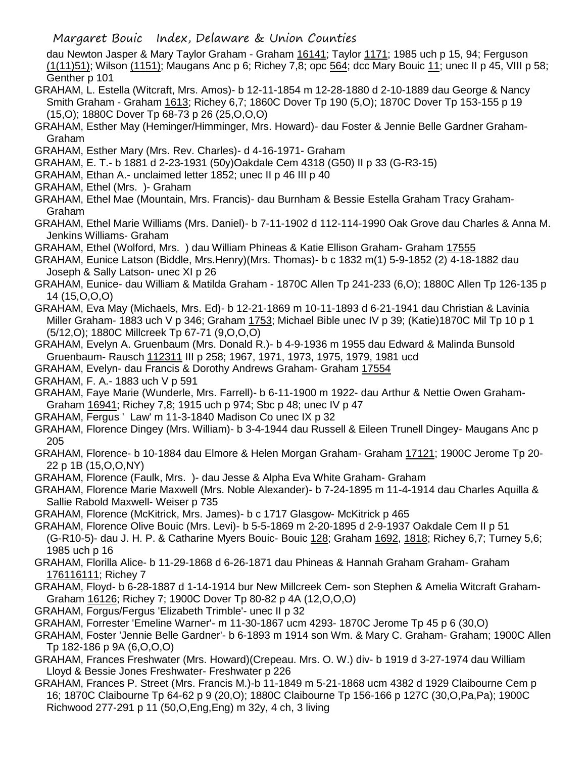dau Newton Jasper & Mary Taylor Graham - Graham 16141; Taylor 1171; 1985 uch p 15, 94; Ferguson (1(11)51); Wilson (1151); Maugans Anc p 6; Richey 7,8; opc 564; dcc Mary Bouic 11; unec II p 45, VIII p 58; Genther p 101

GRAHAM, L. Estella (Witcraft, Mrs. Amos)- b 12-11-1854 m 12-28-1880 d 2-10-1889 dau George & Nancy Smith Graham - Graham 1613; Richey 6,7; 1860C Dover Tp 190 (5,O); 1870C Dover Tp 153-155 p 19 (15,O); 1880C Dover Tp 68-73 p 26 (25,O,O,O)

GRAHAM, Esther May (Heminger/Himminger, Mrs. Howard)- dau Foster & Jennie Belle Gardner Graham- Graham

GRAHAM, Esther Mary (Mrs. Rev. Charles)- d 4-16-1971- Graham

GRAHAM, E. T.- b 1881 d 2-23-1931 (50y)Oakdale Cem 4318 (G50) II p 33 (G-R3-15)

GRAHAM, Ethan A.- unclaimed letter 1852; unec II p 46 III p 40

GRAHAM, Ethel (Mrs. )- Graham

GRAHAM, Ethel Mae (Mountain, Mrs. Francis)- dau Burnham & Bessie Estella Graham Tracy Graham- Graham

GRAHAM, Ethel Marie Williams (Mrs. Daniel)- b 7-11-1902 d 112-114-1990 Oak Grove dau Charles & Anna M. Jenkins Williams- Graham

GRAHAM, Ethel (Wolford, Mrs. ) dau William Phineas & Katie Ellison Graham- Graham 17555

GRAHAM, Eunice Latson (Biddle, Mrs.Henry)(Mrs. Thomas)- b c 1832 m(1) 5-9-1852 (2) 4-18-1882 dau Joseph & Sally Latson- unec XI p 26

GRAHAM, Eunice- dau William & Matilda Graham - 1870C Allen Tp 241-233 (6,O); 1880C Allen Tp 126-135 p 14 (15,O,O,O)

GRAHAM, Eva May (Michaels, Mrs. Ed)- b 12-21-1869 m 10-11-1893 d 6-21-1941 dau Christian & Lavinia Miller Graham- 1883 uch V p 346; Graham 1753; Michael Bible unec IV p 39; (Katie)1870C Mil Tp 10 p 1 (5/12,O); 1880C Millcreek Tp 67-71 (9,O,O,O)

GRAHAM, Evelyn A. Gruenbaum (Mrs. Donald R.)- b 4-9-1936 m 1955 dau Edward & Malinda Bunsold Gruenbaum- Rausch 112311 III p 258; 1967, 1971, 1973, 1975, 1979, 1981 ucd

GRAHAM, Evelyn- dau Francis & Dorothy Andrews Graham- Graham 17554

GRAHAM, F. A.- 1883 uch V p 591

GRAHAM, Faye Marie (Wunderle, Mrs. Farrell)- b 6-11-1900 m 1922- dau Arthur & Nettie Owen Graham- Graham 16941; Richey 7,8; 1915 uch p 974; Sbc p 48; unec IV p 47

GRAHAM, Fergus ' Law' m 11-3-1840 Madison Co unec IX p 32

GRAHAM, Florence Dingey (Mrs. William)- b 3-4-1944 dau Russell & Eileen Trunell Dingey- Maugans Anc p 205

GRAHAM, Florence- b 10-1884 dau Elmore & Helen Morgan Graham- Graham 17121; 1900C Jerome Tp 20-22 p 1B (15,O,O,NY)

GRAHAM, Florence (Faulk, Mrs. )- dau Jesse & Alpha Eva White Graham- Graham

GRAHAM, Florence Marie Maxwell (Mrs. Noble Alexander)- b 7-24-1895 m 11-4-1914 dau Charles Aquilla & Sallie Rabold Maxwell- Weiser p 735

GRAHAM, Florence (McKitrick, Mrs. James)- b c 1717 Glasgow- McKitrick p 465

GRAHAM, Florence Olive Bouic (Mrs. Levi)- b 5-5-1869 m 2-20-1895 d 2-9-1937 Oakdale Cem II p 51 (G-R10-5)- dau J. H. P. & Catharine Myers Bouic- Bouic 128; Graham 1692, 1818; Richey 6,7; Turney 5,6; 1985 uch p 16

GRAHAM, Florilla Alice- b 11-29-1868 d 6-26-1871 dau Phineas & Hannah Graham Graham- Graham 176116111; Richey 7

GRAHAM, Floyd- b 6-28-1887 d 1-14-1914 bur New Millcreek Cem- son Stephen & Amelia Witcraft Graham- Graham 16126; Richey 7; 1900C Dover Tp 80-82 p 4A (12,O,O,O)

GRAHAM, Forgus/Fergus 'Elizabeth Trimble'- unec II p 32

GRAHAM, Forrester 'Emeline Warner'- m 11-30-1867 ucm 4293- 1870C Jerome Tp 45 p 6 (30,O)

GRAHAM, Foster 'Jennie Belle Gardner'- b 6-1893 m 1914 son Wm. & Mary C. Graham- Graham; 1900C Allen Tp 182-186 p 9A (6,O,O,O)

GRAHAM, Frances Freshwater (Mrs. Howard)(Crepeau. Mrs. O. W.) div- b 1919 d 3-27-1974 dau William Lloyd & Bessie Jones Freshwater- Freshwater p 226

GRAHAM, Frances P. Street (Mrs. Francis M.)-b 11-1849 m 5-21-1868 ucm 4382 d 1929 Claibourne Cem p 16; 1870C Claibourne Tp 64-62 p 9 (20,O); 1880C Claibourne Tp 156-166 p 127C (30,O,Pa,Pa); 1900C Richwood 277-291 p 11 (50,O,Eng,Eng) m 32y, 4 ch, 3 living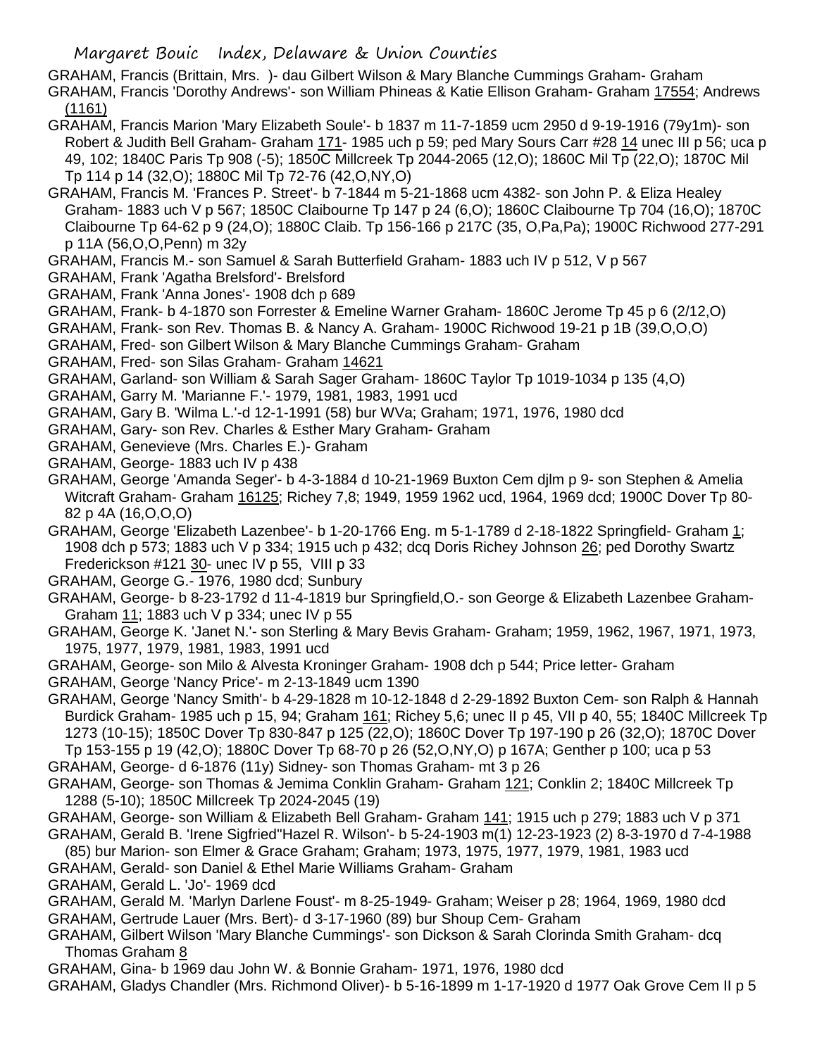GRAHAM, Francis (Brittain, Mrs. )- dau Gilbert Wilson & Mary Blanche Cummings Graham- Graham

GRAHAM, Francis 'Dorothy Andrews'- son William Phineas & Katie Ellison Graham- Graham 17554; Andrews (1161)

GRAHAM, Francis Marion 'Mary Elizabeth Soule'- b 1837 m 11-7-1859 ucm 2950 d 9-19-1916 (79y1m)- son Robert & Judith Bell Graham- Graham 171- 1985 uch p 59; ped Mary Sours Carr #28 14 unec III p 56; uca p 49, 102; 1840C Paris Tp 908 (-5); 1850C Millcreek Tp 2044-2065 (12,O); 1860C Mil Tp (22,O); 1870C Mil Tp 114 p 14 (32,O); 1880C Mil Tp 72-76 (42,O,NY,O)

GRAHAM, Francis M. 'Frances P. Street'- b 7-1844 m 5-21-1868 ucm 4382- son John P. & Eliza Healey Graham- 1883 uch V p 567; 1850C Claibourne Tp 147 p 24 (6,O); 1860C Claibourne Tp 704 (16,O); 1870C Claibourne Tp 64-62 p 9 (24,O); 1880C Claib. Tp 156-166 p 217C (35, O,Pa,Pa); 1900C Richwood 277-291 p 11A (56,O,O,Penn) m 32y

GRAHAM, Francis M.- son Samuel & Sarah Butterfield Graham- 1883 uch IV p 512, V p 567

GRAHAM, Frank 'Agatha Brelsford'- Brelsford

GRAHAM, Frank 'Anna Jones'- 1908 dch p 689

GRAHAM, Frank- b 4-1870 son Forrester & Emeline Warner Graham- 1860C Jerome Tp 45 p 6 (2/12,O)

GRAHAM, Frank- son Rev. Thomas B. & Nancy A. Graham- 1900C Richwood 19-21 p 1B (39,O,O,O)

GRAHAM, Fred- son Gilbert Wilson & Mary Blanche Cummings Graham- Graham

GRAHAM, Fred- son Silas Graham- Graham 14621

GRAHAM, Garland- son William & Sarah Sager Graham- 1860C Taylor Tp 1019-1034 p 135 (4,O)

GRAHAM, Garry M. 'Marianne F.'- 1979, 1981, 1983, 1991 ucd

GRAHAM, Gary B. 'Wilma L.'-d 12-1-1991 (58) bur WVa; Graham; 1971, 1976, 1980 dcd

GRAHAM, Gary- son Rev. Charles & Esther Mary Graham- Graham

GRAHAM, Genevieve (Mrs. Charles E.)- Graham

GRAHAM, George- 1883 uch IV p 438

GRAHAM, George 'Amanda Seger'- b 4-3-1884 d 10-21-1969 Buxton Cem djlm p 9- son Stephen & Amelia Witcraft Graham- Graham 16125; Richey 7,8; 1949, 1959 1962 ucd, 1964, 1969 dcd; 1900C Dover Tp 80-82 p 4A (16,O,O,O)

GRAHAM, George 'Elizabeth Lazenbee'- b 1-20-1766 Eng. m 5-1-1789 d 2-18-1822 Springfield- Graham 1; 1908 dch p 573; 1883 uch V p 334; 1915 uch p 432; dcq Doris Richey Johnson 26; ped Dorothy Swartz Frederickson #121 30- unec IV p 55, VIII p 33

GRAHAM, George G.- 1976, 1980 dcd; Sunbury

GRAHAM, George- b 8-23-1792 d 11-4-1819 bur Springfield,O.- son George & Elizabeth Lazenbee Graham- Graham 11; 1883 uch V p 334; unec IV p 55

GRAHAM, George K. 'Janet N.'- son Sterling & Mary Bevis Graham- Graham; 1959, 1962, 1967, 1971, 1973, 1975, 1977, 1979, 1981, 1983, 1991 ucd

GRAHAM, George- son Milo & Alvesta Kroninger Graham- 1908 dch p 544; Price letter- Graham

GRAHAM, George 'Nancy Price'- m 2-13-1849 ucm 1390

GRAHAM, George 'Nancy Smith'- b 4-29-1828 m 10-12-1848 d 2-29-1892 Buxton Cem- son Ralph & Hannah Burdick Graham- 1985 uch p 15, 94; Graham 161; Richey 5,6; unec II p 45, VII p 40, 55; 1840C Millcreek Tp 1273 (10-15); 1850C Dover Tp 830-847 p 125 (22,O); 1860C Dover Tp 197-190 p 26 (32,O); 1870C Dover Tp 153-155 p 19 (42,O); 1880C Dover Tp 68-70 p 26 (52,O,NY,O) p 167A; Genther p 100; uca p 53

GRAHAM, George- d 6-1876 (11y) Sidney- son Thomas Graham- mt 3 p 26

GRAHAM, George- son Thomas & Jemima Conklin Graham- Graham 121; Conklin 2; 1840C Millcreek Tp 1288 (5-10); 1850C Millcreek Tp 2024-2045 (19)

GRAHAM, George- son William & Elizabeth Bell Graham- Graham 141; 1915 uch p 279; 1883 uch V p 371

GRAHAM, Gerald B. 'Irene Sigfried''Hazel R. Wilson'- b 5-24-1903 m(1) 12-23-1923 (2) 8-3-1970 d 7-4-1988 (85) bur Marion- son Elmer & Grace Graham; Graham; 1973, 1975, 1977, 1979, 1981, 1983 ucd

GRAHAM, Gerald- son Daniel & Ethel Marie Williams Graham- Graham

GRAHAM, Gerald L. 'Jo'- 1969 dcd

GRAHAM, Gerald M. 'Marlyn Darlene Foust'- m 8-25-1949- Graham; Weiser p 28; 1964, 1969, 1980 dcd

GRAHAM, Gertrude Lauer (Mrs. Bert)- d 3-17-1960 (89) bur Shoup Cem- Graham

GRAHAM, Gilbert Wilson 'Mary Blanche Cummings'- son Dickson & Sarah Clorinda Smith Graham- dcq Thomas Graham 8

GRAHAM, Gina- b 1969 dau John W. & Bonnie Graham- 1971, 1976, 1980 dcd

GRAHAM, Gladys Chandler (Mrs. Richmond Oliver)- b 5-16-1899 m 1-17-1920 d 1977 Oak Grove Cem II p 5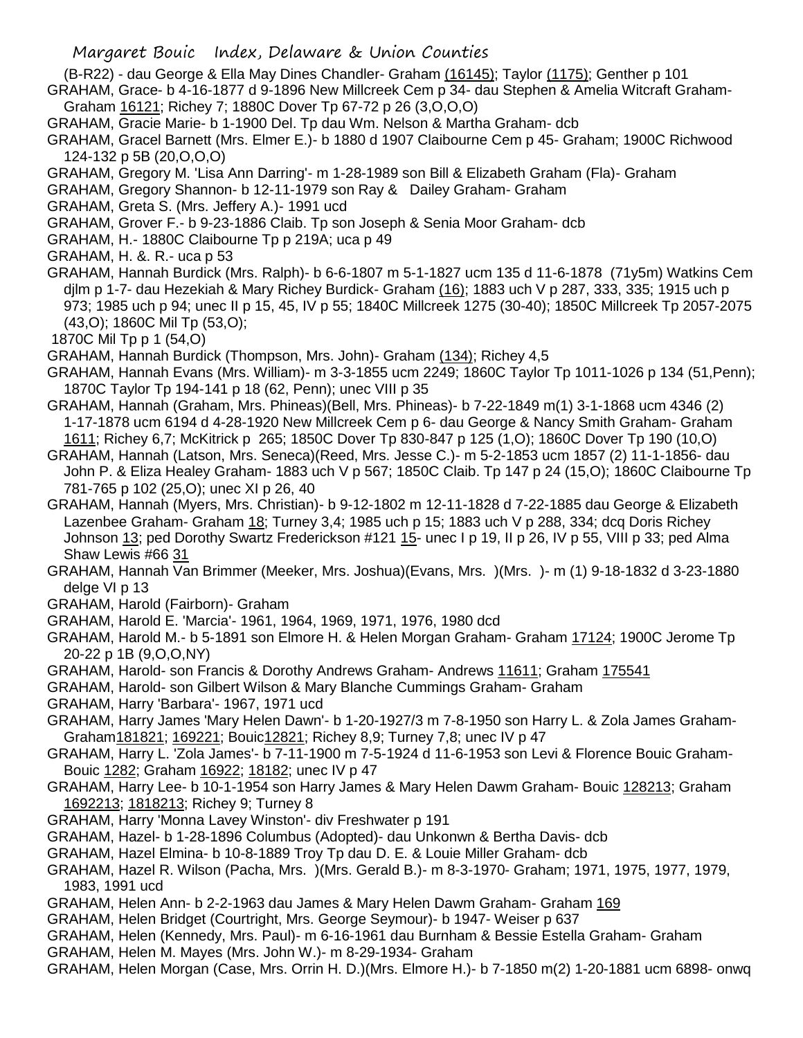(B-R22) - dau George & Ella May Dines Chandler- Graham (16145); Taylor (1175); Genther p 101

GRAHAM, Grace- b 4-16-1877 d 9-1896 New Millcreek Cem p 34- dau Stephen & Amelia Witcraft Graham- Graham 16121; Richey 7; 1880C Dover Tp 67-72 p 26 (3,O,O,O)

GRAHAM, Gracie Marie- b 1-1900 Del. Tp dau Wm. Nelson & Martha Graham- dcb

GRAHAM, Gracel Barnett (Mrs. Elmer E.)- b 1880 d 1907 Claibourne Cem p 45- Graham; 1900C Richwood 124-132 p 5B (20,O,O,O)

GRAHAM, Gregory M. 'Lisa Ann Darring'- m 1-28-1989 son Bill & Elizabeth Graham (Fla)- Graham

GRAHAM, Gregory Shannon- b 12-11-1979 son Ray & Dailey Graham- Graham

GRAHAM, Greta S. (Mrs. Jeffery A.)- 1991 ucd

GRAHAM, Grover F.- b 9-23-1886 Claib. Tp son Joseph & Senia Moor Graham- dcb

GRAHAM, H.- 1880C Claibourne Tp p 219A; uca p 49

GRAHAM, H. &. R.- uca p 53

GRAHAM, Hannah Burdick (Mrs. Ralph)- b 6-6-1807 m 5-1-1827 ucm 135 d 11-6-1878 (71y5m) Watkins Cem djlm p 1-7- dau Hezekiah & Mary Richey Burdick- Graham (16); 1883 uch V p 287, 333, 335; 1915 uch p 973; 1985 uch p 94; unec II p 15, 45, IV p 55; 1840C Millcreek 1275 (30-40); 1850C Millcreek Tp 2057-2075 (43,O); 1860C Mil Tp (53,O);
1870C Mil Tp p 1 (54,O)

GRAHAM, Hannah Burdick (Thompson, Mrs. John)- Graham (134); Richey 4,5

GRAHAM, Hannah Evans (Mrs. William)- m 3-3-1855 ucm 2249; 1860C Taylor Tp 1011-1026 p 134 (51,Penn); 1870C Taylor Tp 194-141 p 18 (62, Penn); unec VIII p 35

GRAHAM, Hannah (Graham, Mrs. Phineas)(Bell, Mrs. Phineas)- b 7-22-1849 m(1) 3-1-1868 ucm 4346 (2) 1-17-1878 ucm 6194 d 4-28-1920 New Millcreek Cem p 6- dau George & Nancy Smith Graham- Graham 1611; Richey 6,7; McKitrick p 265; 1850C Dover Tp 830-847 p 125 (1,O); 1860C Dover Tp 190 (10,O)

GRAHAM, Hannah (Latson, Mrs. Seneca)(Reed, Mrs. Jesse C.)- m 5-2-1853 ucm 1857 (2) 11-1-1856- dau John P. & Eliza Healey Graham- 1883 uch V p 567; 1850C Claib. Tp 147 p 24 (15,O); 1860C Claibourne Tp 781-765 p 102 (25,O); unec XI p 26, 40

GRAHAM, Hannah (Myers, Mrs. Christian)- b 9-12-1802 m 12-11-1828 d 7-22-1885 dau George & Elizabeth Lazenbee Graham- Graham 18; Turney 3,4; 1985 uch p 15; 1883 uch V p 288, 334; dcq Doris Richey Johnson 13; ped Dorothy Swartz Frederickson #121 15- unec I p 19, II p 26, IV p 55, VIII p 33; ped Alma Shaw Lewis #66 31

GRAHAM, Hannah Van Brimmer (Meeker, Mrs. Joshua)(Evans, Mrs. )(Mrs. )- m (1) 9-18-1832 d 3-23-1880 delge VI p 13

GRAHAM, Harold (Fairborn)- Graham

GRAHAM, Harold E. 'Marcia'- 1961, 1964, 1969, 1971, 1976, 1980 dcd

GRAHAM, Harold M.- b 5-1891 son Elmore H. & Helen Morgan Graham- Graham 17124; 1900C Jerome Tp 20-22 p 1B (9,O,O,NY)

GRAHAM, Harold- son Francis & Dorothy Andrews Graham- Andrews 11611; Graham 175541

GRAHAM, Harold- son Gilbert Wilson & Mary Blanche Cummings Graham- Graham

GRAHAM, Harry 'Barbara'- 1967, 1971 ucd

GRAHAM, Harry James 'Mary Helen Dawn'- b 1-20-1927/3 m 7-8-1950 son Harry L. & Zola James Graham- Graham181821; 169221; Bouic12821; Richey 8,9; Turney 7,8; unec IV p 47

GRAHAM, Harry L. 'Zola James'- b 7-11-1900 m 7-5-1924 d 11-6-1953 son Levi & Florence Bouic Graham- Bouic 1282; Graham 16922; 18182; unec IV p 47

GRAHAM, Harry Lee- b 10-1-1954 son Harry James & Mary Helen Dawm Graham- Bouic 128213; Graham 1692213; 1818213; Richey 9; Turney 8

GRAHAM, Harry 'Monna Lavey Winston'- div Freshwater p 191

GRAHAM, Hazel- b 1-28-1896 Columbus (Adopted)- dau Unkonwn & Bertha Davis- dcb

GRAHAM, Hazel Elmina- b 10-8-1889 Troy Tp dau D. E. & Louie Miller Graham- dcb

GRAHAM, Hazel R. Wilson (Pacha, Mrs. )(Mrs. Gerald B.)- m 8-3-1970- Graham; 1971, 1975, 1977, 1979, 1983, 1991 ucd

GRAHAM, Helen Ann- b 2-2-1963 dau James & Mary Helen Dawm Graham- Graham 169

GRAHAM, Helen Bridget (Courtright, Mrs. George Seymour)- b 1947- Weiser p 637

GRAHAM, Helen (Kennedy, Mrs. Paul)- m 6-16-1961 dau Burnham & Bessie Estella Graham- Graham

GRAHAM, Helen M. Mayes (Mrs. John W.)- m 8-29-1934- Graham

GRAHAM, Helen Morgan (Case, Mrs. Orrin H. D.)(Mrs. Elmore H.)- b 7-1850 m(2) 1-20-1881 ucm 6898- onwq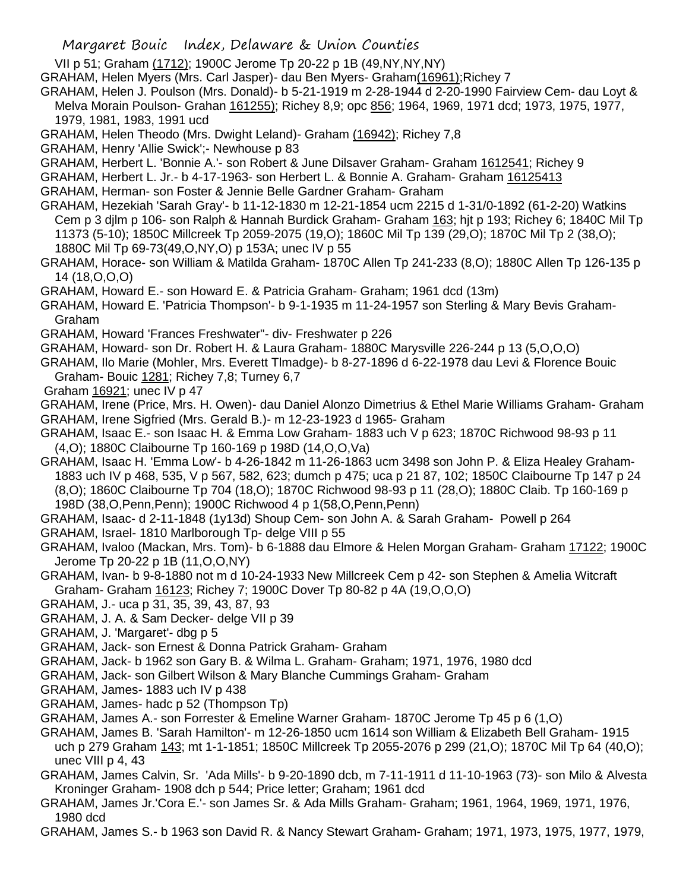VII p 51; Graham (1712); 1900C Jerome Tp 20-22 p 1B (49,NY,NY,NY)

GRAHAM, Helen Myers (Mrs. Carl Jasper)- dau Ben Myers- Graham(16961);Richey 7

GRAHAM, Helen J. Poulson (Mrs. Donald)- b 5-21-1919 m 2-28-1944 d 2-20-1990 Fairview Cem- dau Loyt & Melva Morain Poulson- Grahan 161255); Richey 8,9; opc 856; 1964, 1969, 1971 dcd; 1973, 1975, 1977, 1979, 1981, 1983, 1991 ucd

GRAHAM, Helen Theodo (Mrs. Dwight Leland)- Graham (16942); Richey 7,8

GRAHAM, Henry 'Allie Swick';- Newhouse p 83

GRAHAM, Herbert L. 'Bonnie A.'- son Robert & June Dilsaver Graham- Graham 1612541; Richey 9

GRAHAM, Herbert L. Jr.- b 4-17-1963- son Herbert L. & Bonnie A. Graham- Graham 16125413

GRAHAM, Herman- son Foster & Jennie Belle Gardner Graham- Graham

GRAHAM, Hezekiah 'Sarah Gray'- b 11-12-1830 m 12-21-1854 ucm 2215 d 1-31/0-1892 (61-2-20) Watkins Cem p 3 djlm p 106- son Ralph & Hannah Burdick Graham- Graham 163; hjt p 193; Richey 6; 1840C Mil Tp 11373 (5-10); 1850C Millcreek Tp 2059-2075 (19,O); 1860C Mil Tp 139 (29,O); 1870C Mil Tp 2 (38,O); 1880C Mil Tp 69-73(49,O,NY,O) p 153A; unec IV p 55

GRAHAM, Horace- son William & Matilda Graham- 1870C Allen Tp 241-233 (8,O); 1880C Allen Tp 126-135 p 14 (18,O,O,O)

GRAHAM, Howard E.- son Howard E. & Patricia Graham- Graham; 1961 dcd (13m)

GRAHAM, Howard E. 'Patricia Thompson'- b 9-1-1935 m 11-24-1957 son Sterling & Mary Bevis Graham- Graham

GRAHAM, Howard 'Frances Freshwater''- div- Freshwater p 226

GRAHAM, Howard- son Dr. Robert H. & Laura Graham- 1880C Marysville 226-244 p 13 (5,O,O,O)

GRAHAM, Ilo Marie (Mohler, Mrs. Everett Tlmadge)- b 8-27-1896 d 6-22-1978 dau Levi & Florence Bouic Graham- Bouic 1281; Richey 7,8; Turney 6,7

Graham 16921; unec IV p 47

GRAHAM, Irene (Price, Mrs. H. Owen)- dau Daniel Alonzo Dimetrius & Ethel Marie Williams Graham- Graham

GRAHAM, Irene Sigfried (Mrs. Gerald B.)- m 12-23-1923 d 1965- Graham

GRAHAM, Isaac E.- son Isaac H. & Emma Low Graham- 1883 uch V p 623; 1870C Richwood 98-93 p 11 (4,O); 1880C Claibourne Tp 160-169 p 198D (14,O,O,Va)

GRAHAM, Isaac H. 'Emma Low'- b 4-26-1842 m 11-26-1863 ucm 3498 son John P. & Eliza Healey Graham- 1883 uch IV p 468, 535, V p 567, 582, 623; dumch p 475; uca p 21 87, 102; 1850C Claibourne Tp 147 p 24 (8,O); 1860C Claibourne Tp 704 (18,O); 1870C Richwood 98-93 p 11 (28,O); 1880C Claib. Tp 160-169 p 198D (38,O,Penn,Penn); 1900C Richwood 4 p 1(58,O,Penn,Penn)

GRAHAM, Isaac- d 2-11-1848 (1y13d) Shoup Cem- son John A. & Sarah Graham- Powell p 264

GRAHAM, Israel- 1810 Marlborough Tp- delge VIII p 55

GRAHAM, Ivaloo (Mackan, Mrs. Tom)- b 6-1888 dau Elmore & Helen Morgan Graham- Graham 17122; 1900C Jerome Tp 20-22 p 1B (11,O,O,NY)

GRAHAM, Ivan- b 9-8-1880 not m d 10-24-1933 New Millcreek Cem p 42- son Stephen & Amelia Witcraft Graham- Graham 16123; Richey 7; 1900C Dover Tp 80-82 p 4A (19,O,O,O)

GRAHAM, J.- uca p 31, 35, 39, 43, 87, 93

GRAHAM, J. A. & Sam Decker- delge VII p 39

GRAHAM, J. 'Margaret'- dbg p 5

GRAHAM, Jack- son Ernest & Donna Patrick Graham- Graham

GRAHAM, Jack- b 1962 son Gary B. & Wilma L. Graham- Graham; 1971, 1976, 1980 dcd

GRAHAM, Jack- son Gilbert Wilson & Mary Blanche Cummings Graham- Graham

GRAHAM, James- 1883 uch IV p 438

GRAHAM, James- hadc p 52 (Thompson Tp)

GRAHAM, James A.- son Forrester & Emeline Warner Graham- 1870C Jerome Tp 45 p 6 (1,O)

GRAHAM, James B. 'Sarah Hamilton'- m 12-26-1850 ucm 1614 son William & Elizabeth Bell Graham- 1915 uch p 279 Graham 143; mt 1-1-1851; 1850C Millcreek Tp 2055-2076 p 299 (21,O); 1870C Mil Tp 64 (40,O); unec VIII p 4, 43

GRAHAM, James Calvin, Sr. 'Ada Mills'- b 9-20-1890 dcb, m 7-11-1911 d 11-10-1963 (73)- son Milo & Alvesta Kroninger Graham- 1908 dch p 544; Price letter; Graham; 1961 dcd

GRAHAM, James Jr.'Cora E.'- son James Sr. & Ada Mills Graham- Graham; 1961, 1964, 1969, 1971, 1976, 1980 dcd

GRAHAM, James S.- b 1963 son David R. & Nancy Stewart Graham- Graham; 1971, 1973, 1975, 1977, 1979,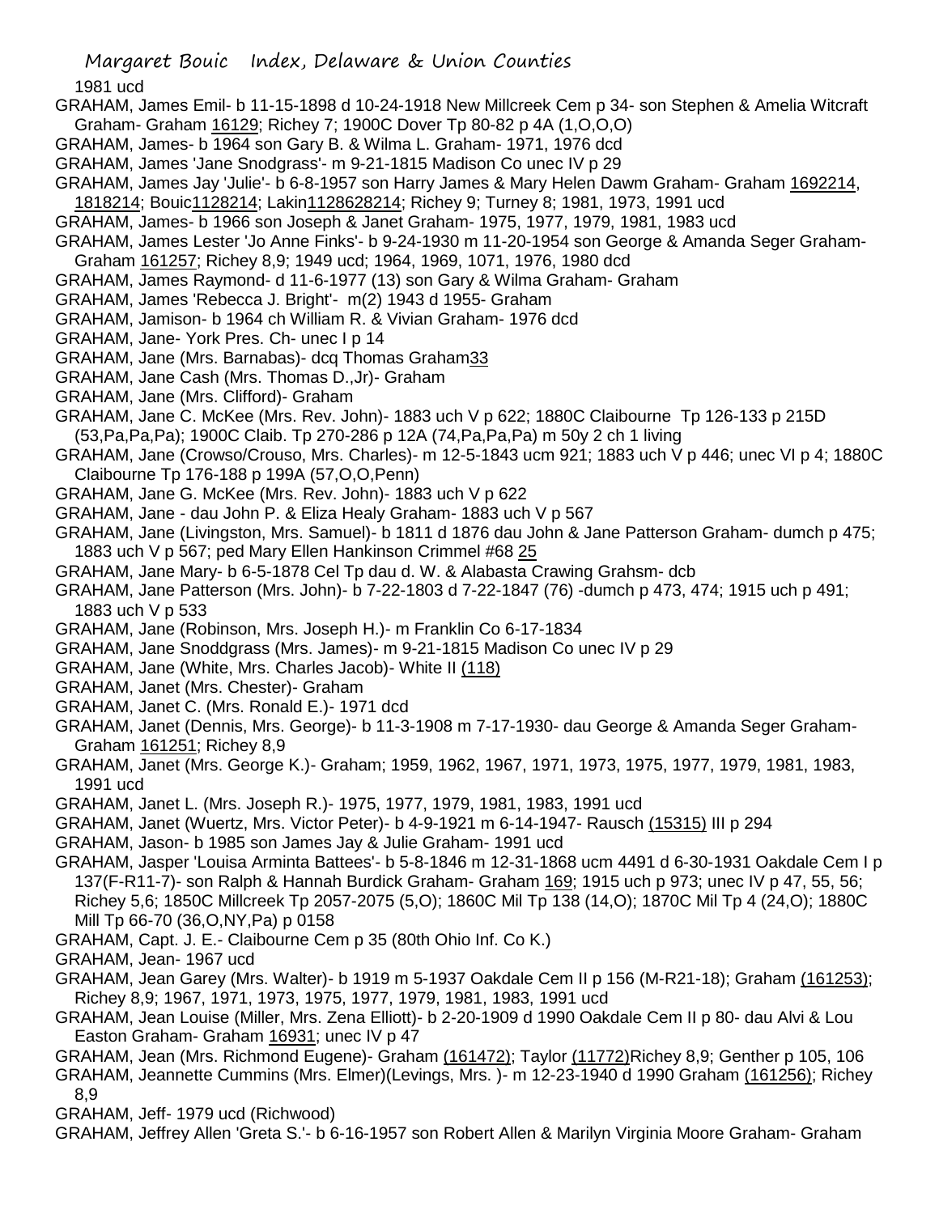1981 ucd

GRAHAM, James Emil- b 11-15-1898 d 10-24-1918 New Millcreek Cem p 34- son Stephen & Amelia Witcraft Graham- Graham 16129; Richey 7; 1900C Dover Tp 80-82 p 4A (1,O,O,O)

GRAHAM, James- b 1964 son Gary B. & Wilma L. Graham- 1971, 1976 dcd

GRAHAM, James 'Jane Snodgrass'- m 9-21-1815 Madison Co unec IV p 29

GRAHAM, James Jay 'Julie'- b 6-8-1957 son Harry James & Mary Helen Dawm Graham- Graham 1692214, 1818214; Bouic1128214; Lakin1128628214; Richey 9; Turney 8; 1981, 1973, 1991 ucd

GRAHAM, James- b 1966 son Joseph & Janet Graham- 1975, 1977, 1979, 1981, 1983 ucd

GRAHAM, James Lester 'Jo Anne Finks'- b 9-24-1930 m 11-20-1954 son George & Amanda Seger Graham- Graham 161257; Richey 8,9; 1949 ucd; 1964, 1969, 1071, 1976, 1980 dcd

GRAHAM, James Raymond- d 11-6-1977 (13) son Gary & Wilma Graham- Graham

GRAHAM, James 'Rebecca J. Bright'- m(2) 1943 d 1955- Graham

GRAHAM, Jamison- b 1964 ch William R. & Vivian Graham- 1976 dcd

GRAHAM, Jane- York Pres. Ch- unec I p 14

GRAHAM, Jane (Mrs. Barnabas)- dcq Thomas Graham33

GRAHAM, Jane Cash (Mrs. Thomas D.,Jr)- Graham

GRAHAM, Jane (Mrs. Clifford)- Graham

GRAHAM, Jane C. McKee (Mrs. Rev. John)- 1883 uch V p 622; 1880C Claibourne Tp 126-133 p 215D (53,Pa,Pa,Pa); 1900C Claib. Tp 270-286 p 12A (74,Pa,Pa,Pa) m 50y 2 ch 1 living

GRAHAM, Jane (Crowso/Crouso, Mrs. Charles)- m 12-5-1843 ucm 921; 1883 uch V p 446; unec VI p 4; 1880C Claibourne Tp 176-188 p 199A (57,O,O,Penn)

GRAHAM, Jane G. McKee (Mrs. Rev. John)- 1883 uch V p 622

GRAHAM, Jane - dau John P. & Eliza Healy Graham- 1883 uch V p 567

GRAHAM, Jane (Livingston, Mrs. Samuel)- b 1811 d 1876 dau John & Jane Patterson Graham- dumch p 475; 1883 uch V p 567; ped Mary Ellen Hankinson Crimmel #68 25

GRAHAM, Jane Mary- b 6-5-1878 Cel Tp dau d. W. & Alabasta Crawing Grahsm- dcb

GRAHAM, Jane Patterson (Mrs. John)- b 7-22-1803 d 7-22-1847 (76) -dumch p 473, 474; 1915 uch p 491; 1883 uch V p 533

GRAHAM, Jane (Robinson, Mrs. Joseph H.)- m Franklin Co 6-17-1834

GRAHAM, Jane Snoddgrass (Mrs. James)- m 9-21-1815 Madison Co unec IV p 29

GRAHAM, Jane (White, Mrs. Charles Jacob)- White II (118)

GRAHAM, Janet (Mrs. Chester)- Graham

GRAHAM, Janet C. (Mrs. Ronald E.)- 1971 dcd

GRAHAM, Janet (Dennis, Mrs. George)- b 11-3-1908 m 7-17-1930- dau George & Amanda Seger Graham- Graham 161251; Richey 8,9

GRAHAM, Janet (Mrs. George K.)- Graham; 1959, 1962, 1967, 1971, 1973, 1975, 1977, 1979, 1981, 1983, 1991 ucd

GRAHAM, Janet L. (Mrs. Joseph R.)- 1975, 1977, 1979, 1981, 1983, 1991 ucd

GRAHAM, Janet (Wuertz, Mrs. Victor Peter)- b 4-9-1921 m 6-14-1947- Rausch (15315) III p 294

GRAHAM, Jason- b 1985 son James Jay & Julie Graham- 1991 ucd

GRAHAM, Jasper 'Louisa Arminta Battees'- b 5-8-1846 m 12-31-1868 ucm 4491 d 6-30-1931 Oakdale Cem I p 137(F-R11-7)- son Ralph & Hannah Burdick Graham- Graham 169; 1915 uch p 973; unec IV p 47, 55, 56; Richey 5,6; 1850C Millcreek Tp 2057-2075 (5,O); 1860C Mil Tp 138 (14,O); 1870C Mil Tp 4 (24,O); 1880C Mill Tp 66-70 (36,O,NY,Pa) p 0158

GRAHAM, Capt. J. E.- Claibourne Cem p 35 (80th Ohio Inf. Co K.)

GRAHAM, Jean- 1967 ucd

GRAHAM, Jean Garey (Mrs. Walter)- b 1919 m 5-1937 Oakdale Cem II p 156 (M-R21-18); Graham (161253); Richey 8,9; 1967, 1971, 1973, 1975, 1977, 1979, 1981, 1983, 1991 ucd

GRAHAM, Jean Louise (Miller, Mrs. Zena Elliott)- b 2-20-1909 d 1990 Oakdale Cem II p 80- dau Alvi & Lou Easton Graham- Graham 16931; unec IV p 47

GRAHAM, Jean (Mrs. Richmond Eugene)- Graham (161472); Taylor (11772)Richey 8,9; Genther p 105, 106

GRAHAM, Jeannette Cummins (Mrs. Elmer)(Levings, Mrs. )- m 12-23-1940 d 1990 Graham (161256); Richey 8,9

GRAHAM, Jeff- 1979 ucd (Richwood)

GRAHAM, Jeffrey Allen 'Greta S.'- b 6-16-1957 son Robert Allen & Marilyn Virginia Moore Graham- Graham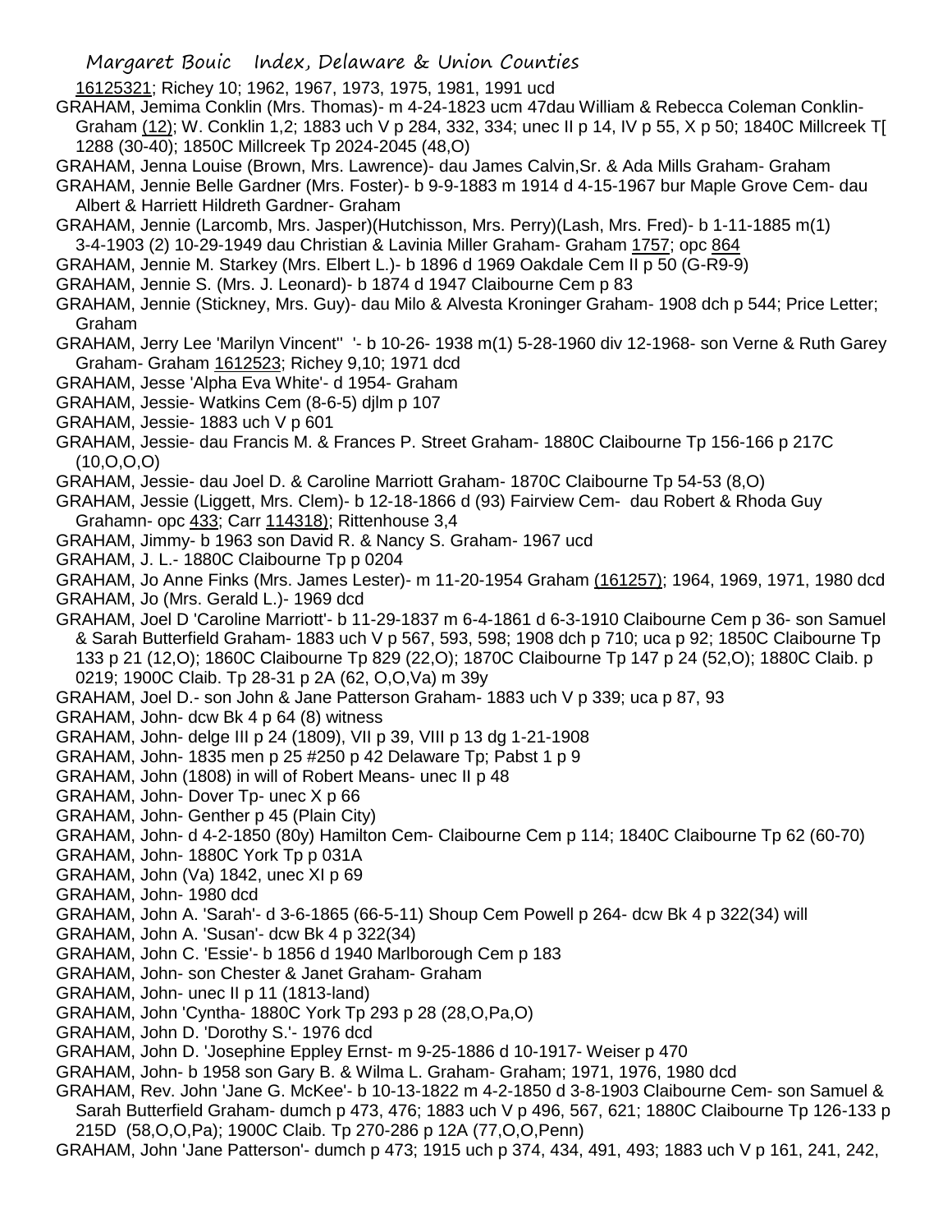16125321; Richey 10; 1962, 1967, 1973, 1975, 1981, 1991 ucd

GRAHAM, Jemima Conklin (Mrs. Thomas)- m 4-24-1823 ucm 47dau William & Rebecca Coleman Conklin- Graham (12); W. Conklin 1,2; 1883 uch V p 284, 332, 334; unec II p 14, IV p 55, X p 50; 1840C Millcreek T[ 1288 (30-40); 1850C Millcreek Tp 2024-2045 (48,O)

GRAHAM, Jenna Louise (Brown, Mrs. Lawrence)- dau James Calvin,Sr. & Ada Mills Graham- Graham

GRAHAM, Jennie Belle Gardner (Mrs. Foster)- b 9-9-1883 m 1914 d 4-15-1967 bur Maple Grove Cem- dau Albert & Harriett Hildreth Gardner- Graham

GRAHAM, Jennie (Larcomb, Mrs. Jasper)(Hutchisson, Mrs. Perry)(Lash, Mrs. Fred)- b 1-11-1885 m(1) 3-4-1903 (2) 10-29-1949 dau Christian & Lavinia Miller Graham- Graham 1757; opc 864

GRAHAM, Jennie M. Starkey (Mrs. Elbert L.)- b 1896 d 1969 Oakdale Cem II p 50 (G-R9-9)

GRAHAM, Jennie S. (Mrs. J. Leonard)- b 1874 d 1947 Claibourne Cem p 83

GRAHAM, Jennie (Stickney, Mrs. Guy)- dau Milo & Alvesta Kroninger Graham- 1908 dch p 544; Price Letter; Graham

GRAHAM, Jerry Lee 'Marilyn Vincent'' '- b 10-26- 1938 m(1) 5-28-1960 div 12-1968- son Verne & Ruth Garey Graham- Graham 1612523; Richey 9,10; 1971 dcd

GRAHAM, Jesse 'Alpha Eva White'- d 1954- Graham

GRAHAM, Jessie- Watkins Cem (8-6-5) djlm p 107

GRAHAM, Jessie- 1883 uch V p 601

GRAHAM, Jessie- dau Francis M. & Frances P. Street Graham- 1880C Claibourne Tp 156-166 p 217C (10,O,O,O)

GRAHAM, Jessie- dau Joel D. & Caroline Marriott Graham- 1870C Claibourne Tp 54-53 (8,O)

GRAHAM, Jessie (Liggett, Mrs. Clem)- b 12-18-1866 d (93) Fairview Cem- dau Robert & Rhoda Guy Grahamn- opc 433; Carr 114318); Rittenhouse 3,4

GRAHAM, Jimmy- b 1963 son David R. & Nancy S. Graham- 1967 ucd

GRAHAM, J. L.- 1880C Claibourne Tp p 0204

GRAHAM, Jo Anne Finks (Mrs. James Lester)- m 11-20-1954 Graham (161257); 1964, 1969, 1971, 1980 dcd

GRAHAM, Jo (Mrs. Gerald L.)- 1969 dcd

GRAHAM, Joel D 'Caroline Marriott'- b 11-29-1837 m 6-4-1861 d 6-3-1910 Claibourne Cem p 36- son Samuel & Sarah Butterfield Graham- 1883 uch V p 567, 593, 598; 1908 dch p 710; uca p 92; 1850C Claibourne Tp 133 p 21 (12,O); 1860C Claibourne Tp 829 (22,O); 1870C Claibourne Tp 147 p 24 (52,O); 1880C Claib. p 0219; 1900C Claib. Tp 28-31 p 2A (62, O,O,Va) m 39y

GRAHAM, Joel D.- son John & Jane Patterson Graham- 1883 uch V p 339; uca p 87, 93

GRAHAM, John- dcw Bk 4 p 64 (8) witness

GRAHAM, John- delge III p 24 (1809), VII p 39, VIII p 13 dg 1-21-1908

GRAHAM, John- 1835 men p 25 #250 p 42 Delaware Tp; Pabst 1 p 9

GRAHAM, John (1808) in will of Robert Means- unec II p 48

GRAHAM, John- Dover Tp- unec X p 66

GRAHAM, John- Genther p 45 (Plain City)

GRAHAM, John- d 4-2-1850 (80y) Hamilton Cem- Claibourne Cem p 114; 1840C Claibourne Tp 62 (60-70)

GRAHAM, John- 1880C York Tp p 031A

GRAHAM, John (Va) 1842, unec XI p 69

GRAHAM, John- 1980 dcd

GRAHAM, John A. 'Sarah'- d 3-6-1865 (66-5-11) Shoup Cem Powell p 264- dcw Bk 4 p 322(34) will

GRAHAM, John A. 'Susan'- dcw Bk 4 p 322(34)

GRAHAM, John C. 'Essie'- b 1856 d 1940 Marlborough Cem p 183

GRAHAM, John- son Chester & Janet Graham- Graham

GRAHAM, John- unec II p 11 (1813-land)

GRAHAM, John 'Cyntha- 1880C York Tp 293 p 28 (28,O,Pa,O)

GRAHAM, John D. 'Dorothy S.'- 1976 dcd

GRAHAM, John D. 'Josephine Eppley Ernst- m 9-25-1886 d 10-1917- Weiser p 470

GRAHAM, John- b 1958 son Gary B. & Wilma L. Graham- Graham; 1971, 1976, 1980 dcd

GRAHAM, Rev. John 'Jane G. McKee'- b 10-13-1822 m 4-2-1850 d 3-8-1903 Claibourne Cem- son Samuel & Sarah Butterfield Graham- dumch p 473, 476; 1883 uch V p 496, 567, 621; 1880C Claibourne Tp 126-133 p 215D (58,O,O,Pa); 1900C Claib. Tp 270-286 p 12A (77,O,O,Penn)

GRAHAM, John 'Jane Patterson'- dumch p 473; 1915 uch p 374, 434, 491, 493; 1883 uch V p 161, 241, 242,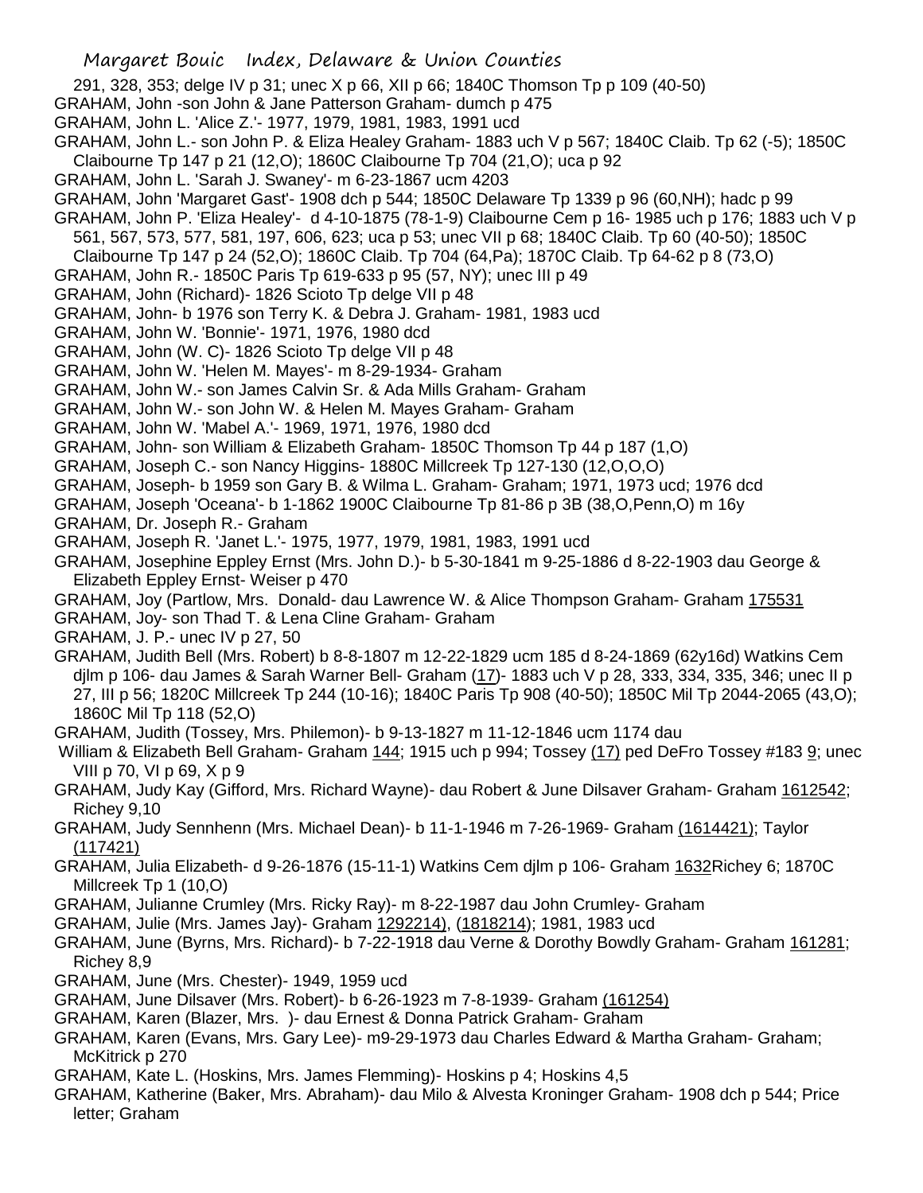291, 328, 353; delge IV p 31; unec X p 66, XII p 66; 1840C Thomson Tp p 109 (40-50)

GRAHAM, John -son John & Jane Patterson Graham- dumch p 475

GRAHAM, John L. 'Alice Z.'- 1977, 1979, 1981, 1983, 1991 ucd

GRAHAM, John L.- son John P. & Eliza Healey Graham- 1883 uch V p 567; 1840C Claib. Tp 62 (-5); 1850C Claibourne Tp 147 p 21 (12,O); 1860C Claibourne Tp 704 (21,O); uca p 92

GRAHAM, John L. 'Sarah J. Swaney'- m 6-23-1867 ucm 4203

GRAHAM, John 'Margaret Gast'- 1908 dch p 544; 1850C Delaware Tp 1339 p 96 (60,NH); hadc p 99

GRAHAM, John P. 'Eliza Healey'- d 4-10-1875 (78-1-9) Claibourne Cem p 16- 1985 uch p 176; 1883 uch V p 561, 567, 573, 577, 581, 197, 606, 623; uca p 53; unec VII p 68; 1840C Claib. Tp 60 (40-50); 1850C Claibourne Tp 147 p 24 (52,O); 1860C Claib. Tp 704 (64,Pa); 1870C Claib. Tp 64-62 p 8 (73,O)

GRAHAM, John R.- 1850C Paris Tp 619-633 p 95 (57, NY); unec III p 49

GRAHAM, John (Richard)- 1826 Scioto Tp delge VII p 48

GRAHAM, John- b 1976 son Terry K. & Debra J. Graham- 1981, 1983 ucd

GRAHAM, John W. 'Bonnie'- 1971, 1976, 1980 dcd

GRAHAM, John (W. C)- 1826 Scioto Tp delge VII p 48

GRAHAM, John W. 'Helen M. Mayes'- m 8-29-1934- Graham

GRAHAM, John W.- son James Calvin Sr. & Ada Mills Graham- Graham

GRAHAM, John W.- son John W. & Helen M. Mayes Graham- Graham

GRAHAM, John W. 'Mabel A.'- 1969, 1971, 1976, 1980 dcd

GRAHAM, John- son William & Elizabeth Graham- 1850C Thomson Tp 44 p 187 (1,O)

GRAHAM, Joseph C.- son Nancy Higgins- 1880C Millcreek Tp 127-130 (12,O,O,O)

GRAHAM, Joseph- b 1959 son Gary B. & Wilma L. Graham- Graham; 1971, 1973 ucd; 1976 dcd

GRAHAM, Joseph 'Oceana'- b 1-1862 1900C Claibourne Tp 81-86 p 3B (38,O,Penn,O) m 16y

GRAHAM, Dr. Joseph R.- Graham

GRAHAM, Joseph R. 'Janet L.'- 1975, 1977, 1979, 1981, 1983, 1991 ucd

GRAHAM, Josephine Eppley Ernst (Mrs. John D.)- b 5-30-1841 m 9-25-1886 d 8-22-1903 dau George & Elizabeth Eppley Ernst- Weiser p 470

GRAHAM, Joy (Partlow, Mrs. Donald- dau Lawrence W. & Alice Thompson Graham- Graham 175531

GRAHAM, Joy- son Thad T. & Lena Cline Graham- Graham

GRAHAM, J. P.- unec IV p 27, 50

GRAHAM, Judith Bell (Mrs. Robert) b 8-8-1807 m 12-22-1829 ucm 185 d 8-24-1869 (62y16d) Watkins Cem djlm p 106- dau James & Sarah Warner Bell- Graham (17)- 1883 uch V p 28, 333, 334, 335, 346; unec II p 27, III p 56; 1820C Millcreek Tp 244 (10-16); 1840C Paris Tp 908 (40-50); 1850C Mil Tp 2044-2065 (43,O); 1860C Mil Tp 118 (52,O)

GRAHAM, Judith (Tossey, Mrs. Philemon)- b 9-13-1827 m 11-12-1846 ucm 1174 dau William & Elizabeth Bell Graham- Graham 144; 1915 uch p 994; Tossey (17) ped DeFro Tossey #183 9; unec VIII p 70, VI p 69, X p 9

GRAHAM, Judy Kay (Gifford, Mrs. Richard Wayne)- dau Robert & June Dilsaver Graham- Graham 1612542; Richey 9,10

GRAHAM, Judy Sennhenn (Mrs. Michael Dean)- b 11-1-1946 m 7-26-1969- Graham (1614421); Taylor (117421)

GRAHAM, Julia Elizabeth- d 9-26-1876 (15-11-1) Watkins Cem djlm p 106- Graham 1632Richey 6; 1870C Millcreek Tp 1 (10,O)

GRAHAM, Julianne Crumley (Mrs. Ricky Ray)- m 8-22-1987 dau John Crumley- Graham

GRAHAM, Julie (Mrs. James Jay)- Graham 1292214), (1818214); 1981, 1983 ucd

GRAHAM, June (Byrns, Mrs. Richard)- b 7-22-1918 dau Verne & Dorothy Bowdly Graham- Graham 161281; Richey 8,9

GRAHAM, June (Mrs. Chester)- 1949, 1959 ucd

GRAHAM, June Dilsaver (Mrs. Robert)- b 6-26-1923 m 7-8-1939- Graham (161254)

GRAHAM, Karen (Blazer, Mrs. )- dau Ernest & Donna Patrick Graham- Graham

GRAHAM, Karen (Evans, Mrs. Gary Lee)- m9-29-1973 dau Charles Edward & Martha Graham- Graham; McKitrick p 270

GRAHAM, Kate L. (Hoskins, Mrs. James Flemming)- Hoskins p 4; Hoskins 4,5

GRAHAM, Katherine (Baker, Mrs. Abraham)- dau Milo & Alvesta Kroninger Graham- 1908 dch p 544; Price letter; Graham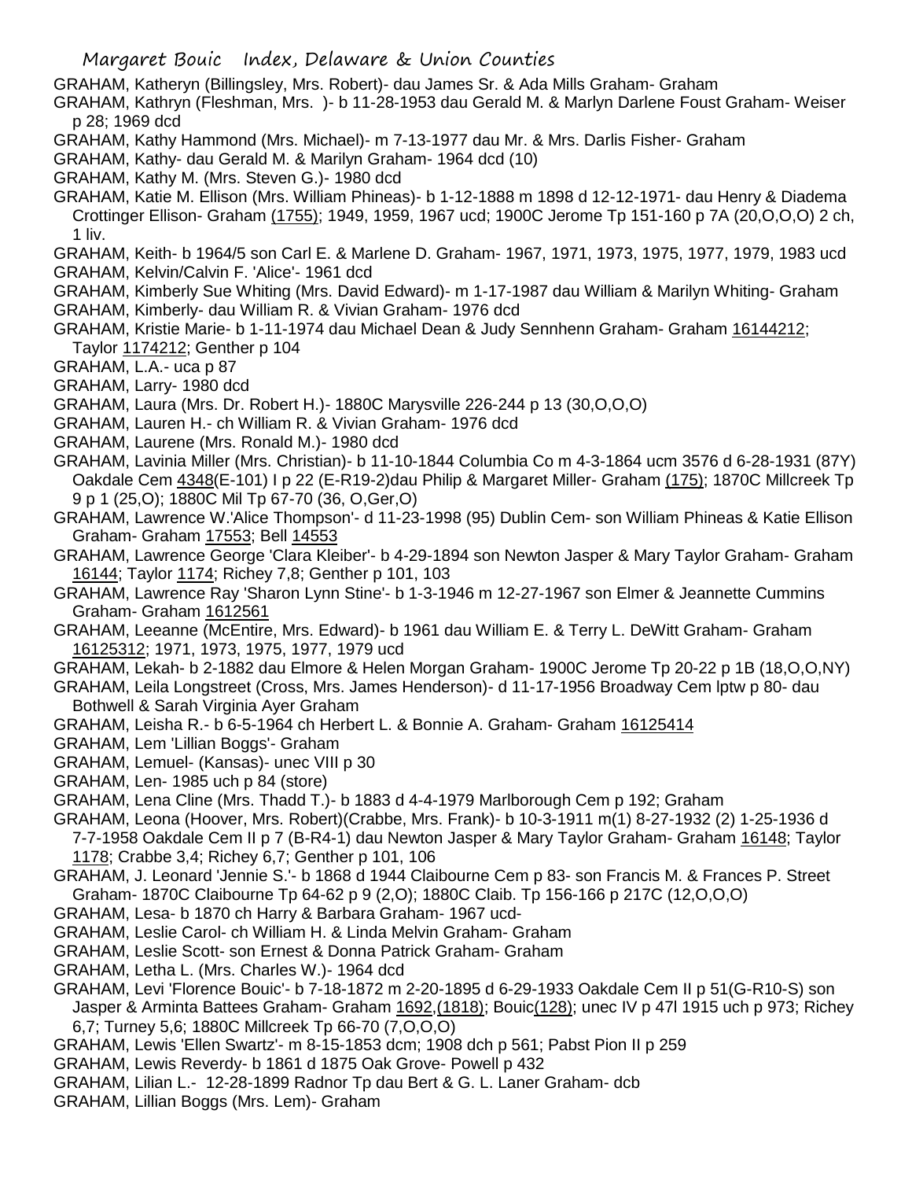GRAHAM, Katheryn (Billingsley, Mrs. Robert)- dau James Sr. & Ada Mills Graham- Graham

GRAHAM, Kathryn (Fleshman, Mrs. )- b 11-28-1953 dau Gerald M. & Marlyn Darlene Foust Graham- Weiser p 28; 1969 dcd

GRAHAM, Kathy Hammond (Mrs. Michael)- m 7-13-1977 dau Mr. & Mrs. Darlis Fisher- Graham

GRAHAM, Kathy- dau Gerald M. & Marilyn Graham- 1964 dcd (10)

GRAHAM, Kathy M. (Mrs. Steven G.)- 1980 dcd

GRAHAM, Katie M. Ellison (Mrs. William Phineas)- b 1-12-1888 m 1898 d 12-12-1971- dau Henry & Diadema Crottinger Ellison- Graham (1755); 1949, 1959, 1967 ucd; 1900C Jerome Tp 151-160 p 7A (20,O,O,O) 2 ch, 1 liv.

GRAHAM, Keith- b 1964/5 son Carl E. & Marlene D. Graham- 1967, 1971, 1973, 1975, 1977, 1979, 1983 ucd

GRAHAM, Kelvin/Calvin F. 'Alice'- 1961 dcd

GRAHAM, Kimberly Sue Whiting (Mrs. David Edward)- m 1-17-1987 dau William & Marilyn Whiting- Graham

GRAHAM, Kimberly- dau William R. & Vivian Graham- 1976 dcd

GRAHAM, Kristie Marie- b 1-11-1974 dau Michael Dean & Judy Sennhenn Graham- Graham 16144212; Taylor 1174212; Genther p 104

GRAHAM, L.A.- uca p 87

GRAHAM, Larry- 1980 dcd

GRAHAM, Laura (Mrs. Dr. Robert H.)- 1880C Marysville 226-244 p 13 (30,O,O,O)

GRAHAM, Lauren H.- ch William R. & Vivian Graham- 1976 dcd

GRAHAM, Laurene (Mrs. Ronald M.)- 1980 dcd

GRAHAM, Lavinia Miller (Mrs. Christian)- b 11-10-1844 Columbia Co m 4-3-1864 ucm 3576 d 6-28-1931 (87Y) Oakdale Cem 4348(E-101) I p 22 (E-R19-2)dau Philip & Margaret Miller- Graham (175); 1870C Millcreek Tp 9 p 1 (25,O); 1880C Mil Tp 67-70 (36, O,Ger,O)

GRAHAM, Lawrence W.'Alice Thompson'- d 11-23-1998 (95) Dublin Cem- son William Phineas & Katie Ellison Graham- Graham 17553; Bell 14553

GRAHAM, Lawrence George 'Clara Kleiber'- b 4-29-1894 son Newton Jasper & Mary Taylor Graham- Graham 16144; Taylor 1174; Richey 7,8; Genther p 101, 103

GRAHAM, Lawrence Ray 'Sharon Lynn Stine'- b 1-3-1946 m 12-27-1967 son Elmer & Jeannette Cummins Graham- Graham 1612561

GRAHAM, Leeanne (McEntire, Mrs. Edward)- b 1961 dau William E. & Terry L. DeWitt Graham- Graham 16125312; 1971, 1973, 1975, 1977, 1979 ucd

GRAHAM, Lekah- b 2-1882 dau Elmore & Helen Morgan Graham- 1900C Jerome Tp 20-22 p 1B (18,O,O,NY)

GRAHAM, Leila Longstreet (Cross, Mrs. James Henderson)- d 11-17-1956 Broadway Cem lptw p 80- dau Bothwell & Sarah Virginia Ayer Graham

GRAHAM, Leisha R.- b 6-5-1964 ch Herbert L. & Bonnie A. Graham- Graham 16125414

GRAHAM, Lem 'Lillian Boggs'- Graham

GRAHAM, Lemuel- (Kansas)- unec VIII p 30

GRAHAM, Len- 1985 uch p 84 (store)

GRAHAM, Lena Cline (Mrs. Thadd T.)- b 1883 d 4-4-1979 Marlborough Cem p 192; Graham

GRAHAM, Leona (Hoover, Mrs. Robert)(Crabbe, Mrs. Frank)- b 10-3-1911 m(1) 8-27-1932 (2) 1-25-1936 d 7-7-1958 Oakdale Cem II p 7 (B-R4-1) dau Newton Jasper & Mary Taylor Graham- Graham 16148; Taylor 1178; Crabbe 3,4; Richey 6,7; Genther p 101, 106

GRAHAM, J. Leonard 'Jennie S.'- b 1868 d 1944 Claibourne Cem p 83- son Francis M. & Frances P. Street Graham- 1870C Claibourne Tp 64-62 p 9 (2,O); 1880C Claib. Tp 156-166 p 217C (12,O,O,O)

GRAHAM, Lesa- b 1870 ch Harry & Barbara Graham- 1967 ucd-

GRAHAM, Leslie Carol- ch William H. & Linda Melvin Graham- Graham

GRAHAM, Leslie Scott- son Ernest & Donna Patrick Graham- Graham

GRAHAM, Letha L. (Mrs. Charles W.)- 1964 dcd

GRAHAM, Levi 'Florence Bouic'- b 7-18-1872 m 2-20-1895 d 6-29-1933 Oakdale Cem II p 51(G-R10-S) son Jasper & Arminta Battees Graham- Graham 1692,(1818); Bouic(128); unec IV p 47l 1915 uch p 973; Richey 6,7; Turney 5,6; 1880C Millcreek Tp 66-70 (7,O,O,O)

GRAHAM, Lewis 'Ellen Swartz'- m 8-15-1853 dcm; 1908 dch p 561; Pabst Pion II p 259

GRAHAM, Lewis Reverdy- b 1861 d 1875 Oak Grove- Powell p 432

GRAHAM, Lilian L.- 12-28-1899 Radnor Tp dau Bert & G. L. Laner Graham- dcb

GRAHAM, Lillian Boggs (Mrs. Lem)- Graham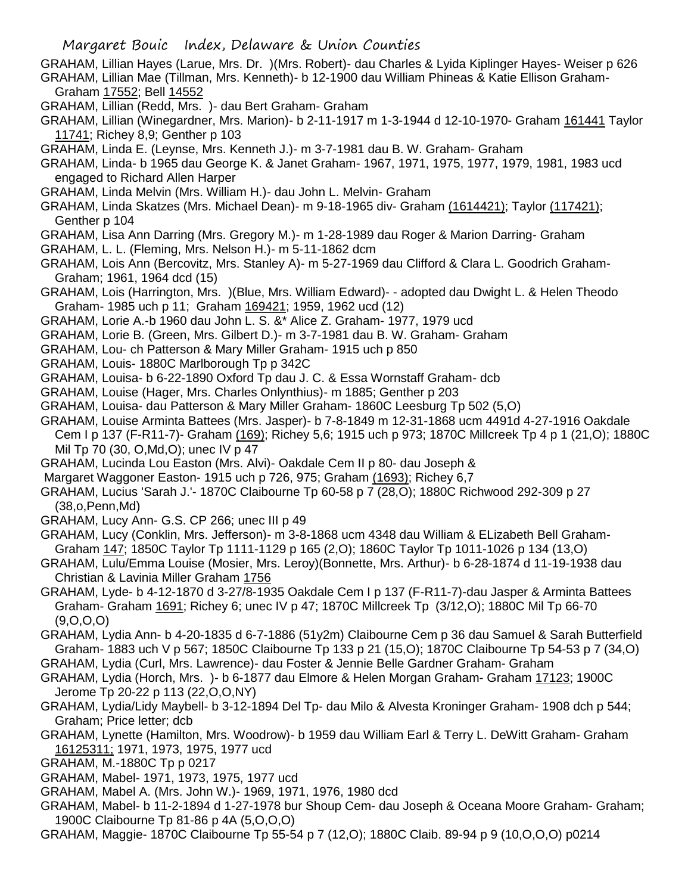GRAHAM, Lillian Hayes (Larue, Mrs. Dr. )(Mrs. Robert)- dau Charles & Lyida Kiplinger Hayes- Weiser p 626

GRAHAM, Lillian Mae (Tillman, Mrs. Kenneth)- b 12-1900 dau William Phineas & Katie Ellison Graham- Graham 17552; Bell 14552

GRAHAM, Lillian (Redd, Mrs. )- dau Bert Graham- Graham

GRAHAM, Lillian (Winegardner, Mrs. Marion)- b 2-11-1917 m 1-3-1944 d 12-10-1970- Graham 161441 Taylor 11741; Richey 8,9; Genther p 103

GRAHAM, Linda E. (Leynse, Mrs. Kenneth J.)- m 3-7-1981 dau B. W. Graham- Graham

GRAHAM, Linda- b 1965 dau George K. & Janet Graham- 1967, 1971, 1975, 1977, 1979, 1981, 1983 ucd engaged to Richard Allen Harper

GRAHAM, Linda Melvin (Mrs. William H.)- dau John L. Melvin- Graham

GRAHAM, Linda Skatzes (Mrs. Michael Dean)- m 9-18-1965 div- Graham (1614421); Taylor (117421); Genther p 104

GRAHAM, Lisa Ann Darring (Mrs. Gregory M.)- m 1-28-1989 dau Roger & Marion Darring- Graham

GRAHAM, L. L. (Fleming, Mrs. Nelson H.)- m 5-11-1862 dcm

GRAHAM, Lois Ann (Bercovitz, Mrs. Stanley A)- m 5-27-1969 dau Clifford & Clara L. Goodrich Graham- Graham; 1961, 1964 dcd (15)

GRAHAM, Lois (Harrington, Mrs. )(Blue, Mrs. William Edward)- - adopted dau Dwight L. & Helen Theodo Graham- 1985 uch p 11; Graham 169421; 1959, 1962 ucd (12)

GRAHAM, Lorie A.-b 1960 dau John L. S. &* Alice Z. Graham- 1977, 1979 ucd

GRAHAM, Lorie B. (Green, Mrs. Gilbert D.)- m 3-7-1981 dau B. W. Graham- Graham

GRAHAM, Lou- ch Patterson & Mary Miller Graham- 1915 uch p 850

GRAHAM, Louis- 1880C Marlborough Tp p 342C

GRAHAM, Louisa- b 6-22-1890 Oxford Tp dau J. C. & Essa Wornstaff Graham- dcb

GRAHAM, Louise (Hager, Mrs. Charles Onlynthius)- m 1885; Genther p 203

GRAHAM, Louisa- dau Patterson & Mary Miller Graham- 1860C Leesburg Tp 502 (5,O)

GRAHAM, Louise Arminta Battees (Mrs. Jasper)- b 7-8-1849 m 12-31-1868 ucm 4491d 4-27-1916 Oakdale Cem I p 137 (F-R11-7)- Graham (169); Richey 5,6; 1915 uch p 973; 1870C Millcreek Tp 4 p 1 (21,O); 1880C Mil Tp 70 (30, O,Md,O); unec IV p 47

GRAHAM, Lucinda Lou Easton (Mrs. Alvi)- Oakdale Cem II p 80- dau Joseph & Margaret Waggoner Easton- 1915 uch p 726, 975; Graham (1693); Richey 6,7

GRAHAM, Lucius 'Sarah J.'- 1870C Claibourne Tp 60-58 p 7 (28,O); 1880C Richwood 292-309 p 27 (38,o,Penn,Md)

GRAHAM, Lucy Ann- G.S. CP 266; unec III p 49

GRAHAM, Lucy (Conklin, Mrs. Jefferson)- m 3-8-1868 ucm 4348 dau William & ELizabeth Bell Graham- Graham 147; 1850C Taylor Tp 1111-1129 p 165 (2,O); 1860C Taylor Tp 1011-1026 p 134 (13,O)

GRAHAM, Lulu/Emma Louise (Mosier, Mrs. Leroy)(Bonnette, Mrs. Arthur)- b 6-28-1874 d 11-19-1938 dau Christian & Lavinia Miller Graham 1756

GRAHAM, Lyde- b 4-12-1870 d 3-27/8-1935 Oakdale Cem I p 137 (F-R11-7)-dau Jasper & Arminta Battees Graham- Graham 1691; Richey 6; unec IV p 47; 1870C Millcreek Tp (3/12,O); 1880C Mil Tp 66-70 (9,O,O,O)

GRAHAM, Lydia Ann- b 4-20-1835 d 6-7-1886 (51y2m) Claibourne Cem p 36 dau Samuel & Sarah Butterfield Graham- 1883 uch V p 567; 1850C Claibourne Tp 133 p 21 (15,O); 1870C Claibourne Tp 54-53 p 7 (34,O)

GRAHAM, Lydia (Curl, Mrs. Lawrence)- dau Foster & Jennie Belle Gardner Graham- Graham

GRAHAM, Lydia (Horch, Mrs. )- b 6-1877 dau Elmore & Helen Morgan Graham- Graham 17123; 1900C Jerome Tp 20-22 p 113 (22,O,O,NY)

GRAHAM, Lydia/Lidy Maybell- b 3-12-1894 Del Tp- dau Milo & Alvesta Kroninger Graham- 1908 dch p 544; Graham; Price letter; dcb

GRAHAM, Lynette (Hamilton, Mrs. Woodrow)- b 1959 dau William Earl & Terry L. DeWitt Graham- Graham 16125311; 1971, 1973, 1975, 1977 ucd

GRAHAM, M.-1880C Tp p 0217

GRAHAM, Mabel- 1971, 1973, 1975, 1977 ucd

GRAHAM, Mabel A. (Mrs. John W.)- 1969, 1971, 1976, 1980 dcd

GRAHAM, Mabel- b 11-2-1894 d 1-27-1978 bur Shoup Cem- dau Joseph & Oceana Moore Graham- Graham; 1900C Claibourne Tp 81-86 p 4A (5,O,O,O)

GRAHAM, Maggie- 1870C Claibourne Tp 55-54 p 7 (12,O); 1880C Claib. 89-94 p 9 (10,O,O,O) p0214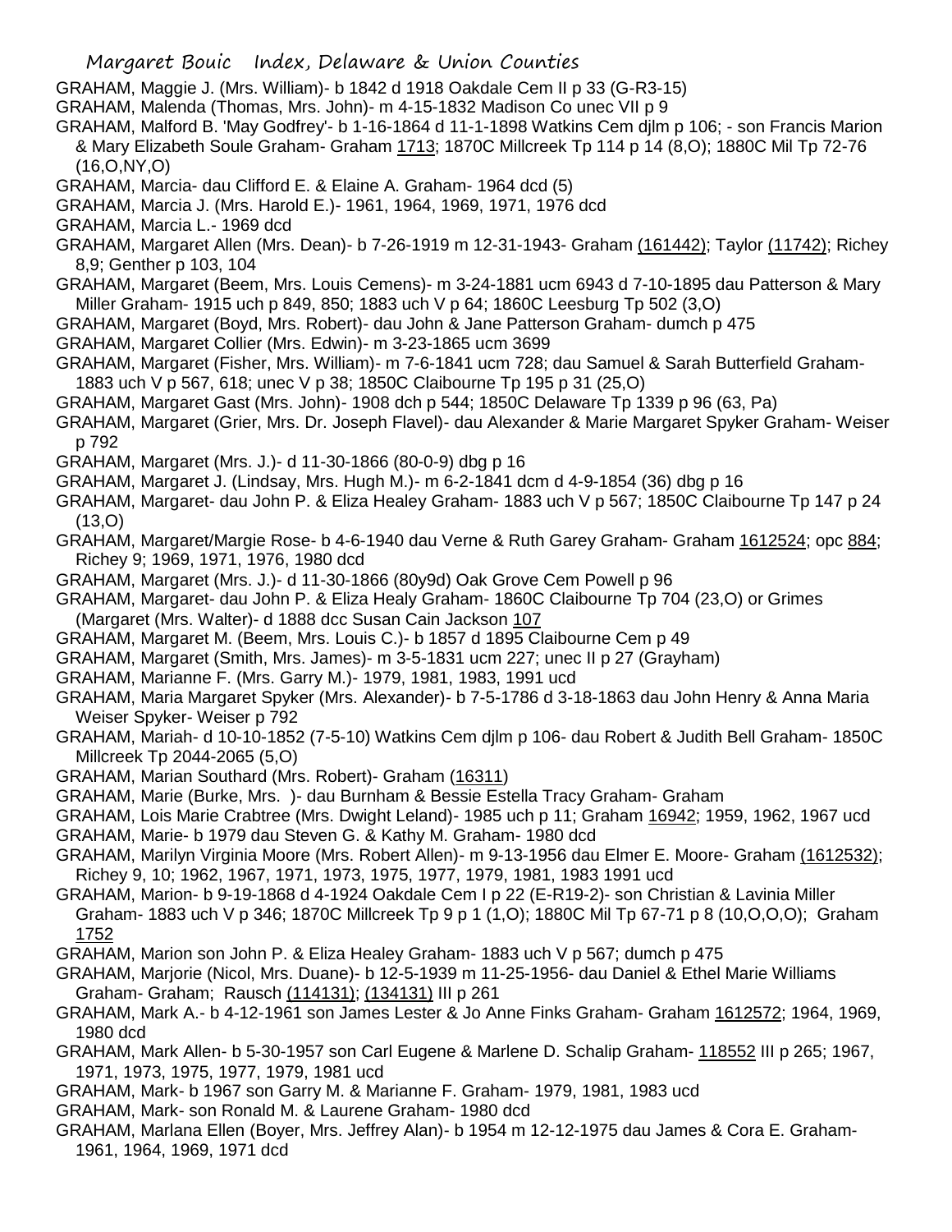GRAHAM, Maggie J. (Mrs. William)- b 1842 d 1918 Oakdale Cem II p 33 (G-R3-15)

GRAHAM, Malenda (Thomas, Mrs. John)- m 4-15-1832 Madison Co unec VII p 9

GRAHAM, Malford B. 'May Godfrey'- b 1-16-1864 d 11-1-1898 Watkins Cem djlm p 106; - son Francis Marion & Mary Elizabeth Soule Graham- Graham 1713; 1870C Millcreek Tp 114 p 14 (8,O); 1880C Mil Tp 72-76 (16,O,NY,O)

GRAHAM, Marcia- dau Clifford E. & Elaine A. Graham- 1964 dcd (5)

GRAHAM, Marcia J. (Mrs. Harold E.)- 1961, 1964, 1969, 1971, 1976 dcd

GRAHAM, Marcia L.- 1969 dcd

GRAHAM, Margaret Allen (Mrs. Dean)- b 7-26-1919 m 12-31-1943- Graham (161442); Taylor (11742); Richey 8,9; Genther p 103, 104

GRAHAM, Margaret (Beem, Mrs. Louis Cemens)- m 3-24-1881 ucm 6943 d 7-10-1895 dau Patterson & Mary Miller Graham- 1915 uch p 849, 850; 1883 uch V p 64; 1860C Leesburg Tp 502 (3,O)

GRAHAM, Margaret (Boyd, Mrs. Robert)- dau John & Jane Patterson Graham- dumch p 475

GRAHAM, Margaret Collier (Mrs. Edwin)- m 3-23-1865 ucm 3699

GRAHAM, Margaret (Fisher, Mrs. William)- m 7-6-1841 ucm 728; dau Samuel & Sarah Butterfield Graham- 1883 uch V p 567, 618; unec V p 38; 1850C Claibourne Tp 195 p 31 (25,O)

GRAHAM, Margaret Gast (Mrs. John)- 1908 dch p 544; 1850C Delaware Tp 1339 p 96 (63, Pa)

GRAHAM, Margaret (Grier, Mrs. Dr. Joseph Flavel)- dau Alexander & Marie Margaret Spyker Graham- Weiser p 792

GRAHAM, Margaret (Mrs. J.)- d 11-30-1866 (80-0-9) dbg p 16

GRAHAM, Margaret J. (Lindsay, Mrs. Hugh M.)- m 6-2-1841 dcm d 4-9-1854 (36) dbg p 16

GRAHAM, Margaret- dau John P. & Eliza Healey Graham- 1883 uch V p 567; 1850C Claibourne Tp 147 p 24 (13,O)

GRAHAM, Margaret/Margie Rose- b 4-6-1940 dau Verne & Ruth Garey Graham- Graham 1612524; opc 884; Richey 9; 1969, 1971, 1976, 1980 dcd

GRAHAM, Margaret (Mrs. J.)- d 11-30-1866 (80y9d) Oak Grove Cem Powell p 96

GRAHAM, Margaret- dau John P. & Eliza Healy Graham- 1860C Claibourne Tp 704 (23,O) or Grimes (Margaret (Mrs. Walter)- d 1888 dcc Susan Cain Jackson 107

GRAHAM, Margaret M. (Beem, Mrs. Louis C.)- b 1857 d 1895 Claibourne Cem p 49

GRAHAM, Margaret (Smith, Mrs. James)- m 3-5-1831 ucm 227; unec II p 27 (Grayham)

GRAHAM, Marianne F. (Mrs. Garry M.)- 1979, 1981, 1983, 1991 ucd

GRAHAM, Maria Margaret Spyker (Mrs. Alexander)- b 7-5-1786 d 3-18-1863 dau John Henry & Anna Maria Weiser Spyker- Weiser p 792

GRAHAM, Mariah- d 10-10-1852 (7-5-10) Watkins Cem djlm p 106- dau Robert & Judith Bell Graham- 1850C Millcreek Tp 2044-2065 (5,O)

GRAHAM, Marian Southard (Mrs. Robert)- Graham (16311)

GRAHAM, Marie (Burke, Mrs. )- dau Burnham & Bessie Estella Tracy Graham- Graham

GRAHAM, Lois Marie Crabtree (Mrs. Dwight Leland)- 1985 uch p 11; Graham 16942; 1959, 1962, 1967 ucd

GRAHAM, Marie- b 1979 dau Steven G. & Kathy M. Graham- 1980 dcd

GRAHAM, Marilyn Virginia Moore (Mrs. Robert Allen)- m 9-13-1956 dau Elmer E. Moore- Graham (1612532); Richey 9, 10; 1962, 1967, 1971, 1973, 1975, 1977, 1979, 1981, 1983 1991 ucd

GRAHAM, Marion- b 9-19-1868 d 4-1924 Oakdale Cem I p 22 (E-R19-2)- son Christian & Lavinia Miller Graham- 1883 uch V p 346; 1870C Millcreek Tp 9 p 1 (1,O); 1880C Mil Tp 67-71 p 8 (10,O,O,O); Graham 1752

GRAHAM, Marion son John P. & Eliza Healey Graham- 1883 uch V p 567; dumch p 475

GRAHAM, Marjorie (Nicol, Mrs. Duane)- b 12-5-1939 m 11-25-1956- dau Daniel & Ethel Marie Williams Graham- Graham; Rausch (114131); (134131) III p 261

GRAHAM, Mark A.- b 4-12-1961 son James Lester & Jo Anne Finks Graham- Graham 1612572; 1964, 1969, 1980 dcd

GRAHAM, Mark Allen- b 5-30-1957 son Carl Eugene & Marlene D. Schalip Graham- 118552 III p 265; 1967, 1971, 1973, 1975, 1977, 1979, 1981 ucd

GRAHAM, Mark- b 1967 son Garry M. & Marianne F. Graham- 1979, 1981, 1983 ucd

GRAHAM, Mark- son Ronald M. & Laurene Graham- 1980 dcd

GRAHAM, Marlana Ellen (Boyer, Mrs. Jeffrey Alan)- b 1954 m 12-12-1975 dau James & Cora E. Graham- 1961, 1964, 1969, 1971 dcd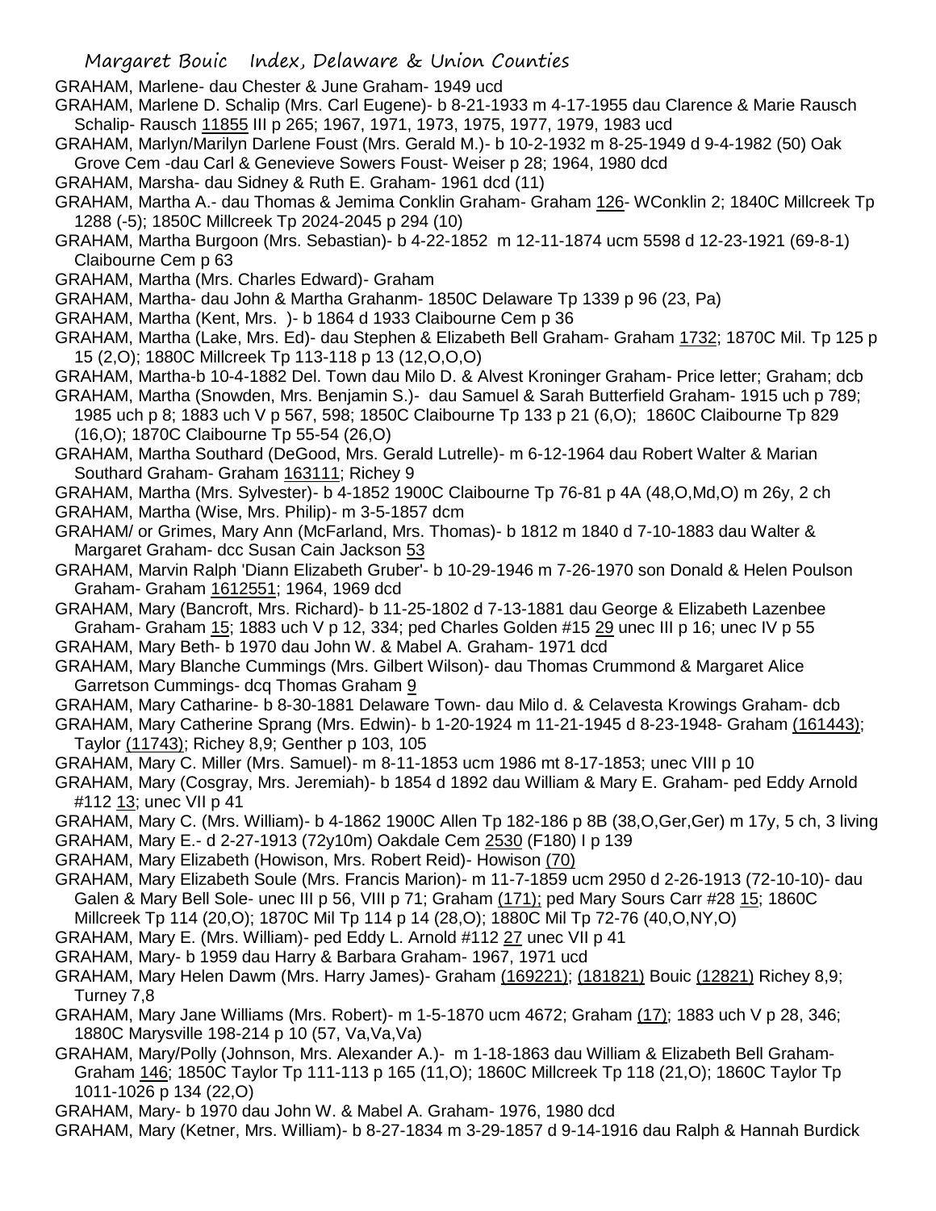GRAHAM, Marlene- dau Chester & June Graham- 1949 ucd

GRAHAM, Marlene D. Schalip (Mrs. Carl Eugene)- b 8-21-1933 m 4-17-1955 dau Clarence & Marie Rausch Schalip- Rausch 11855 III p 265; 1967, 1971, 1973, 1975, 1977, 1979, 1983 ucd

GRAHAM, Marlyn/Marilyn Darlene Foust (Mrs. Gerald M.)- b 10-2-1932 m 8-25-1949 d 9-4-1982 (50) Oak Grove Cem -dau Carl & Genevieve Sowers Foust- Weiser p 28; 1964, 1980 dcd

GRAHAM, Marsha- dau Sidney & Ruth E. Graham- 1961 dcd (11)

GRAHAM, Martha A.- dau Thomas & Jemima Conklin Graham- Graham 126- WConklin 2; 1840C Millcreek Tp 1288 (-5); 1850C Millcreek Tp 2024-2045 p 294 (10)

GRAHAM, Martha Burgoon (Mrs. Sebastian)- b 4-22-1852 m 12-11-1874 ucm 5598 d 12-23-1921 (69-8-1) Claibourne Cem p 63

GRAHAM, Martha (Mrs. Charles Edward)- Graham

GRAHAM, Martha- dau John & Martha Grahanm- 1850C Delaware Tp 1339 p 96 (23, Pa)

GRAHAM, Martha (Kent, Mrs. )- b 1864 d 1933 Claibourne Cem p 36

GRAHAM, Martha (Lake, Mrs. Ed)- dau Stephen & Elizabeth Bell Graham- Graham 1732; 1870C Mil. Tp 125 p 15 (2,O); 1880C Millcreek Tp 113-118 p 13 (12,O,O,O)

GRAHAM, Martha-b 10-4-1882 Del. Town dau Milo D. & Alvest Kroninger Graham- Price letter; Graham; dcb

GRAHAM, Martha (Snowden, Mrs. Benjamin S.)- dau Samuel & Sarah Butterfield Graham- 1915 uch p 789; 1985 uch p 8; 1883 uch V p 567, 598; 1850C Claibourne Tp 133 p 21 (6,O); 1860C Claibourne Tp 829 (16,O); 1870C Claibourne Tp 55-54 (26,O)

GRAHAM, Martha Southard (DeGood, Mrs. Gerald Lutrelle)- m 6-12-1964 dau Robert Walter & Marian Southard Graham- Graham 163111; Richey 9

GRAHAM, Martha (Mrs. Sylvester)- b 4-1852 1900C Claibourne Tp 76-81 p 4A (48,O,Md,O) m 26y, 2 ch

GRAHAM, Martha (Wise, Mrs. Philip)- m 3-5-1857 dcm

GRAHAM/ or Grimes, Mary Ann (McFarland, Mrs. Thomas)- b 1812 m 1840 d 7-10-1883 dau Walter & Margaret Graham- dcc Susan Cain Jackson 53

GRAHAM, Marvin Ralph 'Diann Elizabeth Gruber'- b 10-29-1946 m 7-26-1970 son Donald & Helen Poulson Graham- Graham 1612551; 1964, 1969 dcd

GRAHAM, Mary (Bancroft, Mrs. Richard)- b 11-25-1802 d 7-13-1881 dau George & Elizabeth Lazenbee Graham- Graham 15; 1883 uch V p 12, 334; ped Charles Golden #15 29 unec III p 16; unec IV p 55

GRAHAM, Mary Beth- b 1970 dau John W. & Mabel A. Graham- 1971 dcd

GRAHAM, Mary Blanche Cummings (Mrs. Gilbert Wilson)- dau Thomas Crummond & Margaret Alice Garretson Cummings- dcq Thomas Graham 9

GRAHAM, Mary Catharine- b 8-30-1881 Delaware Town- dau Milo d. & Celavesta Krowings Graham- dcb

GRAHAM, Mary Catherine Sprang (Mrs. Edwin)- b 1-20-1924 m 11-21-1945 d 8-23-1948- Graham (161443); Taylor (11743); Richey 8,9; Genther p 103, 105

GRAHAM, Mary C. Miller (Mrs. Samuel)- m 8-11-1853 ucm 1986 mt 8-17-1853; unec VIII p 10

GRAHAM, Mary (Cosgray, Mrs. Jeremiah)- b 1854 d 1892 dau William & Mary E. Graham- ped Eddy Arnold #112 13; unec VII p 41

GRAHAM, Mary C. (Mrs. William)- b 4-1862 1900C Allen Tp 182-186 p 8B (38,O,Ger,Ger) m 17y, 5 ch, 3 living

GRAHAM, Mary E.- d 2-27-1913 (72y10m) Oakdale Cem 2530 (F180) I p 139

GRAHAM, Mary Elizabeth (Howison, Mrs. Robert Reid)- Howison (70)

GRAHAM, Mary Elizabeth Soule (Mrs. Francis Marion)- m 11-7-1859 ucm 2950 d 2-26-1913 (72-10-10)- dau Galen & Mary Bell Sole- unec III p 56, VIII p 71; Graham (171); ped Mary Sours Carr #28 15; 1860C Millcreek Tp 114 (20,O); 1870C Mil Tp 114 p 14 (28,O); 1880C Mil Tp 72-76 (40,O,NY,O)

GRAHAM, Mary E. (Mrs. William)- ped Eddy L. Arnold #112 27 unec VII p 41

GRAHAM, Mary- b 1959 dau Harry & Barbara Graham- 1967, 1971 ucd

GRAHAM, Mary Helen Dawm (Mrs. Harry James)- Graham (169221); (181821) Bouic (12821) Richey 8,9; Turney 7,8

GRAHAM, Mary Jane Williams (Mrs. Robert)- m 1-5-1870 ucm 4672; Graham (17); 1883 uch V p 28, 346; 1880C Marysville 198-214 p 10 (57, Va,Va,Va)

GRAHAM, Mary/Polly (Johnson, Mrs. Alexander A.)- m 1-18-1863 dau William & Elizabeth Bell Graham- Graham 146; 1850C Taylor Tp 111-113 p 165 (11,O); 1860C Millcreek Tp 118 (21,O); 1860C Taylor Tp 1011-1026 p 134 (22,O)

GRAHAM, Mary- b 1970 dau John W. & Mabel A. Graham- 1976, 1980 dcd

GRAHAM, Mary (Ketner, Mrs. William)- b 8-27-1834 m 3-29-1857 d 9-14-1916 dau Ralph & Hannah Burdick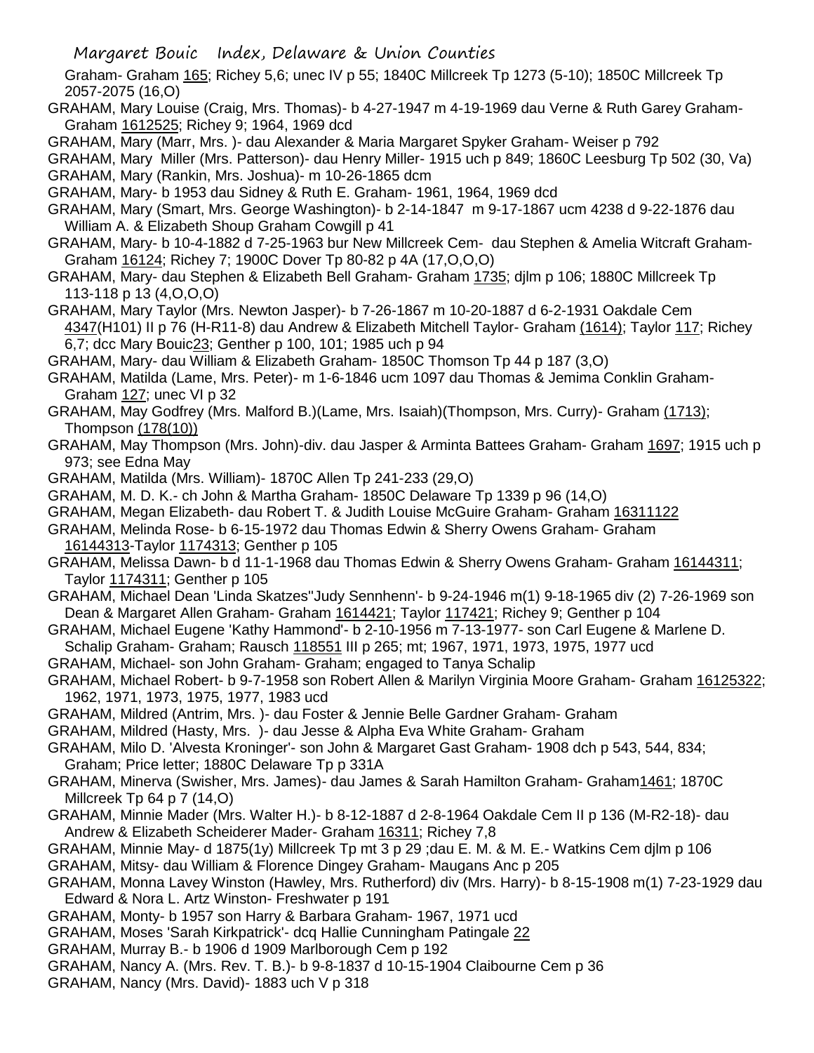Graham- Graham 165; Richey 5,6; unec IV p 55; 1840C Millcreek Tp 1273 (5-10); 1850C Millcreek Tp 2057-2075 (16,O)

GRAHAM, Mary Louise (Craig, Mrs. Thomas)- b 4-27-1947 m 4-19-1969 dau Verne & Ruth Garey Graham- Graham 1612525; Richey 9; 1964, 1969 dcd

GRAHAM, Mary (Marr, Mrs. )- dau Alexander & Maria Margaret Spyker Graham- Weiser p 792

GRAHAM, Mary Miller (Mrs. Patterson)- dau Henry Miller- 1915 uch p 849; 1860C Leesburg Tp 502 (30, Va)

GRAHAM, Mary (Rankin, Mrs. Joshua)- m 10-26-1865 dcm

GRAHAM, Mary- b 1953 dau Sidney & Ruth E. Graham- 1961, 1964, 1969 dcd

GRAHAM, Mary (Smart, Mrs. George Washington)- b 2-14-1847 m 9-17-1867 ucm 4238 d 9-22-1876 dau William A. & Elizabeth Shoup Graham Cowgill p 41

GRAHAM, Mary- b 10-4-1882 d 7-25-1963 bur New Millcreek Cem- dau Stephen & Amelia Witcraft Graham- Graham 16124; Richey 7; 1900C Dover Tp 80-82 p 4A (17,O,O,O)

GRAHAM, Mary- dau Stephen & Elizabeth Bell Graham- Graham 1735; djlm p 106; 1880C Millcreek Tp 113-118 p 13 (4,O,O,O)

GRAHAM, Mary Taylor (Mrs. Newton Jasper)- b 7-26-1867 m 10-20-1887 d 6-2-1931 Oakdale Cem 4347(H101) II p 76 (H-R11-8) dau Andrew & Elizabeth Mitchell Taylor- Graham (1614); Taylor 117; Richey 6,7; dcc Mary Bouic23; Genther p 100, 101; 1985 uch p 94

GRAHAM, Mary- dau William & Elizabeth Graham- 1850C Thomson Tp 44 p 187 (3,O)

GRAHAM, Matilda (Lame, Mrs. Peter)- m 1-6-1846 ucm 1097 dau Thomas & Jemima Conklin Graham- Graham 127; unec VI p 32

GRAHAM, May Godfrey (Mrs. Malford B.)(Lame, Mrs. Isaiah)(Thompson, Mrs. Curry)- Graham (1713); Thompson (178(10))

GRAHAM, May Thompson (Mrs. John)-div. dau Jasper & Arminta Battees Graham- Graham 1697; 1915 uch p 973; see Edna May

GRAHAM, Matilda (Mrs. William)- 1870C Allen Tp 241-233 (29,O)

GRAHAM, M. D. K.- ch John & Martha Graham- 1850C Delaware Tp 1339 p 96 (14,O)

GRAHAM, Megan Elizabeth- dau Robert T. & Judith Louise McGuire Graham- Graham 16311122

GRAHAM, Melinda Rose- b 6-15-1972 dau Thomas Edwin & Sherry Owens Graham- Graham 16144313-Taylor 1174313; Genther p 105

GRAHAM, Melissa Dawn- b d 11-1-1968 dau Thomas Edwin & Sherry Owens Graham- Graham 16144311; Taylor 1174311; Genther p 105

GRAHAM, Michael Dean 'Linda Skatzes''Judy Sennhenn'- b 9-24-1946 m(1) 9-18-1965 div (2) 7-26-1969 son Dean & Margaret Allen Graham- Graham 1614421; Taylor 117421; Richey 9; Genther p 104

GRAHAM, Michael Eugene 'Kathy Hammond'- b 2-10-1956 m 7-13-1977- son Carl Eugene & Marlene D. Schalip Graham- Graham; Rausch 118551 III p 265; mt; 1967, 1971, 1973, 1975, 1977 ucd

GRAHAM, Michael- son John Graham- Graham; engaged to Tanya Schalip

GRAHAM, Michael Robert- b 9-7-1958 son Robert Allen & Marilyn Virginia Moore Graham- Graham 16125322; 1962, 1971, 1973, 1975, 1977, 1983 ucd

GRAHAM, Mildred (Antrim, Mrs. )- dau Foster & Jennie Belle Gardner Graham- Graham

GRAHAM, Mildred (Hasty, Mrs. )- dau Jesse & Alpha Eva White Graham- Graham

GRAHAM, Milo D. 'Alvesta Kroninger'- son John & Margaret Gast Graham- 1908 dch p 543, 544, 834; Graham; Price letter; 1880C Delaware Tp p 331A

GRAHAM, Minerva (Swisher, Mrs. James)- dau James & Sarah Hamilton Graham- Graham1461; 1870C Millcreek Tp 64 p 7 (14,O)

GRAHAM, Minnie Mader (Mrs. Walter H.)- b 8-12-1887 d 2-8-1964 Oakdale Cem II p 136 (M-R2-18)- dau Andrew & Elizabeth Scheiderer Mader- Graham 16311; Richey 7,8

GRAHAM, Minnie May- d 1875(1y) Millcreek Tp mt 3 p 29 ;dau E. M. & M. E.- Watkins Cem djlm p 106

GRAHAM, Mitsy- dau William & Florence Dingey Graham- Maugans Anc p 205

GRAHAM, Monna Lavey Winston (Hawley, Mrs. Rutherford) div (Mrs. Harry)- b 8-15-1908 m(1) 7-23-1929 dau Edward & Nora L. Artz Winston- Freshwater p 191

GRAHAM, Monty- b 1957 son Harry & Barbara Graham- 1967, 1971 ucd

GRAHAM, Moses 'Sarah Kirkpatrick'- dcq Hallie Cunningham Patingale 22

GRAHAM, Murray B.- b 1906 d 1909 Marlborough Cem p 192

GRAHAM, Nancy A. (Mrs. Rev. T. B.)- b 9-8-1837 d 10-15-1904 Claibourne Cem p 36

GRAHAM, Nancy (Mrs. David)- 1883 uch V p 318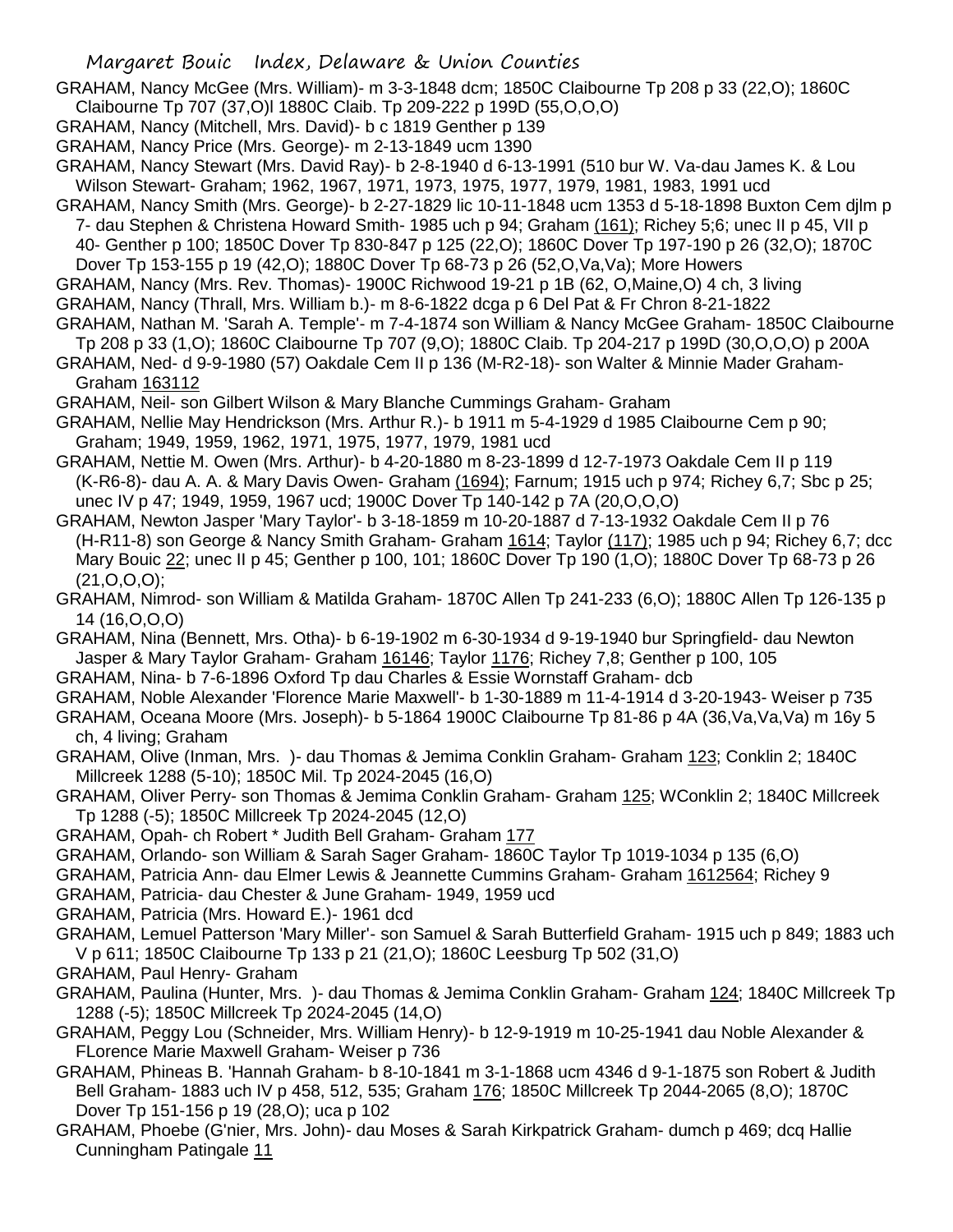GRAHAM, Nancy McGee (Mrs. William)- m 3-3-1848 dcm; 1850C Claibourne Tp 208 p 33 (22,O); 1860C Claibourne Tp 707 (37,O)l 1880C Claib. Tp 209-222 p 199D (55,O,O,O)

GRAHAM, Nancy (Mitchell, Mrs. David)- b c 1819 Genther p 139

GRAHAM, Nancy Price (Mrs. George)- m 2-13-1849 ucm 1390

GRAHAM, Nancy Stewart (Mrs. David Ray)- b 2-8-1940 d 6-13-1991 (510 bur W. Va-dau James K. & Lou Wilson Stewart- Graham; 1962, 1967, 1971, 1973, 1975, 1977, 1979, 1981, 1983, 1991 ucd

GRAHAM, Nancy Smith (Mrs. George)- b 2-27-1829 lic 10-11-1848 ucm 1353 d 5-18-1898 Buxton Cem djlm p 7- dau Stephen & Christena Howard Smith- 1985 uch p 94; Graham (161); Richey 5;6; unec II p 45, VII p 40- Genther p 100; 1850C Dover Tp 830-847 p 125 (22,O); 1860C Dover Tp 197-190 p 26 (32,O); 1870C Dover Tp 153-155 p 19 (42,O); 1880C Dover Tp 68-73 p 26 (52,O,Va,Va); More Howers

GRAHAM, Nancy (Mrs. Rev. Thomas)- 1900C Richwood 19-21 p 1B (62, O,Maine,O) 4 ch, 3 living

GRAHAM, Nancy (Thrall, Mrs. William b.)- m 8-6-1822 dcga p 6 Del Pat & Fr Chron 8-21-1822

GRAHAM, Nathan M. 'Sarah A. Temple'- m 7-4-1874 son William & Nancy McGee Graham- 1850C Claibourne Tp 208 p 33 (1,O); 1860C Claibourne Tp 707 (9,O); 1880C Claib. Tp 204-217 p 199D (30,O,O,O) p 200A

GRAHAM, Ned- d 9-9-1980 (57) Oakdale Cem II p 136 (M-R2-18)- son Walter & Minnie Mader Graham- Graham 163112

GRAHAM, Neil- son Gilbert Wilson & Mary Blanche Cummings Graham- Graham

GRAHAM, Nellie May Hendrickson (Mrs. Arthur R.)- b 1911 m 5-4-1929 d 1985 Claibourne Cem p 90; Graham; 1949, 1959, 1962, 1971, 1975, 1977, 1979, 1981 ucd

GRAHAM, Nettie M. Owen (Mrs. Arthur)- b 4-20-1880 m 8-23-1899 d 12-7-1973 Oakdale Cem II p 119 (K-R6-8)- dau A. A. & Mary Davis Owen- Graham (1694); Farnum; 1915 uch p 974; Richey 6,7; Sbc p 25; unec IV p 47; 1949, 1959, 1967 ucd; 1900C Dover Tp 140-142 p 7A (20,O,O,O)

GRAHAM, Newton Jasper 'Mary Taylor'- b 3-18-1859 m 10-20-1887 d 7-13-1932 Oakdale Cem II p 76 (H-R11-8) son George & Nancy Smith Graham- Graham 1614; Taylor (117); 1985 uch p 94; Richey 6,7; dcc Mary Bouic 22; unec II p 45; Genther p 100, 101; 1860C Dover Tp 190 (1,O); 1880C Dover Tp 68-73 p 26 (21,O,O,O);

GRAHAM, Nimrod- son William & Matilda Graham- 1870C Allen Tp 241-233 (6,O); 1880C Allen Tp 126-135 p 14 (16,O,O,O)

GRAHAM, Nina (Bennett, Mrs. Otha)- b 6-19-1902 m 6-30-1934 d 9-19-1940 bur Springfield- dau Newton Jasper & Mary Taylor Graham- Graham 16146; Taylor 1176; Richey 7,8; Genther p 100, 105

GRAHAM, Nina- b 7-6-1896 Oxford Tp dau Charles & Essie Wornstaff Graham- dcb

GRAHAM, Noble Alexander 'Florence Marie Maxwell'- b 1-30-1889 m 11-4-1914 d 3-20-1943- Weiser p 735

GRAHAM, Oceana Moore (Mrs. Joseph)- b 5-1864 1900C Claibourne Tp 81-86 p 4A (36,Va,Va,Va) m 16y 5 ch, 4 living; Graham

GRAHAM, Olive (Inman, Mrs. )- dau Thomas & Jemima Conklin Graham- Graham 123; Conklin 2; 1840C Millcreek 1288 (5-10); 1850C Mil. Tp 2024-2045 (16,O)

GRAHAM, Oliver Perry- son Thomas & Jemima Conklin Graham- Graham 125; WConklin 2; 1840C Millcreek Tp 1288 (-5); 1850C Millcreek Tp 2024-2045 (12,O)

GRAHAM, Opah- ch Robert * Judith Bell Graham- Graham 177

GRAHAM, Orlando- son William & Sarah Sager Graham- 1860C Taylor Tp 1019-1034 p 135 (6,O)

GRAHAM, Patricia Ann- dau Elmer Lewis & Jeannette Cummins Graham- Graham 1612564; Richey 9

GRAHAM, Patricia- dau Chester & June Graham- 1949, 1959 ucd

GRAHAM, Patricia (Mrs. Howard E.)- 1961 dcd

GRAHAM, Lemuel Patterson 'Mary Miller'- son Samuel & Sarah Butterfield Graham- 1915 uch p 849; 1883 uch V p 611; 1850C Claibourne Tp 133 p 21 (21,O); 1860C Leesburg Tp 502 (31,O)

GRAHAM, Paul Henry- Graham

GRAHAM, Paulina (Hunter, Mrs. )- dau Thomas & Jemima Conklin Graham- Graham 124; 1840C Millcreek Tp 1288 (-5); 1850C Millcreek Tp 2024-2045 (14,O)

GRAHAM, Peggy Lou (Schneider, Mrs. William Henry)- b 12-9-1919 m 10-25-1941 dau Noble Alexander & FLorence Marie Maxwell Graham- Weiser p 736

GRAHAM, Phineas B. 'Hannah Graham- b 8-10-1841 m 3-1-1868 ucm 4346 d 9-1-1875 son Robert & Judith Bell Graham- 1883 uch IV p 458, 512, 535; Graham 176; 1850C Millcreek Tp 2044-2065 (8,O); 1870C Dover Tp 151-156 p 19 (28,O); uca p 102

GRAHAM, Phoebe (G'nier, Mrs. John)- dau Moses & Sarah Kirkpatrick Graham- dumch p 469; dcq Hallie Cunningham Patingale 11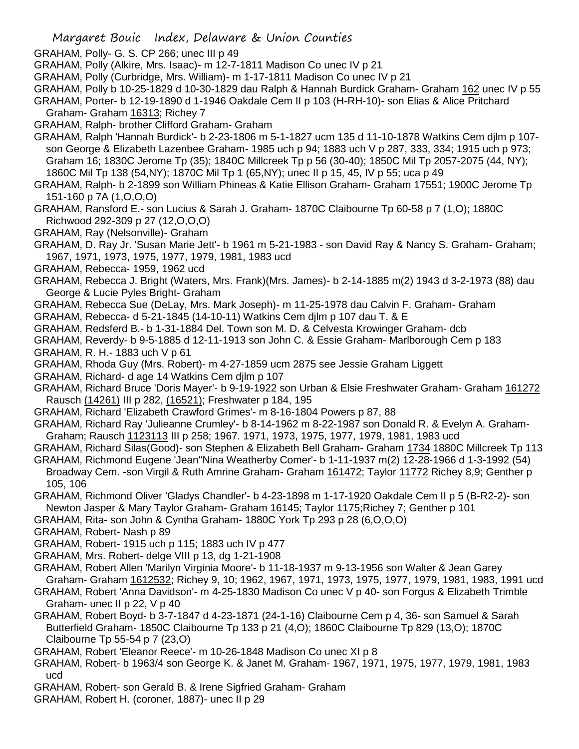GRAHAM, Polly- G. S. CP 266; unec III p 49

GRAHAM, Polly (Alkire, Mrs. Isaac)- m 12-7-1811 Madison Co unec IV p 21

GRAHAM, Polly (Curbridge, Mrs. William)- m 1-17-1811 Madison Co unec IV p 21

GRAHAM, Polly b 10-25-1829 d 10-30-1829 dau Ralph & Hannah Burdick Graham- Graham 162 unec IV p 55

GRAHAM, Porter- b 12-19-1890 d 1-1946 Oakdale Cem II p 103 (H-RH-10)- son Elias & Alice Pritchard Graham- Graham 16313; Richey 7

GRAHAM, Ralph- brother Clifford Graham- Graham

GRAHAM, Ralph 'Hannah Burdick'- b 2-23-1806 m 5-1-1827 ucm 135 d 11-10-1878 Watkins Cem djlm p 107- son George & Elizabeth Lazenbee Graham- 1985 uch p 94; 1883 uch V p 287, 333, 334; 1915 uch p 973; Graham 16; 1830C Jerome Tp (35); 1840C Millcreek Tp p 56 (30-40); 1850C Mil Tp 2057-2075 (44, NY); 1860C Mil Tp 138 (54,NY); 1870C Mil Tp 1 (65,NY); unec II p 15, 45, IV p 55; uca p 49

GRAHAM, Ralph- b 2-1899 son William Phineas & Katie Ellison Graham- Graham 17551; 1900C Jerome Tp 151-160 p 7A (1,O,O,O)

GRAHAM, Ransford E.- son Lucius & Sarah J. Graham- 1870C Claibourne Tp 60-58 p 7 (1,O); 1880C Richwood 292-309 p 27 (12,O,O,O)

GRAHAM, Ray (Nelsonville)- Graham

GRAHAM, D. Ray Jr. 'Susan Marie Jett'- b 1961 m 5-21-1983 - son David Ray & Nancy S. Graham- Graham; 1967, 1971, 1973, 1975, 1977, 1979, 1981, 1983 ucd

GRAHAM, Rebecca- 1959, 1962 ucd

GRAHAM, Rebecca J. Bright (Waters, Mrs. Frank)(Mrs. James)- b 2-14-1885 m(2) 1943 d 3-2-1973 (88) dau George & Lucie Pyles Bright- Graham

GRAHAM, Rebecca Sue (DeLay, Mrs. Mark Joseph)- m 11-25-1978 dau Calvin F. Graham- Graham

GRAHAM, Rebecca- d 5-21-1845 (14-10-11) Watkins Cem djlm p 107 dau T. & E

GRAHAM, Redsferd B.- b 1-31-1884 Del. Town son M. D. & Celvesta Krowinger Graham- dcb

GRAHAM, Reverdy- b 9-5-1885 d 12-11-1913 son John C. & Essie Graham- Marlborough Cem p 183

GRAHAM, R. H.- 1883 uch V p 61

GRAHAM, Rhoda Guy (Mrs. Robert)- m 4-27-1859 ucm 2875 see Jessie Graham Liggett

GRAHAM, Richard- d age 14 Watkins Cem djlm p 107

GRAHAM, Richard Bruce 'Doris Mayer'- b 9-19-1922 son Urban & Elsie Freshwater Graham- Graham 161272 Rausch (14261) III p 282, (16521); Freshwater p 184, 195

GRAHAM, Richard 'Elizabeth Crawford Grimes'- m 8-16-1804 Powers p 87, 88

GRAHAM, Richard Ray 'Julieanne Crumley'- b 8-14-1962 m 8-22-1987 son Donald R. & Evelyn A. Graham- Graham; Rausch 1123113 III p 258; 1967. 1971, 1973, 1975, 1977, 1979, 1981, 1983 ucd

GRAHAM, Richard Silas(Good)- son Stephen & Elizabeth Bell Graham- Graham 1734 1880C Millcreek Tp 113

GRAHAM, Richmond Eugene 'Jean''Nina Weatherby Comer'- b 1-11-1937 m(2) 12-28-1966 d 1-3-1992 (54) Broadway Cem. -son Virgil & Ruth Amrine Graham- Graham 161472; Taylor 11772 Richey 8,9; Genther p 105, 106

GRAHAM, Richmond Oliver 'Gladys Chandler'- b 4-23-1898 m 1-17-1920 Oakdale Cem II p 5 (B-R2-2)- son Newton Jasper & Mary Taylor Graham- Graham 16145; Taylor 1175;Richey 7; Genther p 101

GRAHAM, Rita- son John & Cyntha Graham- 1880C York Tp 293 p 28 (6,O,O,O)

GRAHAM, Robert- Nash p 89

GRAHAM, Robert- 1915 uch p 115; 1883 uch IV p 477

GRAHAM, Mrs. Robert- delge VIII p 13, dg 1-21-1908

GRAHAM, Robert Allen 'Marilyn Virginia Moore'- b 11-18-1937 m 9-13-1956 son Walter & Jean Garey Graham- Graham 1612532; Richey 9, 10; 1962, 1967, 1971, 1973, 1975, 1977, 1979, 1981, 1983, 1991 ucd

GRAHAM, Robert 'Anna Davidson'- m 4-25-1830 Madison Co unec V p 40- son Forgus & Elizabeth Trimble Graham- unec II p 22, V p 40

GRAHAM, Robert Boyd- b 3-7-1847 d 4-23-1871 (24-1-16) Claibourne Cem p 4, 36- son Samuel & Sarah Butterfield Graham- 1850C Claibourne Tp 133 p 21 (4,O); 1860C Claibourne Tp 829 (13,O); 1870C Claibourne Tp 55-54 p 7 (23,O)

GRAHAM, Robert 'Eleanor Reece'- m 10-26-1848 Madison Co unec XI p 8

GRAHAM, Robert- b 1963/4 son George K. & Janet M. Graham- 1967, 1971, 1975, 1977, 1979, 1981, 1983 ucd

GRAHAM, Robert- son Gerald B. & Irene Sigfried Graham- Graham

GRAHAM, Robert H. (coroner, 1887)- unec II p 29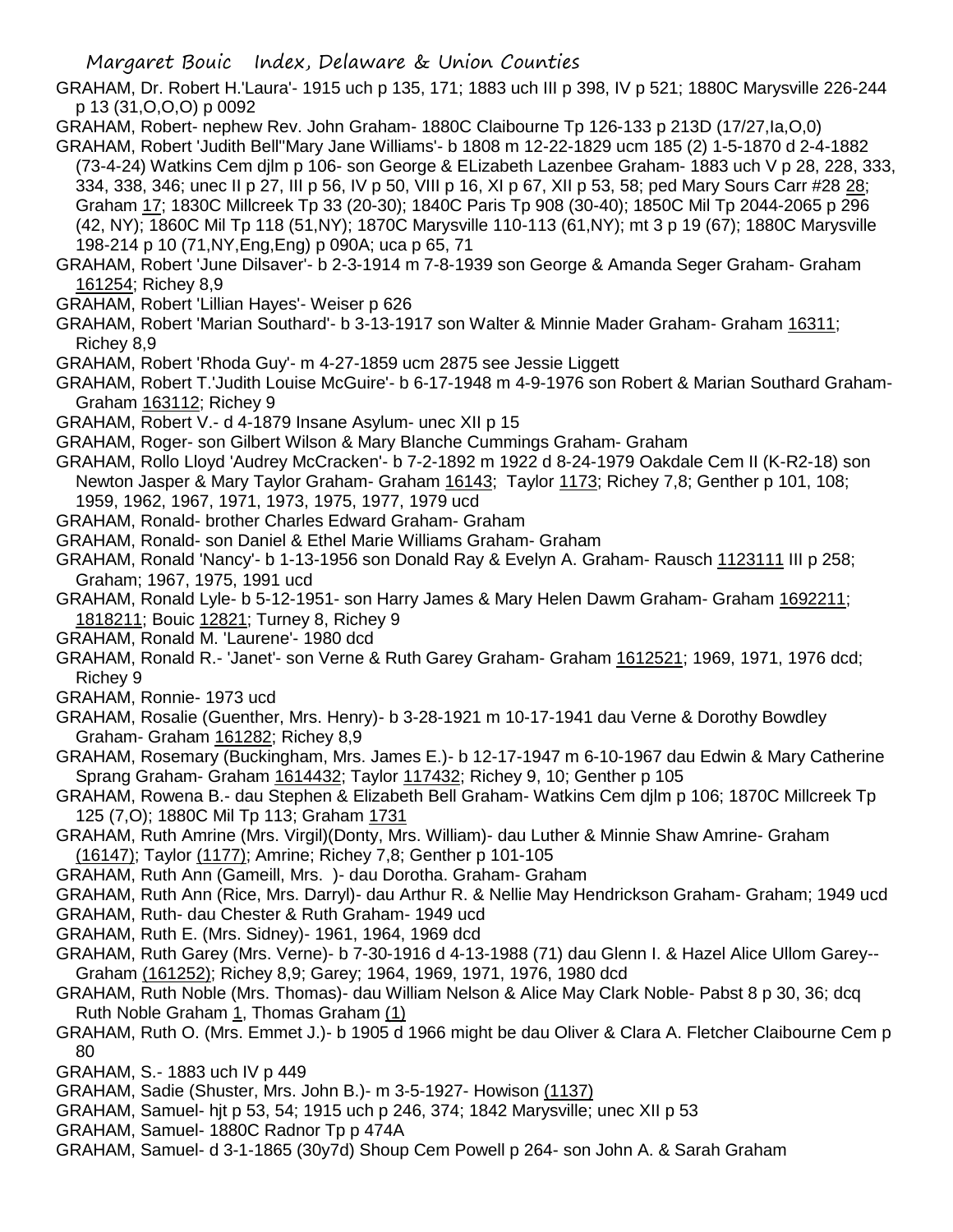GRAHAM, Dr. Robert H.'Laura'- 1915 uch p 135, 171; 1883 uch III p 398, IV p 521; 1880C Marysville 226-244 p 13 (31,O,O,O) p 0092

GRAHAM, Robert- nephew Rev. John Graham- 1880C Claibourne Tp 126-133 p 213D (17/27,Ia,O,0)

GRAHAM, Robert 'Judith Bell''Mary Jane Williams'- b 1808 m 12-22-1829 ucm 185 (2) 1-5-1870 d 2-4-1882 (73-4-24) Watkins Cem djlm p 106- son George & ELizabeth Lazenbee Graham- 1883 uch V p 28, 228, 333, 334, 338, 346; unec II p 27, III p 56, IV p 50, VIII p 16, XI p 67, XII p 53, 58; ped Mary Sours Carr #28 28; Graham 17; 1830C Millcreek Tp 33 (20-30); 1840C Paris Tp 908 (30-40); 1850C Mil Tp 2044-2065 p 296 (42, NY); 1860C Mil Tp 118 (51,NY); 1870C Marysville 110-113 (61,NY); mt 3 p 19 (67); 1880C Marysville 198-214 p 10 (71,NY,Eng,Eng) p 090A; uca p 65, 71

GRAHAM, Robert 'June Dilsaver'- b 2-3-1914 m 7-8-1939 son George & Amanda Seger Graham- Graham 161254; Richey 8,9

GRAHAM, Robert 'Lillian Hayes'- Weiser p 626

GRAHAM, Robert 'Marian Southard'- b 3-13-1917 son Walter & Minnie Mader Graham- Graham 16311; Richey 8,9

GRAHAM, Robert 'Rhoda Guy'- m 4-27-1859 ucm 2875 see Jessie Liggett

GRAHAM, Robert T.'Judith Louise McGuire'- b 6-17-1948 m 4-9-1976 son Robert & Marian Southard Graham- Graham 163112; Richey 9

GRAHAM, Robert V.- d 4-1879 Insane Asylum- unec XII p 15

GRAHAM, Roger- son Gilbert Wilson & Mary Blanche Cummings Graham- Graham

GRAHAM, Rollo Lloyd 'Audrey McCracken'- b 7-2-1892 m 1922 d 8-24-1979 Oakdale Cem II (K-R2-18) son Newton Jasper & Mary Taylor Graham- Graham 16143; Taylor 1173; Richey 7,8; Genther p 101, 108; 1959, 1962, 1967, 1971, 1973, 1975, 1977, 1979 ucd

GRAHAM, Ronald- brother Charles Edward Graham- Graham

GRAHAM, Ronald- son Daniel & Ethel Marie Williams Graham- Graham

GRAHAM, Ronald 'Nancy'- b 1-13-1956 son Donald Ray & Evelyn A. Graham- Rausch 1123111 III p 258; Graham; 1967, 1975, 1991 ucd

GRAHAM, Ronald Lyle- b 5-12-1951- son Harry James & Mary Helen Dawm Graham- Graham 1692211; 1818211; Bouic 12821; Turney 8, Richey 9

GRAHAM, Ronald M. 'Laurene'- 1980 dcd

GRAHAM, Ronald R.- 'Janet'- son Verne & Ruth Garey Graham- Graham 1612521; 1969, 1971, 1976 dcd; Richey 9

GRAHAM, Ronnie- 1973 ucd

GRAHAM, Rosalie (Guenther, Mrs. Henry)- b 3-28-1921 m 10-17-1941 dau Verne & Dorothy Bowdley Graham- Graham 161282; Richey 8,9

GRAHAM, Rosemary (Buckingham, Mrs. James E.)- b 12-17-1947 m 6-10-1967 dau Edwin & Mary Catherine Sprang Graham- Graham 1614432; Taylor 117432; Richey 9, 10; Genther p 105

GRAHAM, Rowena B.- dau Stephen & Elizabeth Bell Graham- Watkins Cem djlm p 106; 1870C Millcreek Tp 125 (7,O); 1880C Mil Tp 113; Graham 1731

GRAHAM, Ruth Amrine (Mrs. Virgil)(Donty, Mrs. William)- dau Luther & Minnie Shaw Amrine- Graham (16147); Taylor (1177); Amrine; Richey 7,8; Genther p 101-105

GRAHAM, Ruth Ann (Gameill, Mrs. )- dau Dorotha. Graham- Graham

GRAHAM, Ruth Ann (Rice, Mrs. Darryl)- dau Arthur R. & Nellie May Hendrickson Graham- Graham; 1949 ucd

GRAHAM, Ruth- dau Chester & Ruth Graham- 1949 ucd

GRAHAM, Ruth E. (Mrs. Sidney)- 1961, 1964, 1969 dcd

GRAHAM, Ruth Garey (Mrs. Verne)- b 7-30-1916 d 4-13-1988 (71) dau Glenn I. & Hazel Alice Ullom Garey-- Graham (161252); Richey 8,9; Garey; 1964, 1969, 1971, 1976, 1980 dcd

GRAHAM, Ruth Noble (Mrs. Thomas)- dau William Nelson & Alice May Clark Noble- Pabst 8 p 30, 36; dcq Ruth Noble Graham 1, Thomas Graham (1)

GRAHAM, Ruth O. (Mrs. Emmet J.)- b 1905 d 1966 might be dau Oliver & Clara A. Fletcher Claibourne Cem p 80

GRAHAM, S.- 1883 uch IV p 449

GRAHAM, Sadie (Shuster, Mrs. John B.)- m 3-5-1927- Howison (1137)

GRAHAM, Samuel- hjt p 53, 54; 1915 uch p 246, 374; 1842 Marysville; unec XII p 53

GRAHAM, Samuel- 1880C Radnor Tp p 474A

GRAHAM, Samuel- d 3-1-1865 (30y7d) Shoup Cem Powell p 264- son John A. & Sarah Graham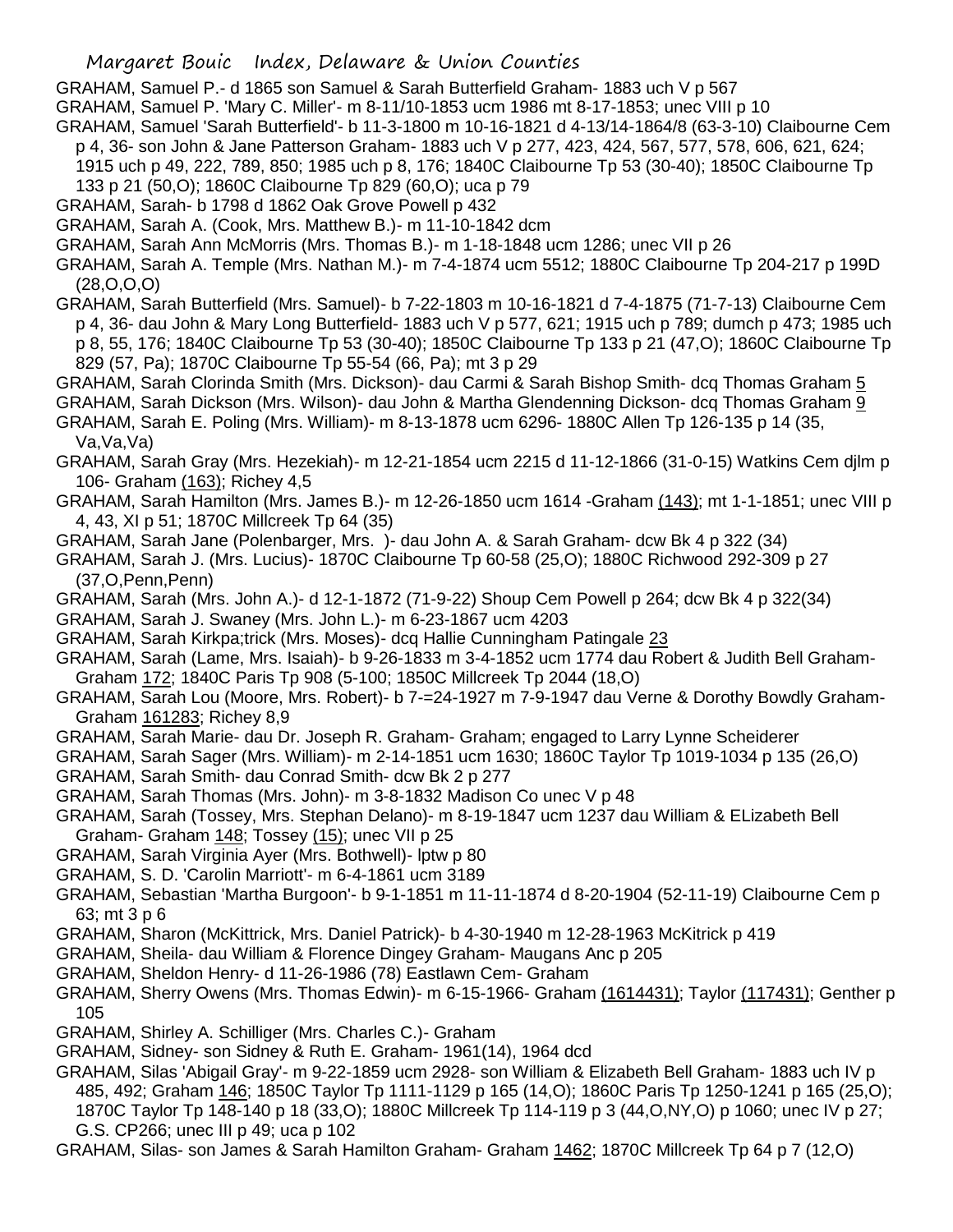GRAHAM, Samuel P.- d 1865 son Samuel & Sarah Butterfield Graham- 1883 uch V p 567

GRAHAM, Samuel P. 'Mary C. Miller'- m 8-11/10-1853 ucm 1986 mt 8-17-1853; unec VIII p 10

GRAHAM, Samuel 'Sarah Butterfield'- b 11-3-1800 m 10-16-1821 d 4-13/14-1864/8 (63-3-10) Claibourne Cem p 4, 36- son John & Jane Patterson Graham- 1883 uch V p 277, 423, 424, 567, 577, 578, 606, 621, 624; 1915 uch p 49, 222, 789, 850; 1985 uch p 8, 176; 1840C Claibourne Tp 53 (30-40); 1850C Claibourne Tp 133 p 21 (50,O); 1860C Claibourne Tp 829 (60,O); uca p 79

GRAHAM, Sarah- b 1798 d 1862 Oak Grove Powell p 432

GRAHAM, Sarah A. (Cook, Mrs. Matthew B.)- m 11-10-1842 dcm

GRAHAM, Sarah Ann McMorris (Mrs. Thomas B.)- m 1-18-1848 ucm 1286; unec VII p 26

GRAHAM, Sarah A. Temple (Mrs. Nathan M.)- m 7-4-1874 ucm 5512; 1880C Claibourne Tp 204-217 p 199D (28,O,O,O)

GRAHAM, Sarah Butterfield (Mrs. Samuel)- b 7-22-1803 m 10-16-1821 d 7-4-1875 (71-7-13) Claibourne Cem p 4, 36- dau John & Mary Long Butterfield- 1883 uch V p 577, 621; 1915 uch p 789; dumch p 473; 1985 uch p 8, 55, 176; 1840C Claibourne Tp 53 (30-40); 1850C Claibourne Tp 133 p 21 (47,O); 1860C Claibourne Tp 829 (57, Pa); 1870C Claibourne Tp 55-54 (66, Pa); mt 3 p 29

GRAHAM, Sarah Clorinda Smith (Mrs. Dickson)- dau Carmi & Sarah Bishop Smith- dcq Thomas Graham 5

GRAHAM, Sarah Dickson (Mrs. Wilson)- dau John & Martha Glendenning Dickson- dcq Thomas Graham 9

GRAHAM, Sarah E. Poling (Mrs. William)- m 8-13-1878 ucm 6296- 1880C Allen Tp 126-135 p 14 (35, Va,Va,Va)

GRAHAM, Sarah Gray (Mrs. Hezekiah)- m 12-21-1854 ucm 2215 d 11-12-1866 (31-0-15) Watkins Cem djlm p 106- Graham (163); Richey 4,5

GRAHAM, Sarah Hamilton (Mrs. James B.)- m 12-26-1850 ucm 1614 -Graham (143); mt 1-1-1851; unec VIII p 4, 43, XI p 51; 1870C Millcreek Tp 64 (35)

GRAHAM, Sarah Jane (Polenbarger, Mrs. )- dau John A. & Sarah Graham- dcw Bk 4 p 322 (34)

GRAHAM, Sarah J. (Mrs. Lucius)- 1870C Claibourne Tp 60-58 (25,O); 1880C Richwood 292-309 p 27 (37,O,Penn,Penn)

GRAHAM, Sarah (Mrs. John A.)- d 12-1-1872 (71-9-22) Shoup Cem Powell p 264; dcw Bk 4 p 322(34)

GRAHAM, Sarah J. Swaney (Mrs. John L.)- m 6-23-1867 ucm 4203

GRAHAM, Sarah Kirkpa;trick (Mrs. Moses)- dcq Hallie Cunningham Patingale 23

GRAHAM, Sarah (Lame, Mrs. Isaiah)- b 9-26-1833 m 3-4-1852 ucm 1774 dau Robert & Judith Bell Graham- Graham 172; 1840C Paris Tp 908 (5-100; 1850C Millcreek Tp 2044 (18,O)

GRAHAM, Sarah Lou (Moore, Mrs. Robert)- b 7-=24-1927 m 7-9-1947 dau Verne & Dorothy Bowdly Graham- Graham 161283; Richey 8,9

GRAHAM, Sarah Marie- dau Dr. Joseph R. Graham- Graham; engaged to Larry Lynne Scheiderer

GRAHAM, Sarah Sager (Mrs. William)- m 2-14-1851 ucm 1630; 1860C Taylor Tp 1019-1034 p 135 (26,O)

GRAHAM, Sarah Smith- dau Conrad Smith- dcw Bk 2 p 277

GRAHAM, Sarah Thomas (Mrs. John)- m 3-8-1832 Madison Co unec V p 48

GRAHAM, Sarah (Tossey, Mrs. Stephan Delano)- m 8-19-1847 ucm 1237 dau William & ELizabeth Bell Graham- Graham 148; Tossey (15); unec VII p 25

GRAHAM, Sarah Virginia Ayer (Mrs. Bothwell)- lptw p 80

GRAHAM, S. D. 'Carolin Marriott'- m 6-4-1861 ucm 3189

GRAHAM, Sebastian 'Martha Burgoon'- b 9-1-1851 m 11-11-1874 d 8-20-1904 (52-11-19) Claibourne Cem p 63; mt 3 p 6

GRAHAM, Sharon (McKittrick, Mrs. Daniel Patrick)- b 4-30-1940 m 12-28-1963 McKitrick p 419

GRAHAM, Sheila- dau William & Florence Dingey Graham- Maugans Anc p 205

GRAHAM, Sheldon Henry- d 11-26-1986 (78) Eastlawn Cem- Graham

GRAHAM, Sherry Owens (Mrs. Thomas Edwin)- m 6-15-1966- Graham (1614431); Taylor (117431); Genther p 105

GRAHAM, Shirley A. Schilliger (Mrs. Charles C.)- Graham

GRAHAM, Sidney- son Sidney & Ruth E. Graham- 1961(14), 1964 dcd

GRAHAM, Silas 'Abigail Gray'- m 9-22-1859 ucm 2928- son William & Elizabeth Bell Graham- 1883 uch IV p 485, 492; Graham 146; 1850C Taylor Tp 1111-1129 p 165 (14,O); 1860C Paris Tp 1250-1241 p 165 (25,O); 1870C Taylor Tp 148-140 p 18 (33,O); 1880C Millcreek Tp 114-119 p 3 (44,O,NY,O) p 1060; unec IV p 27; G.S. CP266; unec III p 49; uca p 102

GRAHAM, Silas- son James & Sarah Hamilton Graham- Graham 1462; 1870C Millcreek Tp 64 p 7 (12,O)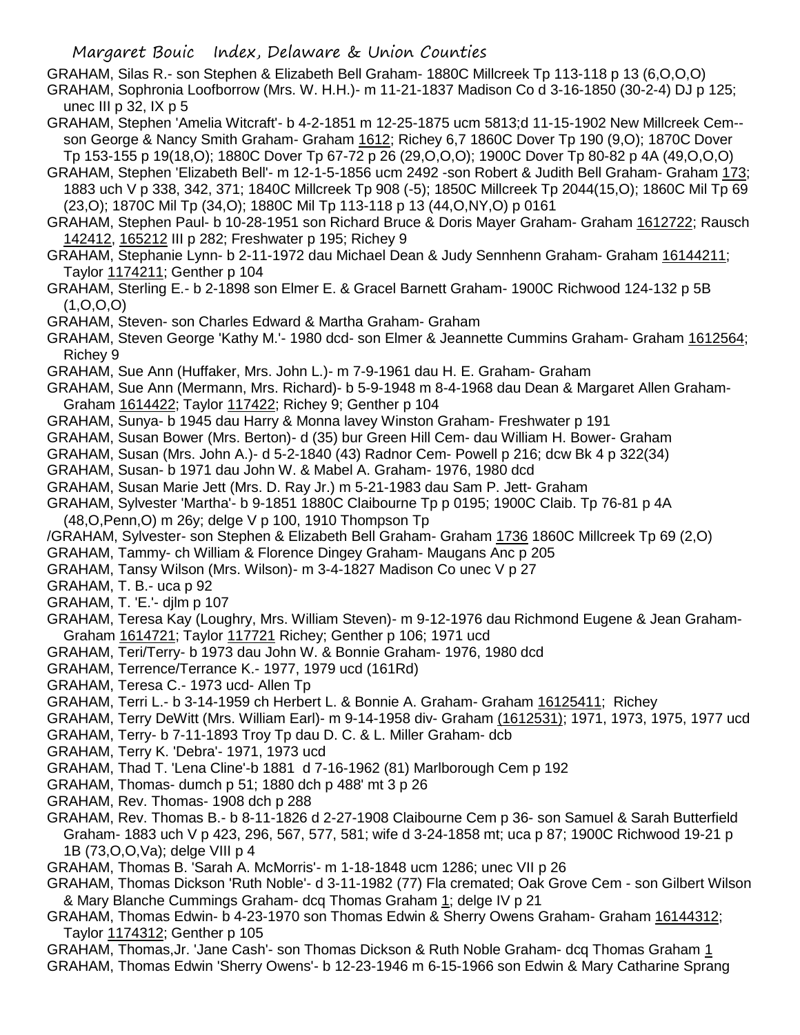GRAHAM, Silas R.- son Stephen & Elizabeth Bell Graham- 1880C Millcreek Tp 113-118 p 13 (6,O,O,O)

GRAHAM, Sophronia Loofborrow (Mrs. W. H.H.)- m 11-21-1837 Madison Co d 3-16-1850 (30-2-4) DJ p 125; unec III p 32, IX p 5

GRAHAM, Stephen 'Amelia Witcraft'- b 4-2-1851 m 12-25-1875 ucm 5813;d 11-15-1902 New Millcreek Cem-- son George & Nancy Smith Graham- Graham 1612; Richey 6,7 1860C Dover Tp 190 (9,O); 1870C Dover Tp 153-155 p 19(18,O); 1880C Dover Tp 67-72 p 26 (29,O,O,O); 1900C Dover Tp 80-82 p 4A (49,O,O,O)

GRAHAM, Stephen 'Elizabeth Bell'- m 12-1-5-1856 ucm 2492 -son Robert & Judith Bell Graham- Graham 173; 1883 uch V p 338, 342, 371; 1840C Millcreek Tp 908 (-5); 1850C Millcreek Tp 2044(15,O); 1860C Mil Tp 69 (23,O); 1870C Mil Tp (34,O); 1880C Mil Tp 113-118 p 13 (44,O,NY,O) p 0161

GRAHAM, Stephen Paul- b 10-28-1951 son Richard Bruce & Doris Mayer Graham- Graham 1612722; Rausch 142412, 165212 III p 282; Freshwater p 195; Richey 9

GRAHAM, Stephanie Lynn- b 2-11-1972 dau Michael Dean & Judy Sennhenn Graham- Graham 16144211; Taylor 1174211; Genther p 104

GRAHAM, Sterling E.- b 2-1898 son Elmer E. & Gracel Barnett Graham- 1900C Richwood 124-132 p 5B (1,O,O,O)

GRAHAM, Steven- son Charles Edward & Martha Graham- Graham

GRAHAM, Steven George 'Kathy M.'- 1980 dcd- son Elmer & Jeannette Cummins Graham- Graham 1612564; Richey 9

GRAHAM, Sue Ann (Huffaker, Mrs. John L.)- m 7-9-1961 dau H. E. Graham- Graham

GRAHAM, Sue Ann (Mermann, Mrs. Richard)- b 5-9-1948 m 8-4-1968 dau Dean & Margaret Allen Graham- Graham 1614422; Taylor 117422; Richey 9; Genther p 104

GRAHAM, Sunya- b 1945 dau Harry & Monna lavey Winston Graham- Freshwater p 191

GRAHAM, Susan Bower (Mrs. Berton)- d (35) bur Green Hill Cem- dau William H. Bower- Graham

GRAHAM, Susan (Mrs. John A.)- d 5-2-1840 (43) Radnor Cem- Powell p 216; dcw Bk 4 p 322(34)

GRAHAM, Susan- b 1971 dau John W. & Mabel A. Graham- 1976, 1980 dcd

GRAHAM, Susan Marie Jett (Mrs. D. Ray Jr.) m 5-21-1983 dau Sam P. Jett- Graham

GRAHAM, Sylvester 'Martha'- b 9-1851 1880C Claibourne Tp p 0195; 1900C Claib. Tp 76-81 p 4A (48,O,Penn,O) m 26y; delge V p 100, 1910 Thompson Tp

/GRAHAM, Sylvester- son Stephen & Elizabeth Bell Graham- Graham 1736 1860C Millcreek Tp 69 (2,O)

GRAHAM, Tammy- ch William & Florence Dingey Graham- Maugans Anc p 205

GRAHAM, Tansy Wilson (Mrs. Wilson)- m 3-4-1827 Madison Co unec V p 27

GRAHAM, T. B.- uca p 92

GRAHAM, T. 'E.'- djlm p 107

GRAHAM, Teresa Kay (Loughry, Mrs. William Steven)- m 9-12-1976 dau Richmond Eugene & Jean Graham- Graham 1614721; Taylor 117721 Richey; Genther p 106; 1971 ucd

GRAHAM, Teri/Terry- b 1973 dau John W. & Bonnie Graham- 1976, 1980 dcd

GRAHAM, Terrence/Terrance K.- 1977, 1979 ucd (161Rd)

GRAHAM, Teresa C.- 1973 ucd- Allen Tp

GRAHAM, Terri L.- b 3-14-1959 ch Herbert L. & Bonnie A. Graham- Graham 16125411; Richey

GRAHAM, Terry DeWitt (Mrs. William Earl)- m 9-14-1958 div- Graham (1612531); 1971, 1973, 1975, 1977 ucd

GRAHAM, Terry- b 7-11-1893 Troy Tp dau D. C. & L. Miller Graham- dcb

GRAHAM, Terry K. 'Debra'- 1971, 1973 ucd

GRAHAM, Thad T. 'Lena Cline'-b 1881 d 7-16-1962 (81) Marlborough Cem p 192

GRAHAM, Thomas- dumch p 51; 1880 dch p 488' mt 3 p 26

GRAHAM, Rev. Thomas- 1908 dch p 288

GRAHAM, Rev. Thomas B.- b 8-11-1826 d 2-27-1908 Claibourne Cem p 36- son Samuel & Sarah Butterfield Graham- 1883 uch V p 423, 296, 567, 577, 581; wife d 3-24-1858 mt; uca p 87; 1900C Richwood 19-21 p 1B (73,O,O,Va); delge VIII p 4

GRAHAM, Thomas B. 'Sarah A. McMorris'- m 1-18-1848 ucm 1286; unec VII p 26

GRAHAM, Thomas Dickson 'Ruth Noble'- d 3-11-1982 (77) Fla cremated; Oak Grove Cem - son Gilbert Wilson & Mary Blanche Cummings Graham- dcq Thomas Graham 1; delge IV p 21

GRAHAM, Thomas Edwin- b 4-23-1970 son Thomas Edwin & Sherry Owens Graham- Graham 16144312; Taylor 1174312; Genther p 105

GRAHAM, Thomas,Jr. 'Jane Cash'- son Thomas Dickson & Ruth Noble Graham- dcq Thomas Graham 1

GRAHAM, Thomas Edwin 'Sherry Owens'- b 12-23-1946 m 6-15-1966 son Edwin & Mary Catharine Sprang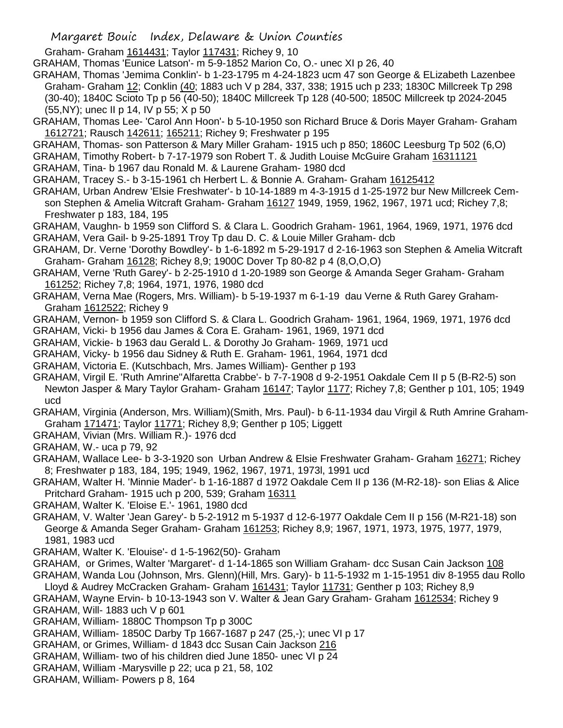Graham- Graham 1614431; Taylor 117431; Richey 9, 10

GRAHAM, Thomas 'Eunice Latson'- m 5-9-1852 Marion Co, O.- unec XI p 26, 40

GRAHAM, Thomas 'Jemima Conklin'- b 1-23-1795 m 4-24-1823 ucm 47 son George & ELizabeth Lazenbee Graham- Graham 12; Conklin (40; 1883 uch V p 284, 337, 338; 1915 uch p 233; 1830C Millcreek Tp 298 (30-40); 1840C Scioto Tp p 56 (40-50); 1840C Millcreek Tp 128 (40-500; 1850C Millcreek tp 2024-2045 (55,NY); unec II p 14, IV p 55; X p 50

GRAHAM, Thomas Lee- 'Carol Ann Hoon'- b 5-10-1950 son Richard Bruce & Doris Mayer Graham- Graham 1612721; Rausch 142611; 165211; Richey 9; Freshwater p 195

GRAHAM, Thomas- son Patterson & Mary Miller Graham- 1915 uch p 850; 1860C Leesburg Tp 502 (6,O)

GRAHAM, Timothy Robert- b 7-17-1979 son Robert T. & Judith Louise McGuire Graham 16311121

GRAHAM, Tina- b 1967 dau Ronald M. & Laurene Graham- 1980 dcd

GRAHAM, Tracey S.- b 3-15-1961 ch Herbert L. & Bonnie A. Graham- Graham 16125412

GRAHAM, Urban Andrew 'Elsie Freshwater'- b 10-14-1889 m 4-3-1915 d 1-25-1972 bur New Millcreek Cem- son Stephen & Amelia Witcraft Graham- Graham 16127 1949, 1959, 1962, 1967, 1971 ucd; Richey 7,8; Freshwater p 183, 184, 195

GRAHAM, Vaughn- b 1959 son Clifford S. & Clara L. Goodrich Graham- 1961, 1964, 1969, 1971, 1976 dcd

GRAHAM, Vera Gail- b 9-25-1891 Troy Tp dau D. C. & Louie Miller Graham- dcb

GRAHAM, Dr. Verne 'Dorothy Bowdley'- b 1-6-1892 m 5-29-1917 d 2-16-1963 son Stephen & Amelia Witcraft Graham- Graham 16128; Richey 8,9; 1900C Dover Tp 80-82 p 4 (8,O,O,O)

GRAHAM, Verne 'Ruth Garey'- b 2-25-1910 d 1-20-1989 son George & Amanda Seger Graham- Graham 161252; Richey 7,8; 1964, 1971, 1976, 1980 dcd

GRAHAM, Verna Mae (Rogers, Mrs. William)- b 5-19-1937 m 6-1-19 dau Verne & Ruth Garey Graham- Graham 1612522; Richey 9

GRAHAM, Vernon- b 1959 son Clifford S. & Clara L. Goodrich Graham- 1961, 1964, 1969, 1971, 1976 dcd

GRAHAM, Vicki- b 1956 dau James & Cora E. Graham- 1961, 1969, 1971 dcd

GRAHAM, Vickie- b 1963 dau Gerald L. & Dorothy Jo Graham- 1969, 1971 ucd

GRAHAM, Vicky- b 1956 dau Sidney & Ruth E. Graham- 1961, 1964, 1971 dcd

GRAHAM, Victoria E. (Kutschbach, Mrs. James William)- Genther p 193

GRAHAM, Virgil E. 'Ruth Amrine''Alfaretta Crabbe'- b 7-7-1908 d 9-2-1951 Oakdale Cem II p 5 (B-R2-5) son Newton Jasper & Mary Taylor Graham- Graham 16147; Taylor 1177; Richey 7,8; Genther p 101, 105; 1949 ucd

GRAHAM, Virginia (Anderson, Mrs. William)(Smith, Mrs. Paul)- b 6-11-1934 dau Virgil & Ruth Amrine Graham- Graham 171471; Taylor 11771; Richey 8,9; Genther p 105; Liggett

GRAHAM, Vivian (Mrs. William R.)- 1976 dcd

GRAHAM, W.- uca p 79, 92

GRAHAM, Wallace Lee- b 3-3-1920 son Urban Andrew & Elsie Freshwater Graham- Graham 16271; Richey 8; Freshwater p 183, 184, 195; 1949, 1962, 1967, 1971, 1973l, 1991 ucd

GRAHAM, Walter H. 'Minnie Mader'- b 1-16-1887 d 1972 Oakdale Cem II p 136 (M-R2-18)- son Elias & Alice Pritchard Graham- 1915 uch p 200, 539; Graham 16311

GRAHAM, Walter K. 'Eloise E.'- 1961, 1980 dcd

GRAHAM, V. Walter 'Jean Garey'- b 5-2-1912 m 5-1937 d 12-6-1977 Oakdale Cem II p 156 (M-R21-18) son George & Amanda Seger Graham- Graham 161253; Richey 8,9; 1967, 1971, 1973, 1975, 1977, 1979, 1981, 1983 ucd

GRAHAM, Walter K. 'Elouise'- d 1-5-1962(50)- Graham

GRAHAM, or Grimes, Walter 'Margaret'- d 1-14-1865 son William Graham- dcc Susan Cain Jackson 108

GRAHAM, Wanda Lou (Johnson, Mrs. Glenn)(Hill, Mrs. Gary)- b 11-5-1932 m 1-15-1951 div 8-1955 dau Rollo Lloyd & Audrey McCracken Graham- Graham 161431; Taylor 11731; Genther p 103; Richey 8,9

GRAHAM, Wayne Ervin- b 10-13-1943 son V. Walter & Jean Gary Graham- Graham 1612534; Richey 9

GRAHAM, Will- 1883 uch V p 601

GRAHAM, William- 1880C Thompson Tp p 300C

GRAHAM, William- 1850C Darby Tp 1667-1687 p 247 (25,-); unec VI p 17

GRAHAM, or Grimes, William- d 1843 dcc Susan Cain Jackson 216

GRAHAM, William- two of his children died June 1850- unec VI p 24

GRAHAM, William -Marysville p 22; uca p 21, 58, 102

GRAHAM, William- Powers p 8, 164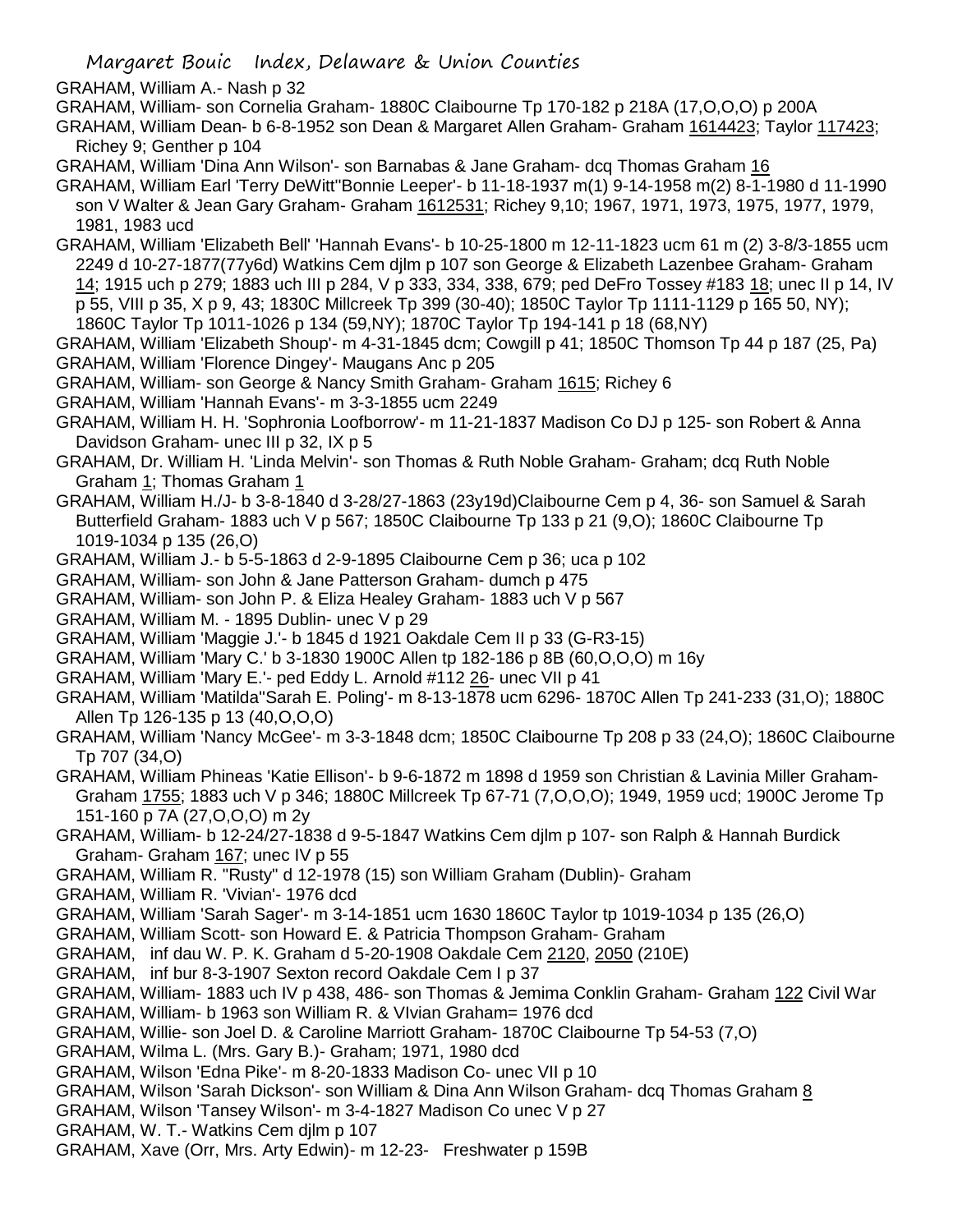GRAHAM, William A.- Nash p 32

GRAHAM, William- son Cornelia Graham- 1880C Claibourne Tp 170-182 p 218A (17,O,O,O) p 200A

GRAHAM, William Dean- b 6-8-1952 son Dean & Margaret Allen Graham- Graham 1614423; Taylor 117423; Richey 9; Genther p 104

GRAHAM, William 'Dina Ann Wilson'- son Barnabas & Jane Graham- dcq Thomas Graham 16

GRAHAM, William Earl 'Terry DeWitt''Bonnie Leeper'- b 11-18-1937 m(1) 9-14-1958 m(2) 8-1-1980 d 11-1990 son V Walter & Jean Gary Graham- Graham 1612531; Richey 9,10; 1967, 1971, 1973, 1975, 1977, 1979, 1981, 1983 ucd

GRAHAM, William 'Elizabeth Bell' 'Hannah Evans'- b 10-25-1800 m 12-11-1823 ucm 61 m (2) 3-8/3-1855 ucm 2249 d 10-27-1877(77y6d) Watkins Cem djlm p 107 son George & Elizabeth Lazenbee Graham- Graham 14; 1915 uch p 279; 1883 uch III p 284, V p 333, 334, 338, 679; ped DeFro Tossey #183 18; unec II p 14, IV p 55, VIII p 35, X p 9, 43; 1830C Millcreek Tp 399 (30-40); 1850C Taylor Tp 1111-1129 p 165 50, NY); 1860C Taylor Tp 1011-1026 p 134 (59,NY); 1870C Taylor Tp 194-141 p 18 (68,NY)

GRAHAM, William 'Elizabeth Shoup'- m 4-31-1845 dcm; Cowgill p 41; 1850C Thomson Tp 44 p 187 (25, Pa)

GRAHAM, William 'Florence Dingey'- Maugans Anc p 205

GRAHAM, William- son George & Nancy Smith Graham- Graham 1615; Richey 6

GRAHAM, William 'Hannah Evans'- m 3-3-1855 ucm 2249

GRAHAM, William H. H. 'Sophronia Loofborrow'- m 11-21-1837 Madison Co DJ p 125- son Robert & Anna Davidson Graham- unec III p 32, IX p 5

GRAHAM, Dr. William H. 'Linda Melvin'- son Thomas & Ruth Noble Graham- Graham; dcq Ruth Noble Graham 1; Thomas Graham 1

GRAHAM, William H./J- b 3-8-1840 d 3-28/27-1863 (23y19d)Claibourne Cem p 4, 36- son Samuel & Sarah Butterfield Graham- 1883 uch V p 567; 1850C Claibourne Tp 133 p 21 (9,O); 1860C Claibourne Tp 1019-1034 p 135 (26,O)

GRAHAM, William J.- b 5-5-1863 d 2-9-1895 Claibourne Cem p 36; uca p 102

GRAHAM, William- son John & Jane Patterson Graham- dumch p 475

GRAHAM, William- son John P. & Eliza Healey Graham- 1883 uch V p 567

GRAHAM, William M. - 1895 Dublin- unec V p 29

GRAHAM, William 'Maggie J.'- b 1845 d 1921 Oakdale Cem II p 33 (G-R3-15)

GRAHAM, William 'Mary C.' b 3-1830 1900C Allen tp 182-186 p 8B (60,O,O,O) m 16y

GRAHAM, William 'Mary E.'- ped Eddy L. Arnold #112 26- unec VII p 41

GRAHAM, William 'Matilda''Sarah E. Poling'- m 8-13-1878 ucm 6296- 1870C Allen Tp 241-233 (31,O); 1880C Allen Tp 126-135 p 13 (40,O,O,O)

GRAHAM, William 'Nancy McGee'- m 3-3-1848 dcm; 1850C Claibourne Tp 208 p 33 (24,O); 1860C Claibourne Tp 707 (34,O)

GRAHAM, William Phineas 'Katie Ellison'- b 9-6-1872 m 1898 d 1959 son Christian & Lavinia Miller Graham- Graham 1755; 1883 uch V p 346; 1880C Millcreek Tp 67-71 (7,O,O,O); 1949, 1959 ucd; 1900C Jerome Tp 151-160 p 7A (27,O,O,O) m 2y

GRAHAM, William- b 12-24/27-1838 d 9-5-1847 Watkins Cem djlm p 107- son Ralph & Hannah Burdick Graham- Graham 167; unec IV p 55

GRAHAM, William R. "Rusty" d 12-1978 (15) son William Graham (Dublin)- Graham

GRAHAM, William R. 'Vivian'- 1976 dcd

GRAHAM, William 'Sarah Sager'- m 3-14-1851 ucm 1630 1860C Taylor tp 1019-1034 p 135 (26,O)

GRAHAM, William Scott- son Howard E. & Patricia Thompson Graham- Graham

GRAHAM, inf dau W. P. K. Graham d 5-20-1908 Oakdale Cem 2120, 2050 (210E)

GRAHAM, inf bur 8-3-1907 Sexton record Oakdale Cem I p 37

GRAHAM, William- 1883 uch IV p 438, 486- son Thomas & Jemima Conklin Graham- Graham 122 Civil War

GRAHAM, William- b 1963 son William R. & VIvian Graham= 1976 dcd

GRAHAM, Willie- son Joel D. & Caroline Marriott Graham- 1870C Claibourne Tp 54-53 (7,O)

GRAHAM, Wilma L. (Mrs. Gary B.)- Graham; 1971, 1980 dcd

GRAHAM, Wilson 'Edna Pike'- m 8-20-1833 Madison Co- unec VII p 10

GRAHAM, Wilson 'Sarah Dickson'- son William & Dina Ann Wilson Graham- dcq Thomas Graham 8

GRAHAM, Wilson 'Tansey Wilson'- m 3-4-1827 Madison Co unec V p 27

GRAHAM, W. T.- Watkins Cem djlm p 107

GRAHAM, Xave (Orr, Mrs. Arty Edwin)- m 12-23- Freshwater p 159B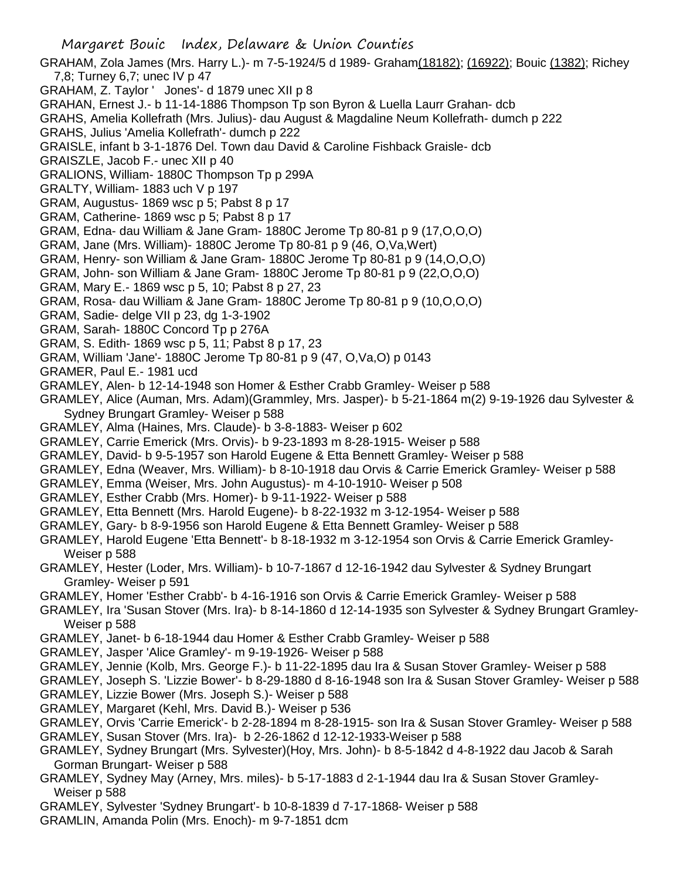GRAHAM, Zola James (Mrs. Harry L.)- m 7-5-1924/5 d 1989- Graham(18182); (16922); Bouic (1382); Richey 7,8; Turney 6,7; unec IV p 47

GRAHAM, Z. Taylor ' Jones'- d 1879 unec XII p 8

GRAHAN, Ernest J.- b 11-14-1886 Thompson Tp son Byron & Luella Laurr Grahan- dcb

GRAHS, Amelia Kollefrath (Mrs. Julius)- dau August & Magdaline Neum Kollefrath- dumch p 222

GRAHS, Julius 'Amelia Kollefrath'- dumch p 222

GRAISLE, infant b 3-1-1876 Del. Town dau David & Caroline Fishback Graisle- dcb

GRAISZLE, Jacob F.- unec XII p 40

GRALIONS, William- 1880C Thompson Tp p 299A

GRALTY, William- 1883 uch V p 197

GRAM, Augustus- 1869 wsc p 5; Pabst 8 p 17

GRAM, Catherine- 1869 wsc p 5; Pabst 8 p 17

GRAM, Edna- dau William & Jane Gram- 1880C Jerome Tp 80-81 p 9 (17,O,O,O)

GRAM, Jane (Mrs. William)- 1880C Jerome Tp 80-81 p 9 (46, O,Va,Wert)

GRAM, Henry- son William & Jane Gram- 1880C Jerome Tp 80-81 p 9 (14,O,O,O)

GRAM, John- son William & Jane Gram- 1880C Jerome Tp 80-81 p 9 (22,O,O,O)

GRAM, Mary E.- 1869 wsc p 5, 10; Pabst 8 p 27, 23

GRAM, Rosa- dau William & Jane Gram- 1880C Jerome Tp 80-81 p 9 (10,O,O,O)

GRAM, Sadie- delge VII p 23, dg 1-3-1902

GRAM, Sarah- 1880C Concord Tp p 276A

GRAM, S. Edith- 1869 wsc p 5, 11; Pabst 8 p 17, 23

GRAM, William 'Jane'- 1880C Jerome Tp 80-81 p 9 (47, O,Va,O) p 0143

GRAMER, Paul E.- 1981 ucd

GRAMLEY, Alen- b 12-14-1948 son Homer & Esther Crabb Gramley- Weiser p 588

GRAMLEY, Alice (Auman, Mrs. Adam)(Grammley, Mrs. Jasper)- b 5-21-1864 m(2) 9-19-1926 dau Sylvester & Sydney Brungart Gramley- Weiser p 588

GRAMLEY, Alma (Haines, Mrs. Claude)- b 3-8-1883- Weiser p 602

GRAMLEY, Carrie Emerick (Mrs. Orvis)- b 9-23-1893 m 8-28-1915- Weiser p 588

GRAMLEY, David- b 9-5-1957 son Harold Eugene & Etta Bennett Gramley- Weiser p 588

GRAMLEY, Edna (Weaver, Mrs. William)- b 8-10-1918 dau Orvis & Carrie Emerick Gramley- Weiser p 588

GRAMLEY, Emma (Weiser, Mrs. John Augustus)- m 4-10-1910- Weiser p 508

GRAMLEY, Esther Crabb (Mrs. Homer)- b 9-11-1922- Weiser p 588

GRAMLEY, Etta Bennett (Mrs. Harold Eugene)- b 8-22-1932 m 3-12-1954- Weiser p 588

GRAMLEY, Gary- b 8-9-1956 son Harold Eugene & Etta Bennett Gramley- Weiser p 588

GRAMLEY, Harold Eugene 'Etta Bennett'- b 8-18-1932 m 3-12-1954 son Orvis & Carrie Emerick Gramley- Weiser p 588

GRAMLEY, Hester (Loder, Mrs. William)- b 10-7-1867 d 12-16-1942 dau Sylvester & Sydney Brungart Gramley- Weiser p 591

GRAMLEY, Homer 'Esther Crabb'- b 4-16-1916 son Orvis & Carrie Emerick Gramley- Weiser p 588

GRAMLEY, Ira 'Susan Stover (Mrs. Ira)- b 8-14-1860 d 12-14-1935 son Sylvester & Sydney Brungart Gramley- Weiser p 588

GRAMLEY, Janet- b 6-18-1944 dau Homer & Esther Crabb Gramley- Weiser p 588

GRAMLEY, Jasper 'Alice Gramley'- m 9-19-1926- Weiser p 588

GRAMLEY, Jennie (Kolb, Mrs. George F.)- b 11-22-1895 dau Ira & Susan Stover Gramley- Weiser p 588

GRAMLEY, Joseph S. 'Lizzie Bower'- b 8-29-1880 d 8-16-1948 son Ira & Susan Stover Gramley- Weiser p 588

GRAMLEY, Lizzie Bower (Mrs. Joseph S.)- Weiser p 588

GRAMLEY, Margaret (Kehl, Mrs. David B.)- Weiser p 536

GRAMLEY, Orvis 'Carrie Emerick'- b 2-28-1894 m 8-28-1915- son Ira & Susan Stover Gramley- Weiser p 588

GRAMLEY, Susan Stover (Mrs. Ira)- b 2-26-1862 d 12-12-1933-Weiser p 588

GRAMLEY, Sydney Brungart (Mrs. Sylvester)(Hoy, Mrs. John)- b 8-5-1842 d 4-8-1922 dau Jacob & Sarah Gorman Brungart- Weiser p 588

GRAMLEY, Sydney May (Arney, Mrs. miles)- b 5-17-1883 d 2-1-1944 dau Ira & Susan Stover Gramley- Weiser p 588

GRAMLEY, Sylvester 'Sydney Brungart'- b 10-8-1839 d 7-17-1868- Weiser p 588

GRAMLIN, Amanda Polin (Mrs. Enoch)- m 9-7-1851 dcm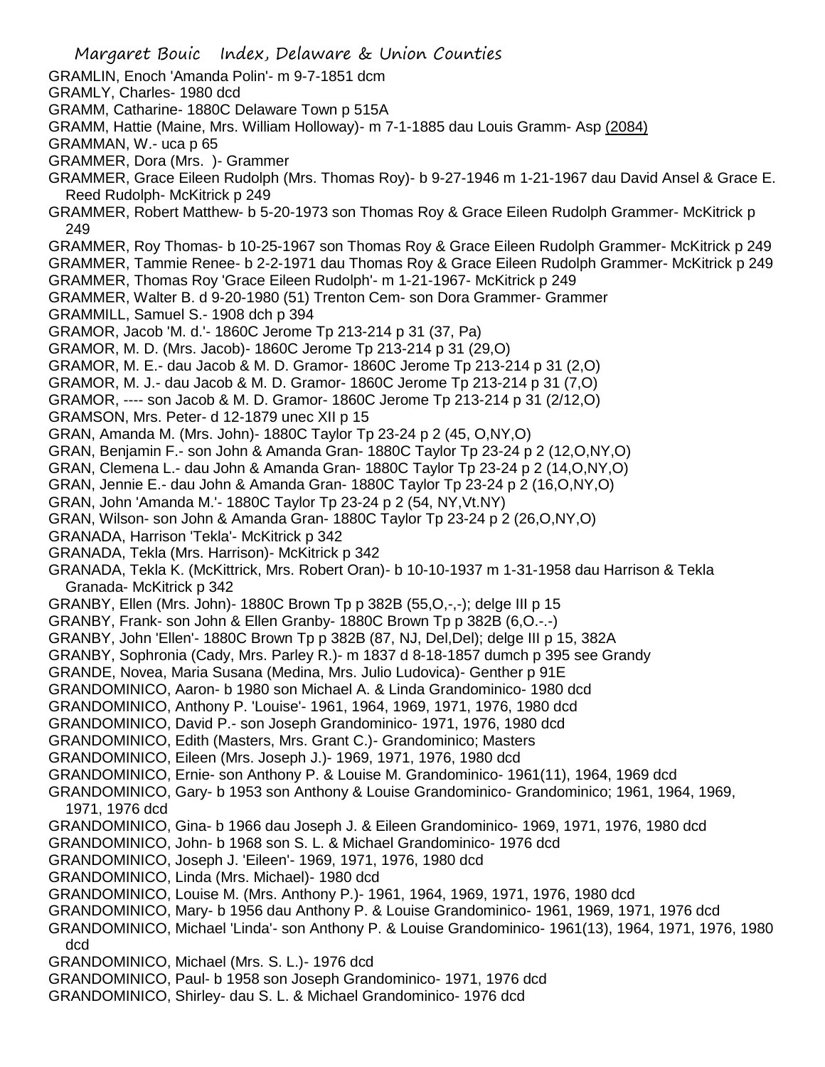GRAMLIN, Enoch 'Amanda Polin'- m 9-7-1851 dcm
GRAMLY, Charles- 1980 dcd
GRAMM, Catharine- 1880C Delaware Town p 515A
GRAMM, Hattie (Maine, Mrs. William Holloway)- m 7-1-1885 dau Louis Gramm- Asp (2084)
GRAMMAN, W.- uca p 65
GRAMMER, Dora (Mrs. )- Grammer
GRAMMER, Grace Eileen Rudolph (Mrs. Thomas Roy)- b 9-27-1946 m 1-21-1967 dau David Ansel & Grace E. Reed Rudolph- McKitrick p 249
GRAMMER, Robert Matthew- b 5-20-1973 son Thomas Roy & Grace Eileen Rudolph Grammer- McKitrick p 249
GRAMMER, Roy Thomas- b 10-25-1967 son Thomas Roy & Grace Eileen Rudolph Grammer- McKitrick p 249
GRAMMER, Tammie Renee- b 2-2-1971 dau Thomas Roy & Grace Eileen Rudolph Grammer- McKitrick p 249
GRAMMER, Thomas Roy 'Grace Eileen Rudolph'- m 1-21-1967- McKitrick p 249
GRAMMER, Walter B. d 9-20-1980 (51) Trenton Cem- son Dora Grammer- Grammer
GRAMMILL, Samuel S.- 1908 dch p 394
GRAMOR, Jacob 'M. d.'- 1860C Jerome Tp 213-214 p 31 (37, Pa)
GRAMOR, M. D. (Mrs. Jacob)- 1860C Jerome Tp 213-214 p 31 (29,O)
GRAMOR, M. E.- dau Jacob & M. D. Gramor- 1860C Jerome Tp 213-214 p 31 (2,O)
GRAMOR, M. J.- dau Jacob & M. D. Gramor- 1860C Jerome Tp 213-214 p 31 (7,O)
GRAMOR, ---- son Jacob & M. D. Gramor- 1860C Jerome Tp 213-214 p 31 (2/12,O)
GRAMSON, Mrs. Peter- d 12-1879 unec XII p 15
GRAN, Amanda M. (Mrs. John)- 1880C Taylor Tp 23-24 p 2 (45, O,NY,O)
GRAN, Benjamin F.- son John & Amanda Gran- 1880C Taylor Tp 23-24 p 2 (12,O,NY,O)
GRAN, Clemena L.- dau John & Amanda Gran- 1880C Taylor Tp 23-24 p 2 (14,O,NY,O)
GRAN, Jennie E.- dau John & Amanda Gran- 1880C Taylor Tp 23-24 p 2 (16,O,NY,O)
GRAN, John 'Amanda M.'- 1880C Taylor Tp 23-24 p 2 (54, NY,Vt.NY)
GRAN, Wilson- son John & Amanda Gran- 1880C Taylor Tp 23-24 p 2 (26,O,NY,O)
GRANADA, Harrison 'Tekla'- McKitrick p 342
GRANADA, Tekla (Mrs. Harrison)- McKitrick p 342
GRANADA, Tekla K. (McKittrick, Mrs. Robert Oran)- b 10-10-1937 m 1-31-1958 dau Harrison & Tekla Granada- McKitrick p 342
GRANBY, Ellen (Mrs. John)- 1880C Brown Tp p 382B (55,O,-,-); delge III p 15
GRANBY, Frank- son John & Ellen Granby- 1880C Brown Tp p 382B (6,O.-.-)
GRANBY, John 'Ellen'- 1880C Brown Tp p 382B (87, NJ, Del,Del); delge III p 15, 382A
GRANBY, Sophronia (Cady, Mrs. Parley R.)- m 1837 d 8-18-1857 dumch p 395 see Grandy
GRANDE, Novea, Maria Susana (Medina, Mrs. Julio Ludovica)- Genther p 91E
GRANDOMINICO, Aaron- b 1980 son Michael A. & Linda Grandominico- 1980 dcd
GRANDOMINICO, Anthony P. 'Louise'- 1961, 1964, 1969, 1971, 1976, 1980 dcd
GRANDOMINICO, David P.- son Joseph Grandominico- 1971, 1976, 1980 dcd
GRANDOMINICO, Edith (Masters, Mrs. Grant C.)- Grandominico; Masters
GRANDOMINICO, Eileen (Mrs. Joseph J.)- 1969, 1971, 1976, 1980 dcd
GRANDOMINICO, Ernie- son Anthony P. & Louise M. Grandominico- 1961(11), 1964, 1969 dcd
GRANDOMINICO, Gary- b 1953 son Anthony & Louise Grandominico- Grandominico; 1961, 1964, 1969, 1971, 1976 dcd
GRANDOMINICO, Gina- b 1966 dau Joseph J. & Eileen Grandominico- 1969, 1971, 1976, 1980 dcd
GRANDOMINICO, John- b 1968 son S. L. & Michael Grandominico- 1976 dcd
GRANDOMINICO, Joseph J. 'Eileen'- 1969, 1971, 1976, 1980 dcd
GRANDOMINICO, Linda (Mrs. Michael)- 1980 dcd
GRANDOMINICO, Louise M. (Mrs. Anthony P.)- 1961, 1964, 1969, 1971, 1976, 1980 dcd
GRANDOMINICO, Mary- b 1956 dau Anthony P. & Louise Grandominico- 1961, 1969, 1971, 1976 dcd
GRANDOMINICO, Michael 'Linda'- son Anthony P. & Louise Grandominico- 1961(13), 1964, 1971, 1976, 1980 dcd
GRANDOMINICO, Michael (Mrs. S. L.)- 1976 dcd
GRANDOMINICO, Paul- b 1958 son Joseph Grandominico- 1971, 1976 dcd
GRANDOMINICO, Shirley- dau S. L. & Michael Grandominico- 1976 dcd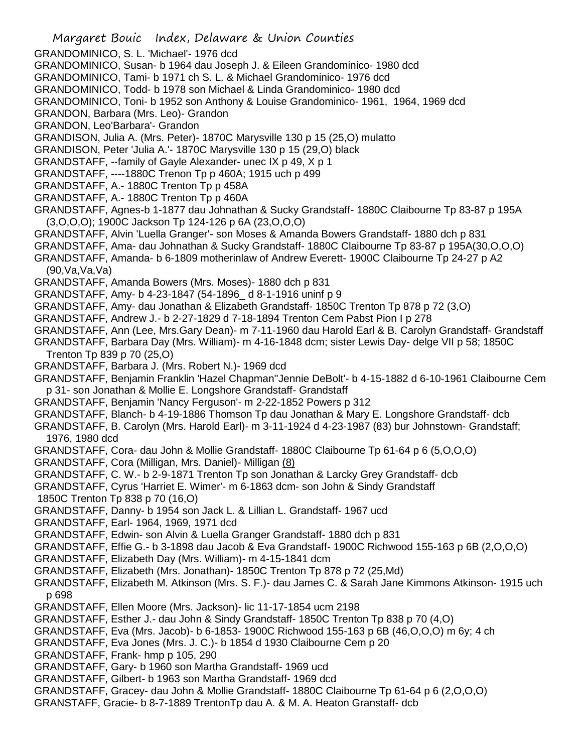GRANDOMINICO, S. L. 'Michael'- 1976 dcd
GRANDOMINICO, Susan- b 1964 dau Joseph J. & Eileen Grandominico- 1980 dcd
GRANDOMINICO, Tami- b 1971 ch S. L. & Michael Grandominico- 1976 dcd
GRANDOMINICO, Todd- b 1978 son Michael & Linda Grandominico- 1980 dcd
GRANDOMINICO, Toni- b 1952 son Anthony & Louise Grandominico- 1961, 1964, 1969 dcd
GRANDON, Barbara (Mrs. Leo)- Grandon
GRANDON, Leo'Barbara'- Grandon
GRANDISON, Julia A. (Mrs. Peter)- 1870C Marysville 130 p 15 (25,O) mulatto
GRANDISON, Peter 'Julia A.'- 1870C Marysville 130 p 15 (29,O) black
GRANDSTAFF, --family of Gayle Alexander- unec IX p 49, X p 1
GRANDSTAFF, ----1880C Trenon Tp p 460A; 1915 uch p 499
GRANDSTAFF, A.- 1880C Trenton Tp p 458A
GRANDSTAFF, A.- 1880C Trenton Tp p 460A
GRANDSTAFF, Agnes-b 1-1877 dau Johnathan & Sucky Grandstaff- 1880C Claibourne Tp 83-87 p 195A (3,O,O,O); 1900C Jackson Tp 124-126 p 6A (23,O,O,O)
GRANDSTAFF, Alvin 'Luella Granger'- son Moses & Amanda Bowers Grandstaff- 1880 dch p 831
GRANDSTAFF, Ama- dau Johnathan & Sucky Grandstaff- 1880C Claibourne Tp 83-87 p 195A(30,O,O,O)
GRANDSTAFF, Amanda- b 6-1809 motherinlaw of Andrew Everett- 1900C Claibourne Tp 24-27 p A2 (90,Va,Va,Va)
GRANDSTAFF, Amanda Bowers (Mrs. Moses)- 1880 dch p 831
GRANDSTAFF, Amy- b 4-23-1847 (54-1896_ d 8-1-1916 uninf p 9
GRANDSTAFF, Amy- dau Jonathan & Elizabeth Grandstaff- 1850C Trenton Tp 878 p 72 (3,O)
GRANDSTAFF, Andrew J.- b 2-27-1829 d 7-18-1894 Trenton Cem Pabst Pion I p 278
GRANDSTAFF, Ann (Lee, Mrs.Gary Dean)- m 7-11-1960 dau Harold Earl & B. Carolyn Grandstaff- Grandstaff
GRANDSTAFF, Barbara Day (Mrs. William)- m 4-16-1848 dcm; sister Lewis Day- delge VII p 58; 1850C Trenton Tp 839 p 70 (25,O)
GRANDSTAFF, Barbara J. (Mrs. Robert N.)- 1969 dcd
GRANDSTAFF, Benjamin Franklin 'Hazel Chapman''Jennie DeBolt'- b 4-15-1882 d 6-10-1961 Claibourne Cem p 31- son Jonathan & Mollie E. Longshore Grandstaff- Grandstaff
GRANDSTAFF, Benjamin 'Nancy Ferguson'- m 2-22-1852 Powers p 312
GRANDSTAFF, Blanch- b 4-19-1886 Thomson Tp dau Jonathan & Mary E. Longshore Grandstaff- dcb
GRANDSTAFF, B. Carolyn (Mrs. Harold Earl)- m 3-11-1924 d 4-23-1987 (83) bur Johnstown- Grandstaff; 1976, 1980 dcd
GRANDSTAFF, Cora- dau John & Mollie Grandstaff- 1880C Claibourne Tp 61-64 p 6 (5,O,O,O)
GRANDSTAFF, Cora (Milligan, Mrs. Daniel)- Milligan (8)
GRANDSTAFF, C. W.- b 2-9-1871 Trenton Tp son Jonathan & Larcky Grey Grandstaff- dcb
GRANDSTAFF, Cyrus 'Harriet E. Wimer'- m 6-1863 dcm- son John & Sindy Grandstaff 1850C Trenton Tp 838 p 70 (16,O)
GRANDSTAFF, Danny- b 1954 son Jack L. & Lillian L. Grandstaff- 1967 ucd
GRANDSTAFF, Earl- 1964, 1969, 1971 dcd
GRANDSTAFF, Edwin- son Alvin & Luella Granger Grandstaff- 1880 dch p 831
GRANDSTAFF, Effie G.- b 3-1898 dau Jacob & Eva Grandstaff- 1900C Richwood 155-163 p 6B (2,O,O,O)
GRANDSTAFF, Elizabeth Day (Mrs. William)- m 4-15-1841 dcm
GRANDSTAFF, Elizabeth (Mrs. Jonathan)- 1850C Trenton Tp 878 p 72 (25,Md)
GRANDSTAFF, Elizabeth M. Atkinson (Mrs. S. F.)- dau James C. & Sarah Jane Kimmons Atkinson- 1915 uch p 698
GRANDSTAFF, Ellen Moore (Mrs. Jackson)- lic 11-17-1854 ucm 2198
GRANDSTAFF, Esther J.- dau John & Sindy Grandstaff- 1850C Trenton Tp 838 p 70 (4,O)
GRANDSTAFF, Eva (Mrs. Jacob)- b 6-1853- 1900C Richwood 155-163 p 6B (46,O,O,O) m 6y; 4 ch
GRANDSTAFF, Eva Jones (Mrs. J. C.)- b 1854 d 1930 Claibourne Cem p 20
GRANDSTAFF, Frank- hmp p 105, 290
GRANDSTAFF, Gary- b 1960 son Martha Grandstaff- 1969 ucd
GRANDSTAFF, Gilbert- b 1963 son Martha Grandstaff- 1969 dcd
GRANDSTAFF, Gracey- dau John & Mollie Grandstaff- 1880C Claibourne Tp 61-64 p 6 (2,O,O,O)
GRANSTAFF, Gracie- b 8-7-1889 TrentonTp dau A. & M. A. Heaton Granstaff- dcb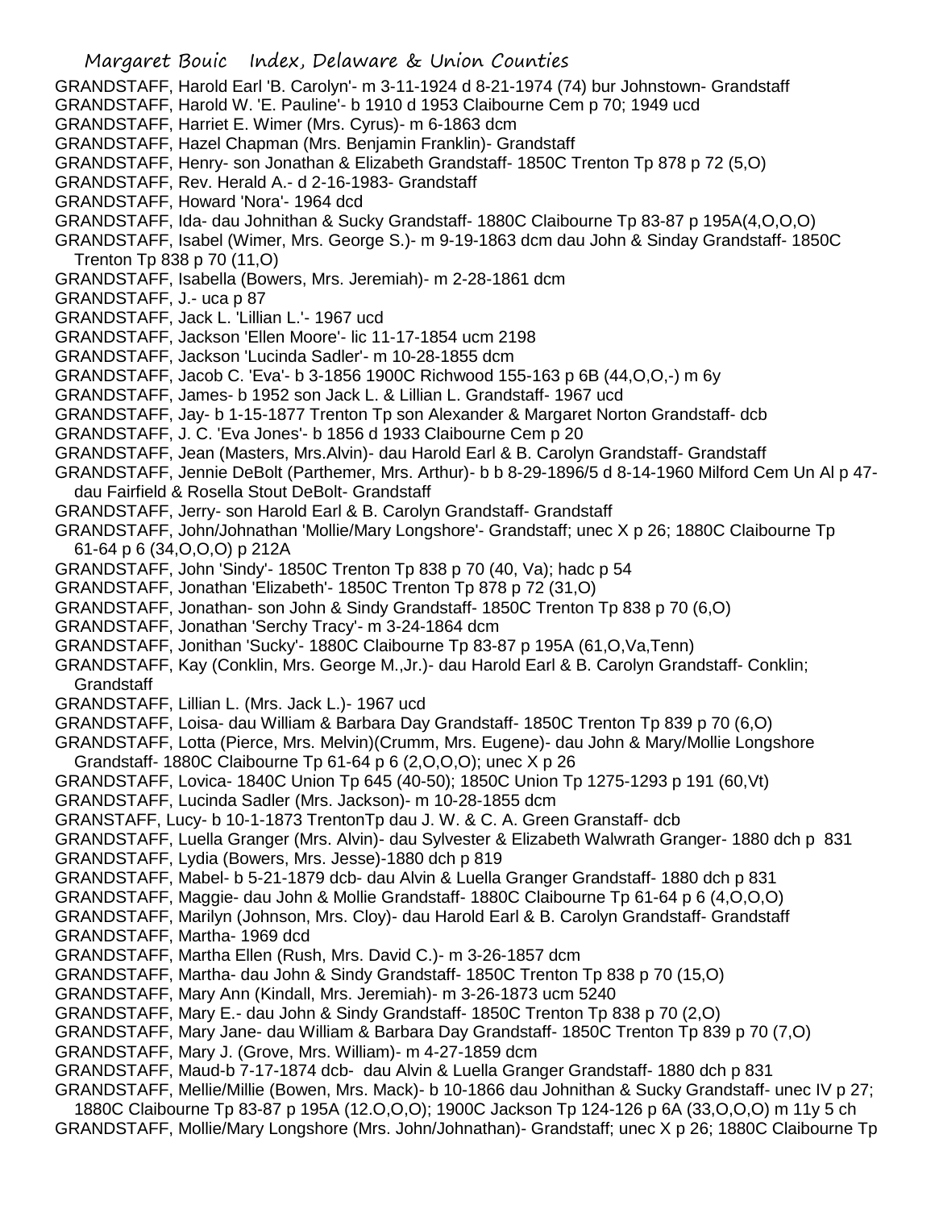GRANDSTAFF, Harold Earl 'B. Carolyn'- m 3-11-1924 d 8-21-1974 (74) bur Johnstown- Grandstaff
GRANDSTAFF, Harold W. 'E. Pauline'- b 1910 d 1953 Claibourne Cem p 70; 1949 ucd
GRANDSTAFF, Harriet E. Wimer (Mrs. Cyrus)- m 6-1863 dcm
GRANDSTAFF, Hazel Chapman (Mrs. Benjamin Franklin)- Grandstaff
GRANDSTAFF, Henry- son Jonathan & Elizabeth Grandstaff- 1850C Trenton Tp 878 p 72 (5,O)
GRANDSTAFF, Rev. Herald A.- d 2-16-1983- Grandstaff
GRANDSTAFF, Howard 'Nora'- 1964 dcd
GRANDSTAFF, Ida- dau Johnithan & Sucky Grandstaff- 1880C Claibourne Tp 83-87 p 195A(4,O,O,O)
GRANDSTAFF, Isabel (Wimer, Mrs. George S.)- m 9-19-1863 dcm dau John & Sinday Grandstaff- 1850C Trenton Tp 838 p 70 (11,O)
GRANDSTAFF, Isabella (Bowers, Mrs. Jeremiah)- m 2-28-1861 dcm
GRANDSTAFF, J.- uca p 87
GRANDSTAFF, Jack L. 'Lillian L.'- 1967 ucd
GRANDSTAFF, Jackson 'Ellen Moore'- lic 11-17-1854 ucm 2198
GRANDSTAFF, Jackson 'Lucinda Sadler'- m 10-28-1855 dcm
GRANDSTAFF, Jacob C. 'Eva'- b 3-1856 1900C Richwood 155-163 p 6B (44,O,O,-) m 6y
GRANDSTAFF, James- b 1952 son Jack L. & Lillian L. Grandstaff- 1967 ucd
GRANDSTAFF, Jay- b 1-15-1877 Trenton Tp son Alexander & Margaret Norton Grandstaff- dcb
GRANDSTAFF, J. C. 'Eva Jones'- b 1856 d 1933 Claibourne Cem p 20
GRANDSTAFF, Jean (Masters, Mrs.Alvin)- dau Harold Earl & B. Carolyn Grandstaff- Grandstaff
GRANDSTAFF, Jennie DeBolt (Parthemer, Mrs. Arthur)- b b 8-29-1896/5 d 8-14-1960 Milford Cem Un Al p 47- dau Fairfield & Rosella Stout DeBolt- Grandstaff
GRANDSTAFF, Jerry- son Harold Earl & B. Carolyn Grandstaff- Grandstaff
GRANDSTAFF, John/Johnathan 'Mollie/Mary Longshore'- Grandstaff; unec X p 26; 1880C Claibourne Tp 61-64 p 6 (34,O,O,O) p 212A
GRANDSTAFF, John 'Sindy'- 1850C Trenton Tp 838 p 70 (40, Va); hadc p 54
GRANDSTAFF, Jonathan 'Elizabeth'- 1850C Trenton Tp 878 p 72 (31,O)
GRANDSTAFF, Jonathan- son John & Sindy Grandstaff- 1850C Trenton Tp 838 p 70 (6,O)
GRANDSTAFF, Jonathan 'Serchy Tracy'- m 3-24-1864 dcm
GRANDSTAFF, Jonithan 'Sucky'- 1880C Claibourne Tp 83-87 p 195A (61,O,Va,Tenn)
GRANDSTAFF, Kay (Conklin, Mrs. George M.,Jr.)- dau Harold Earl & B. Carolyn Grandstaff- Conklin; Grandstaff
GRANDSTAFF, Lillian L. (Mrs. Jack L.)- 1967 ucd
GRANDSTAFF, Loisa- dau William & Barbara Day Grandstaff- 1850C Trenton Tp 839 p 70 (6,O)
GRANDSTAFF, Lotta (Pierce, Mrs. Melvin)(Crumm, Mrs. Eugene)- dau John & Mary/Mollie Longshore Grandstaff- 1880C Claibourne Tp 61-64 p 6 (2,O,O,O); unec X p 26
GRANDSTAFF, Lovica- 1840C Union Tp 645 (40-50); 1850C Union Tp 1275-1293 p 191 (60,Vt)
GRANDSTAFF, Lucinda Sadler (Mrs. Jackson)- m 10-28-1855 dcm
GRANSTAFF, Lucy- b 10-1-1873 TrentonTp dau J. W. & C. A. Green Granstaff- dcb
GRANDSTAFF, Luella Granger (Mrs. Alvin)- dau Sylvester & Elizabeth Walwrath Granger- 1880 dch p 831
GRANDSTAFF, Lydia (Bowers, Mrs. Jesse)-1880 dch p 819
GRANDSTAFF, Mabel- b 5-21-1879 dcb- dau Alvin & Luella Granger Grandstaff- 1880 dch p 831
GRANDSTAFF, Maggie- dau John & Mollie Grandstaff- 1880C Claibourne Tp 61-64 p 6 (4,O,O,O)
GRANDSTAFF, Marilyn (Johnson, Mrs. Cloy)- dau Harold Earl & B. Carolyn Grandstaff- Grandstaff
GRANDSTAFF, Martha- 1969 dcd
GRANDSTAFF, Martha Ellen (Rush, Mrs. David C.)- m 3-26-1857 dcm
GRANDSTAFF, Martha- dau John & Sindy Grandstaff- 1850C Trenton Tp 838 p 70 (15,O)
GRANDSTAFF, Mary Ann (Kindall, Mrs. Jeremiah)- m 3-26-1873 ucm 5240
GRANDSTAFF, Mary E.- dau John & Sindy Grandstaff- 1850C Trenton Tp 838 p 70 (2,O)
GRANDSTAFF, Mary Jane- dau William & Barbara Day Grandstaff- 1850C Trenton Tp 839 p 70 (7,O)
GRANDSTAFF, Mary J. (Grove, Mrs. William)- m 4-27-1859 dcm
GRANDSTAFF, Maud-b 7-17-1874 dcb- dau Alvin & Luella Granger Grandstaff- 1880 dch p 831
GRANDSTAFF, Mellie/Millie (Bowen, Mrs. Mack)- b 10-1866 dau Johnithan & Sucky Grandstaff- unec IV p 27; 1880C Claibourne Tp 83-87 p 195A (12.O,O,O); 1900C Jackson Tp 124-126 p 6A (33,O,O,O) m 11y 5 ch
GRANDSTAFF, Mollie/Mary Longshore (Mrs. John/Johnathan)- Grandstaff; unec X p 26; 1880C Claibourne Tp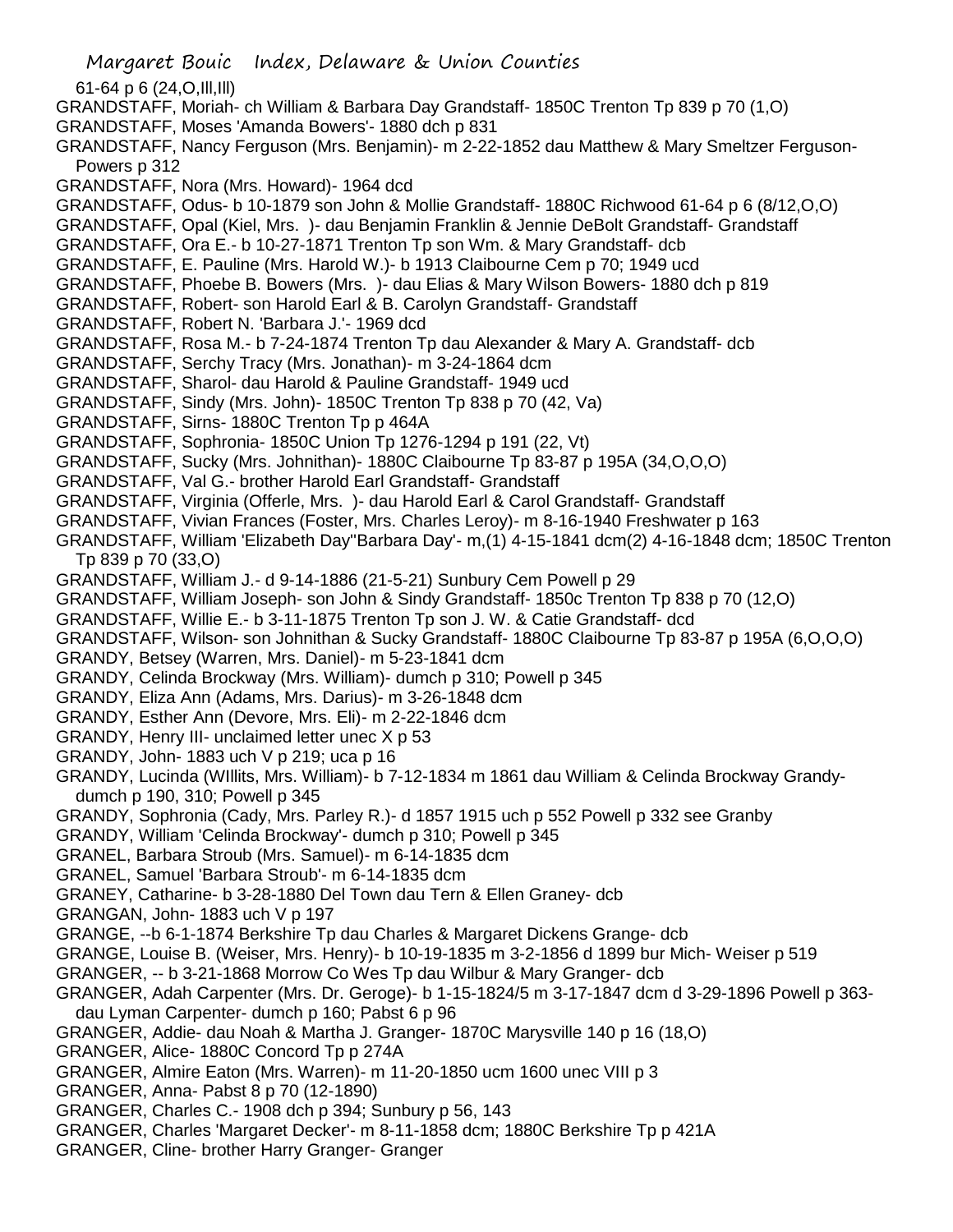61-64 p 6 (24,O,Ill,Ill)

GRANDSTAFF, Moriah- ch William & Barbara Day Grandstaff- 1850C Trenton Tp 839 p 70 (1,O)

GRANDSTAFF, Moses 'Amanda Bowers'- 1880 dch p 831

GRANDSTAFF, Nancy Ferguson (Mrs. Benjamin)- m 2-22-1852 dau Matthew & Mary Smeltzer Ferguson- Powers p 312

GRANDSTAFF, Nora (Mrs. Howard)- 1964 dcd

GRANDSTAFF, Odus- b 10-1879 son John & Mollie Grandstaff- 1880C Richwood 61-64 p 6 (8/12,O,O)

GRANDSTAFF, Opal (Kiel, Mrs. )- dau Benjamin Franklin & Jennie DeBolt Grandstaff- Grandstaff

GRANDSTAFF, Ora E.- b 10-27-1871 Trenton Tp son Wm. & Mary Grandstaff- dcb

GRANDSTAFF, E. Pauline (Mrs. Harold W.)- b 1913 Claibourne Cem p 70; 1949 ucd

GRANDSTAFF, Phoebe B. Bowers (Mrs. )- dau Elias & Mary Wilson Bowers- 1880 dch p 819

GRANDSTAFF, Robert- son Harold Earl & B. Carolyn Grandstaff- Grandstaff

GRANDSTAFF, Robert N. 'Barbara J.'- 1969 dcd

GRANDSTAFF, Rosa M.- b 7-24-1874 Trenton Tp dau Alexander & Mary A. Grandstaff- dcb

GRANDSTAFF, Serchy Tracy (Mrs. Jonathan)- m 3-24-1864 dcm

GRANDSTAFF, Sharol- dau Harold & Pauline Grandstaff- 1949 ucd

GRANDSTAFF, Sindy (Mrs. John)- 1850C Trenton Tp 838 p 70 (42, Va)

GRANDSTAFF, Sirns- 1880C Trenton Tp p 464A

GRANDSTAFF, Sophronia- 1850C Union Tp 1276-1294 p 191 (22, Vt)

GRANDSTAFF, Sucky (Mrs. Johnithan)- 1880C Claibourne Tp 83-87 p 195A (34,O,O,O)

GRANDSTAFF, Val G.- brother Harold Earl Grandstaff- Grandstaff

GRANDSTAFF, Virginia (Offerle, Mrs. )- dau Harold Earl & Carol Grandstaff- Grandstaff

GRANDSTAFF, Vivian Frances (Foster, Mrs. Charles Leroy)- m 8-16-1940 Freshwater p 163

GRANDSTAFF, William 'Elizabeth Day''Barbara Day'- m,(1) 4-15-1841 dcm(2) 4-16-1848 dcm; 1850C Trenton Tp 839 p 70 (33,O)

GRANDSTAFF, William J.- d 9-14-1886 (21-5-21) Sunbury Cem Powell p 29

GRANDSTAFF, William Joseph- son John & Sindy Grandstaff- 1850c Trenton Tp 838 p 70 (12,O)

GRANDSTAFF, Willie E.- b 3-11-1875 Trenton Tp son J. W. & Catie Grandstaff- dcd

GRANDSTAFF, Wilson- son Johnithan & Sucky Grandstaff- 1880C Claibourne Tp 83-87 p 195A (6,O,O,O)

GRANDY, Betsey (Warren, Mrs. Daniel)- m 5-23-1841 dcm

GRANDY, Celinda Brockway (Mrs. William)- dumch p 310; Powell p 345

GRANDY, Eliza Ann (Adams, Mrs. Darius)- m 3-26-1848 dcm

GRANDY, Esther Ann (Devore, Mrs. Eli)- m 2-22-1846 dcm

GRANDY, Henry III- unclaimed letter unec X p 53

GRANDY, John- 1883 uch V p 219; uca p 16

GRANDY, Lucinda (WIllits, Mrs. William)- b 7-12-1834 m 1861 dau William & Celinda Brockway Grandy- dumch p 190, 310; Powell p 345

GRANDY, Sophronia (Cady, Mrs. Parley R.)- d 1857 1915 uch p 552 Powell p 332 see Granby

GRANDY, William 'Celinda Brockway'- dumch p 310; Powell p 345

GRANEL, Barbara Stroub (Mrs. Samuel)- m 6-14-1835 dcm

GRANEL, Samuel 'Barbara Stroub'- m 6-14-1835 dcm

GRANEY, Catharine- b 3-28-1880 Del Town dau Tern & Ellen Graney- dcb

GRANGAN, John- 1883 uch V p 197

GRANGE, --b 6-1-1874 Berkshire Tp dau Charles & Margaret Dickens Grange- dcb

GRANGE, Louise B. (Weiser, Mrs. Henry)- b 10-19-1835 m 3-2-1856 d 1899 bur Mich- Weiser p 519

GRANGER, -- b 3-21-1868 Morrow Co Wes Tp dau Wilbur & Mary Granger- dcb

GRANGER, Adah Carpenter (Mrs. Dr. Geroge)- b 1-15-1824/5 m 3-17-1847 dcm d 3-29-1896 Powell p 363- dau Lyman Carpenter- dumch p 160; Pabst 6 p 96

GRANGER, Addie- dau Noah & Martha J. Granger- 1870C Marysville 140 p 16 (18,O)

GRANGER, Alice- 1880C Concord Tp p 274A

GRANGER, Almire Eaton (Mrs. Warren)- m 11-20-1850 ucm 1600 unec VIII p 3

GRANGER, Anna- Pabst 8 p 70 (12-1890)

GRANGER, Charles C.- 1908 dch p 394; Sunbury p 56, 143

GRANGER, Charles 'Margaret Decker'- m 8-11-1858 dcm; 1880C Berkshire Tp p 421A

GRANGER, Cline- brother Harry Granger- Granger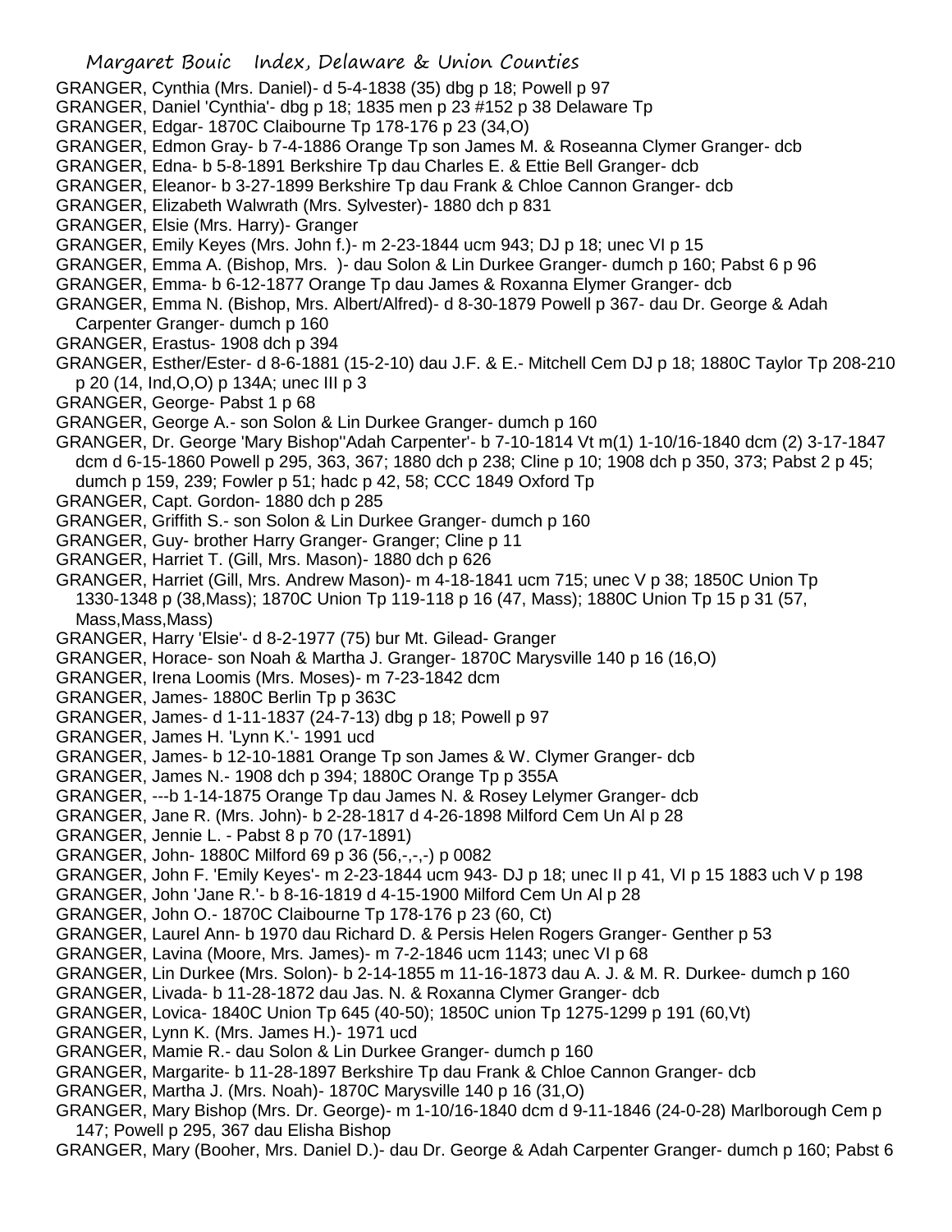GRANGER, Cynthia (Mrs. Daniel)- d 5-4-1838 (35) dbg p 18; Powell p 97
GRANGER, Daniel 'Cynthia'- dbg p 18; 1835 men p 23 #152 p 38 Delaware Tp
GRANGER, Edgar- 1870C Claibourne Tp 178-176 p 23 (34,O)
GRANGER, Edmon Gray- b 7-4-1886 Orange Tp son James M. & Roseanna Clymer Granger- dcb
GRANGER, Edna- b 5-8-1891 Berkshire Tp dau Charles E. & Ettie Bell Granger- dcb
GRANGER, Eleanor- b 3-27-1899 Berkshire Tp dau Frank & Chloe Cannon Granger- dcb
GRANGER, Elizabeth Walwrath (Mrs. Sylvester)- 1880 dch p 831
GRANGER, Elsie (Mrs. Harry)- Granger
GRANGER, Emily Keyes (Mrs. John f.)- m 2-23-1844 ucm 943; DJ p 18; unec VI p 15
GRANGER, Emma A. (Bishop, Mrs. )- dau Solon & Lin Durkee Granger- dumch p 160; Pabst 6 p 96
GRANGER, Emma- b 6-12-1877 Orange Tp dau James & Roxanna Elymer Granger- dcb
GRANGER, Emma N. (Bishop, Mrs. Albert/Alfred)- d 8-30-1879 Powell p 367- dau Dr. George & Adah Carpenter Granger- dumch p 160
GRANGER, Erastus- 1908 dch p 394
GRANGER, Esther/Ester- d 8-6-1881 (15-2-10) dau J.F. & E.- Mitchell Cem DJ p 18; 1880C Taylor Tp 208-210 p 20 (14, Ind,O,O) p 134A; unec III p 3
GRANGER, George- Pabst 1 p 68
GRANGER, George A.- son Solon & Lin Durkee Granger- dumch p 160
GRANGER, Dr. George 'Mary Bishop''Adah Carpenter'- b 7-10-1814 Vt m(1) 1-10/16-1840 dcm (2) 3-17-1847 dcm d 6-15-1860 Powell p 295, 363, 367; 1880 dch p 238; Cline p 10; 1908 dch p 350, 373; Pabst 2 p 45; dumch p 159, 239; Fowler p 51; hadc p 42, 58; CCC 1849 Oxford Tp
GRANGER, Capt. Gordon- 1880 dch p 285
GRANGER, Griffith S.- son Solon & Lin Durkee Granger- dumch p 160
GRANGER, Guy- brother Harry Granger- Granger; Cline p 11
GRANGER, Harriet T. (Gill, Mrs. Mason)- 1880 dch p 626
GRANGER, Harriet (Gill, Mrs. Andrew Mason)- m 4-18-1841 ucm 715; unec V p 38; 1850C Union Tp 1330-1348 p (38,Mass); 1870C Union Tp 119-118 p 16 (47, Mass); 1880C Union Tp 15 p 31 (57, Mass,Mass,Mass)
GRANGER, Harry 'Elsie'- d 8-2-1977 (75) bur Mt. Gilead- Granger
GRANGER, Horace- son Noah & Martha J. Granger- 1870C Marysville 140 p 16 (16,O)
GRANGER, Irena Loomis (Mrs. Moses)- m 7-23-1842 dcm
GRANGER, James- 1880C Berlin Tp p 363C
GRANGER, James- d 1-11-1837 (24-7-13) dbg p 18; Powell p 97
GRANGER, James H. 'Lynn K.'- 1991 ucd
GRANGER, James- b 12-10-1881 Orange Tp son James & W. Clymer Granger- dcb
GRANGER, James N.- 1908 dch p 394; 1880C Orange Tp p 355A
GRANGER, ---b 1-14-1875 Orange Tp dau James N. & Rosey Lelymer Granger- dcb
GRANGER, Jane R. (Mrs. John)- b 2-28-1817 d 4-26-1898 Milford Cem Un Al p 28
GRANGER, Jennie L. - Pabst 8 p 70 (17-1891)
GRANGER, John- 1880C Milford 69 p 36 (56,-,-,-) p 0082
GRANGER, John F. 'Emily Keyes'- m 2-23-1844 ucm 943- DJ p 18; unec II p 41, VI p 15 1883 uch V p 198
GRANGER, John 'Jane R.'- b 8-16-1819 d 4-15-1900 Milford Cem Un Al p 28
GRANGER, John O.- 1870C Claibourne Tp 178-176 p 23 (60, Ct)
GRANGER, Laurel Ann- b 1970 dau Richard D. & Persis Helen Rogers Granger- Genther p 53
GRANGER, Lavina (Moore, Mrs. James)- m 7-2-1846 ucm 1143; unec VI p 68
GRANGER, Lin Durkee (Mrs. Solon)- b 2-14-1855 m 11-16-1873 dau A. J. & M. R. Durkee- dumch p 160
GRANGER, Livada- b 11-28-1872 dau Jas. N. & Roxanna Clymer Granger- dcb
GRANGER, Lovica- 1840C Union Tp 645 (40-50); 1850C union Tp 1275-1299 p 191 (60,Vt)
GRANGER, Lynn K. (Mrs. James H.)- 1971 ucd
GRANGER, Mamie R.- dau Solon & Lin Durkee Granger- dumch p 160
GRANGER, Margarite- b 11-28-1897 Berkshire Tp dau Frank & Chloe Cannon Granger- dcb
GRANGER, Martha J. (Mrs. Noah)- 1870C Marysville 140 p 16 (31,O)
GRANGER, Mary Bishop (Mrs. Dr. George)- m 1-10/16-1840 dcm d 9-11-1846 (24-0-28) Marlborough Cem p 147; Powell p 295, 367 dau Elisha Bishop
GRANGER, Mary (Booher, Mrs. Daniel D.)- dau Dr. George & Adah Carpenter Granger- dumch p 160; Pabst 6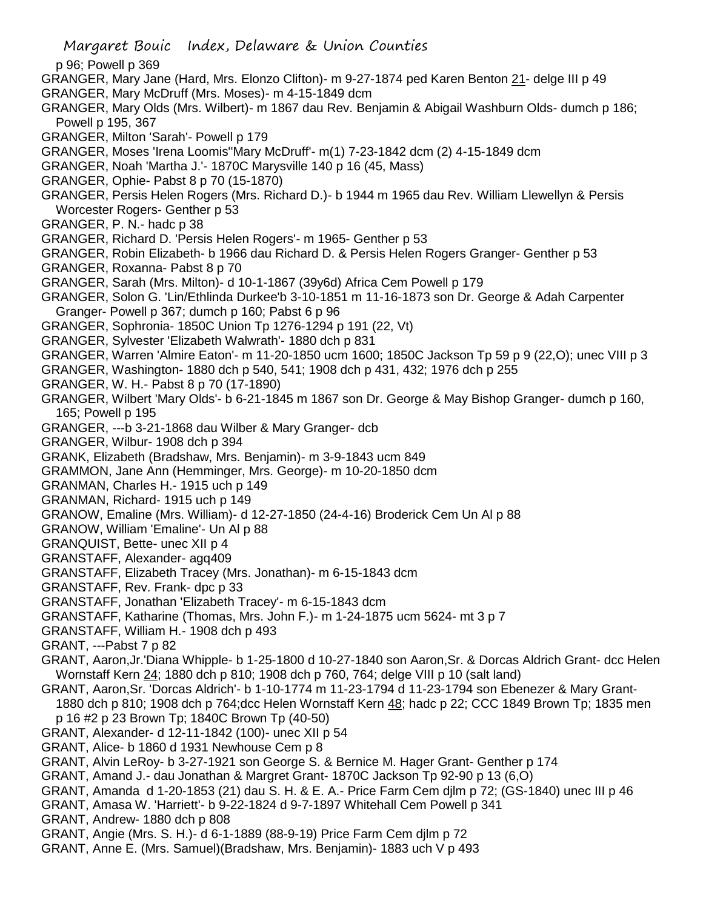p 96; Powell p 369

GRANGER, Mary Jane (Hard, Mrs. Elonzo Clifton)- m 9-27-1874 ped Karen Benton 21- delge III p 49

GRANGER, Mary McDruff (Mrs. Moses)- m 4-15-1849 dcm

GRANGER, Mary Olds (Mrs. Wilbert)- m 1867 dau Rev. Benjamin & Abigail Washburn Olds- dumch p 186; Powell p 195, 367

GRANGER, Milton 'Sarah'- Powell p 179

GRANGER, Moses 'Irena Loomis''Mary McDruff'- m(1) 7-23-1842 dcm (2) 4-15-1849 dcm

GRANGER, Noah 'Martha J.'- 1870C Marysville 140 p 16 (45, Mass)

GRANGER, Ophie- Pabst 8 p 70 (15-1870)

GRANGER, Persis Helen Rogers (Mrs. Richard D.)- b 1944 m 1965 dau Rev. William Llewellyn & Persis Worcester Rogers- Genther p 53

GRANGER, P. N.- hadc p 38

GRANGER, Richard D. 'Persis Helen Rogers'- m 1965- Genther p 53

GRANGER, Robin Elizabeth- b 1966 dau Richard D. & Persis Helen Rogers Granger- Genther p 53

GRANGER, Roxanna- Pabst 8 p 70

GRANGER, Sarah (Mrs. Milton)- d 10-1-1867 (39y6d) Africa Cem Powell p 179

GRANGER, Solon G. 'Lin/Ethlinda Durkee'b 3-10-1851 m 11-16-1873 son Dr. George & Adah Carpenter Granger- Powell p 367; dumch p 160; Pabst 6 p 96

GRANGER, Sophronia- 1850C Union Tp 1276-1294 p 191 (22, Vt)

GRANGER, Sylvester 'Elizabeth Walwrath'- 1880 dch p 831

GRANGER, Warren 'Almire Eaton'- m 11-20-1850 ucm 1600; 1850C Jackson Tp 59 p 9 (22,O); unec VIII p 3

GRANGER, Washington- 1880 dch p 540, 541; 1908 dch p 431, 432; 1976 dch p 255

GRANGER, W. H.- Pabst 8 p 70 (17-1890)

GRANGER, Wilbert 'Mary Olds'- b 6-21-1845 m 1867 son Dr. George & May Bishop Granger- dumch p 160, 165; Powell p 195

GRANGER, ---b 3-21-1868 dau Wilber & Mary Granger- dcb

GRANGER, Wilbur- 1908 dch p 394

GRANK, Elizabeth (Bradshaw, Mrs. Benjamin)- m 3-9-1843 ucm 849

GRAMMON, Jane Ann (Hemminger, Mrs. George)- m 10-20-1850 dcm

GRANMAN, Charles H.- 1915 uch p 149

GRANMAN, Richard- 1915 uch p 149

GRANOW, Emaline (Mrs. William)- d 12-27-1850 (24-4-16) Broderick Cem Un Al p 88

GRANOW, William 'Emaline'- Un Al p 88

GRANQUIST, Bette- unec XII p 4

GRANSTAFF, Alexander- agq409

GRANSTAFF, Elizabeth Tracey (Mrs. Jonathan)- m 6-15-1843 dcm

GRANSTAFF, Rev. Frank- dpc p 33

GRANSTAFF, Jonathan 'Elizabeth Tracey'- m 6-15-1843 dcm

GRANSTAFF, Katharine (Thomas, Mrs. John F.)- m 1-24-1875 ucm 5624- mt 3 p 7

GRANSTAFF, William H.- 1908 dch p 493

GRANT, ---Pabst 7 p 82

GRANT, Aaron,Jr.'Diana Whipple- b 1-25-1800 d 10-27-1840 son Aaron,Sr. & Dorcas Aldrich Grant- dcc Helen Wornstaff Kern 24; 1880 dch p 810; 1908 dch p 760, 764; delge VIII p 10 (salt land)

GRANT, Aaron,Sr. 'Dorcas Aldrich'- b 1-10-1774 m 11-23-1794 d 11-23-1794 son Ebenezer & Mary Grant- 1880 dch p 810; 1908 dch p 764;dcc Helen Wornstaff Kern 48; hadc p 22; CCC 1849 Brown Tp; 1835 men p 16 #2 p 23 Brown Tp; 1840C Brown Tp (40-50)

GRANT, Alexander- d 12-11-1842 (100)- unec XII p 54

GRANT, Alice- b 1860 d 1931 Newhouse Cem p 8

GRANT, Alvin LeRoy- b 3-27-1921 son George S. & Bernice M. Hager Grant- Genther p 174

GRANT, Amand J.- dau Jonathan & Margret Grant- 1870C Jackson Tp 92-90 p 13 (6,O)

GRANT, Amanda d 1-20-1853 (21) dau S. H. & E. A.- Price Farm Cem djlm p 72; (GS-1840) unec III p 46

GRANT, Amasa W. 'Harriett'- b 9-22-1824 d 9-7-1897 Whitehall Cem Powell p 341

GRANT, Andrew- 1880 dch p 808

GRANT, Angie (Mrs. S. H.)- d 6-1-1889 (88-9-19) Price Farm Cem djlm p 72

GRANT, Anne E. (Mrs. Samuel)(Bradshaw, Mrs. Benjamin)- 1883 uch V p 493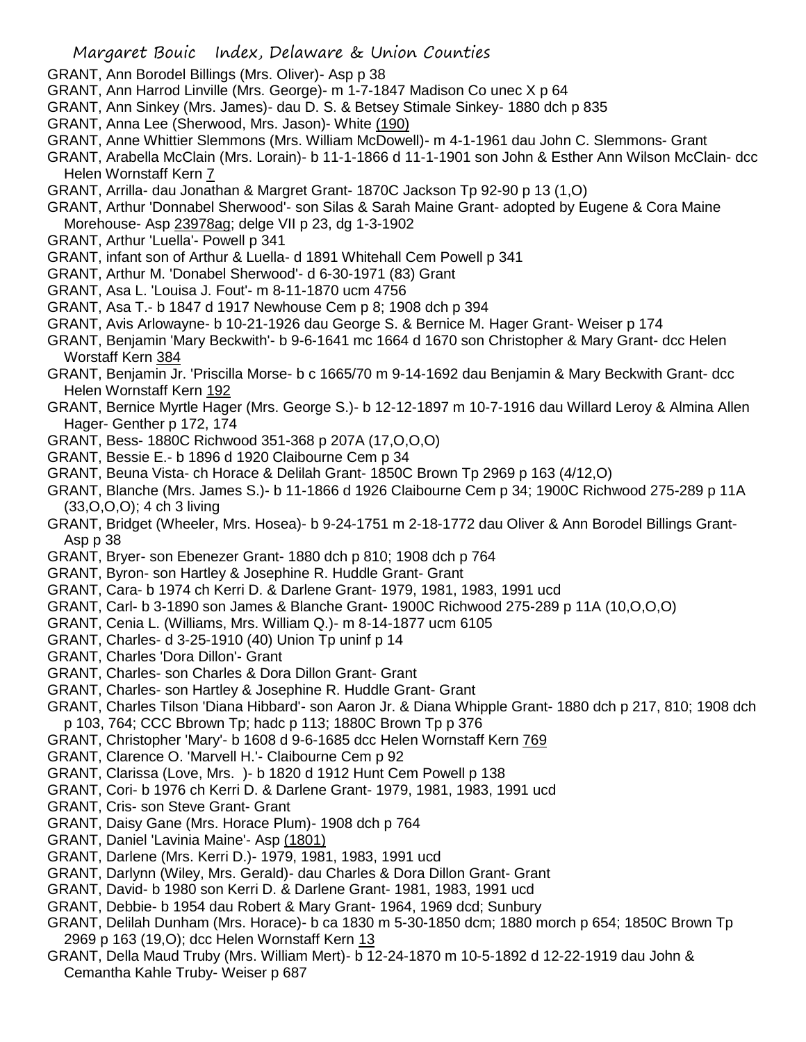GRANT, Ann Borodel Billings (Mrs. Oliver)- Asp p 38

GRANT, Ann Harrod Linville (Mrs. George)- m 1-7-1847 Madison Co unec X p 64

GRANT, Ann Sinkey (Mrs. James)- dau D. S. & Betsey Stimale Sinkey- 1880 dch p 835

GRANT, Anna Lee (Sherwood, Mrs. Jason)- White (190)

GRANT, Anne Whittier Slemmons (Mrs. William McDowell)- m 4-1-1961 dau John C. Slemmons- Grant

GRANT, Arabella McClain (Mrs. Lorain)- b 11-1-1866 d 11-1-1901 son John & Esther Ann Wilson McClain- dcc Helen Wornstaff Kern 7

GRANT, Arrilla- dau Jonathan & Margret Grant- 1870C Jackson Tp 92-90 p 13 (1,O)

GRANT, Arthur 'Donnabel Sherwood'- son Silas & Sarah Maine Grant- adopted by Eugene & Cora Maine Morehouse- Asp 23978ag; delge VII p 23, dg 1-3-1902

GRANT, Arthur 'Luella'- Powell p 341

GRANT, infant son of Arthur & Luella- d 1891 Whitehall Cem Powell p 341

GRANT, Arthur M. 'Donabel Sherwood'- d 6-30-1971 (83) Grant

GRANT, Asa L. 'Louisa J. Fout'- m 8-11-1870 ucm 4756

GRANT, Asa T.- b 1847 d 1917 Newhouse Cem p 8; 1908 dch p 394

GRANT, Avis Arlowayne- b 10-21-1926 dau George S. & Bernice M. Hager Grant- Weiser p 174

GRANT, Benjamin 'Mary Beckwith'- b 9-6-1641 mc 1664 d 1670 son Christopher & Mary Grant- dcc Helen Worstaff Kern 384

GRANT, Benjamin Jr. 'Priscilla Morse- b c 1665/70 m 9-14-1692 dau Benjamin & Mary Beckwith Grant- dcc Helen Wornstaff Kern 192

GRANT, Bernice Myrtle Hager (Mrs. George S.)- b 12-12-1897 m 10-7-1916 dau Willard Leroy & Almina Allen Hager- Genther p 172, 174

GRANT, Bess- 1880C Richwood 351-368 p 207A (17,O,O,O)

GRANT, Bessie E.- b 1896 d 1920 Claibourne Cem p 34

GRANT, Beuna Vista- ch Horace & Delilah Grant- 1850C Brown Tp 2969 p 163 (4/12,O)

GRANT, Blanche (Mrs. James S.)- b 11-1866 d 1926 Claibourne Cem p 34; 1900C Richwood 275-289 p 11A (33,O,O,O); 4 ch 3 living

GRANT, Bridget (Wheeler, Mrs. Hosea)- b 9-24-1751 m 2-18-1772 dau Oliver & Ann Borodel Billings Grant- Asp p 38

GRANT, Bryer- son Ebenezer Grant- 1880 dch p 810; 1908 dch p 764

GRANT, Byron- son Hartley & Josephine R. Huddle Grant- Grant

GRANT, Cara- b 1974 ch Kerri D. & Darlene Grant- 1979, 1981, 1983, 1991 ucd

GRANT, Carl- b 3-1890 son James & Blanche Grant- 1900C Richwood 275-289 p 11A (10,O,O,O)

GRANT, Cenia L. (Williams, Mrs. William Q.)- m 8-14-1877 ucm 6105

GRANT, Charles- d 3-25-1910 (40) Union Tp uninf p 14

GRANT, Charles 'Dora Dillon'- Grant

GRANT, Charles- son Charles & Dora Dillon Grant- Grant

GRANT, Charles- son Hartley & Josephine R. Huddle Grant- Grant

GRANT, Charles Tilson 'Diana Hibbard'- son Aaron Jr. & Diana Whipple Grant- 1880 dch p 217, 810; 1908 dch p 103, 764; CCC Bbrown Tp; hadc p 113; 1880C Brown Tp p 376

GRANT, Christopher 'Mary'- b 1608 d 9-6-1685 dcc Helen Wornstaff Kern 769

GRANT, Clarence O. 'Marvell H.'- Claibourne Cem p 92

GRANT, Clarissa (Love, Mrs. )- b 1820 d 1912 Hunt Cem Powell p 138

GRANT, Cori- b 1976 ch Kerri D. & Darlene Grant- 1979, 1981, 1983, 1991 ucd

GRANT, Cris- son Steve Grant- Grant

GRANT, Daisy Gane (Mrs. Horace Plum)- 1908 dch p 764

GRANT, Daniel 'Lavinia Maine'- Asp (1801)

GRANT, Darlene (Mrs. Kerri D.)- 1979, 1981, 1983, 1991 ucd

GRANT, Darlynn (Wiley, Mrs. Gerald)- dau Charles & Dora Dillon Grant- Grant

GRANT, David- b 1980 son Kerri D. & Darlene Grant- 1981, 1983, 1991 ucd

GRANT, Debbie- b 1954 dau Robert & Mary Grant- 1964, 1969 dcd; Sunbury

GRANT, Delilah Dunham (Mrs. Horace)- b ca 1830 m 5-30-1850 dcm; 1880 morch p 654; 1850C Brown Tp 2969 p 163 (19,O); dcc Helen Wornstaff Kern 13

GRANT, Della Maud Truby (Mrs. William Mert)- b 12-24-1870 m 10-5-1892 d 12-22-1919 dau John & Cemantha Kahle Truby- Weiser p 687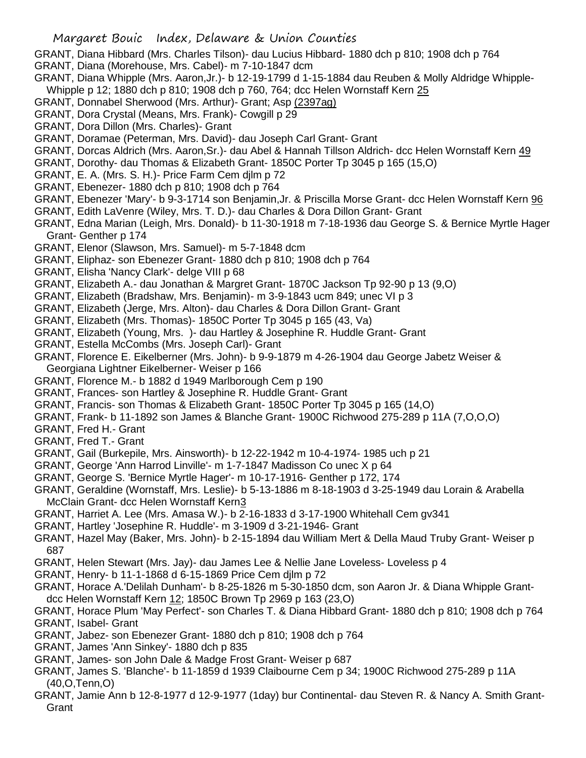GRANT, Diana Hibbard (Mrs. Charles Tilson)- dau Lucius Hibbard- 1880 dch p 810; 1908 dch p 764

GRANT, Diana (Morehouse, Mrs. Cabel)- m 7-10-1847 dcm

GRANT, Diana Whipple (Mrs. Aaron,Jr.)- b 12-19-1799 d 1-15-1884 dau Reuben & Molly Aldridge Whipple- Whipple p 12; 1880 dch p 810; 1908 dch p 760, 764; dcc Helen Wornstaff Kern 25

GRANT, Donnabel Sherwood (Mrs. Arthur)- Grant; Asp (2397ag)

GRANT, Dora Crystal (Means, Mrs. Frank)- Cowgill p 29

GRANT, Dora Dillon (Mrs. Charles)- Grant

GRANT, Doramae (Peterman, Mrs. David)- dau Joseph Carl Grant- Grant

GRANT, Dorcas Aldrich (Mrs. Aaron,Sr.)- dau Abel & Hannah Tillson Aldrich- dcc Helen Wornstaff Kern 49

GRANT, Dorothy- dau Thomas & Elizabeth Grant- 1850C Porter Tp 3045 p 165 (15,O)

GRANT, E. A. (Mrs. S. H.)- Price Farm Cem djlm p 72

GRANT, Ebenezer- 1880 dch p 810; 1908 dch p 764

GRANT, Ebenezer 'Mary'- b 9-3-1714 son Benjamin,Jr. & Priscilla Morse Grant- dcc Helen Wornstaff Kern 96

GRANT, Edith LaVenre (Wiley, Mrs. T. D.)- dau Charles & Dora Dillon Grant- Grant

GRANT, Edna Marian (Leigh, Mrs. Donald)- b 11-30-1918 m 7-18-1936 dau George S. & Bernice Myrtle Hager Grant- Genther p 174

GRANT, Elenor (Slawson, Mrs. Samuel)- m 5-7-1848 dcm

GRANT, Eliphaz- son Ebenezer Grant- 1880 dch p 810; 1908 dch p 764

GRANT, Elisha 'Nancy Clark'- delge VIII p 68

GRANT, Elizabeth A.- dau Jonathan & Margret Grant- 1870C Jackson Tp 92-90 p 13 (9,O)

GRANT, Elizabeth (Bradshaw, Mrs. Benjamin)- m 3-9-1843 ucm 849; unec VI p 3

GRANT, Elizabeth (Jerge, Mrs. Alton)- dau Charles & Dora Dillon Grant- Grant

GRANT, Elizabeth (Mrs. Thomas)- 1850C Porter Tp 3045 p 165 (43, Va)

GRANT, Elizabeth (Young, Mrs.  )- dau Hartley & Josephine R. Huddle Grant- Grant

GRANT, Estella McCombs (Mrs. Joseph Carl)- Grant

GRANT, Florence E. Eikelberner (Mrs. John)- b 9-9-1879 m 4-26-1904 dau George Jabetz Weiser & Georgiana Lightner Eikelberner- Weiser p 166

GRANT, Florence M.- b 1882 d 1949 Marlborough Cem p 190

GRANT, Frances- son Hartley & Josephine R. Huddle Grant- Grant

GRANT, Francis- son Thomas & Elizabeth Grant- 1850C Porter Tp 3045 p 165 (14,O)

GRANT, Frank- b 11-1892 son James & Blanche Grant- 1900C Richwood 275-289 p 11A (7,O,O,O)

GRANT, Fred H.- Grant

GRANT, Fred T.- Grant

GRANT, Gail (Burkepile, Mrs. Ainsworth)- b 12-22-1942 m 10-4-1974- 1985 uch p 21

GRANT, George 'Ann Harrod Linville'- m 1-7-1847 Madisson Co unec X p 64

GRANT, George S. 'Bernice Myrtle Hager'- m 10-17-1916- Genther p 172, 174

GRANT, Geraldine (Wornstaff, Mrs. Leslie)- b 5-13-1886 m 8-18-1903 d 3-25-1949 dau Lorain & Arabella McClain Grant- dcc Helen Wornstaff Kern3

GRANT, Harriet A. Lee (Mrs. Amasa W.)- b 2-16-1833 d 3-17-1900 Whitehall Cem gv341

GRANT, Hartley 'Josephine R. Huddle'- m 3-1909 d 3-21-1946- Grant

GRANT, Hazel May (Baker, Mrs. John)- b 2-15-1894 dau William Mert & Della Maud Truby Grant- Weiser p 687

GRANT, Helen Stewart (Mrs. Jay)- dau James Lee & Nellie Jane Loveless- Loveless p 4

GRANT, Henry- b 11-1-1868 d 6-15-1869 Price Cem djlm p 72

GRANT, Horace A.'Delilah Dunham'- b 8-25-1826 m 5-30-1850 dcm, son Aaron Jr. & Diana Whipple Grant- dcc Helen Wornstaff Kern 12; 1850C Brown Tp 2969 p 163 (23,O)

GRANT, Horace Plum 'May Perfect'- son Charles T. & Diana Hibbard Grant- 1880 dch p 810; 1908 dch p 764

GRANT, Isabel- Grant

GRANT, Jabez- son Ebenezer Grant- 1880 dch p 810; 1908 dch p 764

GRANT, James 'Ann Sinkey'- 1880 dch p 835

GRANT, James- son John Dale & Madge Frost Grant- Weiser p 687

GRANT, James S. 'Blanche'- b 11-1859 d 1939 Claibourne Cem p 34; 1900C Richwood 275-289 p 11A (40,O,Tenn,O)

GRANT, Jamie Ann b 12-8-1977 d 12-9-1977 (1day) bur Continental- dau Steven R. & Nancy A. Smith Grant- Grant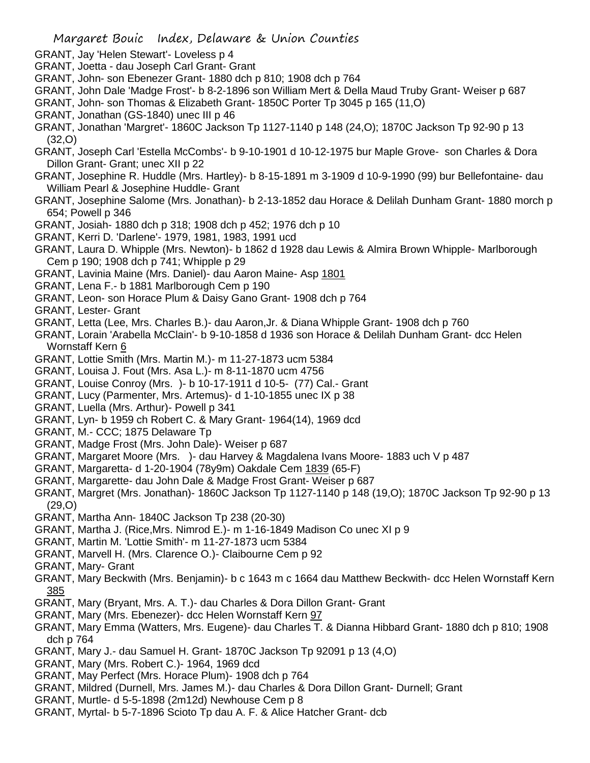GRANT, Jay 'Helen Stewart'- Loveless p 4

GRANT, Joetta - dau Joseph Carl Grant- Grant

GRANT, John- son Ebenezer Grant- 1880 dch p 810; 1908 dch p 764

GRANT, John Dale 'Madge Frost'- b 8-2-1896 son William Mert & Della Maud Truby Grant- Weiser p 687

GRANT, John- son Thomas & Elizabeth Grant- 1850C Porter Tp 3045 p 165 (11,O)

GRANT, Jonathan (GS-1840) unec III p 46

GRANT, Jonathan 'Margret'- 1860C Jackson Tp 1127-1140 p 148 (24,O); 1870C Jackson Tp 92-90 p 13 (32,O)

GRANT, Joseph Carl 'Estella McCombs'- b 9-10-1901 d 10-12-1975 bur Maple Grove- son Charles & Dora Dillon Grant- Grant; unec XII p 22

GRANT, Josephine R. Huddle (Mrs. Hartley)- b 8-15-1891 m 3-1909 d 10-9-1990 (99) bur Bellefontaine- dau William Pearl & Josephine Huddle- Grant

GRANT, Josephine Salome (Mrs. Jonathan)- b 2-13-1852 dau Horace & Delilah Dunham Grant- 1880 morch p 654; Powell p 346

GRANT, Josiah- 1880 dch p 318; 1908 dch p 452; 1976 dch p 10

GRANT, Kerri D. 'Darlene'- 1979, 1981, 1983, 1991 ucd

GRANT, Laura D. Whipple (Mrs. Newton)- b 1862 d 1928 dau Lewis & Almira Brown Whipple- Marlborough Cem p 190; 1908 dch p 741; Whipple p 29

GRANT, Lavinia Maine (Mrs. Daniel)- dau Aaron Maine- Asp 1801

GRANT, Lena F.- b 1881 Marlborough Cem p 190

GRANT, Leon- son Horace Plum & Daisy Gano Grant- 1908 dch p 764

GRANT, Lester- Grant

GRANT, Letta (Lee, Mrs. Charles B.)- dau Aaron,Jr. & Diana Whipple Grant- 1908 dch p 760

GRANT, Lorain 'Arabella McClain'- b 9-10-1858 d 1936 son Horace & Delilah Dunham Grant- dcc Helen Wornstaff Kern 6

GRANT, Lottie Smith (Mrs. Martin M.)- m 11-27-1873 ucm 5384

GRANT, Louisa J. Fout (Mrs. Asa L.)- m 8-11-1870 ucm 4756

GRANT, Louise Conroy (Mrs. )- b 10-17-1911 d 10-5- (77) Cal.- Grant

GRANT, Lucy (Parmenter, Mrs. Artemus)- d 1-10-1855 unec IX p 38

GRANT, Luella (Mrs. Arthur)- Powell p 341

GRANT, Lyn- b 1959 ch Robert C. & Mary Grant- 1964(14), 1969 dcd

GRANT, M.- CCC; 1875 Delaware Tp

GRANT, Madge Frost (Mrs. John Dale)- Weiser p 687

GRANT, Margaret Moore (Mrs. )- dau Harvey & Magdalena Ivans Moore- 1883 uch V p 487

GRANT, Margaretta- d 1-20-1904 (78y9m) Oakdale Cem 1839 (65-F)

GRANT, Margarette- dau John Dale & Madge Frost Grant- Weiser p 687

GRANT, Margret (Mrs. Jonathan)- 1860C Jackson Tp 1127-1140 p 148 (19,O); 1870C Jackson Tp 92-90 p 13 (29,O)

GRANT, Martha Ann- 1840C Jackson Tp 238 (20-30)

GRANT, Martha J. (Rice,Mrs. Nimrod E.)- m 1-16-1849 Madison Co unec XI p 9

GRANT, Martin M. 'Lottie Smith'- m 11-27-1873 ucm 5384

GRANT, Marvell H. (Mrs. Clarence O.)- Claibourne Cem p 92

GRANT, Mary- Grant

GRANT, Mary Beckwith (Mrs. Benjamin)- b c 1643 m c 1664 dau Matthew Beckwith- dcc Helen Wornstaff Kern 385

GRANT, Mary (Bryant, Mrs. A. T.)- dau Charles & Dora Dillon Grant- Grant

GRANT, Mary (Mrs. Ebenezer)- dcc Helen Wornstaff Kern 97

GRANT, Mary Emma (Watters, Mrs. Eugene)- dau Charles T. & Dianna Hibbard Grant- 1880 dch p 810; 1908 dch p 764

GRANT, Mary J.- dau Samuel H. Grant- 1870C Jackson Tp 92091 p 13 (4,O)

GRANT, Mary (Mrs. Robert C.)- 1964, 1969 dcd

GRANT, May Perfect (Mrs. Horace Plum)- 1908 dch p 764

GRANT, Mildred (Durnell, Mrs. James M.)- dau Charles & Dora Dillon Grant- Durnell; Grant

GRANT, Murtle- d 5-5-1898 (2m12d) Newhouse Cem p 8

GRANT, Myrtal- b 5-7-1896 Scioto Tp dau A. F. & Alice Hatcher Grant- dcb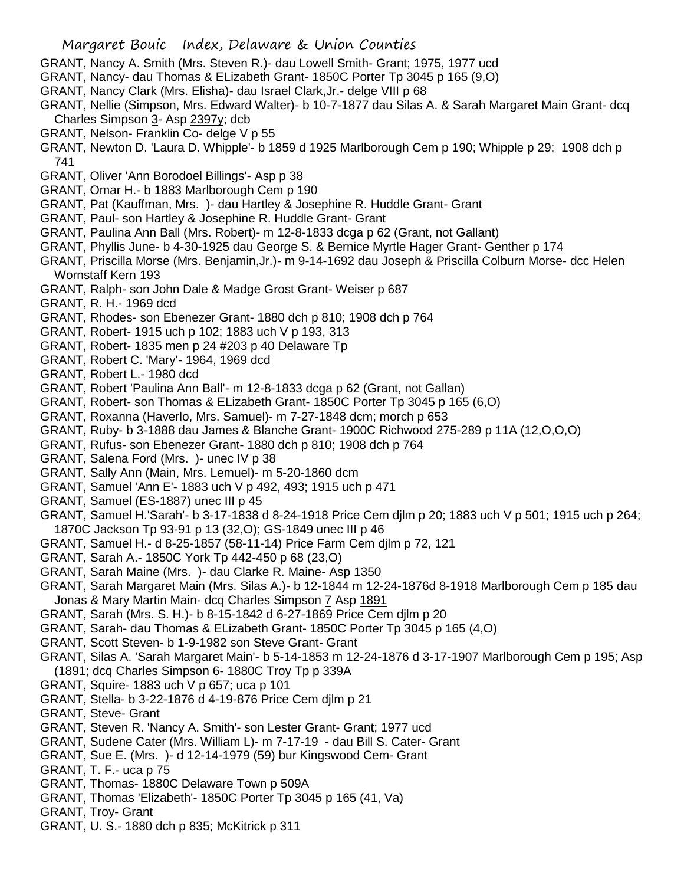GRANT, Nancy A. Smith (Mrs. Steven R.)- dau Lowell Smith- Grant; 1975, 1977 ucd
GRANT, Nancy- dau Thomas & ELizabeth Grant- 1850C Porter Tp 3045 p 165 (9,O)
GRANT, Nancy Clark (Mrs. Elisha)- dau Israel Clark,Jr.- delge VIII p 68
GRANT, Nellie (Simpson, Mrs. Edward Walter)- b 10-7-1877 dau Silas A. & Sarah Margaret Main Grant- dcq Charles Simpson 3- Asp 2397y; dcb
GRANT, Nelson- Franklin Co- delge V p 55
GRANT, Newton D. 'Laura D. Whipple'- b 1859 d 1925 Marlborough Cem p 190; Whipple p 29; 1908 dch p 741
GRANT, Oliver 'Ann Borodoel Billings'- Asp p 38
GRANT, Omar H.- b 1883 Marlborough Cem p 190
GRANT, Pat (Kauffman, Mrs. )- dau Hartley & Josephine R. Huddle Grant- Grant
GRANT, Paul- son Hartley & Josephine R. Huddle Grant- Grant
GRANT, Paulina Ann Ball (Mrs. Robert)- m 12-8-1833 dcga p 62 (Grant, not Gallant)
GRANT, Phyllis June- b 4-30-1925 dau George S. & Bernice Myrtle Hager Grant- Genther p 174
GRANT, Priscilla Morse (Mrs. Benjamin,Jr.)- m 9-14-1692 dau Joseph & Priscilla Colburn Morse- dcc Helen Wornstaff Kern 193
GRANT, Ralph- son John Dale & Madge Grost Grant- Weiser p 687
GRANT, R. H.- 1969 dcd
GRANT, Rhodes- son Ebenezer Grant- 1880 dch p 810; 1908 dch p 764
GRANT, Robert- 1915 uch p 102; 1883 uch V p 193, 313
GRANT, Robert- 1835 men p 24 #203 p 40 Delaware Tp
GRANT, Robert C. 'Mary'- 1964, 1969 dcd
GRANT, Robert L.- 1980 dcd
GRANT, Robert 'Paulina Ann Ball'- m 12-8-1833 dcga p 62 (Grant, not Gallan)
GRANT, Robert- son Thomas & ELizabeth Grant- 1850C Porter Tp 3045 p 165 (6,O)
GRANT, Roxanna (Haverlo, Mrs. Samuel)- m 7-27-1848 dcm; morch p 653
GRANT, Ruby- b 3-1888 dau James & Blanche Grant- 1900C Richwood 275-289 p 11A (12,O,O,O)
GRANT, Rufus- son Ebenezer Grant- 1880 dch p 810; 1908 dch p 764
GRANT, Salena Ford (Mrs. )- unec IV p 38
GRANT, Sally Ann (Main, Mrs. Lemuel)- m 5-20-1860 dcm
GRANT, Samuel 'Ann E'- 1883 uch V p 492, 493; 1915 uch p 471
GRANT, Samuel (ES-1887) unec III p 45
GRANT, Samuel H.'Sarah'- b 3-17-1838 d 8-24-1918 Price Cem djlm p 20; 1883 uch V p 501; 1915 uch p 264; 1870C Jackson Tp 93-91 p 13 (32,O); GS-1849 unec III p 46
GRANT, Samuel H.- d 8-25-1857 (58-11-14) Price Farm Cem djlm p 72, 121
GRANT, Sarah A.- 1850C York Tp 442-450 p 68 (23,O)
GRANT, Sarah Maine (Mrs. )- dau Clarke R. Maine- Asp 1350
GRANT, Sarah Margaret Main (Mrs. Silas A.)- b 12-1844 m 12-24-1876d 8-1918 Marlborough Cem p 185 dau Jonas & Mary Martin Main- dcq Charles Simpson 7 Asp 1891
GRANT, Sarah (Mrs. S. H.)- b 8-15-1842 d 6-27-1869 Price Cem djlm p 20
GRANT, Sarah- dau Thomas & ELizabeth Grant- 1850C Porter Tp 3045 p 165 (4,O)
GRANT, Scott Steven- b 1-9-1982 son Steve Grant- Grant
GRANT, Silas A. 'Sarah Margaret Main'- b 5-14-1853 m 12-24-1876 d 3-17-1907 Marlborough Cem p 195; Asp (1891; dcq Charles Simpson 6- 1880C Troy Tp p 339A
GRANT, Squire- 1883 uch V p 657; uca p 101
GRANT, Stella- b 3-22-1876 d 4-19-876 Price Cem djlm p 21
GRANT, Steve- Grant
GRANT, Steven R. 'Nancy A. Smith'- son Lester Grant- Grant; 1977 ucd
GRANT, Sudene Cater (Mrs. William L)- m 7-17-19 - dau Bill S. Cater- Grant
GRANT, Sue E. (Mrs. )- d 12-14-1979 (59) bur Kingswood Cem- Grant
GRANT, T. F.- uca p 75
GRANT, Thomas- 1880C Delaware Town p 509A
GRANT, Thomas 'Elizabeth'- 1850C Porter Tp 3045 p 165 (41, Va)
GRANT, Troy- Grant
GRANT, U. S.- 1880 dch p 835; McKitrick p 311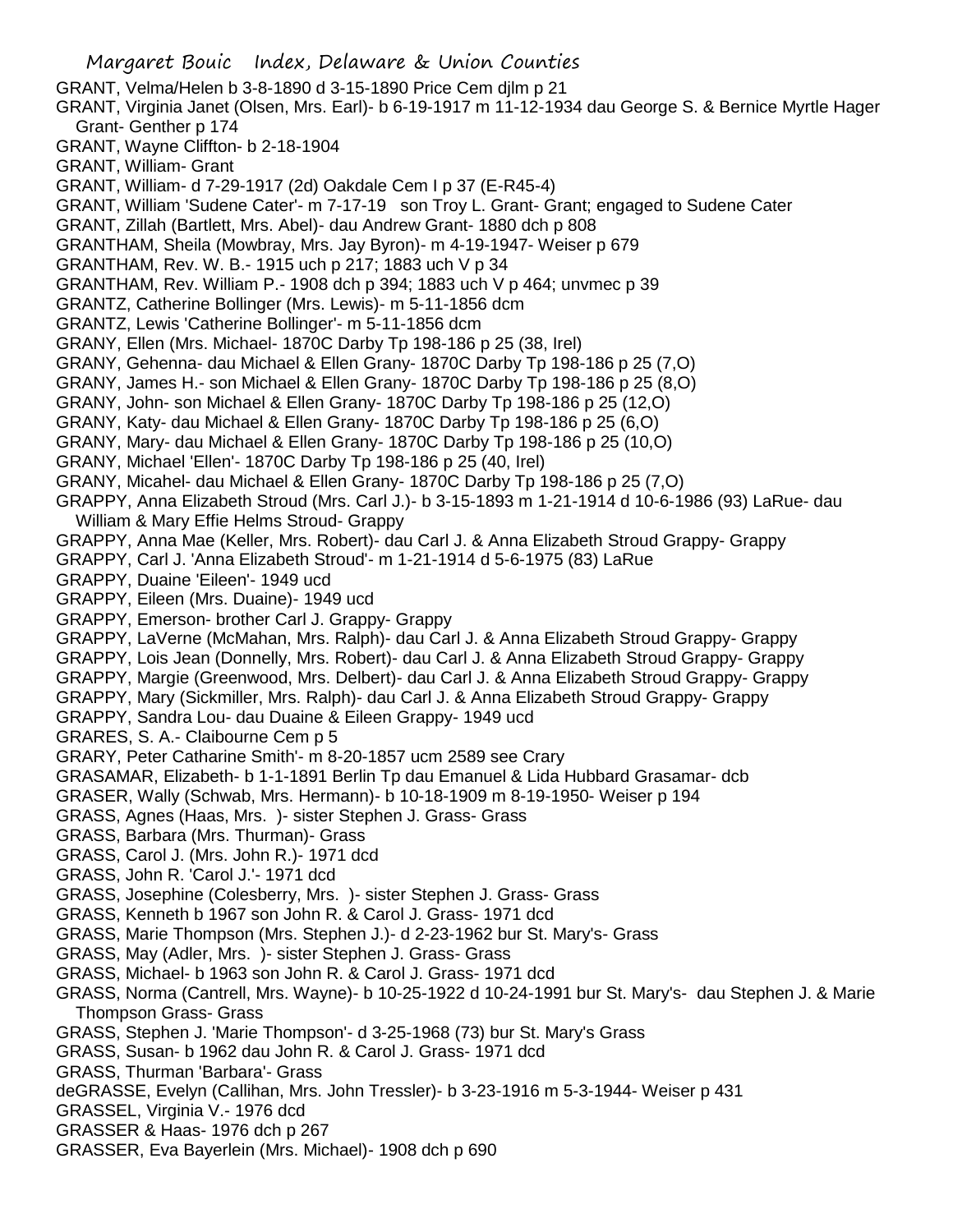GRANT, Velma/Helen b 3-8-1890 d 3-15-1890 Price Cem djlm p 21
GRANT, Virginia Janet (Olsen, Mrs. Earl)- b 6-19-1917 m 11-12-1934 dau George S. & Bernice Myrtle Hager Grant- Genther p 174
GRANT, Wayne Cliffton- b 2-18-1904
GRANT, William- Grant
GRANT, William- d 7-29-1917 (2d) Oakdale Cem I p 37 (E-R45-4)
GRANT, William 'Sudene Cater'- m 7-17-19 son Troy L. Grant- Grant; engaged to Sudene Cater
GRANT, Zillah (Bartlett, Mrs. Abel)- dau Andrew Grant- 1880 dch p 808
GRANTHAM, Sheila (Mowbray, Mrs. Jay Byron)- m 4-19-1947- Weiser p 679
GRANTHAM, Rev. W. B.- 1915 uch p 217; 1883 uch V p 34
GRANTHAM, Rev. William P.- 1908 dch p 394; 1883 uch V p 464; unvmec p 39
GRANTZ, Catherine Bollinger (Mrs. Lewis)- m 5-11-1856 dcm
GRANTZ, Lewis 'Catherine Bollinger'- m 5-11-1856 dcm
GRANY, Ellen (Mrs. Michael- 1870C Darby Tp 198-186 p 25 (38, Irel)
GRANY, Gehenna- dau Michael & Ellen Grany- 1870C Darby Tp 198-186 p 25 (7,O)
GRANY, James H.- son Michael & Ellen Grany- 1870C Darby Tp 198-186 p 25 (8,O)
GRANY, John- son Michael & Ellen Grany- 1870C Darby Tp 198-186 p 25 (12,O)
GRANY, Katy- dau Michael & Ellen Grany- 1870C Darby Tp 198-186 p 25 (6,O)
GRANY, Mary- dau Michael & Ellen Grany- 1870C Darby Tp 198-186 p 25 (10,O)
GRANY, Michael 'Ellen'- 1870C Darby Tp 198-186 p 25 (40, Irel)
GRANY, Micahel- dau Michael & Ellen Grany- 1870C Darby Tp 198-186 p 25 (7,O)
GRAPPY, Anna Elizabeth Stroud (Mrs. Carl J.)- b 3-15-1893 m 1-21-1914 d 10-6-1986 (93) LaRue- dau William & Mary Effie Helms Stroud- Grappy
GRAPPY, Anna Mae (Keller, Mrs. Robert)- dau Carl J. & Anna Elizabeth Stroud Grappy- Grappy
GRAPPY, Carl J. 'Anna Elizabeth Stroud'- m 1-21-1914 d 5-6-1975 (83) LaRue
GRAPPY, Duaine 'Eileen'- 1949 ucd
GRAPPY, Eileen (Mrs. Duaine)- 1949 ucd
GRAPPY, Emerson- brother Carl J. Grappy- Grappy
GRAPPY, LaVerne (McMahan, Mrs. Ralph)- dau Carl J. & Anna Elizabeth Stroud Grappy- Grappy
GRAPPY, Lois Jean (Donnelly, Mrs. Robert)- dau Carl J. & Anna Elizabeth Stroud Grappy- Grappy
GRAPPY, Margie (Greenwood, Mrs. Delbert)- dau Carl J. & Anna Elizabeth Stroud Grappy- Grappy
GRAPPY, Mary (Sickmiller, Mrs. Ralph)- dau Carl J. & Anna Elizabeth Stroud Grappy- Grappy
GRAPPY, Sandra Lou- dau Duaine & Eileen Grappy- 1949 ucd
GRARES, S. A.- Claibourne Cem p 5
GRARY, Peter Catharine Smith'- m 8-20-1857 ucm 2589 see Crary
GRASAMAR, Elizabeth- b 1-1-1891 Berlin Tp dau Emanuel & Lida Hubbard Grasamar- dcb
GRASER, Wally (Schwab, Mrs. Hermann)- b 10-18-1909 m 8-19-1950- Weiser p 194
GRASS, Agnes (Haas, Mrs. )- sister Stephen J. Grass- Grass
GRASS, Barbara (Mrs. Thurman)- Grass
GRASS, Carol J. (Mrs. John R.)- 1971 dcd
GRASS, John R. 'Carol J.'- 1971 dcd
GRASS, Josephine (Colesberry, Mrs. )- sister Stephen J. Grass- Grass
GRASS, Kenneth b 1967 son John R. & Carol J. Grass- 1971 dcd
GRASS, Marie Thompson (Mrs. Stephen J.)- d 2-23-1962 bur St. Mary's- Grass
GRASS, May (Adler, Mrs. )- sister Stephen J. Grass- Grass
GRASS, Michael- b 1963 son John R. & Carol J. Grass- 1971 dcd
GRASS, Norma (Cantrell, Mrs. Wayne)- b 10-25-1922 d 10-24-1991 bur St. Mary's- dau Stephen J. & Marie Thompson Grass- Grass
GRASS, Stephen J. 'Marie Thompson'- d 3-25-1968 (73) bur St. Mary's Grass
GRASS, Susan- b 1962 dau John R. & Carol J. Grass- 1971 dcd
GRASS, Thurman 'Barbara'- Grass
deGRASSE, Evelyn (Callihan, Mrs. John Tressler)- b 3-23-1916 m 5-3-1944- Weiser p 431
GRASSEL, Virginia V.- 1976 dcd
GRASSER & Haas- 1976 dch p 267
GRASSER, Eva Bayerlein (Mrs. Michael)- 1908 dch p 690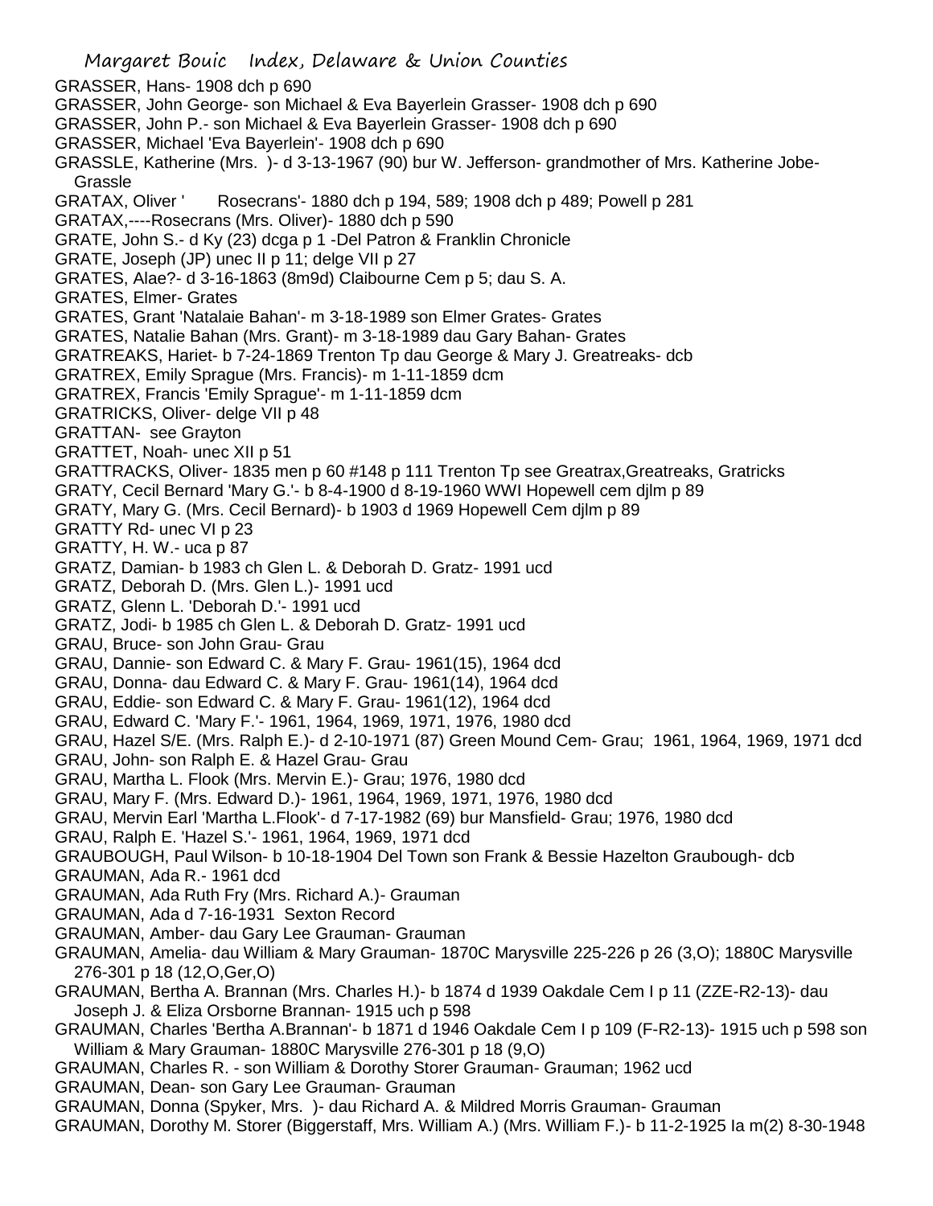GRASSER, Hans- 1908 dch p 690
GRASSER, John George- son Michael & Eva Bayerlein Grasser- 1908 dch p 690
GRASSER, John P.- son Michael & Eva Bayerlein Grasser- 1908 dch p 690
GRASSER, Michael 'Eva Bayerlein'- 1908 dch p 690
GRASSLE, Katherine (Mrs. )- d 3-13-1967 (90) bur W. Jefferson- grandmother of Mrs. Katherine Jobe- Grassle
GRATAX, Oliver ' Rosecrans'- 1880 dch p 194, 589; 1908 dch p 489; Powell p 281
GRATAX,----Rosecrans (Mrs. Oliver)- 1880 dch p 590
GRATE, John S.- d Ky (23) dcga p 1 -Del Patron & Franklin Chronicle
GRATE, Joseph (JP) unec II p 11; delge VII p 27
GRATES, Alae?- d 3-16-1863 (8m9d) Claibourne Cem p 5; dau S. A.
GRATES, Elmer- Grates
GRATES, Grant 'Natalaie Bahan'- m 3-18-1989 son Elmer Grates- Grates
GRATES, Natalie Bahan (Mrs. Grant)- m 3-18-1989 dau Gary Bahan- Grates
GRATREAKS, Hariet- b 7-24-1869 Trenton Tp dau George & Mary J. Greatreaks- dcb
GRATREX, Emily Sprague (Mrs. Francis)- m 1-11-1859 dcm
GRATREX, Francis 'Emily Sprague'- m 1-11-1859 dcm
GRATRICKS, Oliver- delge VII p 48
GRATTAN- see Grayton
GRATTET, Noah- unec XII p 51
GRATTRACKS, Oliver- 1835 men p 60 #148 p 111 Trenton Tp see Greatrax,Greatreaks, Gratricks
GRATY, Cecil Bernard 'Mary G.'- b 8-4-1900 d 8-19-1960 WWI Hopewell cem djlm p 89
GRATY, Mary G. (Mrs. Cecil Bernard)- b 1903 d 1969 Hopewell Cem djlm p 89
GRATTY Rd- unec VI p 23
GRATTY, H. W.- uca p 87
GRATZ, Damian- b 1983 ch Glen L. & Deborah D. Gratz- 1991 ucd
GRATZ, Deborah D. (Mrs. Glen L.)- 1991 ucd
GRATZ, Glenn L. 'Deborah D.'- 1991 ucd
GRATZ, Jodi- b 1985 ch Glen L. & Deborah D. Gratz- 1991 ucd
GRAU, Bruce- son John Grau- Grau
GRAU, Dannie- son Edward C. & Mary F. Grau- 1961(15), 1964 dcd
GRAU, Donna- dau Edward C. & Mary F. Grau- 1961(14), 1964 dcd
GRAU, Eddie- son Edward C. & Mary F. Grau- 1961(12), 1964 dcd
GRAU, Edward C. 'Mary F.'- 1961, 1964, 1969, 1971, 1976, 1980 dcd
GRAU, Hazel S/E. (Mrs. Ralph E.)- d 2-10-1971 (87) Green Mound Cem- Grau; 1961, 1964, 1969, 1971 dcd
GRAU, John- son Ralph E. & Hazel Grau- Grau
GRAU, Martha L. Flook (Mrs. Mervin E.)- Grau; 1976, 1980 dcd
GRAU, Mary F. (Mrs. Edward D.)- 1961, 1964, 1969, 1971, 1976, 1980 dcd
GRAU, Mervin Earl 'Martha L.Flook'- d 7-17-1982 (69) bur Mansfield- Grau; 1976, 1980 dcd
GRAU, Ralph E. 'Hazel S.'- 1961, 1964, 1969, 1971 dcd
GRAUBOUGH, Paul Wilson- b 10-18-1904 Del Town son Frank & Bessie Hazelton Graubough- dcb
GRAUMAN, Ada R.- 1961 dcd
GRAUMAN, Ada Ruth Fry (Mrs. Richard A.)- Grauman
GRAUMAN, Ada d 7-16-1931 Sexton Record
GRAUMAN, Amber- dau Gary Lee Grauman- Grauman
GRAUMAN, Amelia- dau William & Mary Grauman- 1870C Marysville 225-226 p 26 (3,O); 1880C Marysville 276-301 p 18 (12,O,Ger,O)
GRAUMAN, Bertha A. Brannan (Mrs. Charles H.)- b 1874 d 1939 Oakdale Cem I p 11 (ZZE-R2-13)- dau Joseph J. & Eliza Orsborne Brannan- 1915 uch p 598
GRAUMAN, Charles 'Bertha A.Brannan'- b 1871 d 1946 Oakdale Cem I p 109 (F-R2-13)- 1915 uch p 598 son William & Mary Grauman- 1880C Marysville 276-301 p 18 (9,O)
GRAUMAN, Charles R. - son William & Dorothy Storer Grauman- Grauman; 1962 ucd
GRAUMAN, Dean- son Gary Lee Grauman- Grauman
GRAUMAN, Donna (Spyker, Mrs. )- dau Richard A. & Mildred Morris Grauman- Grauman
GRAUMAN, Dorothy M. Storer (Biggerstaff, Mrs. William A.) (Mrs. William F.)- b 11-2-1925 Ia m(2) 8-30-1948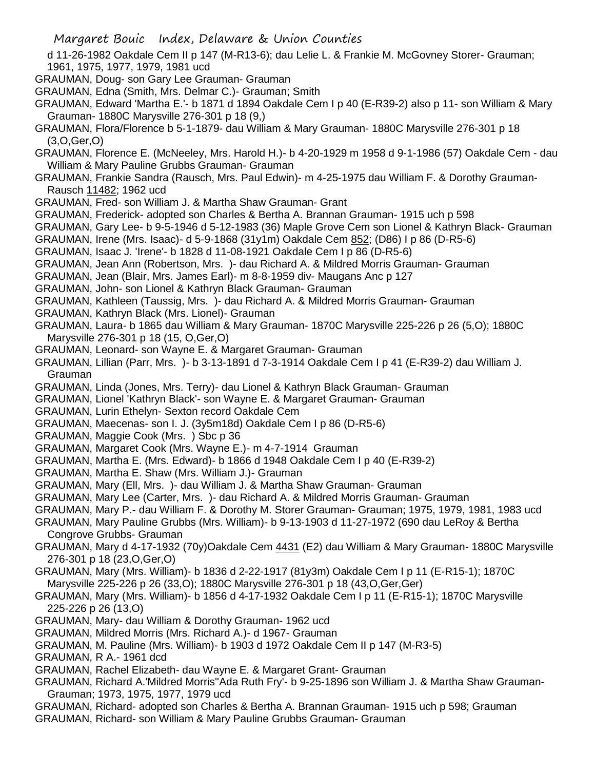d 11-26-1982 Oakdale Cem II p 147 (M-R13-6); dau Lelie L. & Frankie M. McGovney Storer- Grauman; 1961, 1975, 1977, 1979, 1981 ucd

GRAUMAN, Doug- son Gary Lee Grauman- Grauman

GRAUMAN, Edna (Smith, Mrs. Delmar C.)- Grauman; Smith

GRAUMAN, Edward 'Martha E.'- b 1871 d 1894 Oakdale Cem I p 40 (E-R39-2) also p 11- son William & Mary Grauman- 1880C Marysville 276-301 p 18 (9,)

GRAUMAN, Flora/Florence b 5-1-1879- dau William & Mary Grauman- 1880C Marysville 276-301 p 18 (3,O,Ger,O)

GRAUMAN, Florence E. (McNeeley, Mrs. Harold H.)- b 4-20-1929 m 1958 d 9-1-1986 (57) Oakdale Cem - dau William & Mary Pauline Grubbs Grauman- Grauman

GRAUMAN, Frankie Sandra (Rausch, Mrs. Paul Edwin)- m 4-25-1975 dau William F. & Dorothy Grauman- Rausch 11482; 1962 ucd

GRAUMAN, Fred- son William J. & Martha Shaw Grauman- Grant

GRAUMAN, Frederick- adopted son Charles & Bertha A. Brannan Grauman- 1915 uch p 598

GRAUMAN, Gary Lee- b 9-5-1946 d 5-12-1983 (36) Maple Grove Cem son Lionel & Kathryn Black- Grauman

GRAUMAN, Irene (Mrs. Isaac)- d 5-9-1868 (31y1m) Oakdale Cem 852; (D86) I p 86 (D-R5-6)

GRAUMAN, Isaac J. 'Irene'- b 1828 d 11-08-1921 Oakdale Cem I p 86 (D-R5-6)

GRAUMAN, Jean Ann (Robertson, Mrs. )- dau Richard A. & Mildred Morris Grauman- Grauman

GRAUMAN, Jean (Blair, Mrs. James Earl)- m 8-8-1959 div- Maugans Anc p 127

GRAUMAN, John- son Lionel & Kathryn Black Grauman- Grauman

GRAUMAN, Kathleen (Taussig, Mrs. )- dau Richard A. & Mildred Morris Grauman- Grauman

GRAUMAN, Kathryn Black (Mrs. Lionel)- Grauman

GRAUMAN, Laura- b 1865 dau William & Mary Grauman- 1870C Marysville 225-226 p 26 (5,O); 1880C Marysville 276-301 p 18 (15, O,Ger,O)

GRAUMAN, Leonard- son Wayne E. & Margaret Grauman- Grauman

GRAUMAN, Lillian (Parr, Mrs. )- b 3-13-1891 d 7-3-1914 Oakdale Cem I p 41 (E-R39-2) dau William J. Grauman

GRAUMAN, Linda (Jones, Mrs. Terry)- dau Lionel & Kathryn Black Grauman- Grauman

GRAUMAN, Lionel 'Kathryn Black'- son Wayne E. & Margaret Grauman- Grauman

GRAUMAN, Lurin Ethelyn- Sexton record Oakdale Cem

GRAUMAN, Maecenas- son I. J. (3y5m18d) Oakdale Cem I p 86 (D-R5-6)

GRAUMAN, Maggie Cook (Mrs. ) Sbc p 36

GRAUMAN, Margaret Cook (Mrs. Wayne E.)- m 4-7-1914 Grauman

GRAUMAN, Martha E. (Mrs. Edward)- b 1866 d 1948 Oakdale Cem I p 40 (E-R39-2)

GRAUMAN, Martha E. Shaw (Mrs. William J.)- Grauman

GRAUMAN, Mary (Ell, Mrs. )- dau William J. & Martha Shaw Grauman- Grauman

GRAUMAN, Mary Lee (Carter, Mrs. )- dau Richard A. & Mildred Morris Grauman- Grauman

GRAUMAN, Mary P.- dau William F. & Dorothy M. Storer Grauman- Grauman; 1975, 1979, 1981, 1983 ucd

GRAUMAN, Mary Pauline Grubbs (Mrs. William)- b 9-13-1903 d 11-27-1972 (690 dau LeRoy & Bertha Congrove Grubbs- Grauman

GRAUMAN, Mary d 4-17-1932 (70y)Oakdale Cem 4431 (E2) dau William & Mary Grauman- 1880C Marysville 276-301 p 18 (23,O,Ger,O)

GRAUMAN, Mary (Mrs. William)- b 1836 d 2-22-1917 (81y3m) Oakdale Cem I p 11 (E-R15-1); 1870C Marysville 225-226 p 26 (33,O); 1880C Marysville 276-301 p 18 (43,O,Ger,Ger)

GRAUMAN, Mary (Mrs. William)- b 1856 d 4-17-1932 Oakdale Cem I p 11 (E-R15-1); 1870C Marysville 225-226 p 26 (13,O)

GRAUMAN, Mary- dau William & Dorothy Grauman- 1962 ucd

GRAUMAN, Mildred Morris (Mrs. Richard A.)- d 1967- Grauman

GRAUMAN, M. Pauline (Mrs. William)- b 1903 d 1972 Oakdale Cem II p 147 (M-R3-5)

GRAUMAN, R A.- 1961 dcd

GRAUMAN, Rachel Elizabeth- dau Wayne E. & Margaret Grant- Grauman

GRAUMAN, Richard A.'Mildred Morris''Ada Ruth Fry'- b 9-25-1896 son William J. & Martha Shaw Grauman- Grauman; 1973, 1975, 1977, 1979 ucd

GRAUMAN, Richard- adopted son Charles & Bertha A. Brannan Grauman- 1915 uch p 598; Grauman

GRAUMAN, Richard- son William & Mary Pauline Grubbs Grauman- Grauman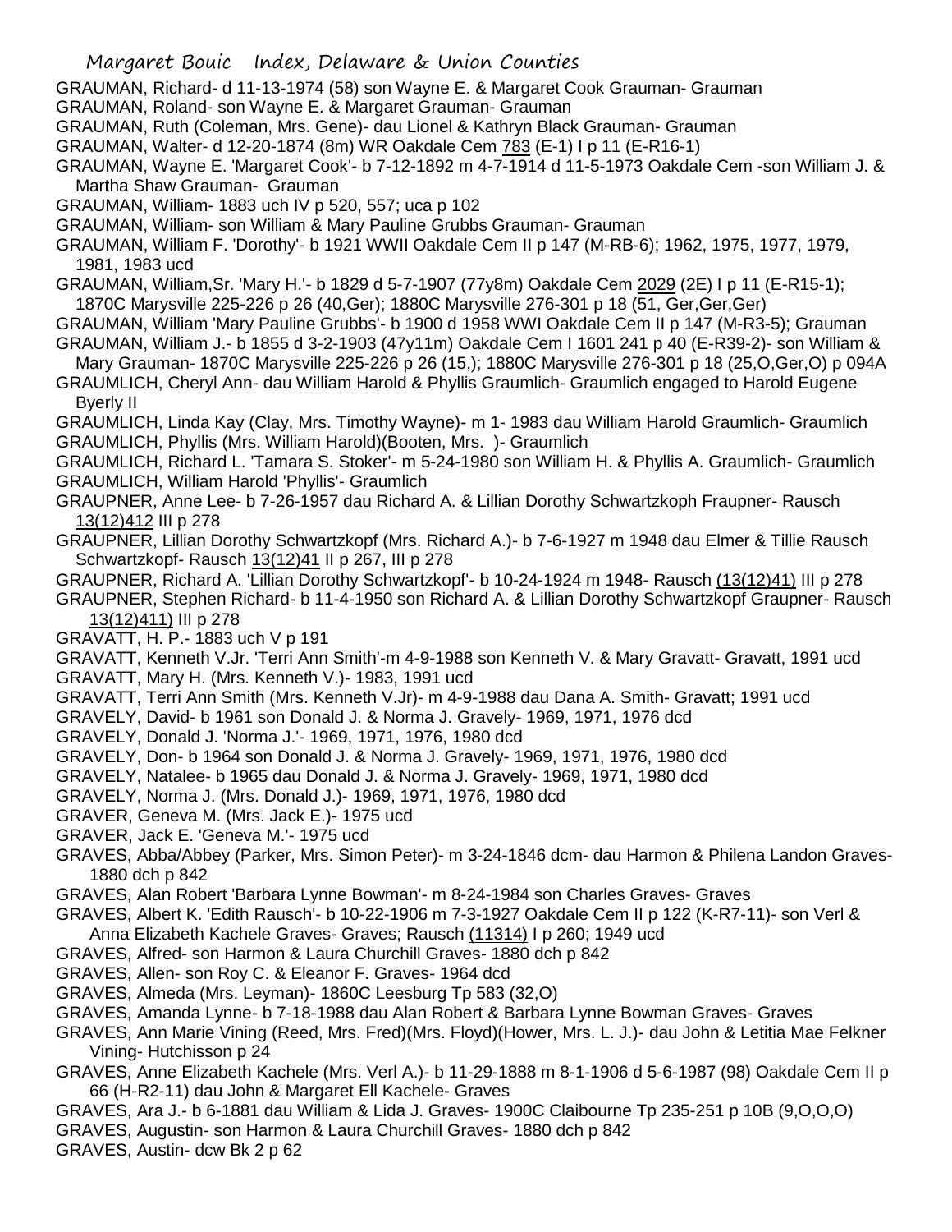GRAUMAN, Richard- d 11-13-1974 (58) son Wayne E. & Margaret Cook Grauman- Grauman

GRAUMAN, Roland- son Wayne E. & Margaret Grauman- Grauman

GRAUMAN, Ruth (Coleman, Mrs. Gene)- dau Lionel & Kathryn Black Grauman- Grauman

GRAUMAN, Walter- d 12-20-1874 (8m) WR Oakdale Cem 783 (E-1) I p 11 (E-R16-1)

GRAUMAN, Wayne E. 'Margaret Cook'- b 7-12-1892 m 4-7-1914 d 11-5-1973 Oakdale Cem -son William J. & Martha Shaw Grauman- Grauman

GRAUMAN, William- 1883 uch IV p 520, 557; uca p 102

GRAUMAN, William- son William & Mary Pauline Grubbs Grauman- Grauman

GRAUMAN, William F. 'Dorothy'- b 1921 WWII Oakdale Cem II p 147 (M-RB-6); 1962, 1975, 1977, 1979, 1981, 1983 ucd

GRAUMAN, William,Sr. 'Mary H.'- b 1829 d 5-7-1907 (77y8m) Oakdale Cem 2029 (2E) I p 11 (E-R15-1); 1870C Marysville 225-226 p 26 (40,Ger); 1880C Marysville 276-301 p 18 (51, Ger,Ger,Ger)

GRAUMAN, William 'Mary Pauline Grubbs'- b 1900 d 1958 WWI Oakdale Cem II p 147 (M-R3-5); Grauman

GRAUMAN, William J.- b 1855 d 3-2-1903 (47y11m) Oakdale Cem I 1601 241 p 40 (E-R39-2)- son William & Mary Grauman- 1870C Marysville 225-226 p 26 (15,); 1880C Marysville 276-301 p 18 (25,O,Ger,O) p 094A

GRAUMLICH, Cheryl Ann- dau William Harold & Phyllis Graumlich- Graumlich engaged to Harold Eugene Byerly II

GRAUMLICH, Linda Kay (Clay, Mrs. Timothy Wayne)- m 1- 1983 dau William Harold Graumlich- Graumlich

GRAUMLICH, Phyllis (Mrs. William Harold)(Booten, Mrs. )- Graumlich

GRAUMLICH, Richard L. 'Tamara S. Stoker'- m 5-24-1980 son William H. & Phyllis A. Graumlich- Graumlich

GRAUMLICH, William Harold 'Phyllis'- Graumlich

GRAUPNER, Anne Lee- b 7-26-1957 dau Richard A. & Lillian Dorothy Schwartzkoph Fraupner- Rausch 13(12)412 III p 278

GRAUPNER, Lillian Dorothy Schwartzkopf (Mrs. Richard A.)- b 7-6-1927 m 1948 dau Elmer & Tillie Rausch Schwartzkopf- Rausch 13(12)41 II p 267, III p 278

GRAUPNER, Richard A. 'Lillian Dorothy Schwartzkopf'- b 10-24-1924 m 1948- Rausch (13(12)41) III p 278

GRAUPNER, Stephen Richard- b 11-4-1950 son Richard A. & Lillian Dorothy Schwartzkopf Graupner- Rausch 13(12)411) III p 278

GRAVATT, H. P.- 1883 uch V p 191

GRAVATT, Kenneth V.Jr. 'Terri Ann Smith'-m 4-9-1988 son Kenneth V. & Mary Gravatt- Gravatt, 1991 ucd

GRAVATT, Mary H. (Mrs. Kenneth V.)- 1983, 1991 ucd

GRAVATT, Terri Ann Smith (Mrs. Kenneth V.Jr)- m 4-9-1988 dau Dana A. Smith- Gravatt; 1991 ucd

GRAVELY, David- b 1961 son Donald J. & Norma J. Gravely- 1969, 1971, 1976 dcd

GRAVELY, Donald J. 'Norma J.'- 1969, 1971, 1976, 1980 dcd

GRAVELY, Don- b 1964 son Donald J. & Norma J. Gravely- 1969, 1971, 1976, 1980 dcd

GRAVELY, Natalee- b 1965 dau Donald J. & Norma J. Gravely- 1969, 1971, 1980 dcd

GRAVELY, Norma J. (Mrs. Donald J.)- 1969, 1971, 1976, 1980 dcd

GRAVER, Geneva M. (Mrs. Jack E.)- 1975 ucd

GRAVER, Jack E. 'Geneva M.'- 1975 ucd

GRAVES, Abba/Abbey (Parker, Mrs. Simon Peter)- m 3-24-1846 dcm- dau Harmon & Philena Landon Graves- 1880 dch p 842

GRAVES, Alan Robert 'Barbara Lynne Bowman'- m 8-24-1984 son Charles Graves- Graves

GRAVES, Albert K. 'Edith Rausch'- b 10-22-1906 m 7-3-1927 Oakdale Cem II p 122 (K-R7-11)- son Verl & Anna Elizabeth Kachele Graves- Graves; Rausch (11314) I p 260; 1949 ucd

GRAVES, Alfred- son Harmon & Laura Churchill Graves- 1880 dch p 842

GRAVES, Allen- son Roy C. & Eleanor F. Graves- 1964 dcd

GRAVES, Almeda (Mrs. Leyman)- 1860C Leesburg Tp 583 (32,O)

GRAVES, Amanda Lynne- b 7-18-1988 dau Alan Robert & Barbara Lynne Bowman Graves- Graves

GRAVES, Ann Marie Vining (Reed, Mrs. Fred)(Mrs. Floyd)(Hower, Mrs. L. J.)- dau John & Letitia Mae Felkner Vining- Hutchisson p 24

GRAVES, Anne Elizabeth Kachele (Mrs. Verl A.)- b 11-29-1888 m 8-1-1906 d 5-6-1987 (98) Oakdale Cem II p 66 (H-R2-11) dau John & Margaret Ell Kachele- Graves

GRAVES, Ara J.- b 6-1881 dau William & Lida J. Graves- 1900C Claibourne Tp 235-251 p 10B (9,O,O,O)

GRAVES, Augustin- son Harmon & Laura Churchill Graves- 1880 dch p 842

GRAVES, Austin- dcw Bk 2 p 62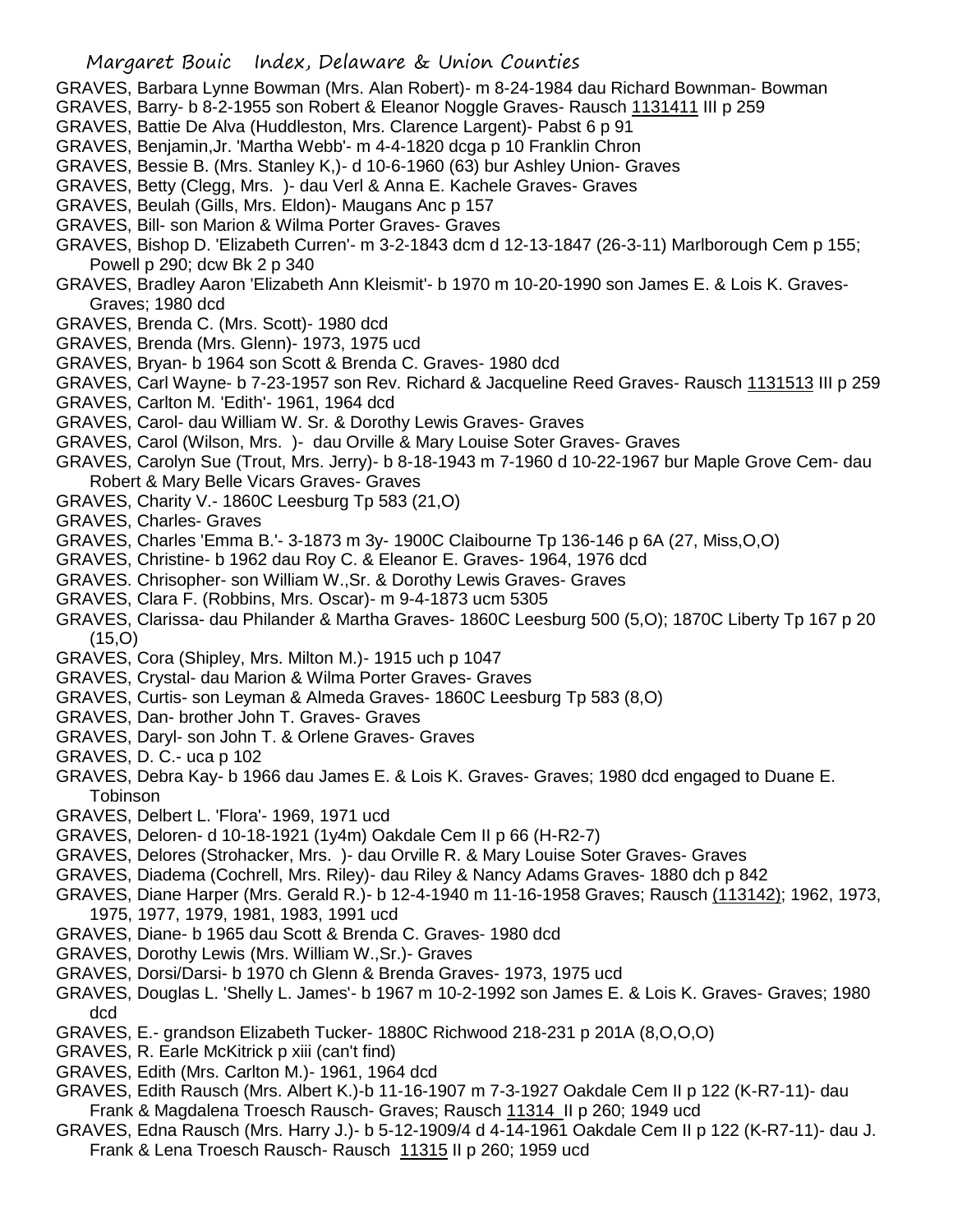GRAVES, Barbara Lynne Bowman (Mrs. Alan Robert)- m 8-24-1984 dau Richard Bownman- Bowman
GRAVES, Barry- b 8-2-1955 son Robert & Eleanor Noggle Graves- Rausch 1131411 III p 259
GRAVES, Battie De Alva (Huddleston, Mrs. Clarence Largent)- Pabst 6 p 91
GRAVES, Benjamin,Jr. 'Martha Webb'- m 4-4-1820 dcga p 10 Franklin Chron
GRAVES, Bessie B. (Mrs. Stanley K,)- d 10-6-1960 (63) bur Ashley Union- Graves
GRAVES, Betty (Clegg, Mrs. )- dau Verl & Anna E. Kachele Graves- Graves
GRAVES, Beulah (Gills, Mrs. Eldon)- Maugans Anc p 157
GRAVES, Bill- son Marion & Wilma Porter Graves- Graves
GRAVES, Bishop D. 'Elizabeth Curren'- m 3-2-1843 dcm d 12-13-1847 (26-3-11) Marlborough Cem p 155; Powell p 290; dcw Bk 2 p 340
GRAVES, Bradley Aaron 'Elizabeth Ann Kleismit'- b 1970 m 10-20-1990 son James E. & Lois K. Graves- Graves; 1980 dcd
GRAVES, Brenda C. (Mrs. Scott)- 1980 dcd
GRAVES, Brenda (Mrs. Glenn)- 1973, 1975 ucd
GRAVES, Bryan- b 1964 son Scott & Brenda C. Graves- 1980 dcd
GRAVES, Carl Wayne- b 7-23-1957 son Rev. Richard & Jacqueline Reed Graves- Rausch 1131513 III p 259
GRAVES, Carlton M. 'Edith'- 1961, 1964 dcd
GRAVES, Carol- dau William W. Sr. & Dorothy Lewis Graves- Graves
GRAVES, Carol (Wilson, Mrs. )- dau Orville & Mary Louise Soter Graves- Graves
GRAVES, Carolyn Sue (Trout, Mrs. Jerry)- b 8-18-1943 m 7-1960 d 10-22-1967 bur Maple Grove Cem- dau Robert & Mary Belle Vicars Graves- Graves
GRAVES, Charity V.- 1860C Leesburg Tp 583 (21,O)
GRAVES, Charles- Graves
GRAVES, Charles 'Emma B.'- 3-1873 m 3y- 1900C Claibourne Tp 136-146 p 6A (27, Miss,O,O)
GRAVES, Christine- b 1962 dau Roy C. & Eleanor E. Graves- 1964, 1976 dcd
GRAVES. Chrisopher- son William W.,Sr. & Dorothy Lewis Graves- Graves
GRAVES, Clara F. (Robbins, Mrs. Oscar)- m 9-4-1873 ucm 5305
GRAVES, Clarissa- dau Philander & Martha Graves- 1860C Leesburg 500 (5,O); 1870C Liberty Tp 167 p 20 (15,O)
GRAVES, Cora (Shipley, Mrs. Milton M.)- 1915 uch p 1047
GRAVES, Crystal- dau Marion & Wilma Porter Graves- Graves
GRAVES, Curtis- son Leyman & Almeda Graves- 1860C Leesburg Tp 583 (8,O)
GRAVES, Dan- brother John T. Graves- Graves
GRAVES, Daryl- son John T. & Orlene Graves- Graves
GRAVES, D. C.- uca p 102
GRAVES, Debra Kay- b 1966 dau James E. & Lois K. Graves- Graves; 1980 dcd engaged to Duane E. Tobinson
GRAVES, Delbert L. 'Flora'- 1969, 1971 ucd
GRAVES, Deloren- d 10-18-1921 (1y4m) Oakdale Cem II p 66 (H-R2-7)
GRAVES, Delores (Strohacker, Mrs. )- dau Orville R. & Mary Louise Soter Graves- Graves
GRAVES, Diadema (Cochrell, Mrs. Riley)- dau Riley & Nancy Adams Graves- 1880 dch p 842
GRAVES, Diane Harper (Mrs. Gerald R.)- b 12-4-1940 m 11-16-1958 Graves; Rausch (113142); 1962, 1973, 1975, 1977, 1979, 1981, 1983, 1991 ucd
GRAVES, Diane- b 1965 dau Scott & Brenda C. Graves- 1980 dcd
GRAVES, Dorothy Lewis (Mrs. William W.,Sr.)- Graves
GRAVES, Dorsi/Darsi- b 1970 ch Glenn & Brenda Graves- 1973, 1975 ucd
GRAVES, Douglas L. 'Shelly L. James'- b 1967 m 10-2-1992 son James E. & Lois K. Graves- Graves; 1980 dcd
GRAVES, E.- grandson Elizabeth Tucker- 1880C Richwood 218-231 p 201A (8,O,O,O)
GRAVES, R. Earle McKitrick p xiii (can't find)
GRAVES, Edith (Mrs. Carlton M.)- 1961, 1964 dcd
GRAVES, Edith Rausch (Mrs. Albert K.)-b 11-16-1907 m 7-3-1927 Oakdale Cem II p 122 (K-R7-11)- dau Frank & Magdalena Troesch Rausch- Graves; Rausch 11314 II p 260; 1949 ucd
GRAVES, Edna Rausch (Mrs. Harry J.)- b 5-12-1909/4 d 4-14-1961 Oakdale Cem II p 122 (K-R7-11)- dau J. Frank & Lena Troesch Rausch- Rausch 11315 II p 260; 1959 ucd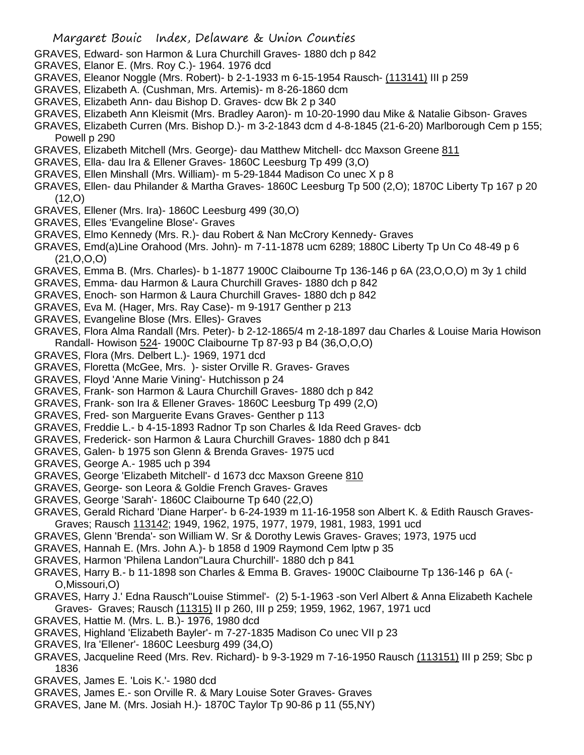GRAVES, Edward- son Harmon & Lura Churchill Graves- 1880 dch p 842
GRAVES, Elanor E. (Mrs. Roy C.)- 1964. 1976 dcd
GRAVES, Eleanor Noggle (Mrs. Robert)- b 2-1-1933 m 6-15-1954 Rausch- (113141) III p 259
GRAVES, Elizabeth A. (Cushman, Mrs. Artemis)- m 8-26-1860 dcm
GRAVES, Elizabeth Ann- dau Bishop D. Graves- dcw Bk 2 p 340
GRAVES, Elizabeth Ann Kleismit (Mrs. Bradley Aaron)- m 10-20-1990 dau Mike & Natalie Gibson- Graves
GRAVES, Elizabeth Curren (Mrs. Bishop D.)- m 3-2-1843 dcm d 4-8-1845 (21-6-20) Marlborough Cem p 155; Powell p 290
GRAVES, Elizabeth Mitchell (Mrs. George)- dau Matthew Mitchell- dcc Maxson Greene 811
GRAVES, Ella- dau Ira & Ellener Graves- 1860C Leesburg Tp 499 (3,O)
GRAVES, Ellen Minshall (Mrs. William)- m 5-29-1844 Madison Co unec X p 8
GRAVES, Ellen- dau Philander & Martha Graves- 1860C Leesburg Tp 500 (2,O); 1870C Liberty Tp 167 p 20 (12,O)
GRAVES, Ellener (Mrs. Ira)- 1860C Leesburg 499 (30,O)
GRAVES, Elles 'Evangeline Blose'- Graves
GRAVES, Elmo Kennedy (Mrs. R.)- dau Robert & Nan McCrory Kennedy- Graves
GRAVES, Emd(a)Line Orahood (Mrs. John)- m 7-11-1878 ucm 6289; 1880C Liberty Tp Un Co 48-49 p 6 (21,O,O,O)
GRAVES, Emma B. (Mrs. Charles)- b 1-1877 1900C Claibourne Tp 136-146 p 6A (23,O,O,O) m 3y 1 child
GRAVES, Emma- dau Harmon & Laura Churchill Graves- 1880 dch p 842
GRAVES, Enoch- son Harmon & Laura Churchill Graves- 1880 dch p 842
GRAVES, Eva M. (Hager, Mrs. Ray Case)- m 9-1917 Genther p 213
GRAVES, Evangeline Blose (Mrs. Elles)- Graves
GRAVES, Flora Alma Randall (Mrs. Peter)- b 2-12-1865/4 m 2-18-1897 dau Charles & Louise Maria Howison Randall- Howison 524- 1900C Claibourne Tp 87-93 p B4 (36,O,O,O)
GRAVES, Flora (Mrs. Delbert L.)- 1969, 1971 dcd
GRAVES, Floretta (McGee, Mrs. )- sister Orville R. Graves- Graves
GRAVES, Floyd 'Anne Marie Vining'- Hutchisson p 24
GRAVES, Frank- son Harmon & Laura Churchill Graves- 1880 dch p 842
GRAVES, Frank- son Ira & Ellener Graves- 1860C Leesburg Tp 499 (2,O)
GRAVES, Fred- son Marguerite Evans Graves- Genther p 113
GRAVES, Freddie L.- b 4-15-1893 Radnor Tp son Charles & Ida Reed Graves- dcb
GRAVES, Frederick- son Harmon & Laura Churchill Graves- 1880 dch p 841
GRAVES, Galen- b 1975 son Glenn & Brenda Graves- 1975 ucd
GRAVES, George A.- 1985 uch p 394
GRAVES, George 'Elizabeth Mitchell'- d 1673 dcc Maxson Greene 810
GRAVES, George- son Leora & Goldie French Graves- Graves
GRAVES, George 'Sarah'- 1860C Claibourne Tp 640 (22,O)
GRAVES, Gerald Richard 'Diane Harper'- b 6-24-1939 m 11-16-1958 son Albert K. & Edith Rausch Graves- Graves; Rausch 113142; 1949, 1962, 1975, 1977, 1979, 1981, 1983, 1991 ucd
GRAVES, Glenn 'Brenda'- son William W. Sr & Dorothy Lewis Graves- Graves; 1973, 1975 ucd
GRAVES, Hannah E. (Mrs. John A.)- b 1858 d 1909 Raymond Cem lptw p 35
GRAVES, Harmon 'Philena Landon''Laura Churchill'- 1880 dch p 841
GRAVES, Harry B.- b 11-1898 son Charles & Emma B. Graves- 1900C Claibourne Tp 136-146 p 6A (-O,Missouri,O)
GRAVES, Harry J.' Edna Rausch''Louise Stimmel'- (2) 5-1-1963 -son Verl Albert & Anna Elizabeth Kachele Graves- Graves; Rausch (11315) II p 260, III p 259; 1959, 1962, 1967, 1971 ucd
GRAVES, Hattie M. (Mrs. L. B.)- 1976, 1980 dcd
GRAVES, Highland 'Elizabeth Bayler'- m 7-27-1835 Madison Co unec VII p 23
GRAVES, Ira 'Ellener'- 1860C Leesburg 499 (34,O)
GRAVES, Jacqueline Reed (Mrs. Rev. Richard)- b 9-3-1929 m 7-16-1950 Rausch (113151) III p 259; Sbc p 1836
GRAVES, James E. 'Lois K.'- 1980 dcd
GRAVES, James E.- son Orville R. & Mary Louise Soter Graves- Graves
GRAVES, Jane M. (Mrs. Josiah H.)- 1870C Taylor Tp 90-86 p 11 (55,NY)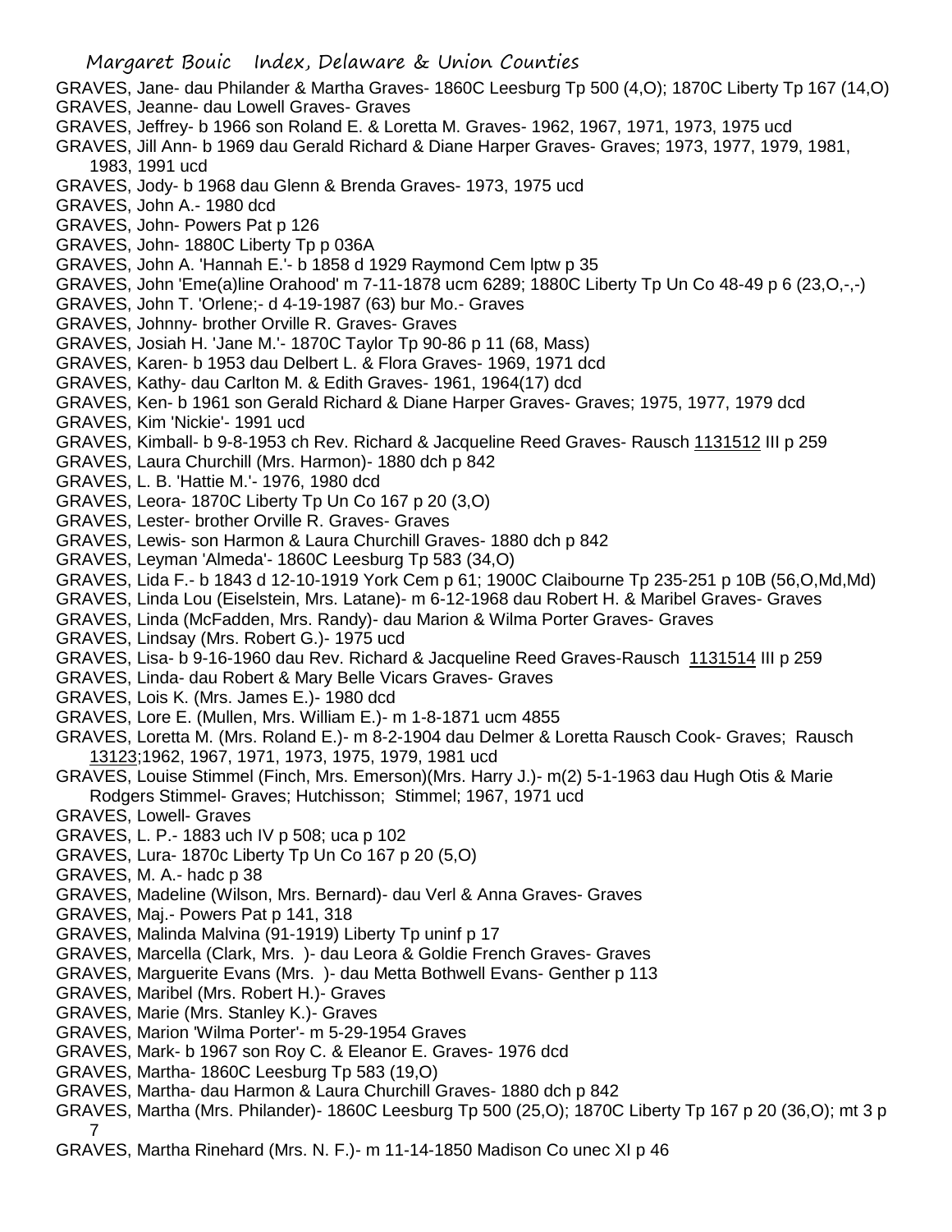GRAVES, Jane- dau Philander & Martha Graves- 1860C Leesburg Tp 500 (4,O); 1870C Liberty Tp 167 (14,O)
GRAVES, Jeanne- dau Lowell Graves- Graves
GRAVES, Jeffrey- b 1966 son Roland E. & Loretta M. Graves- 1962, 1967, 1971, 1973, 1975 ucd
GRAVES, Jill Ann- b 1969 dau Gerald Richard & Diane Harper Graves- Graves; 1973, 1977, 1979, 1981, 1983, 1991 ucd
GRAVES, Jody- b 1968 dau Glenn & Brenda Graves- 1973, 1975 ucd
GRAVES, John A.- 1980 dcd
GRAVES, John- Powers Pat p 126
GRAVES, John- 1880C Liberty Tp p 036A
GRAVES, John A. 'Hannah E.'- b 1858 d 1929 Raymond Cem lptw p 35
GRAVES, John 'Eme(a)line Orahood' m 7-11-1878 ucm 6289; 1880C Liberty Tp Un Co 48-49 p 6 (23,O,-,-)
GRAVES, John T. 'Orlene;- d 4-19-1987 (63) bur Mo.- Graves
GRAVES, Johnny- brother Orville R. Graves- Graves
GRAVES, Josiah H. 'Jane M.'- 1870C Taylor Tp 90-86 p 11 (68, Mass)
GRAVES, Karen- b 1953 dau Delbert L. & Flora Graves- 1969, 1971 dcd
GRAVES, Kathy- dau Carlton M. & Edith Graves- 1961, 1964(17) dcd
GRAVES, Ken- b 1961 son Gerald Richard & Diane Harper Graves- Graves; 1975, 1977, 1979 dcd
GRAVES, Kim 'Nickie'- 1991 ucd
GRAVES, Kimball- b 9-8-1953 ch Rev. Richard & Jacqueline Reed Graves- Rausch 1131512 III p 259
GRAVES, Laura Churchill (Mrs. Harmon)- 1880 dch p 842
GRAVES, L. B. 'Hattie M.'- 1976, 1980 dcd
GRAVES, Leora- 1870C Liberty Tp Un Co 167 p 20 (3,O)
GRAVES, Lester- brother Orville R. Graves- Graves
GRAVES, Lewis- son Harmon & Laura Churchill Graves- 1880 dch p 842
GRAVES, Leyman 'Almeda'- 1860C Leesburg Tp 583 (34,O)
GRAVES, Lida F.- b 1843 d 12-10-1919 York Cem p 61; 1900C Claibourne Tp 235-251 p 10B (56,O,Md,Md)
GRAVES, Linda Lou (Eiselstein, Mrs. Latane)- m 6-12-1968 dau Robert H. & Maribel Graves- Graves
GRAVES, Linda (McFadden, Mrs. Randy)- dau Marion & Wilma Porter Graves- Graves
GRAVES, Lindsay (Mrs. Robert G.)- 1975 ucd
GRAVES, Lisa- b 9-16-1960 dau Rev. Richard & Jacqueline Reed Graves-Rausch 1131514 III p 259
GRAVES, Linda- dau Robert & Mary Belle Vicars Graves- Graves
GRAVES, Lois K. (Mrs. James E.)- 1980 dcd
GRAVES, Lore E. (Mullen, Mrs. William E.)- m 1-8-1871 ucm 4855
GRAVES, Loretta M. (Mrs. Roland E.)- m 8-2-1904 dau Delmer & Loretta Rausch Cook- Graves; Rausch 13123;1962, 1967, 1971, 1973, 1975, 1979, 1981 ucd
GRAVES, Louise Stimmel (Finch, Mrs. Emerson)(Mrs. Harry J.)- m(2) 5-1-1963 dau Hugh Otis & Marie Rodgers Stimmel- Graves; Hutchisson; Stimmel; 1967, 1971 ucd
GRAVES, Lowell- Graves
GRAVES, L. P.- 1883 uch IV p 508; uca p 102
GRAVES, Lura- 1870c Liberty Tp Un Co 167 p 20 (5,O)
GRAVES, M. A.- hadc p 38
GRAVES, Madeline (Wilson, Mrs. Bernard)- dau Verl & Anna Graves- Graves
GRAVES, Maj.- Powers Pat p 141, 318
GRAVES, Malinda Malvina (91-1919) Liberty Tp uninf p 17
GRAVES, Marcella (Clark, Mrs. )- dau Leora & Goldie French Graves- Graves
GRAVES, Marguerite Evans (Mrs. )- dau Metta Bothwell Evans- Genther p 113
GRAVES, Maribel (Mrs. Robert H.)- Graves
GRAVES, Marie (Mrs. Stanley K.)- Graves
GRAVES, Marion 'Wilma Porter'- m 5-29-1954 Graves
GRAVES, Mark- b 1967 son Roy C. & Eleanor E. Graves- 1976 dcd
GRAVES, Martha- 1860C Leesburg Tp 583 (19,O)
GRAVES, Martha- dau Harmon & Laura Churchill Graves- 1880 dch p 842
GRAVES, Martha (Mrs. Philander)- 1860C Leesburg Tp 500 (25,O); 1870C Liberty Tp 167 p 20 (36,O); mt 3 p 7
GRAVES, Martha Rinehard (Mrs. N. F.)- m 11-14-1850 Madison Co unec XI p 46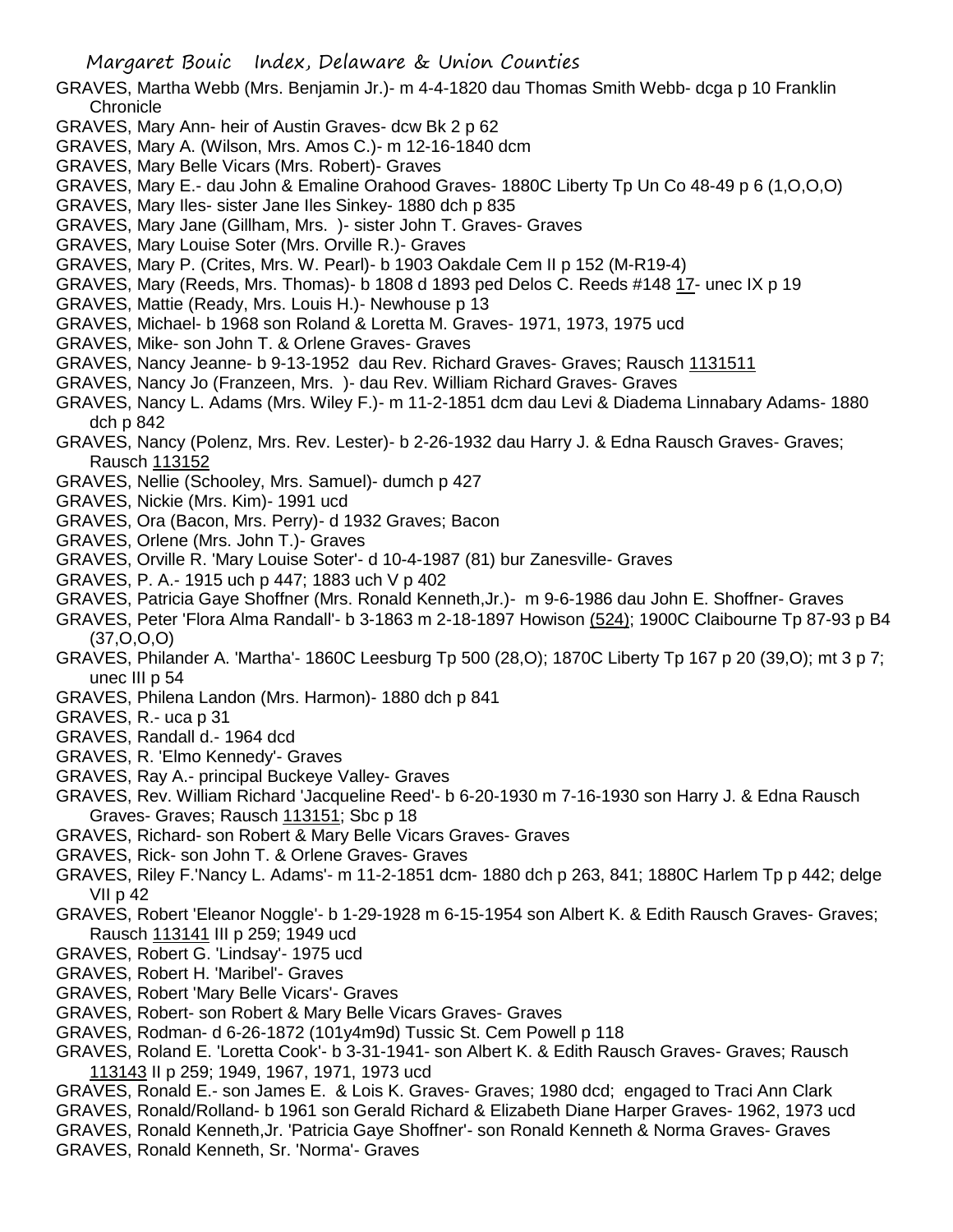GRAVES, Martha Webb (Mrs. Benjamin Jr.)- m 4-4-1820 dau Thomas Smith Webb- dcga p 10 Franklin Chronicle

GRAVES, Mary Ann- heir of Austin Graves- dcw Bk 2 p 62

GRAVES, Mary A. (Wilson, Mrs. Amos C.)- m 12-16-1840 dcm

GRAVES, Mary Belle Vicars (Mrs. Robert)- Graves

GRAVES, Mary E.- dau John & Emaline Orahood Graves- 1880C Liberty Tp Un Co 48-49 p 6 (1,O,O,O)

GRAVES, Mary Iles- sister Jane Iles Sinkey- 1880 dch p 835

GRAVES, Mary Jane (Gillham, Mrs. )- sister John T. Graves- Graves

GRAVES, Mary Louise Soter (Mrs. Orville R.)- Graves

GRAVES, Mary P. (Crites, Mrs. W. Pearl)- b 1903 Oakdale Cem II p 152 (M-R19-4)

GRAVES, Mary (Reeds, Mrs. Thomas)- b 1808 d 1893 ped Delos C. Reeds #148 17- unec IX p 19

GRAVES, Mattie (Ready, Mrs. Louis H.)- Newhouse p 13

GRAVES, Michael- b 1968 son Roland & Loretta M. Graves- 1971, 1973, 1975 ucd

GRAVES, Mike- son John T. & Orlene Graves- Graves

GRAVES, Nancy Jeanne- b 9-13-1952 dau Rev. Richard Graves- Graves; Rausch 1131511

GRAVES, Nancy Jo (Franzeen, Mrs. )- dau Rev. William Richard Graves- Graves

GRAVES, Nancy L. Adams (Mrs. Wiley F.)- m 11-2-1851 dcm dau Levi & Diadema Linnabary Adams- 1880 dch p 842

GRAVES, Nancy (Polenz, Mrs. Rev. Lester)- b 2-26-1932 dau Harry J. & Edna Rausch Graves- Graves; Rausch 113152

GRAVES, Nellie (Schooley, Mrs. Samuel)- dumch p 427

GRAVES, Nickie (Mrs. Kim)- 1991 ucd

GRAVES, Ora (Bacon, Mrs. Perry)- d 1932 Graves; Bacon

GRAVES, Orlene (Mrs. John T.)- Graves

GRAVES, Orville R. 'Mary Louise Soter'- d 10-4-1987 (81) bur Zanesville- Graves

GRAVES, P. A.- 1915 uch p 447; 1883 uch V p 402

GRAVES, Patricia Gaye Shoffner (Mrs. Ronald Kenneth,Jr.)- m 9-6-1986 dau John E. Shoffner- Graves

GRAVES, Peter 'Flora Alma Randall'- b 3-1863 m 2-18-1897 Howison (524); 1900C Claibourne Tp 87-93 p B4 (37,O,O,O)

GRAVES, Philander A. 'Martha'- 1860C Leesburg Tp 500 (28,O); 1870C Liberty Tp 167 p 20 (39,O); mt 3 p 7; unec III p 54

GRAVES, Philena Landon (Mrs. Harmon)- 1880 dch p 841

GRAVES, R.- uca p 31

GRAVES, Randall d.- 1964 dcd

GRAVES, R. 'Elmo Kennedy'- Graves

GRAVES, Ray A.- principal Buckeye Valley- Graves

GRAVES, Rev. William Richard 'Jacqueline Reed'- b 6-20-1930 m 7-16-1930 son Harry J. & Edna Rausch Graves- Graves; Rausch 113151; Sbc p 18

GRAVES, Richard- son Robert & Mary Belle Vicars Graves- Graves

GRAVES, Rick- son John T. & Orlene Graves- Graves

GRAVES, Riley F.'Nancy L. Adams'- m 11-2-1851 dcm- 1880 dch p 263, 841; 1880C Harlem Tp p 442; delge VII p 42

GRAVES, Robert 'Eleanor Noggle'- b 1-29-1928 m 6-15-1954 son Albert K. & Edith Rausch Graves- Graves; Rausch 113141 III p 259; 1949 ucd

GRAVES, Robert G. 'Lindsay'- 1975 ucd

GRAVES, Robert H. 'Maribel'- Graves

GRAVES, Robert 'Mary Belle Vicars'- Graves

GRAVES, Robert- son Robert & Mary Belle Vicars Graves- Graves

GRAVES, Rodman- d 6-26-1872 (101y4m9d) Tussic St. Cem Powell p 118

GRAVES, Roland E. 'Loretta Cook'- b 3-31-1941- son Albert K. & Edith Rausch Graves- Graves; Rausch 113143 II p 259; 1949, 1967, 1971, 1973 ucd

GRAVES, Ronald E.- son James E. & Lois K. Graves- Graves; 1980 dcd; engaged to Traci Ann Clark

GRAVES, Ronald/Rolland- b 1961 son Gerald Richard & Elizabeth Diane Harper Graves- 1962, 1973 ucd

GRAVES, Ronald Kenneth,Jr. 'Patricia Gaye Shoffner'- son Ronald Kenneth & Norma Graves- Graves

GRAVES, Ronald Kenneth, Sr. 'Norma'- Graves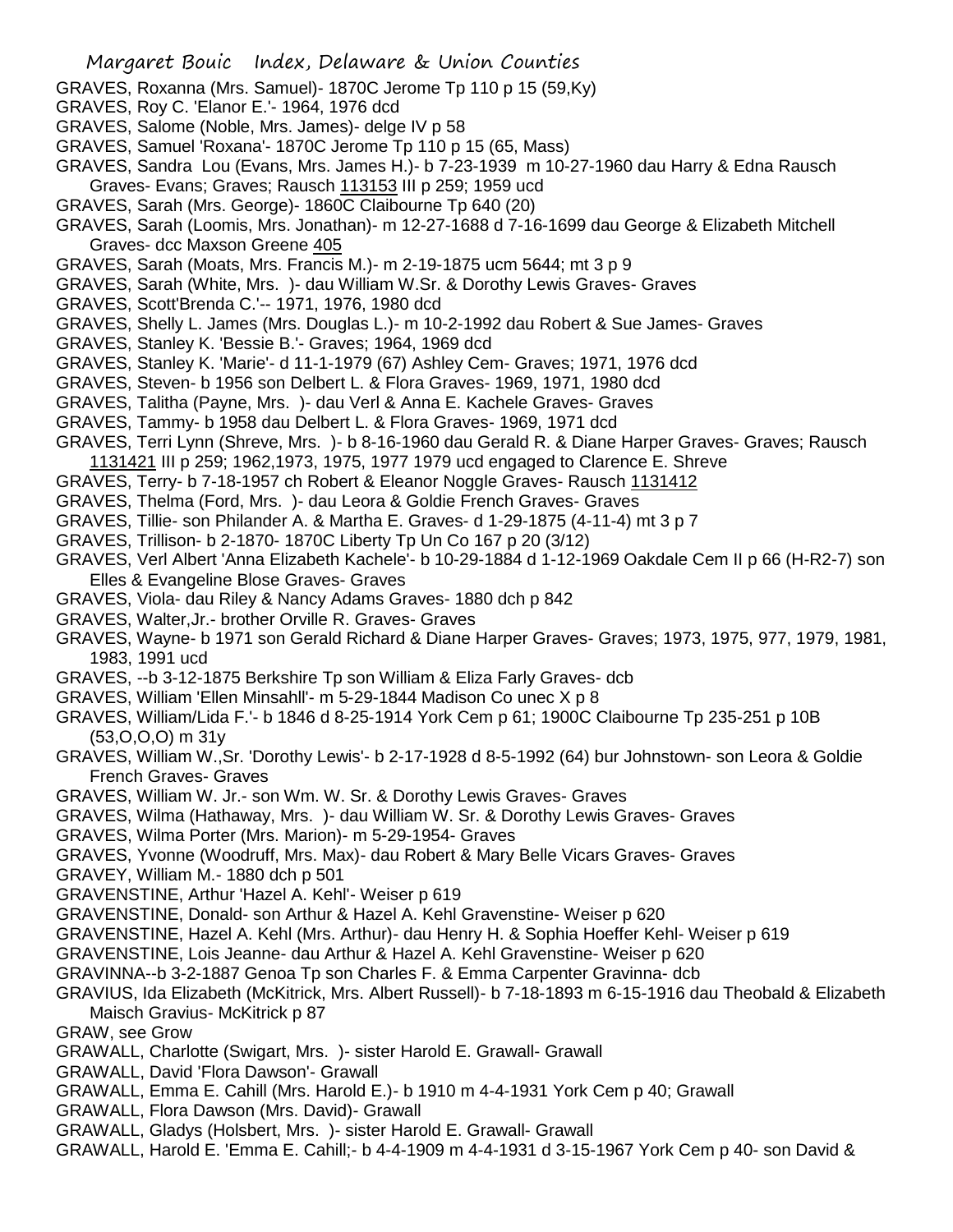GRAVES, Roxanna (Mrs. Samuel)- 1870C Jerome Tp 110 p 15 (59,Ky)
GRAVES, Roy C. 'Elanor E.'- 1964, 1976 dcd
GRAVES, Salome (Noble, Mrs. James)- delge IV p 58
GRAVES, Samuel 'Roxana'- 1870C Jerome Tp 110 p 15 (65, Mass)
GRAVES, Sandra Lou (Evans, Mrs. James H.)- b 7-23-1939 m 10-27-1960 dau Harry & Edna Rausch Graves- Evans; Graves; Rausch 113153 III p 259; 1959 ucd
GRAVES, Sarah (Mrs. George)- 1860C Claibourne Tp 640 (20)
GRAVES, Sarah (Loomis, Mrs. Jonathan)- m 12-27-1688 d 7-16-1699 dau George & Elizabeth Mitchell Graves- dcc Maxson Greene 405
GRAVES, Sarah (Moats, Mrs. Francis M.)- m 2-19-1875 ucm 5644; mt 3 p 9
GRAVES, Sarah (White, Mrs. )- dau William W.Sr. & Dorothy Lewis Graves- Graves
GRAVES, Scott'Brenda C.'-- 1971, 1976, 1980 dcd
GRAVES, Shelly L. James (Mrs. Douglas L.)- m 10-2-1992 dau Robert & Sue James- Graves
GRAVES, Stanley K. 'Bessie B.'- Graves; 1964, 1969 dcd
GRAVES, Stanley K. 'Marie'- d 11-1-1979 (67) Ashley Cem- Graves; 1971, 1976 dcd
GRAVES, Steven- b 1956 son Delbert L. & Flora Graves- 1969, 1971, 1980 dcd
GRAVES, Talitha (Payne, Mrs. )- dau Verl & Anna E. Kachele Graves- Graves
GRAVES, Tammy- b 1958 dau Delbert L. & Flora Graves- 1969, 1971 dcd
GRAVES, Terri Lynn (Shreve, Mrs. )- b 8-16-1960 dau Gerald R. & Diane Harper Graves- Graves; Rausch 1131421 III p 259; 1962,1973, 1975, 1977 1979 ucd engaged to Clarence E. Shreve
GRAVES, Terry- b 7-18-1957 ch Robert & Eleanor Noggle Graves- Rausch 1131412
GRAVES, Thelma (Ford, Mrs. )- dau Leora & Goldie French Graves- Graves
GRAVES, Tillie- son Philander A. & Martha E. Graves- d 1-29-1875 (4-11-4) mt 3 p 7
GRAVES, Trillison- b 2-1870- 1870C Liberty Tp Un Co 167 p 20 (3/12)
GRAVES, Verl Albert 'Anna Elizabeth Kachele'- b 10-29-1884 d 1-12-1969 Oakdale Cem II p 66 (H-R2-7) son Elles & Evangeline Blose Graves- Graves
GRAVES, Viola- dau Riley & Nancy Adams Graves- 1880 dch p 842
GRAVES, Walter,Jr.- brother Orville R. Graves- Graves
GRAVES, Wayne- b 1971 son Gerald Richard & Diane Harper Graves- Graves; 1973, 1975, 977, 1979, 1981, 1983, 1991 ucd
GRAVES, --b 3-12-1875 Berkshire Tp son William & Eliza Farly Graves- dcb
GRAVES, William 'Ellen Minsahll'- m 5-29-1844 Madison Co unec X p 8
GRAVES, William/Lida F.'- b 1846 d 8-25-1914 York Cem p 61; 1900C Claibourne Tp 235-251 p 10B (53,O,O,O) m 31y
GRAVES, William W.,Sr. 'Dorothy Lewis'- b 2-17-1928 d 8-5-1992 (64) bur Johnstown- son Leora & Goldie French Graves- Graves
GRAVES, William W. Jr.- son Wm. W. Sr. & Dorothy Lewis Graves- Graves
GRAVES, Wilma (Hathaway, Mrs. )- dau William W. Sr. & Dorothy Lewis Graves- Graves
GRAVES, Wilma Porter (Mrs. Marion)- m 5-29-1954- Graves
GRAVES, Yvonne (Woodruff, Mrs. Max)- dau Robert & Mary Belle Vicars Graves- Graves
GRAVEY, William M.- 1880 dch p 501
GRAVENSTINE, Arthur 'Hazel A. Kehl'- Weiser p 619
GRAVENSTINE, Donald- son Arthur & Hazel A. Kehl Gravenstine- Weiser p 620
GRAVENSTINE, Hazel A. Kehl (Mrs. Arthur)- dau Henry H. & Sophia Hoeffer Kehl- Weiser p 619
GRAVENSTINE, Lois Jeanne- dau Arthur & Hazel A. Kehl Gravenstine- Weiser p 620
GRAVINNA--b 3-2-1887 Genoa Tp son Charles F. & Emma Carpenter Gravinna- dcb
GRAVIUS, Ida Elizabeth (McKitrick, Mrs. Albert Russell)- b 7-18-1893 m 6-15-1916 dau Theobald & Elizabeth Maisch Gravius- McKitrick p 87
GRAW, see Grow
GRAWALL, Charlotte (Swigart, Mrs. )- sister Harold E. Grawall- Grawall
GRAWALL, David 'Flora Dawson'- Grawall
GRAWALL, Emma E. Cahill (Mrs. Harold E.)- b 1910 m 4-4-1931 York Cem p 40; Grawall
GRAWALL, Flora Dawson (Mrs. David)- Grawall
GRAWALL, Gladys (Holsbert, Mrs. )- sister Harold E. Grawall- Grawall
GRAWALL, Harold E. 'Emma E. Cahill;- b 4-4-1909 m 4-4-1931 d 3-15-1967 York Cem p 40- son David &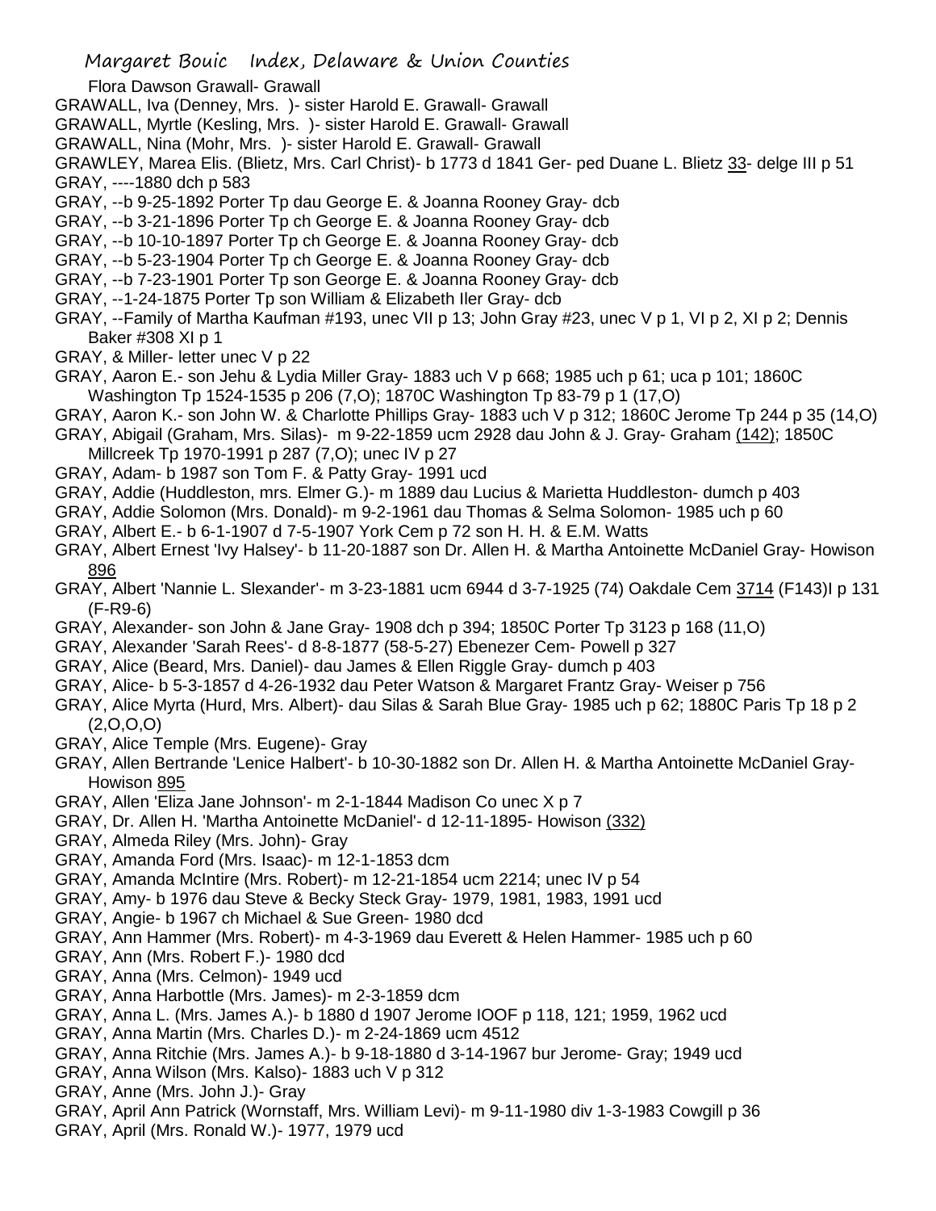Flora Dawson Grawall- Grawall

GRAWALL, Iva (Denney, Mrs. )- sister Harold E. Grawall- Grawall

GRAWALL, Myrtle (Kesling, Mrs. )- sister Harold E. Grawall- Grawall

GRAWALL, Nina (Mohr, Mrs. )- sister Harold E. Grawall- Grawall

GRAWLEY, Marea Elis. (Blietz, Mrs. Carl Christ)- b 1773 d 1841 Ger- ped Duane L. Blietz 33- delge III p 51

GRAY, ----1880 dch p 583

GRAY, --b 9-25-1892 Porter Tp dau George E. & Joanna Rooney Gray- dcb

GRAY, --b 3-21-1896 Porter Tp ch George E. & Joanna Rooney Gray- dcb

GRAY, --b 10-10-1897 Porter Tp ch George E. & Joanna Rooney Gray- dcb

GRAY, --b 5-23-1904 Porter Tp ch George E. & Joanna Rooney Gray- dcb

GRAY, --b 7-23-1901 Porter Tp son George E. & Joanna Rooney Gray- dcb

GRAY, --1-24-1875 Porter Tp son William & Elizabeth Iler Gray- dcb

GRAY, --Family of Martha Kaufman #193, unec VII p 13; John Gray #23, unec V p 1, VI p 2, XI p 2; Dennis Baker #308 XI p 1

GRAY, & Miller- letter unec V p 22

GRAY, Aaron E.- son Jehu & Lydia Miller Gray- 1883 uch V p 668; 1985 uch p 61; uca p 101; 1860C Washington Tp 1524-1535 p 206 (7,O); 1870C Washington Tp 83-79 p 1 (17,O)

GRAY, Aaron K.- son John W. & Charlotte Phillips Gray- 1883 uch V p 312; 1860C Jerome Tp 244 p 35 (14,O)

GRAY, Abigail (Graham, Mrs. Silas)- m 9-22-1859 ucm 2928 dau John & J. Gray- Graham (142); 1850C Millcreek Tp 1970-1991 p 287 (7,O); unec IV p 27

GRAY, Adam- b 1987 son Tom F. & Patty Gray- 1991 ucd

GRAY, Addie (Huddleston, mrs. Elmer G.)- m 1889 dau Lucius & Marietta Huddleston- dumch p 403

GRAY, Addie Solomon (Mrs. Donald)- m 9-2-1961 dau Thomas & Selma Solomon- 1985 uch p 60

GRAY, Albert E.- b 6-1-1907 d 7-5-1907 York Cem p 72 son H. H. & E.M. Watts

GRAY, Albert Ernest 'Ivy Halsey'- b 11-20-1887 son Dr. Allen H. & Martha Antoinette McDaniel Gray- Howison 896

GRAY, Albert 'Nannie L. Slexander'- m 3-23-1881 ucm 6944 d 3-7-1925 (74) Oakdale Cem 3714 (F143)I p 131 (F-R9-6)

GRAY, Alexander- son John & Jane Gray- 1908 dch p 394; 1850C Porter Tp 3123 p 168 (11,O)

GRAY, Alexander 'Sarah Rees'- d 8-8-1877 (58-5-27) Ebenezer Cem- Powell p 327

GRAY, Alice (Beard, Mrs. Daniel)- dau James & Ellen Riggle Gray- dumch p 403

GRAY, Alice- b 5-3-1857 d 4-26-1932 dau Peter Watson & Margaret Frantz Gray- Weiser p 756

GRAY, Alice Myrta (Hurd, Mrs. Albert)- dau Silas & Sarah Blue Gray- 1985 uch p 62; 1880C Paris Tp 18 p 2 (2,O,O,O)

GRAY, Alice Temple (Mrs. Eugene)- Gray

GRAY, Allen Bertrande 'Lenice Halbert'- b 10-30-1882 son Dr. Allen H. & Martha Antoinette McDaniel Gray- Howison 895

GRAY, Allen 'Eliza Jane Johnson'- m 2-1-1844 Madison Co unec X p 7

GRAY, Dr. Allen H. 'Martha Antoinette McDaniel'- d 12-11-1895- Howison (332)

GRAY, Almeda Riley (Mrs. John)- Gray

GRAY, Amanda Ford (Mrs. Isaac)- m 12-1-1853 dcm

GRAY, Amanda McIntire (Mrs. Robert)- m 12-21-1854 ucm 2214; unec IV p 54

GRAY, Amy- b 1976 dau Steve & Becky Steck Gray- 1979, 1981, 1983, 1991 ucd

GRAY, Angie- b 1967 ch Michael & Sue Green- 1980 dcd

GRAY, Ann Hammer (Mrs. Robert)- m 4-3-1969 dau Everett & Helen Hammer- 1985 uch p 60

GRAY, Ann (Mrs. Robert F.)- 1980 dcd

GRAY, Anna (Mrs. Celmon)- 1949 ucd

GRAY, Anna Harbottle (Mrs. James)- m 2-3-1859 dcm

GRAY, Anna L. (Mrs. James A.)- b 1880 d 1907 Jerome IOOF p 118, 121; 1959, 1962 ucd

GRAY, Anna Martin (Mrs. Charles D.)- m 2-24-1869 ucm 4512

GRAY, Anna Ritchie (Mrs. James A.)- b 9-18-1880 d 3-14-1967 bur Jerome- Gray; 1949 ucd

GRAY, Anna Wilson (Mrs. Kalso)- 1883 uch V p 312

GRAY, Anne (Mrs. John J.)- Gray

GRAY, April Ann Patrick (Wornstaff, Mrs. William Levi)- m 9-11-1980 div 1-3-1983 Cowgill p 36

GRAY, April (Mrs. Ronald W.)- 1977, 1979 ucd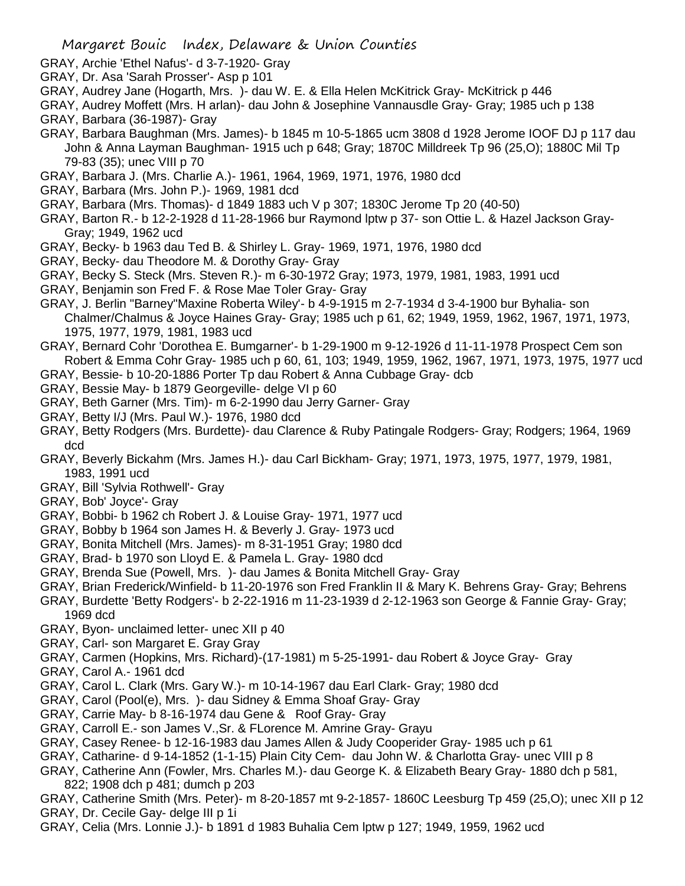GRAY, Archie 'Ethel Nafus'- d 3-7-1920- Gray

GRAY, Dr. Asa 'Sarah Prosser'- Asp p 101

GRAY, Audrey Jane (Hogarth, Mrs. )- dau W. E. & Ella Helen McKitrick Gray- McKitrick p 446

GRAY, Audrey Moffett (Mrs. H arlan)- dau John & Josephine Vannausdle Gray- Gray; 1985 uch p 138

GRAY, Barbara (36-1987)- Gray

GRAY, Barbara Baughman (Mrs. James)- b 1845 m 10-5-1865 ucm 3808 d 1928 Jerome IOOF DJ p 117 dau John & Anna Layman Baughman- 1915 uch p 648; Gray; 1870C Milldreek Tp 96 (25,O); 1880C Mil Tp 79-83 (35); unec VIII p 70

GRAY, Barbara J. (Mrs. Charlie A.)- 1961, 1964, 1969, 1971, 1976, 1980 dcd

GRAY, Barbara (Mrs. John P.)- 1969, 1981 dcd

GRAY, Barbara (Mrs. Thomas)- d 1849 1883 uch V p 307; 1830C Jerome Tp 20 (40-50)

GRAY, Barton R.- b 12-2-1928 d 11-28-1966 bur Raymond lptw p 37- son Ottie L. & Hazel Jackson Gray- Gray; 1949, 1962 ucd

GRAY, Becky- b 1963 dau Ted B. & Shirley L. Gray- 1969, 1971, 1976, 1980 dcd

GRAY, Becky- dau Theodore M. & Dorothy Gray- Gray

GRAY, Becky S. Steck (Mrs. Steven R.)- m 6-30-1972 Gray; 1973, 1979, 1981, 1983, 1991 ucd

GRAY, Benjamin son Fred F. & Rose Mae Toler Gray- Gray

GRAY, J. Berlin "Barney"Maxine Roberta Wiley'- b 4-9-1915 m 2-7-1934 d 3-4-1900 bur Byhalia- son Chalmer/Chalmus & Joyce Haines Gray- Gray; 1985 uch p 61, 62; 1949, 1959, 1962, 1967, 1971, 1973, 1975, 1977, 1979, 1981, 1983 ucd

GRAY, Bernard Cohr 'Dorothea E. Bumgarner'- b 1-29-1900 m 9-12-1926 d 11-11-1978 Prospect Cem son Robert & Emma Cohr Gray- 1985 uch p 60, 61, 103; 1949, 1959, 1962, 1967, 1971, 1973, 1975, 1977 ucd

GRAY, Bessie- b 10-20-1886 Porter Tp dau Robert & Anna Cubbage Gray- dcb

GRAY, Bessie May- b 1879 Georgeville- delge VI p 60

GRAY, Beth Garner (Mrs. Tim)- m 6-2-1990 dau Jerry Garner- Gray

GRAY, Betty I/J (Mrs. Paul W.)- 1976, 1980 dcd

GRAY, Betty Rodgers (Mrs. Burdette)- dau Clarence & Ruby Patingale Rodgers- Gray; Rodgers; 1964, 1969 dcd

GRAY, Beverly Bickahm (Mrs. James H.)- dau Carl Bickham- Gray; 1971, 1973, 1975, 1977, 1979, 1981, 1983, 1991 ucd

GRAY, Bill 'Sylvia Rothwell'- Gray

GRAY, Bob' Joyce'- Gray

GRAY, Bobbi- b 1962 ch Robert J. & Louise Gray- 1971, 1977 ucd

GRAY, Bobby b 1964 son James H. & Beverly J. Gray- 1973 ucd

GRAY, Bonita Mitchell (Mrs. James)- m 8-31-1951 Gray; 1980 dcd

GRAY, Brad- b 1970 son Lloyd E. & Pamela L. Gray- 1980 dcd

GRAY, Brenda Sue (Powell, Mrs. )- dau James & Bonita Mitchell Gray- Gray

GRAY, Brian Frederick/Winfield- b 11-20-1976 son Fred Franklin II & Mary K. Behrens Gray- Gray; Behrens

GRAY, Burdette 'Betty Rodgers'- b 2-22-1916 m 11-23-1939 d 2-12-1963 son George & Fannie Gray- Gray; 1969 dcd

GRAY, Byon- unclaimed letter- unec XII p 40

GRAY, Carl- son Margaret E. Gray Gray

GRAY, Carmen (Hopkins, Mrs. Richard)-(17-1981) m 5-25-1991- dau Robert & Joyce Gray- Gray

GRAY, Carol A.- 1961 dcd

GRAY, Carol L. Clark (Mrs. Gary W.)- m 10-14-1967 dau Earl Clark- Gray; 1980 dcd

GRAY, Carol (Pool(e), Mrs. )- dau Sidney & Emma Shoaf Gray- Gray

GRAY, Carrie May- b 8-16-1974 dau Gene & Roof Gray- Gray

GRAY, Carroll E.- son James V.,Sr. & FLorence M. Amrine Gray- Grayu

GRAY, Casey Renee- b 12-16-1983 dau James Allen & Judy Cooperider Gray- 1985 uch p 61

GRAY, Catharine- d 9-14-1852 (1-1-15) Plain City Cem- dau John W. & Charlotta Gray- unec VIII p 8

GRAY, Catherine Ann (Fowler, Mrs. Charles M.)- dau George K. & Elizabeth Beary Gray- 1880 dch p 581, 822; 1908 dch p 481; dumch p 203

GRAY, Catherine Smith (Mrs. Peter)- m 8-20-1857 mt 9-2-1857- 1860C Leesburg Tp 459 (25,O); unec XII p 12

GRAY, Dr. Cecile Gay- delge III p 1i

GRAY, Celia (Mrs. Lonnie J.)- b 1891 d 1983 Buhalia Cem lptw p 127; 1949, 1959, 1962 ucd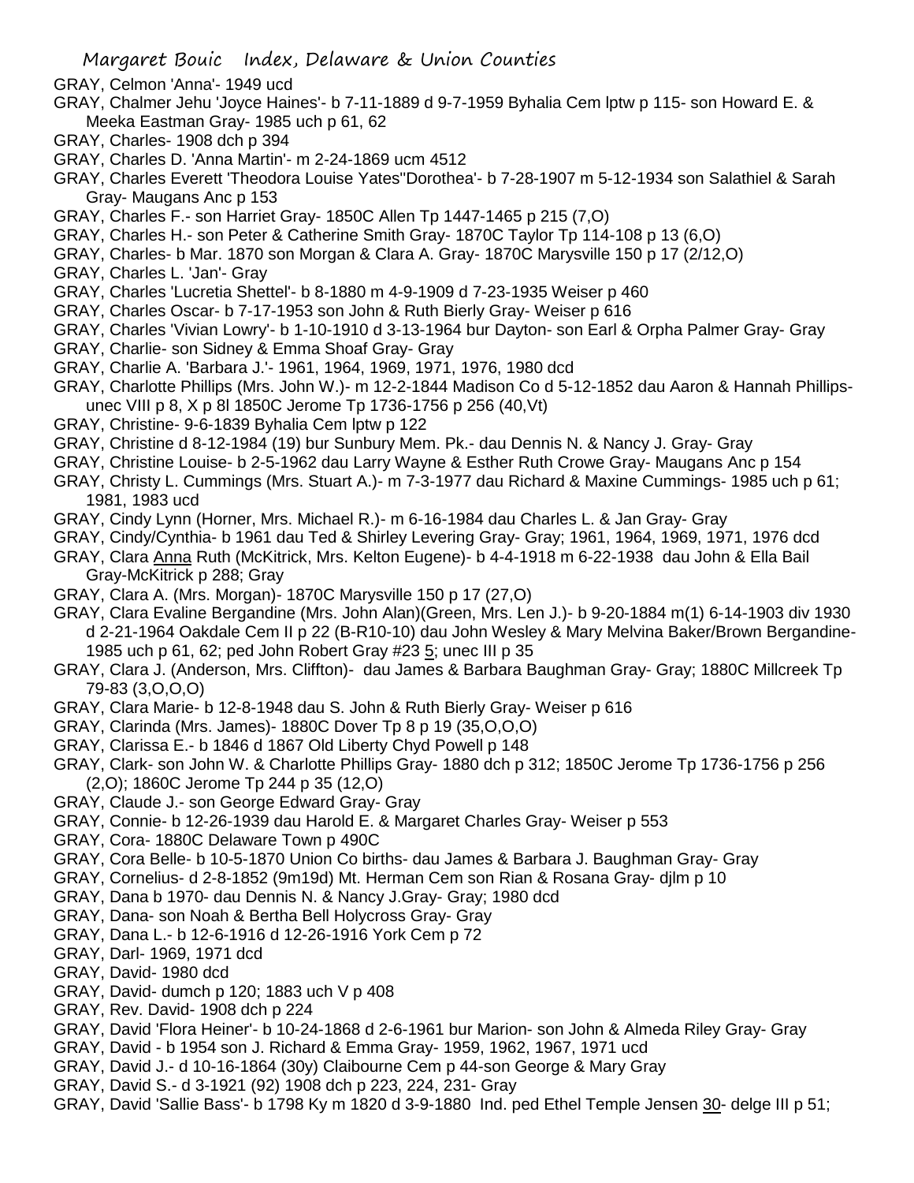GRAY, Celmon 'Anna'- 1949 ucd

GRAY, Chalmer Jehu 'Joyce Haines'- b 7-11-1889 d 9-7-1959 Byhalia Cem lptw p 115- son Howard E. & Meeka Eastman Gray- 1985 uch p 61, 62

GRAY, Charles- 1908 dch p 394

GRAY, Charles D. 'Anna Martin'- m 2-24-1869 ucm 4512

GRAY, Charles Everett 'Theodora Louise Yates''Dorothea'- b 7-28-1907 m 5-12-1934 son Salathiel & Sarah Gray- Maugans Anc p 153

GRAY, Charles F.- son Harriet Gray- 1850C Allen Tp 1447-1465 p 215 (7,O)

GRAY, Charles H.- son Peter & Catherine Smith Gray- 1870C Taylor Tp 114-108 p 13 (6,O)

GRAY, Charles- b Mar. 1870 son Morgan & Clara A. Gray- 1870C Marysville 150 p 17 (2/12,O)

GRAY, Charles L. 'Jan'- Gray

GRAY, Charles 'Lucretia Shettel'- b 8-1880 m 4-9-1909 d 7-23-1935 Weiser p 460

GRAY, Charles Oscar- b 7-17-1953 son John & Ruth Bierly Gray- Weiser p 616

GRAY, Charles 'Vivian Lowry'- b 1-10-1910 d 3-13-1964 bur Dayton- son Earl & Orpha Palmer Gray- Gray

GRAY, Charlie- son Sidney & Emma Shoaf Gray- Gray

GRAY, Charlie A. 'Barbara J.'- 1961, 1964, 1969, 1971, 1976, 1980 dcd

GRAY, Charlotte Phillips (Mrs. John W.)- m 12-2-1844 Madison Co d 5-12-1852 dau Aaron & Hannah Phillips- unec VIII p 8, X p 8l 1850C Jerome Tp 1736-1756 p 256 (40,Vt)

GRAY, Christine- 9-6-1839 Byhalia Cem lptw p 122

GRAY, Christine d 8-12-1984 (19) bur Sunbury Mem. Pk.- dau Dennis N. & Nancy J. Gray- Gray

GRAY, Christine Louise- b 2-5-1962 dau Larry Wayne & Esther Ruth Crowe Gray- Maugans Anc p 154

GRAY, Christy L. Cummings (Mrs. Stuart A.)- m 7-3-1977 dau Richard & Maxine Cummings- 1985 uch p 61; 1981, 1983 ucd

GRAY, Cindy Lynn (Horner, Mrs. Michael R.)- m 6-16-1984 dau Charles L. & Jan Gray- Gray

GRAY, Cindy/Cynthia- b 1961 dau Ted & Shirley Levering Gray- Gray; 1961, 1964, 1969, 1971, 1976 dcd

GRAY, Clara Anna Ruth (McKitrick, Mrs. Kelton Eugene)- b 4-4-1918 m 6-22-1938 dau John & Ella Bail Gray-McKitrick p 288; Gray

GRAY, Clara A. (Mrs. Morgan)- 1870C Marysville 150 p 17 (27,O)

GRAY, Clara Evaline Bergandine (Mrs. John Alan)(Green, Mrs. Len J.)- b 9-20-1884 m(1) 6-14-1903 div 1930 d 2-21-1964 Oakdale Cem II p 22 (B-R10-10) dau John Wesley & Mary Melvina Baker/Brown Bergandine- 1985 uch p 61, 62; ped John Robert Gray #23 5; unec III p 35

GRAY, Clara J. (Anderson, Mrs. Cliffton)- dau James & Barbara Baughman Gray- Gray; 1880C Millcreek Tp 79-83 (3,O,O,O)

GRAY, Clara Marie- b 12-8-1948 dau S. John & Ruth Bierly Gray- Weiser p 616

GRAY, Clarinda (Mrs. James)- 1880C Dover Tp 8 p 19 (35,O,O,O)

GRAY, Clarissa E.- b 1846 d 1867 Old Liberty Chyd Powell p 148

GRAY, Clark- son John W. & Charlotte Phillips Gray- 1880 dch p 312; 1850C Jerome Tp 1736-1756 p 256 (2,O); 1860C Jerome Tp 244 p 35 (12,O)

GRAY, Claude J.- son George Edward Gray- Gray

GRAY, Connie- b 12-26-1939 dau Harold E. & Margaret Charles Gray- Weiser p 553

GRAY, Cora- 1880C Delaware Town p 490C

GRAY, Cora Belle- b 10-5-1870 Union Co births- dau James & Barbara J. Baughman Gray- Gray

GRAY, Cornelius- d 2-8-1852 (9m19d) Mt. Herman Cem son Rian & Rosana Gray- djlm p 10

GRAY, Dana b 1970- dau Dennis N. & Nancy J.Gray- Gray; 1980 dcd

GRAY, Dana- son Noah & Bertha Bell Holycross Gray- Gray

GRAY, Dana L.- b 12-6-1916 d 12-26-1916 York Cem p 72

GRAY, Darl- 1969, 1971 dcd

GRAY, David- 1980 dcd

GRAY, David- dumch p 120; 1883 uch V p 408

GRAY, Rev. David- 1908 dch p 224

GRAY, David 'Flora Heiner'- b 10-24-1868 d 2-6-1961 bur Marion- son John & Almeda Riley Gray- Gray

GRAY, David - b 1954 son J. Richard & Emma Gray- 1959, 1962, 1967, 1971 ucd

GRAY, David J.- d 10-16-1864 (30y) Claibourne Cem p 44-son George & Mary Gray

GRAY, David S.- d 3-1921 (92) 1908 dch p 223, 224, 231- Gray

GRAY, David 'Sallie Bass'- b 1798 Ky m 1820 d 3-9-1880 Ind. ped Ethel Temple Jensen 30- delge III p 51;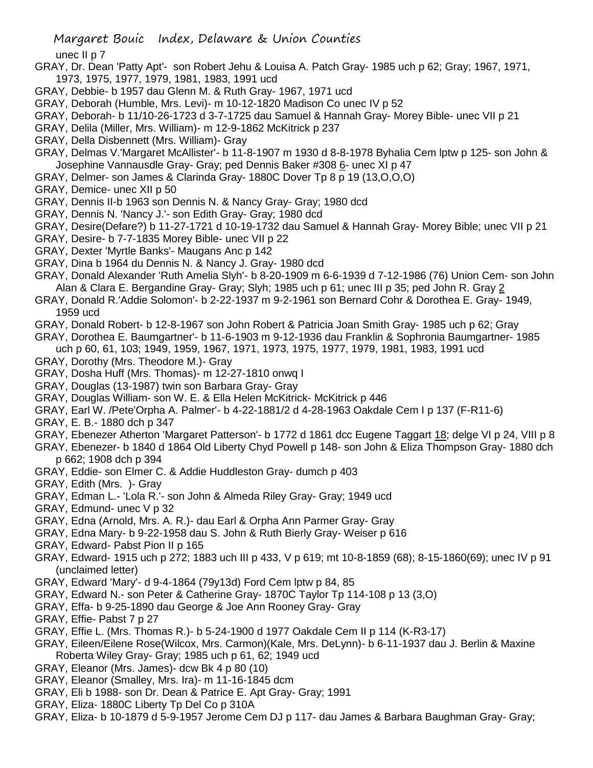unec II p 7

GRAY, Dr. Dean 'Patty Apt'- son Robert Jehu & Louisa A. Patch Gray- 1985 uch p 62; Gray; 1967, 1971, 1973, 1975, 1977, 1979, 1981, 1983, 1991 ucd

GRAY, Debbie- b 1957 dau Glenn M. & Ruth Gray- 1967, 1971 ucd

GRAY, Deborah (Humble, Mrs. Levi)- m 10-12-1820 Madison Co unec IV p 52

GRAY, Deborah- b 11/10-26-1723 d 3-7-1725 dau Samuel & Hannah Gray- Morey Bible- unec VII p 21

GRAY, Delila (Miller, Mrs. William)- m 12-9-1862 McKitrick p 237

GRAY, Della Disbennett (Mrs. William)- Gray

GRAY, Delmas V.'Margaret McAllister'- b 11-8-1907 m 1930 d 8-8-1978 Byhalia Cem lptw p 125- son John & Josephine Vannausdle Gray- Gray; ped Dennis Baker #308 6- unec XI p 47

GRAY, Delmer- son James & Clarinda Gray- 1880C Dover Tp 8 p 19 (13,O,O,O)

GRAY, Demice- unec XII p 50

GRAY, Dennis II-b 1963 son Dennis N. & Nancy Gray- Gray; 1980 dcd

GRAY, Dennis N. 'Nancy J.'- son Edith Gray- Gray; 1980 dcd

GRAY, Desire(Defare?) b 11-27-1721 d 10-19-1732 dau Samuel & Hannah Gray- Morey Bible; unec VII p 21

GRAY, Desire- b 7-7-1835 Morey Bible- unec VII p 22

GRAY, Dexter 'Myrtle Banks'- Maugans Anc p 142

GRAY, Dina b 1964 du Dennis N. & Nancy J. Gray- 1980 dcd

GRAY, Donald Alexander 'Ruth Amelia Slyh'- b 8-20-1909 m 6-6-1939 d 7-12-1986 (76) Union Cem- son John Alan & Clara E. Bergandine Gray- Gray; Slyh; 1985 uch p 61; unec III p 35; ped John R. Gray 2

GRAY, Donald R.'Addie Solomon'- b 2-22-1937 m 9-2-1961 son Bernard Cohr & Dorothea E. Gray- 1949, 1959 ucd

GRAY, Donald Robert- b 12-8-1967 son John Robert & Patricia Joan Smith Gray- 1985 uch p 62; Gray

GRAY, Dorothea E. Baumgartner'- b 11-6-1903 m 9-12-1936 dau Franklin & Sophronia Baumgartner- 1985 uch p 60, 61, 103; 1949, 1959, 1967, 1971, 1973, 1975, 1977, 1979, 1981, 1983, 1991 ucd

GRAY, Dorothy (Mrs. Theodore M.)- Gray

GRAY, Dosha Huff (Mrs. Thomas)- m 12-27-1810 onwq I

GRAY, Douglas (13-1987) twin son Barbara Gray- Gray

GRAY, Douglas William- son W. E. & Ella Helen McKitrick- McKitrick p 446

GRAY, Earl W. /Pete'Orpha A. Palmer'- b 4-22-1881/2 d 4-28-1963 Oakdale Cem I p 137 (F-R11-6)

GRAY, E. B.- 1880 dch p 347

GRAY, Ebenezer Atherton 'Margaret Patterson'- b 1772 d 1861 dcc Eugene Taggart 18; delge VI p 24, VIII p 8

GRAY, Ebenezer- b 1840 d 1864 Old Liberty Chyd Powell p 148- son John & Eliza Thompson Gray- 1880 dch p 662; 1908 dch p 394

GRAY, Eddie- son Elmer C. & Addie Huddleston Gray- dumch p 403

GRAY, Edith (Mrs. )- Gray

GRAY, Edman L.- 'Lola R.'- son John & Almeda Riley Gray- Gray; 1949 ucd

GRAY, Edmund- unec V p 32

GRAY, Edna (Arnold, Mrs. A. R.)- dau Earl & Orpha Ann Parmer Gray- Gray

GRAY, Edna Mary- b 9-22-1958 dau S. John & Ruth Bierly Gray- Weiser p 616

GRAY, Edward- Pabst Pion II p 165

GRAY, Edward- 1915 uch p 272; 1883 uch III p 433, V p 619; mt 10-8-1859 (68); 8-15-1860(69); unec IV p 91 (unclaimed letter)

GRAY, Edward 'Mary'- d 9-4-1864 (79y13d) Ford Cem lptw p 84, 85

GRAY, Edward N.- son Peter & Catherine Gray- 1870C Taylor Tp 114-108 p 13 (3,O)

GRAY, Effa- b 9-25-1890 dau George & Joe Ann Rooney Gray- Gray

GRAY, Effie- Pabst 7 p 27

GRAY, Effie L. (Mrs. Thomas R.)- b 5-24-1900 d 1977 Oakdale Cem II p 114 (K-R3-17)

GRAY, Eileen/Eilene Rose(Wilcox, Mrs. Carmon)(Kale, Mrs. DeLynn)- b 6-11-1937 dau J. Berlin & Maxine Roberta Wiley Gray- Gray; 1985 uch p 61, 62; 1949 ucd

GRAY, Eleanor (Mrs. James)- dcw Bk 4 p 80 (10)

GRAY, Eleanor (Smalley, Mrs. Ira)- m 11-16-1845 dcm

GRAY, Eli b 1988- son Dr. Dean & Patrice E. Apt Gray- Gray; 1991

GRAY, Eliza- 1880C Liberty Tp Del Co p 310A

GRAY, Eliza- b 10-1879 d 5-9-1957 Jerome Cem DJ p 117- dau James & Barbara Baughman Gray- Gray;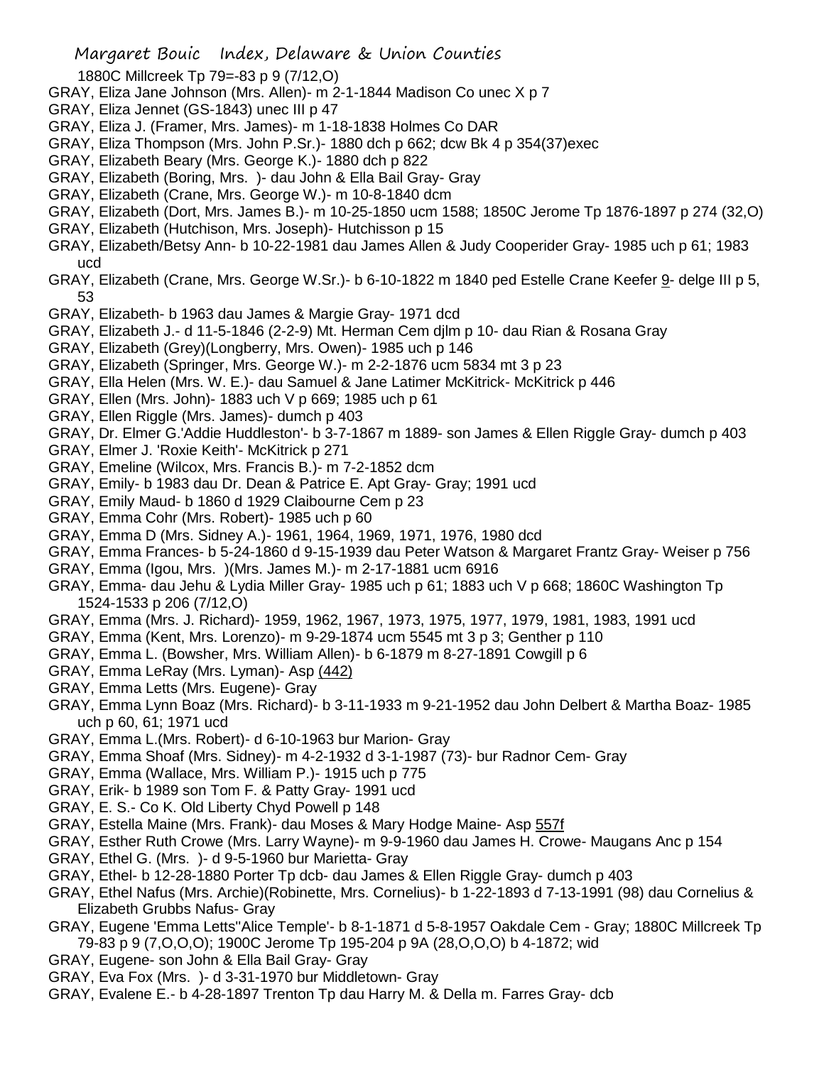1880C Millcreek Tp 79=-83 p 9 (7/12,O)

GRAY, Eliza Jane Johnson (Mrs. Allen)- m 2-1-1844 Madison Co unec X p 7

GRAY, Eliza Jennet (GS-1843) unec III p 47

GRAY, Eliza J. (Framer, Mrs. James)- m 1-18-1838 Holmes Co DAR

GRAY, Eliza Thompson (Mrs. John P.Sr.)- 1880 dch p 662; dcw Bk 4 p 354(37)exec

GRAY, Elizabeth Beary (Mrs. George K.)- 1880 dch p 822

GRAY, Elizabeth (Boring, Mrs. )- dau John & Ella Bail Gray- Gray

GRAY, Elizabeth (Crane, Mrs. George W.)- m 10-8-1840 dcm

GRAY, Elizabeth (Dort, Mrs. James B.)- m 10-25-1850 ucm 1588; 1850C Jerome Tp 1876-1897 p 274 (32,O)

GRAY, Elizabeth (Hutchison, Mrs. Joseph)- Hutchisson p 15

GRAY, Elizabeth/Betsy Ann- b 10-22-1981 dau James Allen & Judy Cooperider Gray- 1985 uch p 61; 1983 ucd

GRAY, Elizabeth (Crane, Mrs. George W.Sr.)- b 6-10-1822 m 1840 ped Estelle Crane Keefer 9- delge III p 5, 53

GRAY, Elizabeth- b 1963 dau James & Margie Gray- 1971 dcd

GRAY, Elizabeth J.- d 11-5-1846 (2-2-9) Mt. Herman Cem djlm p 10- dau Rian & Rosana Gray

GRAY, Elizabeth (Grey)(Longberry, Mrs. Owen)- 1985 uch p 146

GRAY, Elizabeth (Springer, Mrs. George W.)- m 2-2-1876 ucm 5834 mt 3 p 23

GRAY, Ella Helen (Mrs. W. E.)- dau Samuel & Jane Latimer McKitrick- McKitrick p 446

GRAY, Ellen (Mrs. John)- 1883 uch V p 669; 1985 uch p 61

GRAY, Ellen Riggle (Mrs. James)- dumch p 403

GRAY, Dr. Elmer G.'Addie Huddleston'- b 3-7-1867 m 1889- son James & Ellen Riggle Gray- dumch p 403

GRAY, Elmer J. 'Roxie Keith'- McKitrick p 271

GRAY, Emeline (Wilcox, Mrs. Francis B.)- m 7-2-1852 dcm

GRAY, Emily- b 1983 dau Dr. Dean & Patrice E. Apt Gray- Gray; 1991 ucd

GRAY, Emily Maud- b 1860 d 1929 Claibourne Cem p 23

GRAY, Emma Cohr (Mrs. Robert)- 1985 uch p 60

GRAY, Emma D (Mrs. Sidney A.)- 1961, 1964, 1969, 1971, 1976, 1980 dcd

GRAY, Emma Frances- b 5-24-1860 d 9-15-1939 dau Peter Watson & Margaret Frantz Gray- Weiser p 756

GRAY, Emma (Igou, Mrs. )(Mrs. James M.)- m 2-17-1881 ucm 6916

GRAY, Emma- dau Jehu & Lydia Miller Gray- 1985 uch p 61; 1883 uch V p 668; 1860C Washington Tp 1524-1533 p 206 (7/12,O)

GRAY, Emma (Mrs. J. Richard)- 1959, 1962, 1967, 1973, 1975, 1977, 1979, 1981, 1983, 1991 ucd

GRAY, Emma (Kent, Mrs. Lorenzo)- m 9-29-1874 ucm 5545 mt 3 p 3; Genther p 110

GRAY, Emma L. (Bowsher, Mrs. William Allen)- b 6-1879 m 8-27-1891 Cowgill p 6

GRAY, Emma LeRay (Mrs. Lyman)- Asp (442)

GRAY, Emma Letts (Mrs. Eugene)- Gray

GRAY, Emma Lynn Boaz (Mrs. Richard)- b 3-11-1933 m 9-21-1952 dau John Delbert & Martha Boaz- 1985 uch p 60, 61; 1971 ucd

GRAY, Emma L.(Mrs. Robert)- d 6-10-1963 bur Marion- Gray

GRAY, Emma Shoaf (Mrs. Sidney)- m 4-2-1932 d 3-1-1987 (73)- bur Radnor Cem- Gray

GRAY, Emma (Wallace, Mrs. William P.)- 1915 uch p 775

GRAY, Erik- b 1989 son Tom F. & Patty Gray- 1991 ucd

GRAY, E. S.- Co K. Old Liberty Chyd Powell p 148

GRAY, Estella Maine (Mrs. Frank)- dau Moses & Mary Hodge Maine- Asp 557f

GRAY, Esther Ruth Crowe (Mrs. Larry Wayne)- m 9-9-1960 dau James H. Crowe- Maugans Anc p 154

GRAY, Ethel G. (Mrs. )- d 9-5-1960 bur Marietta- Gray

GRAY, Ethel- b 12-28-1880 Porter Tp dcb- dau James & Ellen Riggle Gray- dumch p 403

GRAY, Ethel Nafus (Mrs. Archie)(Robinette, Mrs. Cornelius)- b 1-22-1893 d 7-13-1991 (98) dau Cornelius & Elizabeth Grubbs Nafus- Gray

GRAY, Eugene 'Emma Letts''Alice Temple'- b 8-1-1871 d 5-8-1957 Oakdale Cem - Gray; 1880C Millcreek Tp 79-83 p 9 (7,O,O,O); 1900C Jerome Tp 195-204 p 9A (28,O,O,O) b 4-1872; wid

GRAY, Eugene- son John & Ella Bail Gray- Gray

GRAY, Eva Fox (Mrs. )- d 3-31-1970 bur Middletown- Gray

GRAY, Evalene E.- b 4-28-1897 Trenton Tp dau Harry M. & Della m. Farres Gray- dcb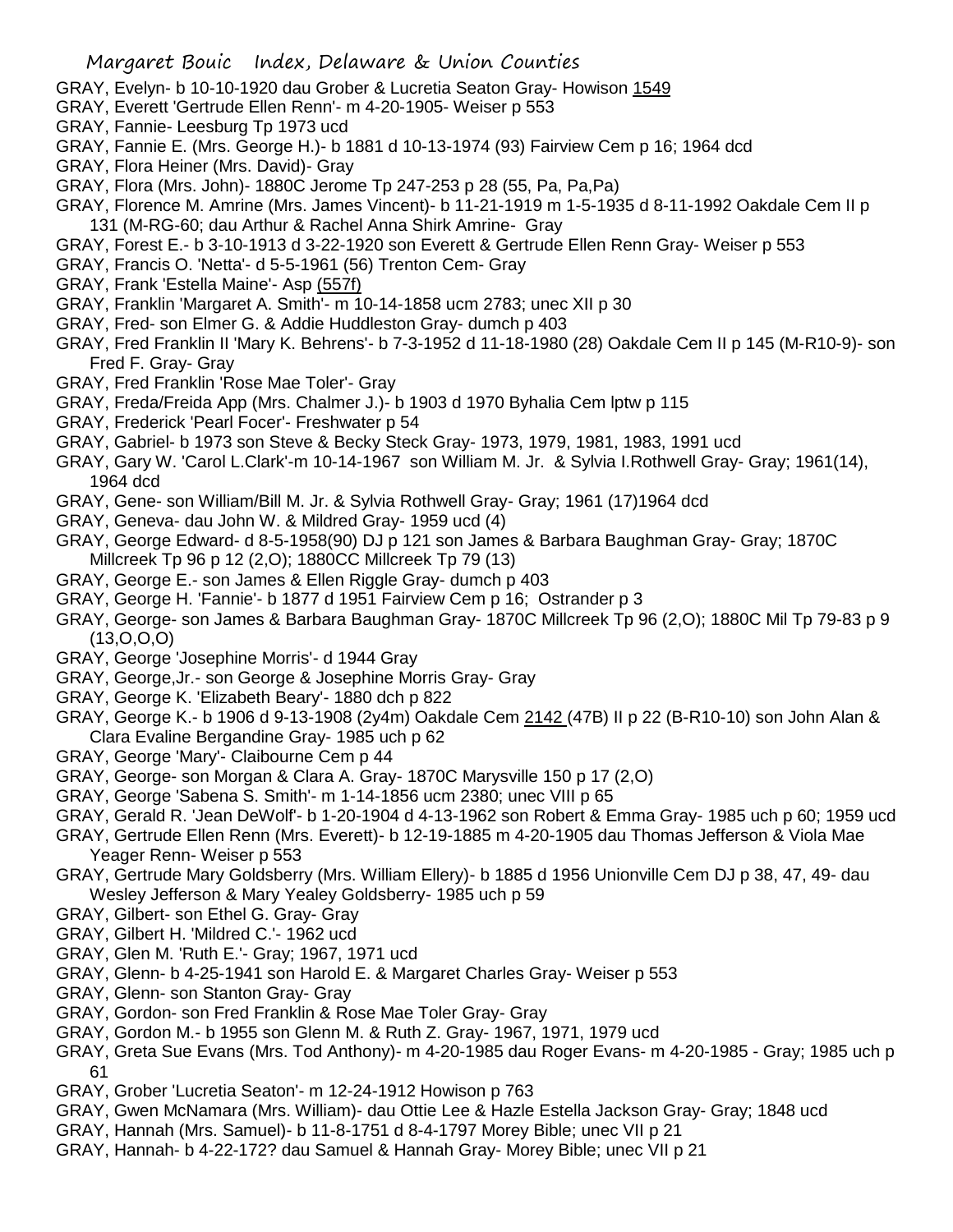GRAY, Evelyn- b 10-10-1920 dau Grober & Lucretia Seaton Gray- Howison 1549
GRAY, Everett 'Gertrude Ellen Renn'- m 4-20-1905- Weiser p 553
GRAY, Fannie- Leesburg Tp 1973 ucd
GRAY, Fannie E. (Mrs. George H.)- b 1881 d 10-13-1974 (93) Fairview Cem p 16; 1964 dcd
GRAY, Flora Heiner (Mrs. David)- Gray
GRAY, Flora (Mrs. John)- 1880C Jerome Tp 247-253 p 28 (55, Pa, Pa,Pa)
GRAY, Florence M. Amrine (Mrs. James Vincent)- b 11-21-1919 m 1-5-1935 d 8-11-1992 Oakdale Cem II p 131 (M-RG-60; dau Arthur & Rachel Anna Shirk Amrine- Gray
GRAY, Forest E.- b 3-10-1913 d 3-22-1920 son Everett & Gertrude Ellen Renn Gray- Weiser p 553
GRAY, Francis O. 'Netta'- d 5-5-1961 (56) Trenton Cem- Gray
GRAY, Frank 'Estella Maine'- Asp (557f)
GRAY, Franklin 'Margaret A. Smith'- m 10-14-1858 ucm 2783; unec XII p 30
GRAY, Fred- son Elmer G. & Addie Huddleston Gray- dumch p 403
GRAY, Fred Franklin II 'Mary K. Behrens'- b 7-3-1952 d 11-18-1980 (28) Oakdale Cem II p 145 (M-R10-9)- son Fred F. Gray- Gray
GRAY, Fred Franklin 'Rose Mae Toler'- Gray
GRAY, Freda/Freida App (Mrs. Chalmer J.)- b 1903 d 1970 Byhalia Cem lptw p 115
GRAY, Frederick 'Pearl Focer'- Freshwater p 54
GRAY, Gabriel- b 1973 son Steve & Becky Steck Gray- 1973, 1979, 1981, 1983, 1991 ucd
GRAY, Gary W. 'Carol L.Clark'-m 10-14-1967 son William M. Jr. & Sylvia I.Rothwell Gray- Gray; 1961(14), 1964 dcd
GRAY, Gene- son William/Bill M. Jr. & Sylvia Rothwell Gray- Gray; 1961 (17)1964 dcd
GRAY, Geneva- dau John W. & Mildred Gray- 1959 ucd (4)
GRAY, George Edward- d 8-5-1958(90) DJ p 121 son James & Barbara Baughman Gray- Gray; 1870C Millcreek Tp 96 p 12 (2,O); 1880CC Millcreek Tp 79 (13)
GRAY, George E.- son James & Ellen Riggle Gray- dumch p 403
GRAY, George H. 'Fannie'- b 1877 d 1951 Fairview Cem p 16; Ostrander p 3
GRAY, George- son James & Barbara Baughman Gray- 1870C Millcreek Tp 96 (2,O); 1880C Mil Tp 79-83 p 9 (13,O,O,O)
GRAY, George 'Josephine Morris'- d 1944 Gray
GRAY, George,Jr.- son George & Josephine Morris Gray- Gray
GRAY, George K. 'Elizabeth Beary'- 1880 dch p 822
GRAY, George K.- b 1906 d 9-13-1908 (2y4m) Oakdale Cem 2142 (47B) II p 22 (B-R10-10) son John Alan & Clara Evaline Bergandine Gray- 1985 uch p 62
GRAY, George 'Mary'- Claibourne Cem p 44
GRAY, George- son Morgan & Clara A. Gray- 1870C Marysville 150 p 17 (2,O)
GRAY, George 'Sabena S. Smith'- m 1-14-1856 ucm 2380; unec VIII p 65
GRAY, Gerald R. 'Jean DeWolf'- b 1-20-1904 d 4-13-1962 son Robert & Emma Gray- 1985 uch p 60; 1959 ucd
GRAY, Gertrude Ellen Renn (Mrs. Everett)- b 12-19-1885 m 4-20-1905 dau Thomas Jefferson & Viola Mae Yeager Renn- Weiser p 553
GRAY, Gertrude Mary Goldsberry (Mrs. William Ellery)- b 1885 d 1956 Unionville Cem DJ p 38, 47, 49- dau Wesley Jefferson & Mary Yealey Goldsberry- 1985 uch p 59
GRAY, Gilbert- son Ethel G. Gray- Gray
GRAY, Gilbert H. 'Mildred C.'- 1962 ucd
GRAY, Glen M. 'Ruth E.'- Gray; 1967, 1971 ucd
GRAY, Glenn- b 4-25-1941 son Harold E. & Margaret Charles Gray- Weiser p 553
GRAY, Glenn- son Stanton Gray- Gray
GRAY, Gordon- son Fred Franklin & Rose Mae Toler Gray- Gray
GRAY, Gordon M.- b 1955 son Glenn M. & Ruth Z. Gray- 1967, 1971, 1979 ucd
GRAY, Greta Sue Evans (Mrs. Tod Anthony)- m 4-20-1985 dau Roger Evans- m 4-20-1985 - Gray; 1985 uch p 61
GRAY, Grober 'Lucretia Seaton'- m 12-24-1912 Howison p 763
GRAY, Gwen McNamara (Mrs. William)- dau Ottie Lee & Hazle Estella Jackson Gray- Gray; 1848 ucd
GRAY, Hannah (Mrs. Samuel)- b 11-8-1751 d 8-4-1797 Morey Bible; unec VII p 21
GRAY, Hannah- b 4-22-172? dau Samuel & Hannah Gray- Morey Bible; unec VII p 21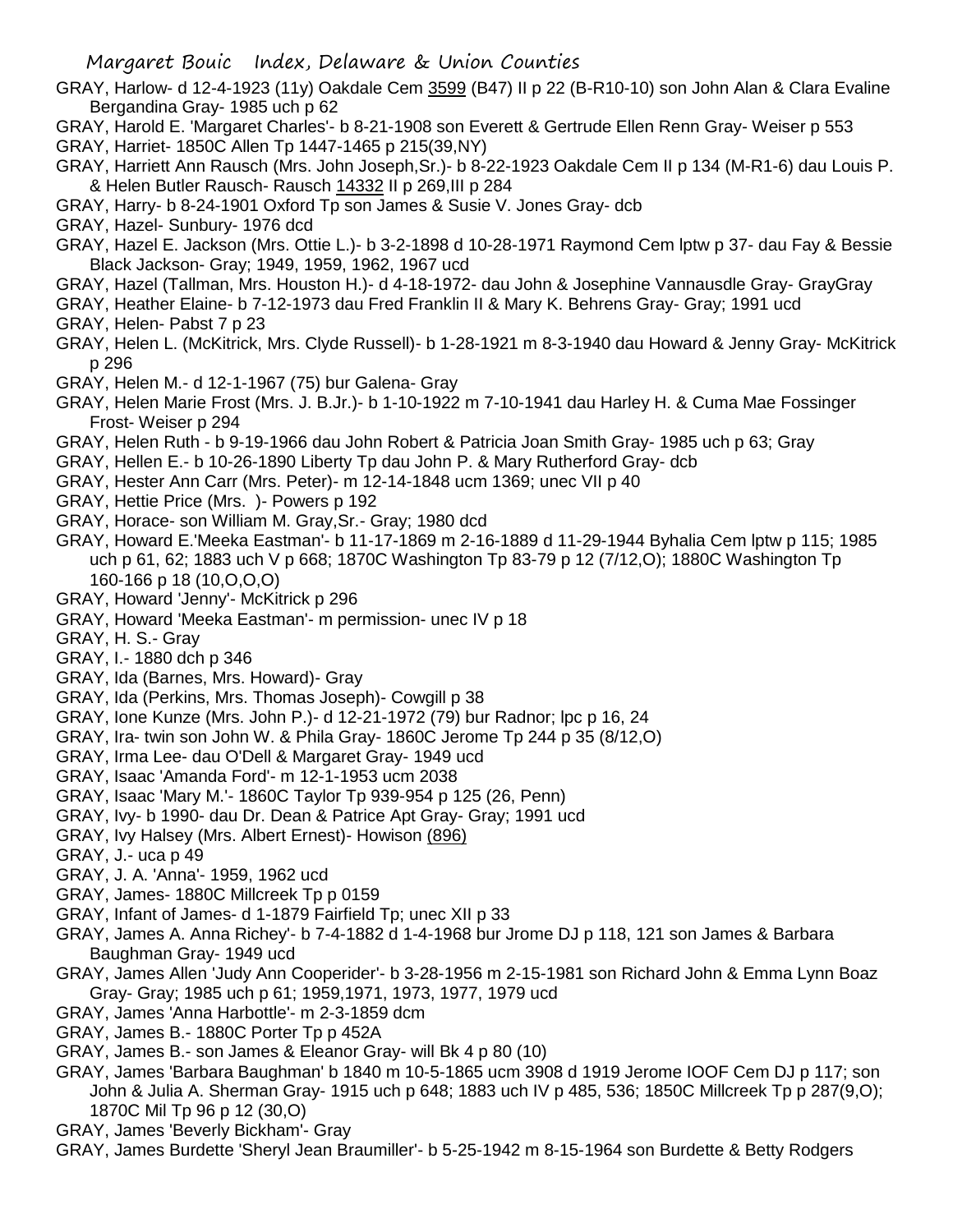GRAY, Harlow- d 12-4-1923 (11y) Oakdale Cem 3599 (B47) II p 22 (B-R10-10) son John Alan & Clara Evaline Bergandina Gray- 1985 uch p 62

GRAY, Harold E. 'Margaret Charles'- b 8-21-1908 son Everett & Gertrude Ellen Renn Gray- Weiser p 553

GRAY, Harriet- 1850C Allen Tp 1447-1465 p 215(39,NY)

GRAY, Harriett Ann Rausch (Mrs. John Joseph,Sr.)- b 8-22-1923 Oakdale Cem II p 134 (M-R1-6) dau Louis P. & Helen Butler Rausch- Rausch 14332 II p 269,III p 284

GRAY, Harry- b 8-24-1901 Oxford Tp son James & Susie V. Jones Gray- dcb

GRAY, Hazel- Sunbury- 1976 dcd

GRAY, Hazel E. Jackson (Mrs. Ottie L.)- b 3-2-1898 d 10-28-1971 Raymond Cem lptw p 37- dau Fay & Bessie Black Jackson- Gray; 1949, 1959, 1962, 1967 ucd

GRAY, Hazel (Tallman, Mrs. Houston H.)- d 4-18-1972- dau John & Josephine Vannausdle Gray- GrayGray

GRAY, Heather Elaine- b 7-12-1973 dau Fred Franklin II & Mary K. Behrens Gray- Gray; 1991 ucd

GRAY, Helen- Pabst 7 p 23

GRAY, Helen L. (McKitrick, Mrs. Clyde Russell)- b 1-28-1921 m 8-3-1940 dau Howard & Jenny Gray- McKitrick p 296

GRAY, Helen M.- d 12-1-1967 (75) bur Galena- Gray

GRAY, Helen Marie Frost (Mrs. J. B.Jr.)- b 1-10-1922 m 7-10-1941 dau Harley H. & Cuma Mae Fossinger Frost- Weiser p 294

GRAY, Helen Ruth - b 9-19-1966 dau John Robert & Patricia Joan Smith Gray- 1985 uch p 63; Gray

GRAY, Hellen E.- b 10-26-1890 Liberty Tp dau John P. & Mary Rutherford Gray- dcb

GRAY, Hester Ann Carr (Mrs. Peter)- m 12-14-1848 ucm 1369; unec VII p 40

GRAY, Hettie Price (Mrs. )- Powers p 192

GRAY, Horace- son William M. Gray,Sr.- Gray; 1980 dcd

GRAY, Howard E.'Meeka Eastman'- b 11-17-1869 m 2-16-1889 d 11-29-1944 Byhalia Cem lptw p 115; 1985 uch p 61, 62; 1883 uch V p 668; 1870C Washington Tp 83-79 p 12 (7/12,O); 1880C Washington Tp 160-166 p 18 (10,O,O,O)

GRAY, Howard 'Jenny'- McKitrick p 296

GRAY, Howard 'Meeka Eastman'- m permission- unec IV p 18

GRAY, H. S.- Gray

GRAY, I.- 1880 dch p 346

GRAY, Ida (Barnes, Mrs. Howard)- Gray

GRAY, Ida (Perkins, Mrs. Thomas Joseph)- Cowgill p 38

GRAY, Ione Kunze (Mrs. John P.)- d 12-21-1972 (79) bur Radnor; lpc p 16, 24

GRAY, Ira- twin son John W. & Phila Gray- 1860C Jerome Tp 244 p 35 (8/12,O)

GRAY, Irma Lee- dau O'Dell & Margaret Gray- 1949 ucd

GRAY, Isaac 'Amanda Ford'- m 12-1-1953 ucm 2038

GRAY, Isaac 'Mary M.'- 1860C Taylor Tp 939-954 p 125 (26, Penn)

GRAY, Ivy- b 1990- dau Dr. Dean & Patrice Apt Gray- Gray; 1991 ucd

GRAY, Ivy Halsey (Mrs. Albert Ernest)- Howison (896)

GRAY, J.- uca p 49

GRAY, J. A. 'Anna'- 1959, 1962 ucd

GRAY, James- 1880C Millcreek Tp p 0159

GRAY, Infant of James- d 1-1879 Fairfield Tp; unec XII p 33

GRAY, James A. Anna Richey'- b 7-4-1882 d 1-4-1968 bur Jrome DJ p 118, 121 son James & Barbara Baughman Gray- 1949 ucd

GRAY, James Allen 'Judy Ann Cooperider'- b 3-28-1956 m 2-15-1981 son Richard John & Emma Lynn Boaz Gray- Gray; 1985 uch p 61; 1959,1971, 1973, 1977, 1979 ucd

GRAY, James 'Anna Harbottle'- m 2-3-1859 dcm

GRAY, James B.- 1880C Porter Tp p 452A

GRAY, James B.- son James & Eleanor Gray- will Bk 4 p 80 (10)

GRAY, James 'Barbara Baughman' b 1840 m 10-5-1865 ucm 3908 d 1919 Jerome IOOF Cem DJ p 117; son John & Julia A. Sherman Gray- 1915 uch p 648; 1883 uch IV p 485, 536; 1850C Millcreek Tp p 287(9,O); 1870C Mil Tp 96 p 12 (30,O)

GRAY, James 'Beverly Bickham'- Gray

GRAY, James Burdette 'Sheryl Jean Braumiller'- b 5-25-1942 m 8-15-1964 son Burdette & Betty Rodgers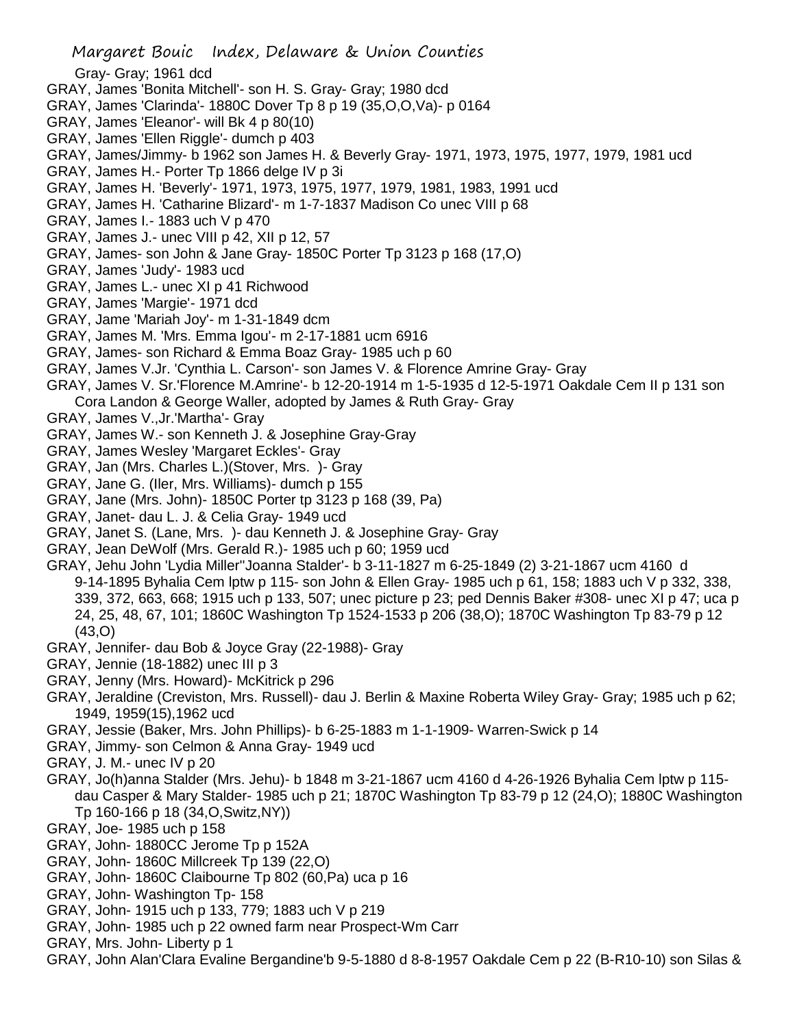Gray- Gray; 1961 dcd

GRAY, James 'Bonita Mitchell'- son H. S. Gray- Gray; 1980 dcd

GRAY, James 'Clarinda'- 1880C Dover Tp 8 p 19 (35,O,O,Va)- p 0164

GRAY, James 'Eleanor'- will Bk 4 p 80(10)

GRAY, James 'Ellen Riggle'- dumch p 403

GRAY, James/Jimmy- b 1962 son James H. & Beverly Gray- 1971, 1973, 1975, 1977, 1979, 1981 ucd

GRAY, James H.- Porter Tp 1866 delge IV p 3i

GRAY, James H. 'Beverly'- 1971, 1973, 1975, 1977, 1979, 1981, 1983, 1991 ucd

GRAY, James H. 'Catharine Blizard'- m 1-7-1837 Madison Co unec VIII p 68

GRAY, James I.- 1883 uch V p 470

GRAY, James J.- unec VIII p 42, XII p 12, 57

GRAY, James- son John & Jane Gray- 1850C Porter Tp 3123 p 168 (17,O)

GRAY, James 'Judy'- 1983 ucd

GRAY, James L.- unec XI p 41 Richwood

GRAY, James 'Margie'- 1971 dcd

GRAY, Jame 'Mariah Joy'- m 1-31-1849 dcm

GRAY, James M. 'Mrs. Emma Igou'- m 2-17-1881 ucm 6916

GRAY, James- son Richard & Emma Boaz Gray- 1985 uch p 60

GRAY, James V.Jr. 'Cynthia L. Carson'- son James V. & Florence Amrine Gray- Gray

GRAY, James V. Sr.'Florence M.Amrine'- b 12-20-1914 m 1-5-1935 d 12-5-1971 Oakdale Cem II p 131 son Cora Landon & George Waller, adopted by James & Ruth Gray- Gray

GRAY, James V.,Jr.'Martha'- Gray

GRAY, James W.- son Kenneth J. & Josephine Gray-Gray

GRAY, James Wesley 'Margaret Eckles'- Gray

GRAY, Jan (Mrs. Charles L.)(Stover, Mrs. )- Gray

GRAY, Jane G. (Iler, Mrs. Williams)- dumch p 155

GRAY, Jane (Mrs. John)- 1850C Porter tp 3123 p 168 (39, Pa)

GRAY, Janet- dau L. J. & Celia Gray- 1949 ucd

GRAY, Janet S. (Lane, Mrs. )- dau Kenneth J. & Josephine Gray- Gray

GRAY, Jean DeWolf (Mrs. Gerald R.)- 1985 uch p 60; 1959 ucd

GRAY, Jehu John 'Lydia Miller''Joanna Stalder'- b 3-11-1827 m 6-25-1849 (2) 3-21-1867 ucm 4160 d 9-14-1895 Byhalia Cem lptw p 115- son John & Ellen Gray- 1985 uch p 61, 158; 1883 uch V p 332, 338, 339, 372, 663, 668; 1915 uch p 133, 507; unec picture p 23; ped Dennis Baker #308- unec XI p 47; uca p 24, 25, 48, 67, 101; 1860C Washington Tp 1524-1533 p 206 (38,O); 1870C Washington Tp 83-79 p 12 (43,O)

GRAY, Jennifer- dau Bob & Joyce Gray (22-1988)- Gray

GRAY, Jennie (18-1882) unec III p 3

GRAY, Jenny (Mrs. Howard)- McKitrick p 296

GRAY, Jeraldine (Creviston, Mrs. Russell)- dau J. Berlin & Maxine Roberta Wiley Gray- Gray; 1985 uch p 62; 1949, 1959(15),1962 ucd

GRAY, Jessie (Baker, Mrs. John Phillips)- b 6-25-1883 m 1-1-1909- Warren-Swick p 14

GRAY, Jimmy- son Celmon & Anna Gray- 1949 ucd

GRAY, J. M.- unec IV p 20

GRAY, Jo(h)anna Stalder (Mrs. Jehu)- b 1848 m 3-21-1867 ucm 4160 d 4-26-1926 Byhalia Cem lptw p 115- dau Casper & Mary Stalder- 1985 uch p 21; 1870C Washington Tp 83-79 p 12 (24,O); 1880C Washington Tp 160-166 p 18 (34,O,Switz,NY))

GRAY, Joe- 1985 uch p 158

GRAY, John- 1880CC Jerome Tp p 152A

GRAY, John- 1860C Millcreek Tp 139 (22,O)

GRAY, John- 1860C Claibourne Tp 802 (60,Pa) uca p 16

GRAY, John- Washington Tp- 158

GRAY, John- 1915 uch p 133, 779; 1883 uch V p 219

GRAY, John- 1985 uch p 22 owned farm near Prospect-Wm Carr

GRAY, Mrs. John- Liberty p 1

GRAY, John Alan'Clara Evaline Bergandine'b 9-5-1880 d 8-8-1957 Oakdale Cem p 22 (B-R10-10) son Silas &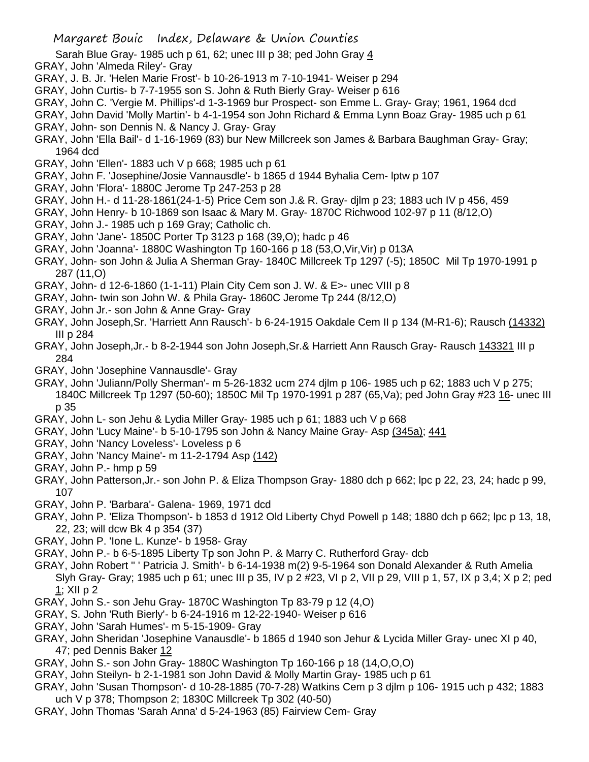Sarah Blue Gray- 1985 uch p 61, 62; unec III p 38; ped John Gray 4

GRAY, John 'Almeda Riley'- Gray

GRAY, J. B. Jr. 'Helen Marie Frost'- b 10-26-1913 m 7-10-1941- Weiser p 294

GRAY, John Curtis- b 7-7-1955 son S. John & Ruth Bierly Gray- Weiser p 616

GRAY, John C. 'Vergie M. Phillips'-d 1-3-1969 bur Prospect- son Emme L. Gray- Gray; 1961, 1964 dcd

GRAY, John David 'Molly Martin'- b 4-1-1954 son John Richard & Emma Lynn Boaz Gray- 1985 uch p 61

GRAY, John- son Dennis N. & Nancy J. Gray- Gray

GRAY, John 'Ella Bail'- d 1-16-1969 (83) bur New Millcreek son James & Barbara Baughman Gray- Gray; 1964 dcd

GRAY, John 'Ellen'- 1883 uch V p 668; 1985 uch p 61

GRAY, John F. 'Josephine/Josie Vannausdle'- b 1865 d 1944 Byhalia Cem- lptw p 107

GRAY, John 'Flora'- 1880C Jerome Tp 247-253 p 28

GRAY, John H.- d 11-28-1861(24-1-5) Price Cem son J.& R. Gray- djlm p 23; 1883 uch IV p 456, 459

GRAY, John Henry- b 10-1869 son Isaac & Mary M. Gray- 1870C Richwood 102-97 p 11 (8/12,O)

GRAY, John J.- 1985 uch p 169 Gray; Catholic ch.

GRAY, John 'Jane'- 1850C Porter Tp 3123 p 168 (39,O); hadc p 46

GRAY, John 'Joanna'- 1880C Washington Tp 160-166 p 18 (53,O,Vir,Vir) p 013A

GRAY, John- son John & Julia A Sherman Gray- 1840C Millcreek Tp 1297 (-5); 1850C Mil Tp 1970-1991 p 287 (11,O)

GRAY, John- d 12-6-1860 (1-1-11) Plain City Cem son J. W. & E>- unec VIII p 8

GRAY, John- twin son John W. & Phila Gray- 1860C Jerome Tp 244 (8/12,O)

GRAY, John Jr.- son John & Anne Gray- Gray

GRAY, John Joseph,Sr. 'Harriett Ann Rausch'- b 6-24-1915 Oakdale Cem II p 134 (M-R1-6); Rausch (14332) III p 284

GRAY, John Joseph,Jr.- b 8-2-1944 son John Joseph,Sr.& Harriett Ann Rausch Gray- Rausch 143321 III p 284

GRAY, John 'Josephine Vannausdle'- Gray

GRAY, John 'Juliann/Polly Sherman'- m 5-26-1832 ucm 274 djlm p 106- 1985 uch p 62; 1883 uch V p 275; 1840C Millcreek Tp 1297 (50-60); 1850C Mil Tp 1970-1991 p 287 (65,Va); ped John Gray #23 16- unec III p 35

GRAY, John L- son Jehu & Lydia Miller Gray- 1985 uch p 61; 1883 uch V p 668

GRAY, John 'Lucy Maine'- b 5-10-1795 son John & Nancy Maine Gray- Asp (345a); 441

GRAY, John 'Nancy Loveless'- Loveless p 6

GRAY, John 'Nancy Maine'- m 11-2-1794 Asp (142)

GRAY, John P.- hmp p 59

GRAY, John Patterson,Jr.- son John P. & Eliza Thompson Gray- 1880 dch p 662; lpc p 22, 23, 24; hadc p 99, 107

GRAY, John P. 'Barbara'- Galena- 1969, 1971 dcd

GRAY, John P. 'Eliza Thompson'- b 1853 d 1912 Old Liberty Chyd Powell p 148; 1880 dch p 662; lpc p 13, 18, 22, 23; will dcw Bk 4 p 354 (37)

GRAY, John P. 'Ione L. Kunze'- b 1958- Gray

GRAY, John P.- b 6-5-1895 Liberty Tp son John P. & Marry C. Rutherford Gray- dcb

GRAY, John Robert '' ' Patricia J. Smith'- b 6-14-1938 m(2) 9-5-1964 son Donald Alexander & Ruth Amelia Slyh Gray- Gray; 1985 uch p 61; unec III p 35, IV p 2 #23, VI p 2, VII p 29, VIII p 1, 57, IX p 3,4; X p 2; ped 1; XII p 2

GRAY, John S.- son Jehu Gray- 1870C Washington Tp 83-79 p 12 (4,O)

GRAY, S. John 'Ruth Bierly'- b 6-24-1916 m 12-22-1940- Weiser p 616

GRAY, John 'Sarah Humes'- m 5-15-1909- Gray

GRAY, John Sheridan 'Josephine Vanausdle'- b 1865 d 1940 son Jehur & Lycida Miller Gray- unec XI p 40, 47; ped Dennis Baker 12

GRAY, John S.- son John Gray- 1880C Washington Tp 160-166 p 18 (14,O,O,O)

GRAY, John Steilyn- b 2-1-1981 son John David & Molly Martin Gray- 1985 uch p 61

GRAY, John 'Susan Thompson'- d 10-28-1885 (70-7-28) Watkins Cem p 3 djlm p 106- 1915 uch p 432; 1883 uch V p 378; Thompson 2; 1830C Millcreek Tp 302 (40-50)

GRAY, John Thomas 'Sarah Anna' d 5-24-1963 (85) Fairview Cem- Gray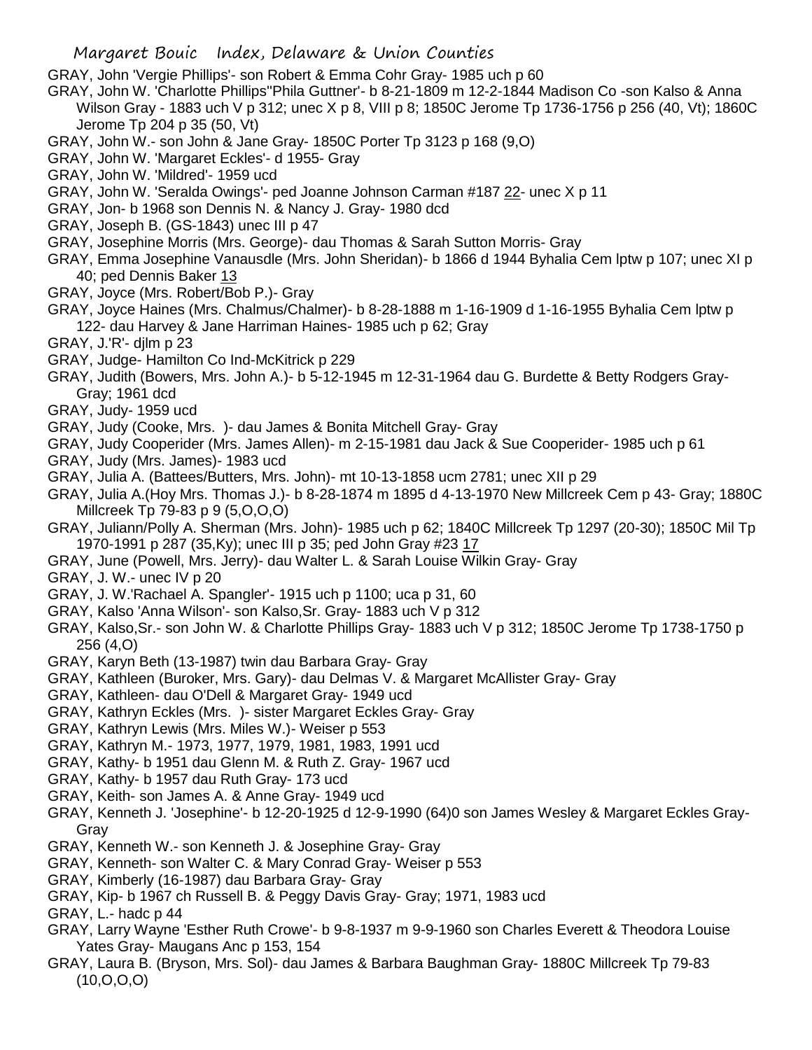GRAY, John 'Vergie Phillips'- son Robert & Emma Cohr Gray- 1985 uch p 60

GRAY, John W. 'Charlotte Phillips''Phila Guttner'- b 8-21-1809 m 12-2-1844 Madison Co -son Kalso & Anna Wilson Gray - 1883 uch V p 312; unec X p 8, VIII p 8; 1850C Jerome Tp 1736-1756 p 256 (40, Vt); 1860C Jerome Tp 204 p 35 (50, Vt)

GRAY, John W.- son John & Jane Gray- 1850C Porter Tp 3123 p 168 (9,O)

GRAY, John W. 'Margaret Eckles'- d 1955- Gray

GRAY, John W. 'Mildred'- 1959 ucd

GRAY, John W. 'Seralda Owings'- ped Joanne Johnson Carman #187 22- unec X p 11

GRAY, Jon- b 1968 son Dennis N. & Nancy J. Gray- 1980 dcd

GRAY, Joseph B. (GS-1843) unec III p 47

GRAY, Josephine Morris (Mrs. George)- dau Thomas & Sarah Sutton Morris- Gray

GRAY, Emma Josephine Vanausdle (Mrs. John Sheridan)- b 1866 d 1944 Byhalia Cem lptw p 107; unec XI p 40; ped Dennis Baker 13

GRAY, Joyce (Mrs. Robert/Bob P.)- Gray

GRAY, Joyce Haines (Mrs. Chalmus/Chalmer)- b 8-28-1888 m 1-16-1909 d 1-16-1955 Byhalia Cem lptw p 122- dau Harvey & Jane Harriman Haines- 1985 uch p 62; Gray

GRAY, J.'R'- djlm p 23

GRAY, Judge- Hamilton Co Ind-McKitrick p 229

GRAY, Judith (Bowers, Mrs. John A.)- b 5-12-1945 m 12-31-1964 dau G. Burdette & Betty Rodgers Gray- Gray; 1961 dcd

GRAY, Judy- 1959 ucd

GRAY, Judy (Cooke, Mrs. )- dau James & Bonita Mitchell Gray- Gray

GRAY, Judy Cooperider (Mrs. James Allen)- m 2-15-1981 dau Jack & Sue Cooperider- 1985 uch p 61

GRAY, Judy (Mrs. James)- 1983 ucd

GRAY, Julia A. (Battees/Butters, Mrs. John)- mt 10-13-1858 ucm 2781; unec XII p 29

GRAY, Julia A.(Hoy Mrs. Thomas J.)- b 8-28-1874 m 1895 d 4-13-1970 New Millcreek Cem p 43- Gray; 1880C Millcreek Tp 79-83 p 9 (5,O,O,O)

GRAY, Juliann/Polly A. Sherman (Mrs. John)- 1985 uch p 62; 1840C Millcreek Tp 1297 (20-30); 1850C Mil Tp 1970-1991 p 287 (35,Ky); unec III p 35; ped John Gray #23 17

GRAY, June (Powell, Mrs. Jerry)- dau Walter L. & Sarah Louise Wilkin Gray- Gray

GRAY, J. W.- unec IV p 20

GRAY, J. W.'Rachael A. Spangler'- 1915 uch p 1100; uca p 31, 60

GRAY, Kalso 'Anna Wilson'- son Kalso,Sr. Gray- 1883 uch V p 312

GRAY, Kalso,Sr.- son John W. & Charlotte Phillips Gray- 1883 uch V p 312; 1850C Jerome Tp 1738-1750 p 256 (4,O)

GRAY, Karyn Beth (13-1987) twin dau Barbara Gray- Gray

GRAY, Kathleen (Buroker, Mrs. Gary)- dau Delmas V. & Margaret McAllister Gray- Gray

GRAY, Kathleen- dau O'Dell & Margaret Gray- 1949 ucd

GRAY, Kathryn Eckles (Mrs. )- sister Margaret Eckles Gray- Gray

GRAY, Kathryn Lewis (Mrs. Miles W.)- Weiser p 553

GRAY, Kathryn M.- 1973, 1977, 1979, 1981, 1983, 1991 ucd

GRAY, Kathy- b 1951 dau Glenn M. & Ruth Z. Gray- 1967 ucd

GRAY, Kathy- b 1957 dau Ruth Gray- 173 ucd

GRAY, Keith- son James A. & Anne Gray- 1949 ucd

GRAY, Kenneth J. 'Josephine'- b 12-20-1925 d 12-9-1990 (64)0 son James Wesley & Margaret Eckles Gray- Gray

GRAY, Kenneth W.- son Kenneth J. & Josephine Gray- Gray

GRAY, Kenneth- son Walter C. & Mary Conrad Gray- Weiser p 553

GRAY, Kimberly (16-1987) dau Barbara Gray- Gray

GRAY, Kip- b 1967 ch Russell B. & Peggy Davis Gray- Gray; 1971, 1983 ucd

GRAY, L.- hadc p 44

GRAY, Larry Wayne 'Esther Ruth Crowe'- b 9-8-1937 m 9-9-1960 son Charles Everett & Theodora Louise Yates Gray- Maugans Anc p 153, 154

GRAY, Laura B. (Bryson, Mrs. Sol)- dau James & Barbara Baughman Gray- 1880C Millcreek Tp 79-83 (10,O,O,O)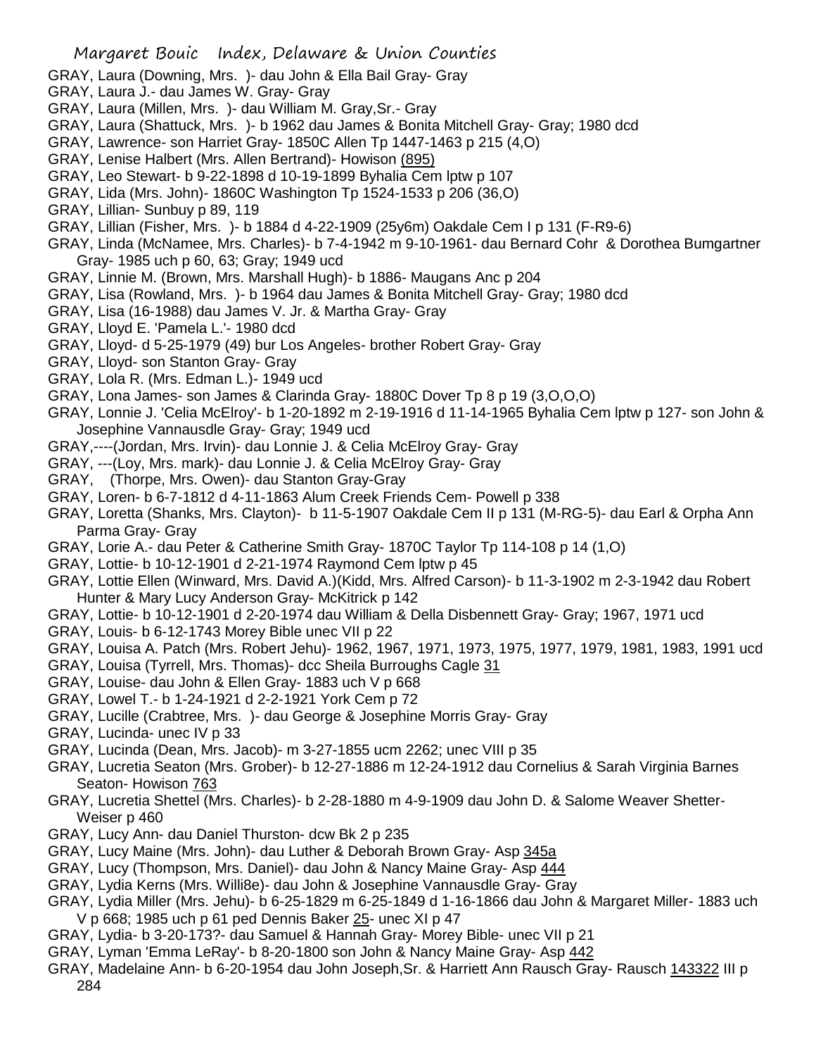GRAY, Laura (Downing, Mrs. )- dau John & Ella Bail Gray- Gray
GRAY, Laura J.- dau James W. Gray- Gray
GRAY, Laura (Millen, Mrs. )- dau William M. Gray,Sr.- Gray
GRAY, Laura (Shattuck, Mrs. )- b 1962 dau James & Bonita Mitchell Gray- Gray; 1980 dcd
GRAY, Lawrence- son Harriet Gray- 1850C Allen Tp 1447-1463 p 215 (4,O)
GRAY, Lenise Halbert (Mrs. Allen Bertrand)- Howison (895)
GRAY, Leo Stewart- b 9-22-1898 d 10-19-1899 Byhalia Cem lptw p 107
GRAY, Lida (Mrs. John)- 1860C Washington Tp 1524-1533 p 206 (36,O)
GRAY, Lillian- Sunbuy p 89, 119
GRAY, Lillian (Fisher, Mrs. )- b 1884 d 4-22-1909 (25y6m) Oakdale Cem I p 131 (F-R9-6)
GRAY, Linda (McNamee, Mrs. Charles)- b 7-4-1942 m 9-10-1961- dau Bernard Cohr & Dorothea Bumgartner Gray- 1985 uch p 60, 63; Gray; 1949 ucd
GRAY, Linnie M. (Brown, Mrs. Marshall Hugh)- b 1886- Maugans Anc p 204
GRAY, Lisa (Rowland, Mrs. )- b 1964 dau James & Bonita Mitchell Gray- Gray; 1980 dcd
GRAY, Lisa (16-1988) dau James V. Jr. & Martha Gray- Gray
GRAY, Lloyd E. 'Pamela L.'- 1980 dcd
GRAY, Lloyd- d 5-25-1979 (49) bur Los Angeles- brother Robert Gray- Gray
GRAY, Lloyd- son Stanton Gray- Gray
GRAY, Lola R. (Mrs. Edman L.)- 1949 ucd
GRAY, Lona James- son James & Clarinda Gray- 1880C Dover Tp 8 p 19 (3,O,O,O)
GRAY, Lonnie J. 'Celia McElroy'- b 1-20-1892 m 2-19-1916 d 11-14-1965 Byhalia Cem lptw p 127- son John & Josephine Vannausdle Gray- Gray; 1949 ucd
GRAY,----(Jordan, Mrs. Irvin)- dau Lonnie J. & Celia McElroy Gray- Gray
GRAY, ---(Loy, Mrs. mark)- dau Lonnie J. & Celia McElroy Gray- Gray
GRAY, (Thorpe, Mrs. Owen)- dau Stanton Gray-Gray
GRAY, Loren- b 6-7-1812 d 4-11-1863 Alum Creek Friends Cem- Powell p 338
GRAY, Loretta (Shanks, Mrs. Clayton)- b 11-5-1907 Oakdale Cem II p 131 (M-RG-5)- dau Earl & Orpha Ann Parma Gray- Gray
GRAY, Lorie A.- dau Peter & Catherine Smith Gray- 1870C Taylor Tp 114-108 p 14 (1,O)
GRAY, Lottie- b 10-12-1901 d 2-21-1974 Raymond Cem lptw p 45
GRAY, Lottie Ellen (Winward, Mrs. David A.)(Kidd, Mrs. Alfred Carson)- b 11-3-1902 m 2-3-1942 dau Robert Hunter & Mary Lucy Anderson Gray- McKitrick p 142
GRAY, Lottie- b 10-12-1901 d 2-20-1974 dau William & Della Disbennett Gray- Gray; 1967, 1971 ucd
GRAY, Louis- b 6-12-1743 Morey Bible unec VII p 22
GRAY, Louisa A. Patch (Mrs. Robert Jehu)- 1962, 1967, 1971, 1973, 1975, 1977, 1979, 1981, 1983, 1991 ucd
GRAY, Louisa (Tyrrell, Mrs. Thomas)- dcc Sheila Burroughs Cagle 31
GRAY, Louise- dau John & Ellen Gray- 1883 uch V p 668
GRAY, Lowel T.- b 1-24-1921 d 2-2-1921 York Cem p 72
GRAY, Lucille (Crabtree, Mrs. )- dau George & Josephine Morris Gray- Gray
GRAY, Lucinda- unec IV p 33
GRAY, Lucinda (Dean, Mrs. Jacob)- m 3-27-1855 ucm 2262; unec VIII p 35
GRAY, Lucretia Seaton (Mrs. Grober)- b 12-27-1886 m 12-24-1912 dau Cornelius & Sarah Virginia Barnes Seaton- Howison 763
GRAY, Lucretia Shettel (Mrs. Charles)- b 2-28-1880 m 4-9-1909 dau John D. & Salome Weaver Shetter- Weiser p 460
GRAY, Lucy Ann- dau Daniel Thurston- dcw Bk 2 p 235
GRAY, Lucy Maine (Mrs. John)- dau Luther & Deborah Brown Gray- Asp 345a
GRAY, Lucy (Thompson, Mrs. Daniel)- dau John & Nancy Maine Gray- Asp 444
GRAY, Lydia Kerns (Mrs. Willi8e)- dau John & Josephine Vannausdle Gray- Gray
GRAY, Lydia Miller (Mrs. Jehu)- b 6-25-1829 m 6-25-1849 d 1-16-1866 dau John & Margaret Miller- 1883 uch V p 668; 1985 uch p 61 ped Dennis Baker 25- unec XI p 47
GRAY, Lydia- b 3-20-173?- dau Samuel & Hannah Gray- Morey Bible- unec VII p 21
GRAY, Lyman 'Emma LeRay'- b 8-20-1800 son John & Nancy Maine Gray- Asp 442
GRAY, Madelaine Ann- b 6-20-1954 dau John Joseph,Sr. & Harriett Ann Rausch Gray- Rausch 143322 III p 284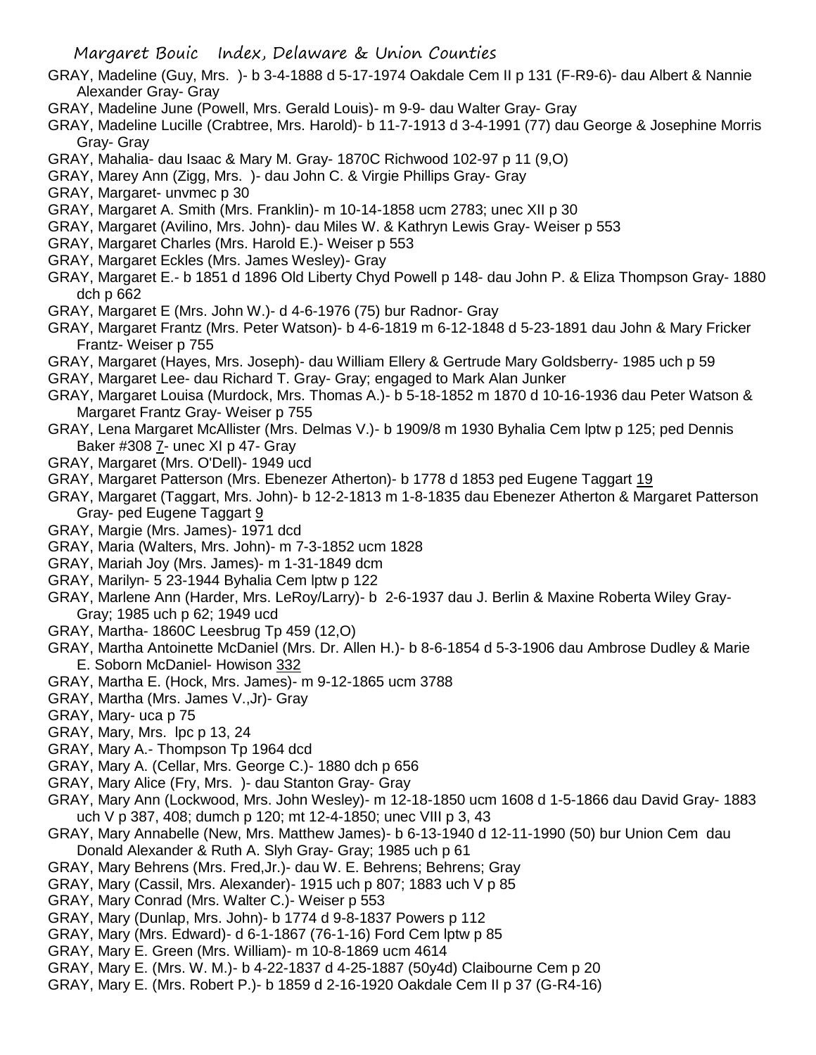GRAY, Madeline (Guy, Mrs. )- b 3-4-1888 d 5-17-1974 Oakdale Cem II p 131 (F-R9-6)- dau Albert & Nannie Alexander Gray- Gray

GRAY, Madeline June (Powell, Mrs. Gerald Louis)- m 9-9- dau Walter Gray- Gray

GRAY, Madeline Lucille (Crabtree, Mrs. Harold)- b 11-7-1913 d 3-4-1991 (77) dau George & Josephine Morris Gray- Gray

GRAY, Mahalia- dau Isaac & Mary M. Gray- 1870C Richwood 102-97 p 11 (9,O)

GRAY, Marey Ann (Zigg, Mrs. )- dau John C. & Virgie Phillips Gray- Gray

GRAY, Margaret- unvmec p 30

GRAY, Margaret A. Smith (Mrs. Franklin)- m 10-14-1858 ucm 2783; unec XII p 30

GRAY, Margaret (Avilino, Mrs. John)- dau Miles W. & Kathryn Lewis Gray- Weiser p 553

GRAY, Margaret Charles (Mrs. Harold E.)- Weiser p 553

GRAY, Margaret Eckles (Mrs. James Wesley)- Gray

GRAY, Margaret E.- b 1851 d 1896 Old Liberty Chyd Powell p 148- dau John P. & Eliza Thompson Gray- 1880 dch p 662

GRAY, Margaret E (Mrs. John W.)- d 4-6-1976 (75) bur Radnor- Gray

GRAY, Margaret Frantz (Mrs. Peter Watson)- b 4-6-1819 m 6-12-1848 d 5-23-1891 dau John & Mary Fricker Frantz- Weiser p 755

GRAY, Margaret (Hayes, Mrs. Joseph)- dau William Ellery & Gertrude Mary Goldsberry- 1985 uch p 59

GRAY, Margaret Lee- dau Richard T. Gray- Gray; engaged to Mark Alan Junker

GRAY, Margaret Louisa (Murdock, Mrs. Thomas A.)- b 5-18-1852 m 1870 d 10-16-1936 dau Peter Watson & Margaret Frantz Gray- Weiser p 755

GRAY, Lena Margaret McAllister (Mrs. Delmas V.)- b 1909/8 m 1930 Byhalia Cem lptw p 125; ped Dennis Baker #308 7- unec XI p 47- Gray

GRAY, Margaret (Mrs. O'Dell)- 1949 ucd

GRAY, Margaret Patterson (Mrs. Ebenezer Atherton)- b 1778 d 1853 ped Eugene Taggart 19

GRAY, Margaret (Taggart, Mrs. John)- b 12-2-1813 m 1-8-1835 dau Ebenezer Atherton & Margaret Patterson Gray- ped Eugene Taggart 9

GRAY, Margie (Mrs. James)- 1971 dcd

GRAY, Maria (Walters, Mrs. John)- m 7-3-1852 ucm 1828

GRAY, Mariah Joy (Mrs. James)- m 1-31-1849 dcm

GRAY, Marilyn- 5 23-1944 Byhalia Cem lptw p 122

GRAY, Marlene Ann (Harder, Mrs. LeRoy/Larry)- b 2-6-1937 dau J. Berlin & Maxine Roberta Wiley Gray- Gray; 1985 uch p 62; 1949 ucd

GRAY, Martha- 1860C Leesbrug Tp 459 (12,O)

GRAY, Martha Antoinette McDaniel (Mrs. Dr. Allen H.)- b 8-6-1854 d 5-3-1906 dau Ambrose Dudley & Marie E. Soborn McDaniel- Howison 332

GRAY, Martha E. (Hock, Mrs. James)- m 9-12-1865 ucm 3788

GRAY, Martha (Mrs. James V.,Jr)- Gray

GRAY, Mary- uca p 75

GRAY, Mary, Mrs. lpc p 13, 24

GRAY, Mary A.- Thompson Tp 1964 dcd

GRAY, Mary A. (Cellar, Mrs. George C.)- 1880 dch p 656

GRAY, Mary Alice (Fry, Mrs. )- dau Stanton Gray- Gray

GRAY, Mary Ann (Lockwood, Mrs. John Wesley)- m 12-18-1850 ucm 1608 d 1-5-1866 dau David Gray- 1883 uch V p 387, 408; dumch p 120; mt 12-4-1850; unec VIII p 3, 43

GRAY, Mary Annabelle (New, Mrs. Matthew James)- b 6-13-1940 d 12-11-1990 (50) bur Union Cem dau Donald Alexander & Ruth A. Slyh Gray- Gray; 1985 uch p 61

GRAY, Mary Behrens (Mrs. Fred,Jr.)- dau W. E. Behrens; Behrens; Gray

GRAY, Mary (Cassil, Mrs. Alexander)- 1915 uch p 807; 1883 uch V p 85

GRAY, Mary Conrad (Mrs. Walter C.)- Weiser p 553

GRAY, Mary (Dunlap, Mrs. John)- b 1774 d 9-8-1837 Powers p 112

GRAY, Mary (Mrs. Edward)- d 6-1-1867 (76-1-16) Ford Cem lptw p 85

GRAY, Mary E. Green (Mrs. William)- m 10-8-1869 ucm 4614

GRAY, Mary E. (Mrs. W. M.)- b 4-22-1837 d 4-25-1887 (50y4d) Claibourne Cem p 20

GRAY, Mary E. (Mrs. Robert P.)- b 1859 d 2-16-1920 Oakdale Cem II p 37 (G-R4-16)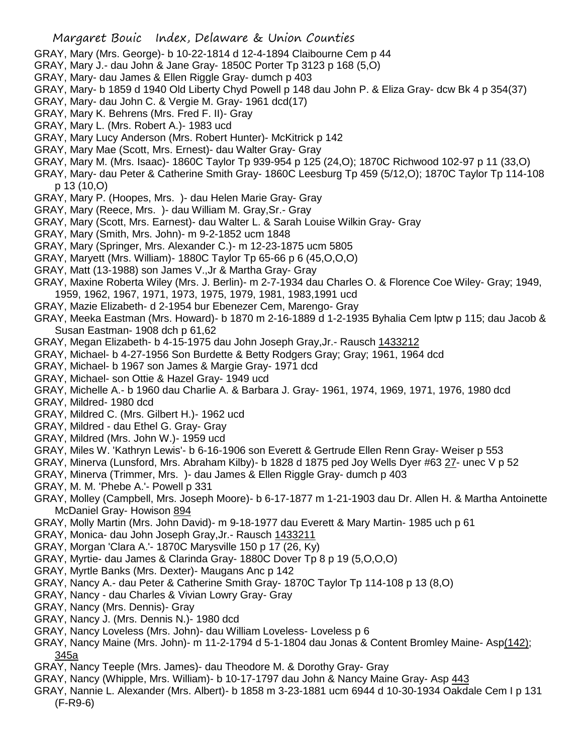GRAY, Mary (Mrs. George)- b 10-22-1814 d 12-4-1894 Claibourne Cem p 44

GRAY, Mary J.- dau John & Jane Gray- 1850C Porter Tp 3123 p 168 (5,O)

GRAY, Mary- dau James & Ellen Riggle Gray- dumch p 403

GRAY, Mary- b 1859 d 1940 Old Liberty Chyd Powell p 148 dau John P. & Eliza Gray- dcw Bk 4 p 354(37)

GRAY, Mary- dau John C. & Vergie M. Gray- 1961 dcd(17)

GRAY, Mary K. Behrens (Mrs. Fred F. II)- Gray

GRAY, Mary L. (Mrs. Robert A.)- 1983 ucd

GRAY, Mary Lucy Anderson (Mrs. Robert Hunter)- McKitrick p 142

GRAY, Mary Mae (Scott, Mrs. Ernest)- dau Walter Gray- Gray

GRAY, Mary M. (Mrs. Isaac)- 1860C Taylor Tp 939-954 p 125 (24,O); 1870C Richwood 102-97 p 11 (33,O)

GRAY, Mary- dau Peter & Catherine Smith Gray- 1860C Leesburg Tp 459 (5/12,O); 1870C Taylor Tp 114-108 p 13 (10,O)

GRAY, Mary P. (Hoopes, Mrs. )- dau Helen Marie Gray- Gray

GRAY, Mary (Reece, Mrs. )- dau William M. Gray,Sr.- Gray

GRAY, Mary (Scott, Mrs. Earnest)- dau Walter L. & Sarah Louise Wilkin Gray- Gray

GRAY, Mary (Smith, Mrs. John)- m 9-2-1852 ucm 1848

GRAY, Mary (Springer, Mrs. Alexander C.)- m 12-23-1875 ucm 5805

GRAY, Maryett (Mrs. William)- 1880C Taylor Tp 65-66 p 6 (45,O,O,O)

GRAY, Matt (13-1988) son James V.,Jr & Martha Gray- Gray

GRAY, Maxine Roberta Wiley (Mrs. J. Berlin)- m 2-7-1934 dau Charles O. & Florence Coe Wiley- Gray; 1949, 1959, 1962, 1967, 1971, 1973, 1975, 1979, 1981, 1983,1991 ucd

GRAY, Mazie Elizabeth- d 2-1954 bur Ebenezer Cem, Marengo- Gray

GRAY, Meeka Eastman (Mrs. Howard)- b 1870 m 2-16-1889 d 1-2-1935 Byhalia Cem lptw p 115; dau Jacob & Susan Eastman- 1908 dch p 61,62

GRAY, Megan Elizabeth- b 4-15-1975 dau John Joseph Gray,Jr.- Rausch 1433212

GRAY, Michael- b 4-27-1956 Son Burdette & Betty Rodgers Gray; Gray; 1961, 1964 dcd

GRAY, Michael- b 1967 son James & Margie Gray- 1971 dcd

GRAY, Michael- son Ottie & Hazel Gray- 1949 ucd

GRAY, Michelle A.- b 1960 dau Charlie A. & Barbara J. Gray- 1961, 1974, 1969, 1971, 1976, 1980 dcd

GRAY, Mildred- 1980 dcd

GRAY, Mildred C. (Mrs. Gilbert H.)- 1962 ucd

GRAY, Mildred - dau Ethel G. Gray- Gray

GRAY, Mildred (Mrs. John W.)- 1959 ucd

GRAY, Miles W. 'Kathryn Lewis'- b 6-16-1906 son Everett & Gertrude Ellen Renn Gray- Weiser p 553

GRAY, Minerva (Lunsford, Mrs. Abraham Kilby)- b 1828 d 1875 ped Joy Wells Dyer #63 27- unec V p 52

GRAY, Minerva (Trimmer, Mrs. )- dau James & Ellen Riggle Gray- dumch p 403

GRAY, M. M. 'Phebe A.'- Powell p 331

GRAY, Molley (Campbell, Mrs. Joseph Moore)- b 6-17-1877 m 1-21-1903 dau Dr. Allen H. & Martha Antoinette McDaniel Gray- Howison 894

GRAY, Molly Martin (Mrs. John David)- m 9-18-1977 dau Everett & Mary Martin- 1985 uch p 61

GRAY, Monica- dau John Joseph Gray,Jr.- Rausch 1433211

GRAY, Morgan 'Clara A.'- 1870C Marysville 150 p 17 (26, Ky)

GRAY, Myrtie- dau James & Clarinda Gray- 1880C Dover Tp 8 p 19 (5,O,O,O)

GRAY, Myrtle Banks (Mrs. Dexter)- Maugans Anc p 142

GRAY, Nancy A.- dau Peter & Catherine Smith Gray- 1870C Taylor Tp 114-108 p 13 (8,O)

GRAY, Nancy - dau Charles & Vivian Lowry Gray- Gray

GRAY, Nancy (Mrs. Dennis)- Gray

GRAY, Nancy J. (Mrs. Dennis N.)- 1980 dcd

GRAY, Nancy Loveless (Mrs. John)- dau William Loveless- Loveless p 6

GRAY, Nancy Maine (Mrs. John)- m 11-2-1794 d 5-1-1804 dau Jonas & Content Bromley Maine- Asp(142); 345a

GRAY, Nancy Teeple (Mrs. James)- dau Theodore M. & Dorothy Gray- Gray

GRAY, Nancy (Whipple, Mrs. William)- b 10-17-1797 dau John & Nancy Maine Gray- Asp 443

GRAY, Nannie L. Alexander (Mrs. Albert)- b 1858 m 3-23-1881 ucm 6944 d 10-30-1934 Oakdale Cem I p 131 (F-R9-6)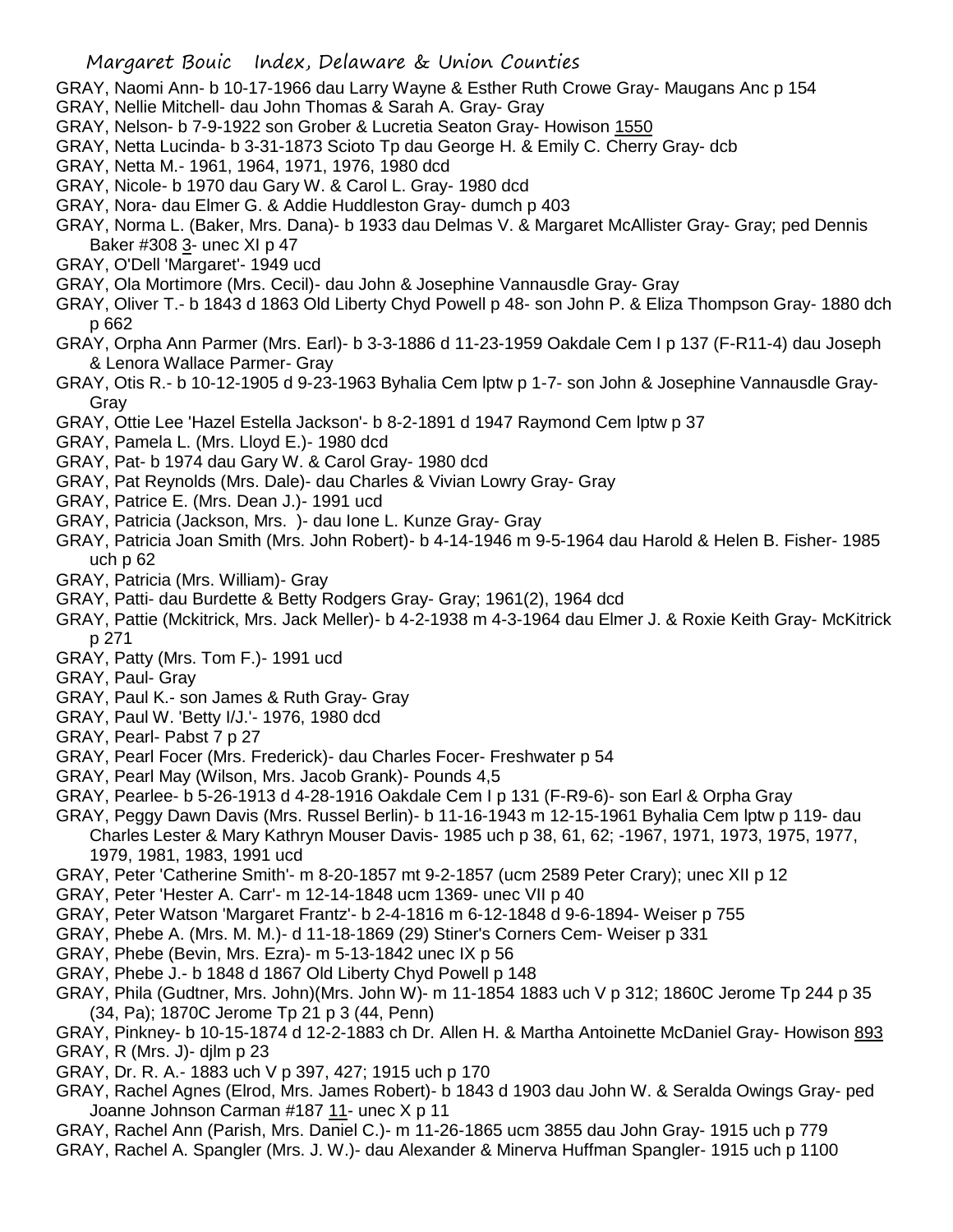GRAY, Naomi Ann- b 10-17-1966 dau Larry Wayne & Esther Ruth Crowe Gray- Maugans Anc p 154

GRAY, Nellie Mitchell- dau John Thomas & Sarah A. Gray- Gray

GRAY, Nelson- b 7-9-1922 son Grober & Lucretia Seaton Gray- Howison 1550

GRAY, Netta Lucinda- b 3-31-1873 Scioto Tp dau George H. & Emily C. Cherry Gray- dcb

GRAY, Netta M.- 1961, 1964, 1971, 1976, 1980 dcd

GRAY, Nicole- b 1970 dau Gary W. & Carol L. Gray- 1980 dcd

GRAY, Nora- dau Elmer G. & Addie Huddleston Gray- dumch p 403

GRAY, Norma L. (Baker, Mrs. Dana)- b 1933 dau Delmas V. & Margaret McAllister Gray- Gray; ped Dennis Baker #308 3- unec XI p 47

GRAY, O'Dell 'Margaret'- 1949 ucd

GRAY, Ola Mortimore (Mrs. Cecil)- dau John & Josephine Vannausdle Gray- Gray

GRAY, Oliver T.- b 1843 d 1863 Old Liberty Chyd Powell p 48- son John P. & Eliza Thompson Gray- 1880 dch p 662

GRAY, Orpha Ann Parmer (Mrs. Earl)- b 3-3-1886 d 11-23-1959 Oakdale Cem I p 137 (F-R11-4) dau Joseph & Lenora Wallace Parmer- Gray

GRAY, Otis R.- b 10-12-1905 d 9-23-1963 Byhalia Cem lptw p 1-7- son John & Josephine Vannausdle Gray- Gray

GRAY, Ottie Lee 'Hazel Estella Jackson'- b 8-2-1891 d 1947 Raymond Cem lptw p 37

GRAY, Pamela L. (Mrs. Lloyd E.)- 1980 dcd

GRAY, Pat- b 1974 dau Gary W. & Carol Gray- 1980 dcd

GRAY, Pat Reynolds (Mrs. Dale)- dau Charles & Vivian Lowry Gray- Gray

GRAY, Patrice E. (Mrs. Dean J.)- 1991 ucd

GRAY, Patricia (Jackson, Mrs. )- dau Ione L. Kunze Gray- Gray

GRAY, Patricia Joan Smith (Mrs. John Robert)- b 4-14-1946 m 9-5-1964 dau Harold & Helen B. Fisher- 1985 uch p 62

GRAY, Patricia (Mrs. William)- Gray

GRAY, Patti- dau Burdette & Betty Rodgers Gray- Gray; 1961(2), 1964 dcd

GRAY, Pattie (Mckitrick, Mrs. Jack Meller)- b 4-2-1938 m 4-3-1964 dau Elmer J. & Roxie Keith Gray- McKitrick p 271

GRAY, Patty (Mrs. Tom F.)- 1991 ucd

GRAY, Paul- Gray

GRAY, Paul K.- son James & Ruth Gray- Gray

GRAY, Paul W. 'Betty I/J.'- 1976, 1980 dcd

GRAY, Pearl- Pabst 7 p 27

GRAY, Pearl Focer (Mrs. Frederick)- dau Charles Focer- Freshwater p 54

GRAY, Pearl May (Wilson, Mrs. Jacob Grank)- Pounds 4,5

GRAY, Pearlee- b 5-26-1913 d 4-28-1916 Oakdale Cem I p 131 (F-R9-6)- son Earl & Orpha Gray

GRAY, Peggy Dawn Davis (Mrs. Russel Berlin)- b 11-16-1943 m 12-15-1961 Byhalia Cem lptw p 119- dau Charles Lester & Mary Kathryn Mouser Davis- 1985 uch p 38, 61, 62; -1967, 1971, 1973, 1975, 1977, 1979, 1981, 1983, 1991 ucd

GRAY, Peter 'Catherine Smith'- m 8-20-1857 mt 9-2-1857 (ucm 2589 Peter Crary); unec XII p 12

GRAY, Peter 'Hester A. Carr'- m 12-14-1848 ucm 1369- unec VII p 40

GRAY, Peter Watson 'Margaret Frantz'- b 2-4-1816 m 6-12-1848 d 9-6-1894- Weiser p 755

GRAY, Phebe A. (Mrs. M. M.)- d 11-18-1869 (29) Stiner's Corners Cem- Weiser p 331

GRAY, Phebe (Bevin, Mrs. Ezra)- m 5-13-1842 unec IX p 56

GRAY, Phebe J.- b 1848 d 1867 Old Liberty Chyd Powell p 148

GRAY, Phila (Gudtner, Mrs. John)(Mrs. John W)- m 11-1854 1883 uch V p 312; 1860C Jerome Tp 244 p 35 (34, Pa); 1870C Jerome Tp 21 p 3 (44, Penn)

GRAY, Pinkney- b 10-15-1874 d 12-2-1883 ch Dr. Allen H. & Martha Antoinette McDaniel Gray- Howison 893

GRAY, R (Mrs. J)- djlm p 23

GRAY, Dr. R. A.- 1883 uch V p 397, 427; 1915 uch p 170

GRAY, Rachel Agnes (Elrod, Mrs. James Robert)- b 1843 d 1903 dau John W. & Seralda Owings Gray- ped Joanne Johnson Carman #187 11- unec X p 11

GRAY, Rachel Ann (Parish, Mrs. Daniel C.)- m 11-26-1865 ucm 3855 dau John Gray- 1915 uch p 779

GRAY, Rachel A. Spangler (Mrs. J. W.)- dau Alexander & Minerva Huffman Spangler- 1915 uch p 1100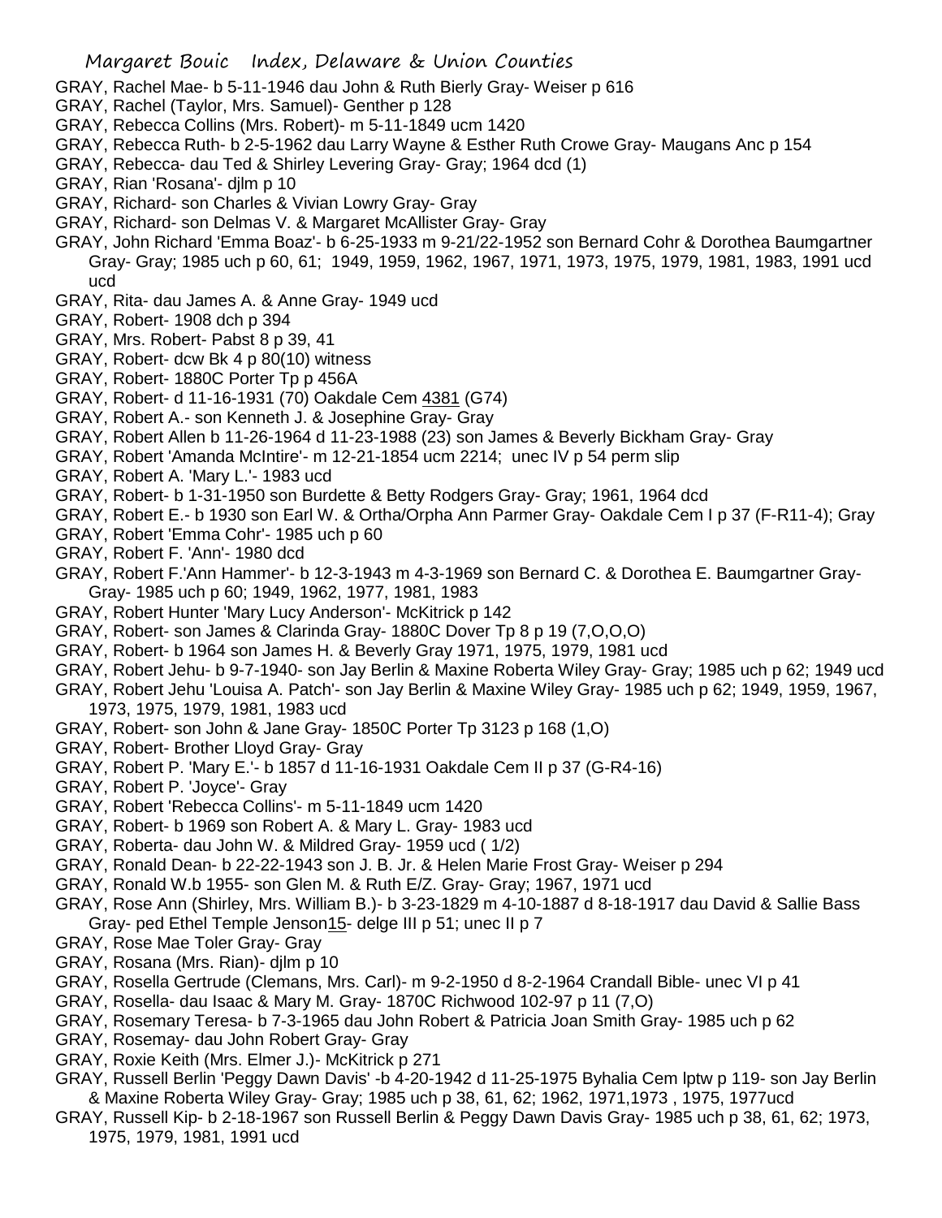GRAY, Rachel Mae- b 5-11-1946 dau John & Ruth Bierly Gray- Weiser p 616

GRAY, Rachel (Taylor, Mrs. Samuel)- Genther p 128

GRAY, Rebecca Collins (Mrs. Robert)- m 5-11-1849 ucm 1420

GRAY, Rebecca Ruth- b 2-5-1962 dau Larry Wayne & Esther Ruth Crowe Gray- Maugans Anc p 154

GRAY, Rebecca- dau Ted & Shirley Levering Gray- Gray; 1964 dcd (1)

GRAY, Rian 'Rosana'- djlm p 10

GRAY, Richard- son Charles & Vivian Lowry Gray- Gray

GRAY, Richard- son Delmas V. & Margaret McAllister Gray- Gray

GRAY, John Richard 'Emma Boaz'- b 6-25-1933 m 9-21/22-1952 son Bernard Cohr & Dorothea Baumgartner Gray- Gray; 1985 uch p 60, 61; 1949, 1959, 1962, 1967, 1971, 1973, 1975, 1979, 1981, 1983, 1991 ucd ucd

GRAY, Rita- dau James A. & Anne Gray- 1949 ucd

GRAY, Robert- 1908 dch p 394

GRAY, Mrs. Robert- Pabst 8 p 39, 41

GRAY, Robert- dcw Bk 4 p 80(10) witness

GRAY, Robert- 1880C Porter Tp p 456A

GRAY, Robert- d 11-16-1931 (70) Oakdale Cem 4381 (G74)

GRAY, Robert A.- son Kenneth J. & Josephine Gray- Gray

GRAY, Robert Allen b 11-26-1964 d 11-23-1988 (23) son James & Beverly Bickham Gray- Gray

GRAY, Robert 'Amanda McIntire'- m 12-21-1854 ucm 2214; unec IV p 54 perm slip

GRAY, Robert A. 'Mary L.'- 1983 ucd

GRAY, Robert- b 1-31-1950 son Burdette & Betty Rodgers Gray- Gray; 1961, 1964 dcd

GRAY, Robert E.- b 1930 son Earl W. & Ortha/Orpha Ann Parmer Gray- Oakdale Cem I p 37 (F-R11-4); Gray

GRAY, Robert 'Emma Cohr'- 1985 uch p 60

GRAY, Robert F. 'Ann'- 1980 dcd

GRAY, Robert F.'Ann Hammer'- b 12-3-1943 m 4-3-1969 son Bernard C. & Dorothea E. Baumgartner Gray- Gray- 1985 uch p 60; 1949, 1962, 1977, 1981, 1983

GRAY, Robert Hunter 'Mary Lucy Anderson'- McKitrick p 142

GRAY, Robert- son James & Clarinda Gray- 1880C Dover Tp 8 p 19 (7,O,O,O)

GRAY, Robert- b 1964 son James H. & Beverly Gray 1971, 1975, 1979, 1981 ucd

GRAY, Robert Jehu- b 9-7-1940- son Jay Berlin & Maxine Roberta Wiley Gray- Gray; 1985 uch p 62; 1949 ucd

GRAY, Robert Jehu 'Louisa A. Patch'- son Jay Berlin & Maxine Wiley Gray- 1985 uch p 62; 1949, 1959, 1967, 1973, 1975, 1979, 1981, 1983 ucd

GRAY, Robert- son John & Jane Gray- 1850C Porter Tp 3123 p 168 (1,O)

GRAY, Robert- Brother Lloyd Gray- Gray

GRAY, Robert P. 'Mary E.'- b 1857 d 11-16-1931 Oakdale Cem II p 37 (G-R4-16)

GRAY, Robert P. 'Joyce'- Gray

GRAY, Robert 'Rebecca Collins'- m 5-11-1849 ucm 1420

GRAY, Robert- b 1969 son Robert A. & Mary L. Gray- 1983 ucd

GRAY, Roberta- dau John W. & Mildred Gray- 1959 ucd ( 1/2)

GRAY, Ronald Dean- b 22-22-1943 son J. B. Jr. & Helen Marie Frost Gray- Weiser p 294

GRAY, Ronald W.b 1955- son Glen M. & Ruth E/Z. Gray- Gray; 1967, 1971 ucd

GRAY, Rose Ann (Shirley, Mrs. William B.)- b 3-23-1829 m 4-10-1887 d 8-18-1917 dau David & Sallie Bass Gray- ped Ethel Temple Jenson15- delge III p 51; unec II p 7

GRAY, Rose Mae Toler Gray- Gray

GRAY, Rosana (Mrs. Rian)- djlm p 10

GRAY, Rosella Gertrude (Clemans, Mrs. Carl)- m 9-2-1950 d 8-2-1964 Crandall Bible- unec VI p 41

GRAY, Rosella- dau Isaac & Mary M. Gray- 1870C Richwood 102-97 p 11 (7,O)

GRAY, Rosemary Teresa- b 7-3-1965 dau John Robert & Patricia Joan Smith Gray- 1985 uch p 62

GRAY, Rosemay- dau John Robert Gray- Gray

GRAY, Roxie Keith (Mrs. Elmer J.)- McKitrick p 271

GRAY, Russell Berlin 'Peggy Dawn Davis' -b 4-20-1942 d 11-25-1975 Byhalia Cem lptw p 119- son Jay Berlin & Maxine Roberta Wiley Gray- Gray; 1985 uch p 38, 61, 62; 1962, 1971,1973 , 1975, 1977ucd

GRAY, Russell Kip- b 2-18-1967 son Russell Berlin & Peggy Dawn Davis Gray- 1985 uch p 38, 61, 62; 1973, 1975, 1979, 1981, 1991 ucd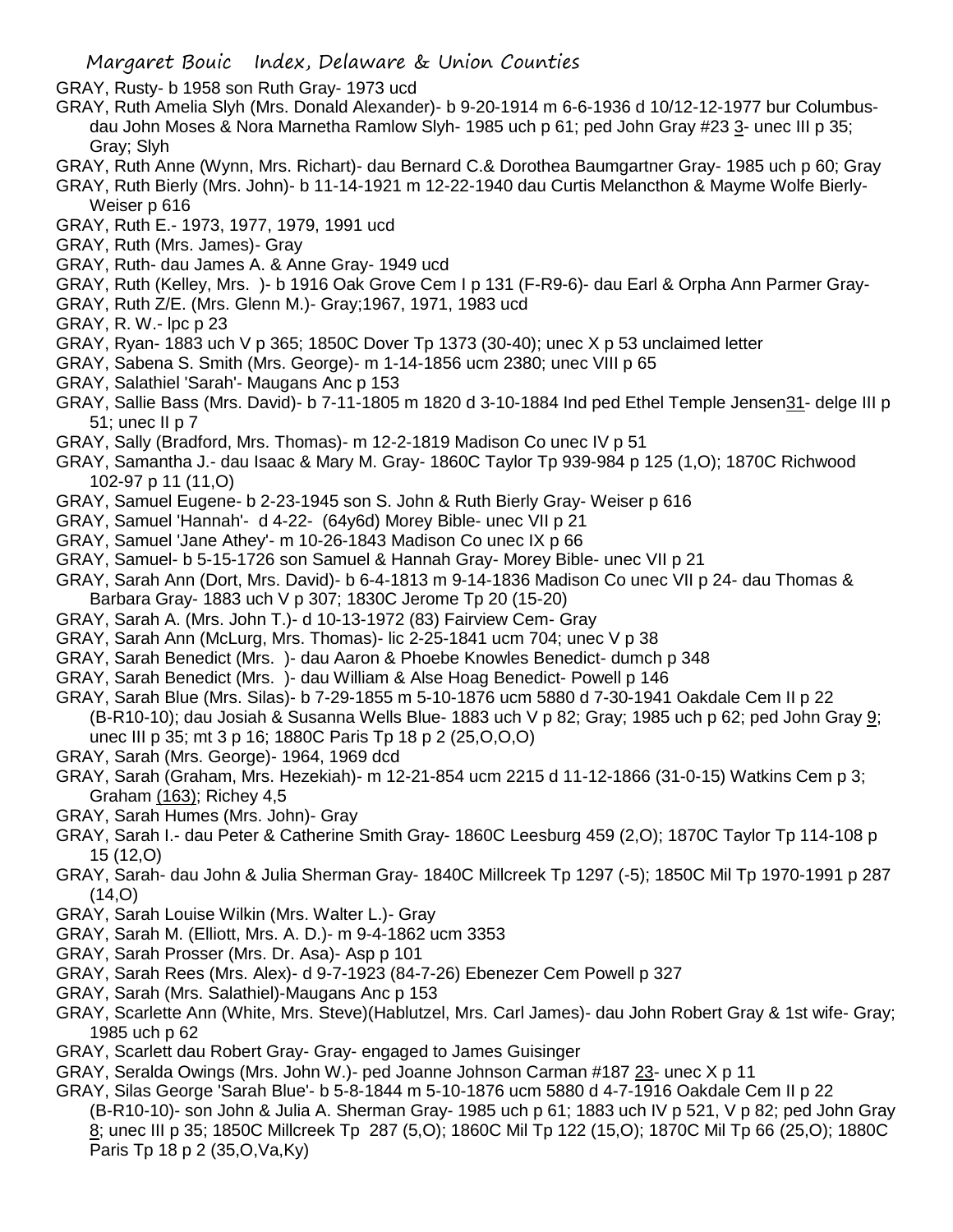GRAY, Rusty- b 1958 son Ruth Gray- 1973 ucd

GRAY, Ruth Amelia Slyh (Mrs. Donald Alexander)- b 9-20-1914 m 6-6-1936 d 10/12-12-1977 bur Columbus- dau John Moses & Nora Marnetha Ramlow Slyh- 1985 uch p 61; ped John Gray #23 3- unec III p 35; Gray; Slyh

GRAY, Ruth Anne (Wynn, Mrs. Richart)- dau Bernard C.& Dorothea Baumgartner Gray- 1985 uch p 60; Gray

GRAY, Ruth Bierly (Mrs. John)- b 11-14-1921 m 12-22-1940 dau Curtis Melancthon & Mayme Wolfe Bierly- Weiser p 616

GRAY, Ruth E.- 1973, 1977, 1979, 1991 ucd

GRAY, Ruth (Mrs. James)- Gray

GRAY, Ruth- dau James A. & Anne Gray- 1949 ucd

GRAY, Ruth (Kelley, Mrs. )- b 1916 Oak Grove Cem I p 131 (F-R9-6)- dau Earl & Orpha Ann Parmer Gray-

GRAY, Ruth Z/E. (Mrs. Glenn M.)- Gray;1967, 1971, 1983 ucd

GRAY, R. W.- lpc p 23

GRAY, Ryan- 1883 uch V p 365; 1850C Dover Tp 1373 (30-40); unec X p 53 unclaimed letter

GRAY, Sabena S. Smith (Mrs. George)- m 1-14-1856 ucm 2380; unec VIII p 65

GRAY, Salathiel 'Sarah'- Maugans Anc p 153

GRAY, Sallie Bass (Mrs. David)- b 7-11-1805 m 1820 d 3-10-1884 Ind ped Ethel Temple Jensen31- delge III p 51; unec II p 7

GRAY, Sally (Bradford, Mrs. Thomas)- m 12-2-1819 Madison Co unec IV p 51

GRAY, Samantha J.- dau Isaac & Mary M. Gray- 1860C Taylor Tp 939-984 p 125 (1,O); 1870C Richwood 102-97 p 11 (11,O)

GRAY, Samuel Eugene- b 2-23-1945 son S. John & Ruth Bierly Gray- Weiser p 616

GRAY, Samuel 'Hannah'- d 4-22- (64y6d) Morey Bible- unec VII p 21

GRAY, Samuel 'Jane Athey'- m 10-26-1843 Madison Co unec IX p 66

GRAY, Samuel- b 5-15-1726 son Samuel & Hannah Gray- Morey Bible- unec VII p 21

GRAY, Sarah Ann (Dort, Mrs. David)- b 6-4-1813 m 9-14-1836 Madison Co unec VII p 24- dau Thomas & Barbara Gray- 1883 uch V p 307; 1830C Jerome Tp 20 (15-20)

GRAY, Sarah A. (Mrs. John T.)- d 10-13-1972 (83) Fairview Cem- Gray

GRAY, Sarah Ann (McLurg, Mrs. Thomas)- lic 2-25-1841 ucm 704; unec V p 38

GRAY, Sarah Benedict (Mrs. )- dau Aaron & Phoebe Knowles Benedict- dumch p 348

GRAY, Sarah Benedict (Mrs. )- dau William & Alse Hoag Benedict- Powell p 146

GRAY, Sarah Blue (Mrs. Silas)- b 7-29-1855 m 5-10-1876 ucm 5880 d 7-30-1941 Oakdale Cem II p 22 (B-R10-10); dau Josiah & Susanna Wells Blue- 1883 uch V p 82; Gray; 1985 uch p 62; ped John Gray 9; unec III p 35; mt 3 p 16; 1880C Paris Tp 18 p 2 (25,O,O,O)

GRAY, Sarah (Mrs. George)- 1964, 1969 dcd

GRAY, Sarah (Graham, Mrs. Hezekiah)- m 12-21-854 ucm 2215 d 11-12-1866 (31-0-15) Watkins Cem p 3; Graham (163); Richey 4,5

GRAY, Sarah Humes (Mrs. John)- Gray

GRAY, Sarah I.- dau Peter & Catherine Smith Gray- 1860C Leesburg 459 (2,O); 1870C Taylor Tp 114-108 p 15 (12,O)

GRAY, Sarah- dau John & Julia Sherman Gray- 1840C Millcreek Tp 1297 (-5); 1850C Mil Tp 1970-1991 p 287 (14,O)

GRAY, Sarah Louise Wilkin (Mrs. Walter L.)- Gray

GRAY, Sarah M. (Elliott, Mrs. A. D.)- m 9-4-1862 ucm 3353

GRAY, Sarah Prosser (Mrs. Dr. Asa)- Asp p 101

GRAY, Sarah Rees (Mrs. Alex)- d 9-7-1923 (84-7-26) Ebenezer Cem Powell p 327

GRAY, Sarah (Mrs. Salathiel)-Maugans Anc p 153

GRAY, Scarlette Ann (White, Mrs. Steve)(Hablutzel, Mrs. Carl James)- dau John Robert Gray & 1st wife- Gray; 1985 uch p 62

GRAY, Scarlett dau Robert Gray- Gray- engaged to James Guisinger

GRAY, Seralda Owings (Mrs. John W.)- ped Joanne Johnson Carman #187 23- unec X p 11

GRAY, Silas George 'Sarah Blue'- b 5-8-1844 m 5-10-1876 ucm 5880 d 4-7-1916 Oakdale Cem II p 22 (B-R10-10)- son John & Julia A. Sherman Gray- 1985 uch p 61; 1883 uch IV p 521, V p 82; ped John Gray 8; unec III p 35; 1850C Millcreek Tp 287 (5,O); 1860C Mil Tp 122 (15,O); 1870C Mil Tp 66 (25,O); 1880C Paris Tp 18 p 2 (35,O,Va,Ky)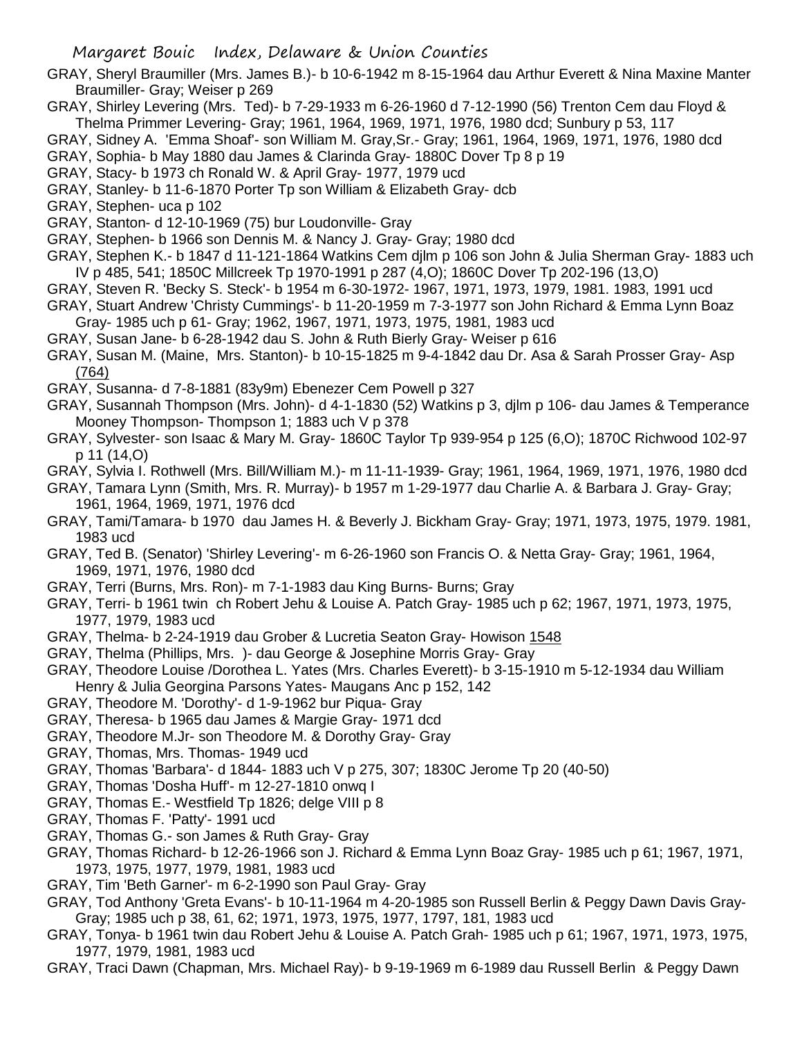GRAY, Sheryl Braumiller (Mrs. James B.)- b 10-6-1942 m 8-15-1964 dau Arthur Everett & Nina Maxine Manter Braumiller- Gray; Weiser p 269

GRAY, Shirley Levering (Mrs. Ted)- b 7-29-1933 m 6-26-1960 d 7-12-1990 (56) Trenton Cem dau Floyd & Thelma Primmer Levering- Gray; 1961, 1964, 1969, 1971, 1976, 1980 dcd; Sunbury p 53, 117

GRAY, Sidney A. 'Emma Shoaf'- son William M. Gray,Sr.- Gray; 1961, 1964, 1969, 1971, 1976, 1980 dcd

GRAY, Sophia- b May 1880 dau James & Clarinda Gray- 1880C Dover Tp 8 p 19

GRAY, Stacy- b 1973 ch Ronald W. & April Gray- 1977, 1979 ucd

GRAY, Stanley- b 11-6-1870 Porter Tp son William & Elizabeth Gray- dcb

GRAY, Stephen- uca p 102

GRAY, Stanton- d 12-10-1969 (75) bur Loudonville- Gray

GRAY, Stephen- b 1966 son Dennis M. & Nancy J. Gray- Gray; 1980 dcd

GRAY, Stephen K.- b 1847 d 11-121-1864 Watkins Cem djlm p 106 son John & Julia Sherman Gray- 1883 uch IV p 485, 541; 1850C Millcreek Tp 1970-1991 p 287 (4,O); 1860C Dover Tp 202-196 (13,O)

GRAY, Steven R. 'Becky S. Steck'- b 1954 m 6-30-1972- 1967, 1971, 1973, 1979, 1981. 1983, 1991 ucd

GRAY, Stuart Andrew 'Christy Cummings'- b 11-20-1959 m 7-3-1977 son John Richard & Emma Lynn Boaz Gray- 1985 uch p 61- Gray; 1962, 1967, 1971, 1973, 1975, 1981, 1983 ucd

GRAY, Susan Jane- b 6-28-1942 dau S. John & Ruth Bierly Gray- Weiser p 616

GRAY, Susan M. (Maine, Mrs. Stanton)- b 10-15-1825 m 9-4-1842 dau Dr. Asa & Sarah Prosser Gray- Asp (764)

GRAY, Susanna- d 7-8-1881 (83y9m) Ebenezer Cem Powell p 327

GRAY, Susannah Thompson (Mrs. John)- d 4-1-1830 (52) Watkins p 3, djlm p 106- dau James & Temperance Mooney Thompson- Thompson 1; 1883 uch V p 378

GRAY, Sylvester- son Isaac & Mary M. Gray- 1860C Taylor Tp 939-954 p 125 (6,O); 1870C Richwood 102-97 p 11 (14,O)

GRAY, Sylvia I. Rothwell (Mrs. Bill/William M.)- m 11-11-1939- Gray; 1961, 1964, 1969, 1971, 1976, 1980 dcd

GRAY, Tamara Lynn (Smith, Mrs. R. Murray)- b 1957 m 1-29-1977 dau Charlie A. & Barbara J. Gray- Gray; 1961, 1964, 1969, 1971, 1976 dcd

GRAY, Tami/Tamara- b 1970 dau James H. & Beverly J. Bickham Gray- Gray; 1971, 1973, 1975, 1979. 1981, 1983 ucd

GRAY, Ted B. (Senator) 'Shirley Levering'- m 6-26-1960 son Francis O. & Netta Gray- Gray; 1961, 1964, 1969, 1971, 1976, 1980 dcd

GRAY, Terri (Burns, Mrs. Ron)- m 7-1-1983 dau King Burns- Burns; Gray

GRAY, Terri- b 1961 twin ch Robert Jehu & Louise A. Patch Gray- 1985 uch p 62; 1967, 1971, 1973, 1975, 1977, 1979, 1983 ucd

GRAY, Thelma- b 2-24-1919 dau Grober & Lucretia Seaton Gray- Howison 1548

GRAY, Thelma (Phillips, Mrs. )- dau George & Josephine Morris Gray- Gray

GRAY, Theodore Louise /Dorothea L. Yates (Mrs. Charles Everett)- b 3-15-1910 m 5-12-1934 dau William Henry & Julia Georgina Parsons Yates- Maugans Anc p 152, 142

GRAY, Theodore M. 'Dorothy'- d 1-9-1962 bur Piqua- Gray

GRAY, Theresa- b 1965 dau James & Margie Gray- 1971 dcd

GRAY, Theodore M.Jr- son Theodore M. & Dorothy Gray- Gray

GRAY, Thomas, Mrs. Thomas- 1949 ucd

GRAY, Thomas 'Barbara'- d 1844- 1883 uch V p 275, 307; 1830C Jerome Tp 20 (40-50)

GRAY, Thomas 'Dosha Huff'- m 12-27-1810 onwq I

GRAY, Thomas E.- Westfield Tp 1826; delge VIII p 8

GRAY, Thomas F. 'Patty'- 1991 ucd

GRAY, Thomas G.- son James & Ruth Gray- Gray

GRAY, Thomas Richard- b 12-26-1966 son J. Richard & Emma Lynn Boaz Gray- 1985 uch p 61; 1967, 1971, 1973, 1975, 1977, 1979, 1981, 1983 ucd

GRAY, Tim 'Beth Garner'- m 6-2-1990 son Paul Gray- Gray

GRAY, Tod Anthony 'Greta Evans'- b 10-11-1964 m 4-20-1985 son Russell Berlin & Peggy Dawn Davis Gray- Gray; 1985 uch p 38, 61, 62; 1971, 1973, 1975, 1977, 1797, 181, 1983 ucd

GRAY, Tonya- b 1961 twin dau Robert Jehu & Louise A. Patch Grah- 1985 uch p 61; 1967, 1971, 1973, 1975, 1977, 1979, 1981, 1983 ucd

GRAY, Traci Dawn (Chapman, Mrs. Michael Ray)- b 9-19-1969 m 6-1989 dau Russell Berlin & Peggy Dawn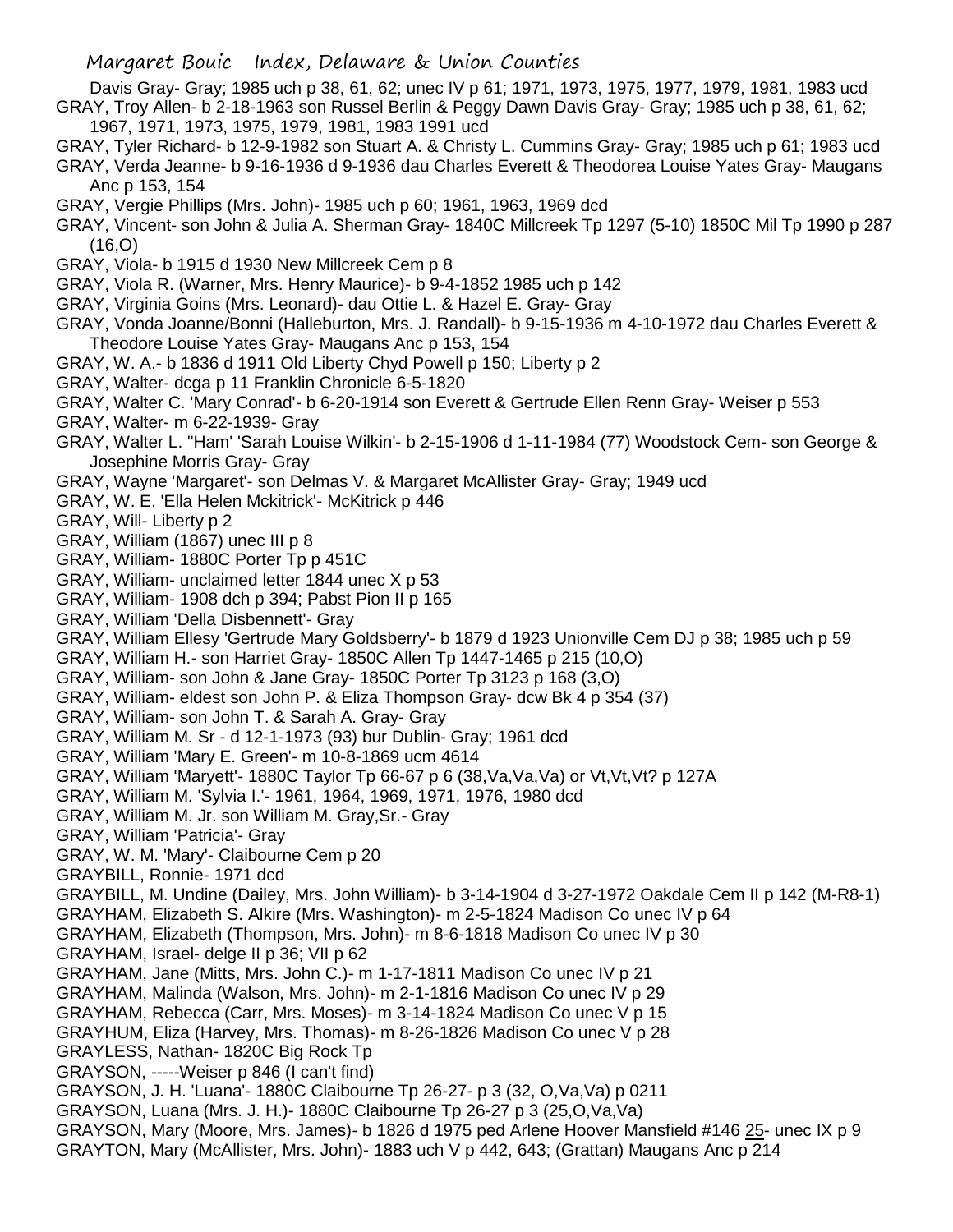Davis Gray- Gray; 1985 uch p 38, 61, 62; unec IV p 61; 1971, 1973, 1975, 1977, 1979, 1981, 1983 ucd

GRAY, Troy Allen- b 2-18-1963 son Russel Berlin & Peggy Dawn Davis Gray- Gray; 1985 uch p 38, 61, 62; 1967, 1971, 1973, 1975, 1979, 1981, 1983 1991 ucd

GRAY, Tyler Richard- b 12-9-1982 son Stuart A. & Christy L. Cummins Gray- Gray; 1985 uch p 61; 1983 ucd

GRAY, Verda Jeanne- b 9-16-1936 d 9-1936 dau Charles Everett & Theodorea Louise Yates Gray- Maugans Anc p 153, 154

GRAY, Vergie Phillips (Mrs. John)- 1985 uch p 60; 1961, 1963, 1969 dcd

GRAY, Vincent- son John & Julia A. Sherman Gray- 1840C Millcreek Tp 1297 (5-10) 1850C Mil Tp 1990 p 287 (16,O)

GRAY, Viola- b 1915 d 1930 New Millcreek Cem p 8

GRAY, Viola R. (Warner, Mrs. Henry Maurice)- b 9-4-1852 1985 uch p 142

GRAY, Virginia Goins (Mrs. Leonard)- dau Ottie L. & Hazel E. Gray- Gray

GRAY, Vonda Joanne/Bonni (Halleburton, Mrs. J. Randall)- b 9-15-1936 m 4-10-1972 dau Charles Everett & Theodore Louise Yates Gray- Maugans Anc p 153, 154

GRAY, W. A.- b 1836 d 1911 Old Liberty Chyd Powell p 150; Liberty p 2

GRAY, Walter- dcga p 11 Franklin Chronicle 6-5-1820

GRAY, Walter C. 'Mary Conrad'- b 6-20-1914 son Everett & Gertrude Ellen Renn Gray- Weiser p 553

GRAY, Walter- m 6-22-1939- Gray

GRAY, Walter L. "Ham' 'Sarah Louise Wilkin'- b 2-15-1906 d 1-11-1984 (77) Woodstock Cem- son George & Josephine Morris Gray- Gray

GRAY, Wayne 'Margaret'- son Delmas V. & Margaret McAllister Gray- Gray; 1949 ucd

GRAY, W. E. 'Ella Helen Mckitrick'- McKitrick p 446

GRAY, Will- Liberty p 2

GRAY, William (1867) unec III p 8

GRAY, William- 1880C Porter Tp p 451C

GRAY, William- unclaimed letter 1844 unec X p 53

GRAY, William- 1908 dch p 394; Pabst Pion II p 165

GRAY, William 'Della Disbennett'- Gray

GRAY, William Ellesy 'Gertrude Mary Goldsberry'- b 1879 d 1923 Unionville Cem DJ p 38; 1985 uch p 59

GRAY, William H.- son Harriet Gray- 1850C Allen Tp 1447-1465 p 215 (10,O)

GRAY, William- son John & Jane Gray- 1850C Porter Tp 3123 p 168 (3,O)

GRAY, William- eldest son John P. & Eliza Thompson Gray- dcw Bk 4 p 354 (37)

GRAY, William- son John T. & Sarah A. Gray- Gray

GRAY, William M. Sr - d 12-1-1973 (93) bur Dublin- Gray; 1961 dcd

GRAY, William 'Mary E. Green'- m 10-8-1869 ucm 4614

GRAY, William 'Maryett'- 1880C Taylor Tp 66-67 p 6 (38,Va,Va,Va) or Vt,Vt,Vt? p 127A

GRAY, William M. 'Sylvia I.'- 1961, 1964, 1969, 1971, 1976, 1980 dcd

GRAY, William M. Jr. son William M. Gray,Sr.- Gray

GRAY, William 'Patricia'- Gray

GRAY, W. M. 'Mary'- Claibourne Cem p 20

GRAYBILL, Ronnie- 1971 dcd

GRAYBILL, M. Undine (Dailey, Mrs. John William)- b 3-14-1904 d 3-27-1972 Oakdale Cem II p 142 (M-R8-1)

GRAYHAM, Elizabeth S. Alkire (Mrs. Washington)- m 2-5-1824 Madison Co unec IV p 64

GRAYHAM, Elizabeth (Thompson, Mrs. John)- m 8-6-1818 Madison Co unec IV p 30

GRAYHAM, Israel- delge II p 36; VII p 62

GRAYHAM, Jane (Mitts, Mrs. John C.)- m 1-17-1811 Madison Co unec IV p 21

GRAYHAM, Malinda (Walson, Mrs. John)- m 2-1-1816 Madison Co unec IV p 29

GRAYHAM, Rebecca (Carr, Mrs. Moses)- m 3-14-1824 Madison Co unec V p 15

GRAYHUM, Eliza (Harvey, Mrs. Thomas)- m 8-26-1826 Madison Co unec V p 28

GRAYLESS, Nathan- 1820C Big Rock Tp

GRAYSON, -----Weiser p 846 (I can't find)

GRAYSON, J. H. 'Luana'- 1880C Claibourne Tp 26-27- p 3 (32, O,Va,Va) p 0211

GRAYSON, Luana (Mrs. J. H.)- 1880C Claibourne Tp 26-27 p 3 (25,O,Va,Va)

GRAYSON, Mary (Moore, Mrs. James)- b 1826 d 1975 ped Arlene Hoover Mansfield #146 25- unec IX p 9

GRAYTON, Mary (McAllister, Mrs. John)- 1883 uch V p 442, 643; (Grattan) Maugans Anc p 214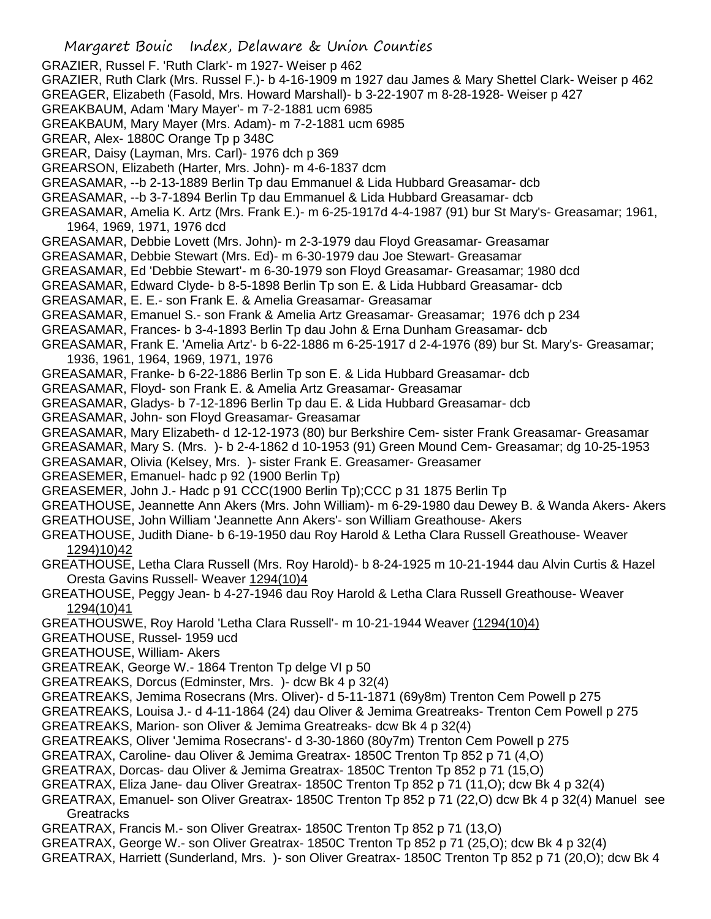GRAZIER, Russel F. 'Ruth Clark'- m 1927- Weiser p 462
GRAZIER, Ruth Clark (Mrs. Russel F.)- b 4-16-1909 m 1927 dau James & Mary Shettel Clark- Weiser p 462
GREAGER, Elizabeth (Fasold, Mrs. Howard Marshall)- b 3-22-1907 m 8-28-1928- Weiser p 427
GREAKBAUM, Adam 'Mary Mayer'- m 7-2-1881 ucm 6985
GREAKBAUM, Mary Mayer (Mrs. Adam)- m 7-2-1881 ucm 6985
GREAR, Alex- 1880C Orange Tp p 348C
GREAR, Daisy (Layman, Mrs. Carl)- 1976 dch p 369
GREARSON, Elizabeth (Harter, Mrs. John)- m 4-6-1837 dcm
GREASAMAR, --b 2-13-1889 Berlin Tp dau Emmanuel & Lida Hubbard Greasamar- dcb
GREASAMAR, --b 3-7-1894 Berlin Tp dau Emmanuel & Lida Hubbard Greasamar- dcb
GREASAMAR, Amelia K. Artz (Mrs. Frank E.)- m 6-25-1917d 4-4-1987 (91) bur St Mary's- Greasamar; 1961, 1964, 1969, 1971, 1976 dcd
GREASAMAR, Debbie Lovett (Mrs. John)- m 2-3-1979 dau Floyd Greasamar- Greasamar
GREASAMAR, Debbie Stewart (Mrs. Ed)- m 6-30-1979 dau Joe Stewart- Greasamar
GREASAMAR, Ed 'Debbie Stewart'- m 6-30-1979 son Floyd Greasamar- Greasamar; 1980 dcd
GREASAMAR, Edward Clyde- b 8-5-1898 Berlin Tp son E. & Lida Hubbard Greasamar- dcb
GREASAMAR, E. E.- son Frank E. & Amelia Greasamar- Greasamar
GREASAMAR, Emanuel S.- son Frank & Amelia Artz Greasamar- Greasamar; 1976 dch p 234
GREASAMAR, Frances- b 3-4-1893 Berlin Tp dau John & Erna Dunham Greasamar- dcb
GREASAMAR, Frank E. 'Amelia Artz'- b 6-22-1886 m 6-25-1917 d 2-4-1976 (89) bur St. Mary's- Greasamar; 1936, 1961, 1964, 1969, 1971, 1976
GREASAMAR, Franke- b 6-22-1886 Berlin Tp son E. & Lida Hubbard Greasamar- dcb
GREASAMAR, Floyd- son Frank E. & Amelia Artz Greasamar- Greasamar
GREASAMAR, Gladys- b 7-12-1896 Berlin Tp dau E. & Lida Hubbard Greasamar- dcb
GREASAMAR, John- son Floyd Greasamar- Greasamar
GREASAMAR, Mary Elizabeth- d 12-12-1973 (80) bur Berkshire Cem- sister Frank Greasamar- Greasamar
GREASAMAR, Mary S. (Mrs. )- b 2-4-1862 d 10-1953 (91) Green Mound Cem- Greasamar; dg 10-25-1953
GREASAMAR, Olivia (Kelsey, Mrs. )- sister Frank E. Greasamer- Greasamer
GREASEMER, Emanuel- hadc p 92 (1900 Berlin Tp)
GREASEMER, John J.- Hadc p 91 CCC(1900 Berlin Tp);CCC p 31 1875 Berlin Tp
GREATHOUSE, Jeannette Ann Akers (Mrs. John William)- m 6-29-1980 dau Dewey B. & Wanda Akers- Akers
GREATHOUSE, John William 'Jeannette Ann Akers'- son William Greathouse- Akers
GREATHOUSE, Judith Diane- b 6-19-1950 dau Roy Harold & Letha Clara Russell Greathouse- Weaver 1294)10)42
GREATHOUSE, Letha Clara Russell (Mrs. Roy Harold)- b 8-24-1925 m 10-21-1944 dau Alvin Curtis & Hazel Oresta Gavins Russell- Weaver 1294(10)4
GREATHOUSE, Peggy Jean- b 4-27-1946 dau Roy Harold & Letha Clara Russell Greathouse- Weaver 1294(10)41
GREATHOUSWE, Roy Harold 'Letha Clara Russell'- m 10-21-1944 Weaver (1294(10)4)
GREATHOUSE, Russel- 1959 ucd
GREATHOUSE, William- Akers
GREATREAK, George W.- 1864 Trenton Tp delge VI p 50
GREATREAKS, Dorcus (Edminster, Mrs. )- dcw Bk 4 p 32(4)
GREATREAKS, Jemima Rosecrans (Mrs. Oliver)- d 5-11-1871 (69y8m) Trenton Cem Powell p 275
GREATREAKS, Louisa J.- d 4-11-1864 (24) dau Oliver & Jemima Greatreaks- Trenton Cem Powell p 275
GREATREAKS, Marion- son Oliver & Jemima Greatreaks- dcw Bk 4 p 32(4)
GREATREAKS, Oliver 'Jemima Rosecrans'- d 3-30-1860 (80y7m) Trenton Cem Powell p 275
GREATRAX, Caroline- dau Oliver & Jemima Greatrax- 1850C Trenton Tp 852 p 71 (4,O)
GREATRAX, Dorcas- dau Oliver & Jemima Greatrax- 1850C Trenton Tp 852 p 71 (15,O)
GREATRAX, Eliza Jane- dau Oliver Greatrax- 1850C Trenton Tp 852 p 71 (11,O); dcw Bk 4 p 32(4)
GREATRAX, Emanuel- son Oliver Greatrax- 1850C Trenton Tp 852 p 71 (22,O) dcw Bk 4 p 32(4) Manuel see Greatracks
GREATRAX, Francis M.- son Oliver Greatrax- 1850C Trenton Tp 852 p 71 (13,O)
GREATRAX, George W.- son Oliver Greatrax- 1850C Trenton Tp 852 p 71 (25,O); dcw Bk 4 p 32(4)
GREATRAX, Harriett (Sunderland, Mrs. )- son Oliver Greatrax- 1850C Trenton Tp 852 p 71 (20,O); dcw Bk 4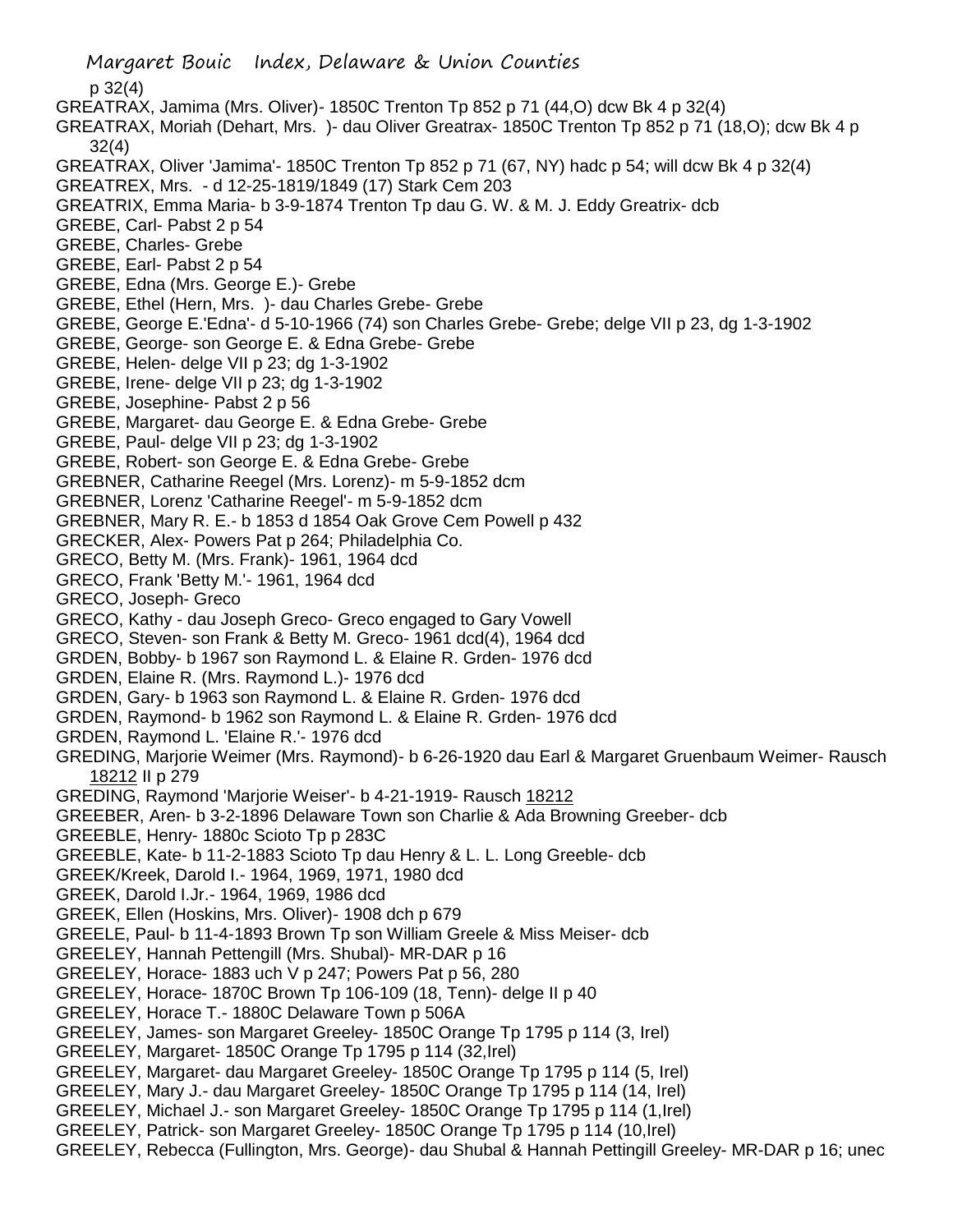p 32(4)

GREATRAX, Jamima (Mrs. Oliver)- 1850C Trenton Tp 852 p 71 (44,O) dcw Bk 4 p 32(4)

GREATRAX, Moriah (Dehart, Mrs. )- dau Oliver Greatrax- 1850C Trenton Tp 852 p 71 (18,O); dcw Bk 4 p 32(4)

GREATRAX, Oliver 'Jamima'- 1850C Trenton Tp 852 p 71 (67, NY) hadc p 54; will dcw Bk 4 p 32(4)

GREATREX, Mrs. - d 12-25-1819/1849 (17) Stark Cem 203

GREATRIX, Emma Maria- b 3-9-1874 Trenton Tp dau G. W. & M. J. Eddy Greatrix- dcb

GREBE, Carl- Pabst 2 p 54

GREBE, Charles- Grebe

GREBE, Earl- Pabst 2 p 54

GREBE, Edna (Mrs. George E.)- Grebe

GREBE, Ethel (Hern, Mrs. )- dau Charles Grebe- Grebe

GREBE, George E.'Edna'- d 5-10-1966 (74) son Charles Grebe- Grebe; delge VII p 23, dg 1-3-1902

GREBE, George- son George E. & Edna Grebe- Grebe

GREBE, Helen- delge VII p 23; dg 1-3-1902

GREBE, Irene- delge VII p 23; dg 1-3-1902

GREBE, Josephine- Pabst 2 p 56

GREBE, Margaret- dau George E. & Edna Grebe- Grebe

GREBE, Paul- delge VII p 23; dg 1-3-1902

GREBE, Robert- son George E. & Edna Grebe- Grebe

GREBNER, Catharine Reegel (Mrs. Lorenz)- m 5-9-1852 dcm

GREBNER, Lorenz 'Catharine Reegel'- m 5-9-1852 dcm

GREBNER, Mary R. E.- b 1853 d 1854 Oak Grove Cem Powell p 432

GRECKER, Alex- Powers Pat p 264; Philadelphia Co.

GRECO, Betty M. (Mrs. Frank)- 1961, 1964 dcd

GRECO, Frank 'Betty M.'- 1961, 1964 dcd

GRECO, Joseph- Greco

GRECO, Kathy - dau Joseph Greco- Greco engaged to Gary Vowell

GRECO, Steven- son Frank & Betty M. Greco- 1961 dcd(4), 1964 dcd

GRDEN, Bobby- b 1967 son Raymond L. & Elaine R. Grden- 1976 dcd

GRDEN, Elaine R. (Mrs. Raymond L.)- 1976 dcd

GRDEN, Gary- b 1963 son Raymond L. & Elaine R. Grden- 1976 dcd

GRDEN, Raymond- b 1962 son Raymond L. & Elaine R. Grden- 1976 dcd

GRDEN, Raymond L. 'Elaine R.'- 1976 dcd

GREDING, Marjorie Weimer (Mrs. Raymond)- b 6-26-1920 dau Earl & Margaret Gruenbaum Weimer- Rausch 18212 II p 279

GREDING, Raymond 'Marjorie Weiser'- b 4-21-1919- Rausch 18212

GREEBER, Aren- b 3-2-1896 Delaware Town son Charlie & Ada Browning Greeber- dcb

GREEBLE, Henry- 1880c Scioto Tp p 283C

GREEBLE, Kate- b 11-2-1883 Scioto Tp dau Henry & L. L. Long Greeble- dcb

GREEK/Kreek, Darold I.- 1964, 1969, 1971, 1980 dcd

GREEK, Darold I.Jr.- 1964, 1969, 1986 dcd

GREEK, Ellen (Hoskins, Mrs. Oliver)- 1908 dch p 679

GREELE, Paul- b 11-4-1893 Brown Tp son William Greele & Miss Meiser- dcb

GREELEY, Hannah Pettengill (Mrs. Shubal)- MR-DAR p 16

GREELEY, Horace- 1883 uch V p 247; Powers Pat p 56, 280

GREELEY, Horace- 1870C Brown Tp 106-109 (18, Tenn)- delge II p 40

GREELEY, Horace T.- 1880C Delaware Town p 506A

GREELEY, James- son Margaret Greeley- 1850C Orange Tp 1795 p 114 (3, Irel)

GREELEY, Margaret- 1850C Orange Tp 1795 p 114 (32,Irel)

GREELEY, Margaret- dau Margaret Greeley- 1850C Orange Tp 1795 p 114 (5, Irel)

GREELEY, Mary J.- dau Margaret Greeley- 1850C Orange Tp 1795 p 114 (14, Irel)

GREELEY, Michael J.- son Margaret Greeley- 1850C Orange Tp 1795 p 114 (1,Irel)

GREELEY, Patrick- son Margaret Greeley- 1850C Orange Tp 1795 p 114 (10,Irel)

GREELEY, Rebecca (Fullington, Mrs. George)- dau Shubal & Hannah Pettingill Greeley- MR-DAR p 16; unec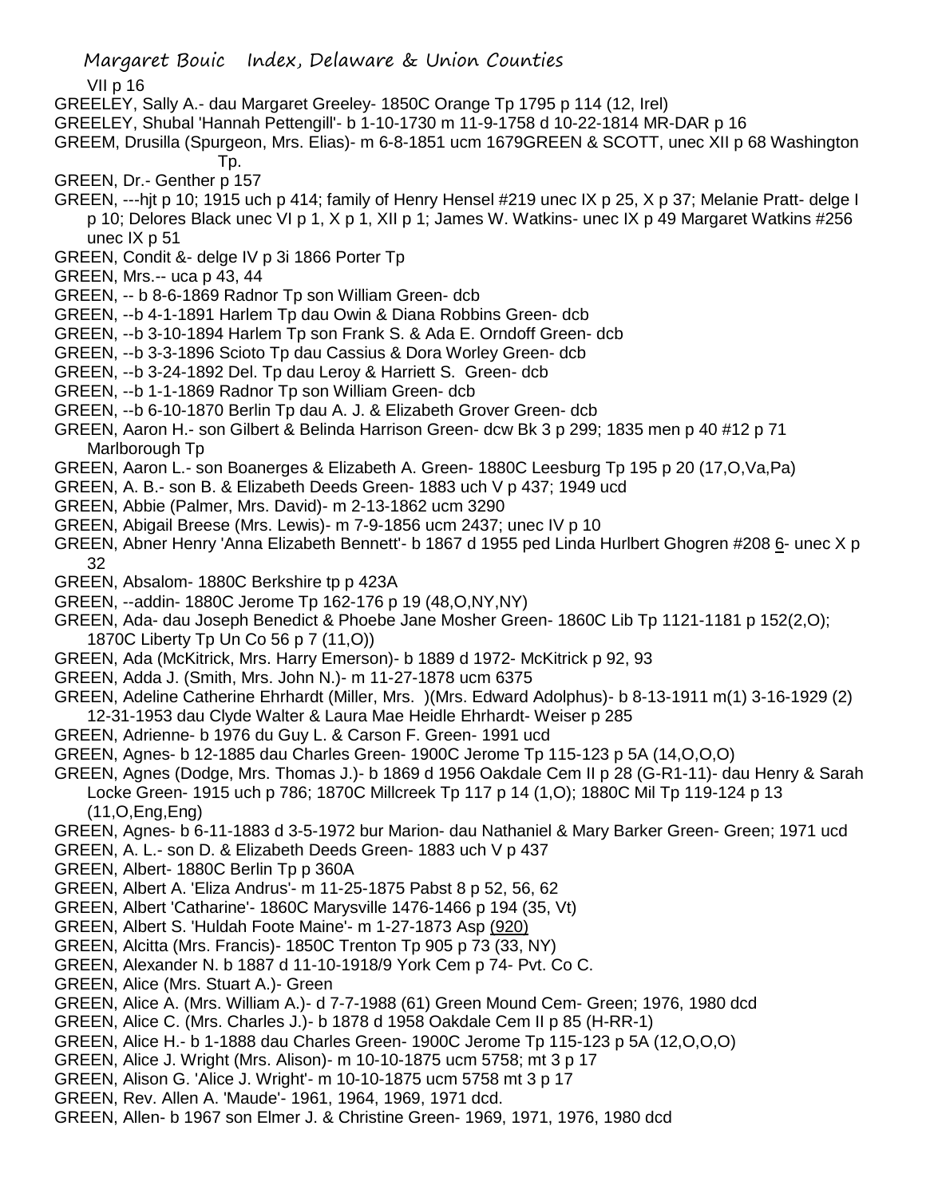VII p 16

GREELEY, Sally A.- dau Margaret Greeley- 1850C Orange Tp 1795 p 114 (12, Irel)

GREELEY, Shubal 'Hannah Pettengill'- b 1-10-1730 m 11-9-1758 d 10-22-1814 MR-DAR p 16

GREEM, Drusilla (Spurgeon, Mrs. Elias)- m 6-8-1851 ucm 1679GREEN & SCOTT, unec XII p 68 Washington Tp.

GREEN, Dr.- Genther p 157

GREEN, ---hjt p 10; 1915 uch p 414; family of Henry Hensel #219 unec IX p 25, X p 37; Melanie Pratt- delge I p 10; Delores Black unec VI p 1, X p 1, XII p 1; James W. Watkins- unec IX p 49 Margaret Watkins #256 unec IX p 51

GREEN, Condit &- delge IV p 3i 1866 Porter Tp

GREEN, Mrs.-- uca p 43, 44

GREEN, -- b 8-6-1869 Radnor Tp son William Green- dcb

GREEN, --b 4-1-1891 Harlem Tp dau Owin & Diana Robbins Green- dcb

GREEN, --b 3-10-1894 Harlem Tp son Frank S. & Ada E. Orndoff Green- dcb

GREEN, --b 3-3-1896 Scioto Tp dau Cassius & Dora Worley Green- dcb

GREEN, --b 3-24-1892 Del. Tp dau Leroy & Harriett S. Green- dcb

GREEN, --b 1-1-1869 Radnor Tp son William Green- dcb

GREEN, --b 6-10-1870 Berlin Tp dau A. J. & Elizabeth Grover Green- dcb

GREEN, Aaron H.- son Gilbert & Belinda Harrison Green- dcw Bk 3 p 299; 1835 men p 40 #12 p 71 Marlborough Tp

GREEN, Aaron L.- son Boanerges & Elizabeth A. Green- 1880C Leesburg Tp 195 p 20 (17,O,Va,Pa)

GREEN, A. B.- son B. & Elizabeth Deeds Green- 1883 uch V p 437; 1949 ucd

GREEN, Abbie (Palmer, Mrs. David)- m 2-13-1862 ucm 3290

GREEN, Abigail Breese (Mrs. Lewis)- m 7-9-1856 ucm 2437; unec IV p 10

GREEN, Abner Henry 'Anna Elizabeth Bennett'- b 1867 d 1955 ped Linda Hurlbert Ghogren #208 6- unec X p 32

GREEN, Absalom- 1880C Berkshire tp p 423A

GREEN, --addin- 1880C Jerome Tp 162-176 p 19 (48,O,NY,NY)

GREEN, Ada- dau Joseph Benedict & Phoebe Jane Mosher Green- 1860C Lib Tp 1121-1181 p 152(2,O); 1870C Liberty Tp Un Co 56 p 7 (11,O))

GREEN, Ada (McKitrick, Mrs. Harry Emerson)- b 1889 d 1972- McKitrick p 92, 93

GREEN, Adda J. (Smith, Mrs. John N.)- m 11-27-1878 ucm 6375

GREEN, Adeline Catherine Ehrhardt (Miller, Mrs. )(Mrs. Edward Adolphus)- b 8-13-1911 m(1) 3-16-1929 (2) 12-31-1953 dau Clyde Walter & Laura Mae Heidle Ehrhardt- Weiser p 285

GREEN, Adrienne- b 1976 du Guy L. & Carson F. Green- 1991 ucd

GREEN, Agnes- b 12-1885 dau Charles Green- 1900C Jerome Tp 115-123 p 5A (14,O,O,O)

GREEN, Agnes (Dodge, Mrs. Thomas J.)- b 1869 d 1956 Oakdale Cem II p 28 (G-R1-11)- dau Henry & Sarah Locke Green- 1915 uch p 786; 1870C Millcreek Tp 117 p 14 (1,O); 1880C Mil Tp 119-124 p 13 (11,O,Eng,Eng)

GREEN, Agnes- b 6-11-1883 d 3-5-1972 bur Marion- dau Nathaniel & Mary Barker Green- Green; 1971 ucd

GREEN, A. L.- son D. & Elizabeth Deeds Green- 1883 uch V p 437

GREEN, Albert- 1880C Berlin Tp p 360A

GREEN, Albert A. 'Eliza Andrus'- m 11-25-1875 Pabst 8 p 52, 56, 62

GREEN, Albert 'Catharine'- 1860C Marysville 1476-1466 p 194 (35, Vt)

GREEN, Albert S. 'Huldah Foote Maine'- m 1-27-1873 Asp (920)

GREEN, Alcitta (Mrs. Francis)- 1850C Trenton Tp 905 p 73 (33, NY)

GREEN, Alexander N. b 1887 d 11-10-1918/9 York Cem p 74- Pvt. Co C.

GREEN, Alice (Mrs. Stuart A.)- Green

GREEN, Alice A. (Mrs. William A.)- d 7-7-1988 (61) Green Mound Cem- Green; 1976, 1980 dcd

GREEN, Alice C. (Mrs. Charles J.)- b 1878 d 1958 Oakdale Cem II p 85 (H-RR-1)

GREEN, Alice H.- b 1-1888 dau Charles Green- 1900C Jerome Tp 115-123 p 5A (12,O,O,O)

GREEN, Alice J. Wright (Mrs. Alison)- m 10-10-1875 ucm 5758; mt 3 p 17

GREEN, Alison G. 'Alice J. Wright'- m 10-10-1875 ucm 5758 mt 3 p 17

GREEN, Rev. Allen A. 'Maude'- 1961, 1964, 1969, 1971 dcd.

GREEN, Allen- b 1967 son Elmer J. & Christine Green- 1969, 1971, 1976, 1980 dcd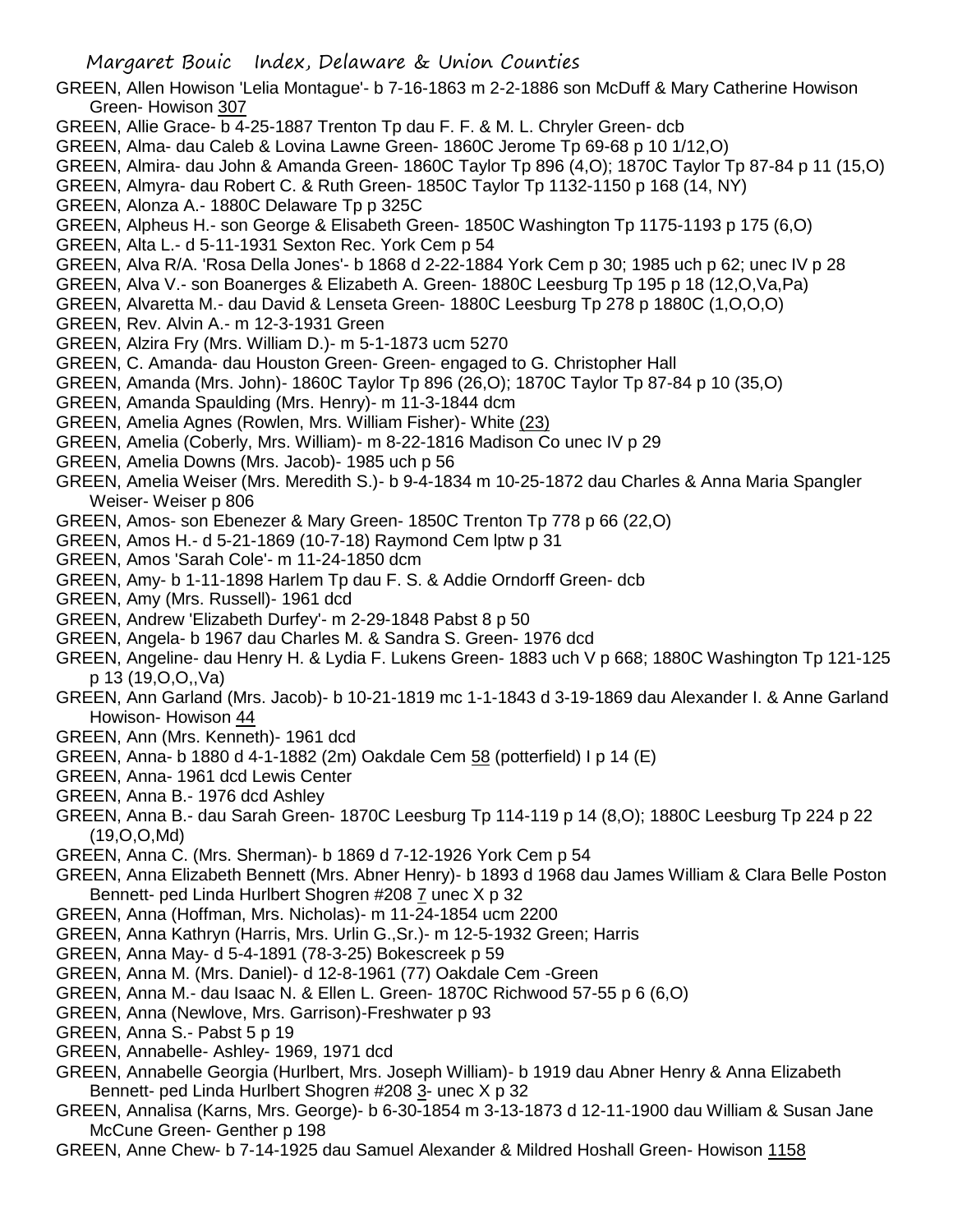GREEN, Allen Howison 'Lelia Montague'- b 7-16-1863 m 2-2-1886 son McDuff & Mary Catherine Howison Green- Howison 307

GREEN, Allie Grace- b 4-25-1887 Trenton Tp dau F. F. & M. L. Chryler Green- dcb

GREEN, Alma- dau Caleb & Lovina Lawne Green- 1860C Jerome Tp 69-68 p 10 1/12,O)

GREEN, Almira- dau John & Amanda Green- 1860C Taylor Tp 896 (4,O); 1870C Taylor Tp 87-84 p 11 (15,O)

GREEN, Almyra- dau Robert C. & Ruth Green- 1850C Taylor Tp 1132-1150 p 168 (14, NY)

GREEN, Alonza A.- 1880C Delaware Tp p 325C

GREEN, Alpheus H.- son George & Elisabeth Green- 1850C Washington Tp 1175-1193 p 175 (6,O)

GREEN, Alta L.- d 5-11-1931 Sexton Rec. York Cem p 54

GREEN, Alva R/A. 'Rosa Della Jones'- b 1868 d 2-22-1884 York Cem p 30; 1985 uch p 62; unec IV p 28

GREEN, Alva V.- son Boanerges & Elizabeth A. Green- 1880C Leesburg Tp 195 p 18 (12,O,Va,Pa)

GREEN, Alvaretta M.- dau David & Lenseta Green- 1880C Leesburg Tp 278 p 1880C (1,O,O,O)

GREEN, Rev. Alvin A.- m 12-3-1931 Green

GREEN, Alzira Fry (Mrs. William D.)- m 5-1-1873 ucm 5270

GREEN, C. Amanda- dau Houston Green- Green- engaged to G. Christopher Hall

GREEN, Amanda (Mrs. John)- 1860C Taylor Tp 896 (26,O); 1870C Taylor Tp 87-84 p 10 (35,O)

GREEN, Amanda Spaulding (Mrs. Henry)- m 11-3-1844 dcm

GREEN, Amelia Agnes (Rowlen, Mrs. William Fisher)- White (23)

GREEN, Amelia (Coberly, Mrs. William)- m 8-22-1816 Madison Co unec IV p 29

GREEN, Amelia Downs (Mrs. Jacob)- 1985 uch p 56

GREEN, Amelia Weiser (Mrs. Meredith S.)- b 9-4-1834 m 10-25-1872 dau Charles & Anna Maria Spangler Weiser- Weiser p 806

GREEN, Amos- son Ebenezer & Mary Green- 1850C Trenton Tp 778 p 66 (22,O)

GREEN, Amos H.- d 5-21-1869 (10-7-18) Raymond Cem lptw p 31

GREEN, Amos 'Sarah Cole'- m 11-24-1850 dcm

GREEN, Amy- b 1-11-1898 Harlem Tp dau F. S. & Addie Orndorff Green- dcb

GREEN, Amy (Mrs. Russell)- 1961 dcd

GREEN, Andrew 'Elizabeth Durfey'- m 2-29-1848 Pabst 8 p 50

GREEN, Angela- b 1967 dau Charles M. & Sandra S. Green- 1976 dcd

GREEN, Angeline- dau Henry H. & Lydia F. Lukens Green- 1883 uch V p 668; 1880C Washington Tp 121-125 p 13 (19,O,O,,Va)

GREEN, Ann Garland (Mrs. Jacob)- b 10-21-1819 mc 1-1-1843 d 3-19-1869 dau Alexander I. & Anne Garland Howison- Howison 44

GREEN, Ann (Mrs. Kenneth)- 1961 dcd

GREEN, Anna- b 1880 d 4-1-1882 (2m) Oakdale Cem 58 (potterfield) I p 14 (E)

GREEN, Anna- 1961 dcd Lewis Center

GREEN, Anna B.- 1976 dcd Ashley

GREEN, Anna B.- dau Sarah Green- 1870C Leesburg Tp 114-119 p 14 (8,O); 1880C Leesburg Tp 224 p 22 (19,O,O,Md)

GREEN, Anna C. (Mrs. Sherman)- b 1869 d 7-12-1926 York Cem p 54

GREEN, Anna Elizabeth Bennett (Mrs. Abner Henry)- b 1893 d 1968 dau James William & Clara Belle Poston Bennett- ped Linda Hurlbert Shogren #208 7 unec X p 32

GREEN, Anna (Hoffman, Mrs. Nicholas)- m 11-24-1854 ucm 2200

GREEN, Anna Kathryn (Harris, Mrs. Urlin G.,Sr.)- m 12-5-1932 Green; Harris

GREEN, Anna May- d 5-4-1891 (78-3-25) Bokescreek p 59

GREEN, Anna M. (Mrs. Daniel)- d 12-8-1961 (77) Oakdale Cem -Green

GREEN, Anna M.- dau Isaac N. & Ellen L. Green- 1870C Richwood 57-55 p 6 (6,O)

GREEN, Anna (Newlove, Mrs. Garrison)-Freshwater p 93

GREEN, Anna S.- Pabst 5 p 19

GREEN, Annabelle- Ashley- 1969, 1971 dcd

GREEN, Annabelle Georgia (Hurlbert, Mrs. Joseph William)- b 1919 dau Abner Henry & Anna Elizabeth Bennett- ped Linda Hurlbert Shogren #208 3- unec X p 32

GREEN, Annalisa (Karns, Mrs. George)- b 6-30-1854 m 3-13-1873 d 12-11-1900 dau William & Susan Jane McCune Green- Genther p 198

GREEN, Anne Chew- b 7-14-1925 dau Samuel Alexander & Mildred Hoshall Green- Howison 1158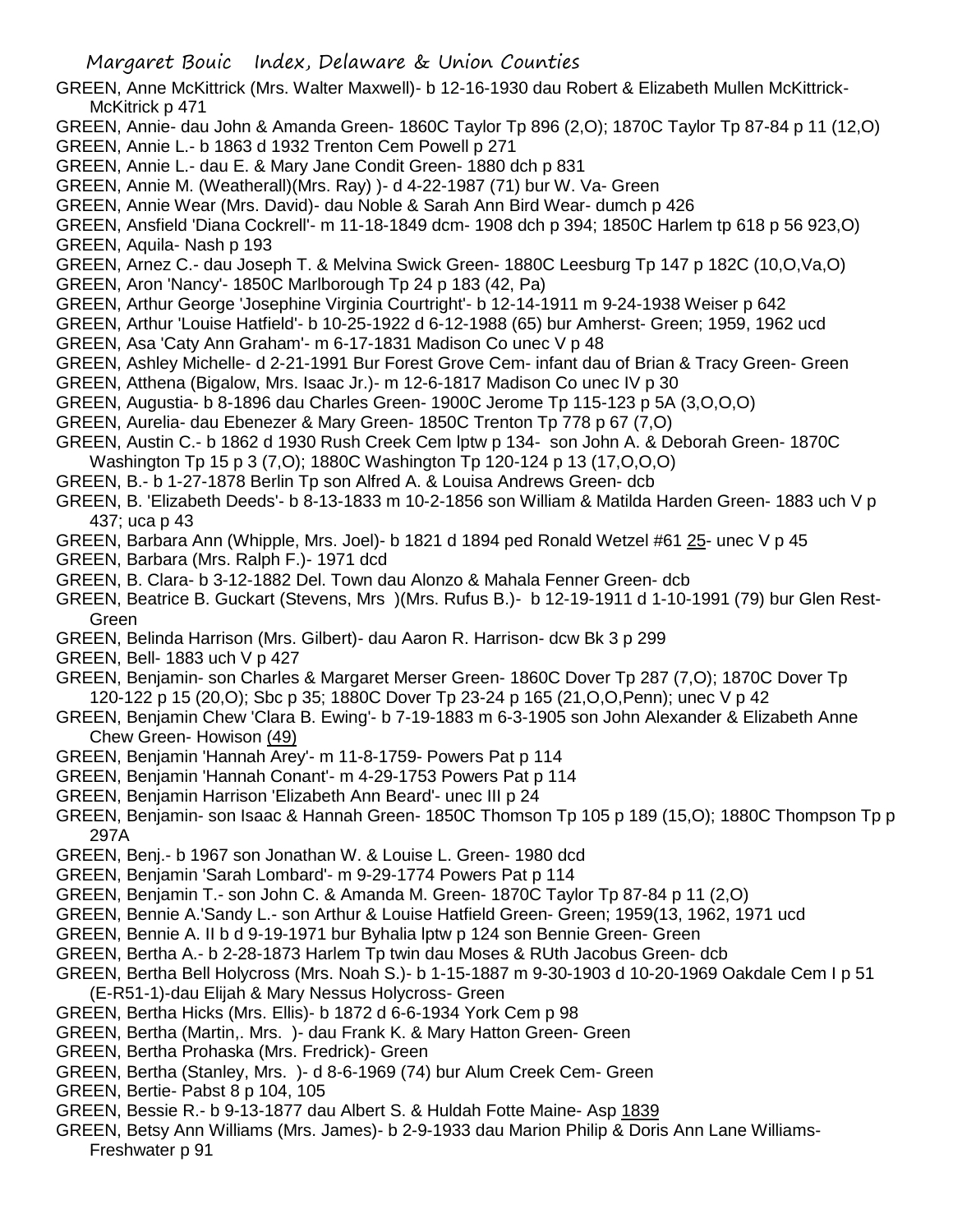GREEN, Anne McKittrick (Mrs. Walter Maxwell)- b 12-16-1930 dau Robert & Elizabeth Mullen McKittrick- McKitrick p 471

GREEN, Annie- dau John & Amanda Green- 1860C Taylor Tp 896 (2,O); 1870C Taylor Tp 87-84 p 11 (12,O)

GREEN, Annie L.- b 1863 d 1932 Trenton Cem Powell p 271

GREEN, Annie L.- dau E. & Mary Jane Condit Green- 1880 dch p 831

GREEN, Annie M. (Weatherall)(Mrs. Ray) )- d 4-22-1987 (71) bur W. Va- Green

GREEN, Annie Wear (Mrs. David)- dau Noble & Sarah Ann Bird Wear- dumch p 426

GREEN, Ansfield 'Diana Cockrell'- m 11-18-1849 dcm- 1908 dch p 394; 1850C Harlem tp 618 p 56 923,O)

GREEN, Aquila- Nash p 193

GREEN, Arnez C.- dau Joseph T. & Melvina Swick Green- 1880C Leesburg Tp 147 p 182C (10,O,Va,O)

GREEN, Aron 'Nancy'- 1850C Marlborough Tp 24 p 183 (42, Pa)

GREEN, Arthur George 'Josephine Virginia Courtright'- b 12-14-1911 m 9-24-1938 Weiser p 642

GREEN, Arthur 'Louise Hatfield'- b 10-25-1922 d 6-12-1988 (65) bur Amherst- Green; 1959, 1962 ucd

GREEN, Asa 'Caty Ann Graham'- m 6-17-1831 Madison Co unec V p 48

GREEN, Ashley Michelle- d 2-21-1991 Bur Forest Grove Cem- infant dau of Brian & Tracy Green- Green

GREEN, Atthena (Bigalow, Mrs. Isaac Jr.)- m 12-6-1817 Madison Co unec IV p 30

GREEN, Augustia- b 8-1896 dau Charles Green- 1900C Jerome Tp 115-123 p 5A (3,O,O,O)

GREEN, Aurelia- dau Ebenezer & Mary Green- 1850C Trenton Tp 778 p 67 (7,O)

GREEN, Austin C.- b 1862 d 1930 Rush Creek Cem lptw p 134- son John A. & Deborah Green- 1870C Washington Tp 15 p 3 (7,O); 1880C Washington Tp 120-124 p 13 (17,O,O,O)

GREEN, B.- b 1-27-1878 Berlin Tp son Alfred A. & Louisa Andrews Green- dcb

GREEN, B. 'Elizabeth Deeds'- b 8-13-1833 m 10-2-1856 son William & Matilda Harden Green- 1883 uch V p 437; uca p 43

GREEN, Barbara Ann (Whipple, Mrs. Joel)- b 1821 d 1894 ped Ronald Wetzel #61 25- unec V p 45

GREEN, Barbara (Mrs. Ralph F.)- 1971 dcd

GREEN, B. Clara- b 3-12-1882 Del. Town dau Alonzo & Mahala Fenner Green- dcb

GREEN, Beatrice B. Guckart (Stevens, Mrs )(Mrs. Rufus B.)- b 12-19-1911 d 1-10-1991 (79) bur Glen Rest- Green

GREEN, Belinda Harrison (Mrs. Gilbert)- dau Aaron R. Harrison- dcw Bk 3 p 299

GREEN, Bell- 1883 uch V p 427

GREEN, Benjamin- son Charles & Margaret Merser Green- 1860C Dover Tp 287 (7,O); 1870C Dover Tp 120-122 p 15 (20,O); Sbc p 35; 1880C Dover Tp 23-24 p 165 (21,O,O,Penn); unec V p 42

GREEN, Benjamin Chew 'Clara B. Ewing'- b 7-19-1883 m 6-3-1905 son John Alexander & Elizabeth Anne Chew Green- Howison (49)

GREEN, Benjamin 'Hannah Arey'- m 11-8-1759- Powers Pat p 114

GREEN, Benjamin 'Hannah Conant'- m 4-29-1753 Powers Pat p 114

GREEN, Benjamin Harrison 'Elizabeth Ann Beard'- unec III p 24

GREEN, Benjamin- son Isaac & Hannah Green- 1850C Thomson Tp 105 p 189 (15,O); 1880C Thompson Tp p 297A

GREEN, Benj.- b 1967 son Jonathan W. & Louise L. Green- 1980 dcd

GREEN, Benjamin 'Sarah Lombard'- m 9-29-1774 Powers Pat p 114

GREEN, Benjamin T.- son John C. & Amanda M. Green- 1870C Taylor Tp 87-84 p 11 (2,O)

GREEN, Bennie A.'Sandy L.- son Arthur & Louise Hatfield Green- Green; 1959(13, 1962, 1971 ucd

GREEN, Bennie A. II b d 9-19-1971 bur Byhalia lptw p 124 son Bennie Green- Green

GREEN, Bertha A.- b 2-28-1873 Harlem Tp twin dau Moses & RUth Jacobus Green- dcb

GREEN, Bertha Bell Holycross (Mrs. Noah S.)- b 1-15-1887 m 9-30-1903 d 10-20-1969 Oakdale Cem I p 51 (E-R51-1)-dau Elijah & Mary Nessus Holycross- Green

GREEN, Bertha Hicks (Mrs. Ellis)- b 1872 d 6-6-1934 York Cem p 98

GREEN, Bertha (Martin,. Mrs. )- dau Frank K. & Mary Hatton Green- Green

GREEN, Bertha Prohaska (Mrs. Fredrick)- Green

GREEN, Bertha (Stanley, Mrs. )- d 8-6-1969 (74) bur Alum Creek Cem- Green

GREEN, Bertie- Pabst 8 p 104, 105

GREEN, Bessie R.- b 9-13-1877 dau Albert S. & Huldah Fotte Maine- Asp 1839

GREEN, Betsy Ann Williams (Mrs. James)- b 2-9-1933 dau Marion Philip & Doris Ann Lane Williams- Freshwater p 91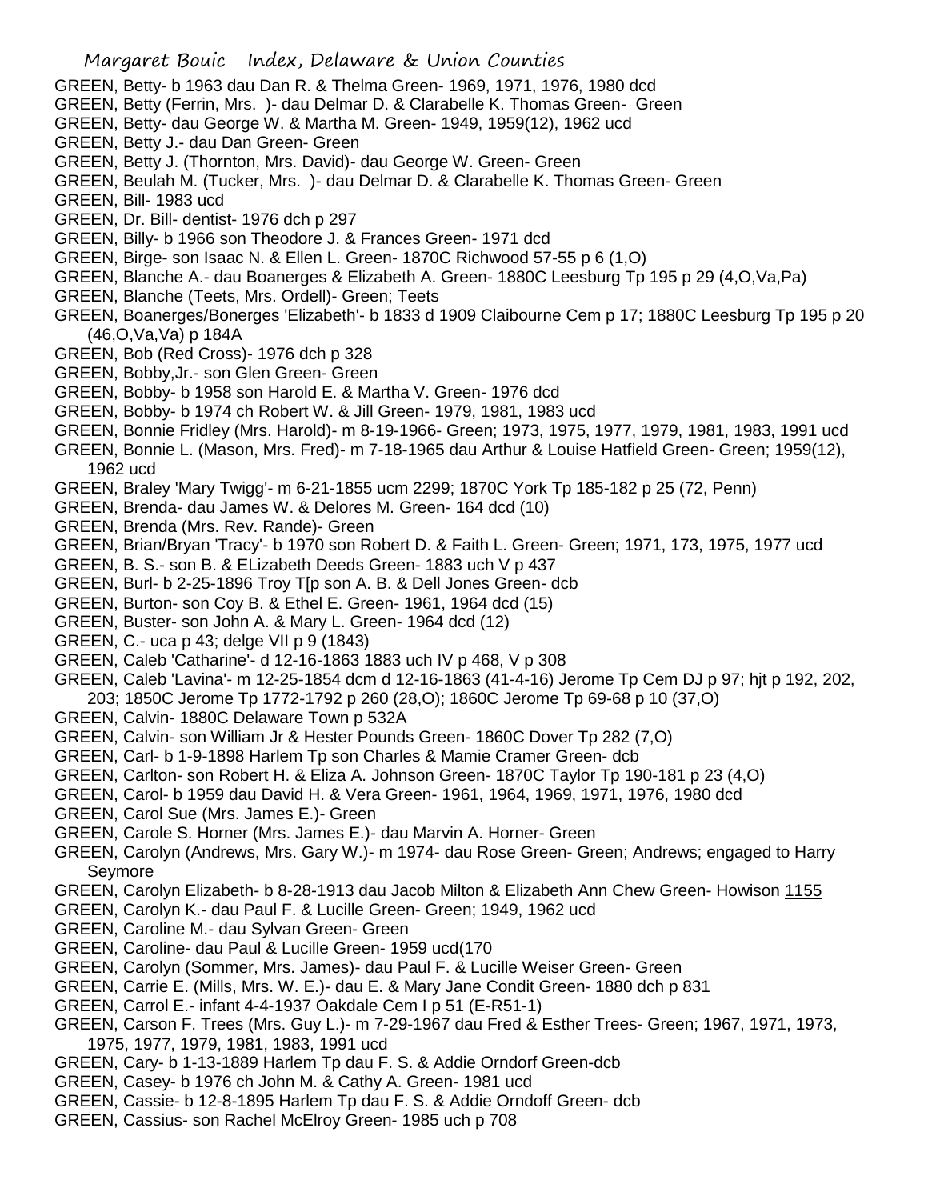GREEN, Betty- b 1963 dau Dan R. & Thelma Green- 1969, 1971, 1976, 1980 dcd
GREEN, Betty (Ferrin, Mrs. )- dau Delmar D. & Clarabelle K. Thomas Green- Green
GREEN, Betty- dau George W. & Martha M. Green- 1949, 1959(12), 1962 ucd
GREEN, Betty J.- dau Dan Green- Green
GREEN, Betty J. (Thornton, Mrs. David)- dau George W. Green- Green
GREEN, Beulah M. (Tucker, Mrs. )- dau Delmar D. & Clarabelle K. Thomas Green- Green
GREEN, Bill- 1983 ucd
GREEN, Dr. Bill- dentist- 1976 dch p 297
GREEN, Billy- b 1966 son Theodore J. & Frances Green- 1971 dcd
GREEN, Birge- son Isaac N. & Ellen L. Green- 1870C Richwood 57-55 p 6 (1,O)
GREEN, Blanche A.- dau Boanerges & Elizabeth A. Green- 1880C Leesburg Tp 195 p 29 (4,O,Va,Pa)
GREEN, Blanche (Teets, Mrs. Ordell)- Green; Teets
GREEN, Boanerges/Bonerges 'Elizabeth'- b 1833 d 1909 Claibourne Cem p 17; 1880C Leesburg Tp 195 p 20 (46,O,Va,Va) p 184A
GREEN, Bob (Red Cross)- 1976 dch p 328
GREEN, Bobby,Jr.- son Glen Green- Green
GREEN, Bobby- b 1958 son Harold E. & Martha V. Green- 1976 dcd
GREEN, Bobby- b 1974 ch Robert W. & Jill Green- 1979, 1981, 1983 ucd
GREEN, Bonnie Fridley (Mrs. Harold)- m 8-19-1966- Green; 1973, 1975, 1977, 1979, 1981, 1983, 1991 ucd
GREEN, Bonnie L. (Mason, Mrs. Fred)- m 7-18-1965 dau Arthur & Louise Hatfield Green- Green; 1959(12), 1962 ucd
GREEN, Braley 'Mary Twigg'- m 6-21-1855 ucm 2299; 1870C York Tp 185-182 p 25 (72, Penn)
GREEN, Brenda- dau James W. & Delores M. Green- 164 dcd (10)
GREEN, Brenda (Mrs. Rev. Rande)- Green
GREEN, Brian/Bryan 'Tracy'- b 1970 son Robert D. & Faith L. Green- Green; 1971, 173, 1975, 1977 ucd
GREEN, B. S.- son B. & ELizabeth Deeds Green- 1883 uch V p 437
GREEN, Burl- b 2-25-1896 Troy T[p son A. B. & Dell Jones Green- dcb
GREEN, Burton- son Coy B. & Ethel E. Green- 1961, 1964 dcd (15)
GREEN, Buster- son John A. & Mary L. Green- 1964 dcd (12)
GREEN, C.- uca p 43; delge VII p 9 (1843)
GREEN, Caleb 'Catharine'- d 12-16-1863 1883 uch IV p 468, V p 308
GREEN, Caleb 'Lavina'- m 12-25-1854 dcm d 12-16-1863 (41-4-16) Jerome Tp Cem DJ p 97; hjt p 192, 202, 203; 1850C Jerome Tp 1772-1792 p 260 (28,O); 1860C Jerome Tp 69-68 p 10 (37,O)
GREEN, Calvin- 1880C Delaware Town p 532A
GREEN, Calvin- son William Jr & Hester Pounds Green- 1860C Dover Tp 282 (7,O)
GREEN, Carl- b 1-9-1898 Harlem Tp son Charles & Mamie Cramer Green- dcb
GREEN, Carlton- son Robert H. & Eliza A. Johnson Green- 1870C Taylor Tp 190-181 p 23 (4,O)
GREEN, Carol- b 1959 dau David H. & Vera Green- 1961, 1964, 1969, 1971, 1976, 1980 dcd
GREEN, Carol Sue (Mrs. James E.)- Green
GREEN, Carole S. Horner (Mrs. James E.)- dau Marvin A. Horner- Green
GREEN, Carolyn (Andrews, Mrs. Gary W.)- m 1974- dau Rose Green- Green; Andrews; engaged to Harry Seymore
GREEN, Carolyn Elizabeth- b 8-28-1913 dau Jacob Milton & Elizabeth Ann Chew Green- Howison 1155
GREEN, Carolyn K.- dau Paul F. & Lucille Green- Green; 1949, 1962 ucd
GREEN, Caroline M.- dau Sylvan Green- Green
GREEN, Caroline- dau Paul & Lucille Green- 1959 ucd(170
GREEN, Carolyn (Sommer, Mrs. James)- dau Paul F. & Lucille Weiser Green- Green
GREEN, Carrie E. (Mills, Mrs. W. E.)- dau E. & Mary Jane Condit Green- 1880 dch p 831
GREEN, Carrol E.- infant 4-4-1937 Oakdale Cem I p 51 (E-R51-1)
GREEN, Carson F. Trees (Mrs. Guy L.)- m 7-29-1967 dau Fred & Esther Trees- Green; 1967, 1971, 1973, 1975, 1977, 1979, 1981, 1983, 1991 ucd
GREEN, Cary- b 1-13-1889 Harlem Tp dau F. S. & Addie Orndorf Green-dcb
GREEN, Casey- b 1976 ch John M. & Cathy A. Green- 1981 ucd
GREEN, Cassie- b 12-8-1895 Harlem Tp dau F. S. & Addie Orndoff Green- dcb
GREEN, Cassius- son Rachel McElroy Green- 1985 uch p 708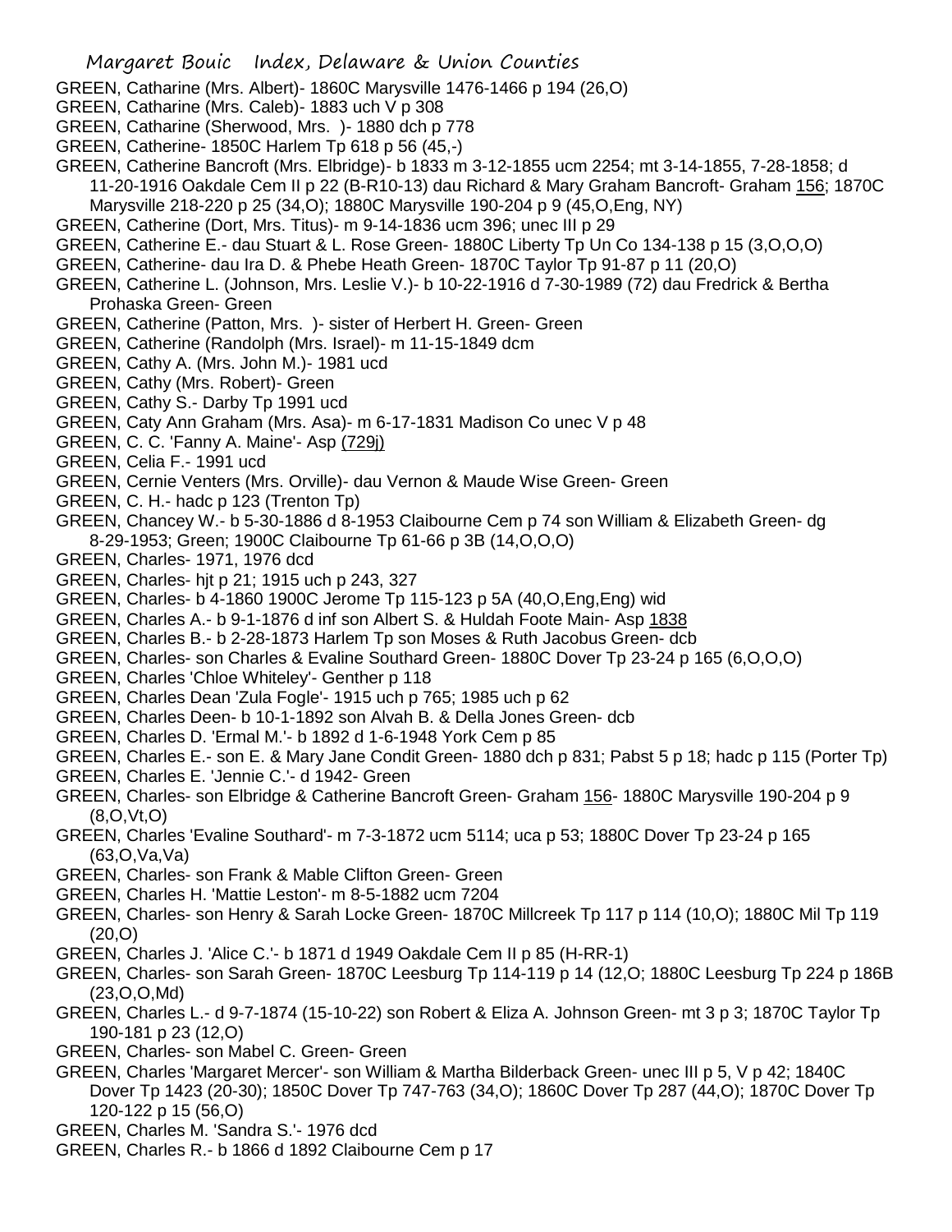GREEN, Catharine (Mrs. Albert)- 1860C Marysville 1476-1466 p 194 (26,O)
GREEN, Catharine (Mrs. Caleb)- 1883 uch V p 308
GREEN, Catharine (Sherwood, Mrs. )- 1880 dch p 778
GREEN, Catherine- 1850C Harlem Tp 618 p 56 (45,-)
GREEN, Catherine Bancroft (Mrs. Elbridge)- b 1833 m 3-12-1855 ucm 2254; mt 3-14-1855, 7-28-1858; d 11-20-1916 Oakdale Cem II p 22 (B-R10-13) dau Richard & Mary Graham Bancroft- Graham 156; 1870C Marysville 218-220 p 25 (34,O); 1880C Marysville 190-204 p 9 (45,O,Eng, NY)
GREEN, Catherine (Dort, Mrs. Titus)- m 9-14-1836 ucm 396; unec III p 29
GREEN, Catherine E.- dau Stuart & L. Rose Green- 1880C Liberty Tp Un Co 134-138 p 15 (3,O,O,O)
GREEN, Catherine- dau Ira D. & Phebe Heath Green- 1870C Taylor Tp 91-87 p 11 (20,O)
GREEN, Catherine L. (Johnson, Mrs. Leslie V.)- b 10-22-1916 d 7-30-1989 (72) dau Fredrick & Bertha Prohaska Green- Green
GREEN, Catherine (Patton, Mrs. )- sister of Herbert H. Green- Green
GREEN, Catherine (Randolph (Mrs. Israel)- m 11-15-1849 dcm
GREEN, Cathy A. (Mrs. John M.)- 1981 ucd
GREEN, Cathy (Mrs. Robert)- Green
GREEN, Cathy S.- Darby Tp 1991 ucd
GREEN, Caty Ann Graham (Mrs. Asa)- m 6-17-1831 Madison Co unec V p 48
GREEN, C. C. 'Fanny A. Maine'- Asp (729j)
GREEN, Celia F.- 1991 ucd
GREEN, Cernie Venters (Mrs. Orville)- dau Vernon & Maude Wise Green- Green
GREEN, C. H.- hadc p 123 (Trenton Tp)
GREEN, Chancey W.- b 5-30-1886 d 8-1953 Claibourne Cem p 74 son William & Elizabeth Green- dg 8-29-1953; Green; 1900C Claibourne Tp 61-66 p 3B (14,O,O,O)
GREEN, Charles- 1971, 1976 dcd
GREEN, Charles- hjt p 21; 1915 uch p 243, 327
GREEN, Charles- b 4-1860 1900C Jerome Tp 115-123 p 5A (40,O,Eng,Eng) wid
GREEN, Charles A.- b 9-1-1876 d inf son Albert S. & Huldah Foote Main- Asp 1838
GREEN, Charles B.- b 2-28-1873 Harlem Tp son Moses & Ruth Jacobus Green- dcb
GREEN, Charles- son Charles & Evaline Southard Green- 1880C Dover Tp 23-24 p 165 (6,O,O,O)
GREEN, Charles 'Chloe Whiteley'- Genther p 118
GREEN, Charles Dean 'Zula Fogle'- 1915 uch p 765; 1985 uch p 62
GREEN, Charles Deen- b 10-1-1892 son Alvah B. & Della Jones Green- dcb
GREEN, Charles D. 'Ermal M.'- b 1892 d 1-6-1948 York Cem p 85
GREEN, Charles E.- son E. & Mary Jane Condit Green- 1880 dch p 831; Pabst 5 p 18; hadc p 115 (Porter Tp)
GREEN, Charles E. 'Jennie C.'- d 1942- Green
GREEN, Charles- son Elbridge & Catherine Bancroft Green- Graham 156- 1880C Marysville 190-204 p 9 (8,O,Vt,O)
GREEN, Charles 'Evaline Southard'- m 7-3-1872 ucm 5114; uca p 53; 1880C Dover Tp 23-24 p 165 (63,O,Va,Va)
GREEN, Charles- son Frank & Mable Clifton Green- Green
GREEN, Charles H. 'Mattie Leston'- m 8-5-1882 ucm 7204
GREEN, Charles- son Henry & Sarah Locke Green- 1870C Millcreek Tp 117 p 114 (10,O); 1880C Mil Tp 119 (20,O)
GREEN, Charles J. 'Alice C.'- b 1871 d 1949 Oakdale Cem II p 85 (H-RR-1)
GREEN, Charles- son Sarah Green- 1870C Leesburg Tp 114-119 p 14 (12,O; 1880C Leesburg Tp 224 p 186B (23,O,O,Md)
GREEN, Charles L.- d 9-7-1874 (15-10-22) son Robert & Eliza A. Johnson Green- mt 3 p 3; 1870C Taylor Tp 190-181 p 23 (12,O)
GREEN, Charles- son Mabel C. Green- Green
GREEN, Charles 'Margaret Mercer'- son William & Martha Bilderback Green- unec III p 5, V p 42; 1840C Dover Tp 1423 (20-30); 1850C Dover Tp 747-763 (34,O); 1860C Dover Tp 287 (44,O); 1870C Dover Tp 120-122 p 15 (56,O)
GREEN, Charles M. 'Sandra S.'- 1976 dcd
GREEN, Charles R.- b 1866 d 1892 Claibourne Cem p 17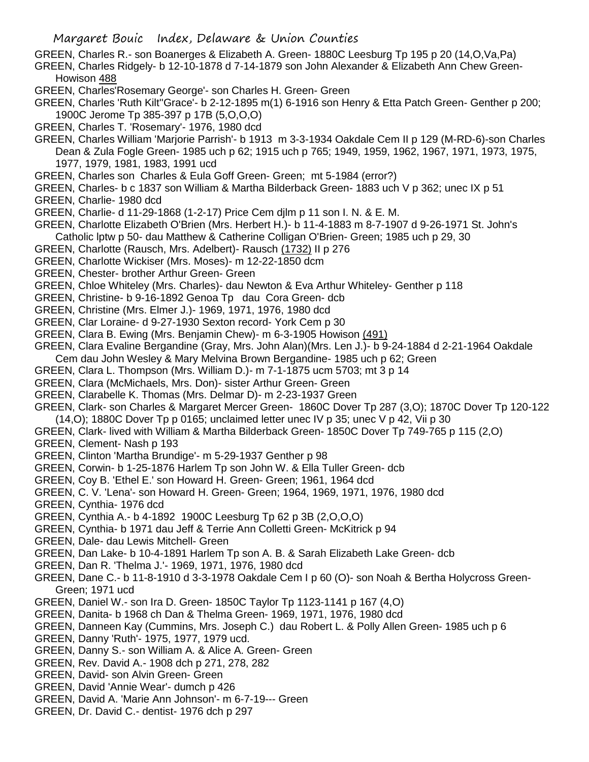GREEN, Charles R.- son Boanerges & Elizabeth A. Green- 1880C Leesburg Tp 195 p 20 (14,O,Va,Pa)

GREEN, Charles Ridgely- b 12-10-1878 d 7-14-1879 son John Alexander & Elizabeth Ann Chew Green- Howison 488

GREEN, Charles'Rosemary George'- son Charles H. Green- Green

GREEN, Charles 'Ruth Kilt''Grace'- b 2-12-1895 m(1) 6-1916 son Henry & Etta Patch Green- Genther p 200; 1900C Jerome Tp 385-397 p 17B (5,O,O,O)

GREEN, Charles T. 'Rosemary'- 1976, 1980 dcd

GREEN, Charles William 'Marjorie Parrish'- b 1913 m 3-3-1934 Oakdale Cem II p 129 (M-RD-6)-son Charles Dean & Zula Fogle Green- 1985 uch p 62; 1915 uch p 765; 1949, 1959, 1962, 1967, 1971, 1973, 1975, 1977, 1979, 1981, 1983, 1991 ucd

GREEN, Charles son Charles & Eula Goff Green- Green; mt 5-1984 (error?)

GREEN, Charles- b c 1837 son William & Martha Bilderback Green- 1883 uch V p 362; unec IX p 51

GREEN, Charlie- 1980 dcd

GREEN, Charlie- d 11-29-1868 (1-2-17) Price Cem djlm p 11 son I. N. & E. M.

GREEN, Charlotte Elizabeth O'Brien (Mrs. Herbert H.)- b 11-4-1883 m 8-7-1907 d 9-26-1971 St. John's Catholic lptw p 50- dau Matthew & Catherine Colligan O'Brien- Green; 1985 uch p 29, 30

GREEN, Charlotte (Rausch, Mrs. Adelbert)- Rausch (1732) II p 276

GREEN, Charlotte Wickiser (Mrs. Moses)- m 12-22-1850 dcm

GREEN, Chester- brother Arthur Green- Green

GREEN, Chloe Whiteley (Mrs. Charles)- dau Newton & Eva Arthur Whiteley- Genther p 118

GREEN, Christine- b 9-16-1892 Genoa Tp dau Cora Green- dcb

GREEN, Christine (Mrs. Elmer J.)- 1969, 1971, 1976, 1980 dcd

GREEN, Clar Loraine- d 9-27-1930 Sexton record- York Cem p 30

GREEN, Clara B. Ewing (Mrs. Benjamin Chew)- m 6-3-1905 Howison (491)

GREEN, Clara Evaline Bergandine (Gray, Mrs. John Alan)(Mrs. Len J.)- b 9-24-1884 d 2-21-1964 Oakdale Cem dau John Wesley & Mary Melvina Brown Bergandine- 1985 uch p 62; Green

GREEN, Clara L. Thompson (Mrs. William D.)- m 7-1-1875 ucm 5703; mt 3 p 14

GREEN, Clara (McMichaels, Mrs. Don)- sister Arthur Green- Green

GREEN, Clarabelle K. Thomas (Mrs. Delmar D)- m 2-23-1937 Green

GREEN, Clark- son Charles & Margaret Mercer Green- 1860C Dover Tp 287 (3,O); 1870C Dover Tp 120-122 (14,O); 1880C Dover Tp p 0165; unclaimed letter unec IV p 35; unec V p 42, Vii p 30

GREEN, Clark- lived with William & Martha Bilderback Green- 1850C Dover Tp 749-765 p 115 (2,O)

GREEN, Clement- Nash p 193

GREEN, Clinton 'Martha Brundige'- m 5-29-1937 Genther p 98

GREEN, Corwin- b 1-25-1876 Harlem Tp son John W. & Ella Tuller Green- dcb

GREEN, Coy B. 'Ethel E.' son Howard H. Green- Green; 1961, 1964 dcd

GREEN, C. V. 'Lena'- son Howard H. Green- Green; 1964, 1969, 1971, 1976, 1980 dcd

GREEN, Cynthia- 1976 dcd

GREEN, Cynthia A.- b 4-1892 1900C Leesburg Tp 62 p 3B (2,O,O,O)

GREEN, Cynthia- b 1971 dau Jeff & Terrie Ann Colletti Green- McKitrick p 94

GREEN, Dale- dau Lewis Mitchell- Green

GREEN, Dan Lake- b 10-4-1891 Harlem Tp son A. B. & Sarah Elizabeth Lake Green- dcb

GREEN, Dan R. 'Thelma J.'- 1969, 1971, 1976, 1980 dcd

GREEN, Dane C.- b 11-8-1910 d 3-3-1978 Oakdale Cem I p 60 (O)- son Noah & Bertha Holycross Green- Green; 1971 ucd

GREEN, Daniel W.- son Ira D. Green- 1850C Taylor Tp 1123-1141 p 167 (4,O)

GREEN, Danita- b 1968 ch Dan & Thelma Green- 1969, 1971, 1976, 1980 dcd

GREEN, Danneen Kay (Cummins, Mrs. Joseph C.) dau Robert L. & Polly Allen Green- 1985 uch p 6

GREEN, Danny 'Ruth'- 1975, 1977, 1979 ucd.

GREEN, Danny S.- son William A. & Alice A. Green- Green

GREEN, Rev. David A.- 1908 dch p 271, 278, 282

GREEN, David- son Alvin Green- Green

GREEN, David 'Annie Wear'- dumch p 426

GREEN, David A. 'Marie Ann Johnson'- m 6-7-19--- Green

GREEN, Dr. David C.- dentist- 1976 dch p 297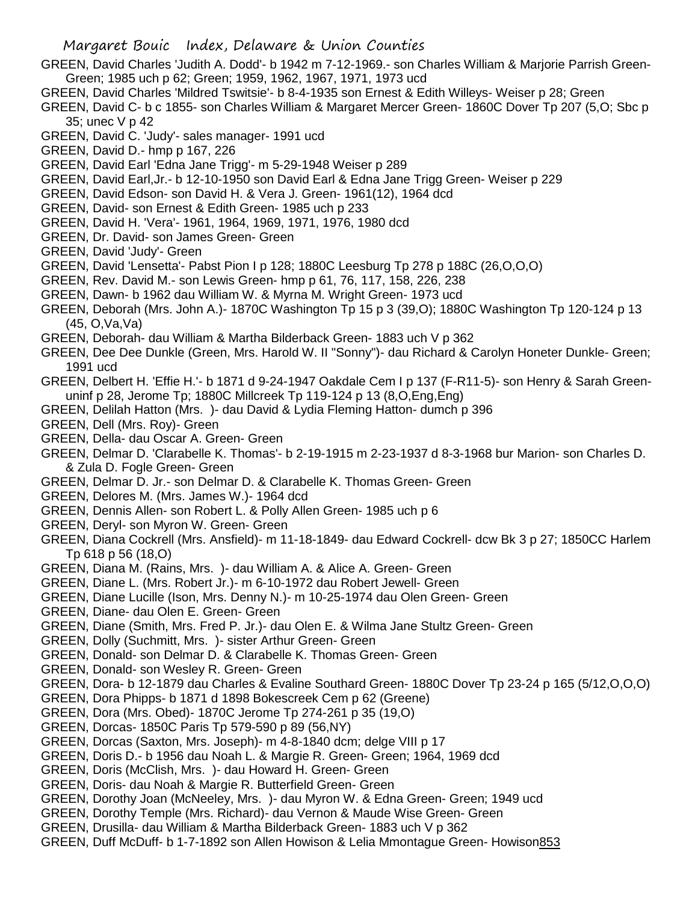GREEN, David Charles 'Judith A. Dodd'- b 1942 m 7-12-1969.- son Charles William & Marjorie Parrish Green- Green; 1985 uch p 62; Green; 1959, 1962, 1967, 1971, 1973 ucd

GREEN, David Charles 'Mildred Tswitsie'- b 8-4-1935 son Ernest & Edith Willeys- Weiser p 28; Green

GREEN, David C- b c 1855- son Charles William & Margaret Mercer Green- 1860C Dover Tp 207 (5,O; Sbc p 35; unec V p 42

GREEN, David C. 'Judy'- sales manager- 1991 ucd

GREEN, David D.- hmp p 167, 226

GREEN, David Earl 'Edna Jane Trigg'- m 5-29-1948 Weiser p 289

GREEN, David Earl,Jr.- b 12-10-1950 son David Earl & Edna Jane Trigg Green- Weiser p 229

GREEN, David Edson- son David H. & Vera J. Green- 1961(12), 1964 dcd

GREEN, David- son Ernest & Edith Green- 1985 uch p 233

GREEN, David H. 'Vera'- 1961, 1964, 1969, 1971, 1976, 1980 dcd

GREEN, Dr. David- son James Green- Green

GREEN, David 'Judy'- Green

GREEN, David 'Lensetta'- Pabst Pion I p 128; 1880C Leesburg Tp 278 p 188C (26,O,O,O)

GREEN, Rev. David M.- son Lewis Green- hmp p 61, 76, 117, 158, 226, 238

GREEN, Dawn- b 1962 dau William W. & Myrna M. Wright Green- 1973 ucd

GREEN, Deborah (Mrs. John A.)- 1870C Washington Tp 15 p 3 (39,O); 1880C Washington Tp 120-124 p 13 (45, O,Va,Va)

GREEN, Deborah- dau William & Martha Bilderback Green- 1883 uch V p 362

GREEN, Dee Dee Dunkle (Green, Mrs. Harold W. II "Sonny")- dau Richard & Carolyn Honeter Dunkle- Green; 1991 ucd

GREEN, Delbert H. 'Effie H.'- b 1871 d 9-24-1947 Oakdale Cem I p 137 (F-R11-5)- son Henry & Sarah Green- uninf p 28, Jerome Tp; 1880C Millcreek Tp 119-124 p 13 (8,O,Eng,Eng)

GREEN, Delilah Hatton (Mrs. )- dau David & Lydia Fleming Hatton- dumch p 396

GREEN, Dell (Mrs. Roy)- Green

GREEN, Della- dau Oscar A. Green- Green

GREEN, Delmar D. 'Clarabelle K. Thomas'- b 2-19-1915 m 2-23-1937 d 8-3-1968 bur Marion- son Charles D. & Zula D. Fogle Green- Green

GREEN, Delmar D. Jr.- son Delmar D. & Clarabelle K. Thomas Green- Green

GREEN, Delores M. (Mrs. James W.)- 1964 dcd

GREEN, Dennis Allen- son Robert L. & Polly Allen Green- 1985 uch p 6

GREEN, Deryl- son Myron W. Green- Green

GREEN, Diana Cockrell (Mrs. Ansfield)- m 11-18-1849- dau Edward Cockrell- dcw Bk 3 p 27; 1850CC Harlem Tp 618 p 56 (18,O)

GREEN, Diana M. (Rains, Mrs. )- dau William A. & Alice A. Green- Green

GREEN, Diane L. (Mrs. Robert Jr.)- m 6-10-1972 dau Robert Jewell- Green

GREEN, Diane Lucille (Ison, Mrs. Denny N.)- m 10-25-1974 dau Olen Green- Green

GREEN, Diane- dau Olen E. Green- Green

GREEN, Diane (Smith, Mrs. Fred P. Jr.)- dau Olen E. & Wilma Jane Stultz Green- Green

GREEN, Dolly (Suchmitt, Mrs. )- sister Arthur Green- Green

GREEN, Donald- son Delmar D. & Clarabelle K. Thomas Green- Green

GREEN, Donald- son Wesley R. Green- Green

GREEN, Dora- b 12-1879 dau Charles & Evaline Southard Green- 1880C Dover Tp 23-24 p 165 (5/12,O,O,O)

GREEN, Dora Phipps- b 1871 d 1898 Bokescreek Cem p 62 (Greene)

GREEN, Dora (Mrs. Obed)- 1870C Jerome Tp 274-261 p 35 (19,O)

GREEN, Dorcas- 1850C Paris Tp 579-590 p 89 (56,NY)

GREEN, Dorcas (Saxton, Mrs. Joseph)- m 4-8-1840 dcm; delge VIII p 17

GREEN, Doris D.- b 1956 dau Noah L. & Margie R. Green- Green; 1964, 1969 dcd

GREEN, Doris (McClish, Mrs. )- dau Howard H. Green- Green

GREEN, Doris- dau Noah & Margie R. Butterfield Green- Green

GREEN, Dorothy Joan (McNeeley, Mrs. )- dau Myron W. & Edna Green- Green; 1949 ucd

GREEN, Dorothy Temple (Mrs. Richard)- dau Vernon & Maude Wise Green- Green

GREEN, Drusilla- dau William & Martha Bilderback Green- 1883 uch V p 362

GREEN, Duff McDuff- b 1-7-1892 son Allen Howison & Lelia Mmontague Green- Howison853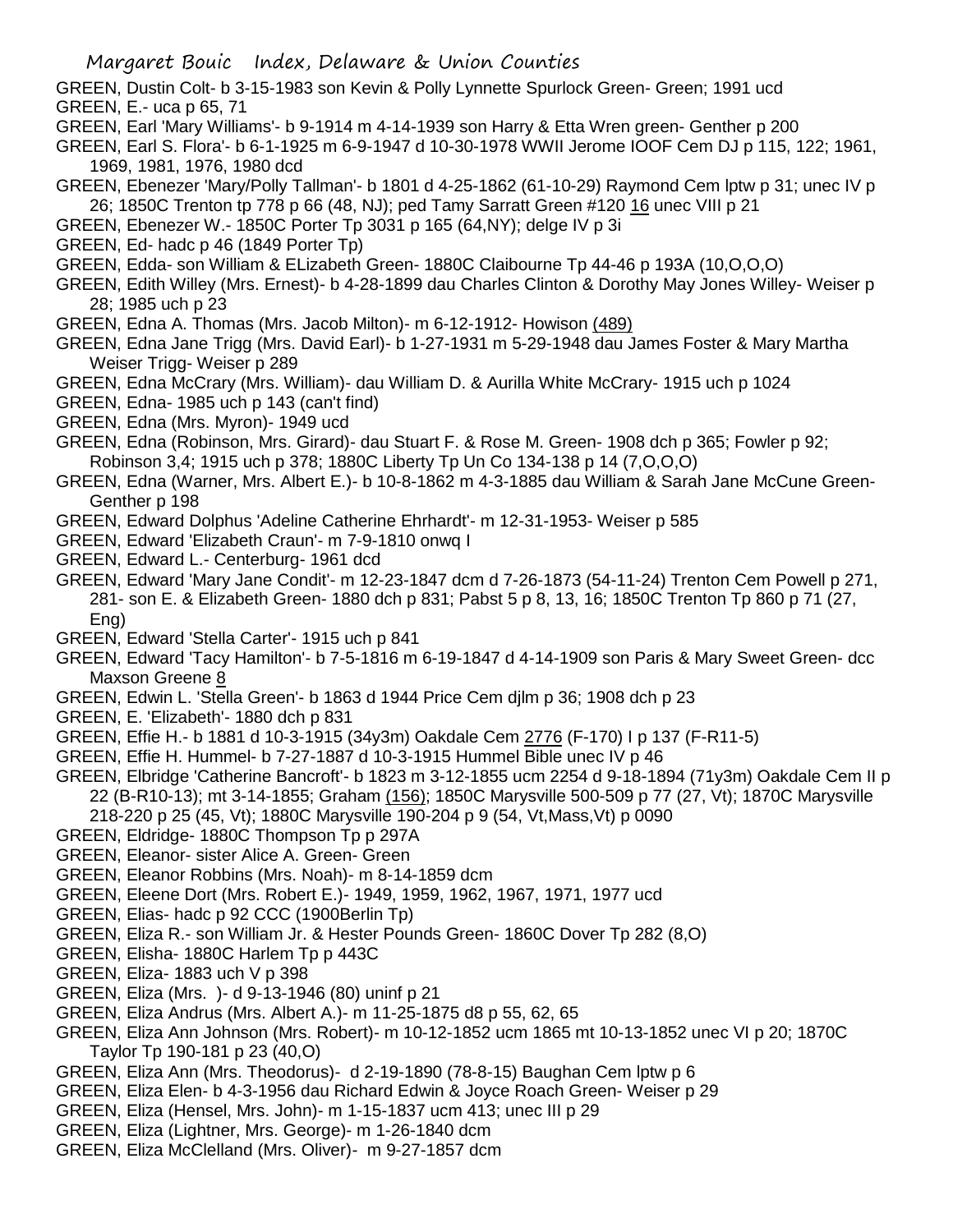GREEN, Dustin Colt- b 3-15-1983 son Kevin & Polly Lynnette Spurlock Green- Green; 1991 ucd

GREEN, E.- uca p 65, 71

GREEN, Earl 'Mary Williams'- b 9-1914 m 4-14-1939 son Harry & Etta Wren green- Genther p 200

GREEN, Earl S. Flora'- b 6-1-1925 m 6-9-1947 d 10-30-1978 WWII Jerome IOOF Cem DJ p 115, 122; 1961, 1969, 1981, 1976, 1980 dcd

GREEN, Ebenezer 'Mary/Polly Tallman'- b 1801 d 4-25-1862 (61-10-29) Raymond Cem lptw p 31; unec IV p 26; 1850C Trenton tp 778 p 66 (48, NJ); ped Tamy Sarratt Green #120 16 unec VIII p 21

GREEN, Ebenezer W.- 1850C Porter Tp 3031 p 165 (64,NY); delge IV p 3i

GREEN, Ed- hadc p 46 (1849 Porter Tp)

GREEN, Edda- son William & ELizabeth Green- 1880C Claibourne Tp 44-46 p 193A (10,O,O,O)

GREEN, Edith Willey (Mrs. Ernest)- b 4-28-1899 dau Charles Clinton & Dorothy May Jones Willey- Weiser p 28; 1985 uch p 23

GREEN, Edna A. Thomas (Mrs. Jacob Milton)- m 6-12-1912- Howison (489)

GREEN, Edna Jane Trigg (Mrs. David Earl)- b 1-27-1931 m 5-29-1948 dau James Foster & Mary Martha Weiser Trigg- Weiser p 289

GREEN, Edna McCrary (Mrs. William)- dau William D. & Aurilla White McCrary- 1915 uch p 1024

GREEN, Edna- 1985 uch p 143 (can't find)

GREEN, Edna (Mrs. Myron)- 1949 ucd

GREEN, Edna (Robinson, Mrs. Girard)- dau Stuart F. & Rose M. Green- 1908 dch p 365; Fowler p 92; Robinson 3,4; 1915 uch p 378; 1880C Liberty Tp Un Co 134-138 p 14 (7,O,O,O)

GREEN, Edna (Warner, Mrs. Albert E.)- b 10-8-1862 m 4-3-1885 dau William & Sarah Jane McCune Green- Genther p 198

GREEN, Edward Dolphus 'Adeline Catherine Ehrhardt'- m 12-31-1953- Weiser p 585

GREEN, Edward 'Elizabeth Craun'- m 7-9-1810 onwq I

GREEN, Edward L.- Centerburg- 1961 dcd

GREEN, Edward 'Mary Jane Condit'- m 12-23-1847 dcm d 7-26-1873 (54-11-24) Trenton Cem Powell p 271, 281- son E. & Elizabeth Green- 1880 dch p 831; Pabst 5 p 8, 13, 16; 1850C Trenton Tp 860 p 71 (27, Eng)

GREEN, Edward 'Stella Carter'- 1915 uch p 841

GREEN, Edward 'Tacy Hamilton'- b 7-5-1816 m 6-19-1847 d 4-14-1909 son Paris & Mary Sweet Green- dcc Maxson Greene 8

GREEN, Edwin L. 'Stella Green'- b 1863 d 1944 Price Cem djlm p 36; 1908 dch p 23

GREEN, E. 'Elizabeth'- 1880 dch p 831

GREEN, Effie H.- b 1881 d 10-3-1915 (34y3m) Oakdale Cem 2776 (F-170) I p 137 (F-R11-5)

GREEN, Effie H. Hummel- b 7-27-1887 d 10-3-1915 Hummel Bible unec IV p 46

GREEN, Elbridge 'Catherine Bancroft'- b 1823 m 3-12-1855 ucm 2254 d 9-18-1894 (71y3m) Oakdale Cem II p 22 (B-R10-13); mt 3-14-1855; Graham (156); 1850C Marysville 500-509 p 77 (27, Vt); 1870C Marysville 218-220 p 25 (45, Vt); 1880C Marysville 190-204 p 9 (54, Vt,Mass,Vt) p 0090

GREEN, Eldridge- 1880C Thompson Tp p 297A

GREEN, Eleanor- sister Alice A. Green- Green

GREEN, Eleanor Robbins (Mrs. Noah)- m 8-14-1859 dcm

GREEN, Eleene Dort (Mrs. Robert E.)- 1949, 1959, 1962, 1967, 1971, 1977 ucd

GREEN, Elias- hadc p 92 CCC (1900Berlin Tp)

GREEN, Eliza R.- son William Jr. & Hester Pounds Green- 1860C Dover Tp 282 (8,O)

GREEN, Elisha- 1880C Harlem Tp p 443C

GREEN, Eliza- 1883 uch V p 398

GREEN, Eliza (Mrs. )- d 9-13-1946 (80) uninf p 21

GREEN, Eliza Andrus (Mrs. Albert A.)- m 11-25-1875 d8 p 55, 62, 65

GREEN, Eliza Ann Johnson (Mrs. Robert)- m 10-12-1852 ucm 1865 mt 10-13-1852 unec VI p 20; 1870C Taylor Tp 190-181 p 23 (40,O)

GREEN, Eliza Ann (Mrs. Theodorus)- d 2-19-1890 (78-8-15) Baughan Cem lptw p 6

GREEN, Eliza Elen- b 4-3-1956 dau Richard Edwin & Joyce Roach Green- Weiser p 29

GREEN, Eliza (Hensel, Mrs. John)- m 1-15-1837 ucm 413; unec III p 29

GREEN, Eliza (Lightner, Mrs. George)- m 1-26-1840 dcm

GREEN, Eliza McClelland (Mrs. Oliver)- m 9-27-1857 dcm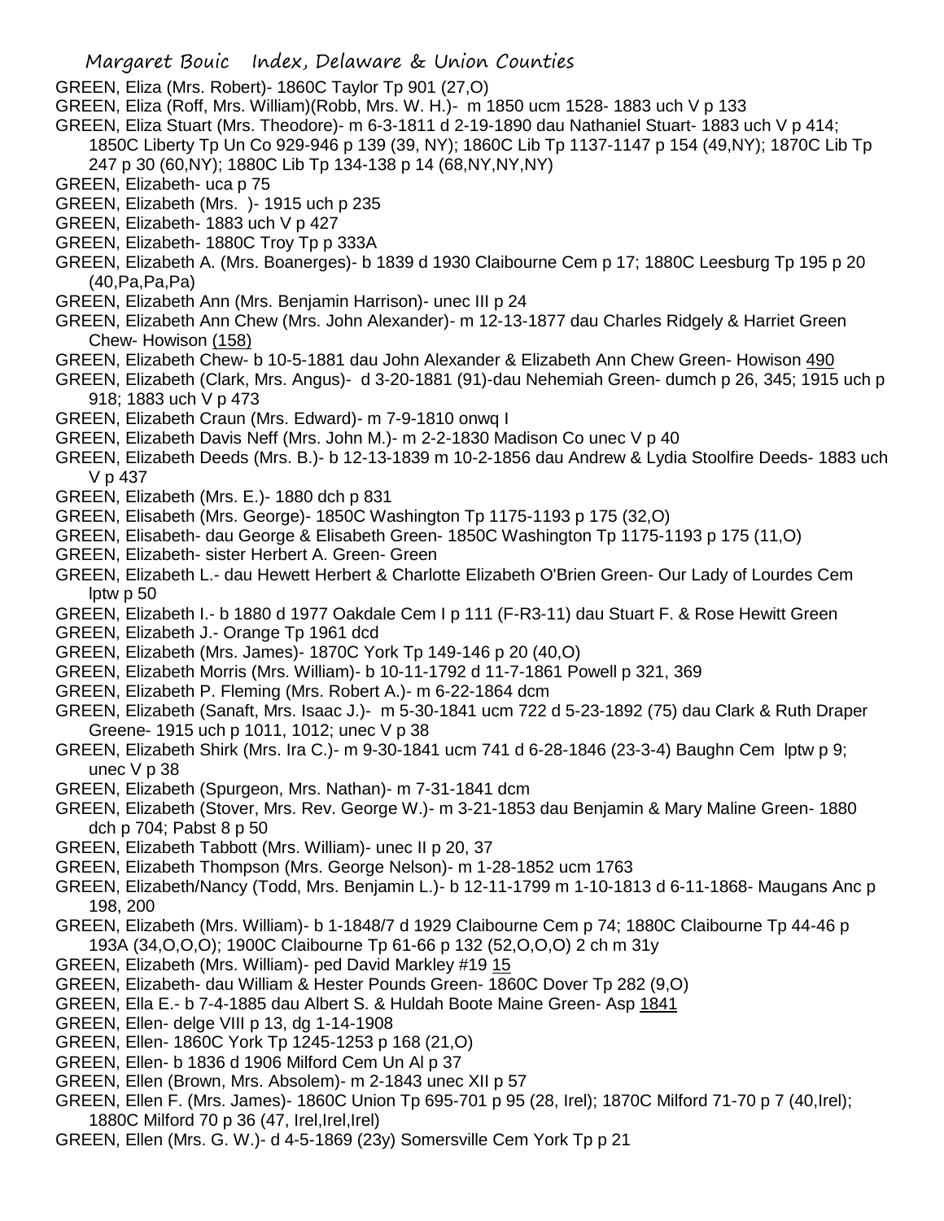GREEN, Eliza (Mrs. Robert)- 1860C Taylor Tp 901 (27,O)

GREEN, Eliza (Roff, Mrs. William)(Robb, Mrs. W. H.)- m 1850 ucm 1528- 1883 uch V p 133

GREEN, Eliza Stuart (Mrs. Theodore)- m 6-3-1811 d 2-19-1890 dau Nathaniel Stuart- 1883 uch V p 414; 1850C Liberty Tp Un Co 929-946 p 139 (39, NY); 1860C Lib Tp 1137-1147 p 154 (49,NY); 1870C Lib Tp 247 p 30 (60,NY); 1880C Lib Tp 134-138 p 14 (68,NY,NY,NY)

GREEN, Elizabeth- uca p 75

GREEN, Elizabeth (Mrs. )- 1915 uch p 235

GREEN, Elizabeth- 1883 uch V p 427

GREEN, Elizabeth- 1880C Troy Tp p 333A

GREEN, Elizabeth A. (Mrs. Boanerges)- b 1839 d 1930 Claibourne Cem p 17; 1880C Leesburg Tp 195 p 20 (40,Pa,Pa,Pa)

GREEN, Elizabeth Ann (Mrs. Benjamin Harrison)- unec III p 24

GREEN, Elizabeth Ann Chew (Mrs. John Alexander)- m 12-13-1877 dau Charles Ridgely & Harriet Green Chew- Howison (158)

GREEN, Elizabeth Chew- b 10-5-1881 dau John Alexander & Elizabeth Ann Chew Green- Howison 490

GREEN, Elizabeth (Clark, Mrs. Angus)- d 3-20-1881 (91)-dau Nehemiah Green- dumch p 26, 345; 1915 uch p 918; 1883 uch V p 473

GREEN, Elizabeth Craun (Mrs. Edward)- m 7-9-1810 onwq I

GREEN, Elizabeth Davis Neff (Mrs. John M.)- m 2-2-1830 Madison Co unec V p 40

GREEN, Elizabeth Deeds (Mrs. B.)- b 12-13-1839 m 10-2-1856 dau Andrew & Lydia Stoolfire Deeds- 1883 uch V p 437

GREEN, Elizabeth (Mrs. E.)- 1880 dch p 831

GREEN, Elisabeth (Mrs. George)- 1850C Washington Tp 1175-1193 p 175 (32,O)

GREEN, Elisabeth- dau George & Elisabeth Green- 1850C Washington Tp 1175-1193 p 175 (11,O)

GREEN, Elizabeth- sister Herbert A. Green- Green

GREEN, Elizabeth L.- dau Hewett Herbert & Charlotte Elizabeth O'Brien Green- Our Lady of Lourdes Cem lptw p 50

GREEN, Elizabeth I.- b 1880 d 1977 Oakdale Cem I p 111 (F-R3-11) dau Stuart F. & Rose Hewitt Green

GREEN, Elizabeth J.- Orange Tp 1961 dcd

GREEN, Elizabeth (Mrs. James)- 1870C York Tp 149-146 p 20 (40,O)

GREEN, Elizabeth Morris (Mrs. William)- b 10-11-1792 d 11-7-1861 Powell p 321, 369

GREEN, Elizabeth P. Fleming (Mrs. Robert A.)- m 6-22-1864 dcm

GREEN, Elizabeth (Sanaft, Mrs. Isaac J.)- m 5-30-1841 ucm 722 d 5-23-1892 (75) dau Clark & Ruth Draper Greene- 1915 uch p 1011, 1012; unec V p 38

GREEN, Elizabeth Shirk (Mrs. Ira C.)- m 9-30-1841 ucm 741 d 6-28-1846 (23-3-4) Baughn Cem lptw p 9; unec V p 38

GREEN, Elizabeth (Spurgeon, Mrs. Nathan)- m 7-31-1841 dcm

GREEN, Elizabeth (Stover, Mrs. Rev. George W.)- m 3-21-1853 dau Benjamin & Mary Maline Green- 1880 dch p 704; Pabst 8 p 50

GREEN, Elizabeth Tabbott (Mrs. William)- unec II p 20, 37

GREEN, Elizabeth Thompson (Mrs. George Nelson)- m 1-28-1852 ucm 1763

GREEN, Elizabeth/Nancy (Todd, Mrs. Benjamin L.)- b 12-11-1799 m 1-10-1813 d 6-11-1868- Maugans Anc p 198, 200

GREEN, Elizabeth (Mrs. William)- b 1-1848/7 d 1929 Claibourne Cem p 74; 1880C Claibourne Tp 44-46 p 193A (34,O,O,O); 1900C Claibourne Tp 61-66 p 132 (52,O,O,O) 2 ch m 31y

GREEN, Elizabeth (Mrs. William)- ped David Markley #19 15

GREEN, Elizabeth- dau William & Hester Pounds Green- 1860C Dover Tp 282 (9,O)

GREEN, Ella E.- b 7-4-1885 dau Albert S. & Huldah Boote Maine Green- Asp 1841

GREEN, Ellen- delge VIII p 13, dg 1-14-1908

GREEN, Ellen- 1860C York Tp 1245-1253 p 168 (21,O)

GREEN, Ellen- b 1836 d 1906 Milford Cem Un Al p 37

GREEN, Ellen (Brown, Mrs. Absolem)- m 2-1843 unec XII p 57

GREEN, Ellen F. (Mrs. James)- 1860C Union Tp 695-701 p 95 (28, Irel); 1870C Milford 71-70 p 7 (40,Irel); 1880C Milford 70 p 36 (47, Irel,Irel,Irel)

GREEN, Ellen (Mrs. G. W.)- d 4-5-1869 (23y) Somersville Cem York Tp p 21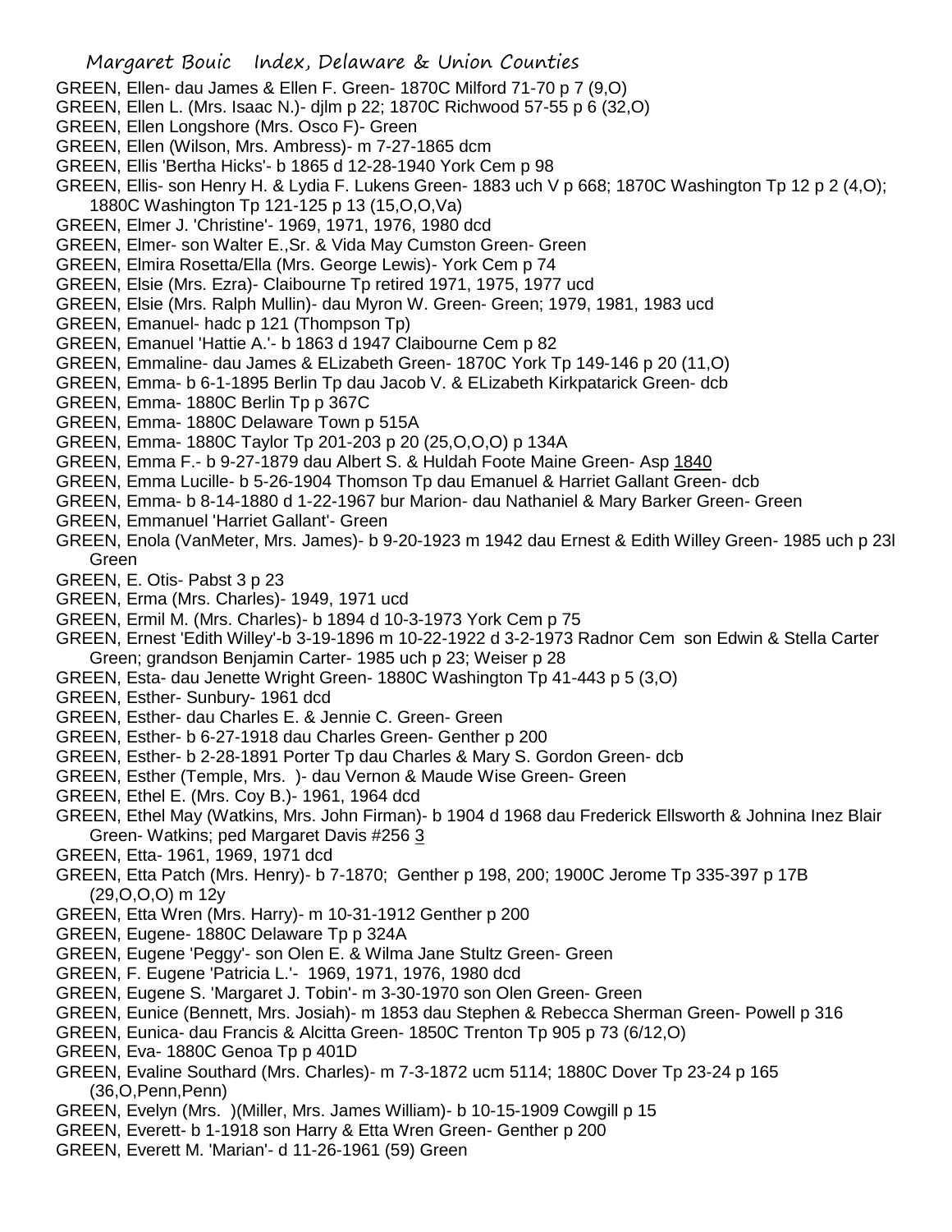GREEN, Ellen- dau James & Ellen F. Green- 1870C Milford 71-70 p 7 (9,O)
GREEN, Ellen L. (Mrs. Isaac N.)- djlm p 22; 1870C Richwood 57-55 p 6 (32,O)
GREEN, Ellen Longshore (Mrs. Osco F)- Green
GREEN, Ellen (Wilson, Mrs. Ambress)- m 7-27-1865 dcm
GREEN, Ellis 'Bertha Hicks'- b 1865 d 12-28-1940 York Cem p 98
GREEN, Ellis- son Henry H. & Lydia F. Lukens Green- 1883 uch V p 668; 1870C Washington Tp 12 p 2 (4,O); 1880C Washington Tp 121-125 p 13 (15,O,O,Va)
GREEN, Elmer J. 'Christine'- 1969, 1971, 1976, 1980 dcd
GREEN, Elmer- son Walter E.,Sr. & Vida May Cumston Green- Green
GREEN, Elmira Rosetta/Ella (Mrs. George Lewis)- York Cem p 74
GREEN, Elsie (Mrs. Ezra)- Claibourne Tp retired 1971, 1975, 1977 ucd
GREEN, Elsie (Mrs. Ralph Mullin)- dau Myron W. Green- Green; 1979, 1981, 1983 ucd
GREEN, Emanuel- hadc p 121 (Thompson Tp)
GREEN, Emanuel 'Hattie A.'- b 1863 d 1947 Claibourne Cem p 82
GREEN, Emmaline- dau James & ELizabeth Green- 1870C York Tp 149-146 p 20 (11,O)
GREEN, Emma- b 6-1-1895 Berlin Tp dau Jacob V. & ELizabeth Kirkpatarick Green- dcb
GREEN, Emma- 1880C Berlin Tp p 367C
GREEN, Emma- 1880C Delaware Town p 515A
GREEN, Emma- 1880C Taylor Tp 201-203 p 20 (25,O,O,O) p 134A
GREEN, Emma F.- b 9-27-1879 dau Albert S. & Huldah Foote Maine Green- Asp 1840
GREEN, Emma Lucille- b 5-26-1904 Thomson Tp dau Emanuel & Harriet Gallant Green- dcb
GREEN, Emma- b 8-14-1880 d 1-22-1967 bur Marion- dau Nathaniel & Mary Barker Green- Green
GREEN, Emmanuel 'Harriet Gallant'- Green
GREEN, Enola (VanMeter, Mrs. James)- b 9-20-1923 m 1942 dau Ernest & Edith Willey Green- 1985 uch p 23l Green
GREEN, E. Otis- Pabst 3 p 23
GREEN, Erma (Mrs. Charles)- 1949, 1971 ucd
GREEN, Ermil M. (Mrs. Charles)- b 1894 d 10-3-1973 York Cem p 75
GREEN, Ernest 'Edith Willey'-b 3-19-1896 m 10-22-1922 d 3-2-1973 Radnor Cem son Edwin & Stella Carter Green; grandson Benjamin Carter- 1985 uch p 23; Weiser p 28
GREEN, Esta- dau Jenette Wright Green- 1880C Washington Tp 41-443 p 5 (3,O)
GREEN, Esther- Sunbury- 1961 dcd
GREEN, Esther- dau Charles E. & Jennie C. Green- Green
GREEN, Esther- b 6-27-1918 dau Charles Green- Genther p 200
GREEN, Esther- b 2-28-1891 Porter Tp dau Charles & Mary S. Gordon Green- dcb
GREEN, Esther (Temple, Mrs. )- dau Vernon & Maude Wise Green- Green
GREEN, Ethel E. (Mrs. Coy B.)- 1961, 1964 dcd
GREEN, Ethel May (Watkins, Mrs. John Firman)- b 1904 d 1968 dau Frederick Ellsworth & Johnina Inez Blair Green- Watkins; ped Margaret Davis #256 3
GREEN, Etta- 1961, 1969, 1971 dcd
GREEN, Etta Patch (Mrs. Henry)- b 7-1870; Genther p 198, 200; 1900C Jerome Tp 335-397 p 17B (29,O,O,O) m 12y
GREEN, Etta Wren (Mrs. Harry)- m 10-31-1912 Genther p 200
GREEN, Eugene- 1880C Delaware Tp p 324A
GREEN, Eugene 'Peggy'- son Olen E. & Wilma Jane Stultz Green- Green
GREEN, F. Eugene 'Patricia L.'- 1969, 1971, 1976, 1980 dcd
GREEN, Eugene S. 'Margaret J. Tobin'- m 3-30-1970 son Olen Green- Green
GREEN, Eunice (Bennett, Mrs. Josiah)- m 1853 dau Stephen & Rebecca Sherman Green- Powell p 316
GREEN, Eunica- dau Francis & Alcitta Green- 1850C Trenton Tp 905 p 73 (6/12,O)
GREEN, Eva- 1880C Genoa Tp p 401D
GREEN, Evaline Southard (Mrs. Charles)- m 7-3-1872 ucm 5114; 1880C Dover Tp 23-24 p 165 (36,O,Penn,Penn)
GREEN, Evelyn (Mrs. )(Miller, Mrs. James William)- b 10-15-1909 Cowgill p 15
GREEN, Everett- b 1-1918 son Harry & Etta Wren Green- Genther p 200
GREEN, Everett M. 'Marian'- d 11-26-1961 (59) Green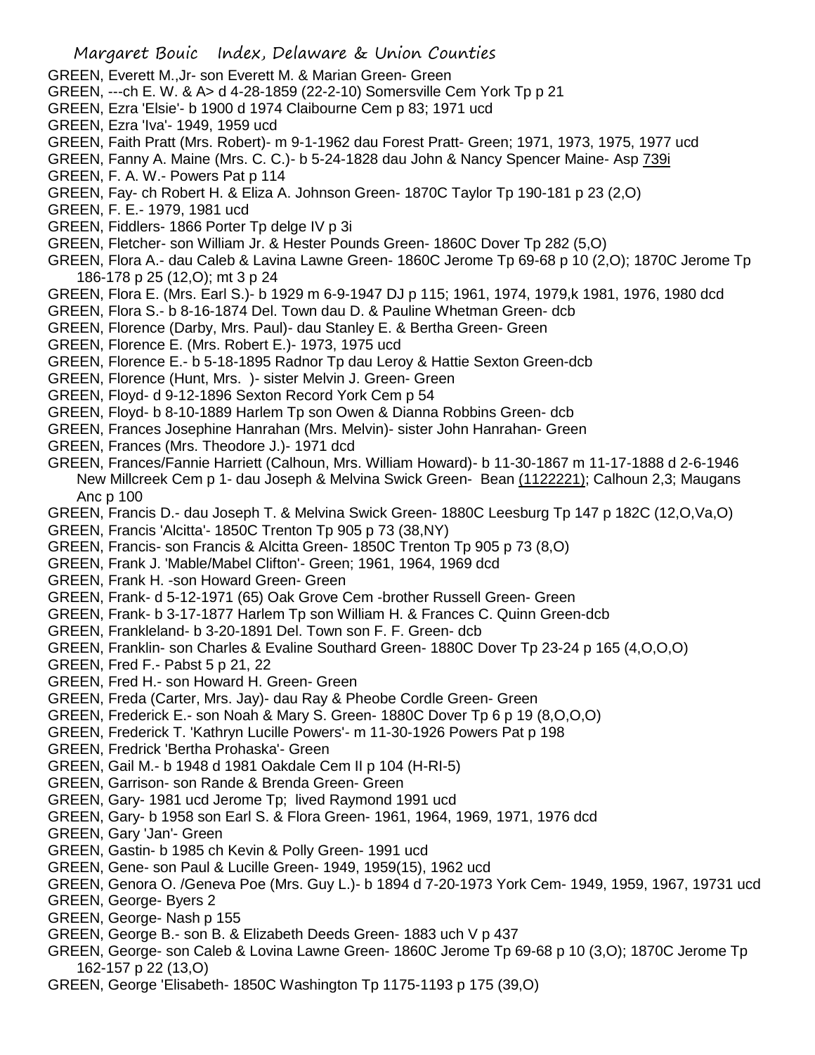GREEN, Everett M.,Jr- son Everett M. & Marian Green- Green

GREEN, ---ch E. W. & A> d 4-28-1859 (22-2-10) Somersville Cem York Tp p 21

GREEN, Ezra 'Elsie'- b 1900 d 1974 Claibourne Cem p 83; 1971 ucd

GREEN, Ezra 'Iva'- 1949, 1959 ucd

GREEN, Faith Pratt (Mrs. Robert)- m 9-1-1962 dau Forest Pratt- Green; 1971, 1973, 1975, 1977 ucd

GREEN, Fanny A. Maine (Mrs. C. C.)- b 5-24-1828 dau John & Nancy Spencer Maine- Asp 739i

GREEN, F. A. W.- Powers Pat p 114

GREEN, Fay- ch Robert H. & Eliza A. Johnson Green- 1870C Taylor Tp 190-181 p 23 (2,O)

GREEN, F. E.- 1979, 1981 ucd

GREEN, Fiddlers- 1866 Porter Tp delge IV p 3i

GREEN, Fletcher- son William Jr. & Hester Pounds Green- 1860C Dover Tp 282 (5,O)

GREEN, Flora A.- dau Caleb & Lavina Lawne Green- 1860C Jerome Tp 69-68 p 10 (2,O); 1870C Jerome Tp 186-178 p 25 (12,O); mt 3 p 24

GREEN, Flora E. (Mrs. Earl S.)- b 1929 m 6-9-1947 DJ p 115; 1961, 1974, 1979,k 1981, 1976, 1980 dcd

GREEN, Flora S.- b 8-16-1874 Del. Town dau D. & Pauline Whetman Green- dcb

GREEN, Florence (Darby, Mrs. Paul)- dau Stanley E. & Bertha Green- Green

GREEN, Florence E. (Mrs. Robert E.)- 1973, 1975 ucd

GREEN, Florence E.- b 5-18-1895 Radnor Tp dau Leroy & Hattie Sexton Green-dcb

GREEN, Florence (Hunt, Mrs. )- sister Melvin J. Green- Green

GREEN, Floyd- d 9-12-1896 Sexton Record York Cem p 54

GREEN, Floyd- b 8-10-1889 Harlem Tp son Owen & Dianna Robbins Green- dcb

GREEN, Frances Josephine Hanrahan (Mrs. Melvin)- sister John Hanrahan- Green

GREEN, Frances (Mrs. Theodore J.)- 1971 dcd

GREEN, Frances/Fannie Harriett (Calhoun, Mrs. William Howard)- b 11-30-1867 m 11-17-1888 d 2-6-1946 New Millcreek Cem p 1- dau Joseph & Melvina Swick Green- Bean (1122221); Calhoun 2,3; Maugans Anc p 100

GREEN, Francis D.- dau Joseph T. & Melvina Swick Green- 1880C Leesburg Tp 147 p 182C (12,O,Va,O)

GREEN, Francis 'Alcitta'- 1850C Trenton Tp 905 p 73 (38,NY)

GREEN, Francis- son Francis & Alcitta Green- 1850C Trenton Tp 905 p 73 (8,O)

GREEN, Frank J. 'Mable/Mabel Clifton'- Green; 1961, 1964, 1969 dcd

GREEN, Frank H. -son Howard Green- Green

GREEN, Frank- d 5-12-1971 (65) Oak Grove Cem -brother Russell Green- Green

GREEN, Frank- b 3-17-1877 Harlem Tp son William H. & Frances C. Quinn Green-dcb

GREEN, Frankleland- b 3-20-1891 Del. Town son F. F. Green- dcb

GREEN, Franklin- son Charles & Evaline Southard Green- 1880C Dover Tp 23-24 p 165 (4,O,O,O)

GREEN, Fred F.- Pabst 5 p 21, 22

GREEN, Fred H.- son Howard H. Green- Green

GREEN, Freda (Carter, Mrs. Jay)- dau Ray & Pheobe Cordle Green- Green

GREEN, Frederick E.- son Noah & Mary S. Green- 1880C Dover Tp 6 p 19 (8,O,O,O)

GREEN, Frederick T. 'Kathryn Lucille Powers'- m 11-30-1926 Powers Pat p 198

GREEN, Fredrick 'Bertha Prohaska'- Green

GREEN, Gail M.- b 1948 d 1981 Oakdale Cem II p 104 (H-RI-5)

GREEN, Garrison- son Rande & Brenda Green- Green

GREEN, Gary- 1981 ucd Jerome Tp; lived Raymond 1991 ucd

GREEN, Gary- b 1958 son Earl S. & Flora Green- 1961, 1964, 1969, 1971, 1976 dcd

GREEN, Gary 'Jan'- Green

GREEN, Gastin- b 1985 ch Kevin & Polly Green- 1991 ucd

GREEN, Gene- son Paul & Lucille Green- 1949, 1959(15), 1962 ucd

GREEN, Genora O. /Geneva Poe (Mrs. Guy L.)- b 1894 d 7-20-1973 York Cem- 1949, 1959, 1967, 19731 ucd

GREEN, George- Byers 2

GREEN, George- Nash p 155

GREEN, George B.- son B. & Elizabeth Deeds Green- 1883 uch V p 437

GREEN, George- son Caleb & Lovina Lawne Green- 1860C Jerome Tp 69-68 p 10 (3,O); 1870C Jerome Tp 162-157 p 22 (13,O)

GREEN, George 'Elisabeth- 1850C Washington Tp 1175-1193 p 175 (39,O)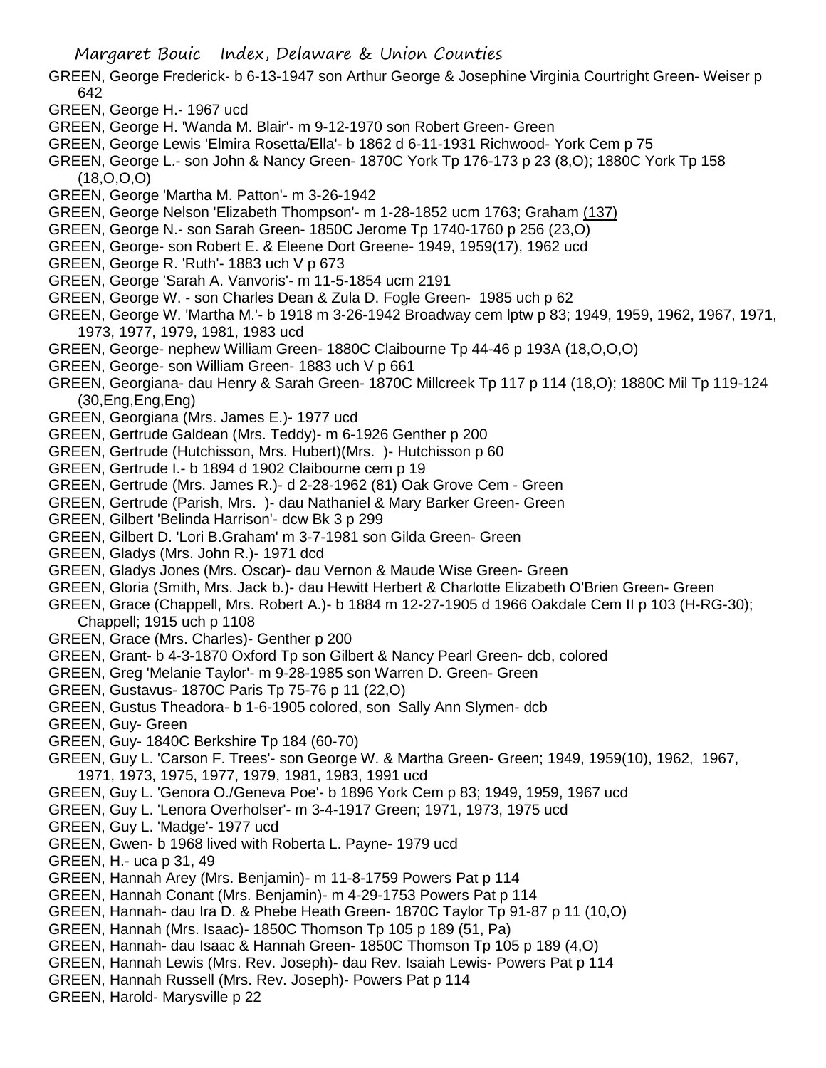GREEN, George Frederick- b 6-13-1947 son Arthur George & Josephine Virginia Courtright Green- Weiser p 642
GREEN, George H.- 1967 ucd
GREEN, George H. 'Wanda M. Blair'- m 9-12-1970 son Robert Green- Green
GREEN, George Lewis 'Elmira Rosetta/Ella'- b 1862 d 6-11-1931 Richwood- York Cem p 75
GREEN, George L.- son John & Nancy Green- 1870C York Tp 176-173 p 23 (8,O); 1880C York Tp 158 (18,O,O,O)
GREEN, George 'Martha M. Patton'- m 3-26-1942
GREEN, George Nelson 'Elizabeth Thompson'- m 1-28-1852 ucm 1763; Graham (137)
GREEN, George N.- son Sarah Green- 1850C Jerome Tp 1740-1760 p 256 (23,O)
GREEN, George- son Robert E. & Eleene Dort Greene- 1949, 1959(17), 1962 ucd
GREEN, George R. 'Ruth'- 1883 uch V p 673
GREEN, George 'Sarah A. Vanvoris'- m 11-5-1854 ucm 2191
GREEN, George W. - son Charles Dean & Zula D. Fogle Green- 1985 uch p 62
GREEN, George W. 'Martha M.'- b 1918 m 3-26-1942 Broadway cem lptw p 83; 1949, 1959, 1962, 1967, 1971, 1973, 1977, 1979, 1981, 1983 ucd
GREEN, George- nephew William Green- 1880C Claibourne Tp 44-46 p 193A (18,O,O,O)
GREEN, George- son William Green- 1883 uch V p 661
GREEN, Georgiana- dau Henry & Sarah Green- 1870C Millcreek Tp 117 p 114 (18,O); 1880C Mil Tp 119-124 (30,Eng,Eng,Eng)
GREEN, Georgiana (Mrs. James E.)- 1977 ucd
GREEN, Gertrude Galdean (Mrs. Teddy)- m 6-1926 Genther p 200
GREEN, Gertrude (Hutchisson, Mrs. Hubert)(Mrs. )- Hutchisson p 60
GREEN, Gertrude I.- b 1894 d 1902 Claibourne cem p 19
GREEN, Gertrude (Mrs. James R.)- d 2-28-1962 (81) Oak Grove Cem - Green
GREEN, Gertrude (Parish, Mrs. )- dau Nathaniel & Mary Barker Green- Green
GREEN, Gilbert 'Belinda Harrison'- dcw Bk 3 p 299
GREEN, Gilbert D. 'Lori B.Graham' m 3-7-1981 son Gilda Green- Green
GREEN, Gladys (Mrs. John R.)- 1971 dcd
GREEN, Gladys Jones (Mrs. Oscar)- dau Vernon & Maude Wise Green- Green
GREEN, Gloria (Smith, Mrs. Jack b.)- dau Hewitt Herbert & Charlotte Elizabeth O'Brien Green- Green
GREEN, Grace (Chappell, Mrs. Robert A.)- b 1884 m 12-27-1905 d 1966 Oakdale Cem II p 103 (H-RG-30); Chappell; 1915 uch p 1108
GREEN, Grace (Mrs. Charles)- Genther p 200
GREEN, Grant- b 4-3-1870 Oxford Tp son Gilbert & Nancy Pearl Green- dcb, colored
GREEN, Greg 'Melanie Taylor'- m 9-28-1985 son Warren D. Green- Green
GREEN, Gustavus- 1870C Paris Tp 75-76 p 11 (22,O)
GREEN, Gustus Theadora- b 1-6-1905 colored, son Sally Ann Slymen- dcb
GREEN, Guy- Green
GREEN, Guy- 1840C Berkshire Tp 184 (60-70)
GREEN, Guy L. 'Carson F. Trees'- son George W. & Martha Green- Green; 1949, 1959(10), 1962, 1967, 1971, 1973, 1975, 1977, 1979, 1981, 1983, 1991 ucd
GREEN, Guy L. 'Genora O./Geneva Poe'- b 1896 York Cem p 83; 1949, 1959, 1967 ucd
GREEN, Guy L. 'Lenora Overholser'- m 3-4-1917 Green; 1971, 1973, 1975 ucd
GREEN, Guy L. 'Madge'- 1977 ucd
GREEN, Gwen- b 1968 lived with Roberta L. Payne- 1979 ucd
GREEN, H.- uca p 31, 49
GREEN, Hannah Arey (Mrs. Benjamin)- m 11-8-1759 Powers Pat p 114
GREEN, Hannah Conant (Mrs. Benjamin)- m 4-29-1753 Powers Pat p 114
GREEN, Hannah- dau Ira D. & Phebe Heath Green- 1870C Taylor Tp 91-87 p 11 (10,O)
GREEN, Hannah (Mrs. Isaac)- 1850C Thomson Tp 105 p 189 (51, Pa)
GREEN, Hannah- dau Isaac & Hannah Green- 1850C Thomson Tp 105 p 189 (4,O)
GREEN, Hannah Lewis (Mrs. Rev. Joseph)- dau Rev. Isaiah Lewis- Powers Pat p 114
GREEN, Hannah Russell (Mrs. Rev. Joseph)- Powers Pat p 114
GREEN, Harold- Marysville p 22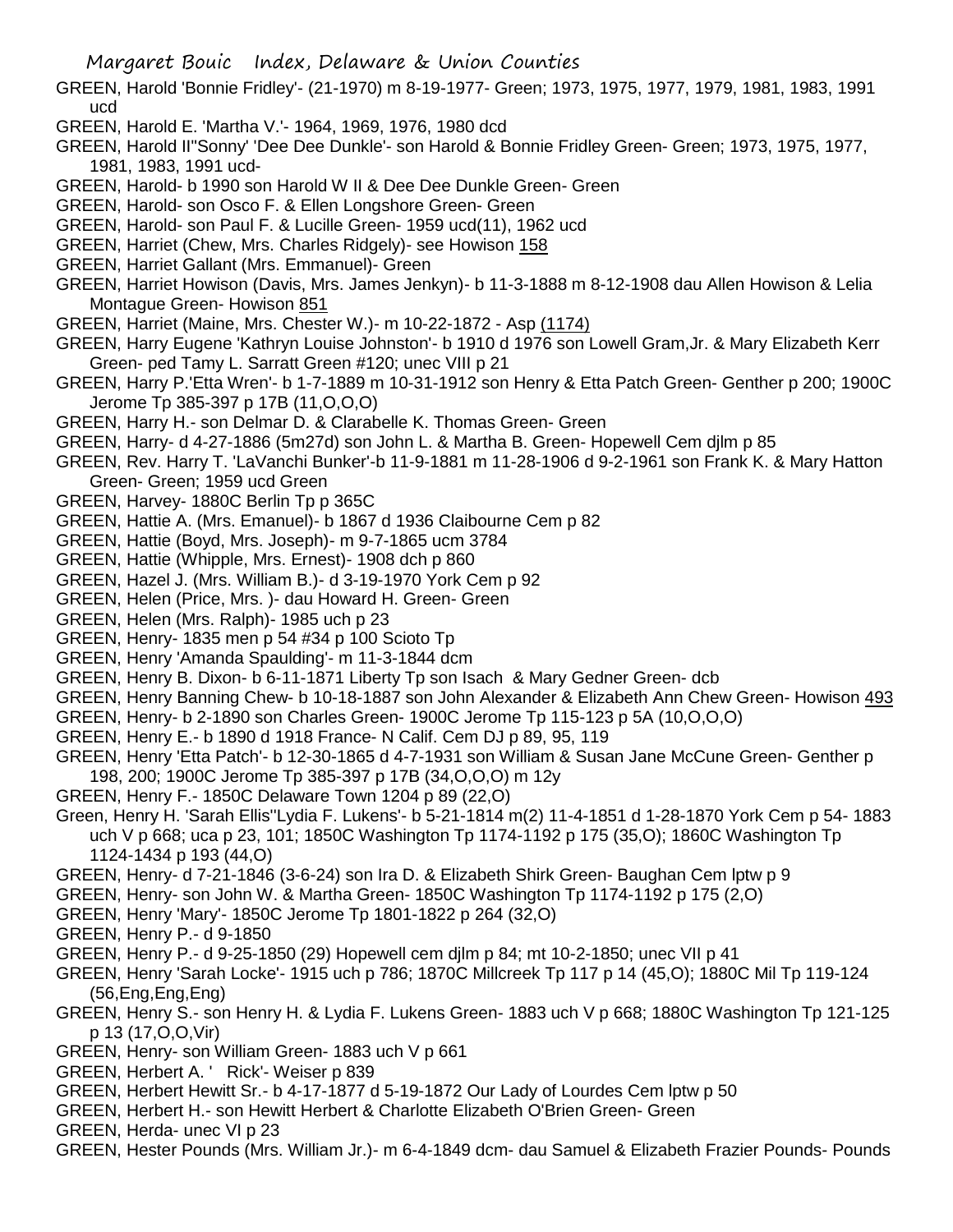GREEN, Harold 'Bonnie Fridley'- (21-1970) m 8-19-1977- Green; 1973, 1975, 1977, 1979, 1981, 1983, 1991 ucd

GREEN, Harold E. 'Martha V.'- 1964, 1969, 1976, 1980 dcd

GREEN, Harold II''Sonny' 'Dee Dee Dunkle'- son Harold & Bonnie Fridley Green- Green; 1973, 1975, 1977, 1981, 1983, 1991 ucd-

GREEN, Harold- b 1990 son Harold W II & Dee Dee Dunkle Green- Green

GREEN, Harold- son Osco F. & Ellen Longshore Green- Green

GREEN, Harold- son Paul F. & Lucille Green- 1959 ucd(11), 1962 ucd

GREEN, Harriet (Chew, Mrs. Charles Ridgely)- see Howison 158

GREEN, Harriet Gallant (Mrs. Emmanuel)- Green

GREEN, Harriet Howison (Davis, Mrs. James Jenkyn)- b 11-3-1888 m 8-12-1908 dau Allen Howison & Lelia Montague Green- Howison 851

GREEN, Harriet (Maine, Mrs. Chester W.)- m 10-22-1872 - Asp (1174)

GREEN, Harry Eugene 'Kathryn Louise Johnston'- b 1910 d 1976 son Lowell Gram,Jr. & Mary Elizabeth Kerr Green- ped Tamy L. Sarratt Green #120; unec VIII p 21

GREEN, Harry P.'Etta Wren'- b 1-7-1889 m 10-31-1912 son Henry & Etta Patch Green- Genther p 200; 1900C Jerome Tp 385-397 p 17B (11,O,O,O)

GREEN, Harry H.- son Delmar D. & Clarabelle K. Thomas Green- Green

GREEN, Harry- d 4-27-1886 (5m27d) son John L. & Martha B. Green- Hopewell Cem djlm p 85

GREEN, Rev. Harry T. 'LaVanchi Bunker'-b 11-9-1881 m 11-28-1906 d 9-2-1961 son Frank K. & Mary Hatton Green- Green; 1959 ucd Green

GREEN, Harvey- 1880C Berlin Tp p 365C

GREEN, Hattie A. (Mrs. Emanuel)- b 1867 d 1936 Claibourne Cem p 82

GREEN, Hattie (Boyd, Mrs. Joseph)- m 9-7-1865 ucm 3784

GREEN, Hattie (Whipple, Mrs. Ernest)- 1908 dch p 860

GREEN, Hazel J. (Mrs. William B.)- d 3-19-1970 York Cem p 92

GREEN, Helen (Price, Mrs. )- dau Howard H. Green- Green

GREEN, Helen (Mrs. Ralph)- 1985 uch p 23

GREEN, Henry- 1835 men p 54 #34 p 100 Scioto Tp

GREEN, Henry 'Amanda Spaulding'- m 11-3-1844 dcm

GREEN, Henry B. Dixon- b 6-11-1871 Liberty Tp son Isach & Mary Gedner Green- dcb

GREEN, Henry Banning Chew- b 10-18-1887 son John Alexander & Elizabeth Ann Chew Green- Howison 493

GREEN, Henry- b 2-1890 son Charles Green- 1900C Jerome Tp 115-123 p 5A (10,O,O,O)

GREEN, Henry E.- b 1890 d 1918 France- N Calif. Cem DJ p 89, 95, 119

GREEN, Henry 'Etta Patch'- b 12-30-1865 d 4-7-1931 son William & Susan Jane McCune Green- Genther p 198, 200; 1900C Jerome Tp 385-397 p 17B (34,O,O,O) m 12y

GREEN, Henry F.- 1850C Delaware Town 1204 p 89 (22,O)

Green, Henry H. 'Sarah Ellis''Lydia F. Lukens'- b 5-21-1814 m(2) 11-4-1851 d 1-28-1870 York Cem p 54- 1883 uch V p 668; uca p 23, 101; 1850C Washington Tp 1174-1192 p 175 (35,O); 1860C Washington Tp 1124-1434 p 193 (44,O)

GREEN, Henry- d 7-21-1846 (3-6-24) son Ira D. & Elizabeth Shirk Green- Baughan Cem lptw p 9

GREEN, Henry- son John W. & Martha Green- 1850C Washington Tp 1174-1192 p 175 (2,O)

GREEN, Henry 'Mary'- 1850C Jerome Tp 1801-1822 p 264 (32,O)

GREEN, Henry P.- d 9-1850

GREEN, Henry P.- d 9-25-1850 (29) Hopewell cem djlm p 84; mt 10-2-1850; unec VII p 41

GREEN, Henry 'Sarah Locke'- 1915 uch p 786; 1870C Millcreek Tp 117 p 14 (45,O); 1880C Mil Tp 119-124 (56,Eng,Eng,Eng)

GREEN, Henry S.- son Henry H. & Lydia F. Lukens Green- 1883 uch V p 668; 1880C Washington Tp 121-125 p 13 (17,O,O,Vir)

GREEN, Henry- son William Green- 1883 uch V p 661

GREEN, Herbert A. ' Rick'- Weiser p 839

GREEN, Herbert Hewitt Sr.- b 4-17-1877 d 5-19-1872 Our Lady of Lourdes Cem lptw p 50

GREEN, Herbert H.- son Hewitt Herbert & Charlotte Elizabeth O'Brien Green- Green

GREEN, Herda- unec VI p 23

GREEN, Hester Pounds (Mrs. William Jr.)- m 6-4-1849 dcm- dau Samuel & Elizabeth Frazier Pounds- Pounds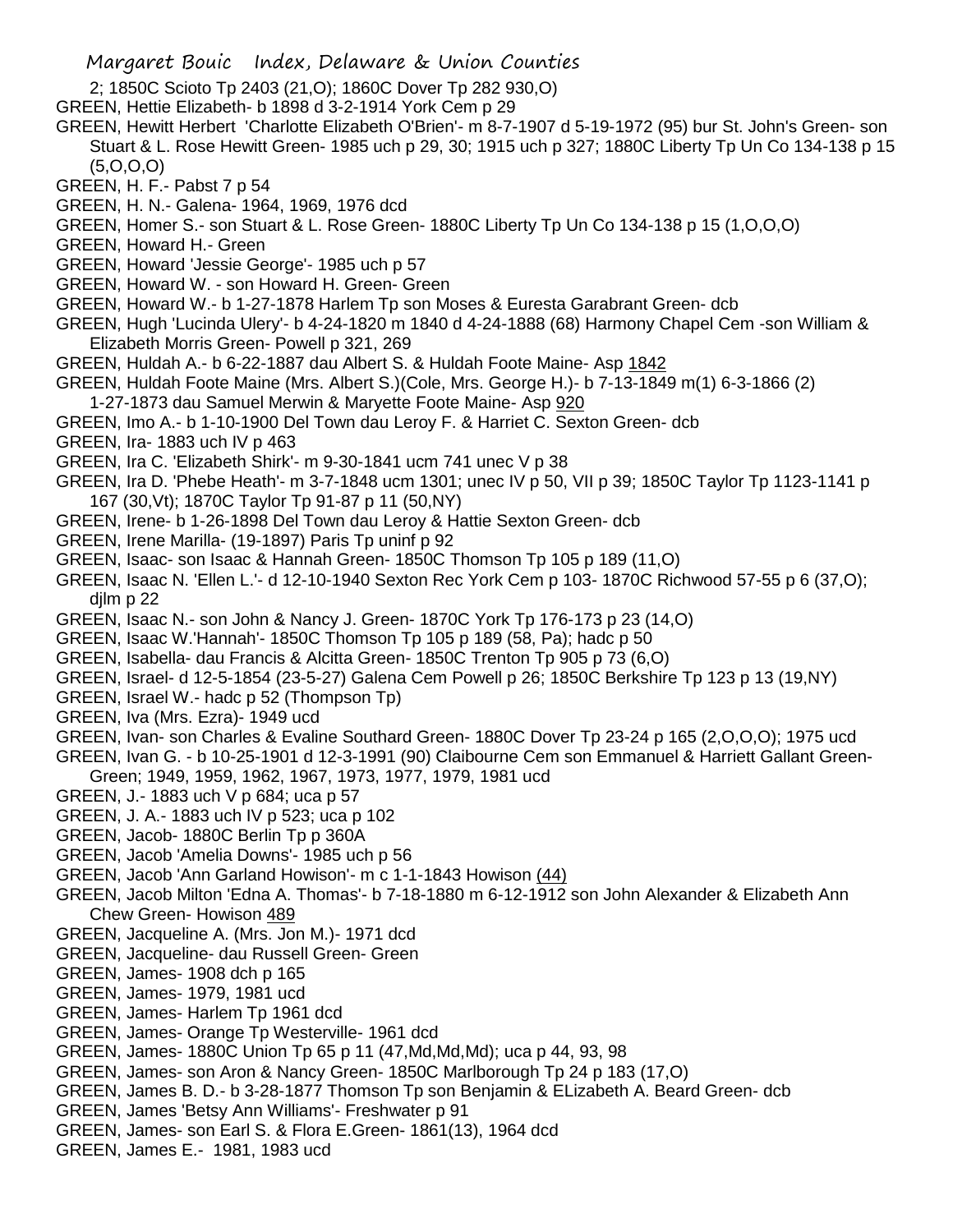2; 1850C Scioto Tp 2403 (21,O); 1860C Dover Tp 282 930,O)

GREEN, Hettie Elizabeth- b 1898 d 3-2-1914 York Cem p 29

GREEN, Hewitt Herbert 'Charlotte Elizabeth O'Brien'- m 8-7-1907 d 5-19-1972 (95) bur St. John's Green- son Stuart & L. Rose Hewitt Green- 1985 uch p 29, 30; 1915 uch p 327; 1880C Liberty Tp Un Co 134-138 p 15 (5,O,O,O)

GREEN, H. F.- Pabst 7 p 54

GREEN, H. N.- Galena- 1964, 1969, 1976 dcd

GREEN, Homer S.- son Stuart & L. Rose Green- 1880C Liberty Tp Un Co 134-138 p 15 (1,O,O,O)

GREEN, Howard H.- Green

GREEN, Howard 'Jessie George'- 1985 uch p 57

GREEN, Howard W. - son Howard H. Green- Green

GREEN, Howard W.- b 1-27-1878 Harlem Tp son Moses & Euresta Garabrant Green- dcb

GREEN, Hugh 'Lucinda Ulery'- b 4-24-1820 m 1840 d 4-24-1888 (68) Harmony Chapel Cem -son William & Elizabeth Morris Green- Powell p 321, 269

GREEN, Huldah A.- b 6-22-1887 dau Albert S. & Huldah Foote Maine- Asp 1842

GREEN, Huldah Foote Maine (Mrs. Albert S.)(Cole, Mrs. George H.)- b 7-13-1849 m(1) 6-3-1866 (2) 1-27-1873 dau Samuel Merwin & Maryette Foote Maine- Asp 920

GREEN, Imo A.- b 1-10-1900 Del Town dau Leroy F. & Harriet C. Sexton Green- dcb

GREEN, Ira- 1883 uch IV p 463

GREEN, Ira C. 'Elizabeth Shirk'- m 9-30-1841 ucm 741 unec V p 38

GREEN, Ira D. 'Phebe Heath'- m 3-7-1848 ucm 1301; unec IV p 50, VII p 39; 1850C Taylor Tp 1123-1141 p 167 (30,Vt); 1870C Taylor Tp 91-87 p 11 (50,NY)

GREEN, Irene- b 1-26-1898 Del Town dau Leroy & Hattie Sexton Green- dcb

GREEN, Irene Marilla- (19-1897) Paris Tp uninf p 92

GREEN, Isaac- son Isaac & Hannah Green- 1850C Thomson Tp 105 p 189 (11,O)

GREEN, Isaac N. 'Ellen L.'- d 12-10-1940 Sexton Rec York Cem p 103- 1870C Richwood 57-55 p 6 (37,O); djlm p 22

GREEN, Isaac N.- son John & Nancy J. Green- 1870C York Tp 176-173 p 23 (14,O)

GREEN, Isaac W.'Hannah'- 1850C Thomson Tp 105 p 189 (58, Pa); hadc p 50

GREEN, Isabella- dau Francis & Alcitta Green- 1850C Trenton Tp 905 p 73 (6,O)

GREEN, Israel- d 12-5-1854 (23-5-27) Galena Cem Powell p 26; 1850C Berkshire Tp 123 p 13 (19,NY)

GREEN, Israel W.- hadc p 52 (Thompson Tp)

GREEN, Iva (Mrs. Ezra)- 1949 ucd

GREEN, Ivan- son Charles & Evaline Southard Green- 1880C Dover Tp 23-24 p 165 (2,O,O,O); 1975 ucd

GREEN, Ivan G. - b 10-25-1901 d 12-3-1991 (90) Claibourne Cem son Emmanuel & Harriett Gallant Green- Green; 1949, 1959, 1962, 1967, 1973, 1977, 1979, 1981 ucd

GREEN, J.- 1883 uch V p 684; uca p 57

GREEN, J. A.- 1883 uch IV p 523; uca p 102

GREEN, Jacob- 1880C Berlin Tp p 360A

GREEN, Jacob 'Amelia Downs'- 1985 uch p 56

GREEN, Jacob 'Ann Garland Howison'- m c 1-1-1843 Howison (44)

GREEN, Jacob Milton 'Edna A. Thomas'- b 7-18-1880 m 6-12-1912 son John Alexander & Elizabeth Ann Chew Green- Howison 489

GREEN, Jacqueline A. (Mrs. Jon M.)- 1971 dcd

GREEN, Jacqueline- dau Russell Green- Green

GREEN, James- 1908 dch p 165

GREEN, James- 1979, 1981 ucd

GREEN, James- Harlem Tp 1961 dcd

GREEN, James- Orange Tp Westerville- 1961 dcd

GREEN, James- 1880C Union Tp 65 p 11 (47,Md,Md,Md); uca p 44, 93, 98

GREEN, James- son Aron & Nancy Green- 1850C Marlborough Tp 24 p 183 (17,O)

GREEN, James B. D.- b 3-28-1877 Thomson Tp son Benjamin & ELizabeth A. Beard Green- dcb

GREEN, James 'Betsy Ann Williams'- Freshwater p 91

GREEN, James- son Earl S. & Flora E.Green- 1861(13), 1964 dcd

GREEN, James E.- 1981, 1983 ucd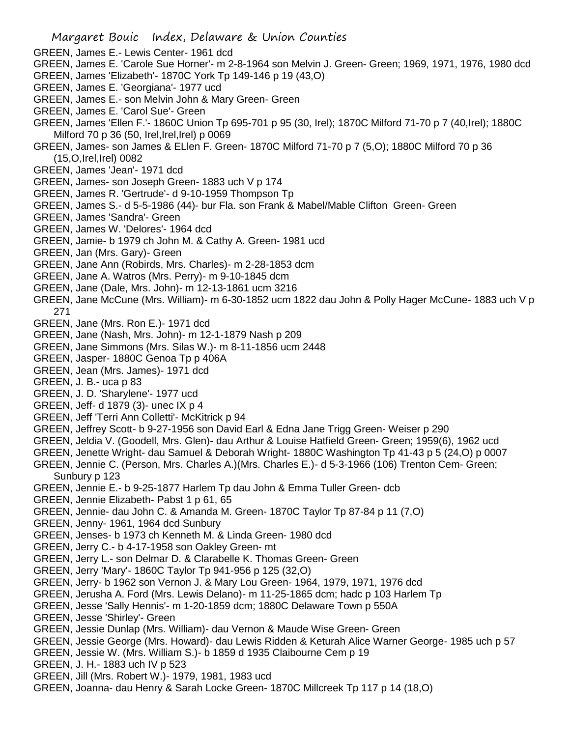GREEN, James E.- Lewis Center- 1961 dcd
GREEN, James E. 'Carole Sue Horner'- m 2-8-1964 son Melvin J. Green- Green; 1969, 1971, 1976, 1980 dcd
GREEN, James 'Elizabeth'- 1870C York Tp 149-146 p 19 (43,O)
GREEN, James E. 'Georgiana'- 1977 ucd
GREEN, James E.- son Melvin John & Mary Green- Green
GREEN, James E. 'Carol Sue'- Green
GREEN, James 'Ellen F.'- 1860C Union Tp 695-701 p 95 (30, Irel); 1870C Milford 71-70 p 7 (40,Irel); 1880C Milford 70 p 36 (50, Irel,Irel,Irel) p 0069
GREEN, James- son James & ELlen F. Green- 1870C Milford 71-70 p 7 (5,O); 1880C Milford 70 p 36 (15,O,Irel,Irel) 0082
GREEN, James 'Jean'- 1971 dcd
GREEN, James- son Joseph Green- 1883 uch V p 174
GREEN, James R. 'Gertrude'- d 9-10-1959 Thompson Tp
GREEN, James S.- d 5-5-1986 (44)- bur Fla. son Frank & Mabel/Mable Clifton Green- Green
GREEN, James 'Sandra'- Green
GREEN, James W. 'Delores'- 1964 dcd
GREEN, Jamie- b 1979 ch John M. & Cathy A. Green- 1981 ucd
GREEN, Jan (Mrs. Gary)- Green
GREEN, Jane Ann (Robirds, Mrs. Charles)- m 2-28-1853 dcm
GREEN, Jane A. Watros (Mrs. Perry)- m 9-10-1845 dcm
GREEN, Jane (Dale, Mrs. John)- m 12-13-1861 ucm 3216
GREEN, Jane McCune (Mrs. William)- m 6-30-1852 ucm 1822 dau John & Polly Hager McCune- 1883 uch V p 271
GREEN, Jane (Mrs. Ron E.)- 1971 dcd
GREEN, Jane (Nash, Mrs. John)- m 12-1-1879 Nash p 209
GREEN, Jane Simmons (Mrs. Silas W.)- m 8-11-1856 ucm 2448
GREEN, Jasper- 1880C Genoa Tp p 406A
GREEN, Jean (Mrs. James)- 1971 dcd
GREEN, J. B.- uca p 83
GREEN, J. D. 'Sharylene'- 1977 ucd
GREEN, Jeff- d 1879 (3)- unec IX p 4
GREEN, Jeff 'Terri Ann Colletti'- McKitrick p 94
GREEN, Jeffrey Scott- b 9-27-1956 son David Earl & Edna Jane Trigg Green- Weiser p 290
GREEN, Jeldia V. (Goodell, Mrs. Glen)- dau Arthur & Louise Hatfield Green- Green; 1959(6), 1962 ucd
GREEN, Jenette Wright- dau Samuel & Deborah Wright- 1880C Washington Tp 41-43 p 5 (24,O) p 0007
GREEN, Jennie C. (Person, Mrs. Charles A.)(Mrs. Charles E.)- d 5-3-1966 (106) Trenton Cem- Green; Sunbury p 123
GREEN, Jennie E.- b 9-25-1877 Harlem Tp dau John & Emma Tuller Green- dcb
GREEN, Jennie Elizabeth- Pabst 1 p 61, 65
GREEN, Jennie- dau John C. & Amanda M. Green- 1870C Taylor Tp 87-84 p 11 (7,O)
GREEN, Jenny- 1961, 1964 dcd Sunbury
GREEN, Jenses- b 1973 ch Kenneth M. & Linda Green- 1980 dcd
GREEN, Jerry C.- b 4-17-1958 son Oakley Green- mt
GREEN, Jerry L.- son Delmar D. & Clarabelle K. Thomas Green- Green
GREEN, Jerry 'Mary'- 1860C Taylor Tp 941-956 p 125 (32,O)
GREEN, Jerry- b 1962 son Vernon J. & Mary Lou Green- 1964, 1979, 1971, 1976 dcd
GREEN, Jerusha A. Ford (Mrs. Lewis Delano)- m 11-25-1865 dcm; hadc p 103 Harlem Tp
GREEN, Jesse 'Sally Hennis'- m 1-20-1859 dcm; 1880C Delaware Town p 550A
GREEN, Jesse 'Shirley'- Green
GREEN, Jessie Dunlap (Mrs. William)- dau Vernon & Maude Wise Green- Green
GREEN, Jessie George (Mrs. Howard)- dau Lewis Ridden & Keturah Alice Warner George- 1985 uch p 57
GREEN, Jessie W. (Mrs. William S.)- b 1859 d 1935 Claibourne Cem p 19
GREEN, J. H.- 1883 uch IV p 523
GREEN, Jill (Mrs. Robert W.)- 1979, 1981, 1983 ucd
GREEN, Joanna- dau Henry & Sarah Locke Green- 1870C Millcreek Tp 117 p 14 (18,O)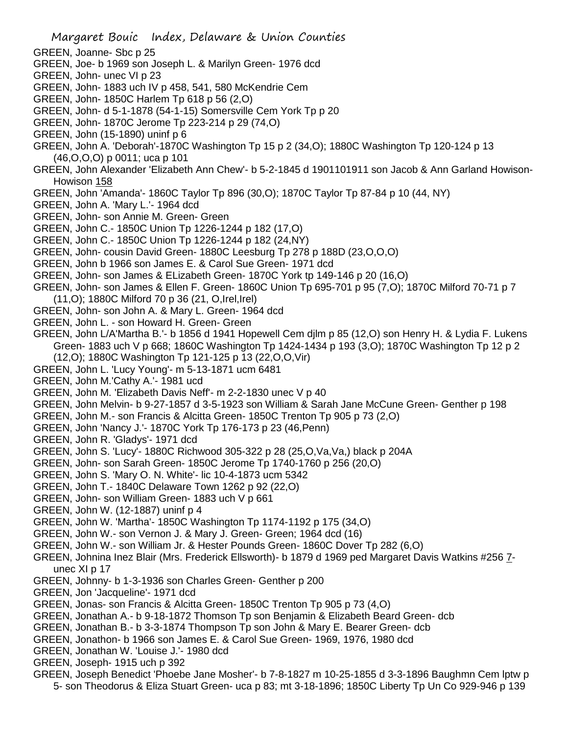GREEN, Joanne- Sbc p 25
GREEN, Joe- b 1969 son Joseph L. & Marilyn Green- 1976 dcd
GREEN, John- unec VI p 23
GREEN, John- 1883 uch IV p 458, 541, 580 McKendrie Cem
GREEN, John- 1850C Harlem Tp 618 p 56 (2,O)
GREEN, John- d 5-1-1878 (54-1-15) Somersville Cem York Tp p 20
GREEN, John- 1870C Jerome Tp 223-214 p 29 (74,O)
GREEN, John (15-1890) uninf p 6
GREEN, John A. 'Deborah'-1870C Washington Tp 15 p 2 (34,O); 1880C Washington Tp 120-124 p 13 (46,O,O,O) p 0011; uca p 101
GREEN, John Alexander 'Elizabeth Ann Chew'- b 5-2-1845 d 1901101911 son Jacob & Ann Garland Howison- Howison 158
GREEN, John 'Amanda'- 1860C Taylor Tp 896 (30,O); 1870C Taylor Tp 87-84 p 10 (44, NY)
GREEN, John A. 'Mary L.'- 1964 dcd
GREEN, John- son Annie M. Green- Green
GREEN, John C.- 1850C Union Tp 1226-1244 p 182 (17,O)
GREEN, John C.- 1850C Union Tp 1226-1244 p 182 (24,NY)
GREEN, John- cousin David Green- 1880C Leesburg Tp 278 p 188D (23,O,O,O)
GREEN, John b 1966 son James E. & Carol Sue Green- 1971 dcd
GREEN, John- son James & ELizabeth Green- 1870C York tp 149-146 p 20 (16,O)
GREEN, John- son James & Ellen F. Green- 1860C Union Tp 695-701 p 95 (7,O); 1870C Milford 70-71 p 7 (11,O); 1880C Milford 70 p 36 (21, O,Irel,Irel)
GREEN, John- son John A. & Mary L. Green- 1964 dcd
GREEN, John L. - son Howard H. Green- Green
GREEN, John L/A'Martha B.'- b 1856 d 1941 Hopewell Cem djlm p 85 (12,O) son Henry H. & Lydia F. Lukens Green- 1883 uch V p 668; 1860C Washington Tp 1424-1434 p 193 (3,O); 1870C Washington Tp 12 p 2 (12,O); 1880C Washington Tp 121-125 p 13 (22,O,O,Vir)
GREEN, John L. 'Lucy Young'- m 5-13-1871 ucm 6481
GREEN, John M.'Cathy A.'- 1981 ucd
GREEN, John M. 'Elizabeth Davis Neff'- m 2-2-1830 unec V p 40
GREEN, John Melvin- b 9-27-1857 d 3-5-1923 son William & Sarah Jane McCune Green- Genther p 198
GREEN, John M.- son Francis & Alcitta Green- 1850C Trenton Tp 905 p 73 (2,O)
GREEN, John 'Nancy J.'- 1870C York Tp 176-173 p 23 (46,Penn)
GREEN, John R. 'Gladys'- 1971 dcd
GREEN, John S. 'Lucy'- 1880C Richwood 305-322 p 28 (25,O,Va,Va,) black p 204A
GREEN, John- son Sarah Green- 1850C Jerome Tp 1740-1760 p 256 (20,O)
GREEN, John S. 'Mary O. N. White'- lic 10-4-1873 ucm 5342
GREEN, John T.- 1840C Delaware Town 1262 p 92 (22,O)
GREEN, John- son William Green- 1883 uch V p 661
GREEN, John W. (12-1887) uninf p 4
GREEN, John W. 'Martha'- 1850C Washington Tp 1174-1192 p 175 (34,O)
GREEN, John W.- son Vernon J. & Mary J. Green- Green; 1964 dcd (16)
GREEN, John W.- son William Jr. & Hester Pounds Green- 1860C Dover Tp 282 (6,O)
GREEN, Johnina Inez Blair (Mrs. Frederick Ellsworth)- b 1879 d 1969 ped Margaret Davis Watkins #256 7- unec XI p 17
GREEN, Johnny- b 1-3-1936 son Charles Green- Genther p 200
GREEN, Jon 'Jacqueline'- 1971 dcd
GREEN, Jonas- son Francis & Alcitta Green- 1850C Trenton Tp 905 p 73 (4,O)
GREEN, Jonathan A.- b 9-18-1872 Thomson Tp son Benjamin & Elizabeth Beard Green- dcb
GREEN, Jonathan B.- b 3-3-1874 Thompson Tp son John & Mary E. Bearer Green- dcb
GREEN, Jonathon- b 1966 son James E. & Carol Sue Green- 1969, 1976, 1980 dcd
GREEN, Jonathan W. 'Louise J.'- 1980 dcd
GREEN, Joseph- 1915 uch p 392
GREEN, Joseph Benedict 'Phoebe Jane Mosher'- b 7-8-1827 m 10-25-1855 d 3-3-1896 Baughmn Cem lptw p 5- son Theodorus & Eliza Stuart Green- uca p 83; mt 3-18-1896; 1850C Liberty Tp Un Co 929-946 p 139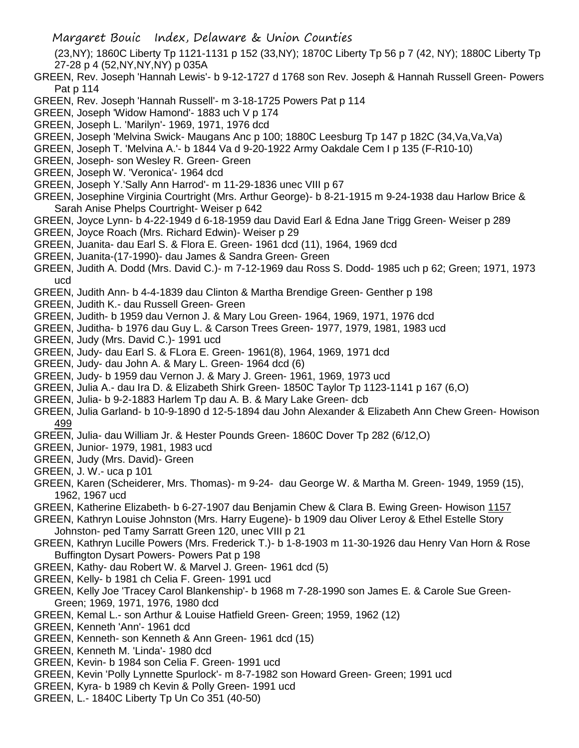(23,NY); 1860C Liberty Tp 1121-1131 p 152 (33,NY); 1870C Liberty Tp 56 p 7 (42, NY); 1880C Liberty Tp 27-28 p 4 (52,NY,NY,NY) p 035A

GREEN, Rev. Joseph 'Hannah Lewis'- b 9-12-1727 d 1768 son Rev. Joseph & Hannah Russell Green- Powers Pat p 114

GREEN, Rev. Joseph 'Hannah Russell'- m 3-18-1725 Powers Pat p 114

GREEN, Joseph 'Widow Hamond'- 1883 uch V p 174

GREEN, Joseph L. 'Marilyn'- 1969, 1971, 1976 dcd

GREEN, Joseph 'Melvina Swick- Maugans Anc p 100; 1880C Leesburg Tp 147 p 182C (34,Va,Va,Va)

GREEN, Joseph T. 'Melvina A.'- b 1844 Va d 9-20-1922 Army Oakdale Cem I p 135 (F-R10-10)

GREEN, Joseph- son Wesley R. Green- Green

GREEN, Joseph W. 'Veronica'- 1964 dcd

GREEN, Joseph Y.'Sally Ann Harrod'- m 11-29-1836 unec VIII p 67

GREEN, Josephine Virginia Courtright (Mrs. Arthur George)- b 8-21-1915 m 9-24-1938 dau Harlow Brice & Sarah Anise Phelps Courtright- Weiser p 642

GREEN, Joyce Lynn- b 4-22-1949 d 6-18-1959 dau David Earl & Edna Jane Trigg Green- Weiser p 289

GREEN, Joyce Roach (Mrs. Richard Edwin)- Weiser p 29

GREEN, Juanita- dau Earl S. & Flora E. Green- 1961 dcd (11), 1964, 1969 dcd

GREEN, Juanita-(17-1990)- dau James & Sandra Green- Green

GREEN, Judith A. Dodd (Mrs. David C.)- m 7-12-1969 dau Ross S. Dodd- 1985 uch p 62; Green; 1971, 1973 ucd

GREEN, Judith Ann- b 4-4-1839 dau Clinton & Martha Brendige Green- Genther p 198

GREEN, Judith K.- dau Russell Green- Green

GREEN, Judith- b 1959 dau Vernon J. & Mary Lou Green- 1964, 1969, 1971, 1976 dcd

GREEN, Juditha- b 1976 dau Guy L. & Carson Trees Green- 1977, 1979, 1981, 1983 ucd

GREEN, Judy (Mrs. David C.)- 1991 ucd

GREEN, Judy- dau Earl S. & FLora E. Green- 1961(8), 1964, 1969, 1971 dcd

GREEN, Judy- dau John A. & Mary L. Green- 1964 dcd (6)

GREEN, Judy- b 1959 dau Vernon J. & Mary J. Green- 1961, 1969, 1973 ucd

GREEN, Julia A.- dau Ira D. & Elizabeth Shirk Green- 1850C Taylor Tp 1123-1141 p 167 (6,O)

GREEN, Julia- b 9-2-1883 Harlem Tp dau A. B. & Mary Lake Green- dcb

GREEN, Julia Garland- b 10-9-1890 d 12-5-1894 dau John Alexander & Elizabeth Ann Chew Green- Howison 499

GREEN, Julia- dau William Jr. & Hester Pounds Green- 1860C Dover Tp 282 (6/12,O)

GREEN, Junior- 1979, 1981, 1983 ucd

GREEN, Judy (Mrs. David)- Green

GREEN, J. W.- uca p 101

GREEN, Karen (Scheiderer, Mrs. Thomas)- m 9-24- dau George W. & Martha M. Green- 1949, 1959 (15), 1962, 1967 ucd

GREEN, Katherine Elizabeth- b 6-27-1907 dau Benjamin Chew & Clara B. Ewing Green- Howison 1157

GREEN, Kathryn Louise Johnston (Mrs. Harry Eugene)- b 1909 dau Oliver Leroy & Ethel Estelle Story Johnston- ped Tamy Sarratt Green 120, unec VIII p 21

GREEN, Kathryn Lucille Powers (Mrs. Frederick T.)- b 1-8-1903 m 11-30-1926 dau Henry Van Horn & Rose Buffington Dysart Powers- Powers Pat p 198

GREEN, Kathy- dau Robert W. & Marvel J. Green- 1961 dcd (5)

GREEN, Kelly- b 1981 ch Celia F. Green- 1991 ucd

GREEN, Kelly Joe 'Tracey Carol Blankenship'- b 1968 m 7-28-1990 son James E. & Carole Sue Green- Green; 1969, 1971, 1976, 1980 dcd

GREEN, Kemal L.- son Arthur & Louise Hatfield Green- Green; 1959, 1962 (12)

GREEN, Kenneth 'Ann'- 1961 dcd

GREEN, Kenneth- son Kenneth & Ann Green- 1961 dcd (15)

GREEN, Kenneth M. 'Linda'- 1980 dcd

GREEN, Kevin- b 1984 son Celia F. Green- 1991 ucd

GREEN, Kevin 'Polly Lynnette Spurlock'- m 8-7-1982 son Howard Green- Green; 1991 ucd

GREEN, Kyra- b 1989 ch Kevin & Polly Green- 1991 ucd

GREEN, L.- 1840C Liberty Tp Un Co 351 (40-50)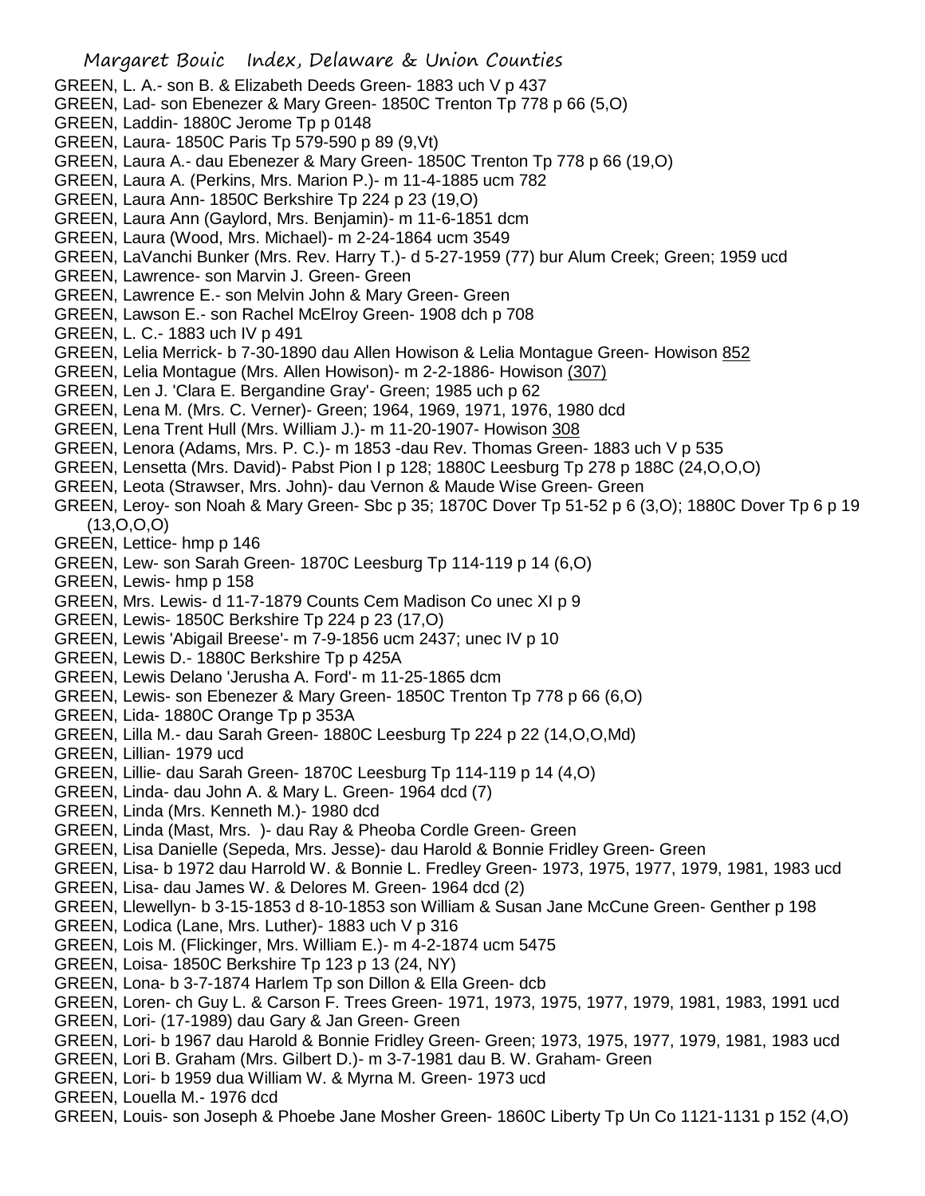GREEN, L. A.- son B. & Elizabeth Deeds Green- 1883 uch V p 437
GREEN, Lad- son Ebenezer & Mary Green- 1850C Trenton Tp 778 p 66 (5,O)
GREEN, Laddin- 1880C Jerome Tp p 0148
GREEN, Laura- 1850C Paris Tp 579-590 p 89 (9,Vt)
GREEN, Laura A.- dau Ebenezer & Mary Green- 1850C Trenton Tp 778 p 66 (19,O)
GREEN, Laura A. (Perkins, Mrs. Marion P.)- m 11-4-1885 ucm 782
GREEN, Laura Ann- 1850C Berkshire Tp 224 p 23 (19,O)
GREEN, Laura Ann (Gaylord, Mrs. Benjamin)- m 11-6-1851 dcm
GREEN, Laura (Wood, Mrs. Michael)- m 2-24-1864 ucm 3549
GREEN, LaVanchi Bunker (Mrs. Rev. Harry T.)- d 5-27-1959 (77) bur Alum Creek; Green; 1959 ucd
GREEN, Lawrence- son Marvin J. Green- Green
GREEN, Lawrence E.- son Melvin John & Mary Green- Green
GREEN, Lawson E.- son Rachel McElroy Green- 1908 dch p 708
GREEN, L. C.- 1883 uch IV p 491
GREEN, Lelia Merrick- b 7-30-1890 dau Allen Howison & Lelia Montague Green- Howison 852
GREEN, Lelia Montague (Mrs. Allen Howison)- m 2-2-1886- Howison (307)
GREEN, Len J. 'Clara E. Bergandine Gray'- Green; 1985 uch p 62
GREEN, Lena M. (Mrs. C. Verner)- Green; 1964, 1969, 1971, 1976, 1980 dcd
GREEN, Lena Trent Hull (Mrs. William J.)- m 11-20-1907- Howison 308
GREEN, Lenora (Adams, Mrs. P. C.)- m 1853 -dau Rev. Thomas Green- 1883 uch V p 535
GREEN, Lensetta (Mrs. David)- Pabst Pion I p 128; 1880C Leesburg Tp 278 p 188C (24,O,O,O)
GREEN, Leota (Strawser, Mrs. John)- dau Vernon & Maude Wise Green- Green
GREEN, Leroy- son Noah & Mary Green- Sbc p 35; 1870C Dover Tp 51-52 p 6 (3,O); 1880C Dover Tp 6 p 19 (13,O,O,O)
GREEN, Lettice- hmp p 146
GREEN, Lew- son Sarah Green- 1870C Leesburg Tp 114-119 p 14 (6,O)
GREEN, Lewis- hmp p 158
GREEN, Mrs. Lewis- d 11-7-1879 Counts Cem Madison Co unec XI p 9
GREEN, Lewis- 1850C Berkshire Tp 224 p 23 (17,O)
GREEN, Lewis 'Abigail Breese'- m 7-9-1856 ucm 2437; unec IV p 10
GREEN, Lewis D.- 1880C Berkshire Tp p 425A
GREEN, Lewis Delano 'Jerusha A. Ford'- m 11-25-1865 dcm
GREEN, Lewis- son Ebenezer & Mary Green- 1850C Trenton Tp 778 p 66 (6,O)
GREEN, Lida- 1880C Orange Tp p 353A
GREEN, Lilla M.- dau Sarah Green- 1880C Leesburg Tp 224 p 22 (14,O,O,Md)
GREEN, Lillian- 1979 ucd
GREEN, Lillie- dau Sarah Green- 1870C Leesburg Tp 114-119 p 14 (4,O)
GREEN, Linda- dau John A. & Mary L. Green- 1964 dcd (7)
GREEN, Linda (Mrs. Kenneth M.)- 1980 dcd
GREEN, Linda (Mast, Mrs. )- dau Ray & Pheoba Cordle Green- Green
GREEN, Lisa Danielle (Sepeda, Mrs. Jesse)- dau Harold & Bonnie Fridley Green- Green
GREEN, Lisa- b 1972 dau Harrold W. & Bonnie L. Fredley Green- 1973, 1975, 1977, 1979, 1981, 1983 ucd
GREEN, Lisa- dau James W. & Delores M. Green- 1964 dcd (2)
GREEN, Llewellyn- b 3-15-1853 d 8-10-1853 son William & Susan Jane McCune Green- Genther p 198
GREEN, Lodica (Lane, Mrs. Luther)- 1883 uch V p 316
GREEN, Lois M. (Flickinger, Mrs. William E.)- m 4-2-1874 ucm 5475
GREEN, Loisa- 1850C Berkshire Tp 123 p 13 (24, NY)
GREEN, Lona- b 3-7-1874 Harlem Tp son Dillon & Ella Green- dcb
GREEN, Loren- ch Guy L. & Carson F. Trees Green- 1971, 1973, 1975, 1977, 1979, 1981, 1983, 1991 ucd
GREEN, Lori- (17-1989) dau Gary & Jan Green- Green
GREEN, Lori- b 1967 dau Harold & Bonnie Fridley Green- Green; 1973, 1975, 1977, 1979, 1981, 1983 ucd
GREEN, Lori B. Graham (Mrs. Gilbert D.)- m 3-7-1981 dau B. W. Graham- Green
GREEN, Lori- b 1959 dua William W. & Myrna M. Green- 1973 ucd
GREEN, Louella M.- 1976 dcd
GREEN, Louis- son Joseph & Phoebe Jane Mosher Green- 1860C Liberty Tp Un Co 1121-1131 p 152 (4,O)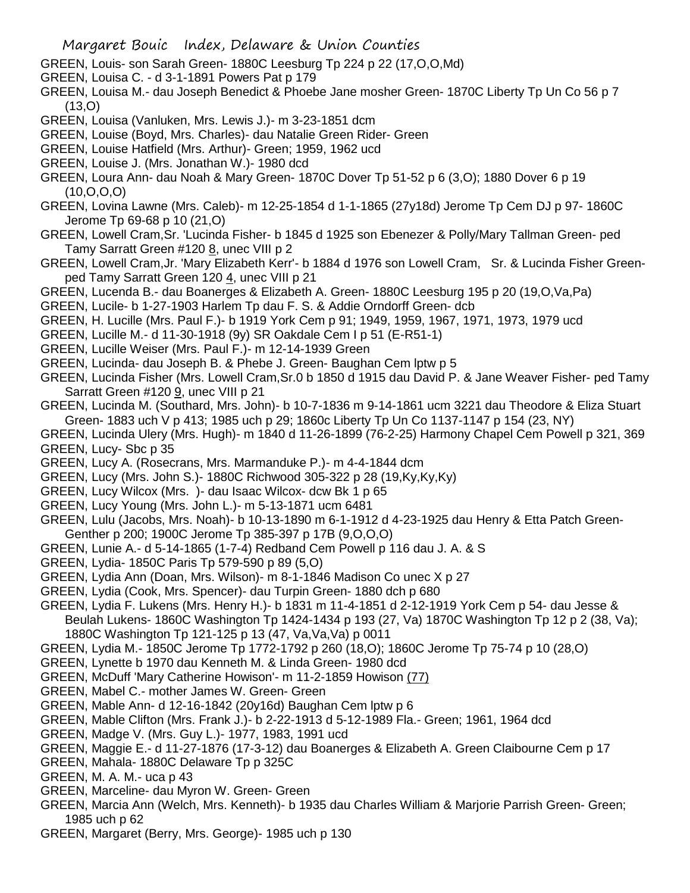GREEN, Louis- son Sarah Green- 1880C Leesburg Tp 224 p 22 (17,O,O,Md)

GREEN, Louisa C. - d 3-1-1891 Powers Pat p 179

GREEN, Louisa M.- dau Joseph Benedict & Phoebe Jane mosher Green- 1870C Liberty Tp Un Co 56 p 7 (13,O)

GREEN, Louisa (Vanluken, Mrs. Lewis J.)- m 3-23-1851 dcm

GREEN, Louise (Boyd, Mrs. Charles)- dau Natalie Green Rider- Green

GREEN, Louise Hatfield (Mrs. Arthur)- Green; 1959, 1962 ucd

GREEN, Louise J. (Mrs. Jonathan W.)- 1980 dcd

GREEN, Loura Ann- dau Noah & Mary Green- 1870C Dover Tp 51-52 p 6 (3,O); 1880 Dover 6 p 19 (10,O,O,O)

GREEN, Lovina Lawne (Mrs. Caleb)- m 12-25-1854 d 1-1-1865 (27y18d) Jerome Tp Cem DJ p 97- 1860C Jerome Tp 69-68 p 10 (21,O)

GREEN, Lowell Cram,Sr. 'Lucinda Fisher- b 1845 d 1925 son Ebenezer & Polly/Mary Tallman Green- ped Tamy Sarratt Green #120 8, unec VIII p 2

GREEN, Lowell Cram,Jr. 'Mary Elizabeth Kerr'- b 1884 d 1976 son Lowell Cram, Sr. & Lucinda Fisher Green- ped Tamy Sarratt Green 120 4, unec VIII p 21

GREEN, Lucenda B.- dau Boanerges & Elizabeth A. Green- 1880C Leesburg 195 p 20 (19,O,Va,Pa)

GREEN, Lucile- b 1-27-1903 Harlem Tp dau F. S. & Addie Orndorff Green- dcb

GREEN, H. Lucille (Mrs. Paul F.)- b 1919 York Cem p 91; 1949, 1959, 1967, 1971, 1973, 1979 ucd

GREEN, Lucille M.- d 11-30-1918 (9y) SR Oakdale Cem I p 51 (E-R51-1)

GREEN, Lucille Weiser (Mrs. Paul F.)- m 12-14-1939 Green

GREEN, Lucinda- dau Joseph B. & Phebe J. Green- Baughan Cem lptw p 5

GREEN, Lucinda Fisher (Mrs. Lowell Cram,Sr.0 b 1850 d 1915 dau David P. & Jane Weaver Fisher- ped Tamy Sarratt Green #120 9, unec VIII p 21

GREEN, Lucinda M. (Southard, Mrs. John)- b 10-7-1836 m 9-14-1861 ucm 3221 dau Theodore & Eliza Stuart Green- 1883 uch V p 413; 1985 uch p 29; 1860c Liberty Tp Un Co 1137-1147 p 154 (23, NY)

GREEN, Lucinda Ulery (Mrs. Hugh)- m 1840 d 11-26-1899 (76-2-25) Harmony Chapel Cem Powell p 321, 369

GREEN, Lucy- Sbc p 35

GREEN, Lucy A. (Rosecrans, Mrs. Marmanduke P.)- m 4-4-1844 dcm

GREEN, Lucy (Mrs. John S.)- 1880C Richwood 305-322 p 28 (19,Ky,Ky,Ky)

GREEN, Lucy Wilcox (Mrs. )- dau Isaac Wilcox- dcw Bk 1 p 65

GREEN, Lucy Young (Mrs. John L.)- m 5-13-1871 ucm 6481

GREEN, Lulu (Jacobs, Mrs. Noah)- b 10-13-1890 m 6-1-1912 d 4-23-1925 dau Henry & Etta Patch Green- Genther p 200; 1900C Jerome Tp 385-397 p 17B (9,O,O,O)

GREEN, Lunie A.- d 5-14-1865 (1-7-4) Redband Cem Powell p 116 dau J. A. & S

GREEN, Lydia- 1850C Paris Tp 579-590 p 89 (5,O)

GREEN, Lydia Ann (Doan, Mrs. Wilson)- m 8-1-1846 Madison Co unec X p 27

GREEN, Lydia (Cook, Mrs. Spencer)- dau Turpin Green- 1880 dch p 680

GREEN, Lydia F. Lukens (Mrs. Henry H.)- b 1831 m 11-4-1851 d 2-12-1919 York Cem p 54- dau Jesse & Beulah Lukens- 1860C Washington Tp 1424-1434 p 193 (27, Va) 1870C Washington Tp 12 p 2 (38, Va); 1880C Washington Tp 121-125 p 13 (47, Va,Va,Va) p 0011

GREEN, Lydia M.- 1850C Jerome Tp 1772-1792 p 260 (18,O); 1860C Jerome Tp 75-74 p 10 (28,O)

GREEN, Lynette b 1970 dau Kenneth M. & Linda Green- 1980 dcd

GREEN, McDuff 'Mary Catherine Howison'- m 11-2-1859 Howison (77)

GREEN, Mabel C.- mother James W. Green- Green

GREEN, Mable Ann- d 12-16-1842 (20y16d) Baughan Cem lptw p 6

GREEN, Mable Clifton (Mrs. Frank J.)- b 2-22-1913 d 5-12-1989 Fla.- Green; 1961, 1964 dcd

GREEN, Madge V. (Mrs. Guy L.)- 1977, 1983, 1991 ucd

GREEN, Maggie E.- d 11-27-1876 (17-3-12) dau Boanerges & Elizabeth A. Green Claibourne Cem p 17

GREEN, Mahala- 1880C Delaware Tp p 325C

GREEN, M. A. M.- uca p 43

GREEN, Marceline- dau Myron W. Green- Green

GREEN, Marcia Ann (Welch, Mrs. Kenneth)- b 1935 dau Charles William & Marjorie Parrish Green- Green; 1985 uch p 62

GREEN, Margaret (Berry, Mrs. George)- 1985 uch p 130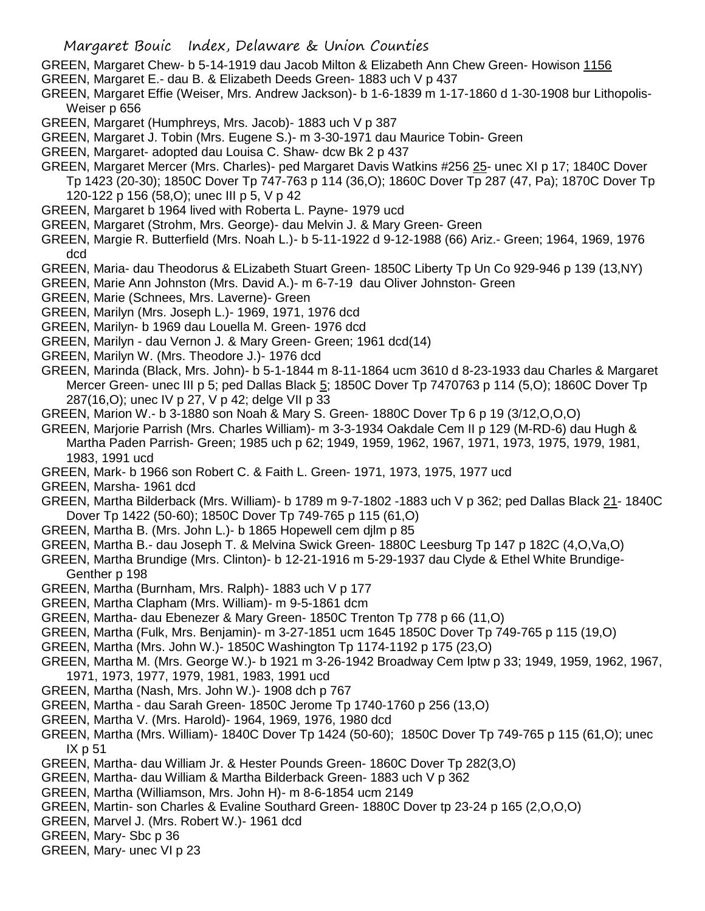GREEN, Margaret Chew- b 5-14-1919 dau Jacob Milton & Elizabeth Ann Chew Green- Howison 1156

GREEN, Margaret E.- dau B. & Elizabeth Deeds Green- 1883 uch V p 437

GREEN, Margaret Effie (Weiser, Mrs. Andrew Jackson)- b 1-6-1839 m 1-17-1860 d 1-30-1908 bur Lithopolis- Weiser p 656

GREEN, Margaret (Humphreys, Mrs. Jacob)- 1883 uch V p 387

GREEN, Margaret J. Tobin (Mrs. Eugene S.)- m 3-30-1971 dau Maurice Tobin- Green

GREEN, Margaret- adopted dau Louisa C. Shaw- dcw Bk 2 p 437

GREEN, Margaret Mercer (Mrs. Charles)- ped Margaret Davis Watkins #256 25- unec XI p 17; 1840C Dover Tp 1423 (20-30); 1850C Dover Tp 747-763 p 114 (36,O); 1860C Dover Tp 287 (47, Pa); 1870C Dover Tp 120-122 p 156 (58,O); unec III p 5, V p 42

GREEN, Margaret b 1964 lived with Roberta L. Payne- 1979 ucd

GREEN, Margaret (Strohm, Mrs. George)- dau Melvin J. & Mary Green- Green

GREEN, Margie R. Butterfield (Mrs. Noah L.)- b 5-11-1922 d 9-12-1988 (66) Ariz.- Green; 1964, 1969, 1976 dcd

GREEN, Maria- dau Theodorus & ELizabeth Stuart Green- 1850C Liberty Tp Un Co 929-946 p 139 (13,NY)

GREEN, Marie Ann Johnston (Mrs. David A.)- m 6-7-19 dau Oliver Johnston- Green

GREEN, Marie (Schnees, Mrs. Laverne)- Green

GREEN, Marilyn (Mrs. Joseph L.)- 1969, 1971, 1976 dcd

GREEN, Marilyn- b 1969 dau Louella M. Green- 1976 dcd

GREEN, Marilyn - dau Vernon J. & Mary Green- Green; 1961 dcd(14)

GREEN, Marilyn W. (Mrs. Theodore J.)- 1976 dcd

GREEN, Marinda (Black, Mrs. John)- b 5-1-1844 m 8-11-1864 ucm 3610 d 8-23-1933 dau Charles & Margaret Mercer Green- unec III p 5; ped Dallas Black 5; 1850C Dover Tp 7470763 p 114 (5,O); 1860C Dover Tp 287(16,O); unec IV p 27, V p 42; delge VII p 33

GREEN, Marion W.- b 3-1880 son Noah & Mary S. Green- 1880C Dover Tp 6 p 19 (3/12,O,O,O)

GREEN, Marjorie Parrish (Mrs. Charles William)- m 3-3-1934 Oakdale Cem II p 129 (M-RD-6) dau Hugh & Martha Paden Parrish- Green; 1985 uch p 62; 1949, 1959, 1962, 1967, 1971, 1973, 1975, 1979, 1981, 1983, 1991 ucd

GREEN, Mark- b 1966 son Robert C. & Faith L. Green- 1971, 1973, 1975, 1977 ucd

GREEN, Marsha- 1961 dcd

GREEN, Martha Bilderback (Mrs. William)- b 1789 m 9-7-1802 -1883 uch V p 362; ped Dallas Black 21- 1840C Dover Tp 1422 (50-60); 1850C Dover Tp 749-765 p 115 (61,O)

GREEN, Martha B. (Mrs. John L.)- b 1865 Hopewell cem djlm p 85

GREEN, Martha B.- dau Joseph T. & Melvina Swick Green- 1880C Leesburg Tp 147 p 182C (4,O,Va,O)

GREEN, Martha Brundige (Mrs. Clinton)- b 12-21-1916 m 5-29-1937 dau Clyde & Ethel White Brundige- Genther p 198

GREEN, Martha (Burnham, Mrs. Ralph)- 1883 uch V p 177

GREEN, Martha Clapham (Mrs. William)- m 9-5-1861 dcm

GREEN, Martha- dau Ebenezer & Mary Green- 1850C Trenton Tp 778 p 66 (11,O)

GREEN, Martha (Fulk, Mrs. Benjamin)- m 3-27-1851 ucm 1645 1850C Dover Tp 749-765 p 115 (19,O)

GREEN, Martha (Mrs. John W.)- 1850C Washington Tp 1174-1192 p 175 (23,O)

GREEN, Martha M. (Mrs. George W.)- b 1921 m 3-26-1942 Broadway Cem lptw p 33; 1949, 1959, 1962, 1967, 1971, 1973, 1977, 1979, 1981, 1983, 1991 ucd

GREEN, Martha (Nash, Mrs. John W.)- 1908 dch p 767

GREEN, Martha - dau Sarah Green- 1850C Jerome Tp 1740-1760 p 256 (13,O)

GREEN, Martha V. (Mrs. Harold)- 1964, 1969, 1976, 1980 dcd

GREEN, Martha (Mrs. William)- 1840C Dover Tp 1424 (50-60); 1850C Dover Tp 749-765 p 115 (61,O); unec IX p 51

GREEN, Martha- dau William Jr. & Hester Pounds Green- 1860C Dover Tp 282(3,O)

GREEN, Martha- dau William & Martha Bilderback Green- 1883 uch V p 362

GREEN, Martha (Williamson, Mrs. John H)- m 8-6-1854 ucm 2149

GREEN, Martin- son Charles & Evaline Southard Green- 1880C Dover tp 23-24 p 165 (2,O,O,O)

GREEN, Marvel J. (Mrs. Robert W.)- 1961 dcd

GREEN, Mary- Sbc p 36

GREEN, Mary- unec VI p 23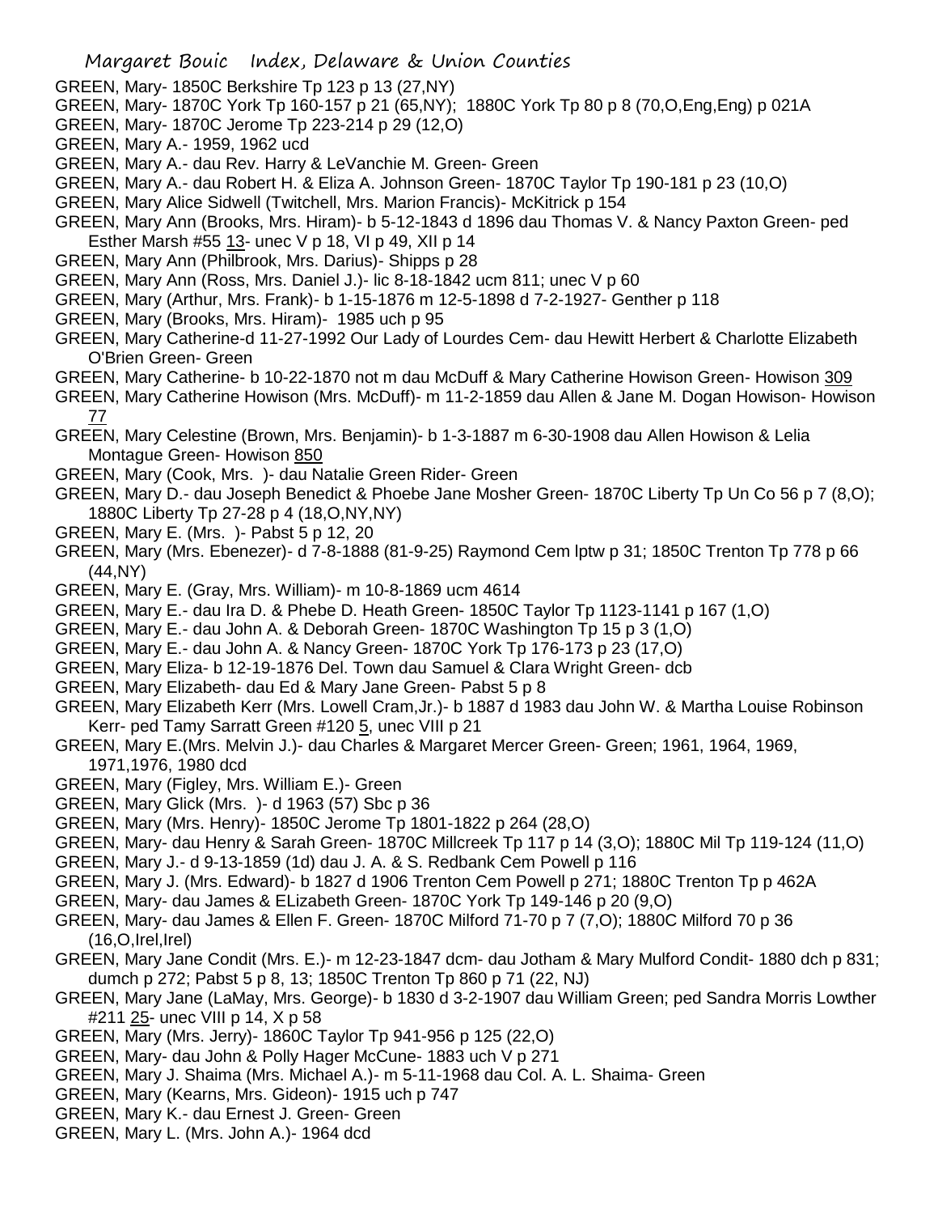GREEN, Mary- 1850C Berkshire Tp 123 p 13 (27,NY)
GREEN, Mary- 1870C York Tp 160-157 p 21 (65,NY); 1880C York Tp 80 p 8 (70,O,Eng,Eng) p 021A
GREEN, Mary- 1870C Jerome Tp 223-214 p 29 (12,O)
GREEN, Mary A.- 1959, 1962 ucd
GREEN, Mary A.- dau Rev. Harry & LeVanchie M. Green- Green
GREEN, Mary A.- dau Robert H. & Eliza A. Johnson Green- 1870C Taylor Tp 190-181 p 23 (10,O)
GREEN, Mary Alice Sidwell (Twitchell, Mrs. Marion Francis)- McKitrick p 154
GREEN, Mary Ann (Brooks, Mrs. Hiram)- b 5-12-1843 d 1896 dau Thomas V. & Nancy Paxton Green- ped Esther Marsh #55 13- unec V p 18, VI p 49, XII p 14
GREEN, Mary Ann (Philbrook, Mrs. Darius)- Shipps p 28
GREEN, Mary Ann (Ross, Mrs. Daniel J.)- lic 8-18-1842 ucm 811; unec V p 60
GREEN, Mary (Arthur, Mrs. Frank)- b 1-15-1876 m 12-5-1898 d 7-2-1927- Genther p 118
GREEN, Mary (Brooks, Mrs. Hiram)- 1985 uch p 95
GREEN, Mary Catherine-d 11-27-1992 Our Lady of Lourdes Cem- dau Hewitt Herbert & Charlotte Elizabeth O'Brien Green- Green
GREEN, Mary Catherine- b 10-22-1870 not m dau McDuff & Mary Catherine Howison Green- Howison 309
GREEN, Mary Catherine Howison (Mrs. McDuff)- m 11-2-1859 dau Allen & Jane M. Dogan Howison- Howison 77
GREEN, Mary Celestine (Brown, Mrs. Benjamin)- b 1-3-1887 m 6-30-1908 dau Allen Howison & Lelia Montague Green- Howison 850
GREEN, Mary (Cook, Mrs. )- dau Natalie Green Rider- Green
GREEN, Mary D.- dau Joseph Benedict & Phoebe Jane Mosher Green- 1870C Liberty Tp Un Co 56 p 7 (8,O); 1880C Liberty Tp 27-28 p 4 (18,O,NY,NY)
GREEN, Mary E. (Mrs. )- Pabst 5 p 12, 20
GREEN, Mary (Mrs. Ebenezer)- d 7-8-1888 (81-9-25) Raymond Cem lptw p 31; 1850C Trenton Tp 778 p 66 (44,NY)
GREEN, Mary E. (Gray, Mrs. William)- m 10-8-1869 ucm 4614
GREEN, Mary E.- dau Ira D. & Phebe D. Heath Green- 1850C Taylor Tp 1123-1141 p 167 (1,O)
GREEN, Mary E.- dau John A. & Deborah Green- 1870C Washington Tp 15 p 3 (1,O)
GREEN, Mary E.- dau John A. & Nancy Green- 1870C York Tp 176-173 p 23 (17,O)
GREEN, Mary Eliza- b 12-19-1876 Del. Town dau Samuel & Clara Wright Green- dcb
GREEN, Mary Elizabeth- dau Ed & Mary Jane Green- Pabst 5 p 8
GREEN, Mary Elizabeth Kerr (Mrs. Lowell Cram,Jr.)- b 1887 d 1983 dau John W. & Martha Louise Robinson Kerr- ped Tamy Sarratt Green #120 5, unec VIII p 21
GREEN, Mary E.(Mrs. Melvin J.)- dau Charles & Margaret Mercer Green- Green; 1961, 1964, 1969, 1971,1976, 1980 dcd
GREEN, Mary (Figley, Mrs. William E.)- Green
GREEN, Mary Glick (Mrs. )- d 1963 (57) Sbc p 36
GREEN, Mary (Mrs. Henry)- 1850C Jerome Tp 1801-1822 p 264 (28,O)
GREEN, Mary- dau Henry & Sarah Green- 1870C Millcreek Tp 117 p 14 (3,O); 1880C Mil Tp 119-124 (11,O)
GREEN, Mary J.- d 9-13-1859 (1d) dau J. A. & S. Redbank Cem Powell p 116
GREEN, Mary J. (Mrs. Edward)- b 1827 d 1906 Trenton Cem Powell p 271; 1880C Trenton Tp p 462A
GREEN, Mary- dau James & ELizabeth Green- 1870C York Tp 149-146 p 20 (9,O)
GREEN, Mary- dau James & Ellen F. Green- 1870C Milford 71-70 p 7 (7,O); 1880C Milford 70 p 36 (16,O,Irel,Irel)
GREEN, Mary Jane Condit (Mrs. E.)- m 12-23-1847 dcm- dau Jotham & Mary Mulford Condit- 1880 dch p 831; dumch p 272; Pabst 5 p 8, 13; 1850C Trenton Tp 860 p 71 (22, NJ)
GREEN, Mary Jane (LaMay, Mrs. George)- b 1830 d 3-2-1907 dau William Green; ped Sandra Morris Lowther #211 25- unec VIII p 14, X p 58
GREEN, Mary (Mrs. Jerry)- 1860C Taylor Tp 941-956 p 125 (22,O)
GREEN, Mary- dau John & Polly Hager McCune- 1883 uch V p 271
GREEN, Mary J. Shaima (Mrs. Michael A.)- m 5-11-1968 dau Col. A. L. Shaima- Green
GREEN, Mary (Kearns, Mrs. Gideon)- 1915 uch p 747
GREEN, Mary K.- dau Ernest J. Green- Green
GREEN, Mary L. (Mrs. John A.)- 1964 dcd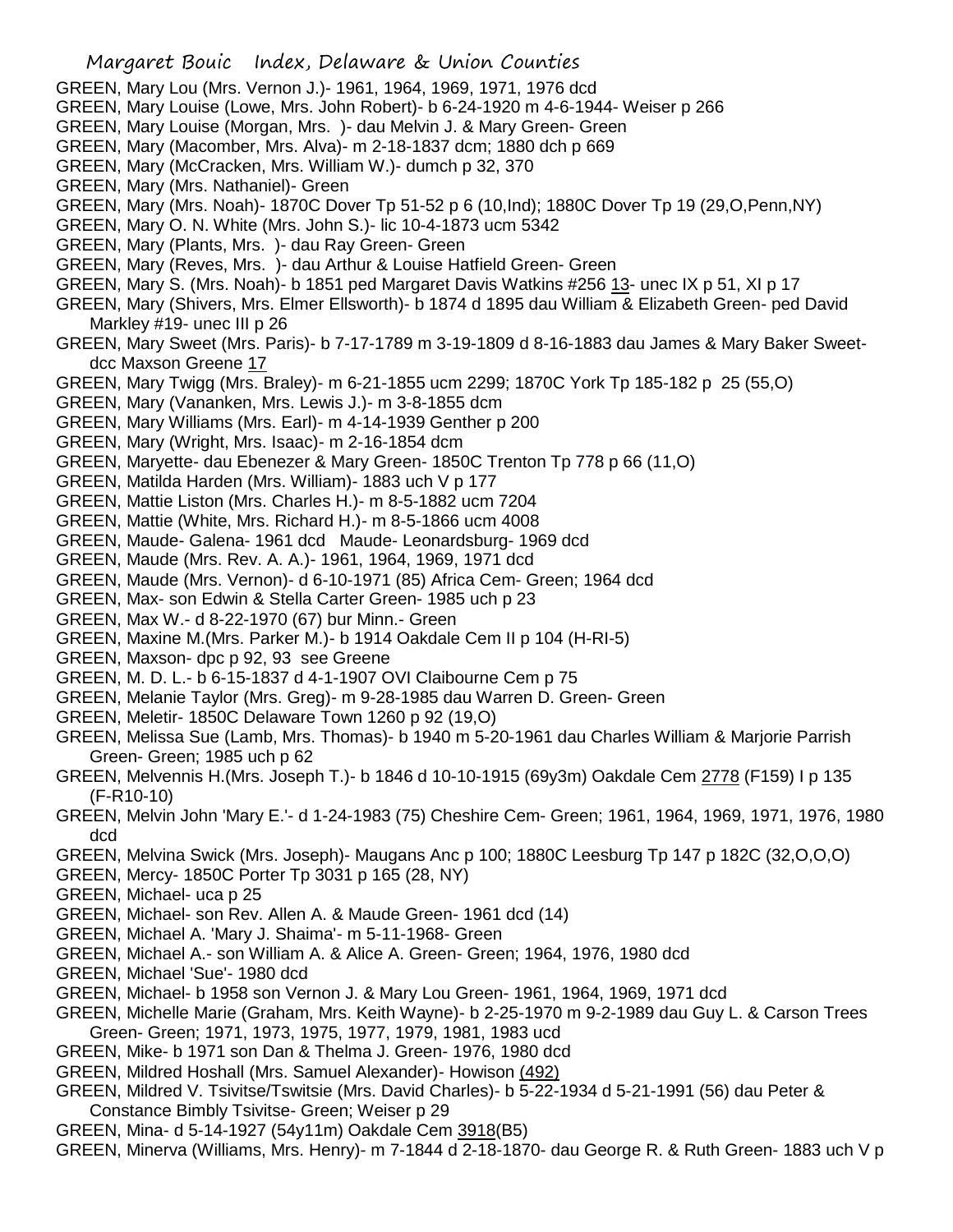GREEN, Mary Lou (Mrs. Vernon J.)- 1961, 1964, 1969, 1971, 1976 dcd

GREEN, Mary Louise (Lowe, Mrs. John Robert)- b 6-24-1920 m 4-6-1944- Weiser p 266

GREEN, Mary Louise (Morgan, Mrs. )- dau Melvin J. & Mary Green- Green

GREEN, Mary (Macomber, Mrs. Alva)- m 2-18-1837 dcm; 1880 dch p 669

GREEN, Mary (McCracken, Mrs. William W.)- dumch p 32, 370

GREEN, Mary (Mrs. Nathaniel)- Green

GREEN, Mary (Mrs. Noah)- 1870C Dover Tp 51-52 p 6 (10,Ind); 1880C Dover Tp 19 (29,O,Penn,NY)

GREEN, Mary O. N. White (Mrs. John S.)- lic 10-4-1873 ucm 5342

GREEN, Mary (Plants, Mrs. )- dau Ray Green- Green

GREEN, Mary (Reves, Mrs. )- dau Arthur & Louise Hatfield Green- Green

GREEN, Mary S. (Mrs. Noah)- b 1851 ped Margaret Davis Watkins #256 13- unec IX p 51, XI p 17

GREEN, Mary (Shivers, Mrs. Elmer Ellsworth)- b 1874 d 1895 dau William & Elizabeth Green- ped David Markley #19- unec III p 26

GREEN, Mary Sweet (Mrs. Paris)- b 7-17-1789 m 3-19-1809 d 8-16-1883 dau James & Mary Baker Sweet- dcc Maxson Greene 17

GREEN, Mary Twigg (Mrs. Braley)- m 6-21-1855 ucm 2299; 1870C York Tp 185-182 p 25 (55,O)

GREEN, Mary (Vananken, Mrs. Lewis J.)- m 3-8-1855 dcm

GREEN, Mary Williams (Mrs. Earl)- m 4-14-1939 Genther p 200

GREEN, Mary (Wright, Mrs. Isaac)- m 2-16-1854 dcm

GREEN, Maryette- dau Ebenezer & Mary Green- 1850C Trenton Tp 778 p 66 (11,O)

GREEN, Matilda Harden (Mrs. William)- 1883 uch V p 177

GREEN, Mattie Liston (Mrs. Charles H.)- m 8-5-1882 ucm 7204

GREEN, Mattie (White, Mrs. Richard H.)- m 8-5-1866 ucm 4008

GREEN, Maude- Galena- 1961 dcd Maude- Leonardsburg- 1969 dcd

GREEN, Maude (Mrs. Rev. A. A.)- 1961, 1964, 1969, 1971 dcd

GREEN, Maude (Mrs. Vernon)- d 6-10-1971 (85) Africa Cem- Green; 1964 dcd

GREEN, Max- son Edwin & Stella Carter Green- 1985 uch p 23

GREEN, Max W.- d 8-22-1970 (67) bur Minn.- Green

GREEN, Maxine M.(Mrs. Parker M.)- b 1914 Oakdale Cem II p 104 (H-RI-5)

GREEN, Maxson- dpc p 92, 93 see Greene

GREEN, M. D. L.- b 6-15-1837 d 4-1-1907 OVI Claibourne Cem p 75

GREEN, Melanie Taylor (Mrs. Greg)- m 9-28-1985 dau Warren D. Green- Green

GREEN, Meletir- 1850C Delaware Town 1260 p 92 (19,O)

GREEN, Melissa Sue (Lamb, Mrs. Thomas)- b 1940 m 5-20-1961 dau Charles William & Marjorie Parrish Green- Green; 1985 uch p 62

GREEN, Melvennis H.(Mrs. Joseph T.)- b 1846 d 10-10-1915 (69y3m) Oakdale Cem 2778 (F159) I p 135 (F-R10-10)

GREEN, Melvin John 'Mary E.'- d 1-24-1983 (75) Cheshire Cem- Green; 1961, 1964, 1969, 1971, 1976, 1980 dcd

GREEN, Melvina Swick (Mrs. Joseph)- Maugans Anc p 100; 1880C Leesburg Tp 147 p 182C (32,O,O,O)

GREEN, Mercy- 1850C Porter Tp 3031 p 165 (28, NY)

GREEN, Michael- uca p 25

GREEN, Michael- son Rev. Allen A. & Maude Green- 1961 dcd (14)

GREEN, Michael A. 'Mary J. Shaima'- m 5-11-1968- Green

GREEN, Michael A.- son William A. & Alice A. Green- Green; 1964, 1976, 1980 dcd

GREEN, Michael 'Sue'- 1980 dcd

GREEN, Michael- b 1958 son Vernon J. & Mary Lou Green- 1961, 1964, 1969, 1971 dcd

GREEN, Michelle Marie (Graham, Mrs. Keith Wayne)- b 2-25-1970 m 9-2-1989 dau Guy L. & Carson Trees Green- Green; 1971, 1973, 1975, 1977, 1979, 1981, 1983 ucd

GREEN, Mike- b 1971 son Dan & Thelma J. Green- 1976, 1980 dcd

GREEN, Mildred Hoshall (Mrs. Samuel Alexander)- Howison (492)

GREEN, Mildred V. Tsivitse/Tswitsie (Mrs. David Charles)- b 5-22-1934 d 5-21-1991 (56) dau Peter & Constance Bimbly Tsivitse- Green; Weiser p 29

GREEN, Mina- d 5-14-1927 (54y11m) Oakdale Cem 3918(B5)

GREEN, Minerva (Williams, Mrs. Henry)- m 7-1844 d 2-18-1870- dau George R. & Ruth Green- 1883 uch V p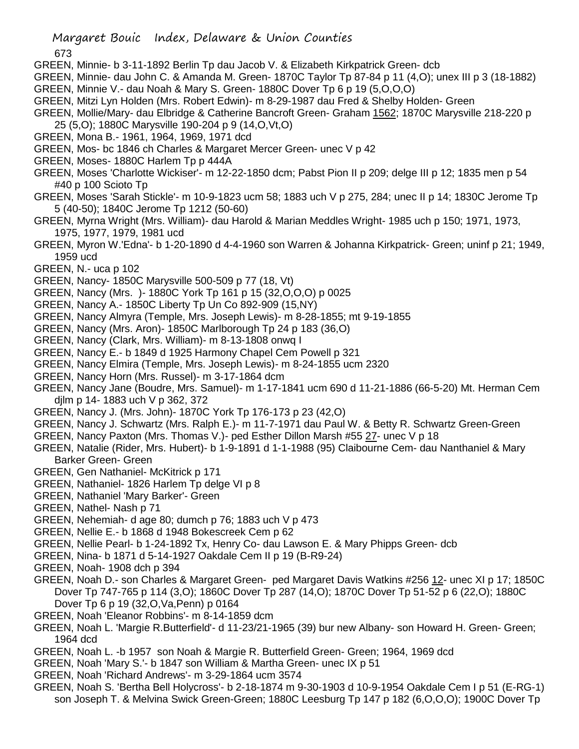GREEN, Minnie- b 3-11-1892 Berlin Tp dau Jacob V. & Elizabeth Kirkpatrick Green- dcb

GREEN, Minnie- dau John C. & Amanda M. Green- 1870C Taylor Tp 87-84 p 11 (4,O); unex III p 3 (18-1882)

GREEN, Minnie V.- dau Noah & Mary S. Green- 1880C Dover Tp 6 p 19 (5,O,O,O)

GREEN, Mitzi Lyn Holden (Mrs. Robert Edwin)- m 8-29-1987 dau Fred & Shelby Holden- Green

GREEN, Mollie/Mary- dau Elbridge & Catherine Bancroft Green- Graham 1562; 1870C Marysville 218-220 p 25 (5,O); 1880C Marysville 190-204 p 9 (14,O,Vt,O)

GREEN, Mona B.- 1961, 1964, 1969, 1971 dcd

GREEN, Mos- bc 1846 ch Charles & Margaret Mercer Green- unec V p 42

GREEN, Moses- 1880C Harlem Tp p 444A

GREEN, Moses 'Charlotte Wickiser'- m 12-22-1850 dcm; Pabst Pion II p 209; delge III p 12; 1835 men p 54 #40 p 100 Scioto Tp

GREEN, Moses 'Sarah Stickle'- m 10-9-1823 ucm 58; 1883 uch V p 275, 284; unec II p 14; 1830C Jerome Tp 5 (40-50); 1840C Jerome Tp 1212 (50-60)

GREEN, Myrna Wright (Mrs. William)- dau Harold & Marian Meddles Wright- 1985 uch p 150; 1971, 1973, 1975, 1977, 1979, 1981 ucd

GREEN, Myron W.'Edna'- b 1-20-1890 d 4-4-1960 son Warren & Johanna Kirkpatrick- Green; uninf p 21; 1949, 1959 ucd

GREEN, N.- uca p 102

GREEN, Nancy- 1850C Marysville 500-509 p 77 (18, Vt)

GREEN, Nancy (Mrs. )- 1880C York Tp 161 p 15 (32,O,O,O) p 0025

GREEN, Nancy A.- 1850C Liberty Tp Un Co 892-909 (15,NY)

GREEN, Nancy Almyra (Temple, Mrs. Joseph Lewis)- m 8-28-1855; mt 9-19-1855

GREEN, Nancy (Mrs. Aron)- 1850C Marlborough Tp 24 p 183 (36,O)

GREEN, Nancy (Clark, Mrs. William)- m 8-13-1808 onwq I

GREEN, Nancy E.- b 1849 d 1925 Harmony Chapel Cem Powell p 321

GREEN, Nancy Elmira (Temple, Mrs. Joseph Lewis)- m 8-24-1855 ucm 2320

GREEN, Nancy Horn (Mrs. Russel)- m 3-17-1864 dcm

GREEN, Nancy Jane (Boudre, Mrs. Samuel)- m 1-17-1841 ucm 690 d 11-21-1886 (66-5-20) Mt. Herman Cem djlm p 14- 1883 uch V p 362, 372

GREEN, Nancy J. (Mrs. John)- 1870C York Tp 176-173 p 23 (42,O)

GREEN, Nancy J. Schwartz (Mrs. Ralph E.)- m 11-7-1971 dau Paul W. & Betty R. Schwartz Green-Green

GREEN, Nancy Paxton (Mrs. Thomas V.)- ped Esther Dillon Marsh #55 27- unec V p 18

GREEN, Natalie (Rider, Mrs. Hubert)- b 1-9-1891 d 1-1-1988 (95) Claibourne Cem- dau Nanthaniel & Mary Barker Green- Green

GREEN, Gen Nathaniel- McKitrick p 171

GREEN, Nathaniel- 1826 Harlem Tp delge VI p 8

GREEN, Nathaniel 'Mary Barker'- Green

GREEN, Nathel- Nash p 71

GREEN, Nehemiah- d age 80; dumch p 76; 1883 uch V p 473

GREEN, Nellie E.- b 1868 d 1948 Bokescreek Cem p 62

GREEN, Nellie Pearl- b 1-24-1892 Tx, Henry Co- dau Lawson E. & Mary Phipps Green- dcb

GREEN, Nina- b 1871 d 5-14-1927 Oakdale Cem II p 19 (B-R9-24)

GREEN, Noah- 1908 dch p 394

GREEN, Noah D.- son Charles & Margaret Green- ped Margaret Davis Watkins #256 12- unec XI p 17; 1850C Dover Tp 747-765 p 114 (3,O); 1860C Dover Tp 287 (14,O); 1870C Dover Tp 51-52 p 6 (22,O); 1880C Dover Tp 6 p 19 (32,O,Va,Penn) p 0164

GREEN, Noah 'Eleanor Robbins'- m 8-14-1859 dcm

GREEN, Noah L. 'Margie R.Butterfield'- d 11-23/21-1965 (39) bur new Albany- son Howard H. Green- Green; 1964 dcd

GREEN, Noah L. -b 1957 son Noah & Margie R. Butterfield Green- Green; 1964, 1969 dcd

GREEN, Noah 'Mary S.'- b 1847 son William & Martha Green- unec IX p 51

GREEN, Noah 'Richard Andrews'- m 3-29-1864 ucm 3574

GREEN, Noah S. 'Bertha Bell Holycross'- b 2-18-1874 m 9-30-1903 d 10-9-1954 Oakdale Cem I p 51 (E-RG-1) son Joseph T. & Melvina Swick Green-Green; 1880C Leesburg Tp 147 p 182 (6,O,O,O); 1900C Dover Tp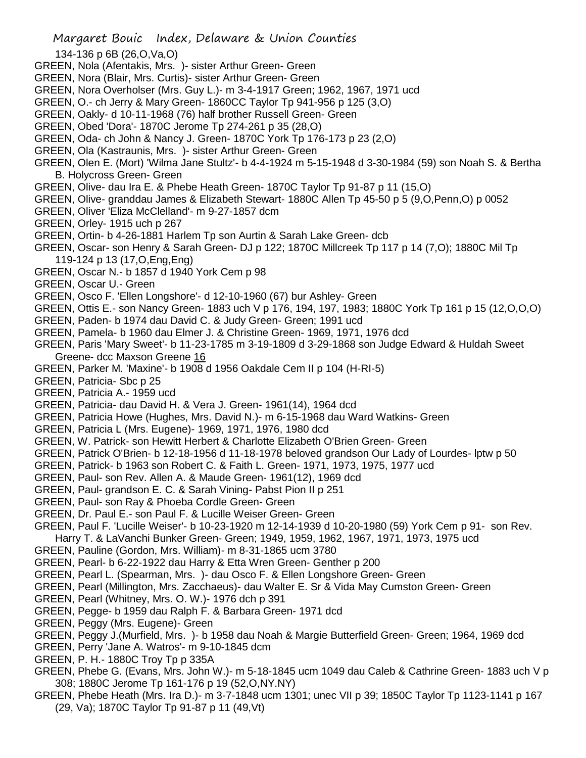134-136 p 6B (26,O,Va,O)

GREEN, Nola (Afentakis, Mrs. )- sister Arthur Green- Green

GREEN, Nora (Blair, Mrs. Curtis)- sister Arthur Green- Green

GREEN, Nora Overholser (Mrs. Guy L.)- m 3-4-1917 Green; 1962, 1967, 1971 ucd

GREEN, O.- ch Jerry & Mary Green- 1860CC Taylor Tp 941-956 p 125 (3,O)

GREEN, Oakly- d 10-11-1968 (76) half brother Russell Green- Green

GREEN, Obed 'Dora'- 1870C Jerome Tp 274-261 p 35 (28,O)

GREEN, Oda- ch John & Nancy J. Green- 1870C York Tp 176-173 p 23 (2,O)

GREEN, Ola (Kastraunis, Mrs. )- sister Arthur Green- Green

GREEN, Olen E. (Mort) 'Wilma Jane Stultz'- b 4-4-1924 m 5-15-1948 d 3-30-1984 (59) son Noah S. & Bertha B. Holycross Green- Green

GREEN, Olive- dau Ira E. & Phebe Heath Green- 1870C Taylor Tp 91-87 p 11 (15,O)

GREEN, Olive- granddau James & Elizabeth Stewart- 1880C Allen Tp 45-50 p 5 (9,O,Penn,O) p 0052

GREEN, Oliver 'Eliza McClelland'- m 9-27-1857 dcm

GREEN, Orley- 1915 uch p 267

GREEN, Ortin- b 4-26-1881 Harlem Tp son Aurtin & Sarah Lake Green- dcb

GREEN, Oscar- son Henry & Sarah Green- DJ p 122; 1870C Millcreek Tp 117 p 14 (7,O); 1880C Mil Tp 119-124 p 13 (17,O,Eng,Eng)

GREEN, Oscar N.- b 1857 d 1940 York Cem p 98

GREEN, Oscar U.- Green

GREEN, Osco F. 'Ellen Longshore'- d 12-10-1960 (67) bur Ashley- Green

GREEN, Ottis E.- son Nancy Green- 1883 uch V p 176, 194, 197, 1983; 1880C York Tp 161 p 15 (12,O,O,O)

GREEN, Paden- b 1974 dau David C. & Judy Green- Green; 1991 ucd

GREEN, Pamela- b 1960 dau Elmer J. & Christine Green- 1969, 1971, 1976 dcd

GREEN, Paris 'Mary Sweet'- b 11-23-1785 m 3-19-1809 d 3-29-1868 son Judge Edward & Huldah Sweet Greene- dcc Maxson Greene 16

GREEN, Parker M. 'Maxine'- b 1908 d 1956 Oakdale Cem II p 104 (H-RI-5)

GREEN, Patricia- Sbc p 25

GREEN, Patricia A.- 1959 ucd

GREEN, Patricia- dau David H. & Vera J. Green- 1961(14), 1964 dcd

GREEN, Patricia Howe (Hughes, Mrs. David N.)- m 6-15-1968 dau Ward Watkins- Green

GREEN, Patricia L (Mrs. Eugene)- 1969, 1971, 1976, 1980 dcd

GREEN, W. Patrick- son Hewitt Herbert & Charlotte Elizabeth O'Brien Green- Green

GREEN, Patrick O'Brien- b 12-18-1956 d 11-18-1978 beloved grandson Our Lady of Lourdes- lptw p 50

GREEN, Patrick- b 1963 son Robert C. & Faith L. Green- 1971, 1973, 1975, 1977 ucd

GREEN, Paul- son Rev. Allen A. & Maude Green- 1961(12), 1969 dcd

GREEN, Paul- grandson E. C. & Sarah Vining- Pabst Pion II p 251

GREEN, Paul- son Ray & Phoeba Cordle Green- Green

GREEN, Dr. Paul E.- son Paul F. & Lucille Weiser Green- Green

GREEN, Paul F. 'Lucille Weiser'- b 10-23-1920 m 12-14-1939 d 10-20-1980 (59) York Cem p 91- son Rev. Harry T. & LaVanchi Bunker Green- Green; 1949, 1959, 1962, 1967, 1971, 1973, 1975 ucd

GREEN, Pauline (Gordon, Mrs. William)- m 8-31-1865 ucm 3780

GREEN, Pearl- b 6-22-1922 dau Harry & Etta Wren Green- Genther p 200

GREEN, Pearl L. (Spearman, Mrs. )- dau Osco F. & Ellen Longshore Green- Green

GREEN, Pearl (Millington, Mrs. Zacchaeus)- dau Walter E. Sr & Vida May Cumston Green- Green

GREEN, Pearl (Whitney, Mrs. O. W.)- 1976 dch p 391

GREEN, Pegge- b 1959 dau Ralph F. & Barbara Green- 1971 dcd

GREEN, Peggy (Mrs. Eugene)- Green

GREEN, Peggy J.(Murfield, Mrs. )- b 1958 dau Noah & Margie Butterfield Green- Green; 1964, 1969 dcd

GREEN, Perry 'Jane A. Watros'- m 9-10-1845 dcm

GREEN, P. H.- 1880C Troy Tp p 335A

GREEN, Phebe G. (Evans, Mrs. John W.)- m 5-18-1845 ucm 1049 dau Caleb & Cathrine Green- 1883 uch V p 308; 1880C Jerome Tp 161-176 p 19 (52,O,NY.NY)

GREEN, Phebe Heath (Mrs. Ira D.)- m 3-7-1848 ucm 1301; unec VII p 39; 1850C Taylor Tp 1123-1141 p 167 (29, Va); 1870C Taylor Tp 91-87 p 11 (49,Vt)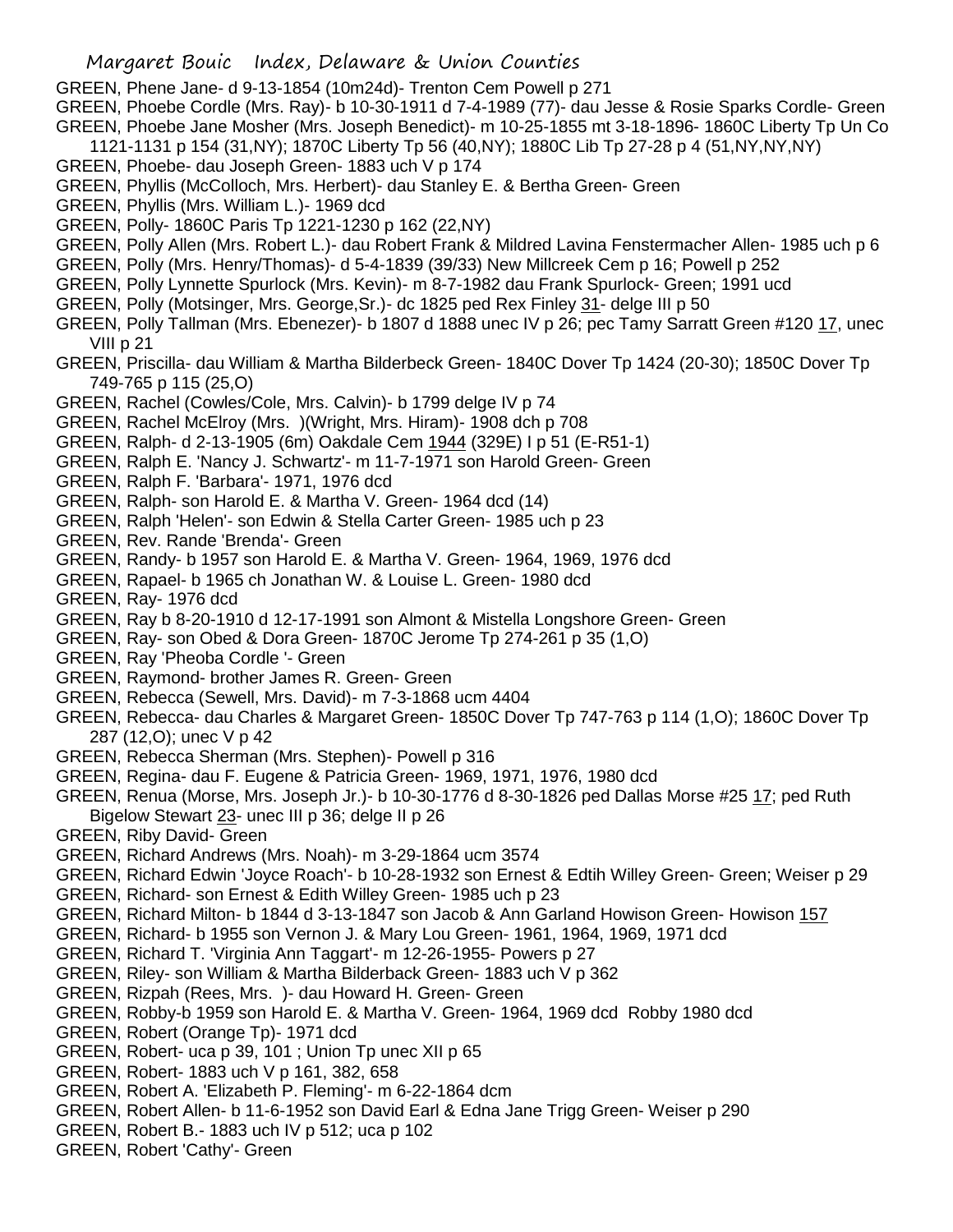GREEN, Phene Jane- d 9-13-1854 (10m24d)- Trenton Cem Powell p 271

GREEN, Phoebe Cordle (Mrs. Ray)- b 10-30-1911 d 7-4-1989 (77)- dau Jesse & Rosie Sparks Cordle- Green

GREEN, Phoebe Jane Mosher (Mrs. Joseph Benedict)- m 10-25-1855 mt 3-18-1896- 1860C Liberty Tp Un Co 1121-1131 p 154 (31,NY); 1870C Liberty Tp 56 (40,NY); 1880C Lib Tp 27-28 p 4 (51,NY,NY,NY)

GREEN, Phoebe- dau Joseph Green- 1883 uch V p 174

GREEN, Phyllis (McColloch, Mrs. Herbert)- dau Stanley E. & Bertha Green- Green

GREEN, Phyllis (Mrs. William L.)- 1969 dcd

GREEN, Polly- 1860C Paris Tp 1221-1230 p 162 (22,NY)

GREEN, Polly Allen (Mrs. Robert L.)- dau Robert Frank & Mildred Lavina Fenstermacher Allen- 1985 uch p 6

GREEN, Polly (Mrs. Henry/Thomas)- d 5-4-1839 (39/33) New Millcreek Cem p 16; Powell p 252

GREEN, Polly Lynnette Spurlock (Mrs. Kevin)- m 8-7-1982 dau Frank Spurlock- Green; 1991 ucd

GREEN, Polly (Motsinger, Mrs. George,Sr.)- dc 1825 ped Rex Finley 31- delge III p 50

GREEN, Polly Tallman (Mrs. Ebenezer)- b 1807 d 1888 unec IV p 26; pec Tamy Sarratt Green #120 17, unec VIII p 21

GREEN, Priscilla- dau William & Martha Bilderbeck Green- 1840C Dover Tp 1424 (20-30); 1850C Dover Tp 749-765 p 115 (25,O)

GREEN, Rachel (Cowles/Cole, Mrs. Calvin)- b 1799 delge IV p 74

GREEN, Rachel McElroy (Mrs. )(Wright, Mrs. Hiram)- 1908 dch p 708

GREEN, Ralph- d 2-13-1905 (6m) Oakdale Cem 1944 (329E) I p 51 (E-R51-1)

GREEN, Ralph E. 'Nancy J. Schwartz'- m 11-7-1971 son Harold Green- Green

GREEN, Ralph F. 'Barbara'- 1971, 1976 dcd

GREEN, Ralph- son Harold E. & Martha V. Green- 1964 dcd (14)

GREEN, Ralph 'Helen'- son Edwin & Stella Carter Green- 1985 uch p 23

GREEN, Rev. Rande 'Brenda'- Green

GREEN, Randy- b 1957 son Harold E. & Martha V. Green- 1964, 1969, 1976 dcd

GREEN, Rapael- b 1965 ch Jonathan W. & Louise L. Green- 1980 dcd

GREEN, Ray- 1976 dcd

GREEN, Ray b 8-20-1910 d 12-17-1991 son Almont & Mistella Longshore Green- Green

GREEN, Ray- son Obed & Dora Green- 1870C Jerome Tp 274-261 p 35 (1,O)

GREEN, Ray 'Pheoba Cordle '- Green

GREEN, Raymond- brother James R. Green- Green

GREEN, Rebecca (Sewell, Mrs. David)- m 7-3-1868 ucm 4404

GREEN, Rebecca- dau Charles & Margaret Green- 1850C Dover Tp 747-763 p 114 (1,O); 1860C Dover Tp 287 (12,O); unec V p 42

GREEN, Rebecca Sherman (Mrs. Stephen)- Powell p 316

GREEN, Regina- dau F. Eugene & Patricia Green- 1969, 1971, 1976, 1980 dcd

GREEN, Renua (Morse, Mrs. Joseph Jr.)- b 10-30-1776 d 8-30-1826 ped Dallas Morse #25 17; ped Ruth Bigelow Stewart 23- unec III p 36; delge II p 26

GREEN, Riby David- Green

GREEN, Richard Andrews (Mrs. Noah)- m 3-29-1864 ucm 3574

GREEN, Richard Edwin 'Joyce Roach'- b 10-28-1932 son Ernest & Edtih Willey Green- Green; Weiser p 29

GREEN, Richard- son Ernest & Edith Willey Green- 1985 uch p 23

GREEN, Richard Milton- b 1844 d 3-13-1847 son Jacob & Ann Garland Howison Green- Howison 157

GREEN, Richard- b 1955 son Vernon J. & Mary Lou Green- 1961, 1964, 1969, 1971 dcd

GREEN, Richard T. 'Virginia Ann Taggart'- m 12-26-1955- Powers p 27

GREEN, Riley- son William & Martha Bilderback Green- 1883 uch V p 362

GREEN, Rizpah (Rees, Mrs. )- dau Howard H. Green- Green

GREEN, Robby-b 1959 son Harold E. & Martha V. Green- 1964, 1969 dcd Robby 1980 dcd

GREEN, Robert (Orange Tp)- 1971 dcd

GREEN, Robert- uca p 39, 101 ; Union Tp unec XII p 65

GREEN, Robert- 1883 uch V p 161, 382, 658

GREEN, Robert A. 'Elizabeth P. Fleming'- m 6-22-1864 dcm

GREEN, Robert Allen- b 11-6-1952 son David Earl & Edna Jane Trigg Green- Weiser p 290

GREEN, Robert B.- 1883 uch IV p 512; uca p 102

GREEN, Robert 'Cathy'- Green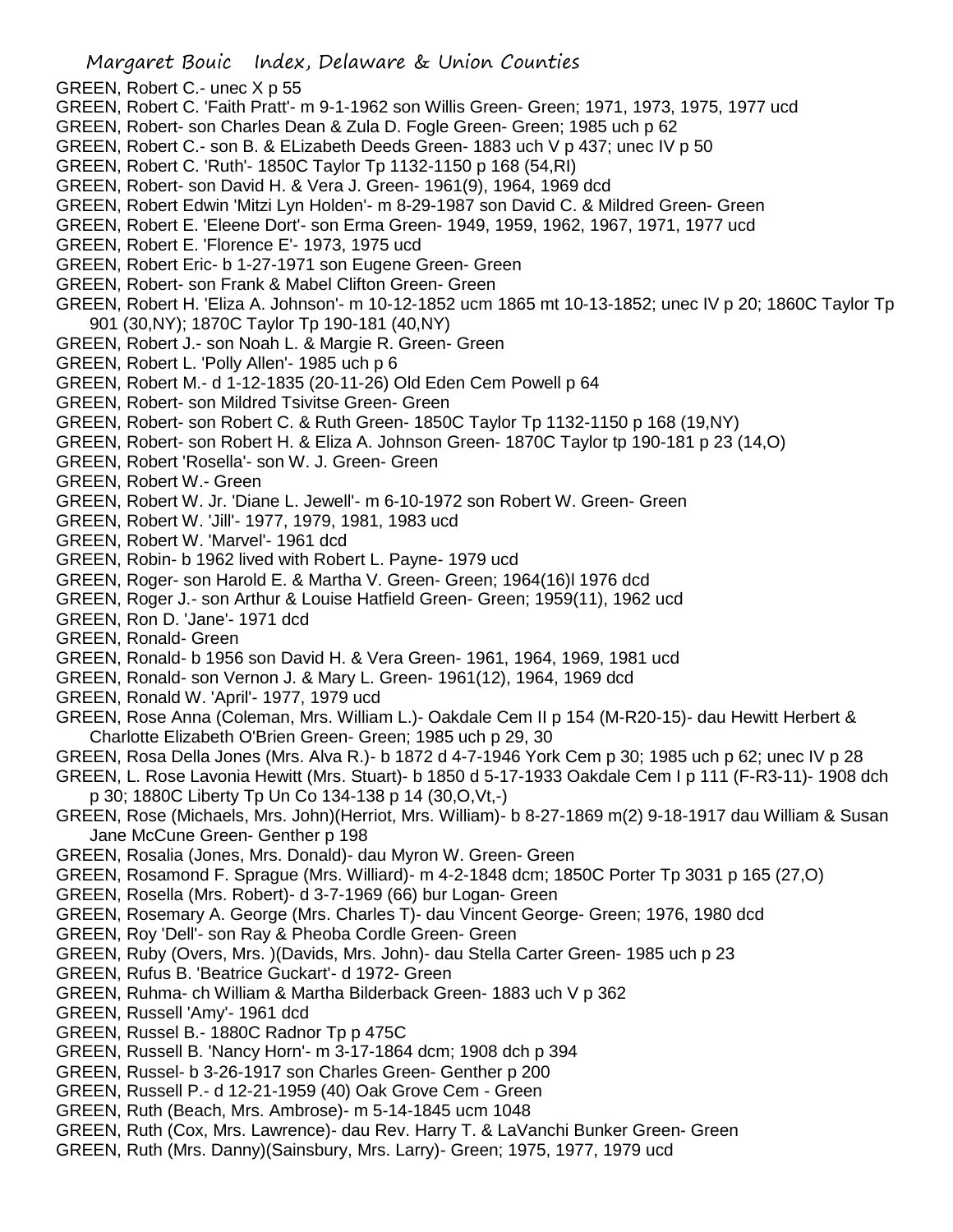GREEN, Robert C.- unec X p 55
GREEN, Robert C. 'Faith Pratt'- m 9-1-1962 son Willis Green- Green; 1971, 1973, 1975, 1977 ucd
GREEN, Robert- son Charles Dean & Zula D. Fogle Green- Green; 1985 uch p 62
GREEN, Robert C.- son B. & ELizabeth Deeds Green- 1883 uch V p 437; unec IV p 50
GREEN, Robert C. 'Ruth'- 1850C Taylor Tp 1132-1150 p 168 (54,RI)
GREEN, Robert- son David H. & Vera J. Green- 1961(9), 1964, 1969 dcd
GREEN, Robert Edwin 'Mitzi Lyn Holden'- m 8-29-1987 son David C. & Mildred Green- Green
GREEN, Robert E. 'Eleene Dort'- son Erma Green- 1949, 1959, 1962, 1967, 1971, 1977 ucd
GREEN, Robert E. 'Florence E'- 1973, 1975 ucd
GREEN, Robert Eric- b 1-27-1971 son Eugene Green- Green
GREEN, Robert- son Frank & Mabel Clifton Green- Green
GREEN, Robert H. 'Eliza A. Johnson'- m 10-12-1852 ucm 1865 mt 10-13-1852; unec IV p 20; 1860C Taylor Tp 901 (30,NY); 1870C Taylor Tp 190-181 (40,NY)
GREEN, Robert J.- son Noah L. & Margie R. Green- Green
GREEN, Robert L. 'Polly Allen'- 1985 uch p 6
GREEN, Robert M.- d 1-12-1835 (20-11-26) Old Eden Cem Powell p 64
GREEN, Robert- son Mildred Tsivitse Green- Green
GREEN, Robert- son Robert C. & Ruth Green- 1850C Taylor Tp 1132-1150 p 168 (19,NY)
GREEN, Robert- son Robert H. & Eliza A. Johnson Green- 1870C Taylor tp 190-181 p 23 (14,O)
GREEN, Robert 'Rosella'- son W. J. Green- Green
GREEN, Robert W.- Green
GREEN, Robert W. Jr. 'Diane L. Jewell'- m 6-10-1972 son Robert W. Green- Green
GREEN, Robert W. 'Jill'- 1977, 1979, 1981, 1983 ucd
GREEN, Robert W. 'Marvel'- 1961 dcd
GREEN, Robin- b 1962 lived with Robert L. Payne- 1979 ucd
GREEN, Roger- son Harold E. & Martha V. Green- Green; 1964(16)l 1976 dcd
GREEN, Roger J.- son Arthur & Louise Hatfield Green- Green; 1959(11), 1962 ucd
GREEN, Ron D. 'Jane'- 1971 dcd
GREEN, Ronald- Green
GREEN, Ronald- b 1956 son David H. & Vera Green- 1961, 1964, 1969, 1981 ucd
GREEN, Ronald- son Vernon J. & Mary L. Green- 1961(12), 1964, 1969 dcd
GREEN, Ronald W. 'April'- 1977, 1979 ucd
GREEN, Rose Anna (Coleman, Mrs. William L.)- Oakdale Cem II p 154 (M-R20-15)- dau Hewitt Herbert & Charlotte Elizabeth O'Brien Green- Green; 1985 uch p 29, 30
GREEN, Rosa Della Jones (Mrs. Alva R.)- b 1872 d 4-7-1946 York Cem p 30; 1985 uch p 62; unec IV p 28
GREEN, L. Rose Lavonia Hewitt (Mrs. Stuart)- b 1850 d 5-17-1933 Oakdale Cem I p 111 (F-R3-11)- 1908 dch p 30; 1880C Liberty Tp Un Co 134-138 p 14 (30,O,Vt,-)
GREEN, Rose (Michaels, Mrs. John)(Herriot, Mrs. William)- b 8-27-1869 m(2) 9-18-1917 dau William & Susan Jane McCune Green- Genther p 198
GREEN, Rosalia (Jones, Mrs. Donald)- dau Myron W. Green- Green
GREEN, Rosamond F. Sprague (Mrs. Williard)- m 4-2-1848 dcm; 1850C Porter Tp 3031 p 165 (27,O)
GREEN, Rosella (Mrs. Robert)- d 3-7-1969 (66) bur Logan- Green
GREEN, Rosemary A. George (Mrs. Charles T)- dau Vincent George- Green; 1976, 1980 dcd
GREEN, Roy 'Dell'- son Ray & Pheoba Cordle Green- Green
GREEN, Ruby (Overs, Mrs. )(Davids, Mrs. John)- dau Stella Carter Green- 1985 uch p 23
GREEN, Rufus B. 'Beatrice Guckart'- d 1972- Green
GREEN, Ruhma- ch William & Martha Bilderback Green- 1883 uch V p 362
GREEN, Russell 'Amy'- 1961 dcd
GREEN, Russel B.- 1880C Radnor Tp p 475C
GREEN, Russell B. 'Nancy Horn'- m 3-17-1864 dcm; 1908 dch p 394
GREEN, Russel- b 3-26-1917 son Charles Green- Genther p 200
GREEN, Russell P.- d 12-21-1959 (40) Oak Grove Cem - Green
GREEN, Ruth (Beach, Mrs. Ambrose)- m 5-14-1845 ucm 1048
GREEN, Ruth (Cox, Mrs. Lawrence)- dau Rev. Harry T. & LaVanchi Bunker Green- Green
GREEN, Ruth (Mrs. Danny)(Sainsbury, Mrs. Larry)- Green; 1975, 1977, 1979 ucd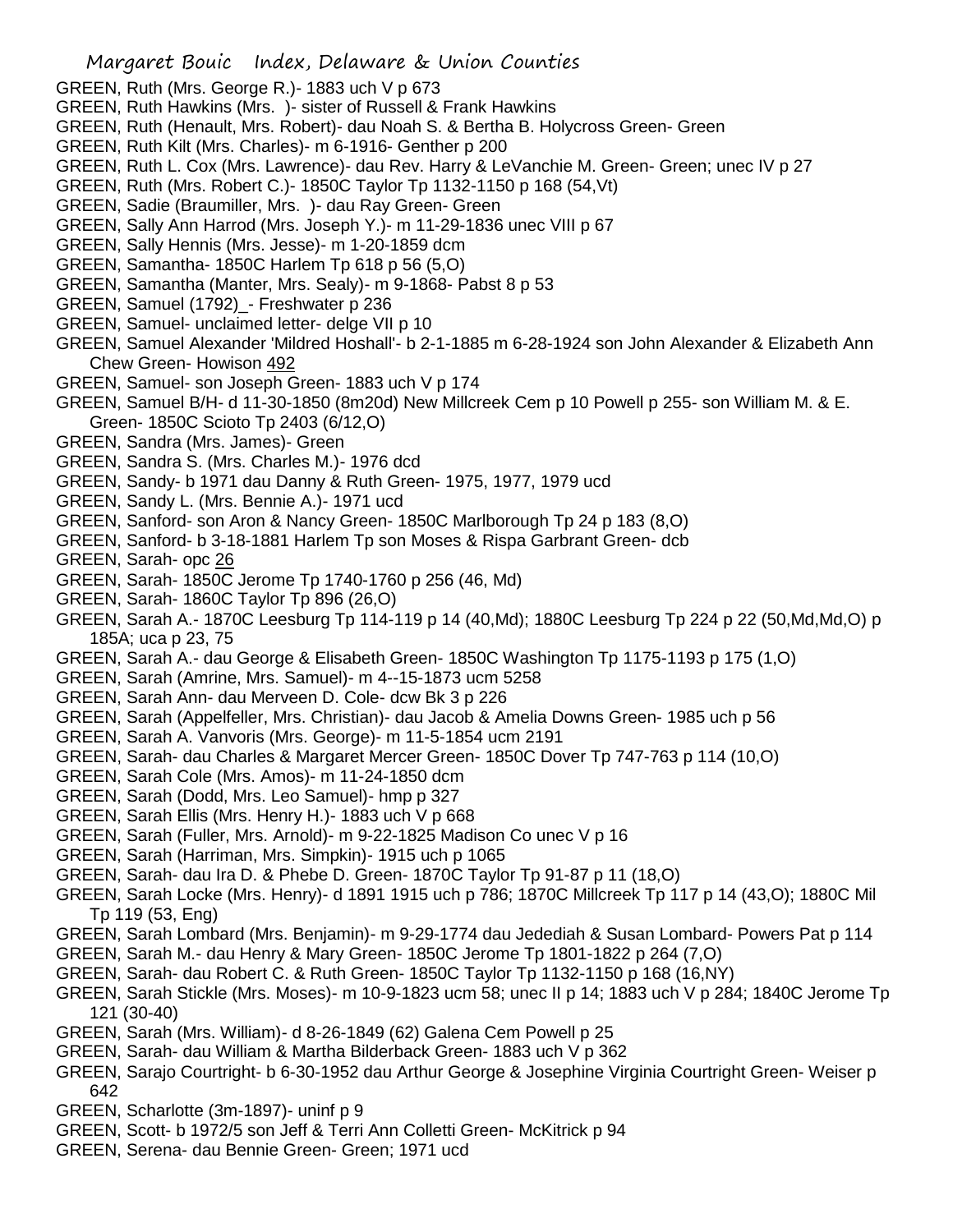GREEN, Ruth (Mrs. George R.)- 1883 uch V p 673

GREEN, Ruth Hawkins (Mrs. )- sister of Russell & Frank Hawkins

GREEN, Ruth (Henault, Mrs. Robert)- dau Noah S. & Bertha B. Holycross Green- Green

GREEN, Ruth Kilt (Mrs. Charles)- m 6-1916- Genther p 200

GREEN, Ruth L. Cox (Mrs. Lawrence)- dau Rev. Harry & LeVanchie M. Green- Green; unec IV p 27

GREEN, Ruth (Mrs. Robert C.)- 1850C Taylor Tp 1132-1150 p 168 (54,Vt)

GREEN, Sadie (Braumiller, Mrs. )- dau Ray Green- Green

GREEN, Sally Ann Harrod (Mrs. Joseph Y.)- m 11-29-1836 unec VIII p 67

GREEN, Sally Hennis (Mrs. Jesse)- m 1-20-1859 dcm

GREEN, Samantha- 1850C Harlem Tp 618 p 56 (5,O)

GREEN, Samantha (Manter, Mrs. Sealy)- m 9-1868- Pabst 8 p 53

GREEN, Samuel (1792)_- Freshwater p 236

GREEN, Samuel- unclaimed letter- delge VII p 10

GREEN, Samuel Alexander 'Mildred Hoshall'- b 2-1-1885 m 6-28-1924 son John Alexander & Elizabeth Ann Chew Green- Howison 492

GREEN, Samuel- son Joseph Green- 1883 uch V p 174

GREEN, Samuel B/H- d 11-30-1850 (8m20d) New Millcreek Cem p 10 Powell p 255- son William M. & E. Green- 1850C Scioto Tp 2403 (6/12,O)

GREEN, Sandra (Mrs. James)- Green

GREEN, Sandra S. (Mrs. Charles M.)- 1976 dcd

GREEN, Sandy- b 1971 dau Danny & Ruth Green- 1975, 1977, 1979 ucd

GREEN, Sandy L. (Mrs. Bennie A.)- 1971 ucd

GREEN, Sanford- son Aron & Nancy Green- 1850C Marlborough Tp 24 p 183 (8,O)

GREEN, Sanford- b 3-18-1881 Harlem Tp son Moses & Rispa Garbrant Green- dcb

GREEN, Sarah- opc 26

GREEN, Sarah- 1850C Jerome Tp 1740-1760 p 256 (46, Md)

GREEN, Sarah- 1860C Taylor Tp 896 (26,O)

GREEN, Sarah A.- 1870C Leesburg Tp 114-119 p 14 (40,Md); 1880C Leesburg Tp 224 p 22 (50,Md,Md,O) p 185A; uca p 23, 75

GREEN, Sarah A.- dau George & Elisabeth Green- 1850C Washington Tp 1175-1193 p 175 (1,O)

GREEN, Sarah (Amrine, Mrs. Samuel)- m 4--15-1873 ucm 5258

GREEN, Sarah Ann- dau Merveen D. Cole- dcw Bk 3 p 226

GREEN, Sarah (Appelfeller, Mrs. Christian)- dau Jacob & Amelia Downs Green- 1985 uch p 56

GREEN, Sarah A. Vanvoris (Mrs. George)- m 11-5-1854 ucm 2191

GREEN, Sarah- dau Charles & Margaret Mercer Green- 1850C Dover Tp 747-763 p 114 (10,O)

GREEN, Sarah Cole (Mrs. Amos)- m 11-24-1850 dcm

GREEN, Sarah (Dodd, Mrs. Leo Samuel)- hmp p 327

GREEN, Sarah Ellis (Mrs. Henry H.)- 1883 uch V p 668

GREEN, Sarah (Fuller, Mrs. Arnold)- m 9-22-1825 Madison Co unec V p 16

GREEN, Sarah (Harriman, Mrs. Simpkin)- 1915 uch p 1065

GREEN, Sarah- dau Ira D. & Phebe D. Green- 1870C Taylor Tp 91-87 p 11 (18,O)

GREEN, Sarah Locke (Mrs. Henry)- d 1891 1915 uch p 786; 1870C Millcreek Tp 117 p 14 (43,O); 1880C Mil Tp 119 (53, Eng)

GREEN, Sarah Lombard (Mrs. Benjamin)- m 9-29-1774 dau Jedediah & Susan Lombard- Powers Pat p 114

GREEN, Sarah M.- dau Henry & Mary Green- 1850C Jerome Tp 1801-1822 p 264 (7,O)

GREEN, Sarah- dau Robert C. & Ruth Green- 1850C Taylor Tp 1132-1150 p 168 (16,NY)

GREEN, Sarah Stickle (Mrs. Moses)- m 10-9-1823 ucm 58; unec II p 14; 1883 uch V p 284; 1840C Jerome Tp 121 (30-40)

GREEN, Sarah (Mrs. William)- d 8-26-1849 (62) Galena Cem Powell p 25

GREEN, Sarah- dau William & Martha Bilderback Green- 1883 uch V p 362

GREEN, Sarajo Courtright- b 6-30-1952 dau Arthur George & Josephine Virginia Courtright Green- Weiser p 642

GREEN, Scharlotte (3m-1897)- uninf p 9

GREEN, Scott- b 1972/5 son Jeff & Terri Ann Colletti Green- McKitrick p 94

GREEN, Serena- dau Bennie Green- Green; 1971 ucd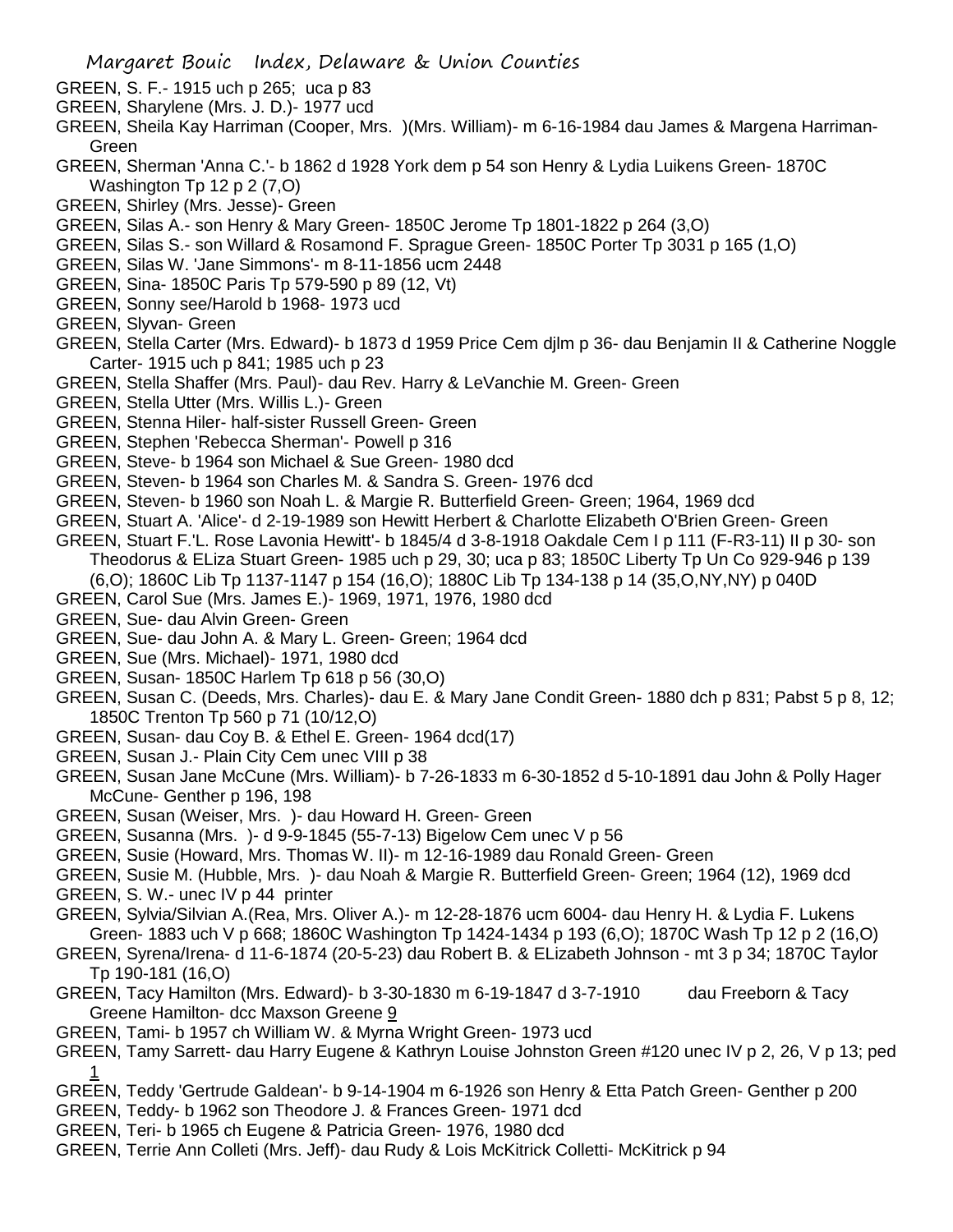GREEN, S. F.- 1915 uch p 265; uca p 83

GREEN, Sharylene (Mrs. J. D.)- 1977 ucd

GREEN, Sheila Kay Harriman (Cooper, Mrs. )(Mrs. William)- m 6-16-1984 dau James & Margena Harriman-Green

GREEN, Sherman 'Anna C.'- b 1862 d 1928 York dem p 54 son Henry & Lydia Luikens Green- 1870C Washington Tp 12 p 2 (7,O)

GREEN, Shirley (Mrs. Jesse)- Green

GREEN, Silas A.- son Henry & Mary Green- 1850C Jerome Tp 1801-1822 p 264 (3,O)

GREEN, Silas S.- son Willard & Rosamond F. Sprague Green- 1850C Porter Tp 3031 p 165 (1,O)

GREEN, Silas W. 'Jane Simmons'- m 8-11-1856 ucm 2448

GREEN, Sina- 1850C Paris Tp 579-590 p 89 (12, Vt)

GREEN, Sonny see/Harold b 1968- 1973 ucd

GREEN, Slyvan- Green

GREEN, Stella Carter (Mrs. Edward)- b 1873 d 1959 Price Cem djlm p 36- dau Benjamin II & Catherine Noggle Carter- 1915 uch p 841; 1985 uch p 23

GREEN, Stella Shaffer (Mrs. Paul)- dau Rev. Harry & LeVanchie M. Green- Green

GREEN, Stella Utter (Mrs. Willis L.)- Green

GREEN, Stenna Hiler- half-sister Russell Green- Green

GREEN, Stephen 'Rebecca Sherman'- Powell p 316

GREEN, Steve- b 1964 son Michael & Sue Green- 1980 dcd

GREEN, Steven- b 1964 son Charles M. & Sandra S. Green- 1976 dcd

GREEN, Steven- b 1960 son Noah L. & Margie R. Butterfield Green- Green; 1964, 1969 dcd

GREEN, Stuart A. 'Alice'- d 2-19-1989 son Hewitt Herbert & Charlotte Elizabeth O'Brien Green- Green

GREEN, Stuart F.'L. Rose Lavonia Hewitt'- b 1845/4 d 3-8-1918 Oakdale Cem I p 111 (F-R3-11) II p 30- son Theodorus & ELiza Stuart Green- 1985 uch p 29, 30; uca p 83; 1850C Liberty Tp Un Co 929-946 p 139 (6,O); 1860C Lib Tp 1137-1147 p 154 (16,O); 1880C Lib Tp 134-138 p 14 (35,O,NY,NY) p 040D

GREEN, Carol Sue (Mrs. James E.)- 1969, 1971, 1976, 1980 dcd

GREEN, Sue- dau Alvin Green- Green

GREEN, Sue- dau John A. & Mary L. Green- Green; 1964 dcd

GREEN, Sue (Mrs. Michael)- 1971, 1980 dcd

GREEN, Susan- 1850C Harlem Tp 618 p 56 (30,O)

GREEN, Susan C. (Deeds, Mrs. Charles)- dau E. & Mary Jane Condit Green- 1880 dch p 831; Pabst 5 p 8, 12; 1850C Trenton Tp 560 p 71 (10/12,O)

GREEN, Susan- dau Coy B. & Ethel E. Green- 1964 dcd(17)

GREEN, Susan J.- Plain City Cem unec VIII p 38

GREEN, Susan Jane McCune (Mrs. William)- b 7-26-1833 m 6-30-1852 d 5-10-1891 dau John & Polly Hager McCune- Genther p 196, 198

GREEN, Susan (Weiser, Mrs. )- dau Howard H. Green- Green

GREEN, Susanna (Mrs. )- d 9-9-1845 (55-7-13) Bigelow Cem unec V p 56

GREEN, Susie (Howard, Mrs. Thomas W. II)- m 12-16-1989 dau Ronald Green- Green

GREEN, Susie M. (Hubble, Mrs. )- dau Noah & Margie R. Butterfield Green- Green; 1964 (12), 1969 dcd

GREEN, S. W.- unec IV p 44 printer

GREEN, Sylvia/Silvian A.(Rea, Mrs. Oliver A.)- m 12-28-1876 ucm 6004- dau Henry H. & Lydia F. Lukens Green- 1883 uch V p 668; 1860C Washington Tp 1424-1434 p 193 (6,O); 1870C Wash Tp 12 p 2 (16,O)

GREEN, Syrena/Irena- d 11-6-1874 (20-5-23) dau Robert B. & ELizabeth Johnson - mt 3 p 34; 1870C Taylor Tp 190-181 (16,O)

GREEN, Tacy Hamilton (Mrs. Edward)- b 3-30-1830 m 6-19-1847 d 3-7-1910 dau Freeborn & Tacy Greene Hamilton- dcc Maxson Greene 9

GREEN, Tami- b 1957 ch William W. & Myrna Wright Green- 1973 ucd

GREEN, Tamy Sarrett- dau Harry Eugene & Kathryn Louise Johnston Green #120 unec IV p 2, 26, V p 13; ped 1

GREEN, Teddy 'Gertrude Galdean'- b 9-14-1904 m 6-1926 son Henry & Etta Patch Green- Genther p 200

GREEN, Teddy- b 1962 son Theodore J. & Frances Green- 1971 dcd

GREEN, Teri- b 1965 ch Eugene & Patricia Green- 1976, 1980 dcd

GREEN, Terrie Ann Colleti (Mrs. Jeff)- dau Rudy & Lois McKitrick Colletti- McKitrick p 94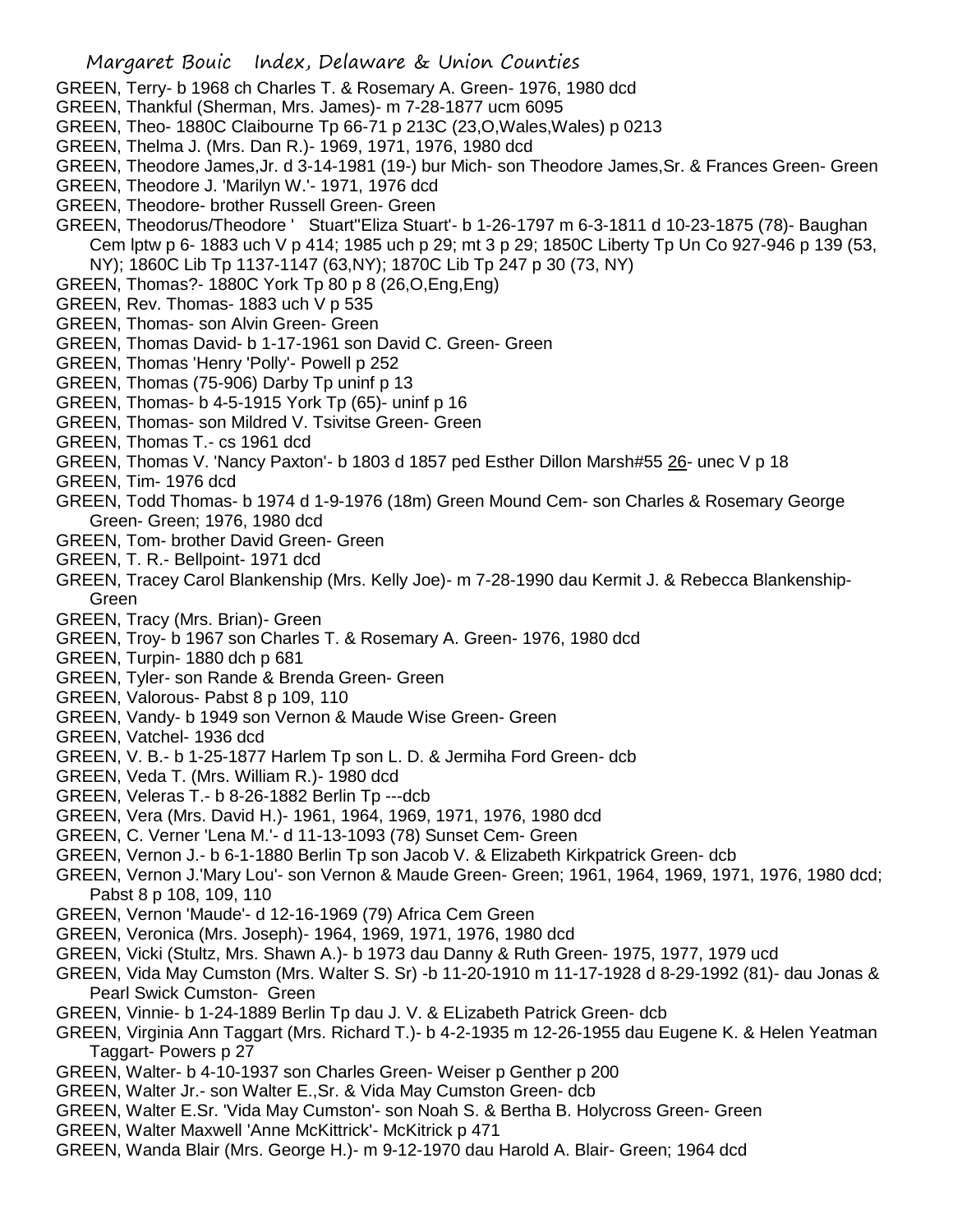GREEN, Terry- b 1968 ch Charles T. & Rosemary A. Green- 1976, 1980 dcd
GREEN, Thankful (Sherman, Mrs. James)- m 7-28-1877 ucm 6095
GREEN, Theo- 1880C Claibourne Tp 66-71 p 213C (23,O,Wales,Wales) p 0213
GREEN, Thelma J. (Mrs. Dan R.)- 1969, 1971, 1976, 1980 dcd
GREEN, Theodore James,Jr. d 3-14-1981 (19-) bur Mich- son Theodore James,Sr. & Frances Green- Green
GREEN, Theodore J. 'Marilyn W.'- 1971, 1976 dcd
GREEN, Theodore- brother Russell Green- Green
GREEN, Theodorus/Theodore ' Stuart''Eliza Stuart'- b 1-26-1797 m 6-3-1811 d 10-23-1875 (78)- Baughan Cem lptw p 6- 1883 uch V p 414; 1985 uch p 29; mt 3 p 29; 1850C Liberty Tp Un Co 927-946 p 139 (53, NY); 1860C Lib Tp 1137-1147 (63,NY); 1870C Lib Tp 247 p 30 (73, NY)
GREEN, Thomas?- 1880C York Tp 80 p 8 (26,O,Eng,Eng)
GREEN, Rev. Thomas- 1883 uch V p 535
GREEN, Thomas- son Alvin Green- Green
GREEN, Thomas David- b 1-17-1961 son David C. Green- Green
GREEN, Thomas 'Henry 'Polly'- Powell p 252
GREEN, Thomas (75-906) Darby Tp uninf p 13
GREEN, Thomas- b 4-5-1915 York Tp (65)- uninf p 16
GREEN, Thomas- son Mildred V. Tsivitse Green- Green
GREEN, Thomas T.- cs 1961 dcd
GREEN, Thomas V. 'Nancy Paxton'- b 1803 d 1857 ped Esther Dillon Marsh#55 26- unec V p 18
GREEN, Tim- 1976 dcd
GREEN, Todd Thomas- b 1974 d 1-9-1976 (18m) Green Mound Cem- son Charles & Rosemary George Green- Green; 1976, 1980 dcd
GREEN, Tom- brother David Green- Green
GREEN, T. R.- Bellpoint- 1971 dcd
GREEN, Tracey Carol Blankenship (Mrs. Kelly Joe)- m 7-28-1990 dau Kermit J. & Rebecca Blankenship- Green
GREEN, Tracy (Mrs. Brian)- Green
GREEN, Troy- b 1967 son Charles T. & Rosemary A. Green- 1976, 1980 dcd
GREEN, Turpin- 1880 dch p 681
GREEN, Tyler- son Rande & Brenda Green- Green
GREEN, Valorous- Pabst 8 p 109, 110
GREEN, Vandy- b 1949 son Vernon & Maude Wise Green- Green
GREEN, Vatchel- 1936 dcd
GREEN, V. B.- b 1-25-1877 Harlem Tp son L. D. & Jermiha Ford Green- dcb
GREEN, Veda T. (Mrs. William R.)- 1980 dcd
GREEN, Veleras T.- b 8-26-1882 Berlin Tp ---dcb
GREEN, Vera (Mrs. David H.)- 1961, 1964, 1969, 1971, 1976, 1980 dcd
GREEN, C. Verner 'Lena M.'- d 11-13-1093 (78) Sunset Cem- Green
GREEN, Vernon J.- b 6-1-1880 Berlin Tp son Jacob V. & Elizabeth Kirkpatrick Green- dcb
GREEN, Vernon J.'Mary Lou'- son Vernon & Maude Green- Green; 1961, 1964, 1969, 1971, 1976, 1980 dcd; Pabst 8 p 108, 109, 110
GREEN, Vernon 'Maude'- d 12-16-1969 (79) Africa Cem Green
GREEN, Veronica (Mrs. Joseph)- 1964, 1969, 1971, 1976, 1980 dcd
GREEN, Vicki (Stultz, Mrs. Shawn A.)- b 1973 dau Danny & Ruth Green- 1975, 1977, 1979 ucd
GREEN, Vida May Cumston (Mrs. Walter S. Sr) -b 11-20-1910 m 11-17-1928 d 8-29-1992 (81)- dau Jonas & Pearl Swick Cumston- Green
GREEN, Vinnie- b 1-24-1889 Berlin Tp dau J. V. & ELizabeth Patrick Green- dcb
GREEN, Virginia Ann Taggart (Mrs. Richard T.)- b 4-2-1935 m 12-26-1955 dau Eugene K. & Helen Yeatman Taggart- Powers p 27
GREEN, Walter- b 4-10-1937 son Charles Green- Weiser p Genther p 200
GREEN, Walter Jr.- son Walter E.,Sr. & Vida May Cumston Green- dcb
GREEN, Walter E.Sr. 'Vida May Cumston'- son Noah S. & Bertha B. Holycross Green- Green
GREEN, Walter Maxwell 'Anne McKittrick'- McKitrick p 471
GREEN, Wanda Blair (Mrs. George H.)- m 9-12-1970 dau Harold A. Blair- Green; 1964 dcd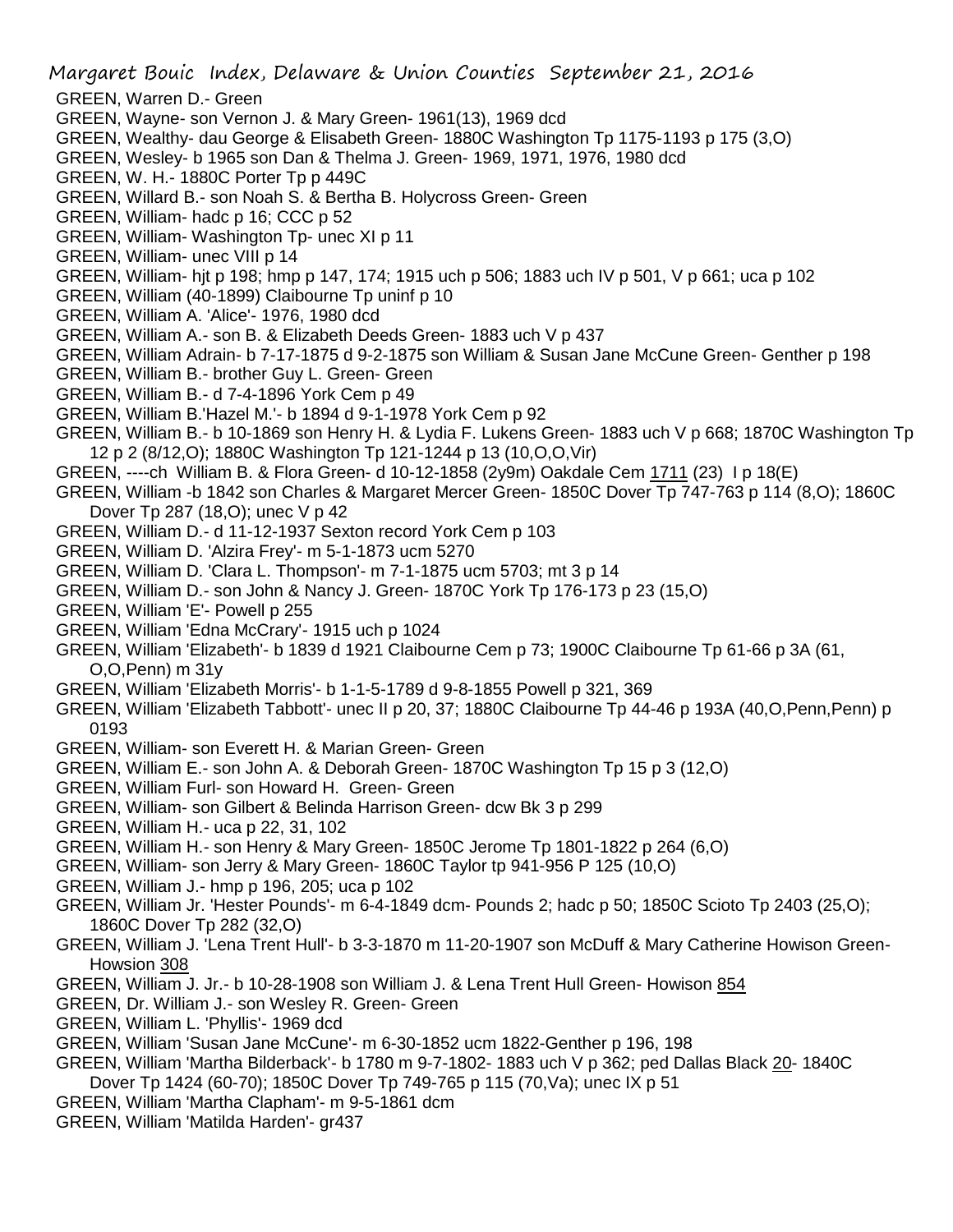GREEN, Warren D.- Green

GREEN, Wayne- son Vernon J. & Mary Green- 1961(13), 1969 dcd

GREEN, Wealthy- dau George & Elisabeth Green- 1880C Washington Tp 1175-1193 p 175 (3,O)

GREEN, Wesley- b 1965 son Dan & Thelma J. Green- 1969, 1971, 1976, 1980 dcd

GREEN, W. H.- 1880C Porter Tp p 449C

GREEN, Willard B.- son Noah S. & Bertha B. Holycross Green- Green

GREEN, William- hadc p 16; CCC p 52

GREEN, William- Washington Tp- unec XI p 11

GREEN, William- unec VIII p 14

GREEN, William- hjt p 198; hmp p 147, 174; 1915 uch p 506; 1883 uch IV p 501, V p 661; uca p 102

GREEN, William (40-1899) Claibourne Tp uninf p 10

GREEN, William A. 'Alice'- 1976, 1980 dcd

GREEN, William A.- son B. & Elizabeth Deeds Green- 1883 uch V p 437

GREEN, William Adrain- b 7-17-1875 d 9-2-1875 son William & Susan Jane McCune Green- Genther p 198

GREEN, William B.- brother Guy L. Green- Green

GREEN, William B.- d 7-4-1896 York Cem p 49

GREEN, William B.'Hazel M.'- b 1894 d 9-1-1978 York Cem p 92

GREEN, William B.- b 10-1869 son Henry H. & Lydia F. Lukens Green- 1883 uch V p 668; 1870C Washington Tp 12 p 2 (8/12,O); 1880C Washington Tp 121-1244 p 13 (10,O,O,Vir)

GREEN, ----ch William B. & Flora Green- d 10-12-1858 (2y9m) Oakdale Cem 1711 (23) I p 18(E)

GREEN, William -b 1842 son Charles & Margaret Mercer Green- 1850C Dover Tp 747-763 p 114 (8,O); 1860C Dover Tp 287 (18,O); unec V p 42

GREEN, William D.- d 11-12-1937 Sexton record York Cem p 103

GREEN, William D. 'Alzira Frey'- m 5-1-1873 ucm 5270

GREEN, William D. 'Clara L. Thompson'- m 7-1-1875 ucm 5703; mt 3 p 14

GREEN, William D.- son John & Nancy J. Green- 1870C York Tp 176-173 p 23 (15,O)

GREEN, William 'E'- Powell p 255

GREEN, William 'Edna McCrary'- 1915 uch p 1024

GREEN, William 'Elizabeth'- b 1839 d 1921 Claibourne Cem p 73; 1900C Claibourne Tp 61-66 p 3A (61, O,O,Penn) m 31y

GREEN, William 'Elizabeth Morris'- b 1-1-5-1789 d 9-8-1855 Powell p 321, 369

GREEN, William 'Elizabeth Tabbott'- unec II p 20, 37; 1880C Claibourne Tp 44-46 p 193A (40,O,Penn,Penn) p 0193

GREEN, William- son Everett H. & Marian Green- Green

GREEN, William E.- son John A. & Deborah Green- 1870C Washington Tp 15 p 3 (12,O)

GREEN, William Furl- son Howard H. Green- Green

GREEN, William- son Gilbert & Belinda Harrison Green- dcw Bk 3 p 299

GREEN, William H.- uca p 22, 31, 102

GREEN, William H.- son Henry & Mary Green- 1850C Jerome Tp 1801-1822 p 264 (6,O)

GREEN, William- son Jerry & Mary Green- 1860C Taylor tp 941-956 P 125 (10,O)

GREEN, William J.- hmp p 196, 205; uca p 102

GREEN, William Jr. 'Hester Pounds'- m 6-4-1849 dcm- Pounds 2; hadc p 50; 1850C Scioto Tp 2403 (25,O); 1860C Dover Tp 282 (32,O)

GREEN, William J. 'Lena Trent Hull'- b 3-3-1870 m 11-20-1907 son McDuff & Mary Catherine Howison Green- Howsion 308

GREEN, William J. Jr.- b 10-28-1908 son William J. & Lena Trent Hull Green- Howison 854

GREEN, Dr. William J.- son Wesley R. Green- Green

GREEN, William L. 'Phyllis'- 1969 dcd

GREEN, William 'Susan Jane McCune'- m 6-30-1852 ucm 1822-Genther p 196, 198

GREEN, William 'Martha Bilderback'- b 1780 m 9-7-1802- 1883 uch V p 362; ped Dallas Black 20- 1840C Dover Tp 1424 (60-70); 1850C Dover Tp 749-765 p 115 (70,Va); unec IX p 51

GREEN, William 'Martha Clapham'- m 9-5-1861 dcm

GREEN, William 'Matilda Harden'- gr437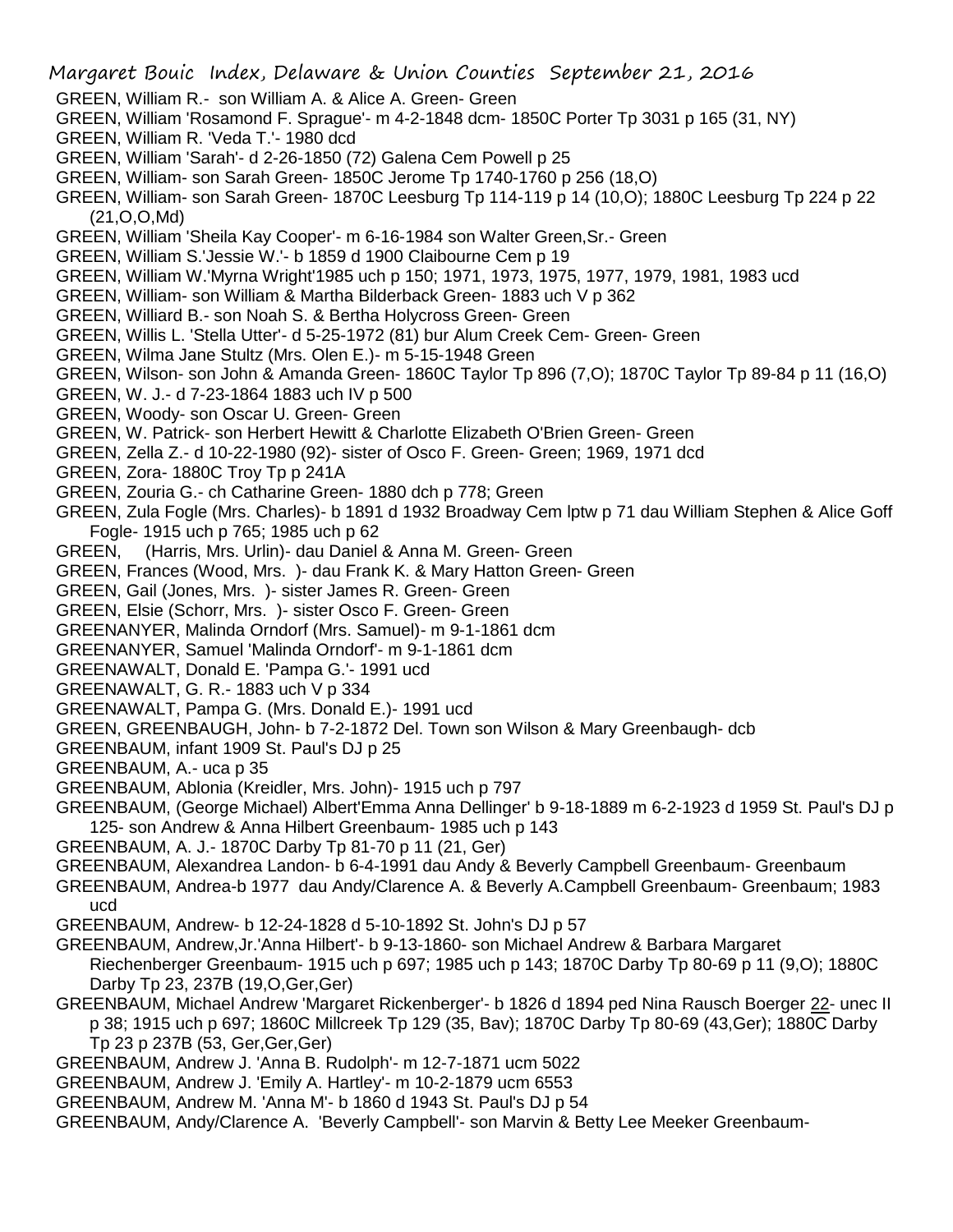GREEN, William R.- son William A. & Alice A. Green- Green

GREEN, William 'Rosamond F. Sprague'- m 4-2-1848 dcm- 1850C Porter Tp 3031 p 165 (31, NY)

GREEN, William R. 'Veda T.'- 1980 dcd

GREEN, William 'Sarah'- d 2-26-1850 (72) Galena Cem Powell p 25

GREEN, William- son Sarah Green- 1850C Jerome Tp 1740-1760 p 256 (18,O)

GREEN, William- son Sarah Green- 1870C Leesburg Tp 114-119 p 14 (10,O); 1880C Leesburg Tp 224 p 22 (21,O,O,Md)

GREEN, William 'Sheila Kay Cooper'- m 6-16-1984 son Walter Green,Sr.- Green

GREEN, William S.'Jessie W.'- b 1859 d 1900 Claibourne Cem p 19

GREEN, William W.'Myrna Wright'1985 uch p 150; 1971, 1973, 1975, 1977, 1979, 1981, 1983 ucd

GREEN, William- son William & Martha Bilderback Green- 1883 uch V p 362

GREEN, Williard B.- son Noah S. & Bertha Holycross Green- Green

GREEN, Willis L. 'Stella Utter'- d 5-25-1972 (81) bur Alum Creek Cem- Green- Green

GREEN, Wilma Jane Stultz (Mrs. Olen E.)- m 5-15-1948 Green

GREEN, Wilson- son John & Amanda Green- 1860C Taylor Tp 896 (7,O); 1870C Taylor Tp 89-84 p 11 (16,O)

GREEN, W. J.- d 7-23-1864 1883 uch IV p 500

GREEN, Woody- son Oscar U. Green- Green

GREEN, W. Patrick- son Herbert Hewitt & Charlotte Elizabeth O'Brien Green- Green

GREEN, Zella Z.- d 10-22-1980 (92)- sister of Osco F. Green- Green; 1969, 1971 dcd

GREEN, Zora- 1880C Troy Tp p 241A

GREEN, Zouria G.- ch Catharine Green- 1880 dch p 778; Green

GREEN, Zula Fogle (Mrs. Charles)- b 1891 d 1932 Broadway Cem lptw p 71 dau William Stephen & Alice Goff Fogle- 1915 uch p 765; 1985 uch p 62

GREEN, (Harris, Mrs. Urlin)- dau Daniel & Anna M. Green- Green

GREEN, Frances (Wood, Mrs. )- dau Frank K. & Mary Hatton Green- Green

GREEN, Gail (Jones, Mrs. )- sister James R. Green- Green

GREEN, Elsie (Schorr, Mrs. )- sister Osco F. Green- Green

GREENANYER, Malinda Orndorf (Mrs. Samuel)- m 9-1-1861 dcm

GREENANYER, Samuel 'Malinda Orndorf'- m 9-1-1861 dcm

GREENAWALT, Donald E. 'Pampa G.'- 1991 ucd

GREENAWALT, G. R.- 1883 uch V p 334

GREENAWALT, Pampa G. (Mrs. Donald E.)- 1991 ucd

GREEN, GREENBAUGH, John- b 7-2-1872 Del. Town son Wilson & Mary Greenbaugh- dcb

GREENBAUM, infant 1909 St. Paul's DJ p 25

GREENBAUM, A.- uca p 35

GREENBAUM, Ablonia (Kreidler, Mrs. John)- 1915 uch p 797

GREENBAUM, (George Michael) Albert'Emma Anna Dellinger' b 9-18-1889 m 6-2-1923 d 1959 St. Paul's DJ p 125- son Andrew & Anna Hilbert Greenbaum- 1985 uch p 143

GREENBAUM, A. J.- 1870C Darby Tp 81-70 p 11 (21, Ger)

GREENBAUM, Alexandrea Landon- b 6-4-1991 dau Andy & Beverly Campbell Greenbaum- Greenbaum

GREENBAUM, Andrea-b 1977 dau Andy/Clarence A. & Beverly A.Campbell Greenbaum- Greenbaum; 1983 ucd

GREENBAUM, Andrew- b 12-24-1828 d 5-10-1892 St. John's DJ p 57

GREENBAUM, Andrew,Jr.'Anna Hilbert'- b 9-13-1860- son Michael Andrew & Barbara Margaret Riechenberger Greenbaum- 1915 uch p 697; 1985 uch p 143; 1870C Darby Tp 80-69 p 11 (9,O); 1880C Darby Tp 23, 237B (19,O,Ger,Ger)

GREENBAUM, Michael Andrew 'Margaret Rickenberger'- b 1826 d 1894 ped Nina Rausch Boerger 22- unec II p 38; 1915 uch p 697; 1860C Millcreek Tp 129 (35, Bav); 1870C Darby Tp 80-69 (43,Ger); 1880C Darby Tp 23 p 237B (53, Ger,Ger,Ger)

GREENBAUM, Andrew J. 'Anna B. Rudolph'- m 12-7-1871 ucm 5022

GREENBAUM, Andrew J. 'Emily A. Hartley'- m 10-2-1879 ucm 6553

GREENBAUM, Andrew M. 'Anna M'- b 1860 d 1943 St. Paul's DJ p 54

GREENBAUM, Andy/Clarence A. 'Beverly Campbell'- son Marvin & Betty Lee Meeker Greenbaum-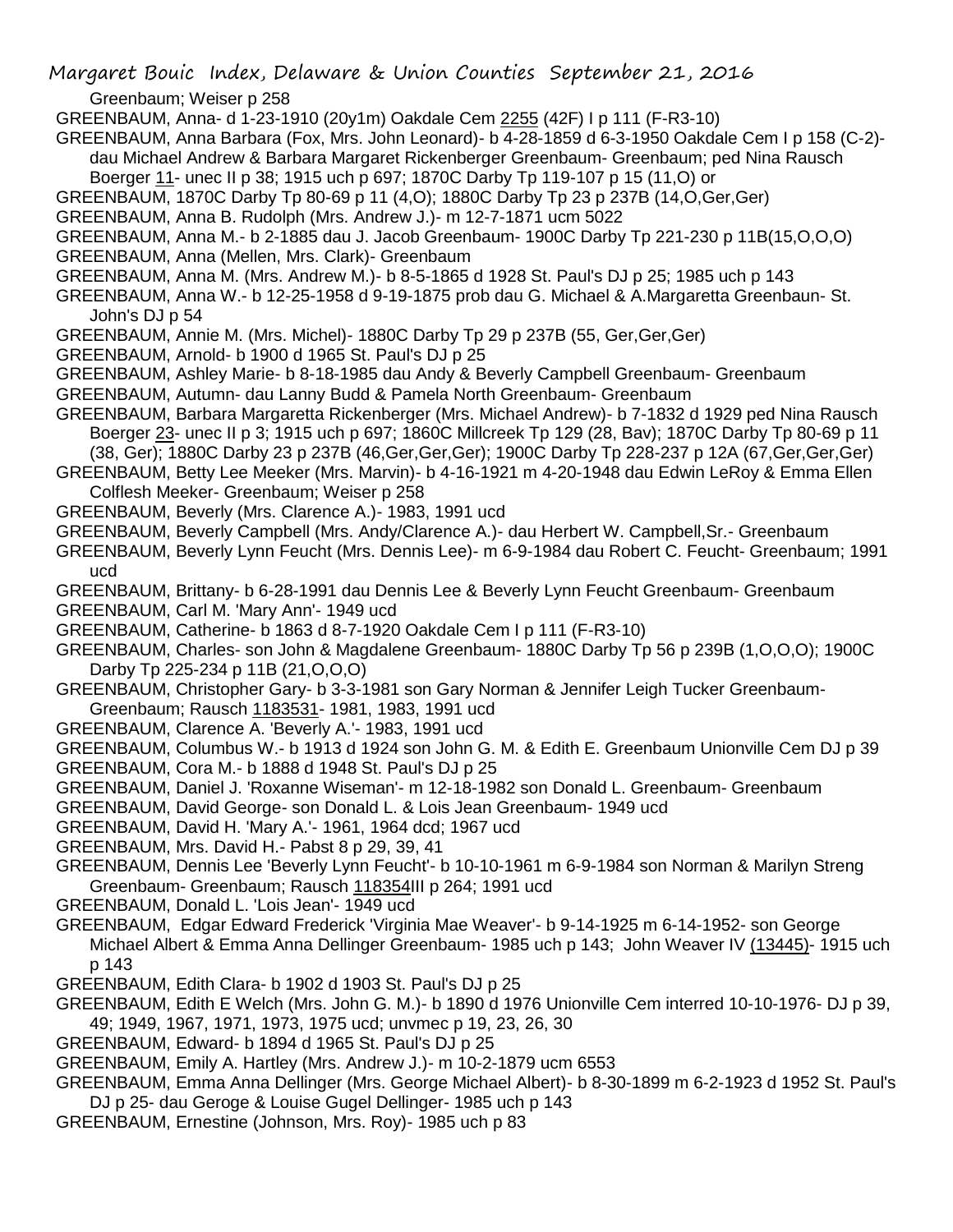Greenbaum; Weiser p 258

GREENBAUM, Anna- d 1-23-1910 (20y1m) Oakdale Cem 2255 (42F) I p 111 (F-R3-10)

GREENBAUM, Anna Barbara (Fox, Mrs. John Leonard)- b 4-28-1859 d 6-3-1950 Oakdale Cem I p 158 (C-2)- dau Michael Andrew & Barbara Margaret Rickenberger Greenbaum- Greenbaum; ped Nina Rausch Boerger 11- unec II p 38; 1915 uch p 697; 1870C Darby Tp 119-107 p 15 (11,O) or

GREENBAUM, 1870C Darby Tp 80-69 p 11 (4,O); 1880C Darby Tp 23 p 237B (14,O,Ger,Ger)

GREENBAUM, Anna B. Rudolph (Mrs. Andrew J.)- m 12-7-1871 ucm 5022

GREENBAUM, Anna M.- b 2-1885 dau J. Jacob Greenbaum- 1900C Darby Tp 221-230 p 11B(15,O,O,O)

GREENBAUM, Anna (Mellen, Mrs. Clark)- Greenbaum

GREENBAUM, Anna M. (Mrs. Andrew M.)- b 8-5-1865 d 1928 St. Paul's DJ p 25; 1985 uch p 143

GREENBAUM, Anna W.- b 12-25-1958 d 9-19-1875 prob dau G. Michael & A.Margaretta Greenbaun- St. John's DJ p 54

GREENBAUM, Annie M. (Mrs. Michel)- 1880C Darby Tp 29 p 237B (55, Ger,Ger,Ger)

GREENBAUM, Arnold- b 1900 d 1965 St. Paul's DJ p 25

GREENBAUM, Ashley Marie- b 8-18-1985 dau Andy & Beverly Campbell Greenbaum- Greenbaum

GREENBAUM, Autumn- dau Lanny Budd & Pamela North Greenbaum- Greenbaum

GREENBAUM, Barbara Margaretta Rickenberger (Mrs. Michael Andrew)- b 7-1832 d 1929 ped Nina Rausch Boerger 23- unec II p 3; 1915 uch p 697; 1860C Millcreek Tp 129 (28, Bav); 1870C Darby Tp 80-69 p 11 (38, Ger); 1880C Darby 23 p 237B (46,Ger,Ger,Ger); 1900C Darby Tp 228-237 p 12A (67,Ger,Ger,Ger)

GREENBAUM, Betty Lee Meeker (Mrs. Marvin)- b 4-16-1921 m 4-20-1948 dau Edwin LeRoy & Emma Ellen Colflesh Meeker- Greenbaum; Weiser p 258

GREENBAUM, Beverly (Mrs. Clarence A.)- 1983, 1991 ucd

GREENBAUM, Beverly Campbell (Mrs. Andy/Clarence A.)- dau Herbert W. Campbell,Sr.- Greenbaum

GREENBAUM, Beverly Lynn Feucht (Mrs. Dennis Lee)- m 6-9-1984 dau Robert C. Feucht- Greenbaum; 1991 ucd

GREENBAUM, Brittany- b 6-28-1991 dau Dennis Lee & Beverly Lynn Feucht Greenbaum- Greenbaum

GREENBAUM, Carl M. 'Mary Ann'- 1949 ucd

GREENBAUM, Catherine- b 1863 d 8-7-1920 Oakdale Cem I p 111 (F-R3-10)

GREENBAUM, Charles- son John & Magdalene Greenbaum- 1880C Darby Tp 56 p 239B (1,O,O,O); 1900C Darby Tp 225-234 p 11B (21,O,O,O)

GREENBAUM, Christopher Gary- b 3-3-1981 son Gary Norman & Jennifer Leigh Tucker Greenbaum- Greenbaum; Rausch 1183531- 1981, 1983, 1991 ucd

GREENBAUM, Clarence A. 'Beverly A.'- 1983, 1991 ucd

GREENBAUM, Columbus W.- b 1913 d 1924 son John G. M. & Edith E. Greenbaum Unionville Cem DJ p 39

GREENBAUM, Cora M.- b 1888 d 1948 St. Paul's DJ p 25

GREENBAUM, Daniel J. 'Roxanne Wiseman'- m 12-18-1982 son Donald L. Greenbaum- Greenbaum

GREENBAUM, David George- son Donald L. & Lois Jean Greenbaum- 1949 ucd

GREENBAUM, David H. 'Mary A.'- 1961, 1964 dcd; 1967 ucd

GREENBAUM, Mrs. David H.- Pabst 8 p 29, 39, 41

GREENBAUM, Dennis Lee 'Beverly Lynn Feucht'- b 10-10-1961 m 6-9-1984 son Norman & Marilyn Streng Greenbaum- Greenbaum; Rausch 118354III p 264; 1991 ucd

GREENBAUM, Donald L. 'Lois Jean'- 1949 ucd

GREENBAUM, Edgar Edward Frederick 'Virginia Mae Weaver'- b 9-14-1925 m 6-14-1952- son George Michael Albert & Emma Anna Dellinger Greenbaum- 1985 uch p 143; John Weaver IV (13445)- 1915 uch p 143

GREENBAUM, Edith Clara- b 1902 d 1903 St. Paul's DJ p 25

GREENBAUM, Edith E Welch (Mrs. John G. M.)- b 1890 d 1976 Unionville Cem interred 10-10-1976- DJ p 39, 49; 1949, 1967, 1971, 1973, 1975 ucd; unvmec p 19, 23, 26, 30

GREENBAUM, Edward- b 1894 d 1965 St. Paul's DJ p 25

GREENBAUM, Emily A. Hartley (Mrs. Andrew J.)- m 10-2-1879 ucm 6553

GREENBAUM, Emma Anna Dellinger (Mrs. George Michael Albert)- b 8-30-1899 m 6-2-1923 d 1952 St. Paul's DJ p 25- dau Geroge & Louise Gugel Dellinger- 1985 uch p 143

GREENBAUM, Ernestine (Johnson, Mrs. Roy)- 1985 uch p 83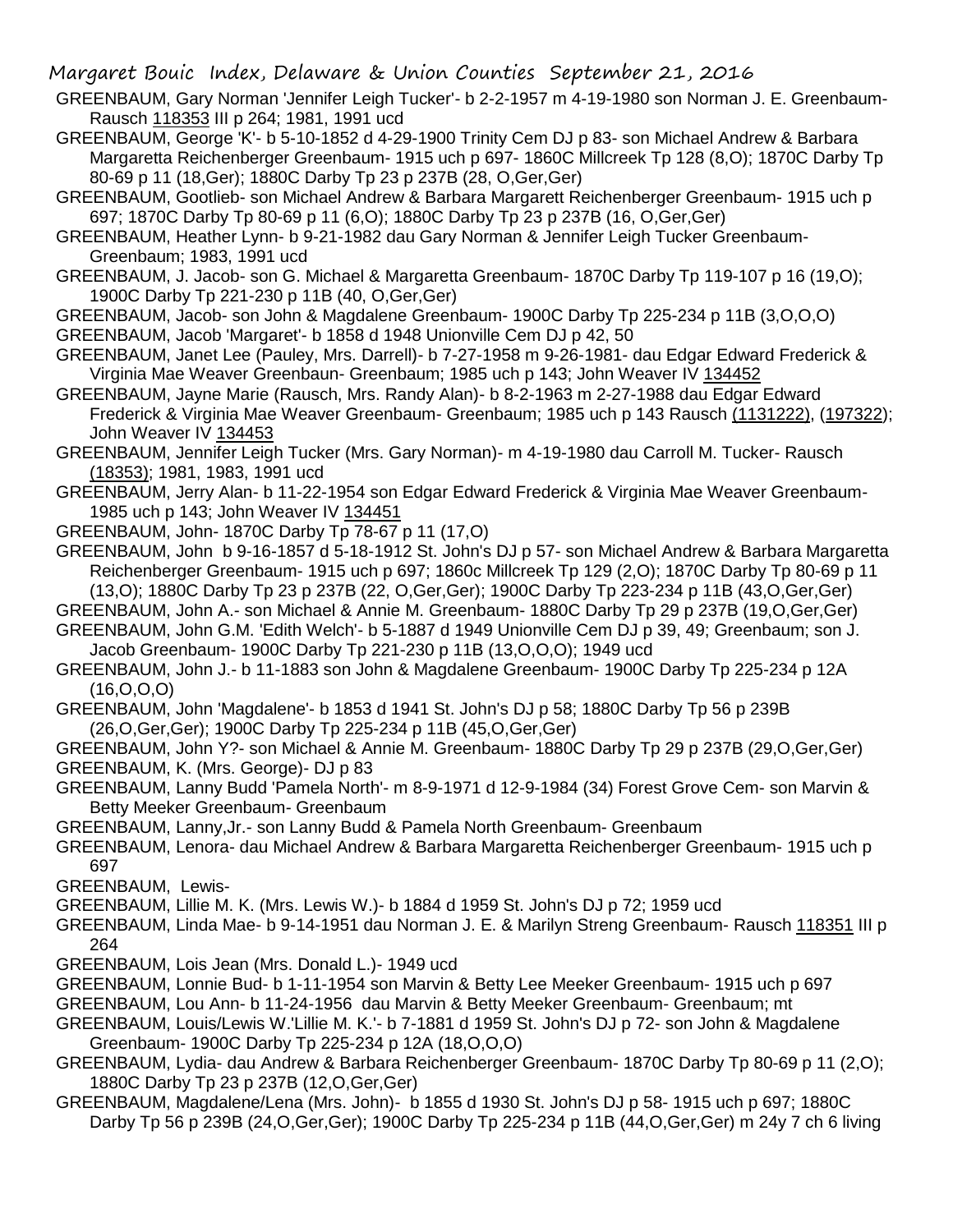GREENBAUM, Gary Norman 'Jennifer Leigh Tucker'- b 2-2-1957 m 4-19-1980 son Norman J. E. Greenbaum- Rausch 118353 III p 264; 1981, 1991 ucd

GREENBAUM, George 'K'- b 5-10-1852 d 4-29-1900 Trinity Cem DJ p 83- son Michael Andrew & Barbara Margaretta Reichenberger Greenbaum- 1915 uch p 697- 1860C Millcreek Tp 128 (8,O); 1870C Darby Tp 80-69 p 11 (18,Ger); 1880C Darby Tp 23 p 237B (28, O,Ger,Ger)

GREENBAUM, Gootlieb- son Michael Andrew & Barbara Margarett Reichenberger Greenbaum- 1915 uch p 697; 1870C Darby Tp 80-69 p 11 (6,O); 1880C Darby Tp 23 p 237B (16, O,Ger,Ger)

GREENBAUM, Heather Lynn- b 9-21-1982 dau Gary Norman & Jennifer Leigh Tucker Greenbaum- Greenbaum; 1983, 1991 ucd

GREENBAUM, J. Jacob- son G. Michael & Margaretta Greenbaum- 1870C Darby Tp 119-107 p 16 (19,O); 1900C Darby Tp 221-230 p 11B (40, O,Ger,Ger)

GREENBAUM, Jacob- son John & Magdalene Greenbaum- 1900C Darby Tp 225-234 p 11B (3,O,O,O)

GREENBAUM, Jacob 'Margaret'- b 1858 d 1948 Unionville Cem DJ p 42, 50

GREENBAUM, Janet Lee (Pauley, Mrs. Darrell)- b 7-27-1958 m 9-26-1981- dau Edgar Edward Frederick & Virginia Mae Weaver Greenbaun- Greenbaum; 1985 uch p 143; John Weaver IV 134452

GREENBAUM, Jayne Marie (Rausch, Mrs. Randy Alan)- b 8-2-1963 m 2-27-1988 dau Edgar Edward Frederick & Virginia Mae Weaver Greenbaum- Greenbaum; 1985 uch p 143 Rausch (1131222), (197322); John Weaver IV 134453

GREENBAUM, Jennifer Leigh Tucker (Mrs. Gary Norman)- m 4-19-1980 dau Carroll M. Tucker- Rausch (18353); 1981, 1983, 1991 ucd

GREENBAUM, Jerry Alan- b 11-22-1954 son Edgar Edward Frederick & Virginia Mae Weaver Greenbaum- 1985 uch p 143; John Weaver IV 134451

GREENBAUM, John- 1870C Darby Tp 78-67 p 11 (17,O)

GREENBAUM, John b 9-16-1857 d 5-18-1912 St. John's DJ p 57- son Michael Andrew & Barbara Margaretta Reichenberger Greenbaum- 1915 uch p 697; 1860c Millcreek Tp 129 (2,O); 1870C Darby Tp 80-69 p 11 (13,O); 1880C Darby Tp 23 p 237B (22, O,Ger,Ger); 1900C Darby Tp 223-234 p 11B (43,O,Ger,Ger)

GREENBAUM, John A.- son Michael & Annie M. Greenbaum- 1880C Darby Tp 29 p 237B (19,O,Ger,Ger)

GREENBAUM, John G.M. 'Edith Welch'- b 5-1887 d 1949 Unionville Cem DJ p 39, 49; Greenbaum; son J. Jacob Greenbaum- 1900C Darby Tp 221-230 p 11B (13,O,O,O); 1949 ucd

GREENBAUM, John J.- b 11-1883 son John & Magdalene Greenbaum- 1900C Darby Tp 225-234 p 12A (16,O,O,O)

GREENBAUM, John 'Magdalene'- b 1853 d 1941 St. John's DJ p 58; 1880C Darby Tp 56 p 239B (26,O,Ger,Ger); 1900C Darby Tp 225-234 p 11B (45,O,Ger,Ger)

GREENBAUM, John Y?- son Michael & Annie M. Greenbaum- 1880C Darby Tp 29 p 237B (29,O,Ger,Ger)

GREENBAUM, K. (Mrs. George)- DJ p 83

GREENBAUM, Lanny Budd 'Pamela North'- m 8-9-1971 d 12-9-1984 (34) Forest Grove Cem- son Marvin & Betty Meeker Greenbaum- Greenbaum

GREENBAUM, Lanny,Jr.- son Lanny Budd & Pamela North Greenbaum- Greenbaum

GREENBAUM, Lenora- dau Michael Andrew & Barbara Margaretta Reichenberger Greenbaum- 1915 uch p 697

GREENBAUM, Lewis-

GREENBAUM, Lillie M. K. (Mrs. Lewis W.)- b 1884 d 1959 St. John's DJ p 72; 1959 ucd

GREENBAUM, Linda Mae- b 9-14-1951 dau Norman J. E. & Marilyn Streng Greenbaum- Rausch 118351 III p 264

GREENBAUM, Lois Jean (Mrs. Donald L.)- 1949 ucd

GREENBAUM, Lonnie Bud- b 1-11-1954 son Marvin & Betty Lee Meeker Greenbaum- 1915 uch p 697

GREENBAUM, Lou Ann- b 11-24-1956 dau Marvin & Betty Meeker Greenbaum- Greenbaum; mt

GREENBAUM, Louis/Lewis W.'Lillie M. K.'- b 7-1881 d 1959 St. John's DJ p 72- son John & Magdalene Greenbaum- 1900C Darby Tp 225-234 p 12A (18,O,O,O)

GREENBAUM, Lydia- dau Andrew & Barbara Reichenberger Greenbaum- 1870C Darby Tp 80-69 p 11 (2,O); 1880C Darby Tp 23 p 237B (12,O,Ger,Ger)

GREENBAUM, Magdalene/Lena (Mrs. John)- b 1855 d 1930 St. John's DJ p 58- 1915 uch p 697; 1880C Darby Tp 56 p 239B (24,O,Ger,Ger); 1900C Darby Tp 225-234 p 11B (44,O,Ger,Ger) m 24y 7 ch 6 living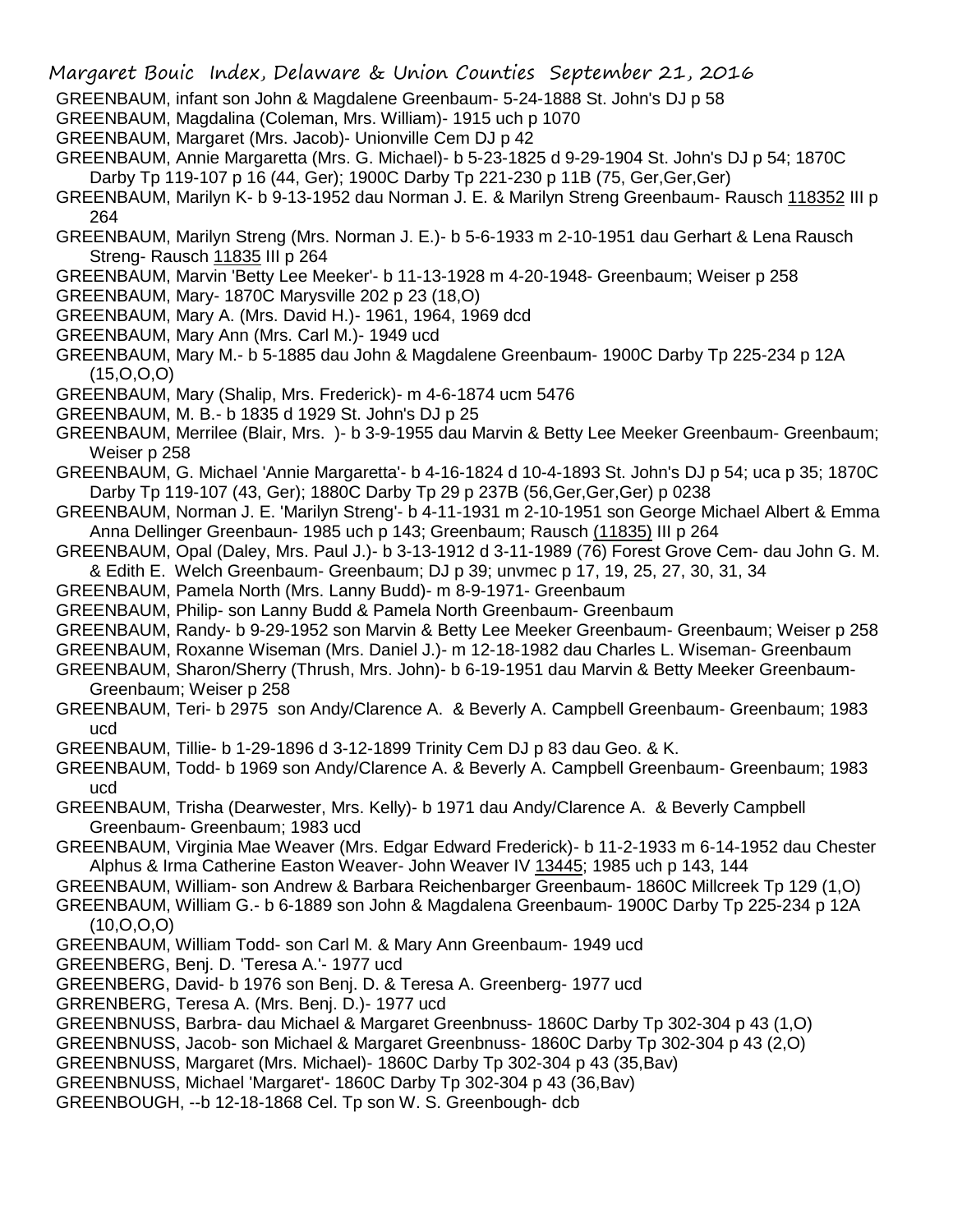GREENBAUM, infant son John & Magdalene Greenbaum- 5-24-1888 St. John's DJ p 58

GREENBAUM, Magdalina (Coleman, Mrs. William)- 1915 uch p 1070

GREENBAUM, Margaret (Mrs. Jacob)- Unionville Cem DJ p 42

GREENBAUM, Annie Margaretta (Mrs. G. Michael)- b 5-23-1825 d 9-29-1904 St. John's DJ p 54; 1870C Darby Tp 119-107 p 16 (44, Ger); 1900C Darby Tp 221-230 p 11B (75, Ger,Ger,Ger)

GREENBAUM, Marilyn K- b 9-13-1952 dau Norman J. E. & Marilyn Streng Greenbaum- Rausch 118352 III p 264

GREENBAUM, Marilyn Streng (Mrs. Norman J. E.)- b 5-6-1933 m 2-10-1951 dau Gerhart & Lena Rausch Streng- Rausch 11835 III p 264

GREENBAUM, Marvin 'Betty Lee Meeker'- b 11-13-1928 m 4-20-1948- Greenbaum; Weiser p 258

GREENBAUM, Mary- 1870C Marysville 202 p 23 (18,O)

GREENBAUM, Mary A. (Mrs. David H.)- 1961, 1964, 1969 dcd

GREENBAUM, Mary Ann (Mrs. Carl M.)- 1949 ucd

GREENBAUM, Mary M.- b 5-1885 dau John & Magdalene Greenbaum- 1900C Darby Tp 225-234 p 12A (15,O,O,O)

GREENBAUM, Mary (Shalip, Mrs. Frederick)- m 4-6-1874 ucm 5476

GREENBAUM, M. B.- b 1835 d 1929 St. John's DJ p 25

GREENBAUM, Merrilee (Blair, Mrs. )- b 3-9-1955 dau Marvin & Betty Lee Meeker Greenbaum- Greenbaum; Weiser p 258

GREENBAUM, G. Michael 'Annie Margaretta'- b 4-16-1824 d 10-4-1893 St. John's DJ p 54; uca p 35; 1870C Darby Tp 119-107 (43, Ger); 1880C Darby Tp 29 p 237B (56,Ger,Ger,Ger) p 0238

GREENBAUM, Norman J. E. 'Marilyn Streng'- b 4-11-1931 m 2-10-1951 son George Michael Albert & Emma Anna Dellinger Greenbaun- 1985 uch p 143; Greenbaum; Rausch (11835) III p 264

GREENBAUM, Opal (Daley, Mrs. Paul J.)- b 3-13-1912 d 3-11-1989 (76) Forest Grove Cem- dau John G. M. & Edith E. Welch Greenbaum- Greenbaum; DJ p 39; unvmec p 17, 19, 25, 27, 30, 31, 34

GREENBAUM, Pamela North (Mrs. Lanny Budd)- m 8-9-1971- Greenbaum

GREENBAUM, Philip- son Lanny Budd & Pamela North Greenbaum- Greenbaum

GREENBAUM, Randy- b 9-29-1952 son Marvin & Betty Lee Meeker Greenbaum- Greenbaum; Weiser p 258

GREENBAUM, Roxanne Wiseman (Mrs. Daniel J.)- m 12-18-1982 dau Charles L. Wiseman- Greenbaum

GREENBAUM, Sharon/Sherry (Thrush, Mrs. John)- b 6-19-1951 dau Marvin & Betty Meeker Greenbaum- Greenbaum; Weiser p 258

GREENBAUM, Teri- b 2975 son Andy/Clarence A. & Beverly A. Campbell Greenbaum- Greenbaum; 1983 ucd

GREENBAUM, Tillie- b 1-29-1896 d 3-12-1899 Trinity Cem DJ p 83 dau Geo. & K.

GREENBAUM, Todd- b 1969 son Andy/Clarence A. & Beverly A. Campbell Greenbaum- Greenbaum; 1983 ucd

GREENBAUM, Trisha (Dearwester, Mrs. Kelly)- b 1971 dau Andy/Clarence A. & Beverly Campbell Greenbaum- Greenbaum; 1983 ucd

GREENBAUM, Virginia Mae Weaver (Mrs. Edgar Edward Frederick)- b 11-2-1933 m 6-14-1952 dau Chester Alphus & Irma Catherine Easton Weaver- John Weaver IV 13445; 1985 uch p 143, 144

GREENBAUM, William- son Andrew & Barbara Reichenbarger Greenbaum- 1860C Millcreek Tp 129 (1,O)

GREENBAUM, William G.- b 6-1889 son John & Magdalena Greenbaum- 1900C Darby Tp 225-234 p 12A (10,O,O,O)

GREENBAUM, William Todd- son Carl M. & Mary Ann Greenbaum- 1949 ucd

GREENBERG, Benj. D. 'Teresa A.'- 1977 ucd

GREENBERG, David- b 1976 son Benj. D. & Teresa A. Greenberg- 1977 ucd

GRRENBERG, Teresa A. (Mrs. Benj. D.)- 1977 ucd

GREENBNUSS, Barbra- dau Michael & Margaret Greenbnuss- 1860C Darby Tp 302-304 p 43 (1,O)

GREENBNUSS, Jacob- son Michael & Margaret Greenbnuss- 1860C Darby Tp 302-304 p 43 (2,O)

GREENBNUSS, Margaret (Mrs. Michael)- 1860C Darby Tp 302-304 p 43 (35,Bav)

GREENBNUSS, Michael 'Margaret'- 1860C Darby Tp 302-304 p 43 (36,Bav)

GREENBOUGH, --b 12-18-1868 Cel. Tp son W. S. Greenbough- dcb